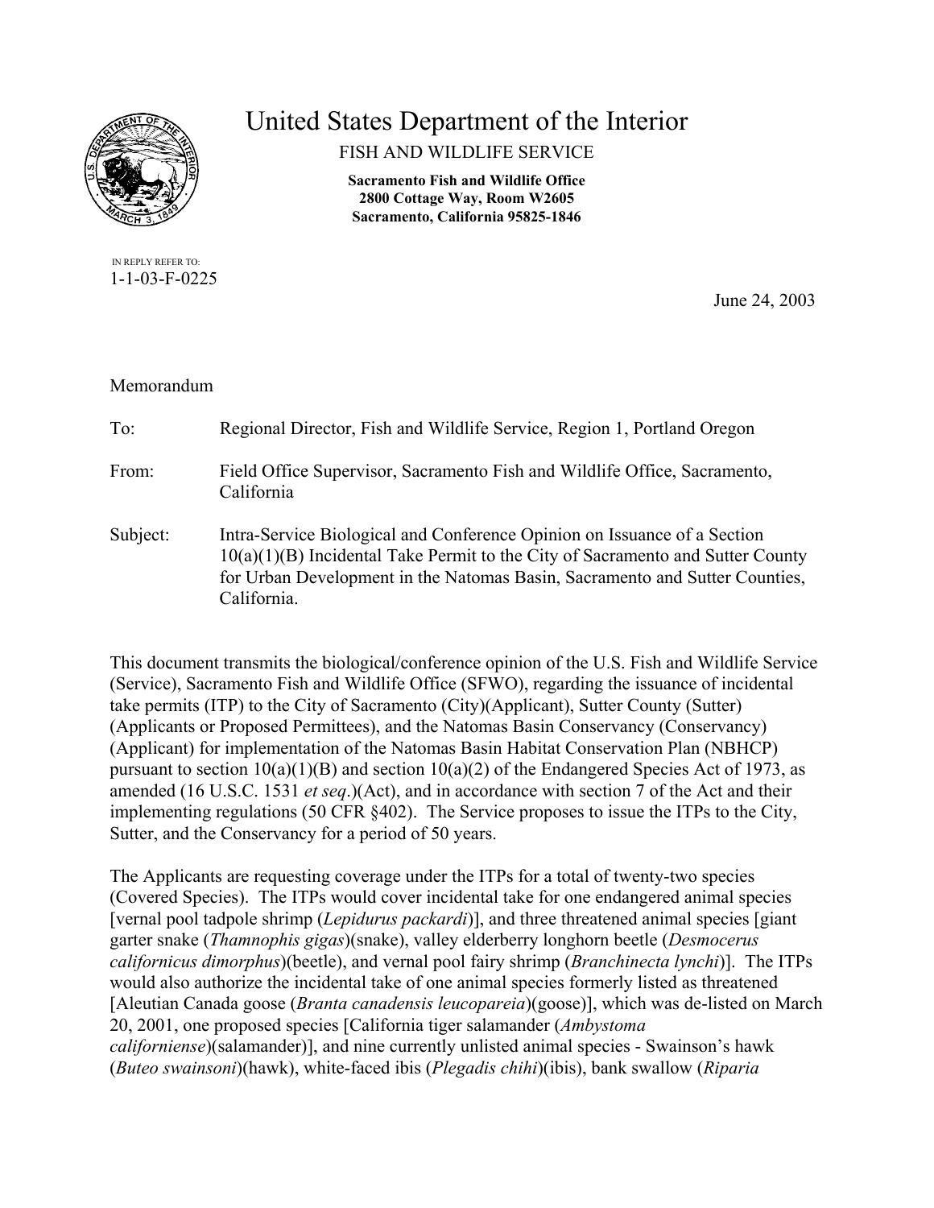# United States Department of the Interior

FISH AND WILDLIFE SERVICE

**Sacramento Fish and Wildlife Office**
**2800 Cottage Way, Room W2605**
**Sacramento, California 95825-1846**

IN REPLY REFER TO:
1-1-03-F-0225

June 24, 2003

Memorandum

To: Regional Director, Fish and Wildlife Service, Region 1, Portland Oregon

From: Field Office Supervisor, Sacramento Fish and Wildlife Office, Sacramento, California

Subject: Intra-Service Biological and Conference Opinion on Issuance of a Section 10(a)(1)(B) Incidental Take Permit to the City of Sacramento and Sutter County for Urban Development in the Natomas Basin, Sacramento and Sutter Counties, California.

This document transmits the biological/conference opinion of the U.S. Fish and Wildlife Service (Service), Sacramento Fish and Wildlife Office (SFWO), regarding the issuance of incidental take permits (ITP) to the City of Sacramento (City)(Applicant), Sutter County (Sutter) (Applicants or Proposed Permittees), and the Natomas Basin Conservancy (Conservancy) (Applicant) for implementation of the Natomas Basin Habitat Conservation Plan (NBHCP) pursuant to section 10(a)(1)(B) and section 10(a)(2) of the Endangered Species Act of 1973, as amended (16 U.S.C. 1531 *et seq*.)(Act), and in accordance with section 7 of the Act and their implementing regulations (50 CFR §402). The Service proposes to issue the ITPs to the City, Sutter, and the Conservancy for a period of 50 years.

The Applicants are requesting coverage under the ITPs for a total of twenty-two species (Covered Species). The ITPs would cover incidental take for one endangered animal species [vernal pool tadpole shrimp (*Lepidurus packardi*)], and three threatened animal species [giant garter snake (*Thamnophis gigas*)(snake), valley elderberry longhorn beetle (*Desmocerus californicus dimorphus*)(beetle), and vernal pool fairy shrimp (*Branchinecta lynchi*)]. The ITPs would also authorize the incidental take of one animal species formerly listed as threatened [Aleutian Canada goose (*Branta canadensis leucopareia*)(goose)], which was de-listed on March 20, 2001, one proposed species [California tiger salamander (*Ambystoma californiense*)(salamander)], and nine currently unlisted animal species - Swainson's hawk (*Buteo swainsoni*)(hawk), white-faced ibis (*Plegadis chihi*)(ibis), bank swallow (*Riparia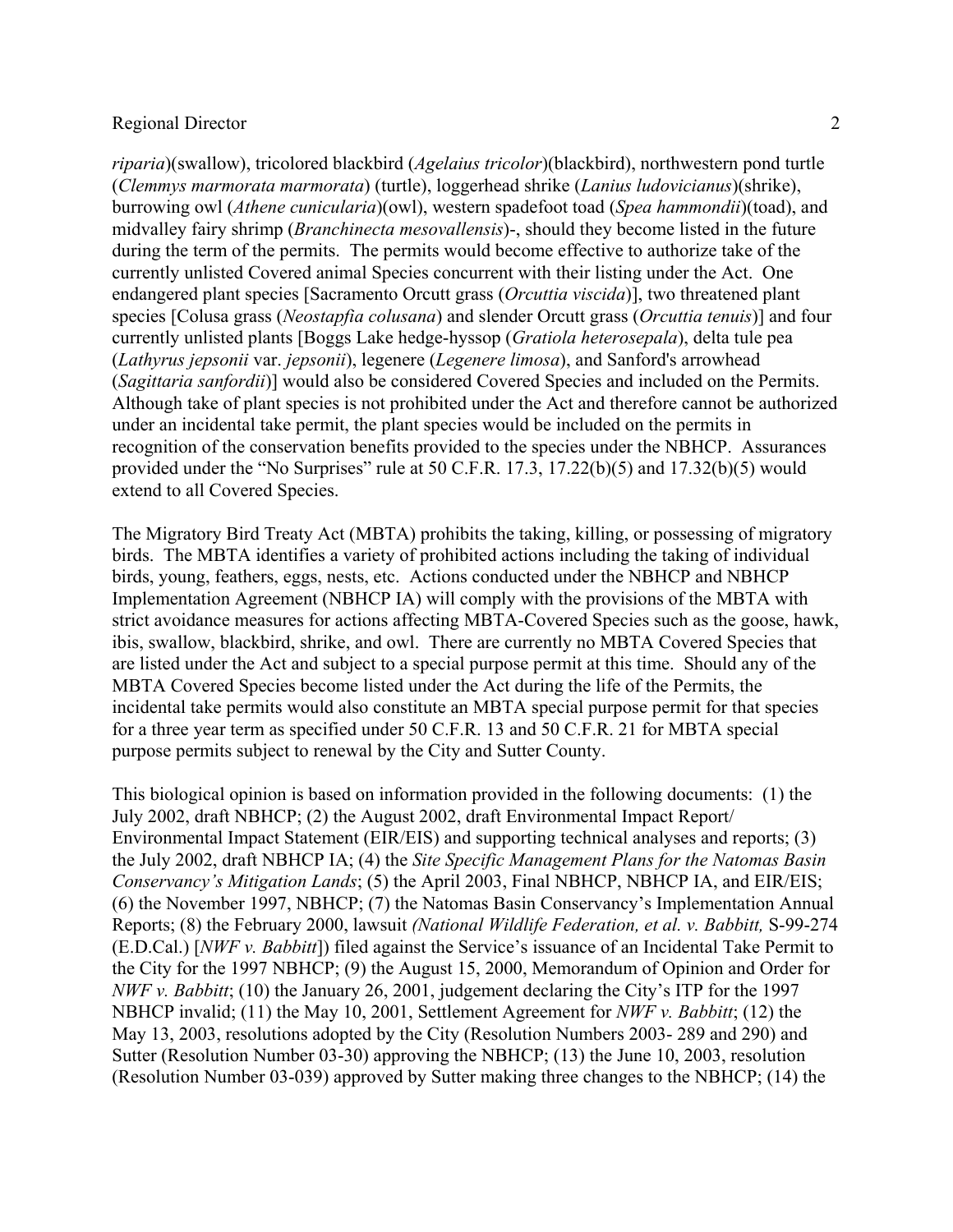*riparia*)(swallow), tricolored blackbird (*Agelaius tricolor*)(blackbird), northwestern pond turtle (*Clemmys marmorata marmorata*) (turtle), loggerhead shrike (*Lanius ludovicianus*)(shrike), burrowing owl (*Athene cunicularia*)(owl), western spadefoot toad (*Spea hammondii*)(toad), and midvalley fairy shrimp (*Branchinecta mesovallensis*)-, should they become listed in the future during the term of the permits. The permits would become effective to authorize take of the currently unlisted Covered animal Species concurrent with their listing under the Act. One endangered plant species [Sacramento Orcutt grass (*Orcuttia viscida*)], two threatened plant species [Colusa grass (*Neostapfia colusana*) and slender Orcutt grass (*Orcuttia tenuis*)] and four currently unlisted plants [Boggs Lake hedge-hyssop (*Gratiola heterosepala*), delta tule pea (*Lathyrus jepsonii* var. *jepsonii*), legenere (*Legenere limosa*), and Sanford's arrowhead (*Sagittaria sanfordii*)] would also be considered Covered Species and included on the Permits. Although take of plant species is not prohibited under the Act and therefore cannot be authorized under an incidental take permit, the plant species would be included on the permits in recognition of the conservation benefits provided to the species under the NBHCP. Assurances provided under the "No Surprises" rule at 50 C.F.R. 17.3, 17.22(b)(5) and 17.32(b)(5) would extend to all Covered Species.

The Migratory Bird Treaty Act (MBTA) prohibits the taking, killing, or possessing of migratory birds. The MBTA identifies a variety of prohibited actions including the taking of individual birds, young, feathers, eggs, nests, etc. Actions conducted under the NBHCP and NBHCP Implementation Agreement (NBHCP IA) will comply with the provisions of the MBTA with strict avoidance measures for actions affecting MBTA-Covered Species such as the goose, hawk, ibis, swallow, blackbird, shrike, and owl. There are currently no MBTA Covered Species that are listed under the Act and subject to a special purpose permit at this time. Should any of the MBTA Covered Species become listed under the Act during the life of the Permits, the incidental take permits would also constitute an MBTA special purpose permit for that species for a three year term as specified under 50 C.F.R. 13 and 50 C.F.R. 21 for MBTA special purpose permits subject to renewal by the City and Sutter County.

This biological opinion is based on information provided in the following documents: (1) the July 2002, draft NBHCP; (2) the August 2002, draft Environmental Impact Report/ Environmental Impact Statement (EIR/EIS) and supporting technical analyses and reports; (3) the July 2002, draft NBHCP IA; (4) the *Site Specific Management Plans for the Natomas Basin Conservancy's Mitigation Lands*; (5) the April 2003, Final NBHCP, NBHCP IA, and EIR/EIS; (6) the November 1997, NBHCP; (7) the Natomas Basin Conservancy's Implementation Annual Reports; (8) the February 2000, lawsuit *(National Wildlife Federation, et al. v. Babbitt,* S-99-274 (E.D.Cal.) [*NWF v. Babbitt*]) filed against the Service's issuance of an Incidental Take Permit to the City for the 1997 NBHCP; (9) the August 15, 2000, Memorandum of Opinion and Order for *NWF v. Babbitt*; (10) the January 26, 2001, judgement declaring the City's ITP for the 1997 NBHCP invalid; (11) the May 10, 2001, Settlement Agreement for *NWF v. Babbitt*; (12) the May 13, 2003, resolutions adopted by the City (Resolution Numbers 2003- 289 and 290) and Sutter (Resolution Number 03-30) approving the NBHCP; (13) the June 10, 2003, resolution (Resolution Number 03-039) approved by Sutter making three changes to the NBHCP; (14) the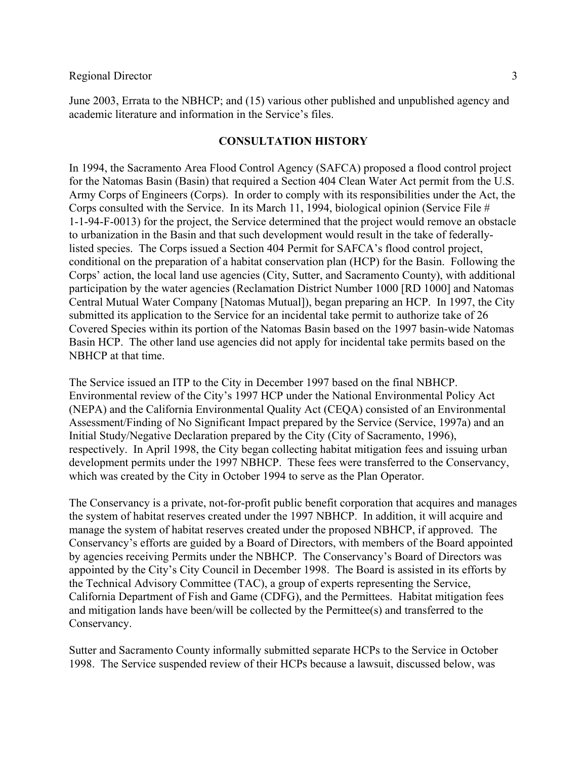June 2003, Errata to the NBHCP; and (15) various other published and unpublished agency and academic literature and information in the Service's files.

## CONSULTATION HISTORY

In 1994, the Sacramento Area Flood Control Agency (SAFCA) proposed a flood control project for the Natomas Basin (Basin) that required a Section 404 Clean Water Act permit from the U.S. Army Corps of Engineers (Corps). In order to comply with its responsibilities under the Act, the Corps consulted with the Service. In its March 11, 1994, biological opinion (Service File # 1-1-94-F-0013) for the project, the Service determined that the project would remove an obstacle to urbanization in the Basin and that such development would result in the take of federally-listed species. The Corps issued a Section 404 Permit for SAFCA's flood control project, conditional on the preparation of a habitat conservation plan (HCP) for the Basin. Following the Corps' action, the local land use agencies (City, Sutter, and Sacramento County), with additional participation by the water agencies (Reclamation District Number 1000 [RD 1000] and Natomas Central Mutual Water Company [Natomas Mutual]), began preparing an HCP. In 1997, the City submitted its application to the Service for an incidental take permit to authorize take of 26 Covered Species within its portion of the Natomas Basin based on the 1997 basin-wide Natomas Basin HCP. The other land use agencies did not apply for incidental take permits based on the NBHCP at that time.

The Service issued an ITP to the City in December 1997 based on the final NBHCP. Environmental review of the City's 1997 HCP under the National Environmental Policy Act (NEPA) and the California Environmental Quality Act (CEQA) consisted of an Environmental Assessment/Finding of No Significant Impact prepared by the Service (Service, 1997a) and an Initial Study/Negative Declaration prepared by the City (City of Sacramento, 1996), respectively. In April 1998, the City began collecting habitat mitigation fees and issuing urban development permits under the 1997 NBHCP. These fees were transferred to the Conservancy, which was created by the City in October 1994 to serve as the Plan Operator.

The Conservancy is a private, not-for-profit public benefit corporation that acquires and manages the system of habitat reserves created under the 1997 NBHCP. In addition, it will acquire and manage the system of habitat reserves created under the proposed NBHCP, if approved. The Conservancy's efforts are guided by a Board of Directors, with members of the Board appointed by agencies receiving Permits under the NBHCP. The Conservancy's Board of Directors was appointed by the City's City Council in December 1998. The Board is assisted in its efforts by the Technical Advisory Committee (TAC), a group of experts representing the Service, California Department of Fish and Game (CDFG), and the Permittees. Habitat mitigation fees and mitigation lands have been/will be collected by the Permittee(s) and transferred to the Conservancy.

Sutter and Sacramento County informally submitted separate HCPs to the Service in October 1998. The Service suspended review of their HCPs because a lawsuit, discussed below, was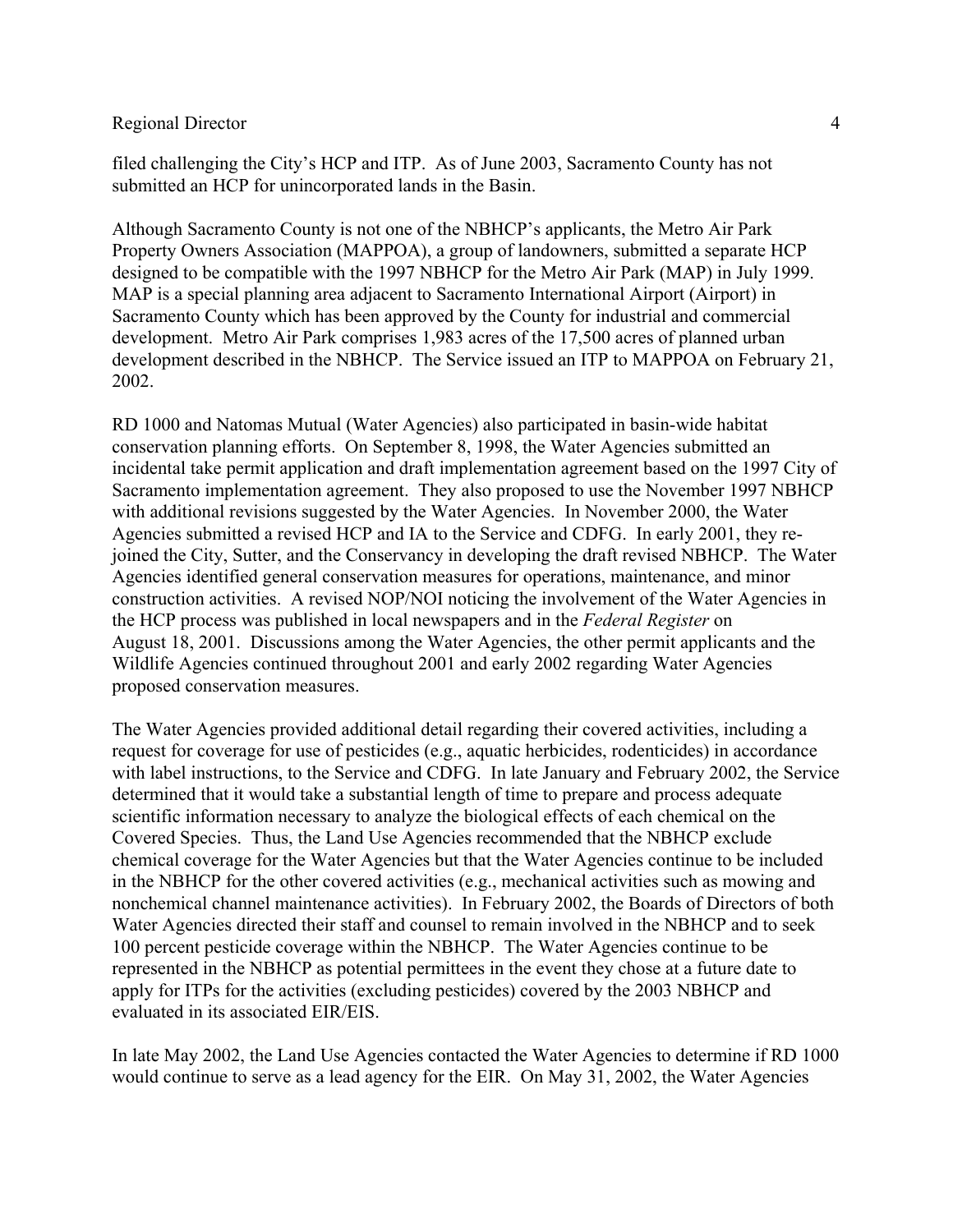filed challenging the City's HCP and ITP. As of June 2003, Sacramento County has not submitted an HCP for unincorporated lands in the Basin.

Although Sacramento County is not one of the NBHCP's applicants, the Metro Air Park Property Owners Association (MAPPOA), a group of landowners, submitted a separate HCP designed to be compatible with the 1997 NBHCP for the Metro Air Park (MAP) in July 1999. MAP is a special planning area adjacent to Sacramento International Airport (Airport) in Sacramento County which has been approved by the County for industrial and commercial development. Metro Air Park comprises 1,983 acres of the 17,500 acres of planned urban development described in the NBHCP. The Service issued an ITP to MAPPOA on February 21, 2002.

RD 1000 and Natomas Mutual (Water Agencies) also participated in basin-wide habitat conservation planning efforts. On September 8, 1998, the Water Agencies submitted an incidental take permit application and draft implementation agreement based on the 1997 City of Sacramento implementation agreement. They also proposed to use the November 1997 NBHCP with additional revisions suggested by the Water Agencies. In November 2000, the Water Agencies submitted a revised HCP and IA to the Service and CDFG. In early 2001, they re-joined the City, Sutter, and the Conservancy in developing the draft revised NBHCP. The Water Agencies identified general conservation measures for operations, maintenance, and minor construction activities. A revised NOP/NOI noticing the involvement of the Water Agencies in the HCP process was published in local newspapers and in the *Federal Register* on August 18, 2001. Discussions among the Water Agencies, the other permit applicants and the Wildlife Agencies continued throughout 2001 and early 2002 regarding Water Agencies proposed conservation measures.

The Water Agencies provided additional detail regarding their covered activities, including a request for coverage for use of pesticides (e.g., aquatic herbicides, rodenticides) in accordance with label instructions, to the Service and CDFG. In late January and February 2002, the Service determined that it would take a substantial length of time to prepare and process adequate scientific information necessary to analyze the biological effects of each chemical on the Covered Species. Thus, the Land Use Agencies recommended that the NBHCP exclude chemical coverage for the Water Agencies but that the Water Agencies continue to be included in the NBHCP for the other covered activities (e.g., mechanical activities such as mowing and nonchemical channel maintenance activities). In February 2002, the Boards of Directors of both Water Agencies directed their staff and counsel to remain involved in the NBHCP and to seek 100 percent pesticide coverage within the NBHCP. The Water Agencies continue to be represented in the NBHCP as potential permittees in the event they chose at a future date to apply for ITPs for the activities (excluding pesticides) covered by the 2003 NBHCP and evaluated in its associated EIR/EIS.

In late May 2002, the Land Use Agencies contacted the Water Agencies to determine if RD 1000 would continue to serve as a lead agency for the EIR. On May 31, 2002, the Water Agencies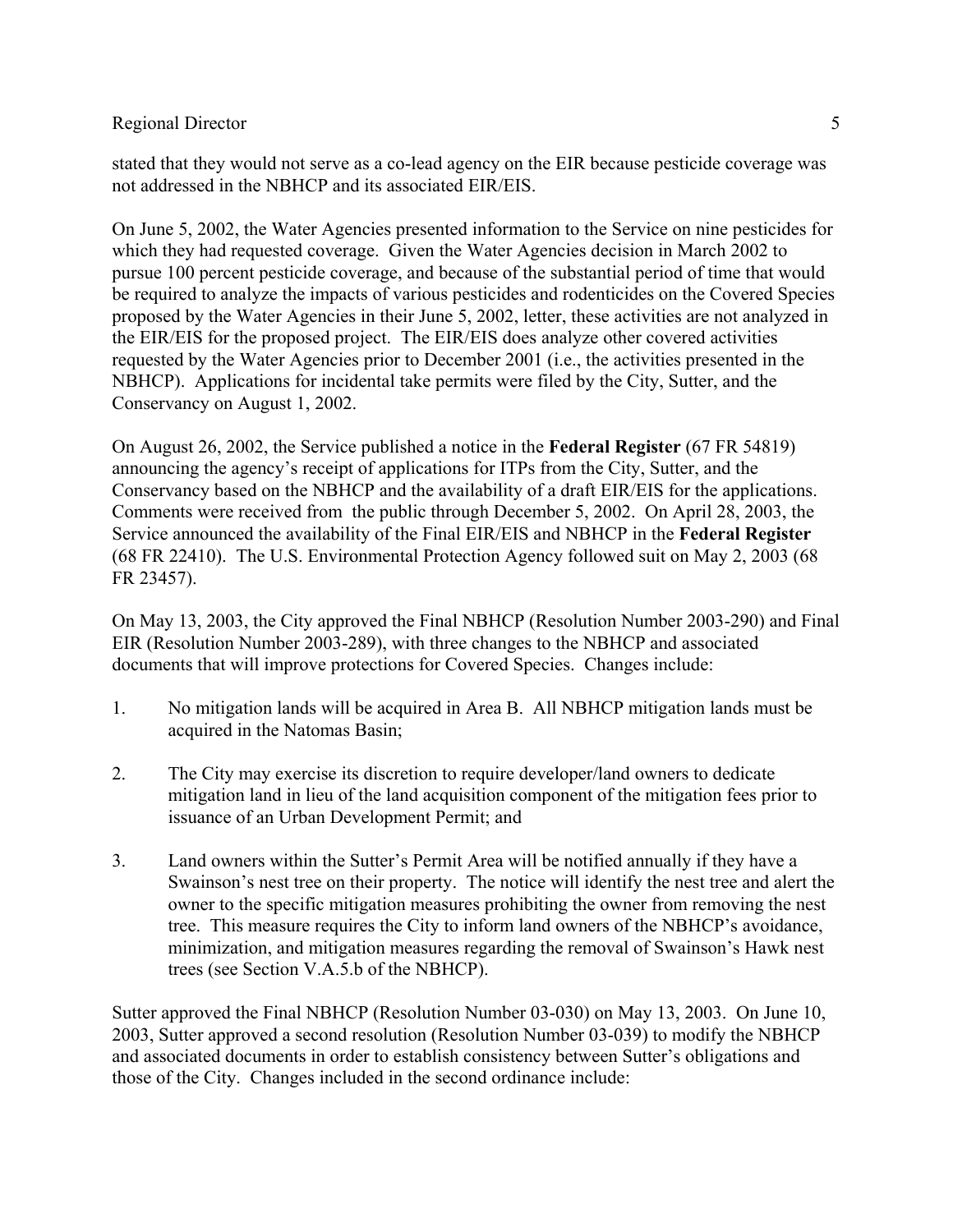stated that they would not serve as a co-lead agency on the EIR because pesticide coverage was not addressed in the NBHCP and its associated EIR/EIS.

On June 5, 2002, the Water Agencies presented information to the Service on nine pesticides for which they had requested coverage. Given the Water Agencies decision in March 2002 to pursue 100 percent pesticide coverage, and because of the substantial period of time that would be required to analyze the impacts of various pesticides and rodenticides on the Covered Species proposed by the Water Agencies in their June 5, 2002, letter, these activities are not analyzed in the EIR/EIS for the proposed project. The EIR/EIS does analyze other covered activities requested by the Water Agencies prior to December 2001 (i.e., the activities presented in the NBHCP). Applications for incidental take permits were filed by the City, Sutter, and the Conservancy on August 1, 2002.

On August 26, 2002, the Service published a notice in the **Federal Register** (67 FR 54819) announcing the agency's receipt of applications for ITPs from the City, Sutter, and the Conservancy based on the NBHCP and the availability of a draft EIR/EIS for the applications. Comments were received from the public through December 5, 2002. On April 28, 2003, the Service announced the availability of the Final EIR/EIS and NBHCP in the **Federal Register** (68 FR 22410). The U.S. Environmental Protection Agency followed suit on May 2, 2003 (68 FR 23457).

On May 13, 2003, the City approved the Final NBHCP (Resolution Number 2003-290) and Final EIR (Resolution Number 2003-289), with three changes to the NBHCP and associated documents that will improve protections for Covered Species. Changes include:

1. No mitigation lands will be acquired in Area B. All NBHCP mitigation lands must be acquired in the Natomas Basin;

2. The City may exercise its discretion to require developer/land owners to dedicate mitigation land in lieu of the land acquisition component of the mitigation fees prior to issuance of an Urban Development Permit; and

3. Land owners within the Sutter's Permit Area will be notified annually if they have a Swainson's nest tree on their property. The notice will identify the nest tree and alert the owner to the specific mitigation measures prohibiting the owner from removing the nest tree. This measure requires the City to inform land owners of the NBHCP's avoidance, minimization, and mitigation measures regarding the removal of Swainson's Hawk nest trees (see Section V.A.5.b of the NBHCP).

Sutter approved the Final NBHCP (Resolution Number 03-030) on May 13, 2003. On June 10, 2003, Sutter approved a second resolution (Resolution Number 03-039) to modify the NBHCP and associated documents in order to establish consistency between Sutter's obligations and those of the City. Changes included in the second ordinance include: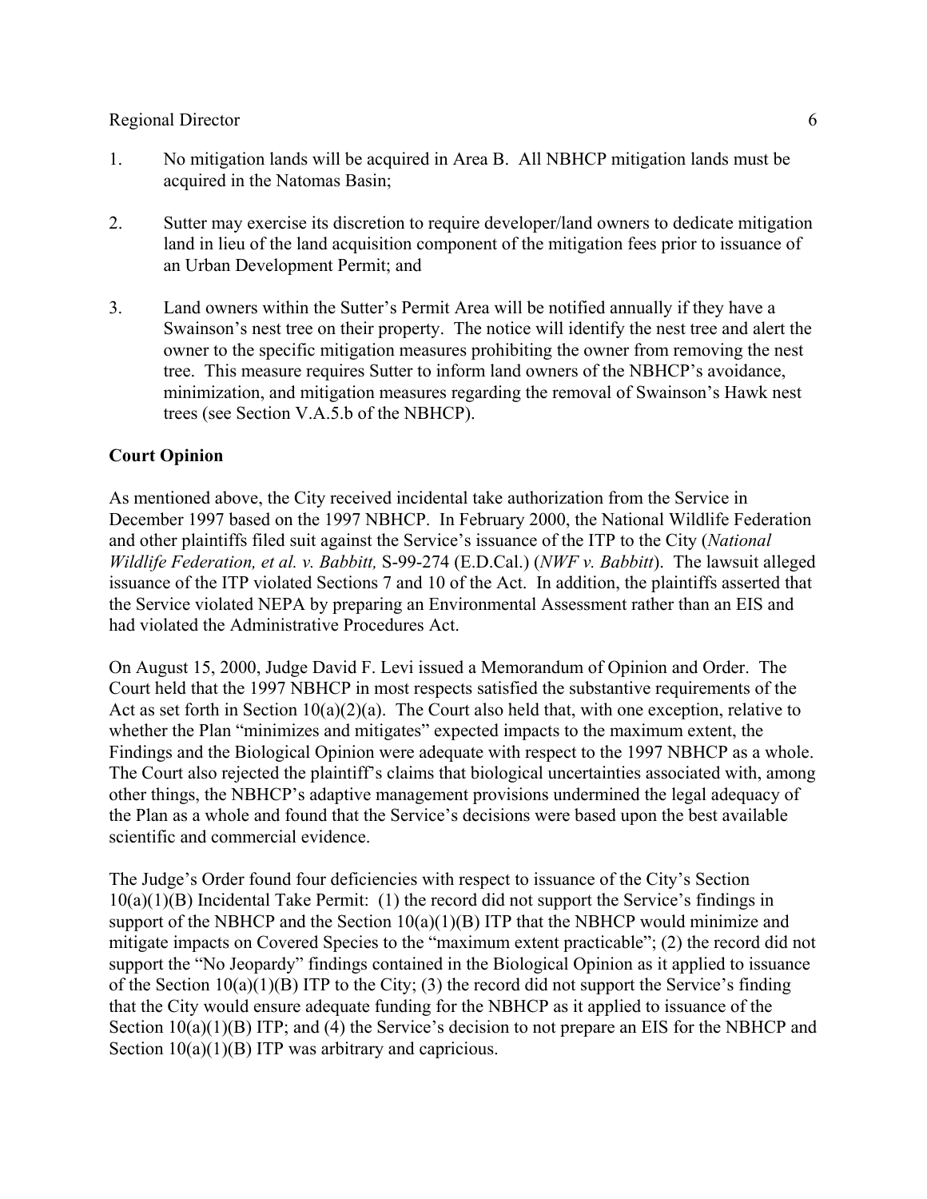1. No mitigation lands will be acquired in Area B. All NBHCP mitigation lands must be acquired in the Natomas Basin;

2. Sutter may exercise its discretion to require developer/land owners to dedicate mitigation land in lieu of the land acquisition component of the mitigation fees prior to issuance of an Urban Development Permit; and

3. Land owners within the Sutter's Permit Area will be notified annually if they have a Swainson's nest tree on their property. The notice will identify the nest tree and alert the owner to the specific mitigation measures prohibiting the owner from removing the nest tree. This measure requires Sutter to inform land owners of the NBHCP's avoidance, minimization, and mitigation measures regarding the removal of Swainson's Hawk nest trees (see Section V.A.5.b of the NBHCP).

**Court Opinion**

As mentioned above, the City received incidental take authorization from the Service in December 1997 based on the 1997 NBHCP. In February 2000, the National Wildlife Federation and other plaintiffs filed suit against the Service's issuance of the ITP to the City (*National Wildlife Federation, et al. v. Babbitt,* S-99-274 (E.D.Cal.) (*NWF v. Babbitt*). The lawsuit alleged issuance of the ITP violated Sections 7 and 10 of the Act. In addition, the plaintiffs asserted that the Service violated NEPA by preparing an Environmental Assessment rather than an EIS and had violated the Administrative Procedures Act.

On August 15, 2000, Judge David F. Levi issued a Memorandum of Opinion and Order. The Court held that the 1997 NBHCP in most respects satisfied the substantive requirements of the Act as set forth in Section 10(a)(2)(a). The Court also held that, with one exception, relative to whether the Plan "minimizes and mitigates" expected impacts to the maximum extent, the Findings and the Biological Opinion were adequate with respect to the 1997 NBHCP as a whole. The Court also rejected the plaintiff's claims that biological uncertainties associated with, among other things, the NBHCP's adaptive management provisions undermined the legal adequacy of the Plan as a whole and found that the Service's decisions were based upon the best available scientific and commercial evidence.

The Judge's Order found four deficiencies with respect to issuance of the City's Section 10(a)(1)(B) Incidental Take Permit: (1) the record did not support the Service's findings in support of the NBHCP and the Section 10(a)(1)(B) ITP that the NBHCP would minimize and mitigate impacts on Covered Species to the "maximum extent practicable"; (2) the record did not support the "No Jeopardy" findings contained in the Biological Opinion as it applied to issuance of the Section 10(a)(1)(B) ITP to the City; (3) the record did not support the Service's finding that the City would ensure adequate funding for the NBHCP as it applied to issuance of the Section 10(a)(1)(B) ITP; and (4) the Service's decision to not prepare an EIS for the NBHCP and Section 10(a)(1)(B) ITP was arbitrary and capricious.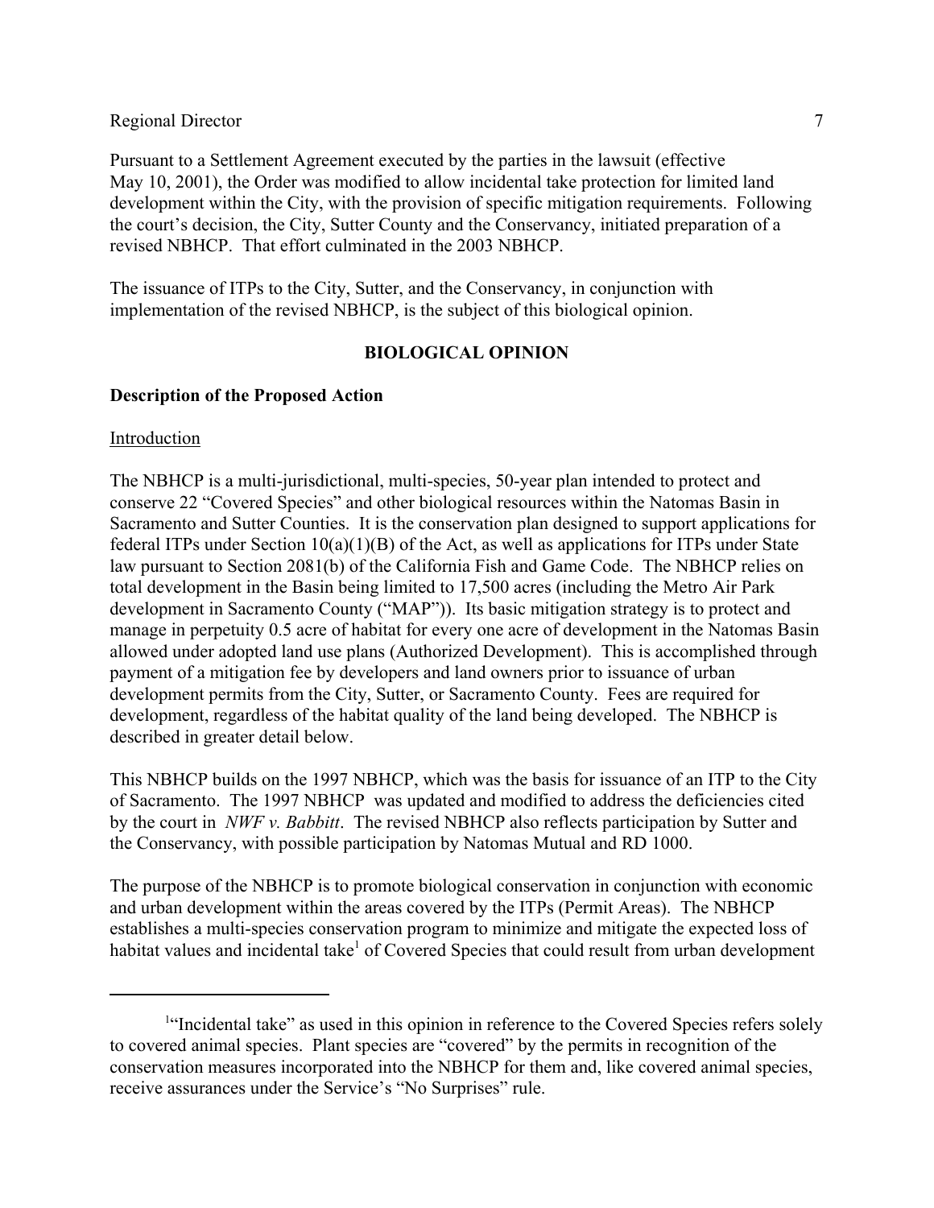Pursuant to a Settlement Agreement executed by the parties in the lawsuit (effective May 10, 2001), the Order was modified to allow incidental take protection for limited land development within the City, with the provision of specific mitigation requirements. Following the court's decision, the City, Sutter County and the Conservancy, initiated preparation of a revised NBHCP. That effort culminated in the 2003 NBHCP.

The issuance of ITPs to the City, Sutter, and the Conservancy, in conjunction with implementation of the revised NBHCP, is the subject of this biological opinion.

## BIOLOGICAL OPINION

### Description of the Proposed Action

Introduction

The NBHCP is a multi-jurisdictional, multi-species, 50-year plan intended to protect and conserve 22 "Covered Species" and other biological resources within the Natomas Basin in Sacramento and Sutter Counties. It is the conservation plan designed to support applications for federal ITPs under Section 10(a)(1)(B) of the Act, as well as applications for ITPs under State law pursuant to Section 2081(b) of the California Fish and Game Code. The NBHCP relies on total development in the Basin being limited to 17,500 acres (including the Metro Air Park development in Sacramento County ("MAP")). Its basic mitigation strategy is to protect and manage in perpetuity 0.5 acre of habitat for every one acre of development in the Natomas Basin allowed under adopted land use plans (Authorized Development). This is accomplished through payment of a mitigation fee by developers and land owners prior to issuance of urban development permits from the City, Sutter, or Sacramento County. Fees are required for development, regardless of the habitat quality of the land being developed. The NBHCP is described in greater detail below.

This NBHCP builds on the 1997 NBHCP, which was the basis for issuance of an ITP to the City of Sacramento. The 1997 NBHCP was updated and modified to address the deficiencies cited by the court in *NWF v. Babbitt*. The revised NBHCP also reflects participation by Sutter and the Conservancy, with possible participation by Natomas Mutual and RD 1000.

The purpose of the NBHCP is to promote biological conservation in conjunction with economic and urban development within the areas covered by the ITPs (Permit Areas). The NBHCP establishes a multi-species conservation program to minimize and mitigate the expected loss of habitat values and incidental take[1] of Covered Species that could result from urban development

---

[1]"Incidental take" as used in this opinion in reference to the Covered Species refers solely to covered animal species. Plant species are "covered" by the permits in recognition of the conservation measures incorporated into the NBHCP for them and, like covered animal species, receive assurances under the Service's "No Surprises" rule.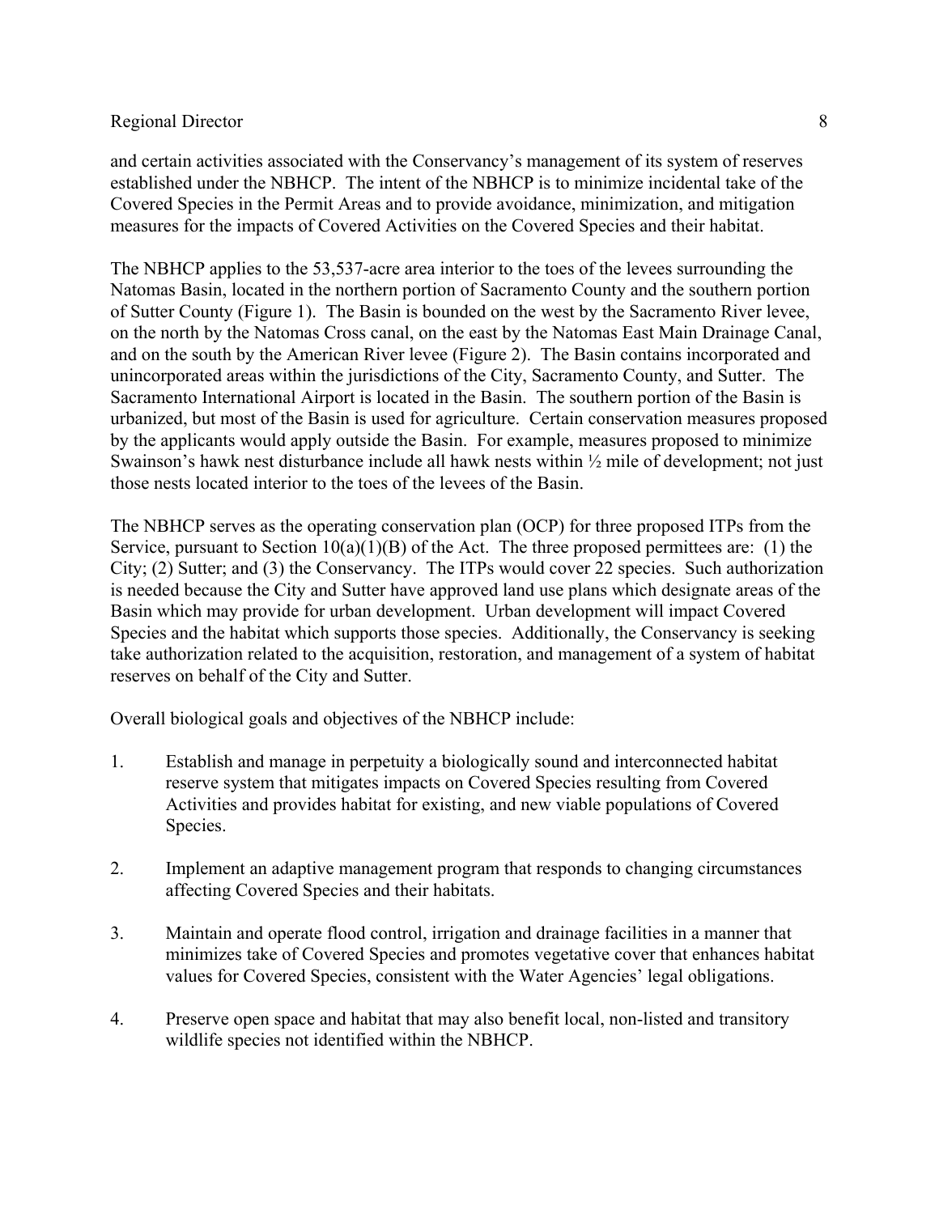and certain activities associated with the Conservancy's management of its system of reserves established under the NBHCP. The intent of the NBHCP is to minimize incidental take of the Covered Species in the Permit Areas and to provide avoidance, minimization, and mitigation measures for the impacts of Covered Activities on the Covered Species and their habitat.

The NBHCP applies to the 53,537-acre area interior to the toes of the levees surrounding the Natomas Basin, located in the northern portion of Sacramento County and the southern portion of Sutter County (Figure 1). The Basin is bounded on the west by the Sacramento River levee, on the north by the Natomas Cross canal, on the east by the Natomas East Main Drainage Canal, and on the south by the American River levee (Figure 2). The Basin contains incorporated and unincorporated areas within the jurisdictions of the City, Sacramento County, and Sutter. The Sacramento International Airport is located in the Basin. The southern portion of the Basin is urbanized, but most of the Basin is used for agriculture. Certain conservation measures proposed by the applicants would apply outside the Basin. For example, measures proposed to minimize Swainson's hawk nest disturbance include all hawk nests within ½ mile of development; not just those nests located interior to the toes of the levees of the Basin.

The NBHCP serves as the operating conservation plan (OCP) for three proposed ITPs from the Service, pursuant to Section 10(a)(1)(B) of the Act. The three proposed permittees are: (1) the City; (2) Sutter; and (3) the Conservancy. The ITPs would cover 22 species. Such authorization is needed because the City and Sutter have approved land use plans which designate areas of the Basin which may provide for urban development. Urban development will impact Covered Species and the habitat which supports those species. Additionally, the Conservancy is seeking take authorization related to the acquisition, restoration, and management of a system of habitat reserves on behalf of the City and Sutter.

Overall biological goals and objectives of the NBHCP include:

1. Establish and manage in perpetuity a biologically sound and interconnected habitat reserve system that mitigates impacts on Covered Species resulting from Covered Activities and provides habitat for existing, and new viable populations of Covered Species.

2. Implement an adaptive management program that responds to changing circumstances affecting Covered Species and their habitats.

3. Maintain and operate flood control, irrigation and drainage facilities in a manner that minimizes take of Covered Species and promotes vegetative cover that enhances habitat values for Covered Species, consistent with the Water Agencies' legal obligations.

4. Preserve open space and habitat that may also benefit local, non-listed and transitory wildlife species not identified within the NBHCP.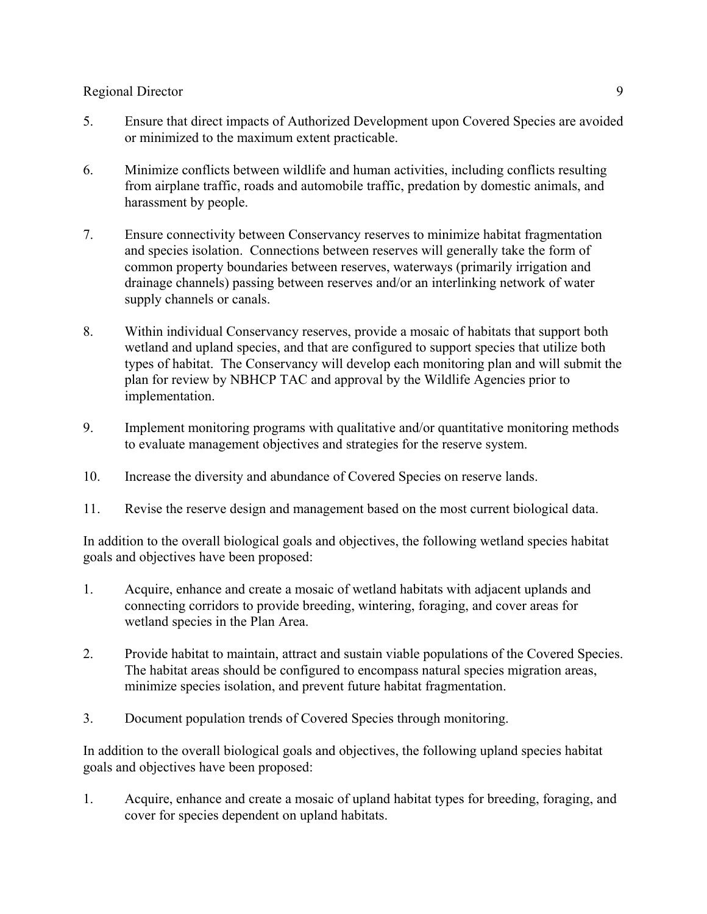5. Ensure that direct impacts of Authorized Development upon Covered Species are avoided or minimized to the maximum extent practicable.

6. Minimize conflicts between wildlife and human activities, including conflicts resulting from airplane traffic, roads and automobile traffic, predation by domestic animals, and harassment by people.

7. Ensure connectivity between Conservancy reserves to minimize habitat fragmentation and species isolation. Connections between reserves will generally take the form of common property boundaries between reserves, waterways (primarily irrigation and drainage channels) passing between reserves and/or an interlinking network of water supply channels or canals.

8. Within individual Conservancy reserves, provide a mosaic of habitats that support both wetland and upland species, and that are configured to support species that utilize both types of habitat. The Conservancy will develop each monitoring plan and will submit the plan for review by NBHCP TAC and approval by the Wildlife Agencies prior to implementation.

9. Implement monitoring programs with qualitative and/or quantitative monitoring methods to evaluate management objectives and strategies for the reserve system.

10. Increase the diversity and abundance of Covered Species on reserve lands.

11. Revise the reserve design and management based on the most current biological data.

In addition to the overall biological goals and objectives, the following wetland species habitat goals and objectives have been proposed:

1. Acquire, enhance and create a mosaic of wetland habitats with adjacent uplands and connecting corridors to provide breeding, wintering, foraging, and cover areas for wetland species in the Plan Area.

2. Provide habitat to maintain, attract and sustain viable populations of the Covered Species. The habitat areas should be configured to encompass natural species migration areas, minimize species isolation, and prevent future habitat fragmentation.

3. Document population trends of Covered Species through monitoring.

In addition to the overall biological goals and objectives, the following upland species habitat goals and objectives have been proposed:

1. Acquire, enhance and create a mosaic of upland habitat types for breeding, foraging, and cover for species dependent on upland habitats.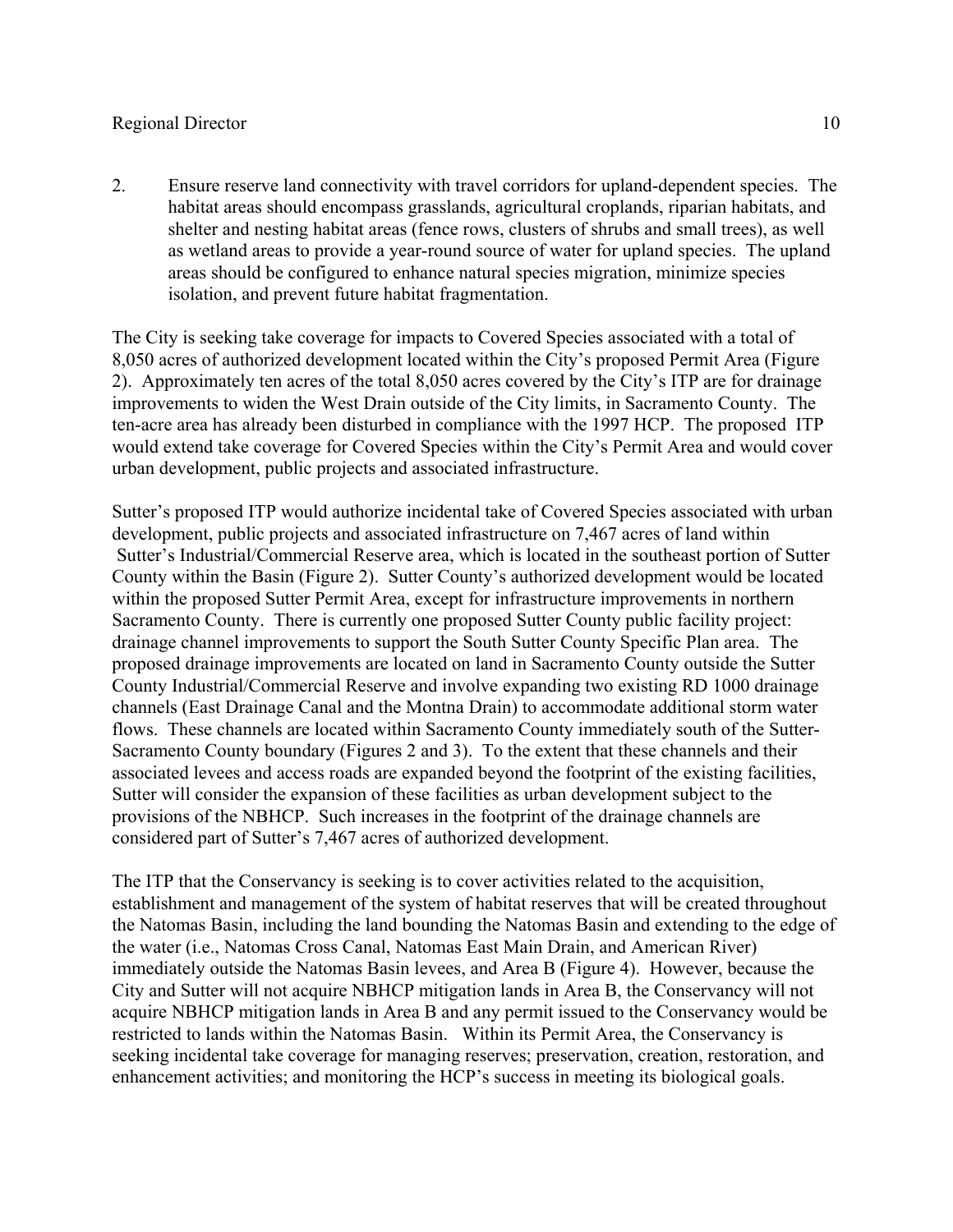2. Ensure reserve land connectivity with travel corridors for upland-dependent species. The habitat areas should encompass grasslands, agricultural croplands, riparian habitats, and shelter and nesting habitat areas (fence rows, clusters of shrubs and small trees), as well as wetland areas to provide a year-round source of water for upland species. The upland areas should be configured to enhance natural species migration, minimize species isolation, and prevent future habitat fragmentation.

The City is seeking take coverage for impacts to Covered Species associated with a total of 8,050 acres of authorized development located within the City's proposed Permit Area (Figure 2). Approximately ten acres of the total 8,050 acres covered by the City's ITP are for drainage improvements to widen the West Drain outside of the City limits, in Sacramento County. The ten-acre area has already been disturbed in compliance with the 1997 HCP. The proposed ITP would extend take coverage for Covered Species within the City's Permit Area and would cover urban development, public projects and associated infrastructure.

Sutter's proposed ITP would authorize incidental take of Covered Species associated with urban development, public projects and associated infrastructure on 7,467 acres of land within Sutter's Industrial/Commercial Reserve area, which is located in the southeast portion of Sutter County within the Basin (Figure 2). Sutter County's authorized development would be located within the proposed Sutter Permit Area, except for infrastructure improvements in northern Sacramento County. There is currently one proposed Sutter County public facility project: drainage channel improvements to support the South Sutter County Specific Plan area. The proposed drainage improvements are located on land in Sacramento County outside the Sutter County Industrial/Commercial Reserve and involve expanding two existing RD 1000 drainage channels (East Drainage Canal and the Montna Drain) to accommodate additional storm water flows. These channels are located within Sacramento County immediately south of the Sutter-Sacramento County boundary (Figures 2 and 3). To the extent that these channels and their associated levees and access roads are expanded beyond the footprint of the existing facilities, Sutter will consider the expansion of these facilities as urban development subject to the provisions of the NBHCP. Such increases in the footprint of the drainage channels are considered part of Sutter's 7,467 acres of authorized development.

The ITP that the Conservancy is seeking is to cover activities related to the acquisition, establishment and management of the system of habitat reserves that will be created throughout the Natomas Basin, including the land bounding the Natomas Basin and extending to the edge of the water (i.e., Natomas Cross Canal, Natomas East Main Drain, and American River) immediately outside the Natomas Basin levees, and Area B (Figure 4). However, because the City and Sutter will not acquire NBHCP mitigation lands in Area B, the Conservancy will not acquire NBHCP mitigation lands in Area B and any permit issued to the Conservancy would be restricted to lands within the Natomas Basin. Within its Permit Area, the Conservancy is seeking incidental take coverage for managing reserves; preservation, creation, restoration, and enhancement activities; and monitoring the HCP's success in meeting its biological goals.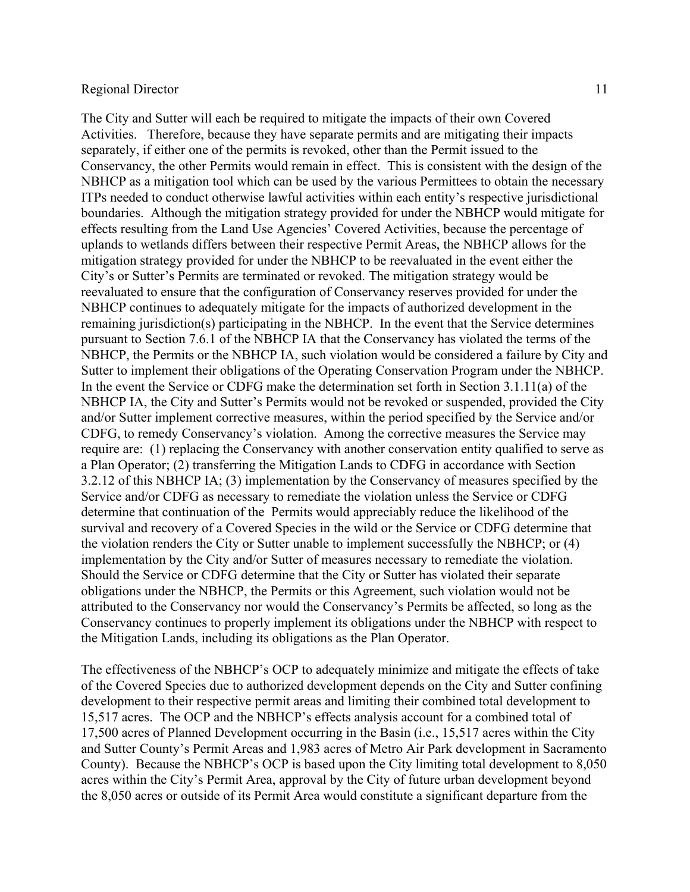The City and Sutter will each be required to mitigate the impacts of their own Covered Activities. Therefore, because they have separate permits and are mitigating their impacts separately, if either one of the permits is revoked, other than the Permit issued to the Conservancy, the other Permits would remain in effect. This is consistent with the design of the NBHCP as a mitigation tool which can be used by the various Permittees to obtain the necessary ITPs needed to conduct otherwise lawful activities within each entity's respective jurisdictional boundaries. Although the mitigation strategy provided for under the NBHCP would mitigate for effects resulting from the Land Use Agencies' Covered Activities, because the percentage of uplands to wetlands differs between their respective Permit Areas, the NBHCP allows for the mitigation strategy provided for under the NBHCP to be reevaluated in the event either the City's or Sutter's Permits are terminated or revoked. The mitigation strategy would be reevaluated to ensure that the configuration of Conservancy reserves provided for under the NBHCP continues to adequately mitigate for the impacts of authorized development in the remaining jurisdiction(s) participating in the NBHCP. In the event that the Service determines pursuant to Section 7.6.1 of the NBHCP IA that the Conservancy has violated the terms of the NBHCP, the Permits or the NBHCP IA, such violation would be considered a failure by City and Sutter to implement their obligations of the Operating Conservation Program under the NBHCP. In the event the Service or CDFG make the determination set forth in Section 3.1.11(a) of the NBHCP IA, the City and Sutter's Permits would not be revoked or suspended, provided the City and/or Sutter implement corrective measures, within the period specified by the Service and/or CDFG, to remedy Conservancy's violation. Among the corrective measures the Service may require are: (1) replacing the Conservancy with another conservation entity qualified to serve as a Plan Operator; (2) transferring the Mitigation Lands to CDFG in accordance with Section 3.2.12 of this NBHCP IA; (3) implementation by the Conservancy of measures specified by the Service and/or CDFG as necessary to remediate the violation unless the Service or CDFG determine that continuation of the Permits would appreciably reduce the likelihood of the survival and recovery of a Covered Species in the wild or the Service or CDFG determine that the violation renders the City or Sutter unable to implement successfully the NBHCP; or (4) implementation by the City and/or Sutter of measures necessary to remediate the violation. Should the Service or CDFG determine that the City or Sutter has violated their separate obligations under the NBHCP, the Permits or this Agreement, such violation would not be attributed to the Conservancy nor would the Conservancy's Permits be affected, so long as the Conservancy continues to properly implement its obligations under the NBHCP with respect to the Mitigation Lands, including its obligations as the Plan Operator.

The effectiveness of the NBHCP's OCP to adequately minimize and mitigate the effects of take of the Covered Species due to authorized development depends on the City and Sutter confining development to their respective permit areas and limiting their combined total development to 15,517 acres. The OCP and the NBHCP's effects analysis account for a combined total of 17,500 acres of Planned Development occurring in the Basin (i.e., 15,517 acres within the City and Sutter County's Permit Areas and 1,983 acres of Metro Air Park development in Sacramento County). Because the NBHCP's OCP is based upon the City limiting total development to 8,050 acres within the City's Permit Area, approval by the City of future urban development beyond the 8,050 acres or outside of its Permit Area would constitute a significant departure from the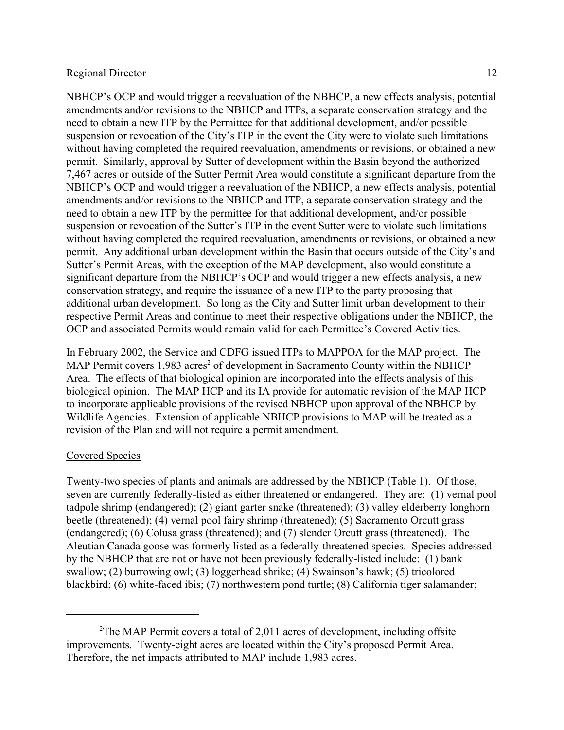NBHCP's OCP and would trigger a reevaluation of the NBHCP, a new effects analysis, potential amendments and/or revisions to the NBHCP and ITPs, a separate conservation strategy and the need to obtain a new ITP by the Permittee for that additional development, and/or possible suspension or revocation of the City's ITP in the event the City were to violate such limitations without having completed the required reevaluation, amendments or revisions, or obtained a new permit. Similarly, approval by Sutter of development within the Basin beyond the authorized 7,467 acres or outside of the Sutter Permit Area would constitute a significant departure from the NBHCP's OCP and would trigger a reevaluation of the NBHCP, a new effects analysis, potential amendments and/or revisions to the NBHCP and ITP, a separate conservation strategy and the need to obtain a new ITP by the permittee for that additional development, and/or possible suspension or revocation of the Sutter's ITP in the event Sutter were to violate such limitations without having completed the required reevaluation, amendments or revisions, or obtained a new permit. Any additional urban development within the Basin that occurs outside of the City's and Sutter's Permit Areas, with the exception of the MAP development, also would constitute a significant departure from the NBHCP's OCP and would trigger a new effects analysis, a new conservation strategy, and require the issuance of a new ITP to the party proposing that additional urban development. So long as the City and Sutter limit urban development to their respective Permit Areas and continue to meet their respective obligations under the NBHCP, the OCP and associated Permits would remain valid for each Permittee's Covered Activities.

In February 2002, the Service and CDFG issued ITPs to MAPPOA for the MAP project. The MAP Permit covers 1,983 acres[2] of development in Sacramento County within the NBHCP Area. The effects of that biological opinion are incorporated into the effects analysis of this biological opinion. The MAP HCP and its IA provide for automatic revision of the MAP HCP to incorporate applicable provisions of the revised NBHCP upon approval of the NBHCP by Wildlife Agencies. Extension of applicable NBHCP provisions to MAP will be treated as a revision of the Plan and will not require a permit amendment.

Covered Species

Twenty-two species of plants and animals are addressed by the NBHCP (Table 1). Of those, seven are currently federally-listed as either threatened or endangered. They are: (1) vernal pool tadpole shrimp (endangered); (2) giant garter snake (threatened); (3) valley elderberry longhorn beetle (threatened); (4) vernal pool fairy shrimp (threatened); (5) Sacramento Orcutt grass (endangered); (6) Colusa grass (threatened); and (7) slender Orcutt grass (threatened). The Aleutian Canada goose was formerly listed as a federally-threatened species. Species addressed by the NBHCP that are not or have not been previously federally-listed include: (1) bank swallow; (2) burrowing owl; (3) loggerhead shrike; (4) Swainson's hawk; (5) tricolored blackbird; (6) white-faced ibis; (7) northwestern pond turtle; (8) California tiger salamander;

---

[2]The MAP Permit covers a total of 2,011 acres of development, including offsite improvements. Twenty-eight acres are located within the City's proposed Permit Area. Therefore, the net impacts attributed to MAP include 1,983 acres.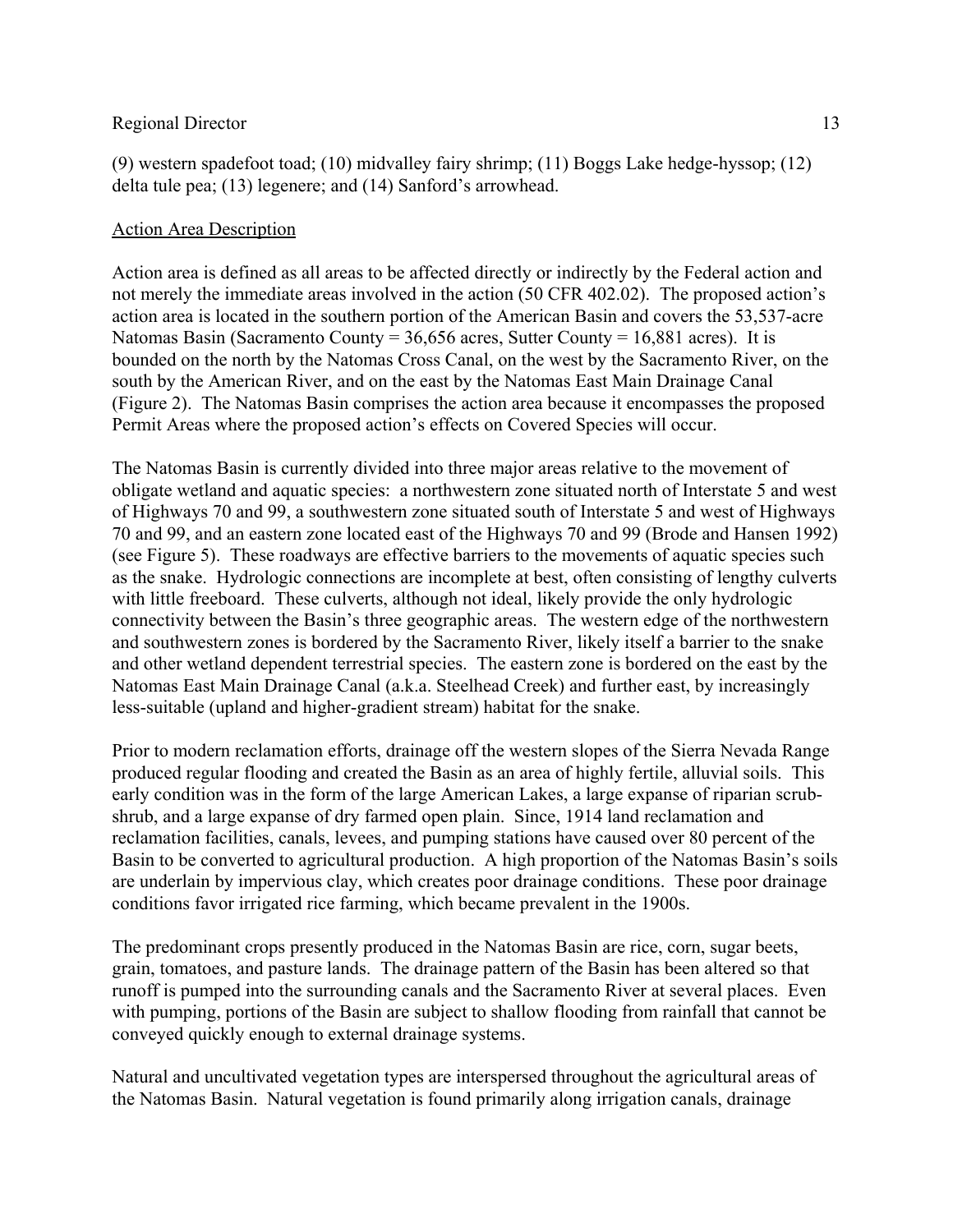(9) western spadefoot toad; (10) midvalley fairy shrimp; (11) Boggs Lake hedge-hyssop; (12) delta tule pea; (13) legenere; and (14) Sanford's arrowhead.

Action Area Description

Action area is defined as all areas to be affected directly or indirectly by the Federal action and not merely the immediate areas involved in the action (50 CFR 402.02). The proposed action's action area is located in the southern portion of the American Basin and covers the 53,537-acre Natomas Basin (Sacramento County = 36,656 acres, Sutter County = 16,881 acres). It is bounded on the north by the Natomas Cross Canal, on the west by the Sacramento River, on the south by the American River, and on the east by the Natomas East Main Drainage Canal (Figure 2). The Natomas Basin comprises the action area because it encompasses the proposed Permit Areas where the proposed action's effects on Covered Species will occur.

The Natomas Basin is currently divided into three major areas relative to the movement of obligate wetland and aquatic species: a northwestern zone situated north of Interstate 5 and west of Highways 70 and 99, a southwestern zone situated south of Interstate 5 and west of Highways 70 and 99, and an eastern zone located east of the Highways 70 and 99 (Brode and Hansen 1992) (see Figure 5). These roadways are effective barriers to the movements of aquatic species such as the snake. Hydrologic connections are incomplete at best, often consisting of lengthy culverts with little freeboard. These culverts, although not ideal, likely provide the only hydrologic connectivity between the Basin's three geographic areas. The western edge of the northwestern and southwestern zones is bordered by the Sacramento River, likely itself a barrier to the snake and other wetland dependent terrestrial species. The eastern zone is bordered on the east by the Natomas East Main Drainage Canal (a.k.a. Steelhead Creek) and further east, by increasingly less-suitable (upland and higher-gradient stream) habitat for the snake.

Prior to modern reclamation efforts, drainage off the western slopes of the Sierra Nevada Range produced regular flooding and created the Basin as an area of highly fertile, alluvial soils. This early condition was in the form of the large American Lakes, a large expanse of riparian scrub-shrub, and a large expanse of dry farmed open plain. Since, 1914 land reclamation and reclamation facilities, canals, levees, and pumping stations have caused over 80 percent of the Basin to be converted to agricultural production. A high proportion of the Natomas Basin's soils are underlain by impervious clay, which creates poor drainage conditions. These poor drainage conditions favor irrigated rice farming, which became prevalent in the 1900s.

The predominant crops presently produced in the Natomas Basin are rice, corn, sugar beets, grain, tomatoes, and pasture lands. The drainage pattern of the Basin has been altered so that runoff is pumped into the surrounding canals and the Sacramento River at several places. Even with pumping, portions of the Basin are subject to shallow flooding from rainfall that cannot be conveyed quickly enough to external drainage systems.

Natural and uncultivated vegetation types are interspersed throughout the agricultural areas of the Natomas Basin. Natural vegetation is found primarily along irrigation canals, drainage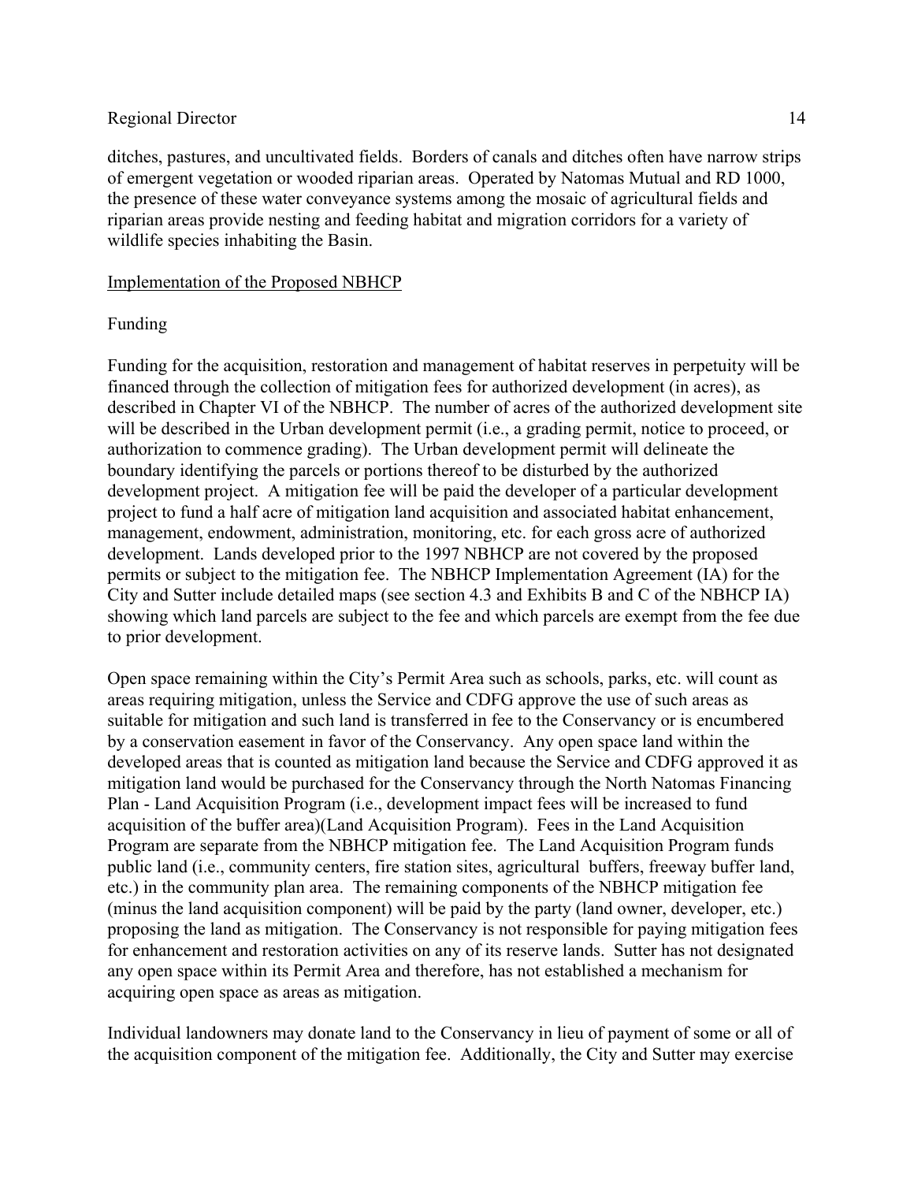ditches, pastures, and uncultivated fields. Borders of canals and ditches often have narrow strips of emergent vegetation or wooded riparian areas. Operated by Natomas Mutual and RD 1000, the presence of these water conveyance systems among the mosaic of agricultural fields and riparian areas provide nesting and feeding habitat and migration corridors for a variety of wildlife species inhabiting the Basin.

<u>Implementation of the Proposed NBHCP</u>

Funding

Funding for the acquisition, restoration and management of habitat reserves in perpetuity will be financed through the collection of mitigation fees for authorized development (in acres), as described in Chapter VI of the NBHCP. The number of acres of the authorized development site will be described in the Urban development permit (i.e., a grading permit, notice to proceed, or authorization to commence grading). The Urban development permit will delineate the boundary identifying the parcels or portions thereof to be disturbed by the authorized development project. A mitigation fee will be paid the developer of a particular development project to fund a half acre of mitigation land acquisition and associated habitat enhancement, management, endowment, administration, monitoring, etc. for each gross acre of authorized development. Lands developed prior to the 1997 NBHCP are not covered by the proposed permits or subject to the mitigation fee. The NBHCP Implementation Agreement (IA) for the City and Sutter include detailed maps (see section 4.3 and Exhibits B and C of the NBHCP IA) showing which land parcels are subject to the fee and which parcels are exempt from the fee due to prior development.

Open space remaining within the City's Permit Area such as schools, parks, etc. will count as areas requiring mitigation, unless the Service and CDFG approve the use of such areas as suitable for mitigation and such land is transferred in fee to the Conservancy or is encumbered by a conservation easement in favor of the Conservancy. Any open space land within the developed areas that is counted as mitigation land because the Service and CDFG approved it as mitigation land would be purchased for the Conservancy through the North Natomas Financing Plan - Land Acquisition Program (i.e., development impact fees will be increased to fund acquisition of the buffer area)(Land Acquisition Program). Fees in the Land Acquisition Program are separate from the NBHCP mitigation fee. The Land Acquisition Program funds public land (i.e., community centers, fire station sites, agricultural buffers, freeway buffer land, etc.) in the community plan area. The remaining components of the NBHCP mitigation fee (minus the land acquisition component) will be paid by the party (land owner, developer, etc.) proposing the land as mitigation. The Conservancy is not responsible for paying mitigation fees for enhancement and restoration activities on any of its reserve lands. Sutter has not designated any open space within its Permit Area and therefore, has not established a mechanism for acquiring open space as areas as mitigation.

Individual landowners may donate land to the Conservancy in lieu of payment of some or all of the acquisition component of the mitigation fee. Additionally, the City and Sutter may exercise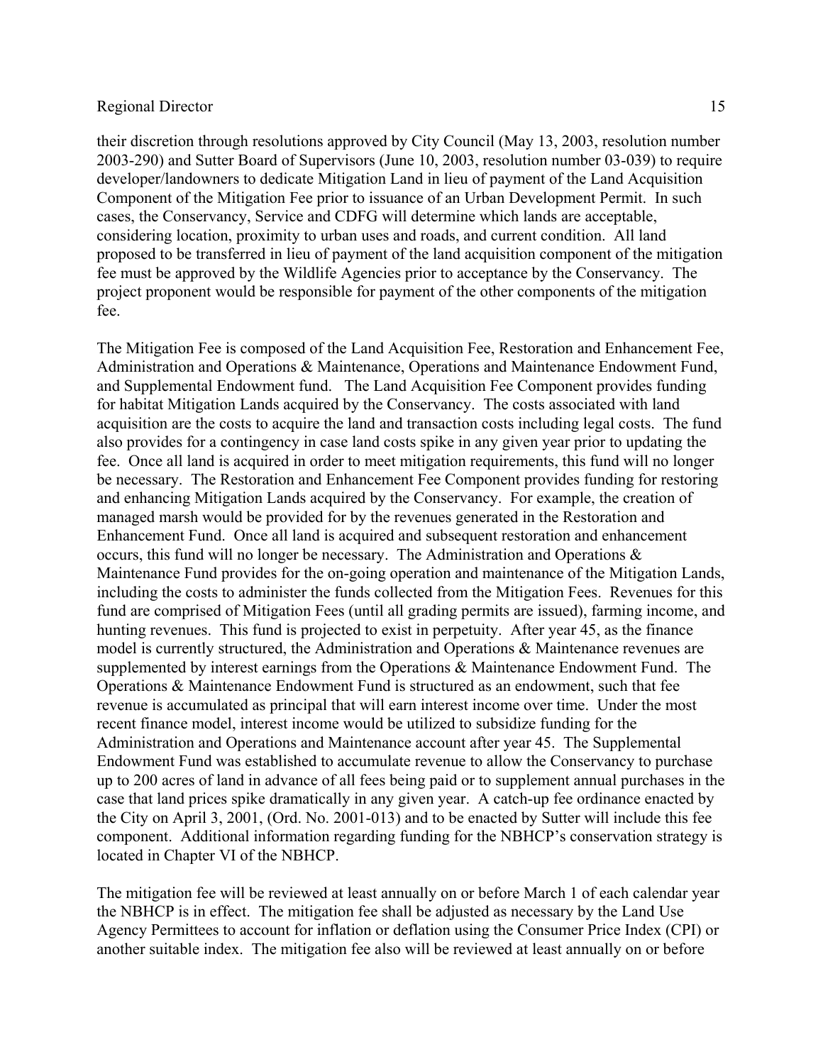their discretion through resolutions approved by City Council (May 13, 2003, resolution number 2003-290) and Sutter Board of Supervisors (June 10, 2003, resolution number 03-039) to require developer/landowners to dedicate Mitigation Land in lieu of payment of the Land Acquisition Component of the Mitigation Fee prior to issuance of an Urban Development Permit. In such cases, the Conservancy, Service and CDFG will determine which lands are acceptable, considering location, proximity to urban uses and roads, and current condition. All land proposed to be transferred in lieu of payment of the land acquisition component of the mitigation fee must be approved by the Wildlife Agencies prior to acceptance by the Conservancy. The project proponent would be responsible for payment of the other components of the mitigation fee.

The Mitigation Fee is composed of the Land Acquisition Fee, Restoration and Enhancement Fee, Administration and Operations & Maintenance, Operations and Maintenance Endowment Fund, and Supplemental Endowment fund. The Land Acquisition Fee Component provides funding for habitat Mitigation Lands acquired by the Conservancy. The costs associated with land acquisition are the costs to acquire the land and transaction costs including legal costs. The fund also provides for a contingency in case land costs spike in any given year prior to updating the fee. Once all land is acquired in order to meet mitigation requirements, this fund will no longer be necessary. The Restoration and Enhancement Fee Component provides funding for restoring and enhancing Mitigation Lands acquired by the Conservancy. For example, the creation of managed marsh would be provided for by the revenues generated in the Restoration and Enhancement Fund. Once all land is acquired and subsequent restoration and enhancement occurs, this fund will no longer be necessary. The Administration and Operations & Maintenance Fund provides for the on-going operation and maintenance of the Mitigation Lands, including the costs to administer the funds collected from the Mitigation Fees. Revenues for this fund are comprised of Mitigation Fees (until all grading permits are issued), farming income, and hunting revenues. This fund is projected to exist in perpetuity. After year 45, as the finance model is currently structured, the Administration and Operations & Maintenance revenues are supplemented by interest earnings from the Operations & Maintenance Endowment Fund. The Operations & Maintenance Endowment Fund is structured as an endowment, such that fee revenue is accumulated as principal that will earn interest income over time. Under the most recent finance model, interest income would be utilized to subsidize funding for the Administration and Operations and Maintenance account after year 45. The Supplemental Endowment Fund was established to accumulate revenue to allow the Conservancy to purchase up to 200 acres of land in advance of all fees being paid or to supplement annual purchases in the case that land prices spike dramatically in any given year. A catch-up fee ordinance enacted by the City on April 3, 2001, (Ord. No. 2001-013) and to be enacted by Sutter will include this fee component. Additional information regarding funding for the NBHCP's conservation strategy is located in Chapter VI of the NBHCP.

The mitigation fee will be reviewed at least annually on or before March 1 of each calendar year the NBHCP is in effect. The mitigation fee shall be adjusted as necessary by the Land Use Agency Permittees to account for inflation or deflation using the Consumer Price Index (CPI) or another suitable index. The mitigation fee also will be reviewed at least annually on or before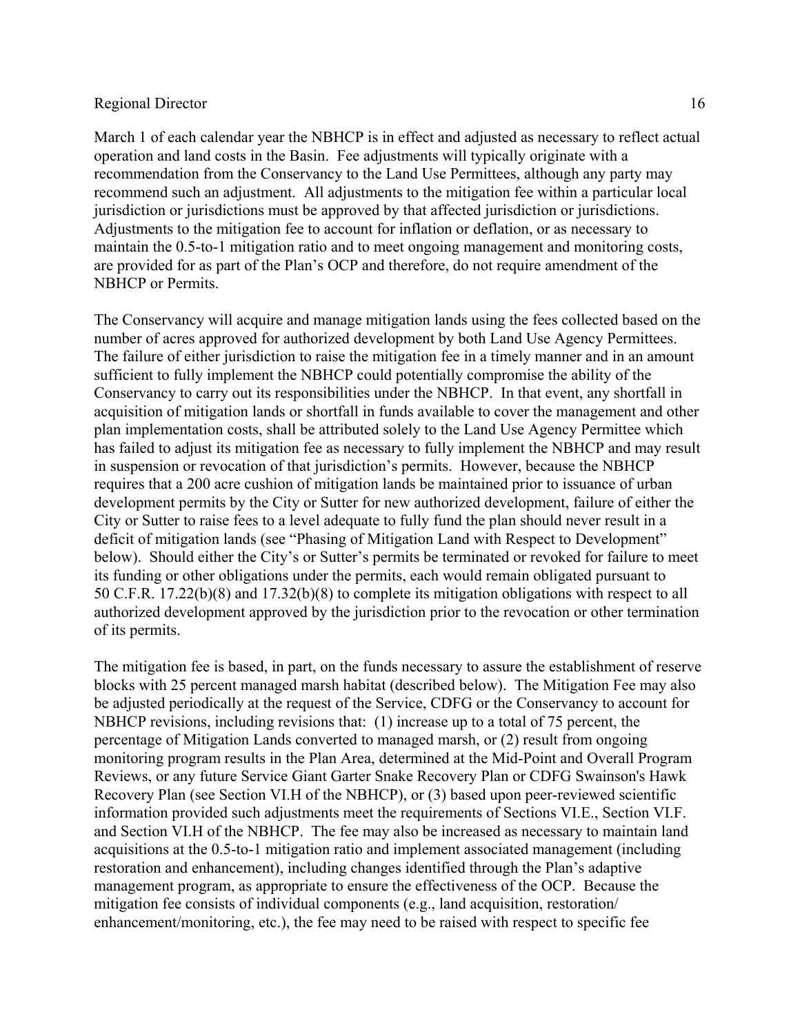March 1 of each calendar year the NBHCP is in effect and adjusted as necessary to reflect actual operation and land costs in the Basin. Fee adjustments will typically originate with a recommendation from the Conservancy to the Land Use Permittees, although any party may recommend such an adjustment. All adjustments to the mitigation fee within a particular local jurisdiction or jurisdictions must be approved by that affected jurisdiction or jurisdictions. Adjustments to the mitigation fee to account for inflation or deflation, or as necessary to maintain the 0.5-to-1 mitigation ratio and to meet ongoing management and monitoring costs, are provided for as part of the Plan's OCP and therefore, do not require amendment of the NBHCP or Permits.

The Conservancy will acquire and manage mitigation lands using the fees collected based on the number of acres approved for authorized development by both Land Use Agency Permittees. The failure of either jurisdiction to raise the mitigation fee in a timely manner and in an amount sufficient to fully implement the NBHCP could potentially compromise the ability of the Conservancy to carry out its responsibilities under the NBHCP. In that event, any shortfall in acquisition of mitigation lands or shortfall in funds available to cover the management and other plan implementation costs, shall be attributed solely to the Land Use Agency Permittee which has failed to adjust its mitigation fee as necessary to fully implement the NBHCP and may result in suspension or revocation of that jurisdiction's permits. However, because the NBHCP requires that a 200 acre cushion of mitigation lands be maintained prior to issuance of urban development permits by the City or Sutter for new authorized development, failure of either the City or Sutter to raise fees to a level adequate to fully fund the plan should never result in a deficit of mitigation lands (see "Phasing of Mitigation Land with Respect to Development" below). Should either the City's or Sutter's permits be terminated or revoked for failure to meet its funding or other obligations under the permits, each would remain obligated pursuant to 50 C.F.R. 17.22(b)(8) and 17.32(b)(8) to complete its mitigation obligations with respect to all authorized development approved by the jurisdiction prior to the revocation or other termination of its permits.

The mitigation fee is based, in part, on the funds necessary to assure the establishment of reserve blocks with 25 percent managed marsh habitat (described below). The Mitigation Fee may also be adjusted periodically at the request of the Service, CDFG or the Conservancy to account for NBHCP revisions, including revisions that: (1) increase up to a total of 75 percent, the percentage of Mitigation Lands converted to managed marsh, or (2) result from ongoing monitoring program results in the Plan Area, determined at the Mid-Point and Overall Program Reviews, or any future Service Giant Garter Snake Recovery Plan or CDFG Swainson's Hawk Recovery Plan (see Section VI.H of the NBHCP), or (3) based upon peer-reviewed scientific information provided such adjustments meet the requirements of Sections VI.E., Section VI.F. and Section VI.H of the NBHCP. The fee may also be increased as necessary to maintain land acquisitions at the 0.5-to-1 mitigation ratio and implement associated management (including restoration and enhancement), including changes identified through the Plan's adaptive management program, as appropriate to ensure the effectiveness of the OCP. Because the mitigation fee consists of individual components (e.g., land acquisition, restoration/ enhancement/monitoring, etc.), the fee may need to be raised with respect to specific fee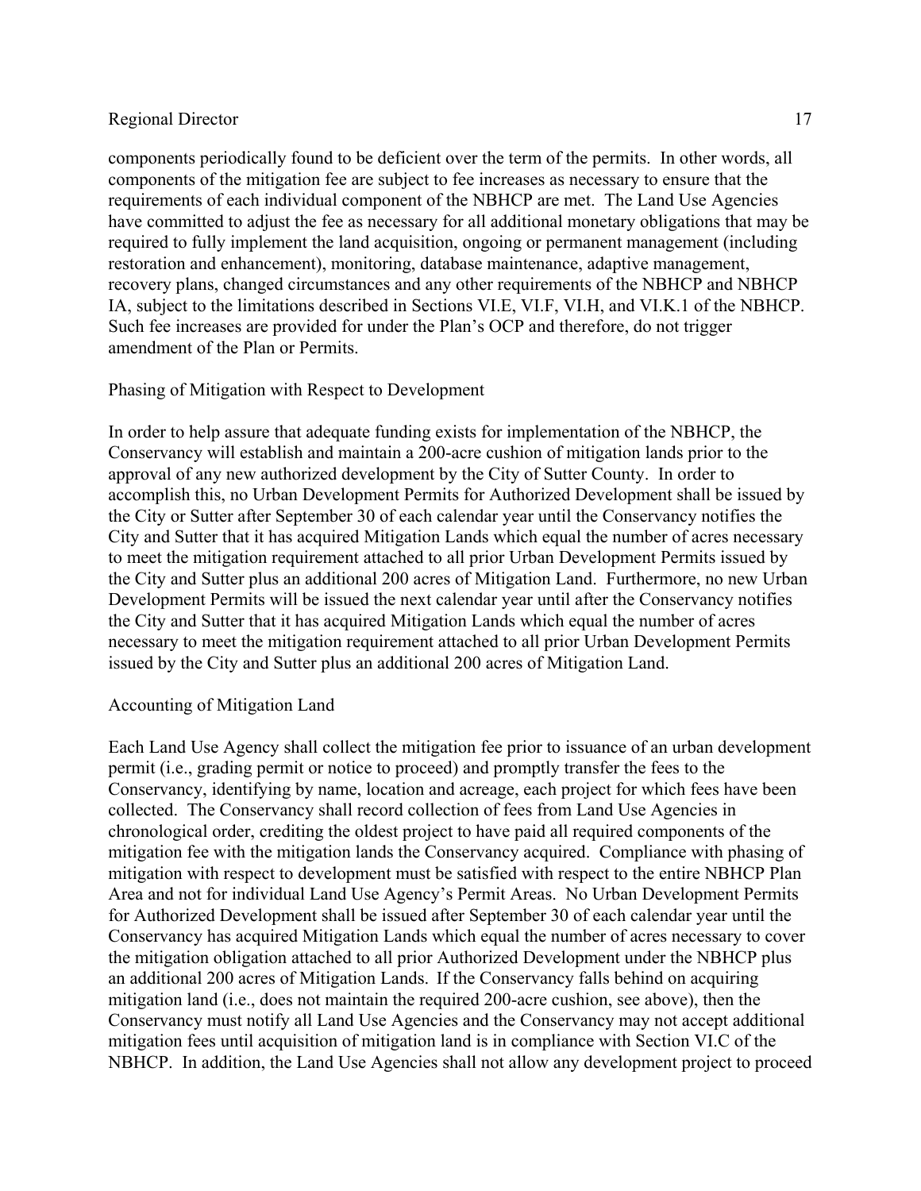components periodically found to be deficient over the term of the permits. In other words, all components of the mitigation fee are subject to fee increases as necessary to ensure that the requirements of each individual component of the NBHCP are met. The Land Use Agencies have committed to adjust the fee as necessary for all additional monetary obligations that may be required to fully implement the land acquisition, ongoing or permanent management (including restoration and enhancement), monitoring, database maintenance, adaptive management, recovery plans, changed circumstances and any other requirements of the NBHCP and NBHCP IA, subject to the limitations described in Sections VI.E, VI.F, VI.H, and VI.K.1 of the NBHCP. Such fee increases are provided for under the Plan's OCP and therefore, do not trigger amendment of the Plan or Permits.

Phasing of Mitigation with Respect to Development

In order to help assure that adequate funding exists for implementation of the NBHCP, the Conservancy will establish and maintain a 200-acre cushion of mitigation lands prior to the approval of any new authorized development by the City of Sutter County. In order to accomplish this, no Urban Development Permits for Authorized Development shall be issued by the City or Sutter after September 30 of each calendar year until the Conservancy notifies the City and Sutter that it has acquired Mitigation Lands which equal the number of acres necessary to meet the mitigation requirement attached to all prior Urban Development Permits issued by the City and Sutter plus an additional 200 acres of Mitigation Land. Furthermore, no new Urban Development Permits will be issued the next calendar year until after the Conservancy notifies the City and Sutter that it has acquired Mitigation Lands which equal the number of acres necessary to meet the mitigation requirement attached to all prior Urban Development Permits issued by the City and Sutter plus an additional 200 acres of Mitigation Land.

Accounting of Mitigation Land

Each Land Use Agency shall collect the mitigation fee prior to issuance of an urban development permit (i.e., grading permit or notice to proceed) and promptly transfer the fees to the Conservancy, identifying by name, location and acreage, each project for which fees have been collected. The Conservancy shall record collection of fees from Land Use Agencies in chronological order, crediting the oldest project to have paid all required components of the mitigation fee with the mitigation lands the Conservancy acquired. Compliance with phasing of mitigation with respect to development must be satisfied with respect to the entire NBHCP Plan Area and not for individual Land Use Agency's Permit Areas. No Urban Development Permits for Authorized Development shall be issued after September 30 of each calendar year until the Conservancy has acquired Mitigation Lands which equal the number of acres necessary to cover the mitigation obligation attached to all prior Authorized Development under the NBHCP plus an additional 200 acres of Mitigation Lands. If the Conservancy falls behind on acquiring mitigation land (i.e., does not maintain the required 200-acre cushion, see above), then the Conservancy must notify all Land Use Agencies and the Conservancy may not accept additional mitigation fees until acquisition of mitigation land is in compliance with Section VI.C of the NBHCP. In addition, the Land Use Agencies shall not allow any development project to proceed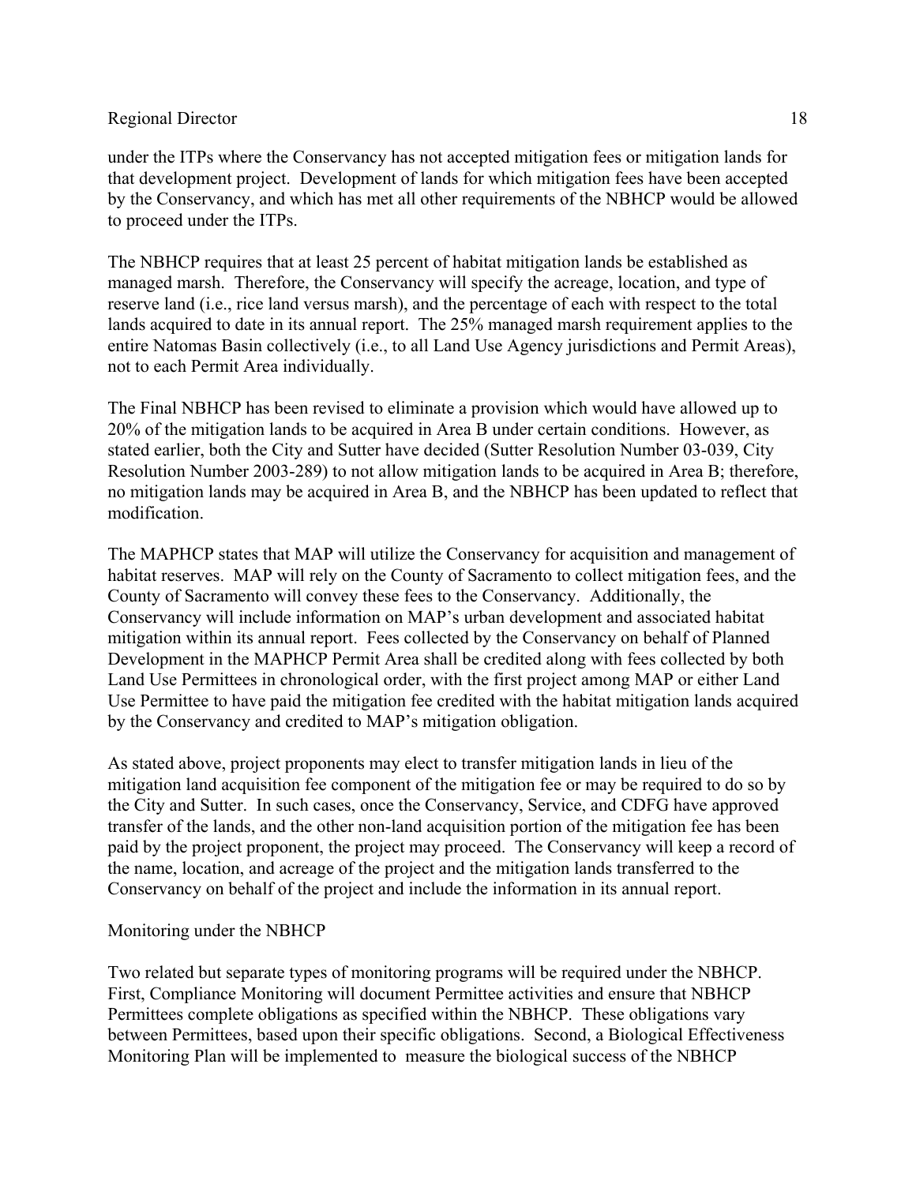under the ITPs where the Conservancy has not accepted mitigation fees or mitigation lands for that development project. Development of lands for which mitigation fees have been accepted by the Conservancy, and which has met all other requirements of the NBHCP would be allowed to proceed under the ITPs.

The NBHCP requires that at least 25 percent of habitat mitigation lands be established as managed marsh. Therefore, the Conservancy will specify the acreage, location, and type of reserve land (i.e., rice land versus marsh), and the percentage of each with respect to the total lands acquired to date in its annual report. The 25% managed marsh requirement applies to the entire Natomas Basin collectively (i.e., to all Land Use Agency jurisdictions and Permit Areas), not to each Permit Area individually.

The Final NBHCP has been revised to eliminate a provision which would have allowed up to 20% of the mitigation lands to be acquired in Area B under certain conditions. However, as stated earlier, both the City and Sutter have decided (Sutter Resolution Number 03-039, City Resolution Number 2003-289) to not allow mitigation lands to be acquired in Area B; therefore, no mitigation lands may be acquired in Area B, and the NBHCP has been updated to reflect that modification.

The MAPHCP states that MAP will utilize the Conservancy for acquisition and management of habitat reserves. MAP will rely on the County of Sacramento to collect mitigation fees, and the County of Sacramento will convey these fees to the Conservancy. Additionally, the Conservancy will include information on MAP's urban development and associated habitat mitigation within its annual report. Fees collected by the Conservancy on behalf of Planned Development in the MAPHCP Permit Area shall be credited along with fees collected by both Land Use Permittees in chronological order, with the first project among MAP or either Land Use Permittee to have paid the mitigation fee credited with the habitat mitigation lands acquired by the Conservancy and credited to MAP's mitigation obligation.

As stated above, project proponents may elect to transfer mitigation lands in lieu of the mitigation land acquisition fee component of the mitigation fee or may be required to do so by the City and Sutter. In such cases, once the Conservancy, Service, and CDFG have approved transfer of the lands, and the other non-land acquisition portion of the mitigation fee has been paid by the project proponent, the project may proceed. The Conservancy will keep a record of the name, location, and acreage of the project and the mitigation lands transferred to the Conservancy on behalf of the project and include the information in its annual report.

Monitoring under the NBHCP

Two related but separate types of monitoring programs will be required under the NBHCP. First, Compliance Monitoring will document Permittee activities and ensure that NBHCP Permittees complete obligations as specified within the NBHCP. These obligations vary between Permittees, based upon their specific obligations. Second, a Biological Effectiveness Monitoring Plan will be implemented to measure the biological success of the NBHCP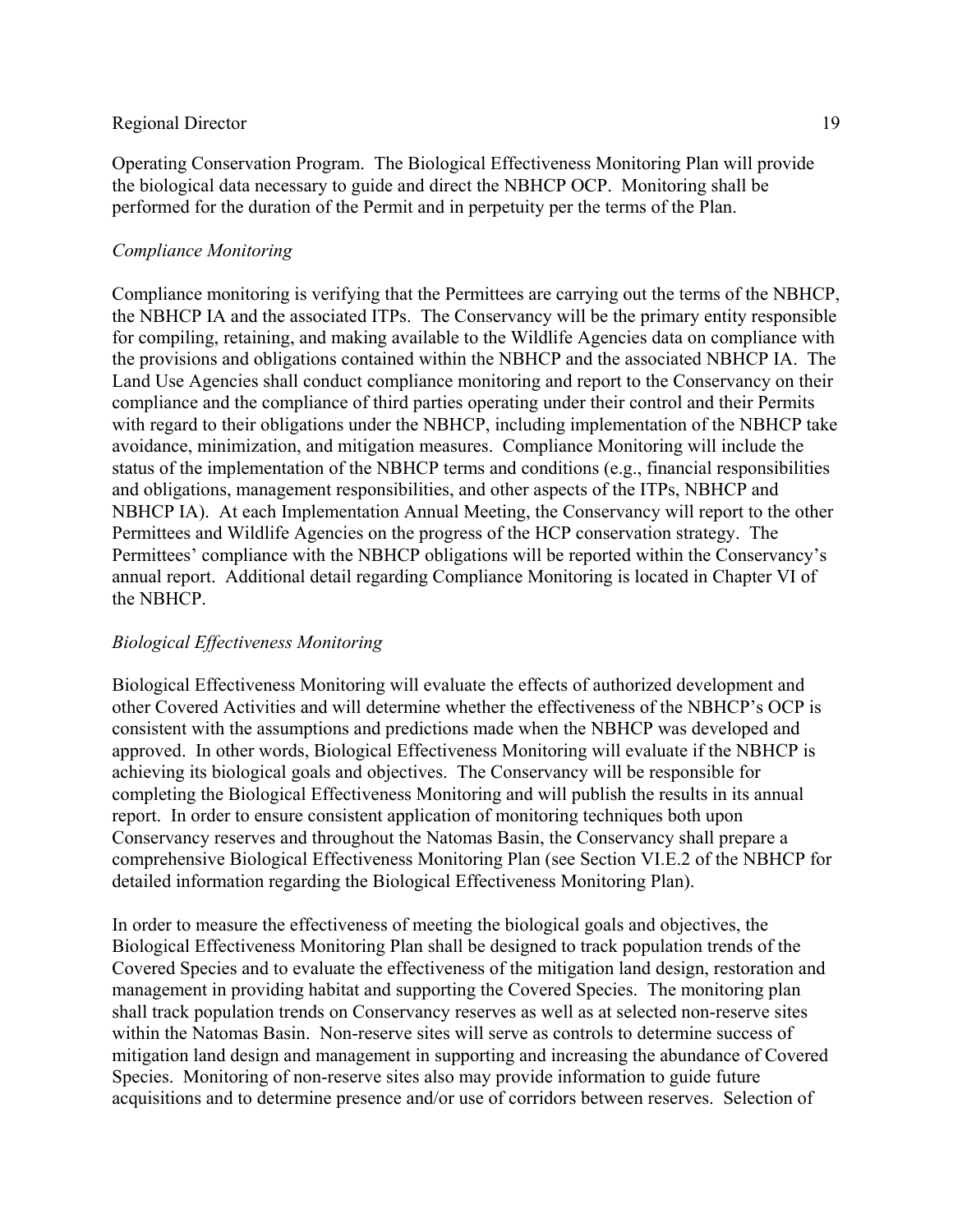Operating Conservation Program. The Biological Effectiveness Monitoring Plan will provide the biological data necessary to guide and direct the NBHCP OCP. Monitoring shall be performed for the duration of the Permit and in perpetuity per the terms of the Plan.

*Compliance Monitoring*

Compliance monitoring is verifying that the Permittees are carrying out the terms of the NBHCP, the NBHCP IA and the associated ITPs. The Conservancy will be the primary entity responsible for compiling, retaining, and making available to the Wildlife Agencies data on compliance with the provisions and obligations contained within the NBHCP and the associated NBHCP IA. The Land Use Agencies shall conduct compliance monitoring and report to the Conservancy on their compliance and the compliance of third parties operating under their control and their Permits with regard to their obligations under the NBHCP, including implementation of the NBHCP take avoidance, minimization, and mitigation measures. Compliance Monitoring will include the status of the implementation of the NBHCP terms and conditions (e.g., financial responsibilities and obligations, management responsibilities, and other aspects of the ITPs, NBHCP and NBHCP IA). At each Implementation Annual Meeting, the Conservancy will report to the other Permittees and Wildlife Agencies on the progress of the HCP conservation strategy. The Permittees' compliance with the NBHCP obligations will be reported within the Conservancy's annual report. Additional detail regarding Compliance Monitoring is located in Chapter VI of the NBHCP.

*Biological Effectiveness Monitoring*

Biological Effectiveness Monitoring will evaluate the effects of authorized development and other Covered Activities and will determine whether the effectiveness of the NBHCP's OCP is consistent with the assumptions and predictions made when the NBHCP was developed and approved. In other words, Biological Effectiveness Monitoring will evaluate if the NBHCP is achieving its biological goals and objectives. The Conservancy will be responsible for completing the Biological Effectiveness Monitoring and will publish the results in its annual report. In order to ensure consistent application of monitoring techniques both upon Conservancy reserves and throughout the Natomas Basin, the Conservancy shall prepare a comprehensive Biological Effectiveness Monitoring Plan (see Section VI.E.2 of the NBHCP for detailed information regarding the Biological Effectiveness Monitoring Plan).

In order to measure the effectiveness of meeting the biological goals and objectives, the Biological Effectiveness Monitoring Plan shall be designed to track population trends of the Covered Species and to evaluate the effectiveness of the mitigation land design, restoration and management in providing habitat and supporting the Covered Species. The monitoring plan shall track population trends on Conservancy reserves as well as at selected non-reserve sites within the Natomas Basin. Non-reserve sites will serve as controls to determine success of mitigation land design and management in supporting and increasing the abundance of Covered Species. Monitoring of non-reserve sites also may provide information to guide future acquisitions and to determine presence and/or use of corridors between reserves. Selection of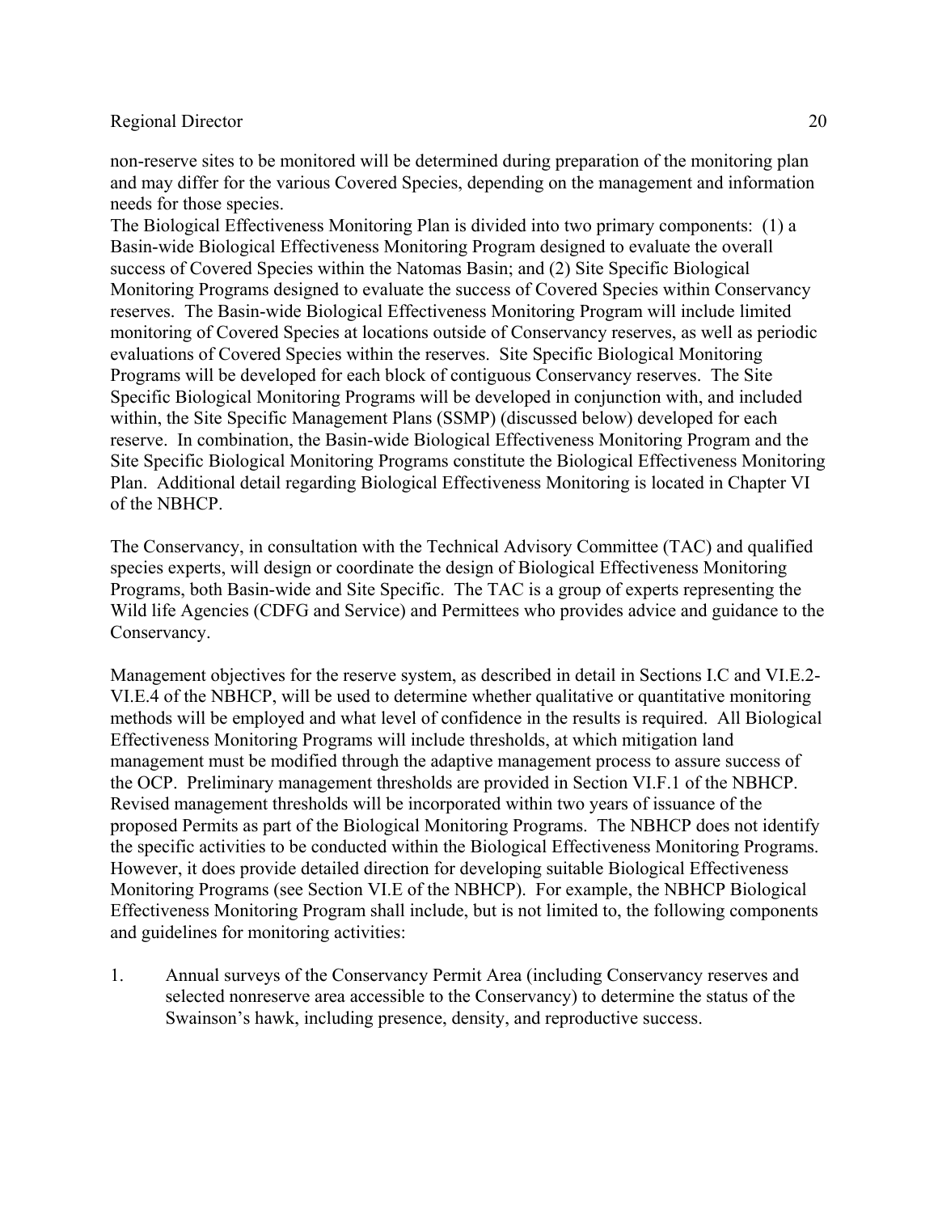non-reserve sites to be monitored will be determined during preparation of the monitoring plan and may differ for the various Covered Species, depending on the management and information needs for those species.

The Biological Effectiveness Monitoring Plan is divided into two primary components: (1) a Basin-wide Biological Effectiveness Monitoring Program designed to evaluate the overall success of Covered Species within the Natomas Basin; and (2) Site Specific Biological Monitoring Programs designed to evaluate the success of Covered Species within Conservancy reserves. The Basin-wide Biological Effectiveness Monitoring Program will include limited monitoring of Covered Species at locations outside of Conservancy reserves, as well as periodic evaluations of Covered Species within the reserves. Site Specific Biological Monitoring Programs will be developed for each block of contiguous Conservancy reserves. The Site Specific Biological Monitoring Programs will be developed in conjunction with, and included within, the Site Specific Management Plans (SSMP) (discussed below) developed for each reserve. In combination, the Basin-wide Biological Effectiveness Monitoring Program and the Site Specific Biological Monitoring Programs constitute the Biological Effectiveness Monitoring Plan. Additional detail regarding Biological Effectiveness Monitoring is located in Chapter VI of the NBHCP.

The Conservancy, in consultation with the Technical Advisory Committee (TAC) and qualified species experts, will design or coordinate the design of Biological Effectiveness Monitoring Programs, both Basin-wide and Site Specific. The TAC is a group of experts representing the Wild life Agencies (CDFG and Service) and Permittees who provides advice and guidance to the Conservancy.

Management objectives for the reserve system, as described in detail in Sections I.C and VI.E.2-VI.E.4 of the NBHCP, will be used to determine whether qualitative or quantitative monitoring methods will be employed and what level of confidence in the results is required. All Biological Effectiveness Monitoring Programs will include thresholds, at which mitigation land management must be modified through the adaptive management process to assure success of the OCP. Preliminary management thresholds are provided in Section VI.F.1 of the NBHCP. Revised management thresholds will be incorporated within two years of issuance of the proposed Permits as part of the Biological Monitoring Programs. The NBHCP does not identify the specific activities to be conducted within the Biological Effectiveness Monitoring Programs. However, it does provide detailed direction for developing suitable Biological Effectiveness Monitoring Programs (see Section VI.E of the NBHCP). For example, the NBHCP Biological Effectiveness Monitoring Program shall include, but is not limited to, the following components and guidelines for monitoring activities:

1. Annual surveys of the Conservancy Permit Area (including Conservancy reserves and selected nonreserve area accessible to the Conservancy) to determine the status of the Swainson's hawk, including presence, density, and reproductive success.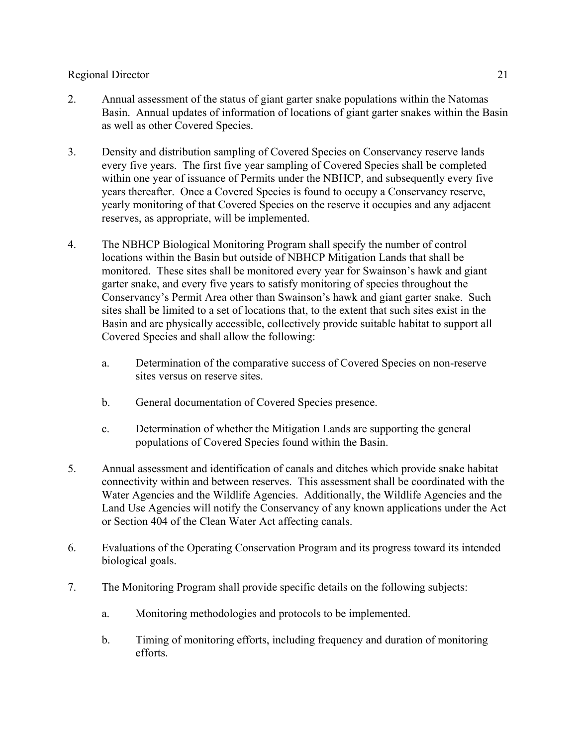2. Annual assessment of the status of giant garter snake populations within the Natomas Basin. Annual updates of information of locations of giant garter snakes within the Basin as well as other Covered Species.

3. Density and distribution sampling of Covered Species on Conservancy reserve lands every five years. The first five year sampling of Covered Species shall be completed within one year of issuance of Permits under the NBHCP, and subsequently every five years thereafter. Once a Covered Species is found to occupy a Conservancy reserve, yearly monitoring of that Covered Species on the reserve it occupies and any adjacent reserves, as appropriate, will be implemented.

4. The NBHCP Biological Monitoring Program shall specify the number of control locations within the Basin but outside of NBHCP Mitigation Lands that shall be monitored. These sites shall be monitored every year for Swainson's hawk and giant garter snake, and every five years to satisfy monitoring of species throughout the Conservancy's Permit Area other than Swainson's hawk and giant garter snake. Such sites shall be limited to a set of locations that, to the extent that such sites exist in the Basin and are physically accessible, collectively provide suitable habitat to support all Covered Species and shall allow the following:

   a. Determination of the comparative success of Covered Species on non-reserve sites versus on reserve sites.

   b. General documentation of Covered Species presence.

   c. Determination of whether the Mitigation Lands are supporting the general populations of Covered Species found within the Basin.

5. Annual assessment and identification of canals and ditches which provide snake habitat connectivity within and between reserves. This assessment shall be coordinated with the Water Agencies and the Wildlife Agencies. Additionally, the Wildlife Agencies and the Land Use Agencies will notify the Conservancy of any known applications under the Act or Section 404 of the Clean Water Act affecting canals.

6. Evaluations of the Operating Conservation Program and its progress toward its intended biological goals.

7. The Monitoring Program shall provide specific details on the following subjects:

   a. Monitoring methodologies and protocols to be implemented.

   b. Timing of monitoring efforts, including frequency and duration of monitoring efforts.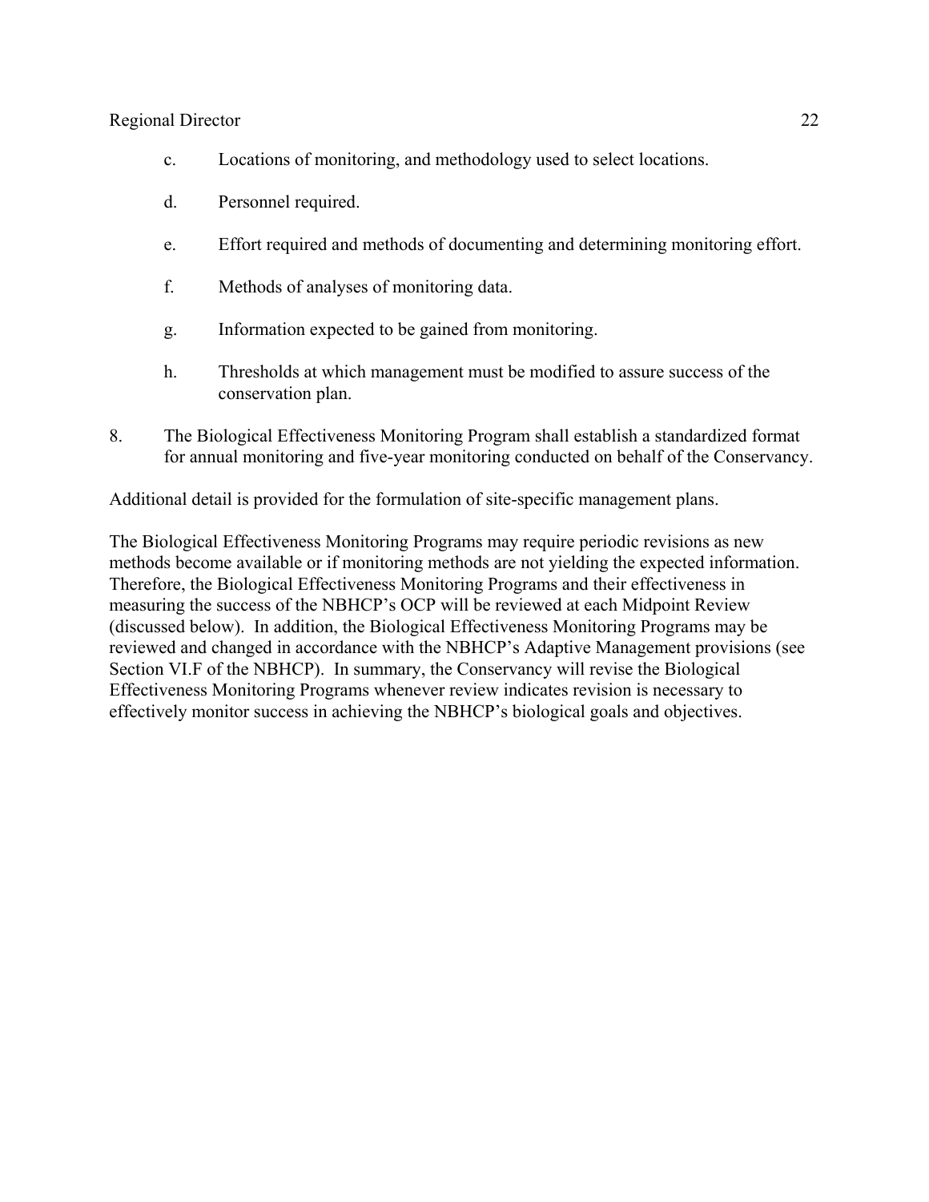c. Locations of monitoring, and methodology used to select locations.

d. Personnel required.

e. Effort required and methods of documenting and determining monitoring effort.

f. Methods of analyses of monitoring data.

g. Information expected to be gained from monitoring.

h. Thresholds at which management must be modified to assure success of the conservation plan.

8. The Biological Effectiveness Monitoring Program shall establish a standardized format for annual monitoring and five-year monitoring conducted on behalf of the Conservancy.

Additional detail is provided for the formulation of site-specific management plans.

The Biological Effectiveness Monitoring Programs may require periodic revisions as new methods become available or if monitoring methods are not yielding the expected information. Therefore, the Biological Effectiveness Monitoring Programs and their effectiveness in measuring the success of the NBHCP's OCP will be reviewed at each Midpoint Review (discussed below). In addition, the Biological Effectiveness Monitoring Programs may be reviewed and changed in accordance with the NBHCP's Adaptive Management provisions (see Section VI.F of the NBHCP). In summary, the Conservancy will revise the Biological Effectiveness Monitoring Programs whenever review indicates revision is necessary to effectively monitor success in achieving the NBHCP's biological goals and objectives.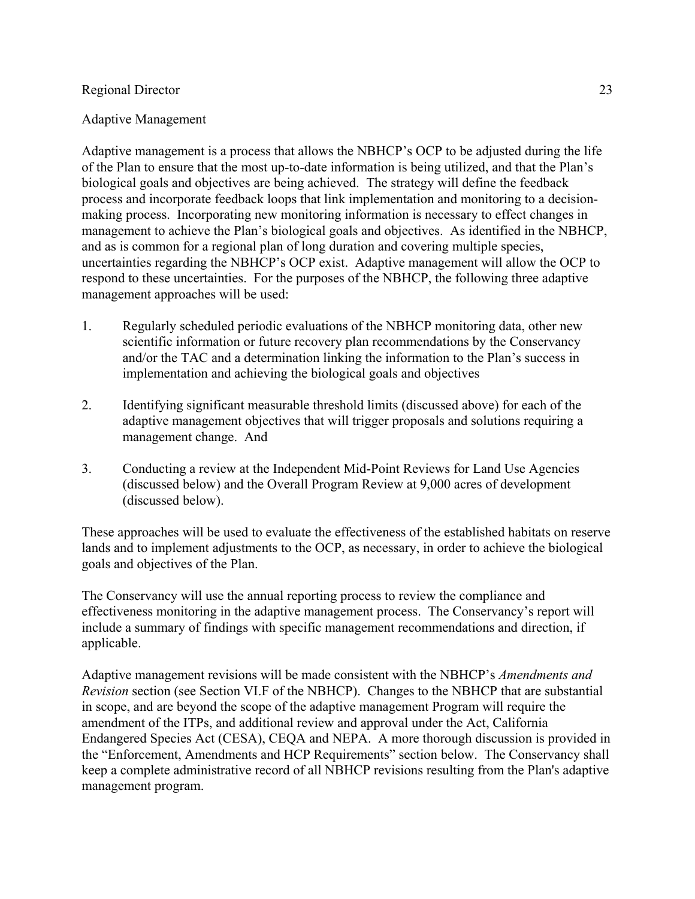Adaptive Management

Adaptive management is a process that allows the NBHCP's OCP to be adjusted during the life of the Plan to ensure that the most up-to-date information is being utilized, and that the Plan's biological goals and objectives are being achieved. The strategy will define the feedback process and incorporate feedback loops that link implementation and monitoring to a decision-making process. Incorporating new monitoring information is necessary to effect changes in management to achieve the Plan's biological goals and objectives. As identified in the NBHCP, and as is common for a regional plan of long duration and covering multiple species, uncertainties regarding the NBHCP's OCP exist. Adaptive management will allow the OCP to respond to these uncertainties. For the purposes of the NBHCP, the following three adaptive management approaches will be used:

1. Regularly scheduled periodic evaluations of the NBHCP monitoring data, other new scientific information or future recovery plan recommendations by the Conservancy and/or the TAC and a determination linking the information to the Plan's success in implementation and achieving the biological goals and objectives

2. Identifying significant measurable threshold limits (discussed above) for each of the adaptive management objectives that will trigger proposals and solutions requiring a management change. And

3. Conducting a review at the Independent Mid-Point Reviews for Land Use Agencies (discussed below) and the Overall Program Review at 9,000 acres of development (discussed below).

These approaches will be used to evaluate the effectiveness of the established habitats on reserve lands and to implement adjustments to the OCP, as necessary, in order to achieve the biological goals and objectives of the Plan.

The Conservancy will use the annual reporting process to review the compliance and effectiveness monitoring in the adaptive management process. The Conservancy's report will include a summary of findings with specific management recommendations and direction, if applicable.

Adaptive management revisions will be made consistent with the NBHCP's *Amendments and Revision* section (see Section VI.F of the NBHCP). Changes to the NBHCP that are substantial in scope, and are beyond the scope of the adaptive management Program will require the amendment of the ITPs, and additional review and approval under the Act, California Endangered Species Act (CESA), CEQA and NEPA. A more thorough discussion is provided in the "Enforcement, Amendments and HCP Requirements" section below. The Conservancy shall keep a complete administrative record of all NBHCP revisions resulting from the Plan's adaptive management program.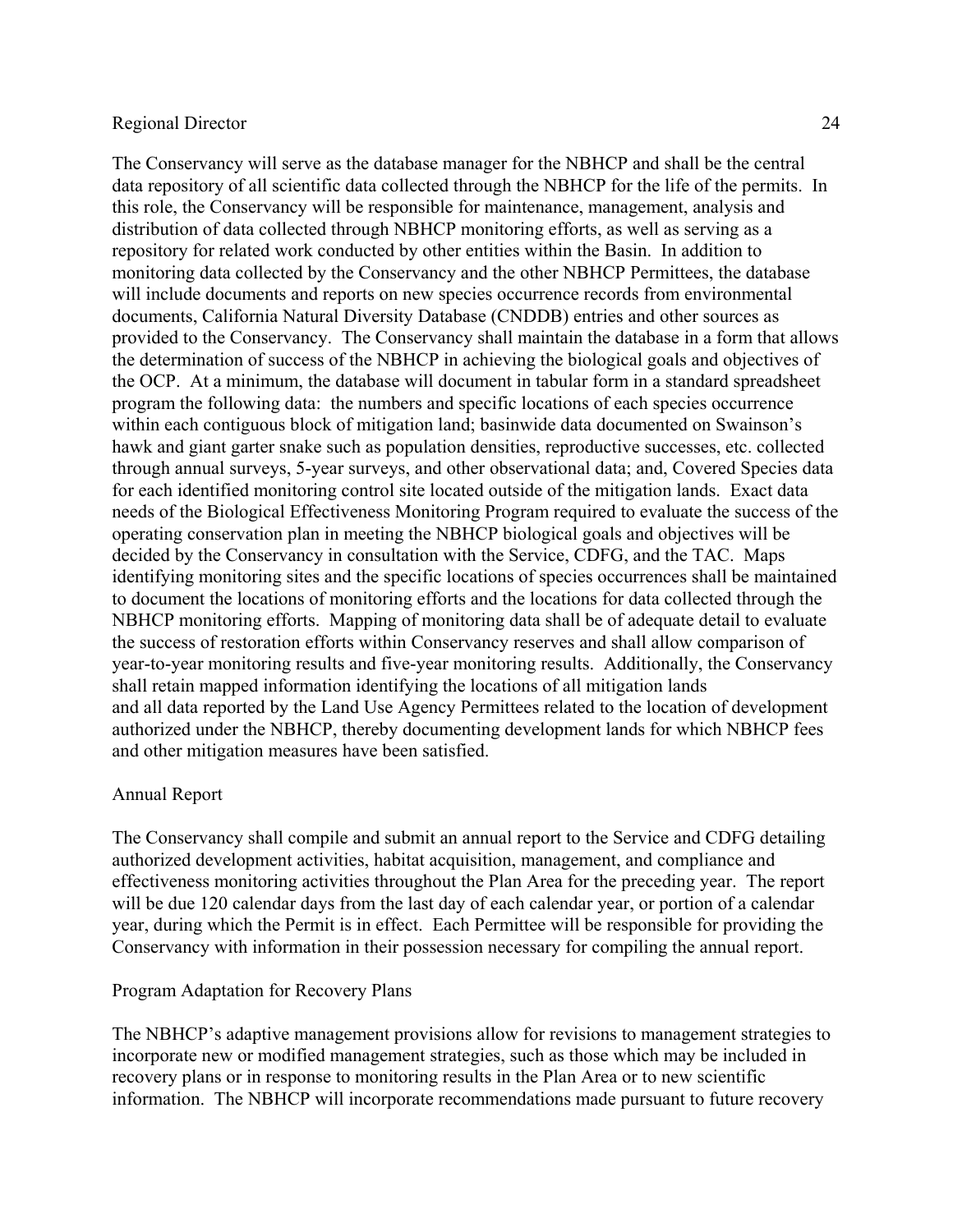The Conservancy will serve as the database manager for the NBHCP and shall be the central data repository of all scientific data collected through the NBHCP for the life of the permits. In this role, the Conservancy will be responsible for maintenance, management, analysis and distribution of data collected through NBHCP monitoring efforts, as well as serving as a repository for related work conducted by other entities within the Basin. In addition to monitoring data collected by the Conservancy and the other NBHCP Permittees, the database will include documents and reports on new species occurrence records from environmental documents, California Natural Diversity Database (CNDDB) entries and other sources as provided to the Conservancy. The Conservancy shall maintain the database in a form that allows the determination of success of the NBHCP in achieving the biological goals and objectives of the OCP. At a minimum, the database will document in tabular form in a standard spreadsheet program the following data: the numbers and specific locations of each species occurrence within each contiguous block of mitigation land; basinwide data documented on Swainson's hawk and giant garter snake such as population densities, reproductive successes, etc. collected through annual surveys, 5-year surveys, and other observational data; and, Covered Species data for each identified monitoring control site located outside of the mitigation lands. Exact data needs of the Biological Effectiveness Monitoring Program required to evaluate the success of the operating conservation plan in meeting the NBHCP biological goals and objectives will be decided by the Conservancy in consultation with the Service, CDFG, and the TAC. Maps identifying monitoring sites and the specific locations of species occurrences shall be maintained to document the locations of monitoring efforts and the locations for data collected through the NBHCP monitoring efforts. Mapping of monitoring data shall be of adequate detail to evaluate the success of restoration efforts within Conservancy reserves and shall allow comparison of year-to-year monitoring results and five-year monitoring results. Additionally, the Conservancy shall retain mapped information identifying the locations of all mitigation lands and all data reported by the Land Use Agency Permittees related to the location of development authorized under the NBHCP, thereby documenting development lands for which NBHCP fees and other mitigation measures have been satisfied.

Annual Report

The Conservancy shall compile and submit an annual report to the Service and CDFG detailing authorized development activities, habitat acquisition, management, and compliance and effectiveness monitoring activities throughout the Plan Area for the preceding year. The report will be due 120 calendar days from the last day of each calendar year, or portion of a calendar year, during which the Permit is in effect. Each Permittee will be responsible for providing the Conservancy with information in their possession necessary for compiling the annual report.

Program Adaptation for Recovery Plans

The NBHCP's adaptive management provisions allow for revisions to management strategies to incorporate new or modified management strategies, such as those which may be included in recovery plans or in response to monitoring results in the Plan Area or to new scientific information. The NBHCP will incorporate recommendations made pursuant to future recovery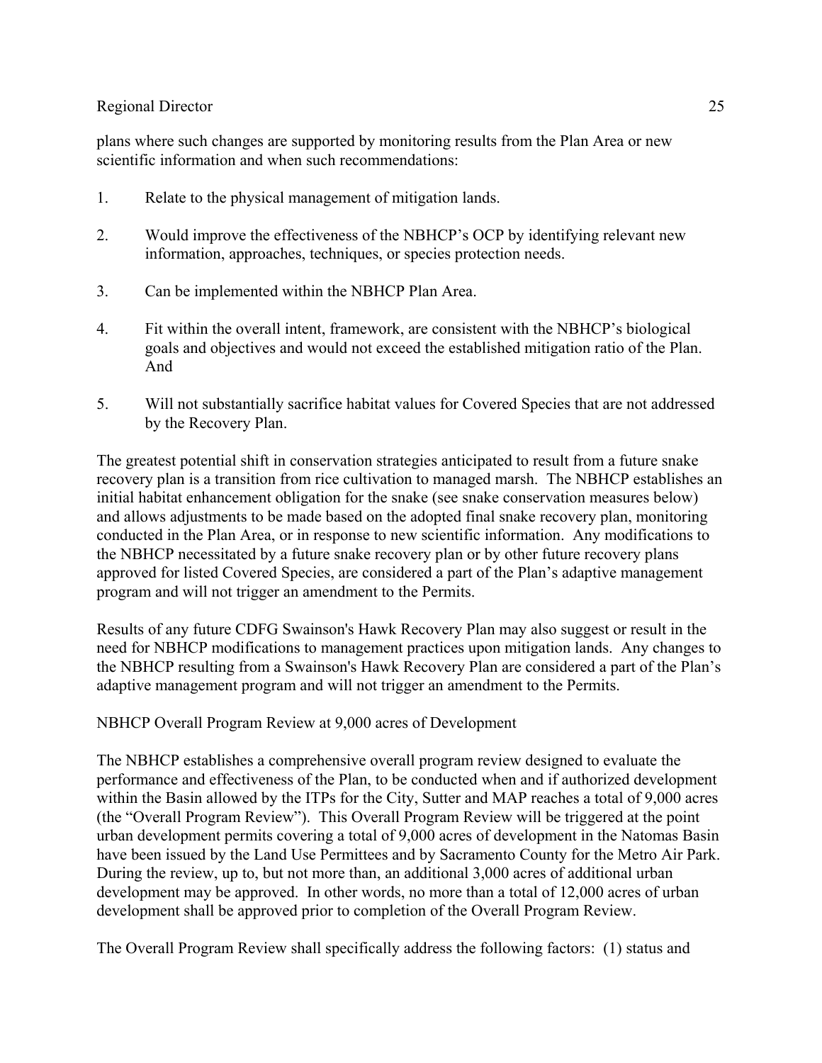plans where such changes are supported by monitoring results from the Plan Area or new scientific information and when such recommendations:

1. Relate to the physical management of mitigation lands.

2. Would improve the effectiveness of the NBHCP's OCP by identifying relevant new information, approaches, techniques, or species protection needs.

3. Can be implemented within the NBHCP Plan Area.

4. Fit within the overall intent, framework, are consistent with the NBHCP's biological goals and objectives and would not exceed the established mitigation ratio of the Plan. And

5. Will not substantially sacrifice habitat values for Covered Species that are not addressed by the Recovery Plan.

The greatest potential shift in conservation strategies anticipated to result from a future snake recovery plan is a transition from rice cultivation to managed marsh. The NBHCP establishes an initial habitat enhancement obligation for the snake (see snake conservation measures below) and allows adjustments to be made based on the adopted final snake recovery plan, monitoring conducted in the Plan Area, or in response to new scientific information. Any modifications to the NBHCP necessitated by a future snake recovery plan or by other future recovery plans approved for listed Covered Species, are considered a part of the Plan's adaptive management program and will not trigger an amendment to the Permits.

Results of any future CDFG Swainson's Hawk Recovery Plan may also suggest or result in the need for NBHCP modifications to management practices upon mitigation lands. Any changes to the NBHCP resulting from a Swainson's Hawk Recovery Plan are considered a part of the Plan's adaptive management program and will not trigger an amendment to the Permits.

NBHCP Overall Program Review at 9,000 acres of Development

The NBHCP establishes a comprehensive overall program review designed to evaluate the performance and effectiveness of the Plan, to be conducted when and if authorized development within the Basin allowed by the ITPs for the City, Sutter and MAP reaches a total of 9,000 acres (the "Overall Program Review"). This Overall Program Review will be triggered at the point urban development permits covering a total of 9,000 acres of development in the Natomas Basin have been issued by the Land Use Permittees and by Sacramento County for the Metro Air Park. During the review, up to, but not more than, an additional 3,000 acres of additional urban development may be approved. In other words, no more than a total of 12,000 acres of urban development shall be approved prior to completion of the Overall Program Review.

The Overall Program Review shall specifically address the following factors: (1) status and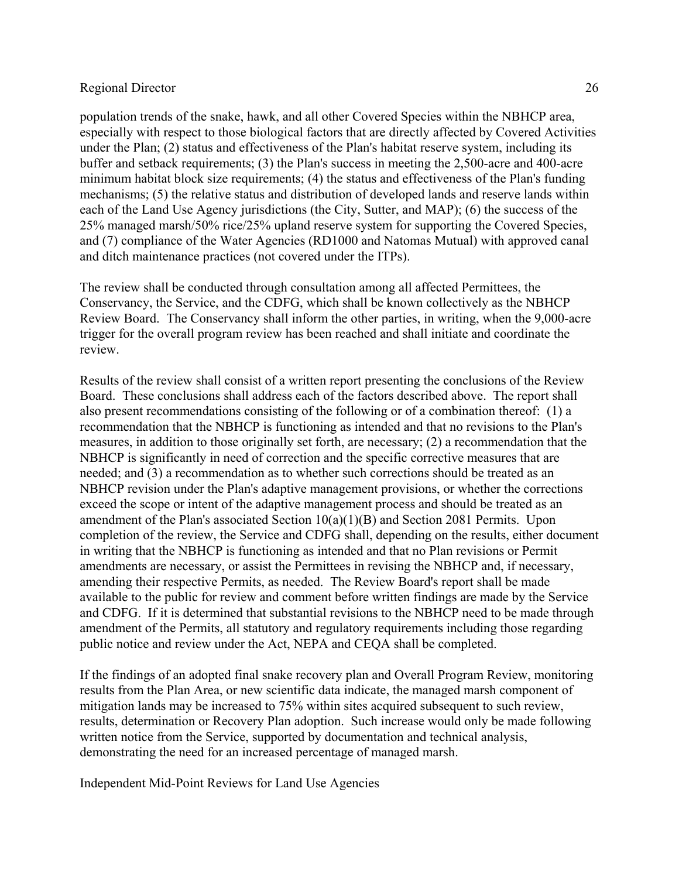population trends of the snake, hawk, and all other Covered Species within the NBHCP area, especially with respect to those biological factors that are directly affected by Covered Activities under the Plan; (2) status and effectiveness of the Plan's habitat reserve system, including its buffer and setback requirements; (3) the Plan's success in meeting the 2,500-acre and 400-acre minimum habitat block size requirements; (4) the status and effectiveness of the Plan's funding mechanisms; (5) the relative status and distribution of developed lands and reserve lands within each of the Land Use Agency jurisdictions (the City, Sutter, and MAP); (6) the success of the 25% managed marsh/50% rice/25% upland reserve system for supporting the Covered Species, and (7) compliance of the Water Agencies (RD1000 and Natomas Mutual) with approved canal and ditch maintenance practices (not covered under the ITPs).

The review shall be conducted through consultation among all affected Permittees, the Conservancy, the Service, and the CDFG, which shall be known collectively as the NBHCP Review Board. The Conservancy shall inform the other parties, in writing, when the 9,000-acre trigger for the overall program review has been reached and shall initiate and coordinate the review.

Results of the review shall consist of a written report presenting the conclusions of the Review Board. These conclusions shall address each of the factors described above. The report shall also present recommendations consisting of the following or of a combination thereof: (1) a recommendation that the NBHCP is functioning as intended and that no revisions to the Plan's measures, in addition to those originally set forth, are necessary; (2) a recommendation that the NBHCP is significantly in need of correction and the specific corrective measures that are needed; and (3) a recommendation as to whether such corrections should be treated as an NBHCP revision under the Plan's adaptive management provisions, or whether the corrections exceed the scope or intent of the adaptive management process and should be treated as an amendment of the Plan's associated Section 10(a)(1)(B) and Section 2081 Permits. Upon completion of the review, the Service and CDFG shall, depending on the results, either document in writing that the NBHCP is functioning as intended and that no Plan revisions or Permit amendments are necessary, or assist the Permittees in revising the NBHCP and, if necessary, amending their respective Permits, as needed. The Review Board's report shall be made available to the public for review and comment before written findings are made by the Service and CDFG. If it is determined that substantial revisions to the NBHCP need to be made through amendment of the Permits, all statutory and regulatory requirements including those regarding public notice and review under the Act, NEPA and CEQA shall be completed.

If the findings of an adopted final snake recovery plan and Overall Program Review, monitoring results from the Plan Area, or new scientific data indicate, the managed marsh component of mitigation lands may be increased to 75% within sites acquired subsequent to such review, results, determination or Recovery Plan adoption. Such increase would only be made following written notice from the Service, supported by documentation and technical analysis, demonstrating the need for an increased percentage of managed marsh.

Independent Mid-Point Reviews for Land Use Agencies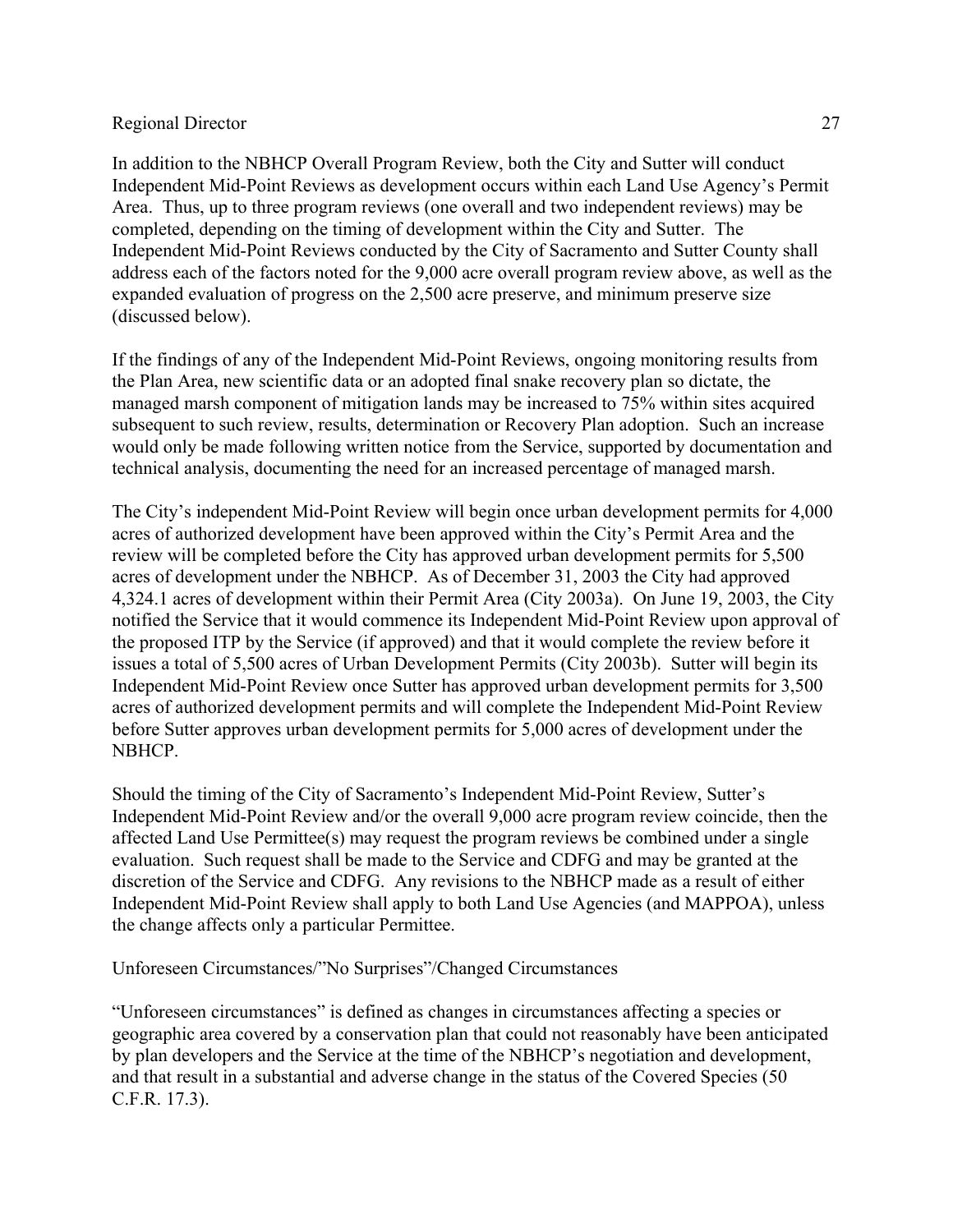In addition to the NBHCP Overall Program Review, both the City and Sutter will conduct Independent Mid-Point Reviews as development occurs within each Land Use Agency's Permit Area. Thus, up to three program reviews (one overall and two independent reviews) may be completed, depending on the timing of development within the City and Sutter. The Independent Mid-Point Reviews conducted by the City of Sacramento and Sutter County shall address each of the factors noted for the 9,000 acre overall program review above, as well as the expanded evaluation of progress on the 2,500 acre preserve, and minimum preserve size (discussed below).

If the findings of any of the Independent Mid-Point Reviews, ongoing monitoring results from the Plan Area, new scientific data or an adopted final snake recovery plan so dictate, the managed marsh component of mitigation lands may be increased to 75% within sites acquired subsequent to such review, results, determination or Recovery Plan adoption. Such an increase would only be made following written notice from the Service, supported by documentation and technical analysis, documenting the need for an increased percentage of managed marsh.

The City's independent Mid-Point Review will begin once urban development permits for 4,000 acres of authorized development have been approved within the City's Permit Area and the review will be completed before the City has approved urban development permits for 5,500 acres of development under the NBHCP. As of December 31, 2003 the City had approved 4,324.1 acres of development within their Permit Area (City 2003a). On June 19, 2003, the City notified the Service that it would commence its Independent Mid-Point Review upon approval of the proposed ITP by the Service (if approved) and that it would complete the review before it issues a total of 5,500 acres of Urban Development Permits (City 2003b). Sutter will begin its Independent Mid-Point Review once Sutter has approved urban development permits for 3,500 acres of authorized development permits and will complete the Independent Mid-Point Review before Sutter approves urban development permits for 5,000 acres of development under the NBHCP.

Should the timing of the City of Sacramento's Independent Mid-Point Review, Sutter's Independent Mid-Point Review and/or the overall 9,000 acre program review coincide, then the affected Land Use Permittee(s) may request the program reviews be combined under a single evaluation. Such request shall be made to the Service and CDFG and may be granted at the discretion of the Service and CDFG. Any revisions to the NBHCP made as a result of either Independent Mid-Point Review shall apply to both Land Use Agencies (and MAPPOA), unless the change affects only a particular Permittee.

Unforeseen Circumstances/"No Surprises"/Changed Circumstances

"Unforeseen circumstances" is defined as changes in circumstances affecting a species or geographic area covered by a conservation plan that could not reasonably have been anticipated by plan developers and the Service at the time of the NBHCP's negotiation and development, and that result in a substantial and adverse change in the status of the Covered Species (50 C.F.R. 17.3).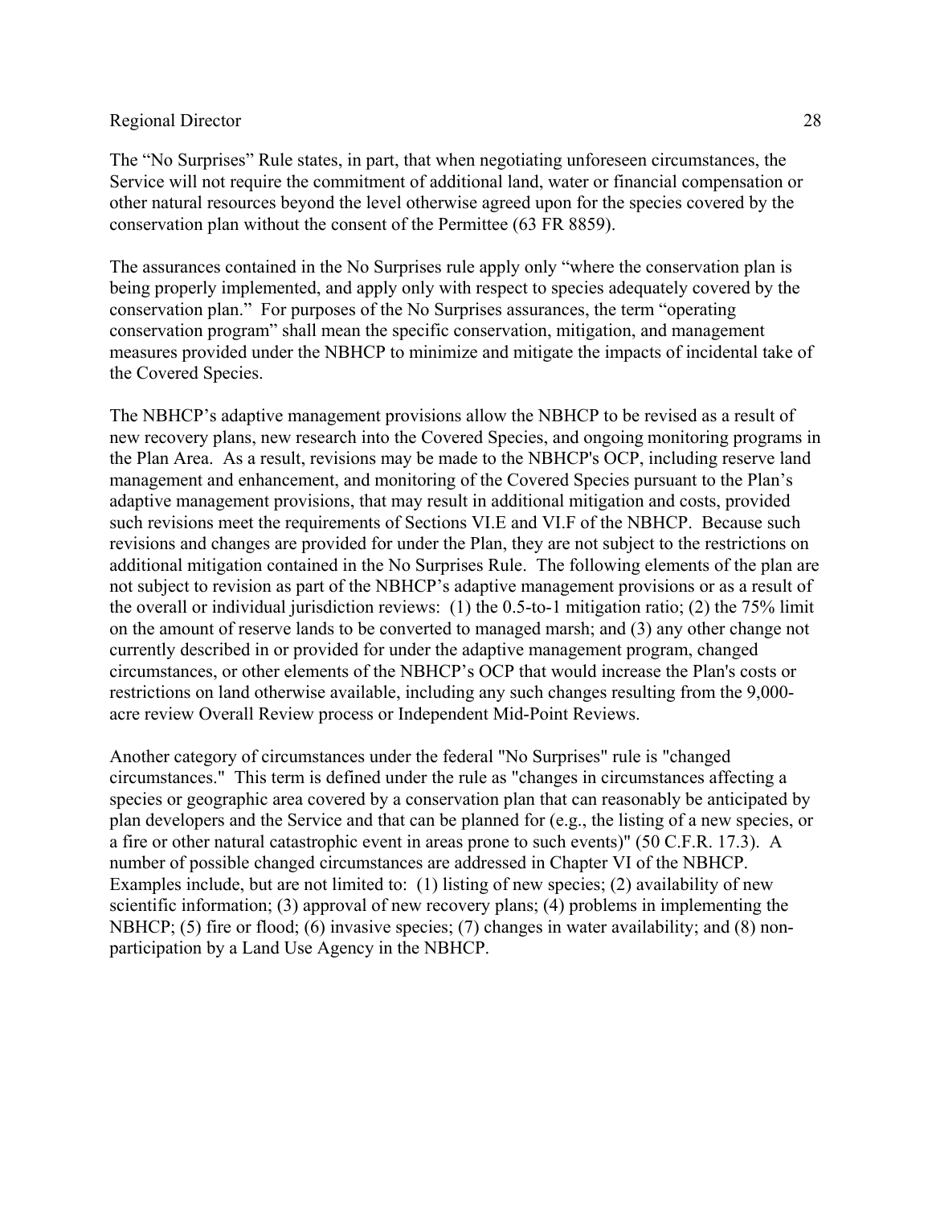The "No Surprises" Rule states, in part, that when negotiating unforeseen circumstances, the Service will not require the commitment of additional land, water or financial compensation or other natural resources beyond the level otherwise agreed upon for the species covered by the conservation plan without the consent of the Permittee (63 FR 8859).

The assurances contained in the No Surprises rule apply only "where the conservation plan is being properly implemented, and apply only with respect to species adequately covered by the conservation plan." For purposes of the No Surprises assurances, the term "operating conservation program" shall mean the specific conservation, mitigation, and management measures provided under the NBHCP to minimize and mitigate the impacts of incidental take of the Covered Species.

The NBHCP's adaptive management provisions allow the NBHCP to be revised as a result of new recovery plans, new research into the Covered Species, and ongoing monitoring programs in the Plan Area. As a result, revisions may be made to the NBHCP's OCP, including reserve land management and enhancement, and monitoring of the Covered Species pursuant to the Plan's adaptive management provisions, that may result in additional mitigation and costs, provided such revisions meet the requirements of Sections VI.E and VI.F of the NBHCP. Because such revisions and changes are provided for under the Plan, they are not subject to the restrictions on additional mitigation contained in the No Surprises Rule. The following elements of the plan are not subject to revision as part of the NBHCP's adaptive management provisions or as a result of the overall or individual jurisdiction reviews: (1) the 0.5-to-1 mitigation ratio; (2) the 75% limit on the amount of reserve lands to be converted to managed marsh; and (3) any other change not currently described in or provided for under the adaptive management program, changed circumstances, or other elements of the NBHCP's OCP that would increase the Plan's costs or restrictions on land otherwise available, including any such changes resulting from the 9,000-acre review Overall Review process or Independent Mid-Point Reviews.

Another category of circumstances under the federal "No Surprises" rule is "changed circumstances." This term is defined under the rule as "changes in circumstances affecting a species or geographic area covered by a conservation plan that can reasonably be anticipated by plan developers and the Service and that can be planned for (e.g., the listing of a new species, or a fire or other natural catastrophic event in areas prone to such events)" (50 C.F.R. 17.3). A number of possible changed circumstances are addressed in Chapter VI of the NBHCP. Examples include, but are not limited to: (1) listing of new species; (2) availability of new scientific information; (3) approval of new recovery plans; (4) problems in implementing the NBHCP; (5) fire or flood; (6) invasive species; (7) changes in water availability; and (8) non-participation by a Land Use Agency in the NBHCP.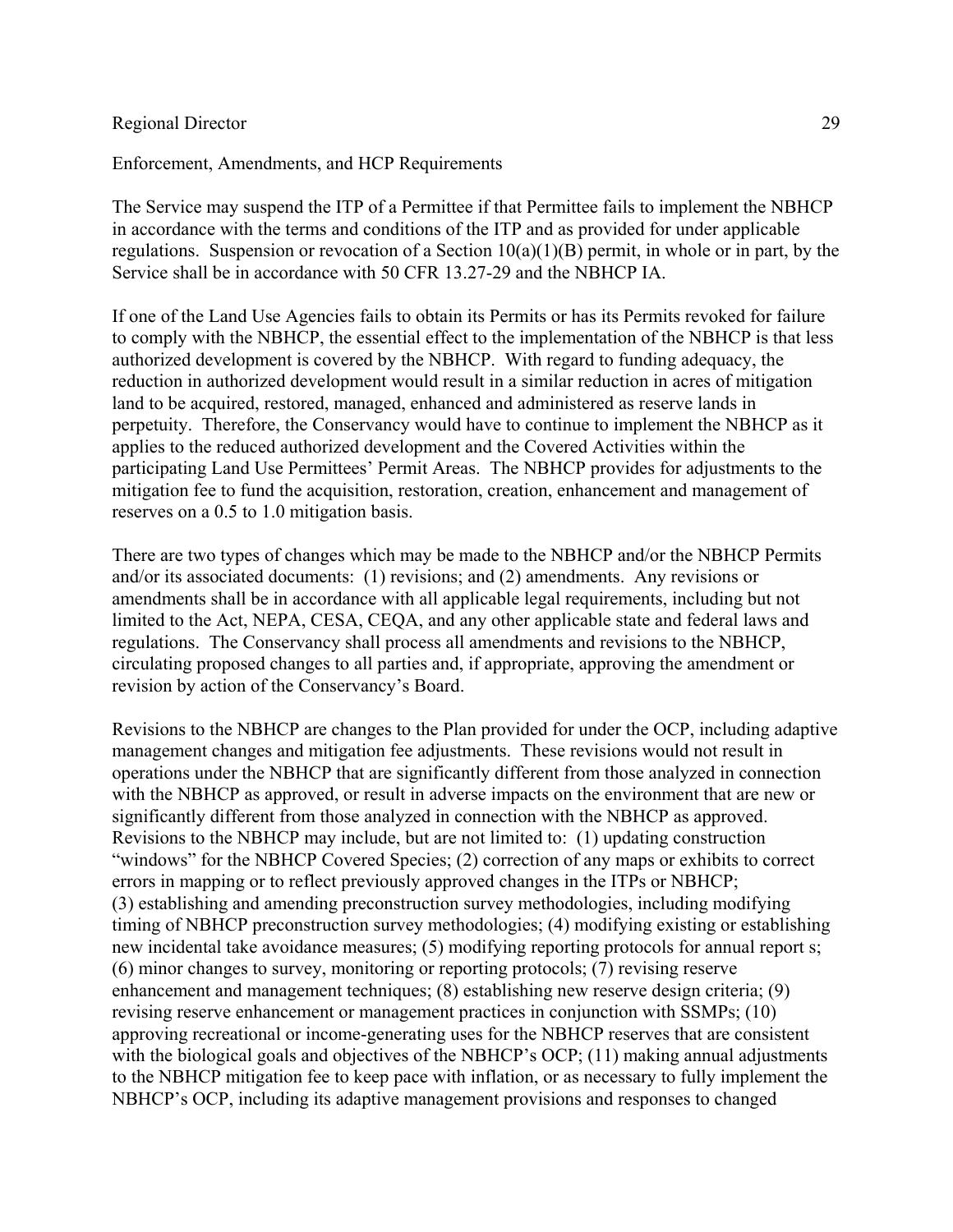Enforcement, Amendments, and HCP Requirements

The Service may suspend the ITP of a Permittee if that Permittee fails to implement the NBHCP in accordance with the terms and conditions of the ITP and as provided for under applicable regulations. Suspension or revocation of a Section 10(a)(1)(B) permit, in whole or in part, by the Service shall be in accordance with 50 CFR 13.27-29 and the NBHCP IA.

If one of the Land Use Agencies fails to obtain its Permits or has its Permits revoked for failure to comply with the NBHCP, the essential effect to the implementation of the NBHCP is that less authorized development is covered by the NBHCP. With regard to funding adequacy, the reduction in authorized development would result in a similar reduction in acres of mitigation land to be acquired, restored, managed, enhanced and administered as reserve lands in perpetuity. Therefore, the Conservancy would have to continue to implement the NBHCP as it applies to the reduced authorized development and the Covered Activities within the participating Land Use Permittees' Permit Areas. The NBHCP provides for adjustments to the mitigation fee to fund the acquisition, restoration, creation, enhancement and management of reserves on a 0.5 to 1.0 mitigation basis.

There are two types of changes which may be made to the NBHCP and/or the NBHCP Permits and/or its associated documents: (1) revisions; and (2) amendments. Any revisions or amendments shall be in accordance with all applicable legal requirements, including but not limited to the Act, NEPA, CESA, CEQA, and any other applicable state and federal laws and regulations. The Conservancy shall process all amendments and revisions to the NBHCP, circulating proposed changes to all parties and, if appropriate, approving the amendment or revision by action of the Conservancy's Board.

Revisions to the NBHCP are changes to the Plan provided for under the OCP, including adaptive management changes and mitigation fee adjustments. These revisions would not result in operations under the NBHCP that are significantly different from those analyzed in connection with the NBHCP as approved, or result in adverse impacts on the environment that are new or significantly different from those analyzed in connection with the NBHCP as approved. Revisions to the NBHCP may include, but are not limited to: (1) updating construction "windows" for the NBHCP Covered Species; (2) correction of any maps or exhibits to correct errors in mapping or to reflect previously approved changes in the ITPs or NBHCP; (3) establishing and amending preconstruction survey methodologies, including modifying timing of NBHCP preconstruction survey methodologies; (4) modifying existing or establishing new incidental take avoidance measures; (5) modifying reporting protocols for annual report s; (6) minor changes to survey, monitoring or reporting protocols; (7) revising reserve enhancement and management techniques; (8) establishing new reserve design criteria; (9) revising reserve enhancement or management practices in conjunction with SSMPs; (10) approving recreational or income-generating uses for the NBHCP reserves that are consistent with the biological goals and objectives of the NBHCP's OCP; (11) making annual adjustments to the NBHCP mitigation fee to keep pace with inflation, or as necessary to fully implement the NBHCP's OCP, including its adaptive management provisions and responses to changed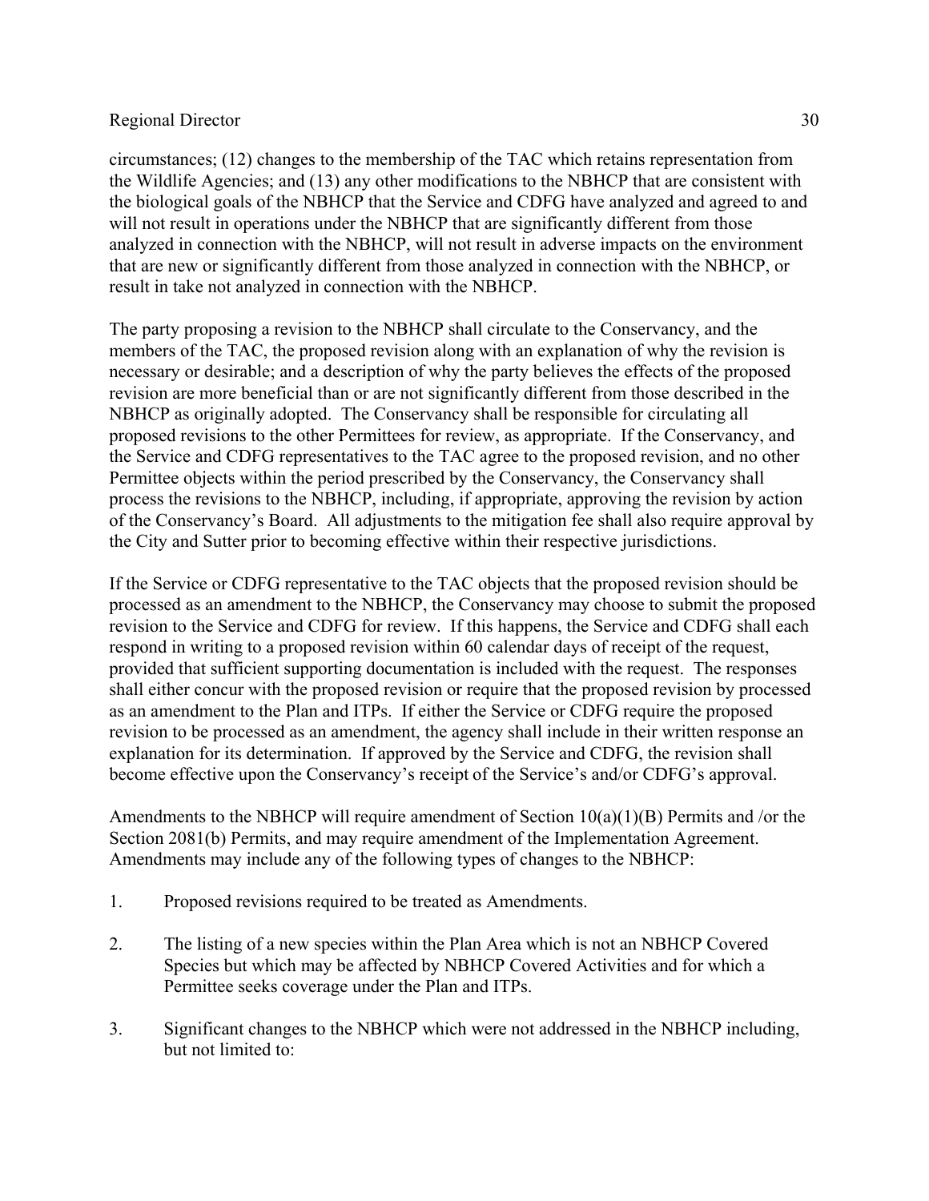circumstances; (12) changes to the membership of the TAC which retains representation from the Wildlife Agencies; and (13) any other modifications to the NBHCP that are consistent with the biological goals of the NBHCP that the Service and CDFG have analyzed and agreed to and will not result in operations under the NBHCP that are significantly different from those analyzed in connection with the NBHCP, will not result in adverse impacts on the environment that are new or significantly different from those analyzed in connection with the NBHCP, or result in take not analyzed in connection with the NBHCP.

The party proposing a revision to the NBHCP shall circulate to the Conservancy, and the members of the TAC, the proposed revision along with an explanation of why the revision is necessary or desirable; and a description of why the party believes the effects of the proposed revision are more beneficial than or are not significantly different from those described in the NBHCP as originally adopted. The Conservancy shall be responsible for circulating all proposed revisions to the other Permittees for review, as appropriate. If the Conservancy, and the Service and CDFG representatives to the TAC agree to the proposed revision, and no other Permittee objects within the period prescribed by the Conservancy, the Conservancy shall process the revisions to the NBHCP, including, if appropriate, approving the revision by action of the Conservancy's Board. All adjustments to the mitigation fee shall also require approval by the City and Sutter prior to becoming effective within their respective jurisdictions.

If the Service or CDFG representative to the TAC objects that the proposed revision should be processed as an amendment to the NBHCP, the Conservancy may choose to submit the proposed revision to the Service and CDFG for review. If this happens, the Service and CDFG shall each respond in writing to a proposed revision within 60 calendar days of receipt of the request, provided that sufficient supporting documentation is included with the request. The responses shall either concur with the proposed revision or require that the proposed revision by processed as an amendment to the Plan and ITPs. If either the Service or CDFG require the proposed revision to be processed as an amendment, the agency shall include in their written response an explanation for its determination. If approved by the Service and CDFG, the revision shall become effective upon the Conservancy's receipt of the Service's and/or CDFG's approval.

Amendments to the NBHCP will require amendment of Section 10(a)(1)(B) Permits and /or the Section 2081(b) Permits, and may require amendment of the Implementation Agreement. Amendments may include any of the following types of changes to the NBHCP:

1. Proposed revisions required to be treated as Amendments.

2. The listing of a new species within the Plan Area which is not an NBHCP Covered Species but which may be affected by NBHCP Covered Activities and for which a Permittee seeks coverage under the Plan and ITPs.

3. Significant changes to the NBHCP which were not addressed in the NBHCP including, but not limited to: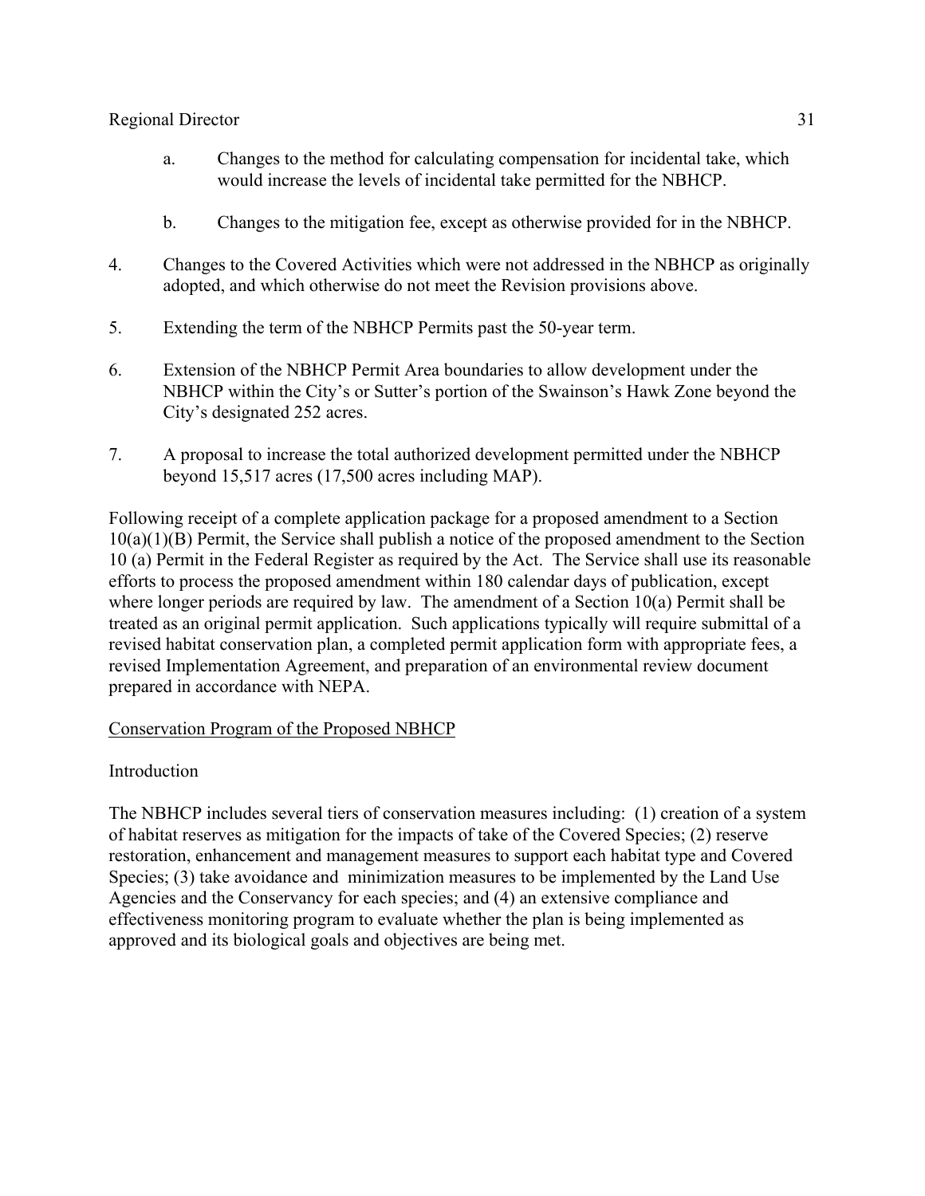a. Changes to the method for calculating compensation for incidental take, which would increase the levels of incidental take permitted for the NBHCP.

b. Changes to the mitigation fee, except as otherwise provided for in the NBHCP.

4. Changes to the Covered Activities which were not addressed in the NBHCP as originally adopted, and which otherwise do not meet the Revision provisions above.

5. Extending the term of the NBHCP Permits past the 50-year term.

6. Extension of the NBHCP Permit Area boundaries to allow development under the NBHCP within the City's or Sutter's portion of the Swainson's Hawk Zone beyond the City's designated 252 acres.

7. A proposal to increase the total authorized development permitted under the NBHCP beyond 15,517 acres (17,500 acres including MAP).

Following receipt of a complete application package for a proposed amendment to a Section 10(a)(1)(B) Permit, the Service shall publish a notice of the proposed amendment to the Section 10 (a) Permit in the Federal Register as required by the Act. The Service shall use its reasonable efforts to process the proposed amendment within 180 calendar days of publication, except where longer periods are required by law. The amendment of a Section 10(a) Permit shall be treated as an original permit application. Such applications typically will require submittal of a revised habitat conservation plan, a completed permit application form with appropriate fees, a revised Implementation Agreement, and preparation of an environmental review document prepared in accordance with NEPA.

<u>Conservation Program of the Proposed NBHCP</u>

Introduction

The NBHCP includes several tiers of conservation measures including: (1) creation of a system of habitat reserves as mitigation for the impacts of take of the Covered Species; (2) reserve restoration, enhancement and management measures to support each habitat type and Covered Species; (3) take avoidance and minimization measures to be implemented by the Land Use Agencies and the Conservancy for each species; and (4) an extensive compliance and effectiveness monitoring program to evaluate whether the plan is being implemented as approved and its biological goals and objectives are being met.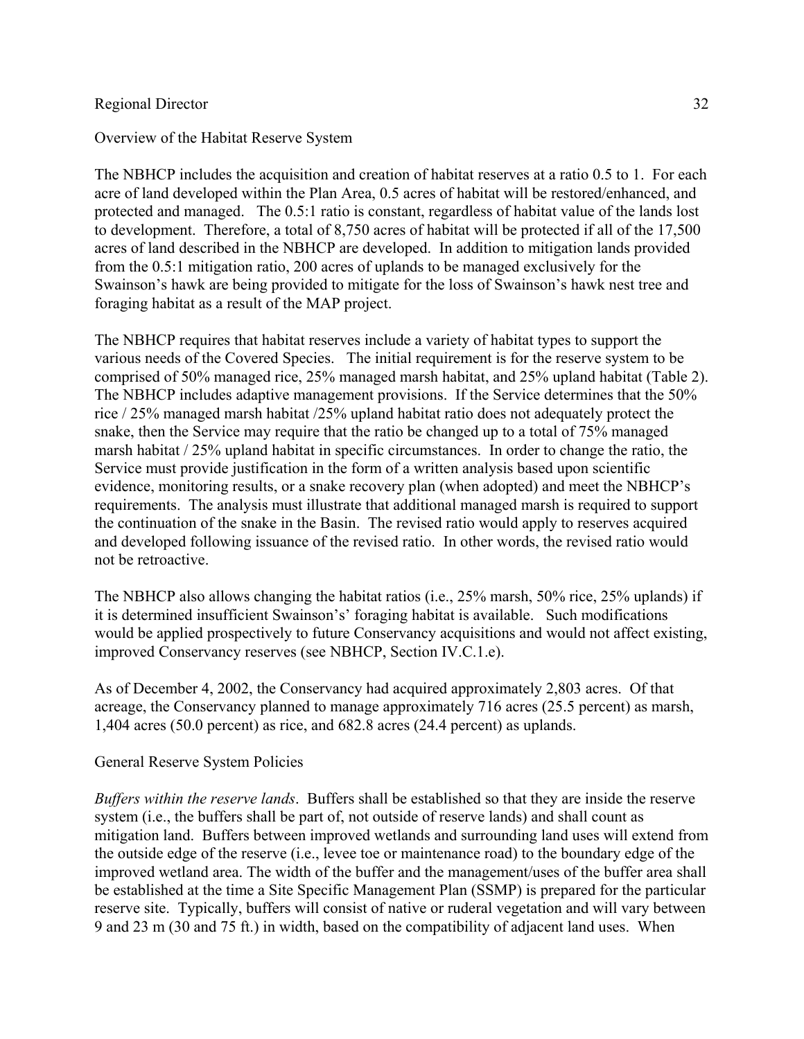## Overview of the Habitat Reserve System

The NBHCP includes the acquisition and creation of habitat reserves at a ratio 0.5 to 1. For each acre of land developed within the Plan Area, 0.5 acres of habitat will be restored/enhanced, and protected and managed. The 0.5:1 ratio is constant, regardless of habitat value of the lands lost to development. Therefore, a total of 8,750 acres of habitat will be protected if all of the 17,500 acres of land described in the NBHCP are developed. In addition to mitigation lands provided from the 0.5:1 mitigation ratio, 200 acres of uplands to be managed exclusively for the Swainson's hawk are being provided to mitigate for the loss of Swainson's hawk nest tree and foraging habitat as a result of the MAP project.

The NBHCP requires that habitat reserves include a variety of habitat types to support the various needs of the Covered Species. The initial requirement is for the reserve system to be comprised of 50% managed rice, 25% managed marsh habitat, and 25% upland habitat (Table 2). The NBHCP includes adaptive management provisions. If the Service determines that the 50% rice / 25% managed marsh habitat /25% upland habitat ratio does not adequately protect the snake, then the Service may require that the ratio be changed up to a total of 75% managed marsh habitat / 25% upland habitat in specific circumstances. In order to change the ratio, the Service must provide justification in the form of a written analysis based upon scientific evidence, monitoring results, or a snake recovery plan (when adopted) and meet the NBHCP's requirements. The analysis must illustrate that additional managed marsh is required to support the continuation of the snake in the Basin. The revised ratio would apply to reserves acquired and developed following issuance of the revised ratio. In other words, the revised ratio would not be retroactive.

The NBHCP also allows changing the habitat ratios (i.e., 25% marsh, 50% rice, 25% uplands) if it is determined insufficient Swainson's' foraging habitat is available. Such modifications would be applied prospectively to future Conservancy acquisitions and would not affect existing, improved Conservancy reserves (see NBHCP, Section IV.C.1.e).

As of December 4, 2002, the Conservancy had acquired approximately 2,803 acres. Of that acreage, the Conservancy planned to manage approximately 716 acres (25.5 percent) as marsh, 1,404 acres (50.0 percent) as rice, and 682.8 acres (24.4 percent) as uplands.

## General Reserve System Policies

*Buffers within the reserve lands*. Buffers shall be established so that they are inside the reserve system (i.e., the buffers shall be part of, not outside of reserve lands) and shall count as mitigation land. Buffers between improved wetlands and surrounding land uses will extend from the outside edge of the reserve (i.e., levee toe or maintenance road) to the boundary edge of the improved wetland area. The width of the buffer and the management/uses of the buffer area shall be established at the time a Site Specific Management Plan (SSMP) is prepared for the particular reserve site. Typically, buffers will consist of native or ruderal vegetation and will vary between 9 and 23 m (30 and 75 ft.) in width, based on the compatibility of adjacent land uses. When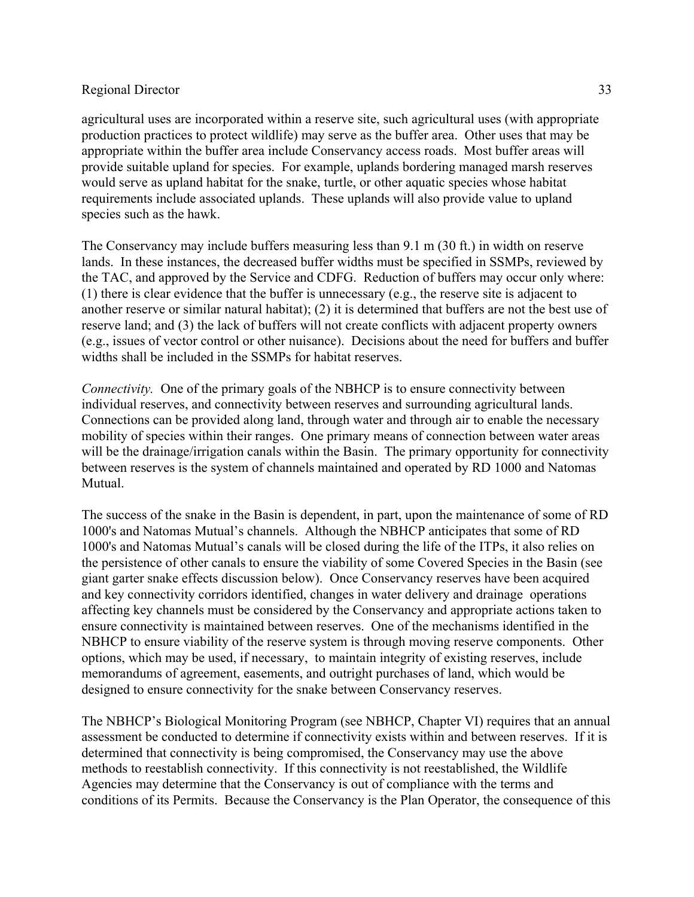agricultural uses are incorporated within a reserve site, such agricultural uses (with appropriate production practices to protect wildlife) may serve as the buffer area. Other uses that may be appropriate within the buffer area include Conservancy access roads. Most buffer areas will provide suitable upland for species. For example, uplands bordering managed marsh reserves would serve as upland habitat for the snake, turtle, or other aquatic species whose habitat requirements include associated uplands. These uplands will also provide value to upland species such as the hawk.

The Conservancy may include buffers measuring less than 9.1 m (30 ft.) in width on reserve lands. In these instances, the decreased buffer widths must be specified in SSMPs, reviewed by the TAC, and approved by the Service and CDFG. Reduction of buffers may occur only where: (1) there is clear evidence that the buffer is unnecessary (e.g., the reserve site is adjacent to another reserve or similar natural habitat); (2) it is determined that buffers are not the best use of reserve land; and (3) the lack of buffers will not create conflicts with adjacent property owners (e.g., issues of vector control or other nuisance). Decisions about the need for buffers and buffer widths shall be included in the SSMPs for habitat reserves.

*Connectivity.* One of the primary goals of the NBHCP is to ensure connectivity between individual reserves, and connectivity between reserves and surrounding agricultural lands. Connections can be provided along land, through water and through air to enable the necessary mobility of species within their ranges. One primary means of connection between water areas will be the drainage/irrigation canals within the Basin. The primary opportunity for connectivity between reserves is the system of channels maintained and operated by RD 1000 and Natomas Mutual.

The success of the snake in the Basin is dependent, in part, upon the maintenance of some of RD 1000's and Natomas Mutual's channels. Although the NBHCP anticipates that some of RD 1000's and Natomas Mutual's canals will be closed during the life of the ITPs, it also relies on the persistence of other canals to ensure the viability of some Covered Species in the Basin (see giant garter snake effects discussion below). Once Conservancy reserves have been acquired and key connectivity corridors identified, changes in water delivery and drainage operations affecting key channels must be considered by the Conservancy and appropriate actions taken to ensure connectivity is maintained between reserves. One of the mechanisms identified in the NBHCP to ensure viability of the reserve system is through moving reserve components. Other options, which may be used, if necessary, to maintain integrity of existing reserves, include memorandums of agreement, easements, and outright purchases of land, which would be designed to ensure connectivity for the snake between Conservancy reserves.

The NBHCP's Biological Monitoring Program (see NBHCP, Chapter VI) requires that an annual assessment be conducted to determine if connectivity exists within and between reserves. If it is determined that connectivity is being compromised, the Conservancy may use the above methods to reestablish connectivity. If this connectivity is not reestablished, the Wildlife Agencies may determine that the Conservancy is out of compliance with the terms and conditions of its Permits. Because the Conservancy is the Plan Operator, the consequence of this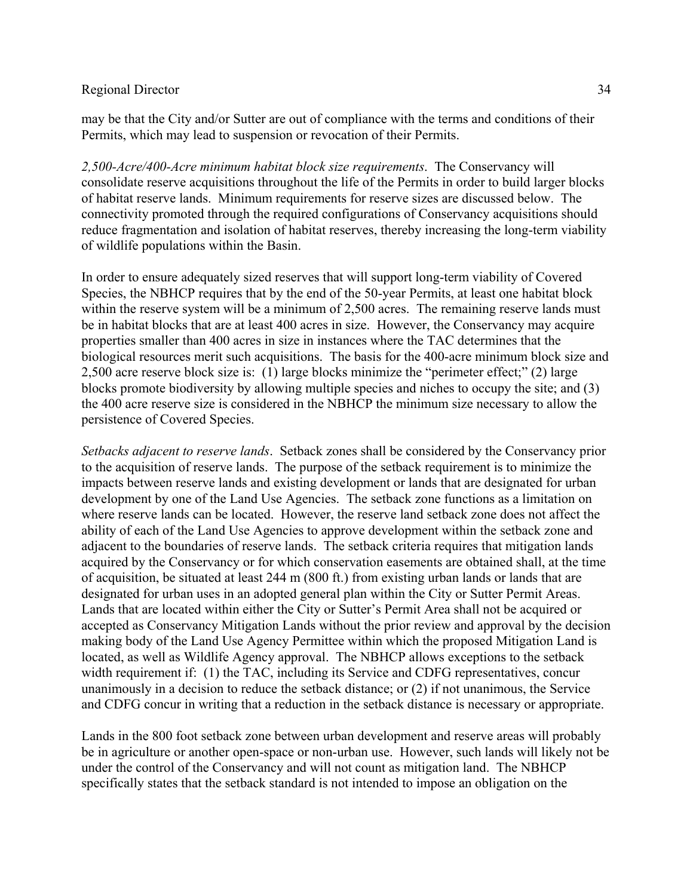may be that the City and/or Sutter are out of compliance with the terms and conditions of their Permits, which may lead to suspension or revocation of their Permits.

*2,500-Acre/400-Acre minimum habitat block size requirements*. The Conservancy will consolidate reserve acquisitions throughout the life of the Permits in order to build larger blocks of habitat reserve lands. Minimum requirements for reserve sizes are discussed below. The connectivity promoted through the required configurations of Conservancy acquisitions should reduce fragmentation and isolation of habitat reserves, thereby increasing the long-term viability of wildlife populations within the Basin.

In order to ensure adequately sized reserves that will support long-term viability of Covered Species, the NBHCP requires that by the end of the 50-year Permits, at least one habitat block within the reserve system will be a minimum of 2,500 acres. The remaining reserve lands must be in habitat blocks that are at least 400 acres in size. However, the Conservancy may acquire properties smaller than 400 acres in size in instances where the TAC determines that the biological resources merit such acquisitions. The basis for the 400-acre minimum block size and 2,500 acre reserve block size is: (1) large blocks minimize the "perimeter effect;" (2) large blocks promote biodiversity by allowing multiple species and niches to occupy the site; and (3) the 400 acre reserve size is considered in the NBHCP the minimum size necessary to allow the persistence of Covered Species.

*Setbacks adjacent to reserve lands*. Setback zones shall be considered by the Conservancy prior to the acquisition of reserve lands. The purpose of the setback requirement is to minimize the impacts between reserve lands and existing development or lands that are designated for urban development by one of the Land Use Agencies. The setback zone functions as a limitation on where reserve lands can be located. However, the reserve land setback zone does not affect the ability of each of the Land Use Agencies to approve development within the setback zone and adjacent to the boundaries of reserve lands. The setback criteria requires that mitigation lands acquired by the Conservancy or for which conservation easements are obtained shall, at the time of acquisition, be situated at least 244 m (800 ft.) from existing urban lands or lands that are designated for urban uses in an adopted general plan within the City or Sutter Permit Areas. Lands that are located within either the City or Sutter's Permit Area shall not be acquired or accepted as Conservancy Mitigation Lands without the prior review and approval by the decision making body of the Land Use Agency Permittee within which the proposed Mitigation Land is located, as well as Wildlife Agency approval. The NBHCP allows exceptions to the setback width requirement if: (1) the TAC, including its Service and CDFG representatives, concur unanimously in a decision to reduce the setback distance; or (2) if not unanimous, the Service and CDFG concur in writing that a reduction in the setback distance is necessary or appropriate.

Lands in the 800 foot setback zone between urban development and reserve areas will probably be in agriculture or another open-space or non-urban use. However, such lands will likely not be under the control of the Conservancy and will not count as mitigation land. The NBHCP specifically states that the setback standard is not intended to impose an obligation on the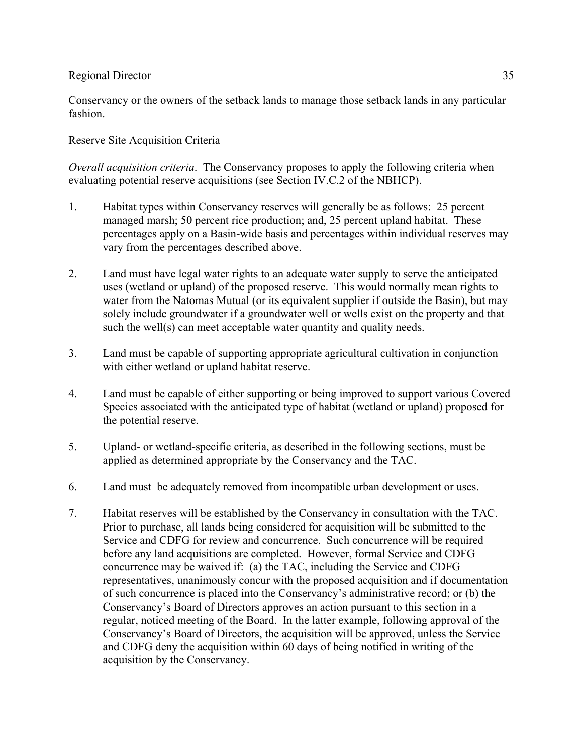Conservancy or the owners of the setback lands to manage those setback lands in any particular fashion.

Reserve Site Acquisition Criteria

*Overall acquisition criteria*. The Conservancy proposes to apply the following criteria when evaluating potential reserve acquisitions (see Section IV.C.2 of the NBHCP).

1. Habitat types within Conservancy reserves will generally be as follows: 25 percent managed marsh; 50 percent rice production; and, 25 percent upland habitat. These percentages apply on a Basin-wide basis and percentages within individual reserves may vary from the percentages described above.

2. Land must have legal water rights to an adequate water supply to serve the anticipated uses (wetland or upland) of the proposed reserve. This would normally mean rights to water from the Natomas Mutual (or its equivalent supplier if outside the Basin), but may solely include groundwater if a groundwater well or wells exist on the property and that such the well(s) can meet acceptable water quantity and quality needs.

3. Land must be capable of supporting appropriate agricultural cultivation in conjunction with either wetland or upland habitat reserve.

4. Land must be capable of either supporting or being improved to support various Covered Species associated with the anticipated type of habitat (wetland or upland) proposed for the potential reserve.

5. Upland- or wetland-specific criteria, as described in the following sections, must be applied as determined appropriate by the Conservancy and the TAC.

6. Land must be adequately removed from incompatible urban development or uses.

7. Habitat reserves will be established by the Conservancy in consultation with the TAC. Prior to purchase, all lands being considered for acquisition will be submitted to the Service and CDFG for review and concurrence. Such concurrence will be required before any land acquisitions are completed. However, formal Service and CDFG concurrence may be waived if: (a) the TAC, including the Service and CDFG representatives, unanimously concur with the proposed acquisition and if documentation of such concurrence is placed into the Conservancy's administrative record; or (b) the Conservancy's Board of Directors approves an action pursuant to this section in a regular, noticed meeting of the Board. In the latter example, following approval of the Conservancy's Board of Directors, the acquisition will be approved, unless the Service and CDFG deny the acquisition within 60 days of being notified in writing of the acquisition by the Conservancy.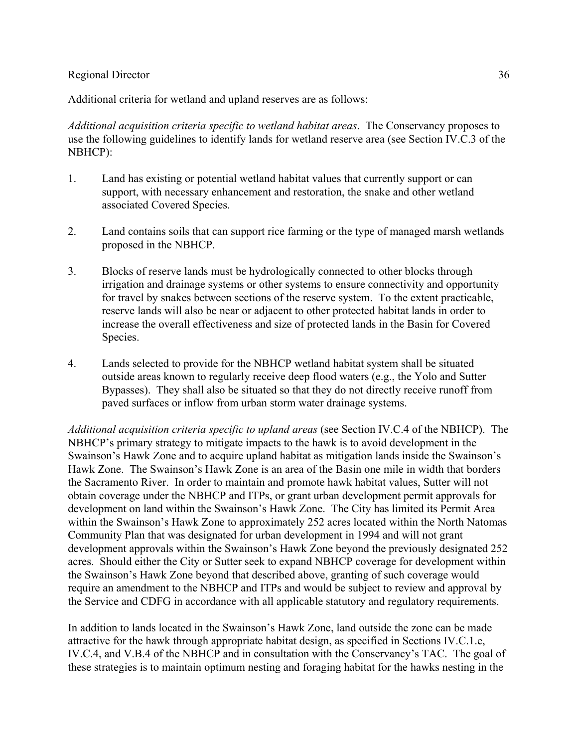Additional criteria for wetland and upland reserves are as follows:

*Additional acquisition criteria specific to wetland habitat areas*. The Conservancy proposes to use the following guidelines to identify lands for wetland reserve area (see Section IV.C.3 of the NBHCP):

1. Land has existing or potential wetland habitat values that currently support or can support, with necessary enhancement and restoration, the snake and other wetland associated Covered Species.

2. Land contains soils that can support rice farming or the type of managed marsh wetlands proposed in the NBHCP.

3. Blocks of reserve lands must be hydrologically connected to other blocks through irrigation and drainage systems or other systems to ensure connectivity and opportunity for travel by snakes between sections of the reserve system. To the extent practicable, reserve lands will also be near or adjacent to other protected habitat lands in order to increase the overall effectiveness and size of protected lands in the Basin for Covered Species.

4. Lands selected to provide for the NBHCP wetland habitat system shall be situated outside areas known to regularly receive deep flood waters (e.g., the Yolo and Sutter Bypasses). They shall also be situated so that they do not directly receive runoff from paved surfaces or inflow from urban storm water drainage systems.

*Additional acquisition criteria specific to upland areas* (see Section IV.C.4 of the NBHCP). The NBHCP's primary strategy to mitigate impacts to the hawk is to avoid development in the Swainson's Hawk Zone and to acquire upland habitat as mitigation lands inside the Swainson's Hawk Zone. The Swainson's Hawk Zone is an area of the Basin one mile in width that borders the Sacramento River. In order to maintain and promote hawk habitat values, Sutter will not obtain coverage under the NBHCP and ITPs, or grant urban development permit approvals for development on land within the Swainson's Hawk Zone. The City has limited its Permit Area within the Swainson's Hawk Zone to approximately 252 acres located within the North Natomas Community Plan that was designated for urban development in 1994 and will not grant development approvals within the Swainson's Hawk Zone beyond the previously designated 252 acres. Should either the City or Sutter seek to expand NBHCP coverage for development within the Swainson's Hawk Zone beyond that described above, granting of such coverage would require an amendment to the NBHCP and ITPs and would be subject to review and approval by the Service and CDFG in accordance with all applicable statutory and regulatory requirements.

In addition to lands located in the Swainson's Hawk Zone, land outside the zone can be made attractive for the hawk through appropriate habitat design, as specified in Sections IV.C.1.e, IV.C.4, and V.B.4 of the NBHCP and in consultation with the Conservancy's TAC. The goal of these strategies is to maintain optimum nesting and foraging habitat for the hawks nesting in the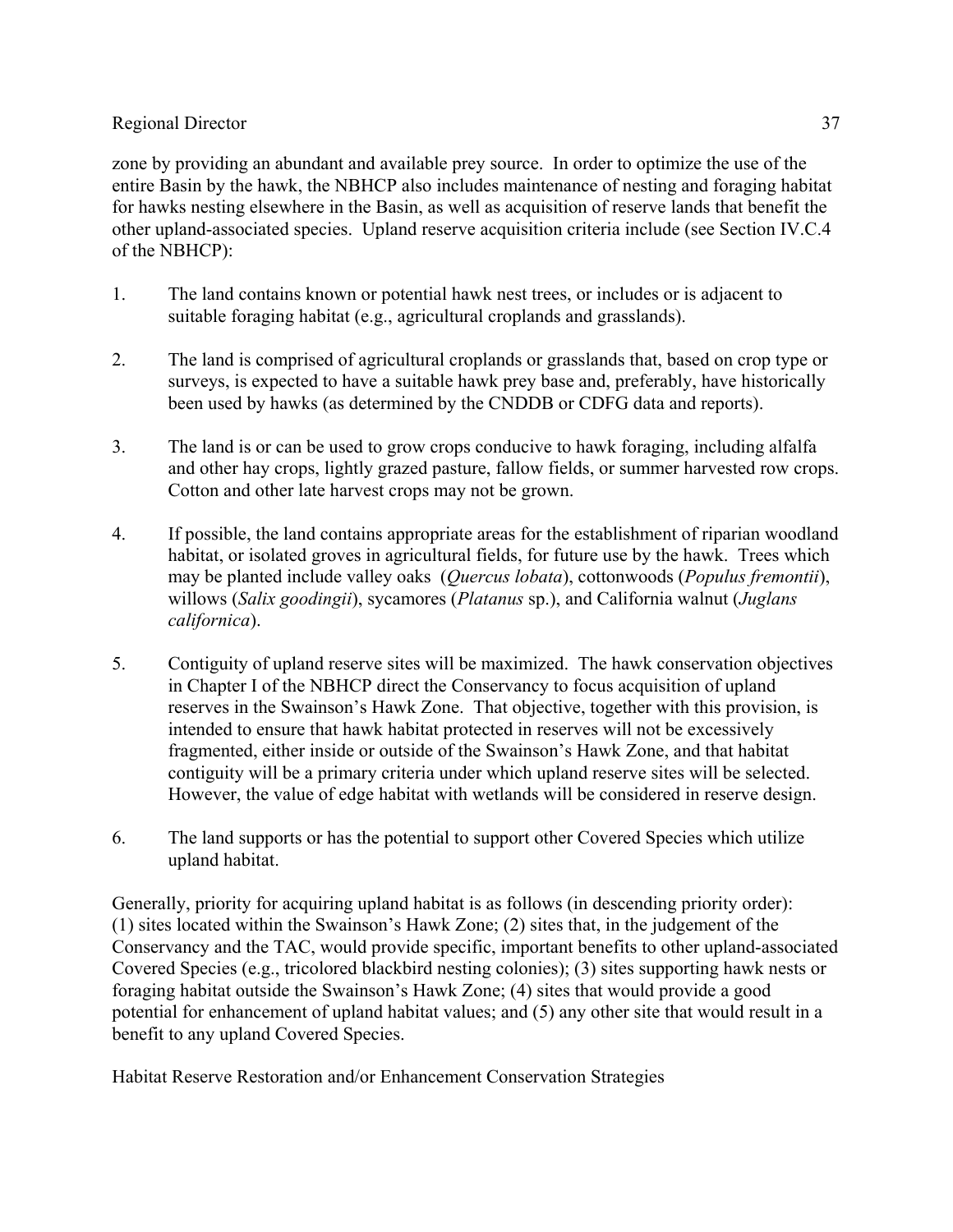zone by providing an abundant and available prey source. In order to optimize the use of the entire Basin by the hawk, the NBHCP also includes maintenance of nesting and foraging habitat for hawks nesting elsewhere in the Basin, as well as acquisition of reserve lands that benefit the other upland-associated species. Upland reserve acquisition criteria include (see Section IV.C.4 of the NBHCP):

1. The land contains known or potential hawk nest trees, or includes or is adjacent to suitable foraging habitat (e.g., agricultural croplands and grasslands).

2. The land is comprised of agricultural croplands or grasslands that, based on crop type or surveys, is expected to have a suitable hawk prey base and, preferably, have historically been used by hawks (as determined by the CNDDB or CDFG data and reports).

3. The land is or can be used to grow crops conducive to hawk foraging, including alfalfa and other hay crops, lightly grazed pasture, fallow fields, or summer harvested row crops. Cotton and other late harvest crops may not be grown.

4. If possible, the land contains appropriate areas for the establishment of riparian woodland habitat, or isolated groves in agricultural fields, for future use by the hawk. Trees which may be planted include valley oaks (*Quercus lobata*), cottonwoods (*Populus fremontii*), willows (*Salix goodingii*), sycamores (*Platanus* sp.), and California walnut (*Juglans californica*).

5. Contiguity of upland reserve sites will be maximized. The hawk conservation objectives in Chapter I of the NBHCP direct the Conservancy to focus acquisition of upland reserves in the Swainson's Hawk Zone. That objective, together with this provision, is intended to ensure that hawk habitat protected in reserves will not be excessively fragmented, either inside or outside of the Swainson's Hawk Zone, and that habitat contiguity will be a primary criteria under which upland reserve sites will be selected. However, the value of edge habitat with wetlands will be considered in reserve design.

6. The land supports or has the potential to support other Covered Species which utilize upland habitat.

Generally, priority for acquiring upland habitat is as follows (in descending priority order): (1) sites located within the Swainson's Hawk Zone; (2) sites that, in the judgement of the Conservancy and the TAC, would provide specific, important benefits to other upland-associated Covered Species (e.g., tricolored blackbird nesting colonies); (3) sites supporting hawk nests or foraging habitat outside the Swainson's Hawk Zone; (4) sites that would provide a good potential for enhancement of upland habitat values; and (5) any other site that would result in a benefit to any upland Covered Species.

Habitat Reserve Restoration and/or Enhancement Conservation Strategies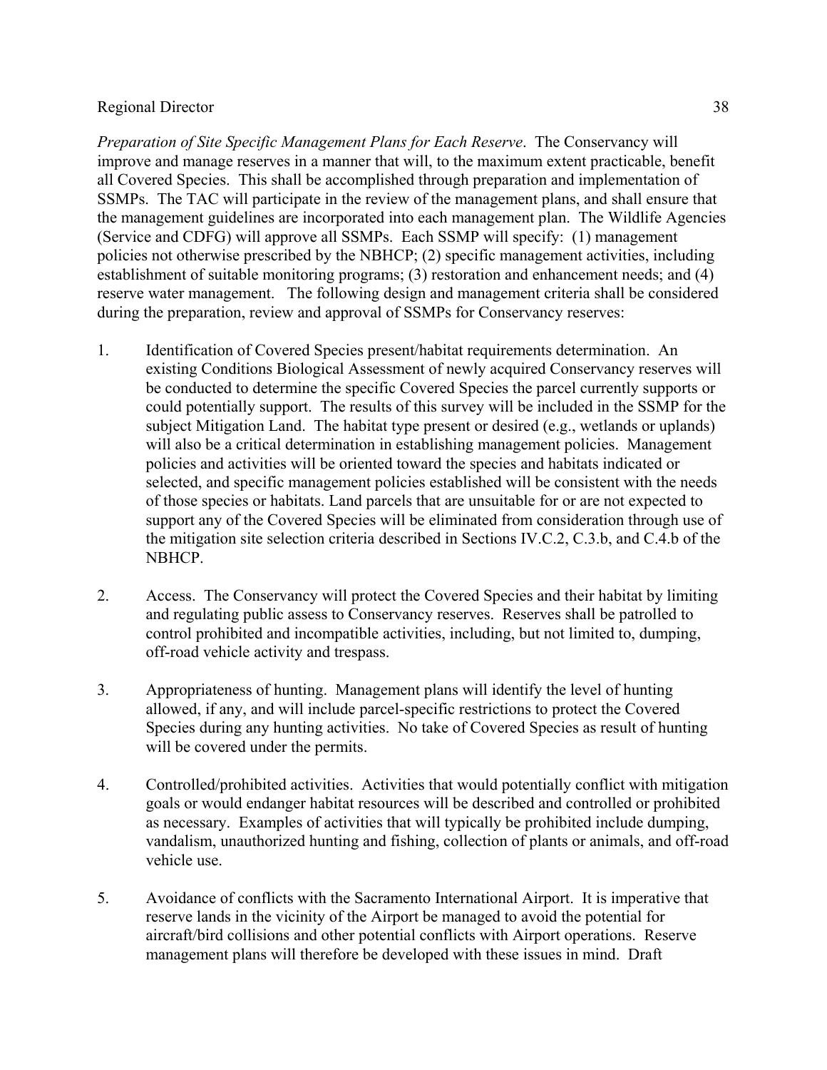*Preparation of Site Specific Management Plans for Each Reserve*. The Conservancy will improve and manage reserves in a manner that will, to the maximum extent practicable, benefit all Covered Species. This shall be accomplished through preparation and implementation of SSMPs. The TAC will participate in the review of the management plans, and shall ensure that the management guidelines are incorporated into each management plan. The Wildlife Agencies (Service and CDFG) will approve all SSMPs. Each SSMP will specify: (1) management policies not otherwise prescribed by the NBHCP; (2) specific management activities, including establishment of suitable monitoring programs; (3) restoration and enhancement needs; and (4) reserve water management. The following design and management criteria shall be considered during the preparation, review and approval of SSMPs for Conservancy reserves:

1. Identification of Covered Species present/habitat requirements determination. An existing Conditions Biological Assessment of newly acquired Conservancy reserves will be conducted to determine the specific Covered Species the parcel currently supports or could potentially support. The results of this survey will be included in the SSMP for the subject Mitigation Land. The habitat type present or desired (e.g., wetlands or uplands) will also be a critical determination in establishing management policies. Management policies and activities will be oriented toward the species and habitats indicated or selected, and specific management policies established will be consistent with the needs of those species or habitats. Land parcels that are unsuitable for or are not expected to support any of the Covered Species will be eliminated from consideration through use of the mitigation site selection criteria described in Sections IV.C.2, C.3.b, and C.4.b of the NBHCP.

2. Access. The Conservancy will protect the Covered Species and their habitat by limiting and regulating public assess to Conservancy reserves. Reserves shall be patrolled to control prohibited and incompatible activities, including, but not limited to, dumping, off-road vehicle activity and trespass.

3. Appropriateness of hunting. Management plans will identify the level of hunting allowed, if any, and will include parcel-specific restrictions to protect the Covered Species during any hunting activities. No take of Covered Species as result of hunting will be covered under the permits.

4. Controlled/prohibited activities. Activities that would potentially conflict with mitigation goals or would endanger habitat resources will be described and controlled or prohibited as necessary. Examples of activities that will typically be prohibited include dumping, vandalism, unauthorized hunting and fishing, collection of plants or animals, and off-road vehicle use.

5. Avoidance of conflicts with the Sacramento International Airport. It is imperative that reserve lands in the vicinity of the Airport be managed to avoid the potential for aircraft/bird collisions and other potential conflicts with Airport operations. Reserve management plans will therefore be developed with these issues in mind. Draft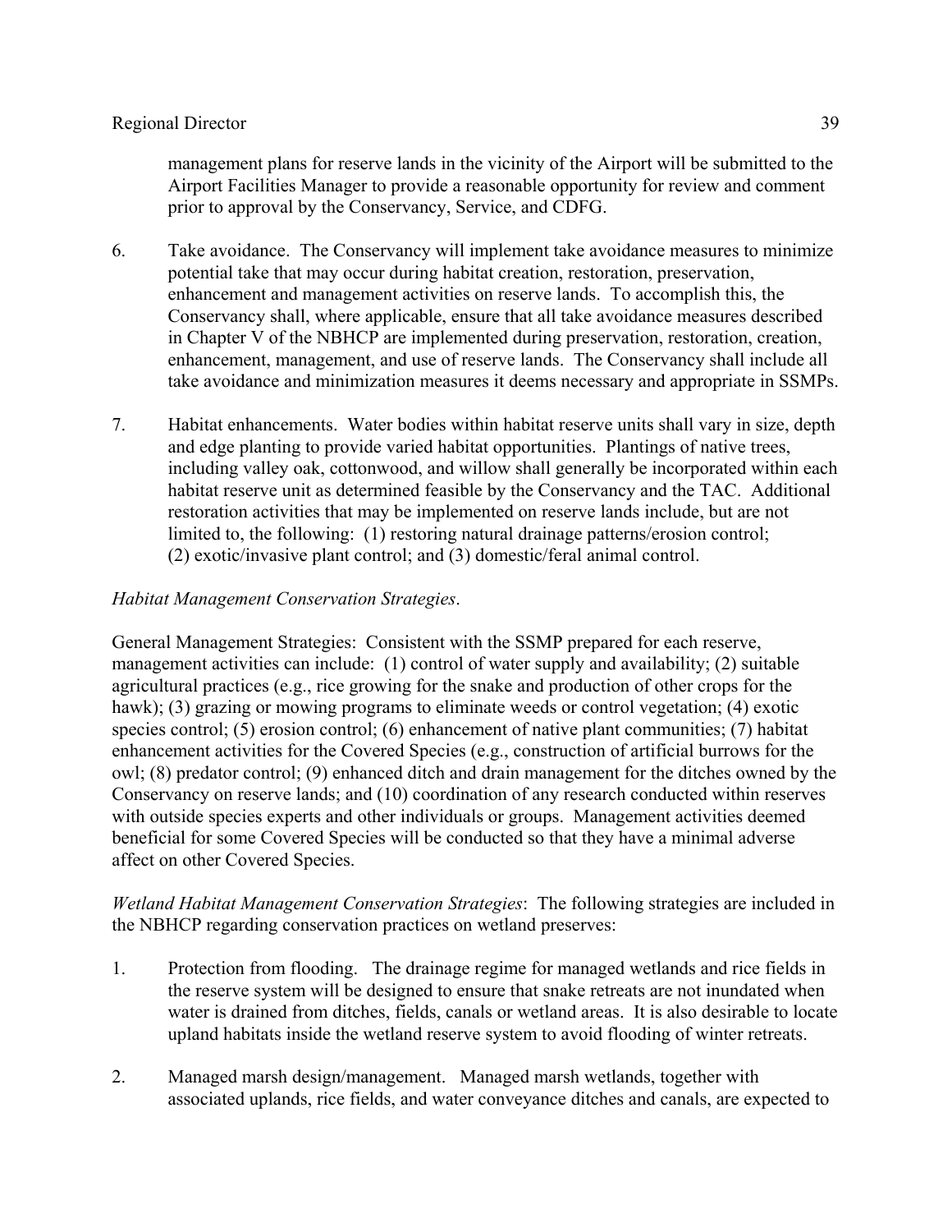management plans for reserve lands in the vicinity of the Airport will be submitted to the Airport Facilities Manager to provide a reasonable opportunity for review and comment prior to approval by the Conservancy, Service, and CDFG.

6. Take avoidance. The Conservancy will implement take avoidance measures to minimize potential take that may occur during habitat creation, restoration, preservation, enhancement and management activities on reserve lands. To accomplish this, the Conservancy shall, where applicable, ensure that all take avoidance measures described in Chapter V of the NBHCP are implemented during preservation, restoration, creation, enhancement, management, and use of reserve lands. The Conservancy shall include all take avoidance and minimization measures it deems necessary and appropriate in SSMPs.

7. Habitat enhancements. Water bodies within habitat reserve units shall vary in size, depth and edge planting to provide varied habitat opportunities. Plantings of native trees, including valley oak, cottonwood, and willow shall generally be incorporated within each habitat reserve unit as determined feasible by the Conservancy and the TAC. Additional restoration activities that may be implemented on reserve lands include, but are not limited to, the following: (1) restoring natural drainage patterns/erosion control; (2) exotic/invasive plant control; and (3) domestic/feral animal control.

*Habitat Management Conservation Strategies*.

General Management Strategies: Consistent with the SSMP prepared for each reserve, management activities can include: (1) control of water supply and availability; (2) suitable agricultural practices (e.g., rice growing for the snake and production of other crops for the hawk); (3) grazing or mowing programs to eliminate weeds or control vegetation; (4) exotic species control; (5) erosion control; (6) enhancement of native plant communities; (7) habitat enhancement activities for the Covered Species (e.g., construction of artificial burrows for the owl; (8) predator control; (9) enhanced ditch and drain management for the ditches owned by the Conservancy on reserve lands; and (10) coordination of any research conducted within reserves with outside species experts and other individuals or groups. Management activities deemed beneficial for some Covered Species will be conducted so that they have a minimal adverse affect on other Covered Species.

*Wetland Habitat Management Conservation Strategies*: The following strategies are included in the NBHCP regarding conservation practices on wetland preserves:

1. Protection from flooding. The drainage regime for managed wetlands and rice fields in the reserve system will be designed to ensure that snake retreats are not inundated when water is drained from ditches, fields, canals or wetland areas. It is also desirable to locate upland habitats inside the wetland reserve system to avoid flooding of winter retreats.

2. Managed marsh design/management. Managed marsh wetlands, together with associated uplands, rice fields, and water conveyance ditches and canals, are expected to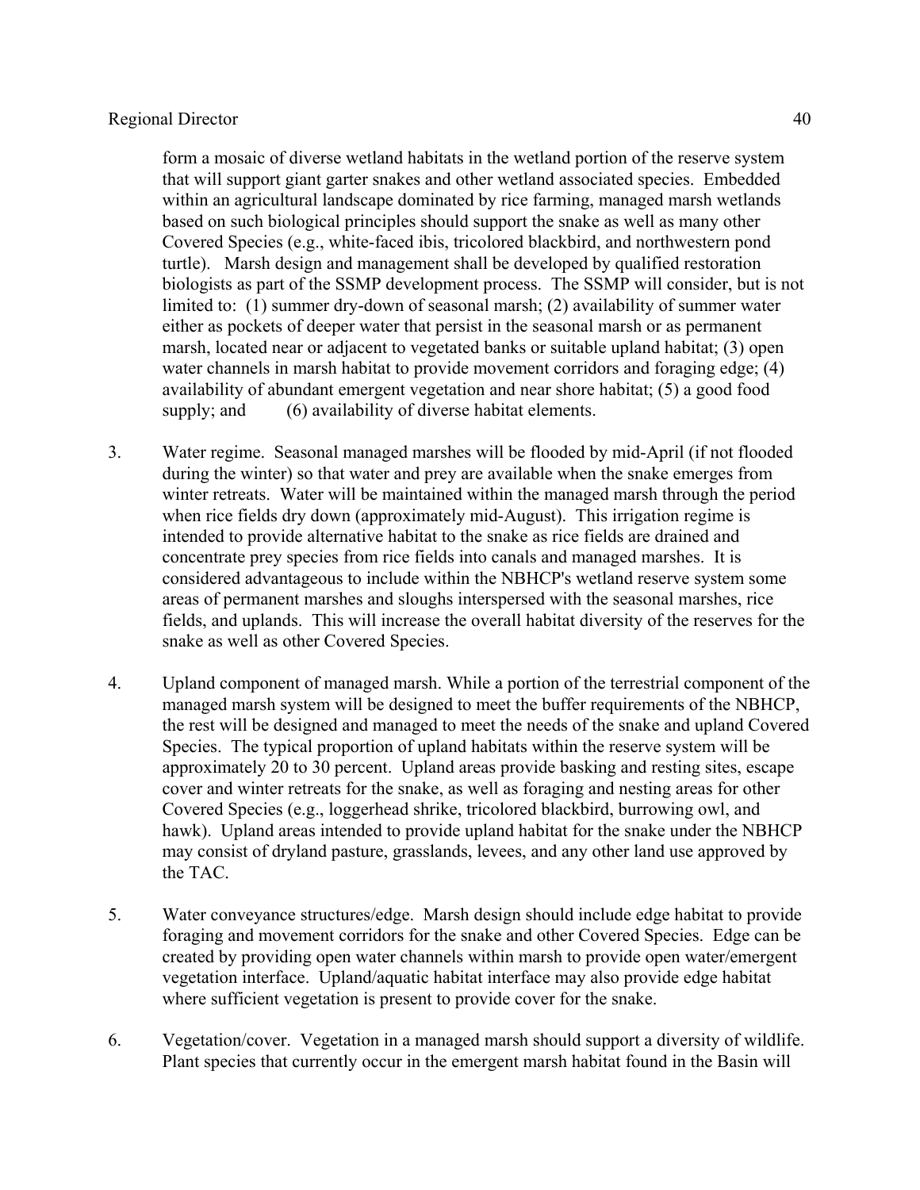form a mosaic of diverse wetland habitats in the wetland portion of the reserve system that will support giant garter snakes and other wetland associated species. Embedded within an agricultural landscape dominated by rice farming, managed marsh wetlands based on such biological principles should support the snake as well as many other Covered Species (e.g., white-faced ibis, tricolored blackbird, and northwestern pond turtle). Marsh design and management shall be developed by qualified restoration biologists as part of the SSMP development process. The SSMP will consider, but is not limited to: (1) summer dry-down of seasonal marsh; (2) availability of summer water either as pockets of deeper water that persist in the seasonal marsh or as permanent marsh, located near or adjacent to vegetated banks or suitable upland habitat; (3) open water channels in marsh habitat to provide movement corridors and foraging edge; (4) availability of abundant emergent vegetation and near shore habitat; (5) a good food supply; and (6) availability of diverse habitat elements.

3. Water regime. Seasonal managed marshes will be flooded by mid-April (if not flooded during the winter) so that water and prey are available when the snake emerges from winter retreats. Water will be maintained within the managed marsh through the period when rice fields dry down (approximately mid-August). This irrigation regime is intended to provide alternative habitat to the snake as rice fields are drained and concentrate prey species from rice fields into canals and managed marshes. It is considered advantageous to include within the NBHCP's wetland reserve system some areas of permanent marshes and sloughs interspersed with the seasonal marshes, rice fields, and uplands. This will increase the overall habitat diversity of the reserves for the snake as well as other Covered Species.

4. Upland component of managed marsh. While a portion of the terrestrial component of the managed marsh system will be designed to meet the buffer requirements of the NBHCP, the rest will be designed and managed to meet the needs of the snake and upland Covered Species. The typical proportion of upland habitats within the reserve system will be approximately 20 to 30 percent. Upland areas provide basking and resting sites, escape cover and winter retreats for the snake, as well as foraging and nesting areas for other Covered Species (e.g., loggerhead shrike, tricolored blackbird, burrowing owl, and hawk). Upland areas intended to provide upland habitat for the snake under the NBHCP may consist of dryland pasture, grasslands, levees, and any other land use approved by the TAC.

5. Water conveyance structures/edge. Marsh design should include edge habitat to provide foraging and movement corridors for the snake and other Covered Species. Edge can be created by providing open water channels within marsh to provide open water/emergent vegetation interface. Upland/aquatic habitat interface may also provide edge habitat where sufficient vegetation is present to provide cover for the snake.

6. Vegetation/cover. Vegetation in a managed marsh should support a diversity of wildlife. Plant species that currently occur in the emergent marsh habitat found in the Basin will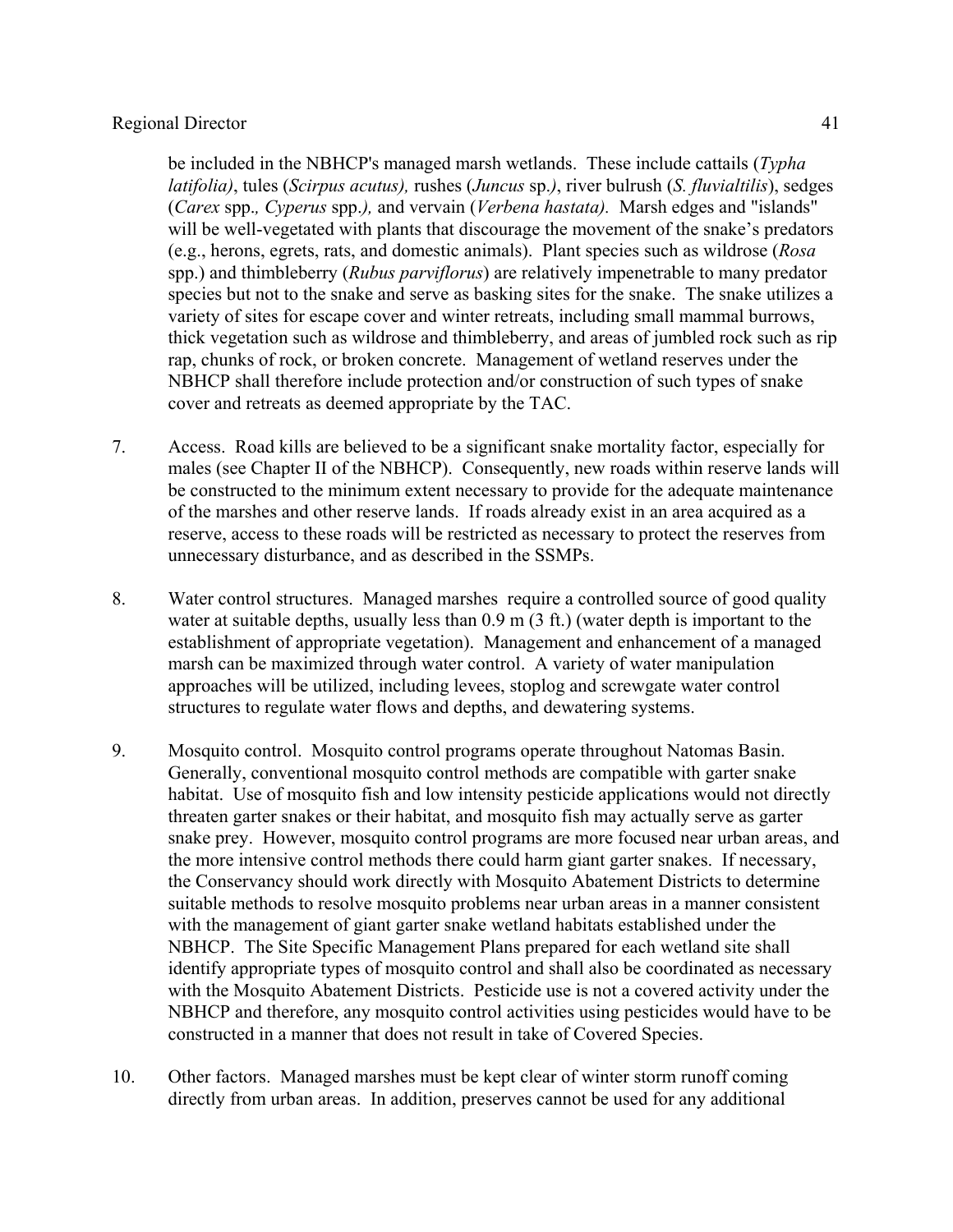be included in the NBHCP's managed marsh wetlands. These include cattails (*Typha latifolia)*, tules (*Scirpus acutus),* rushes (*Juncus* sp*.)*, river bulrush (*S. fluvialtilis*), sedges (*Carex* spp.*, Cyperus* spp.*),* and vervain (*Verbena hastata).* Marsh edges and "islands" will be well-vegetated with plants that discourage the movement of the snake's predators (e.g., herons, egrets, rats, and domestic animals). Plant species such as wildrose (*Rosa* spp.) and thimbleberry (*Rubus parviflorus*) are relatively impenetrable to many predator species but not to the snake and serve as basking sites for the snake. The snake utilizes a variety of sites for escape cover and winter retreats, including small mammal burrows, thick vegetation such as wildrose and thimbleberry, and areas of jumbled rock such as rip rap, chunks of rock, or broken concrete. Management of wetland reserves under the NBHCP shall therefore include protection and/or construction of such types of snake cover and retreats as deemed appropriate by the TAC.

7. Access. Road kills are believed to be a significant snake mortality factor, especially for males (see Chapter II of the NBHCP). Consequently, new roads within reserve lands will be constructed to the minimum extent necessary to provide for the adequate maintenance of the marshes and other reserve lands. If roads already exist in an area acquired as a reserve, access to these roads will be restricted as necessary to protect the reserves from unnecessary disturbance, and as described in the SSMPs.

8. Water control structures. Managed marshes require a controlled source of good quality water at suitable depths, usually less than 0.9 m (3 ft.) (water depth is important to the establishment of appropriate vegetation). Management and enhancement of a managed marsh can be maximized through water control. A variety of water manipulation approaches will be utilized, including levees, stoplog and screwgate water control structures to regulate water flows and depths, and dewatering systems.

9. Mosquito control. Mosquito control programs operate throughout Natomas Basin. Generally, conventional mosquito control methods are compatible with garter snake habitat. Use of mosquito fish and low intensity pesticide applications would not directly threaten garter snakes or their habitat, and mosquito fish may actually serve as garter snake prey. However, mosquito control programs are more focused near urban areas, and the more intensive control methods there could harm giant garter snakes. If necessary, the Conservancy should work directly with Mosquito Abatement Districts to determine suitable methods to resolve mosquito problems near urban areas in a manner consistent with the management of giant garter snake wetland habitats established under the NBHCP. The Site Specific Management Plans prepared for each wetland site shall identify appropriate types of mosquito control and shall also be coordinated as necessary with the Mosquito Abatement Districts. Pesticide use is not a covered activity under the NBHCP and therefore, any mosquito control activities using pesticides would have to be constructed in a manner that does not result in take of Covered Species.

10. Other factors. Managed marshes must be kept clear of winter storm runoff coming directly from urban areas. In addition, preserves cannot be used for any additional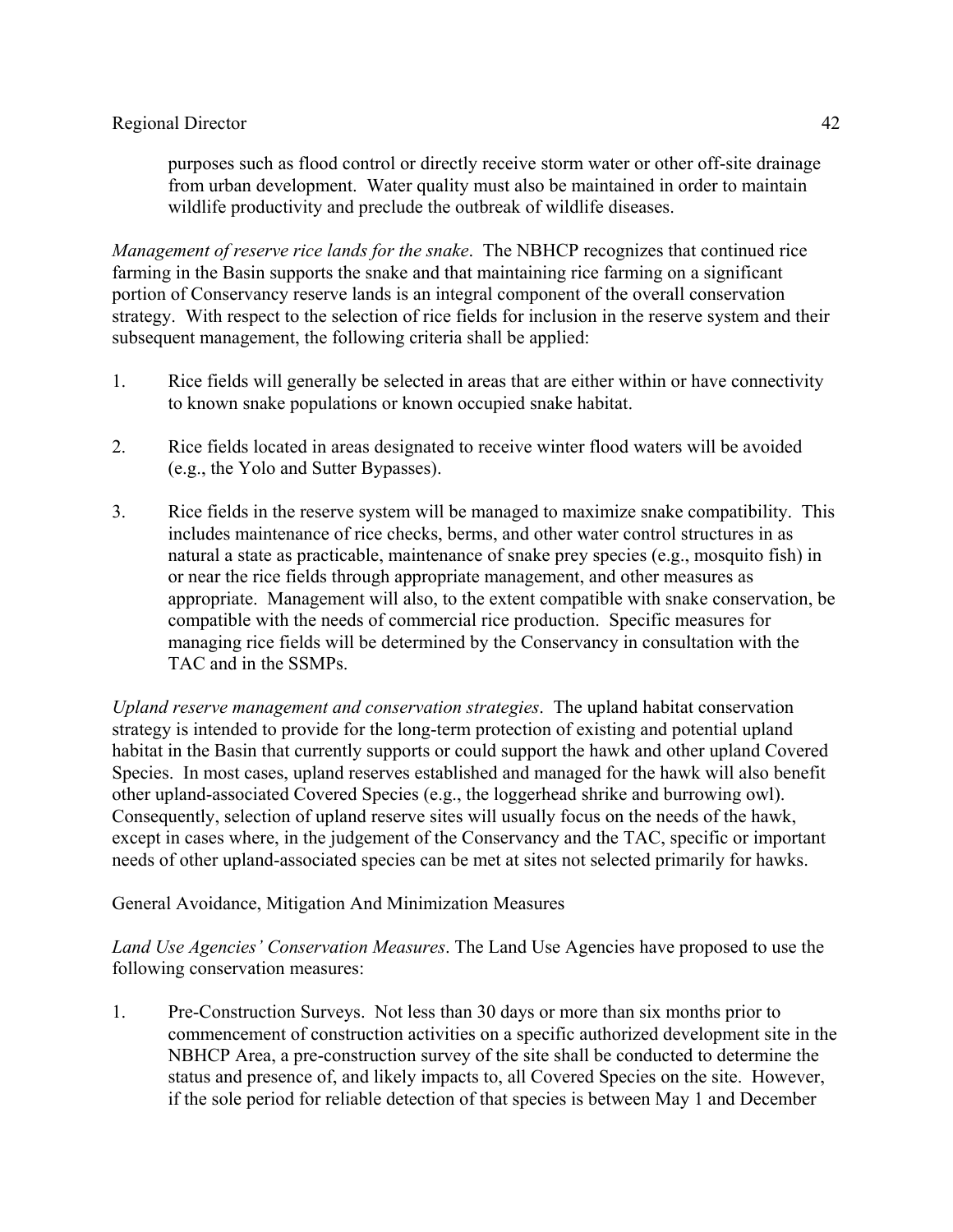purposes such as flood control or directly receive storm water or other off-site drainage from urban development. Water quality must also be maintained in order to maintain wildlife productivity and preclude the outbreak of wildlife diseases.

*Management of reserve rice lands for the snake*. The NBHCP recognizes that continued rice farming in the Basin supports the snake and that maintaining rice farming on a significant portion of Conservancy reserve lands is an integral component of the overall conservation strategy. With respect to the selection of rice fields for inclusion in the reserve system and their subsequent management, the following criteria shall be applied:

1. Rice fields will generally be selected in areas that are either within or have connectivity to known snake populations or known occupied snake habitat.

2. Rice fields located in areas designated to receive winter flood waters will be avoided (e.g., the Yolo and Sutter Bypasses).

3. Rice fields in the reserve system will be managed to maximize snake compatibility. This includes maintenance of rice checks, berms, and other water control structures in as natural a state as practicable, maintenance of snake prey species (e.g., mosquito fish) in or near the rice fields through appropriate management, and other measures as appropriate. Management will also, to the extent compatible with snake conservation, be compatible with the needs of commercial rice production. Specific measures for managing rice fields will be determined by the Conservancy in consultation with the TAC and in the SSMPs.

*Upland reserve management and conservation strategies*. The upland habitat conservation strategy is intended to provide for the long-term protection of existing and potential upland habitat in the Basin that currently supports or could support the hawk and other upland Covered Species. In most cases, upland reserves established and managed for the hawk will also benefit other upland-associated Covered Species (e.g., the loggerhead shrike and burrowing owl). Consequently, selection of upland reserve sites will usually focus on the needs of the hawk, except in cases where, in the judgement of the Conservancy and the TAC, specific or important needs of other upland-associated species can be met at sites not selected primarily for hawks.

General Avoidance, Mitigation And Minimization Measures

*Land Use Agencies' Conservation Measures*. The Land Use Agencies have proposed to use the following conservation measures:

1. Pre-Construction Surveys. Not less than 30 days or more than six months prior to commencement of construction activities on a specific authorized development site in the NBHCP Area, a pre-construction survey of the site shall be conducted to determine the status and presence of, and likely impacts to, all Covered Species on the site. However, if the sole period for reliable detection of that species is between May 1 and December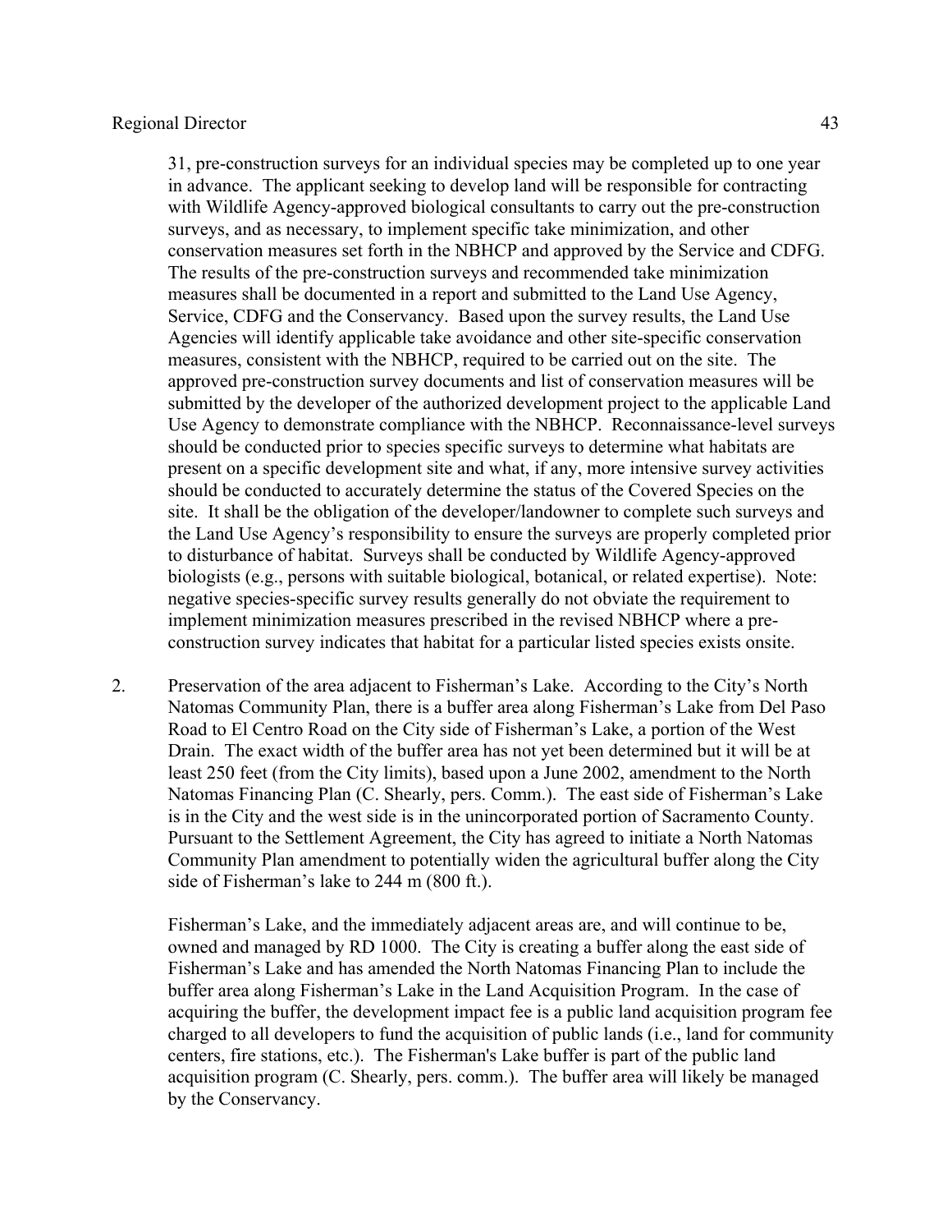31, pre-construction surveys for an individual species may be completed up to one year in advance. The applicant seeking to develop land will be responsible for contracting with Wildlife Agency-approved biological consultants to carry out the pre-construction surveys, and as necessary, to implement specific take minimization, and other conservation measures set forth in the NBHCP and approved by the Service and CDFG. The results of the pre-construction surveys and recommended take minimization measures shall be documented in a report and submitted to the Land Use Agency, Service, CDFG and the Conservancy. Based upon the survey results, the Land Use Agencies will identify applicable take avoidance and other site-specific conservation measures, consistent with the NBHCP, required to be carried out on the site. The approved pre-construction survey documents and list of conservation measures will be submitted by the developer of the authorized development project to the applicable Land Use Agency to demonstrate compliance with the NBHCP. Reconnaissance-level surveys should be conducted prior to species specific surveys to determine what habitats are present on a specific development site and what, if any, more intensive survey activities should be conducted to accurately determine the status of the Covered Species on the site. It shall be the obligation of the developer/landowner to complete such surveys and the Land Use Agency's responsibility to ensure the surveys are properly completed prior to disturbance of habitat. Surveys shall be conducted by Wildlife Agency-approved biologists (e.g., persons with suitable biological, botanical, or related expertise). Note: negative species-specific survey results generally do not obviate the requirement to implement minimization measures prescribed in the revised NBHCP where a pre-construction survey indicates that habitat for a particular listed species exists onsite.

2. Preservation of the area adjacent to Fisherman's Lake. According to the City's North Natomas Community Plan, there is a buffer area along Fisherman's Lake from Del Paso Road to El Centro Road on the City side of Fisherman's Lake, a portion of the West Drain. The exact width of the buffer area has not yet been determined but it will be at least 250 feet (from the City limits), based upon a June 2002, amendment to the North Natomas Financing Plan (C. Shearly, pers. Comm.). The east side of Fisherman's Lake is in the City and the west side is in the unincorporated portion of Sacramento County. Pursuant to the Settlement Agreement, the City has agreed to initiate a North Natomas Community Plan amendment to potentially widen the agricultural buffer along the City side of Fisherman's lake to 244 m (800 ft.).

   Fisherman's Lake, and the immediately adjacent areas are, and will continue to be, owned and managed by RD 1000. The City is creating a buffer along the east side of Fisherman's Lake and has amended the North Natomas Financing Plan to include the buffer area along Fisherman's Lake in the Land Acquisition Program. In the case of acquiring the buffer, the development impact fee is a public land acquisition program fee charged to all developers to fund the acquisition of public lands (i.e., land for community centers, fire stations, etc.). The Fisherman's Lake buffer is part of the public land acquisition program (C. Shearly, pers. comm.). The buffer area will likely be managed by the Conservancy.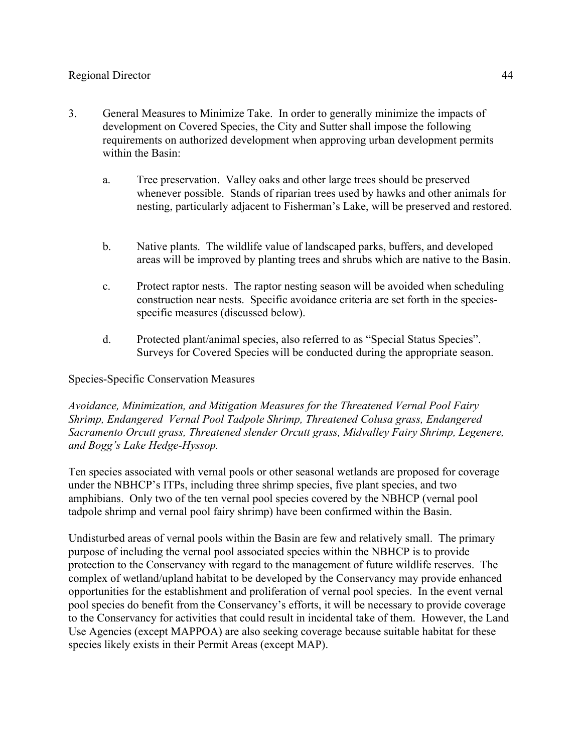3. General Measures to Minimize Take. In order to generally minimize the impacts of development on Covered Species, the City and Sutter shall impose the following requirements on authorized development when approving urban development permits within the Basin:

   a. Tree preservation. Valley oaks and other large trees should be preserved whenever possible. Stands of riparian trees used by hawks and other animals for nesting, particularly adjacent to Fisherman's Lake, will be preserved and restored.

   b. Native plants. The wildlife value of landscaped parks, buffers, and developed areas will be improved by planting trees and shrubs which are native to the Basin.

   c. Protect raptor nests. The raptor nesting season will be avoided when scheduling construction near nests. Specific avoidance criteria are set forth in the species-specific measures (discussed below).

   d. Protected plant/animal species, also referred to as "Special Status Species". Surveys for Covered Species will be conducted during the appropriate season.

Species-Specific Conservation Measures

*Avoidance, Minimization, and Mitigation Measures for the Threatened Vernal Pool Fairy Shrimp, Endangered Vernal Pool Tadpole Shrimp, Threatened Colusa grass, Endangered Sacramento Orcutt grass, Threatened slender Orcutt grass, Midvalley Fairy Shrimp, Legenere, and Bogg's Lake Hedge-Hyssop.*

Ten species associated with vernal pools or other seasonal wetlands are proposed for coverage under the NBHCP's ITPs, including three shrimp species, five plant species, and two amphibians. Only two of the ten vernal pool species covered by the NBHCP (vernal pool tadpole shrimp and vernal pool fairy shrimp) have been confirmed within the Basin.

Undisturbed areas of vernal pools within the Basin are few and relatively small. The primary purpose of including the vernal pool associated species within the NBHCP is to provide protection to the Conservancy with regard to the management of future wildlife reserves. The complex of wetland/upland habitat to be developed by the Conservancy may provide enhanced opportunities for the establishment and proliferation of vernal pool species. In the event vernal pool species do benefit from the Conservancy's efforts, it will be necessary to provide coverage to the Conservancy for activities that could result in incidental take of them. However, the Land Use Agencies (except MAPPOA) are also seeking coverage because suitable habitat for these species likely exists in their Permit Areas (except MAP).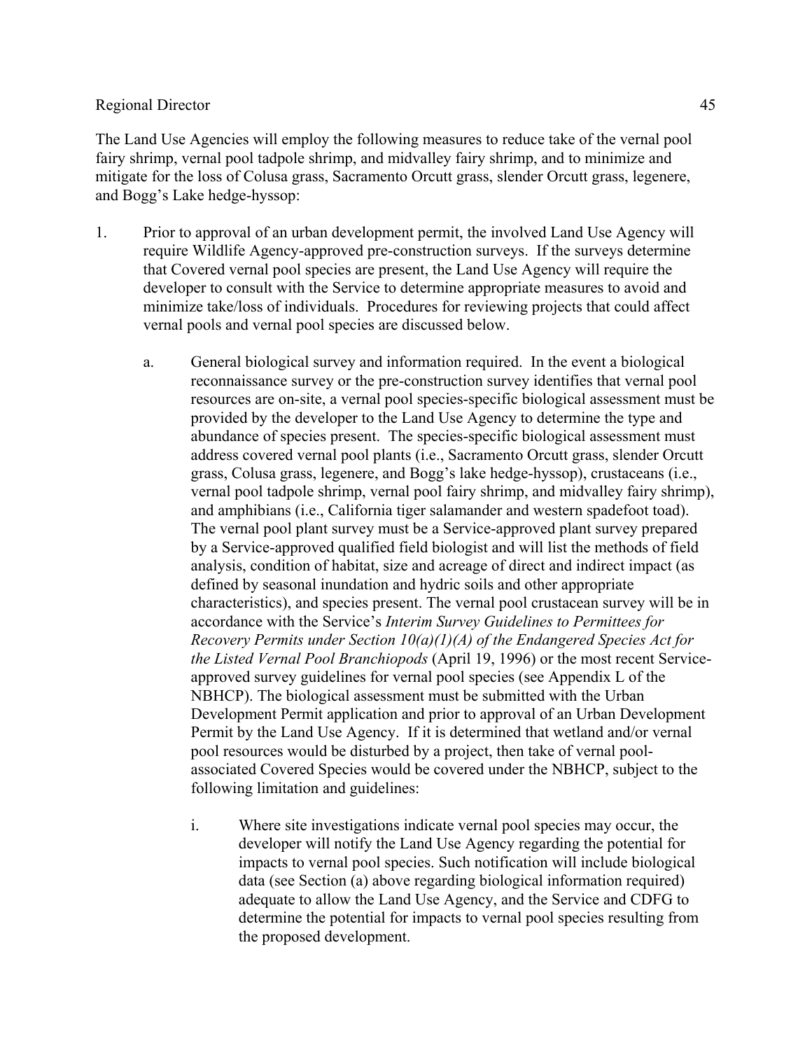The Land Use Agencies will employ the following measures to reduce take of the vernal pool fairy shrimp, vernal pool tadpole shrimp, and midvalley fairy shrimp, and to minimize and mitigate for the loss of Colusa grass, Sacramento Orcutt grass, slender Orcutt grass, legenere, and Bogg's Lake hedge-hyssop:

1. Prior to approval of an urban development permit, the involved Land Use Agency will require Wildlife Agency-approved pre-construction surveys. If the surveys determine that Covered vernal pool species are present, the Land Use Agency will require the developer to consult with the Service to determine appropriate measures to avoid and minimize take/loss of individuals. Procedures for reviewing projects that could affect vernal pools and vernal pool species are discussed below.

    a. General biological survey and information required. In the event a biological reconnaissance survey or the pre-construction survey identifies that vernal pool resources are on-site, a vernal pool species-specific biological assessment must be provided by the developer to the Land Use Agency to determine the type and abundance of species present. The species-specific biological assessment must address covered vernal pool plants (i.e., Sacramento Orcutt grass, slender Orcutt grass, Colusa grass, legenere, and Bogg's lake hedge-hyssop), crustaceans (i.e., vernal pool tadpole shrimp, vernal pool fairy shrimp, and midvalley fairy shrimp), and amphibians (i.e., California tiger salamander and western spadefoot toad). The vernal pool plant survey must be a Service-approved plant survey prepared by a Service-approved qualified field biologist and will list the methods of field analysis, condition of habitat, size and acreage of direct and indirect impact (as defined by seasonal inundation and hydric soils and other appropriate characteristics), and species present. The vernal pool crustacean survey will be in accordance with the Service's *Interim Survey Guidelines to Permittees for Recovery Permits under Section 10(a)(1)(A) of the Endangered Species Act for the Listed Vernal Pool Branchiopods* (April 19, 1996) or the most recent Service-approved survey guidelines for vernal pool species (see Appendix L of the NBHCP). The biological assessment must be submitted with the Urban Development Permit application and prior to approval of an Urban Development Permit by the Land Use Agency. If it is determined that wetland and/or vernal pool resources would be disturbed by a project, then take of vernal pool-associated Covered Species would be covered under the NBHCP, subject to the following limitation and guidelines:

        i. Where site investigations indicate vernal pool species may occur, the developer will notify the Land Use Agency regarding the potential for impacts to vernal pool species. Such notification will include biological data (see Section (a) above regarding biological information required) adequate to allow the Land Use Agency, and the Service and CDFG to determine the potential for impacts to vernal pool species resulting from the proposed development.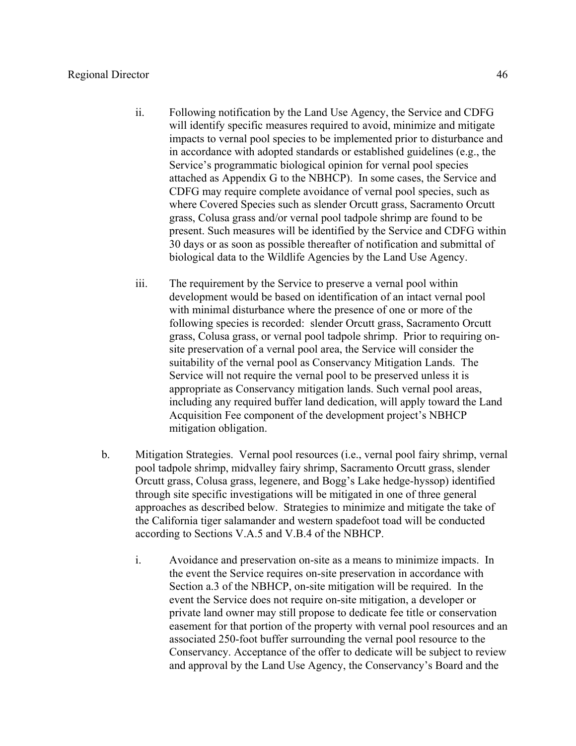ii. Following notification by the Land Use Agency, the Service and CDFG will identify specific measures required to avoid, minimize and mitigate impacts to vernal pool species to be implemented prior to disturbance and in accordance with adopted standards or established guidelines (e.g., the Service's programmatic biological opinion for vernal pool species attached as Appendix G to the NBHCP). In some cases, the Service and CDFG may require complete avoidance of vernal pool species, such as where Covered Species such as slender Orcutt grass, Sacramento Orcutt grass, Colusa grass and/or vernal pool tadpole shrimp are found to be present. Such measures will be identified by the Service and CDFG within 30 days or as soon as possible thereafter of notification and submittal of biological data to the Wildlife Agencies by the Land Use Agency.

iii. The requirement by the Service to preserve a vernal pool within development would be based on identification of an intact vernal pool with minimal disturbance where the presence of one or more of the following species is recorded: slender Orcutt grass, Sacramento Orcutt grass, Colusa grass, or vernal pool tadpole shrimp. Prior to requiring on-site preservation of a vernal pool area, the Service will consider the suitability of the vernal pool as Conservancy Mitigation Lands. The Service will not require the vernal pool to be preserved unless it is appropriate as Conservancy mitigation lands. Such vernal pool areas, including any required buffer land dedication, will apply toward the Land Acquisition Fee component of the development project's NBHCP mitigation obligation.

b. Mitigation Strategies. Vernal pool resources (i.e., vernal pool fairy shrimp, vernal pool tadpole shrimp, midvalley fairy shrimp, Sacramento Orcutt grass, slender Orcutt grass, Colusa grass, legenere, and Bogg's Lake hedge-hyssop) identified through site specific investigations will be mitigated in one of three general approaches as described below. Strategies to minimize and mitigate the take of the California tiger salamander and western spadefoot toad will be conducted according to Sections V.A.5 and V.B.4 of the NBHCP.

i. Avoidance and preservation on-site as a means to minimize impacts. In the event the Service requires on-site preservation in accordance with Section a.3 of the NBHCP, on-site mitigation will be required. In the event the Service does not require on-site mitigation, a developer or private land owner may still propose to dedicate fee title or conservation easement for that portion of the property with vernal pool resources and an associated 250-foot buffer surrounding the vernal pool resource to the Conservancy. Acceptance of the offer to dedicate will be subject to review and approval by the Land Use Agency, the Conservancy's Board and the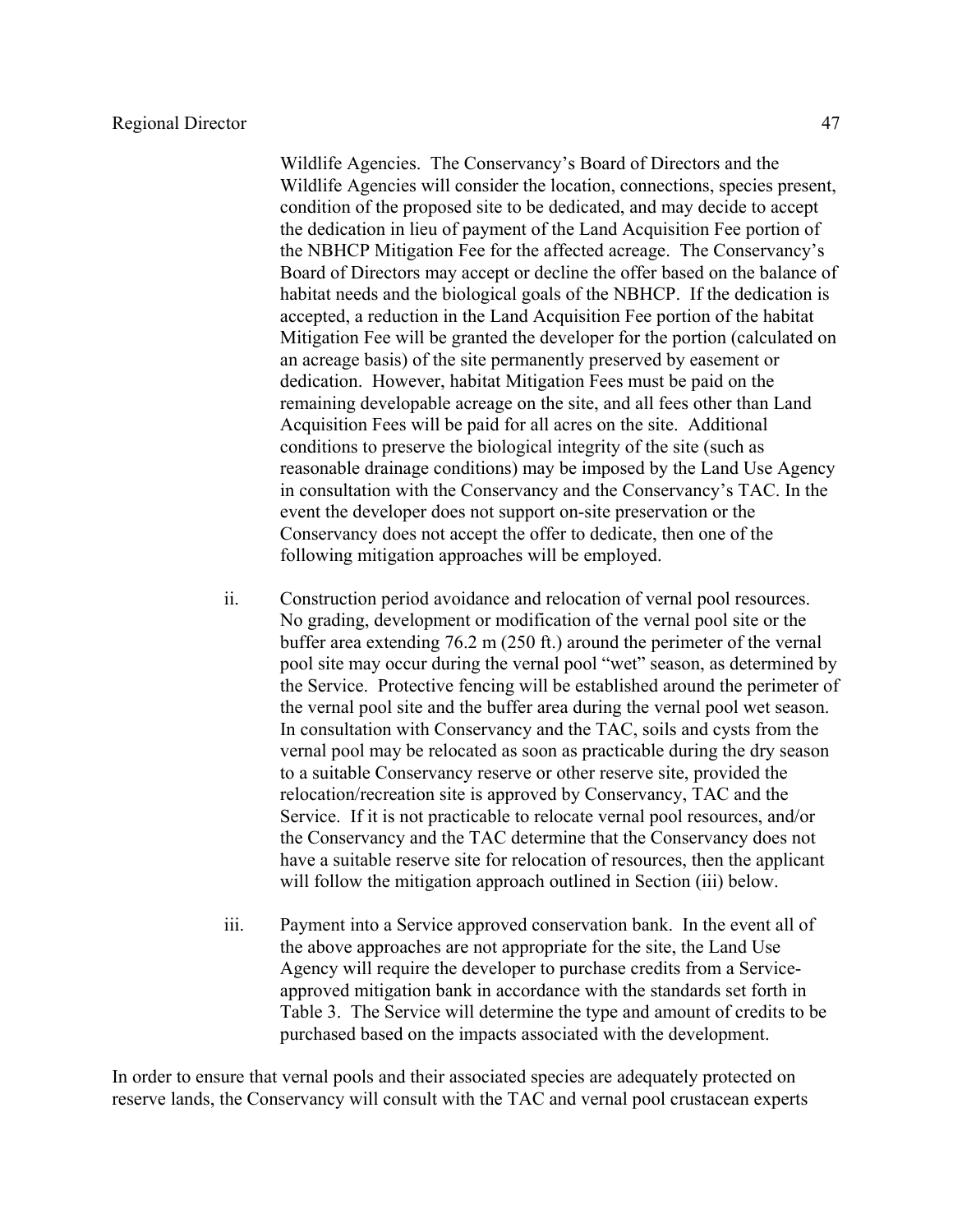Wildlife Agencies. The Conservancy's Board of Directors and the Wildlife Agencies will consider the location, connections, species present, condition of the proposed site to be dedicated, and may decide to accept the dedication in lieu of payment of the Land Acquisition Fee portion of the NBHCP Mitigation Fee for the affected acreage. The Conservancy's Board of Directors may accept or decline the offer based on the balance of habitat needs and the biological goals of the NBHCP. If the dedication is accepted, a reduction in the Land Acquisition Fee portion of the habitat Mitigation Fee will be granted the developer for the portion (calculated on an acreage basis) of the site permanently preserved by easement or dedication. However, habitat Mitigation Fees must be paid on the remaining developable acreage on the site, and all fees other than Land Acquisition Fees will be paid for all acres on the site. Additional conditions to preserve the biological integrity of the site (such as reasonable drainage conditions) may be imposed by the Land Use Agency in consultation with the Conservancy and the Conservancy's TAC. In the event the developer does not support on-site preservation or the Conservancy does not accept the offer to dedicate, then one of the following mitigation approaches will be employed.

ii. Construction period avoidance and relocation of vernal pool resources. No grading, development or modification of the vernal pool site or the buffer area extending 76.2 m (250 ft.) around the perimeter of the vernal pool site may occur during the vernal pool "wet" season, as determined by the Service. Protective fencing will be established around the perimeter of the vernal pool site and the buffer area during the vernal pool wet season. In consultation with Conservancy and the TAC, soils and cysts from the vernal pool may be relocated as soon as practicable during the dry season to a suitable Conservancy reserve or other reserve site, provided the relocation/recreation site is approved by Conservancy, TAC and the Service. If it is not practicable to relocate vernal pool resources, and/or the Conservancy and the TAC determine that the Conservancy does not have a suitable reserve site for relocation of resources, then the applicant will follow the mitigation approach outlined in Section (iii) below.

iii. Payment into a Service approved conservation bank. In the event all of the above approaches are not appropriate for the site, the Land Use Agency will require the developer to purchase credits from a Service-approved mitigation bank in accordance with the standards set forth in Table 3. The Service will determine the type and amount of credits to be purchased based on the impacts associated with the development.

In order to ensure that vernal pools and their associated species are adequately protected on reserve lands, the Conservancy will consult with the TAC and vernal pool crustacean experts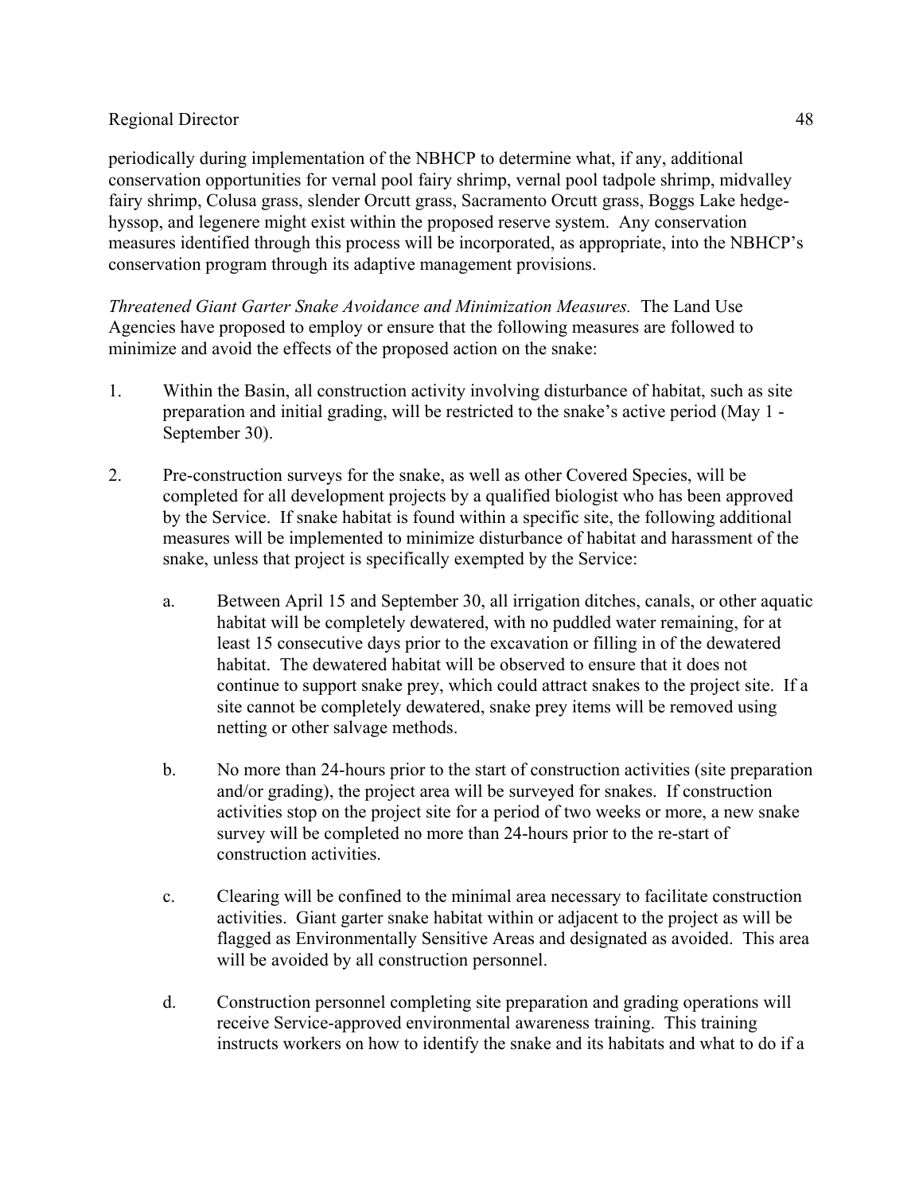periodically during implementation of the NBHCP to determine what, if any, additional conservation opportunities for vernal pool fairy shrimp, vernal pool tadpole shrimp, midvalley fairy shrimp, Colusa grass, slender Orcutt grass, Sacramento Orcutt grass, Boggs Lake hedge-hyssop, and legenere might exist within the proposed reserve system. Any conservation measures identified through this process will be incorporated, as appropriate, into the NBHCP's conservation program through its adaptive management provisions.

*Threatened Giant Garter Snake Avoidance and Minimization Measures.* The Land Use Agencies have proposed to employ or ensure that the following measures are followed to minimize and avoid the effects of the proposed action on the snake:

1. Within the Basin, all construction activity involving disturbance of habitat, such as site preparation and initial grading, will be restricted to the snake's active period (May 1 - September 30).

2. Pre-construction surveys for the snake, as well as other Covered Species, will be completed for all development projects by a qualified biologist who has been approved by the Service. If snake habitat is found within a specific site, the following additional measures will be implemented to minimize disturbance of habitat and harassment of the snake, unless that project is specifically exempted by the Service:

    a. Between April 15 and September 30, all irrigation ditches, canals, or other aquatic habitat will be completely dewatered, with no puddled water remaining, for at least 15 consecutive days prior to the excavation or filling in of the dewatered habitat. The dewatered habitat will be observed to ensure that it does not continue to support snake prey, which could attract snakes to the project site. If a site cannot be completely dewatered, snake prey items will be removed using netting or other salvage methods.

    b. No more than 24-hours prior to the start of construction activities (site preparation and/or grading), the project area will be surveyed for snakes. If construction activities stop on the project site for a period of two weeks or more, a new snake survey will be completed no more than 24-hours prior to the re-start of construction activities.

    c. Clearing will be confined to the minimal area necessary to facilitate construction activities. Giant garter snake habitat within or adjacent to the project as will be flagged as Environmentally Sensitive Areas and designated as avoided. This area will be avoided by all construction personnel.

    d. Construction personnel completing site preparation and grading operations will receive Service-approved environmental awareness training. This training instructs workers on how to identify the snake and its habitats and what to do if a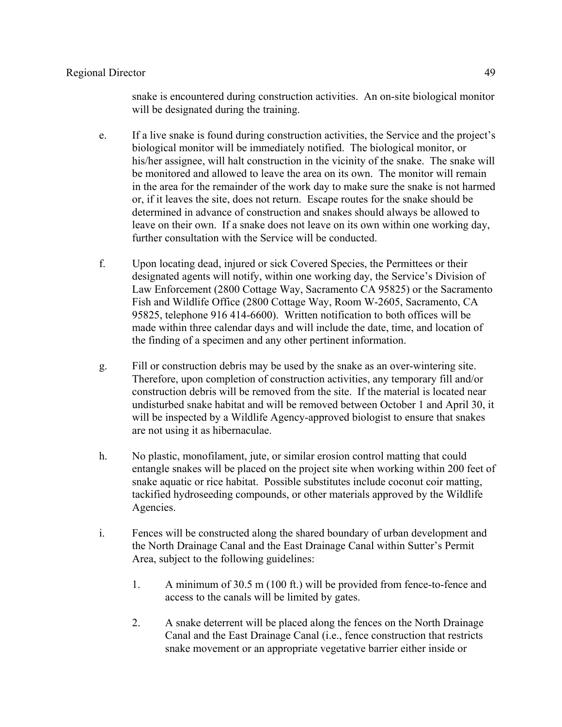snake is encountered during construction activities. An on-site biological monitor will be designated during the training.

e. If a live snake is found during construction activities, the Service and the project's biological monitor will be immediately notified. The biological monitor, or his/her assignee, will halt construction in the vicinity of the snake. The snake will be monitored and allowed to leave the area on its own. The monitor will remain in the area for the remainder of the work day to make sure the snake is not harmed or, if it leaves the site, does not return. Escape routes for the snake should be determined in advance of construction and snakes should always be allowed to leave on their own. If a snake does not leave on its own within one working day, further consultation with the Service will be conducted.

f. Upon locating dead, injured or sick Covered Species, the Permittees or their designated agents will notify, within one working day, the Service's Division of Law Enforcement (2800 Cottage Way, Sacramento CA 95825) or the Sacramento Fish and Wildlife Office (2800 Cottage Way, Room W-2605, Sacramento, CA 95825, telephone 916 414-6600). Written notification to both offices will be made within three calendar days and will include the date, time, and location of the finding of a specimen and any other pertinent information.

g. Fill or construction debris may be used by the snake as an over-wintering site. Therefore, upon completion of construction activities, any temporary fill and/or construction debris will be removed from the site. If the material is located near undisturbed snake habitat and will be removed between October 1 and April 30, it will be inspected by a Wildlife Agency-approved biologist to ensure that snakes are not using it as hibernaculae.

h. No plastic, monofilament, jute, or similar erosion control matting that could entangle snakes will be placed on the project site when working within 200 feet of snake aquatic or rice habitat. Possible substitutes include coconut coir matting, tackified hydroseeding compounds, or other materials approved by the Wildlife Agencies.

i. Fences will be constructed along the shared boundary of urban development and the North Drainage Canal and the East Drainage Canal within Sutter's Permit Area, subject to the following guidelines:

    1. A minimum of 30.5 m (100 ft.) will be provided from fence-to-fence and access to the canals will be limited by gates.

    2. A snake deterrent will be placed along the fences on the North Drainage Canal and the East Drainage Canal (i.e., fence construction that restricts snake movement or an appropriate vegetative barrier either inside or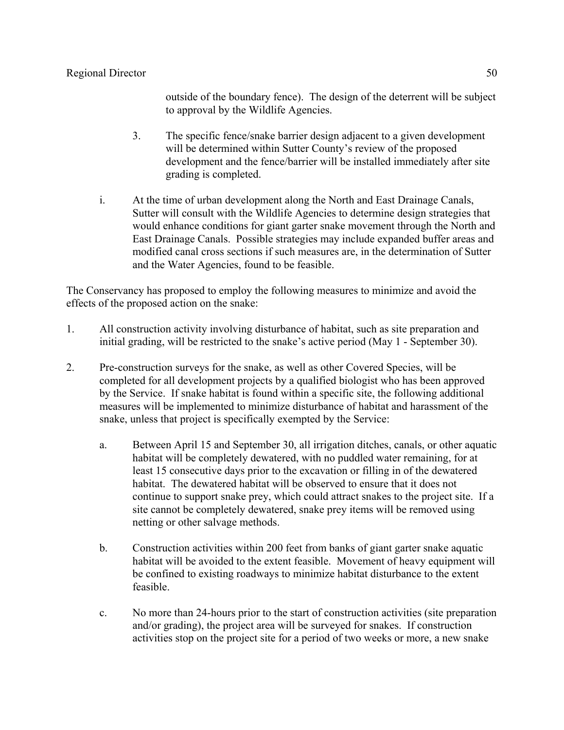outside of the boundary fence). The design of the deterrent will be subject to approval by the Wildlife Agencies.

3. The specific fence/snake barrier design adjacent to a given development will be determined within Sutter County's review of the proposed development and the fence/barrier will be installed immediately after site grading is completed.

i. At the time of urban development along the North and East Drainage Canals, Sutter will consult with the Wildlife Agencies to determine design strategies that would enhance conditions for giant garter snake movement through the North and East Drainage Canals. Possible strategies may include expanded buffer areas and modified canal cross sections if such measures are, in the determination of Sutter and the Water Agencies, found to be feasible.

The Conservancy has proposed to employ the following measures to minimize and avoid the effects of the proposed action on the snake:

1. All construction activity involving disturbance of habitat, such as site preparation and initial grading, will be restricted to the snake's active period (May 1 - September 30).

2. Pre-construction surveys for the snake, as well as other Covered Species, will be completed for all development projects by a qualified biologist who has been approved by the Service. If snake habitat is found within a specific site, the following additional measures will be implemented to minimize disturbance of habitat and harassment of the snake, unless that project is specifically exempted by the Service:

   a. Between April 15 and September 30, all irrigation ditches, canals, or other aquatic habitat will be completely dewatered, with no puddled water remaining, for at least 15 consecutive days prior to the excavation or filling in of the dewatered habitat. The dewatered habitat will be observed to ensure that it does not continue to support snake prey, which could attract snakes to the project site. If a site cannot be completely dewatered, snake prey items will be removed using netting or other salvage methods.

   b. Construction activities within 200 feet from banks of giant garter snake aquatic habitat will be avoided to the extent feasible. Movement of heavy equipment will be confined to existing roadways to minimize habitat disturbance to the extent feasible.

   c. No more than 24-hours prior to the start of construction activities (site preparation and/or grading), the project area will be surveyed for snakes. If construction activities stop on the project site for a period of two weeks or more, a new snake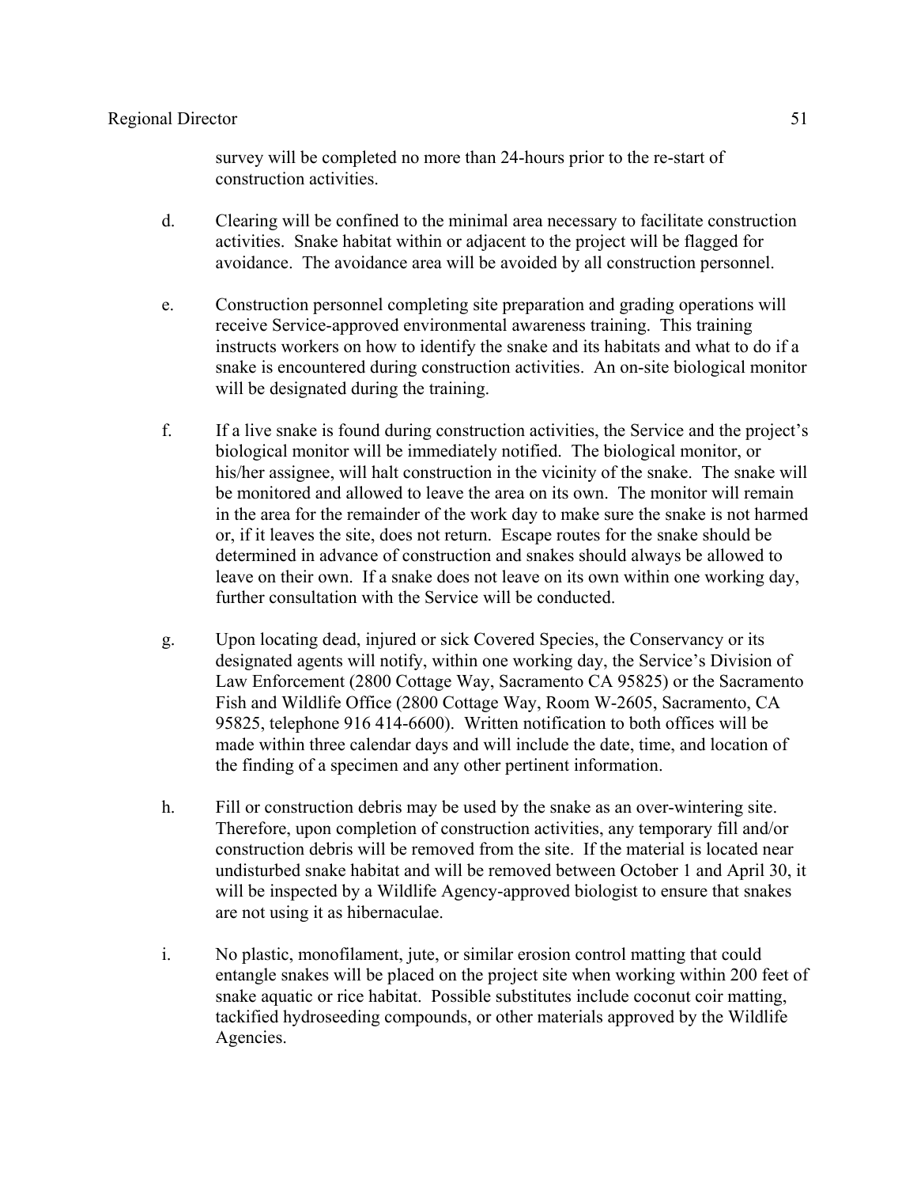survey will be completed no more than 24-hours prior to the re-start of construction activities.

d. Clearing will be confined to the minimal area necessary to facilitate construction activities. Snake habitat within or adjacent to the project will be flagged for avoidance. The avoidance area will be avoided by all construction personnel.

e. Construction personnel completing site preparation and grading operations will receive Service-approved environmental awareness training. This training instructs workers on how to identify the snake and its habitats and what to do if a snake is encountered during construction activities. An on-site biological monitor will be designated during the training.

f. If a live snake is found during construction activities, the Service and the project's biological monitor will be immediately notified. The biological monitor, or his/her assignee, will halt construction in the vicinity of the snake. The snake will be monitored and allowed to leave the area on its own. The monitor will remain in the area for the remainder of the work day to make sure the snake is not harmed or, if it leaves the site, does not return. Escape routes for the snake should be determined in advance of construction and snakes should always be allowed to leave on their own. If a snake does not leave on its own within one working day, further consultation with the Service will be conducted.

g. Upon locating dead, injured or sick Covered Species, the Conservancy or its designated agents will notify, within one working day, the Service's Division of Law Enforcement (2800 Cottage Way, Sacramento CA 95825) or the Sacramento Fish and Wildlife Office (2800 Cottage Way, Room W-2605, Sacramento, CA 95825, telephone 916 414-6600). Written notification to both offices will be made within three calendar days and will include the date, time, and location of the finding of a specimen and any other pertinent information.

h. Fill or construction debris may be used by the snake as an over-wintering site. Therefore, upon completion of construction activities, any temporary fill and/or construction debris will be removed from the site. If the material is located near undisturbed snake habitat and will be removed between October 1 and April 30, it will be inspected by a Wildlife Agency-approved biologist to ensure that snakes are not using it as hibernaculae.

i. No plastic, monofilament, jute, or similar erosion control matting that could entangle snakes will be placed on the project site when working within 200 feet of snake aquatic or rice habitat. Possible substitutes include coconut coir matting, tackified hydroseeding compounds, or other materials approved by the Wildlife Agencies.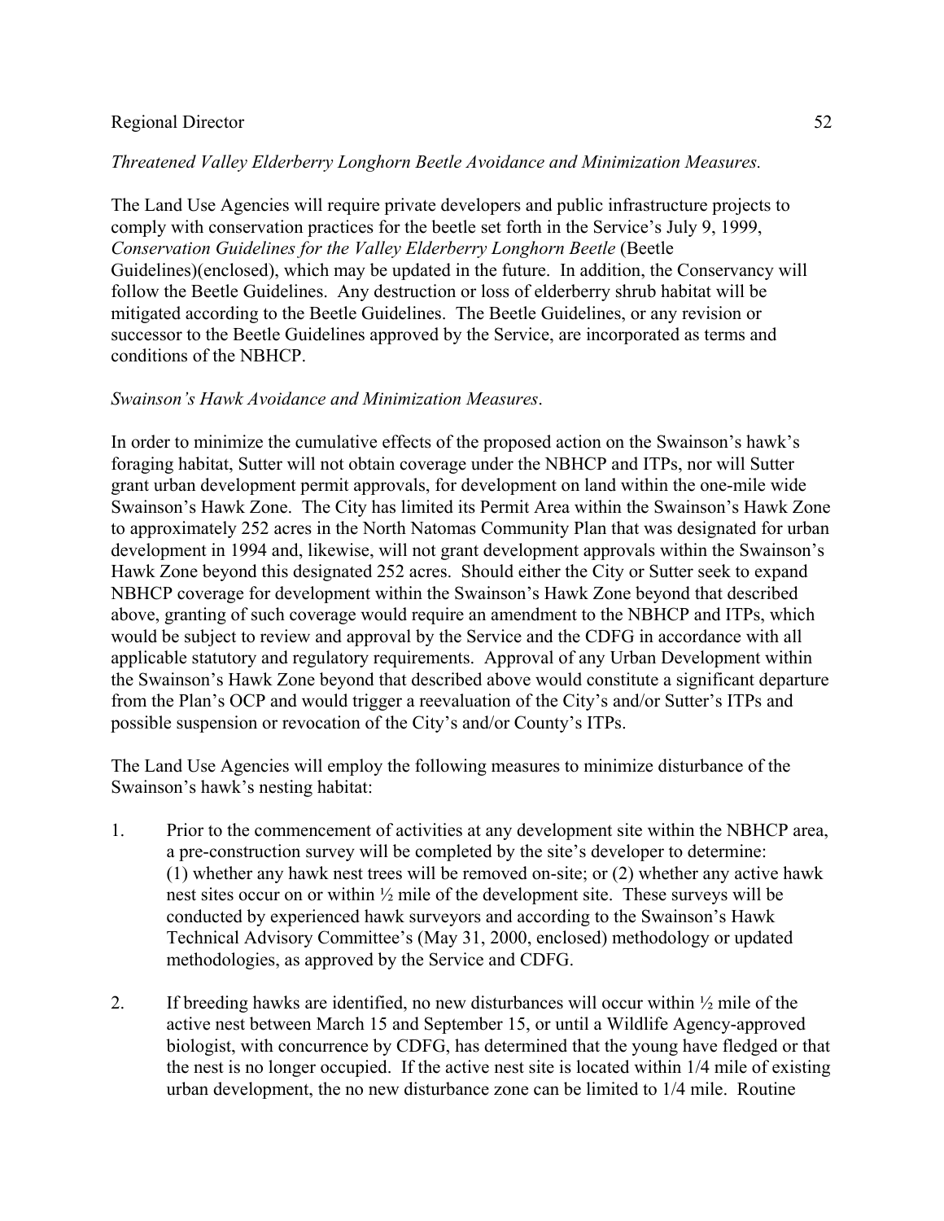*Threatened Valley Elderberry Longhorn Beetle Avoidance and Minimization Measures.*

The Land Use Agencies will require private developers and public infrastructure projects to comply with conservation practices for the beetle set forth in the Service's July 9, 1999, *Conservation Guidelines for the Valley Elderberry Longhorn Beetle* (Beetle Guidelines)(enclosed), which may be updated in the future. In addition, the Conservancy will follow the Beetle Guidelines. Any destruction or loss of elderberry shrub habitat will be mitigated according to the Beetle Guidelines. The Beetle Guidelines, or any revision or successor to the Beetle Guidelines approved by the Service, are incorporated as terms and conditions of the NBHCP.

*Swainson's Hawk Avoidance and Minimization Measures*.

In order to minimize the cumulative effects of the proposed action on the Swainson's hawk's foraging habitat, Sutter will not obtain coverage under the NBHCP and ITPs, nor will Sutter grant urban development permit approvals, for development on land within the one-mile wide Swainson's Hawk Zone. The City has limited its Permit Area within the Swainson's Hawk Zone to approximately 252 acres in the North Natomas Community Plan that was designated for urban development in 1994 and, likewise, will not grant development approvals within the Swainson's Hawk Zone beyond this designated 252 acres. Should either the City or Sutter seek to expand NBHCP coverage for development within the Swainson's Hawk Zone beyond that described above, granting of such coverage would require an amendment to the NBHCP and ITPs, which would be subject to review and approval by the Service and the CDFG in accordance with all applicable statutory and regulatory requirements. Approval of any Urban Development within the Swainson's Hawk Zone beyond that described above would constitute a significant departure from the Plan's OCP and would trigger a reevaluation of the City's and/or Sutter's ITPs and possible suspension or revocation of the City's and/or County's ITPs.

The Land Use Agencies will employ the following measures to minimize disturbance of the Swainson's hawk's nesting habitat:

1. Prior to the commencement of activities at any development site within the NBHCP area, a pre-construction survey will be completed by the site's developer to determine: (1) whether any hawk nest trees will be removed on-site; or (2) whether any active hawk nest sites occur on or within ½ mile of the development site. These surveys will be conducted by experienced hawk surveyors and according to the Swainson's Hawk Technical Advisory Committee's (May 31, 2000, enclosed) methodology or updated methodologies, as approved by the Service and CDFG.

2. If breeding hawks are identified, no new disturbances will occur within ½ mile of the active nest between March 15 and September 15, or until a Wildlife Agency-approved biologist, with concurrence by CDFG, has determined that the young have fledged or that the nest is no longer occupied. If the active nest site is located within 1/4 mile of existing urban development, the no new disturbance zone can be limited to 1/4 mile. Routine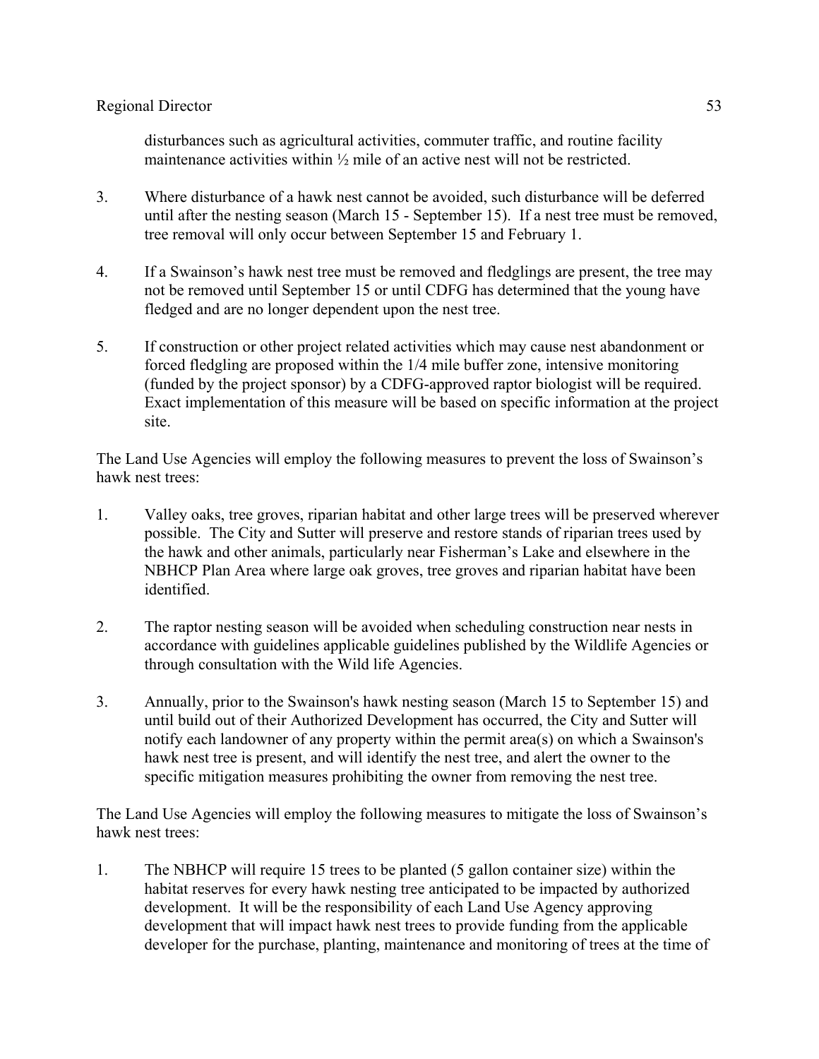disturbances such as agricultural activities, commuter traffic, and routine facility maintenance activities within ½ mile of an active nest will not be restricted.

3. Where disturbance of a hawk nest cannot be avoided, such disturbance will be deferred until after the nesting season (March 15 - September 15). If a nest tree must be removed, tree removal will only occur between September 15 and February 1.

4. If a Swainson's hawk nest tree must be removed and fledglings are present, the tree may not be removed until September 15 or until CDFG has determined that the young have fledged and are no longer dependent upon the nest tree.

5. If construction or other project related activities which may cause nest abandonment or forced fledgling are proposed within the 1/4 mile buffer zone, intensive monitoring (funded by the project sponsor) by a CDFG-approved raptor biologist will be required. Exact implementation of this measure will be based on specific information at the project site.

The Land Use Agencies will employ the following measures to prevent the loss of Swainson's hawk nest trees:

1. Valley oaks, tree groves, riparian habitat and other large trees will be preserved wherever possible. The City and Sutter will preserve and restore stands of riparian trees used by the hawk and other animals, particularly near Fisherman's Lake and elsewhere in the NBHCP Plan Area where large oak groves, tree groves and riparian habitat have been identified.

2. The raptor nesting season will be avoided when scheduling construction near nests in accordance with guidelines applicable guidelines published by the Wildlife Agencies or through consultation with the Wild life Agencies.

3. Annually, prior to the Swainson's hawk nesting season (March 15 to September 15) and until build out of their Authorized Development has occurred, the City and Sutter will notify each landowner of any property within the permit area(s) on which a Swainson's hawk nest tree is present, and will identify the nest tree, and alert the owner to the specific mitigation measures prohibiting the owner from removing the nest tree.

The Land Use Agencies will employ the following measures to mitigate the loss of Swainson's hawk nest trees:

1. The NBHCP will require 15 trees to be planted (5 gallon container size) within the habitat reserves for every hawk nesting tree anticipated to be impacted by authorized development. It will be the responsibility of each Land Use Agency approving development that will impact hawk nest trees to provide funding from the applicable developer for the purchase, planting, maintenance and monitoring of trees at the time of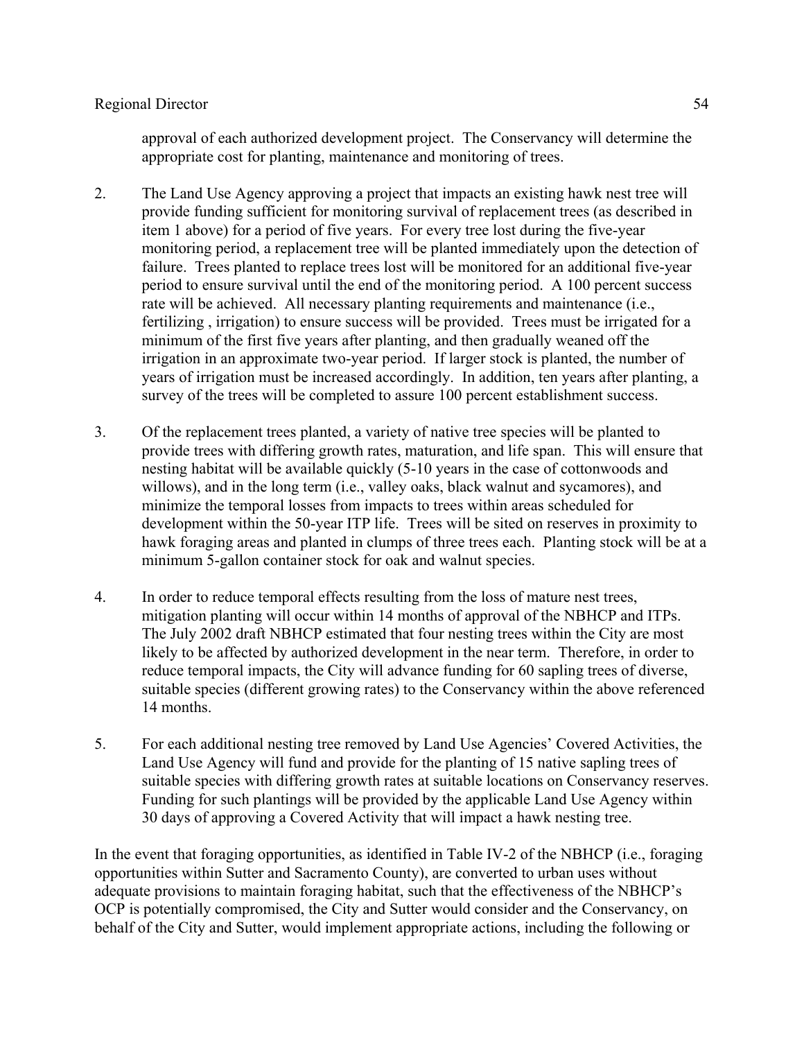approval of each authorized development project. The Conservancy will determine the appropriate cost for planting, maintenance and monitoring of trees.

2. The Land Use Agency approving a project that impacts an existing hawk nest tree will provide funding sufficient for monitoring survival of replacement trees (as described in item 1 above) for a period of five years. For every tree lost during the five-year monitoring period, a replacement tree will be planted immediately upon the detection of failure. Trees planted to replace trees lost will be monitored for an additional five-year period to ensure survival until the end of the monitoring period. A 100 percent success rate will be achieved. All necessary planting requirements and maintenance (i.e., fertilizing , irrigation) to ensure success will be provided. Trees must be irrigated for a minimum of the first five years after planting, and then gradually weaned off the irrigation in an approximate two-year period. If larger stock is planted, the number of years of irrigation must be increased accordingly. In addition, ten years after planting, a survey of the trees will be completed to assure 100 percent establishment success.

3. Of the replacement trees planted, a variety of native tree species will be planted to provide trees with differing growth rates, maturation, and life span. This will ensure that nesting habitat will be available quickly (5-10 years in the case of cottonwoods and willows), and in the long term (i.e., valley oaks, black walnut and sycamores), and minimize the temporal losses from impacts to trees within areas scheduled for development within the 50-year ITP life. Trees will be sited on reserves in proximity to hawk foraging areas and planted in clumps of three trees each. Planting stock will be at a minimum 5-gallon container stock for oak and walnut species.

4. In order to reduce temporal effects resulting from the loss of mature nest trees, mitigation planting will occur within 14 months of approval of the NBHCP and ITPs. The July 2002 draft NBHCP estimated that four nesting trees within the City are most likely to be affected by authorized development in the near term. Therefore, in order to reduce temporal impacts, the City will advance funding for 60 sapling trees of diverse, suitable species (different growing rates) to the Conservancy within the above referenced 14 months.

5. For each additional nesting tree removed by Land Use Agencies' Covered Activities, the Land Use Agency will fund and provide for the planting of 15 native sapling trees of suitable species with differing growth rates at suitable locations on Conservancy reserves. Funding for such plantings will be provided by the applicable Land Use Agency within 30 days of approving a Covered Activity that will impact a hawk nesting tree.

In the event that foraging opportunities, as identified in Table IV-2 of the NBHCP (i.e., foraging opportunities within Sutter and Sacramento County), are converted to urban uses without adequate provisions to maintain foraging habitat, such that the effectiveness of the NBHCP's OCP is potentially compromised, the City and Sutter would consider and the Conservancy, on behalf of the City and Sutter, would implement appropriate actions, including the following or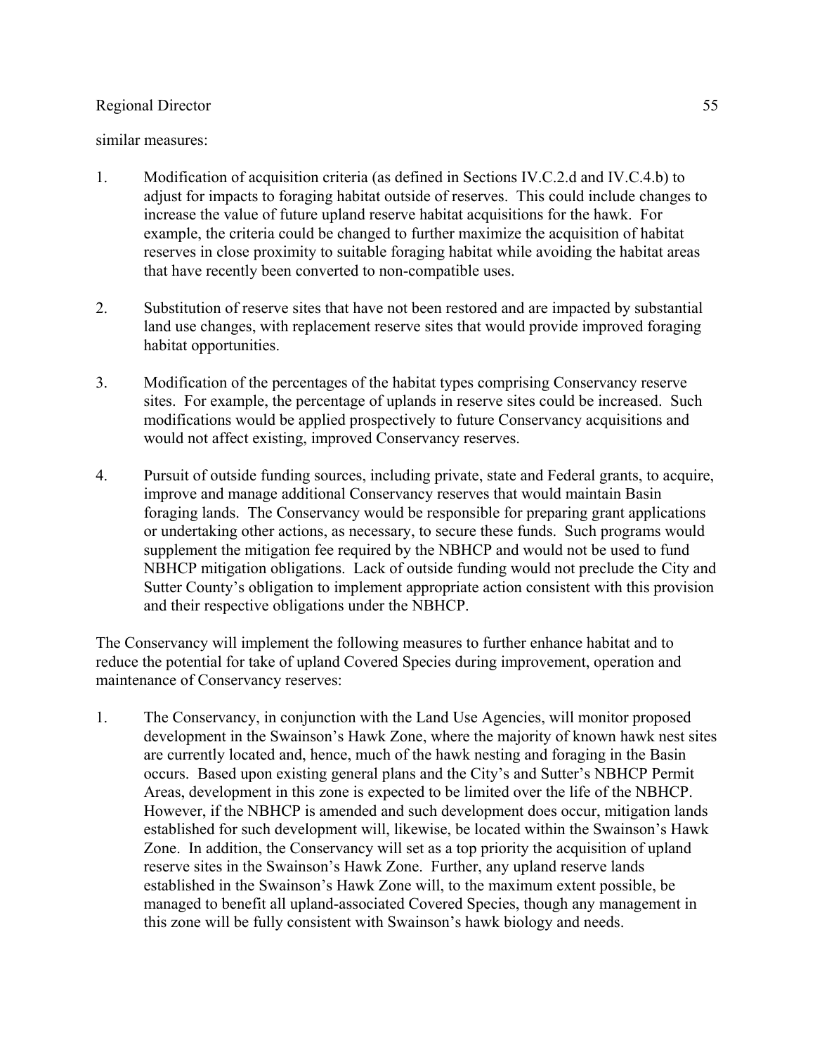similar measures:

1. Modification of acquisition criteria (as defined in Sections IV.C.2.d and IV.C.4.b) to adjust for impacts to foraging habitat outside of reserves. This could include changes to increase the value of future upland reserve habitat acquisitions for the hawk. For example, the criteria could be changed to further maximize the acquisition of habitat reserves in close proximity to suitable foraging habitat while avoiding the habitat areas that have recently been converted to non-compatible uses.

2. Substitution of reserve sites that have not been restored and are impacted by substantial land use changes, with replacement reserve sites that would provide improved foraging habitat opportunities.

3. Modification of the percentages of the habitat types comprising Conservancy reserve sites. For example, the percentage of uplands in reserve sites could be increased. Such modifications would be applied prospectively to future Conservancy acquisitions and would not affect existing, improved Conservancy reserves.

4. Pursuit of outside funding sources, including private, state and Federal grants, to acquire, improve and manage additional Conservancy reserves that would maintain Basin foraging lands. The Conservancy would be responsible for preparing grant applications or undertaking other actions, as necessary, to secure these funds. Such programs would supplement the mitigation fee required by the NBHCP and would not be used to fund NBHCP mitigation obligations. Lack of outside funding would not preclude the City and Sutter County's obligation to implement appropriate action consistent with this provision and their respective obligations under the NBHCP.

The Conservancy will implement the following measures to further enhance habitat and to reduce the potential for take of upland Covered Species during improvement, operation and maintenance of Conservancy reserves:

1. The Conservancy, in conjunction with the Land Use Agencies, will monitor proposed development in the Swainson's Hawk Zone, where the majority of known hawk nest sites are currently located and, hence, much of the hawk nesting and foraging in the Basin occurs. Based upon existing general plans and the City's and Sutter's NBHCP Permit Areas, development in this zone is expected to be limited over the life of the NBHCP. However, if the NBHCP is amended and such development does occur, mitigation lands established for such development will, likewise, be located within the Swainson's Hawk Zone. In addition, the Conservancy will set as a top priority the acquisition of upland reserve sites in the Swainson's Hawk Zone. Further, any upland reserve lands established in the Swainson's Hawk Zone will, to the maximum extent possible, be managed to benefit all upland-associated Covered Species, though any management in this zone will be fully consistent with Swainson's hawk biology and needs.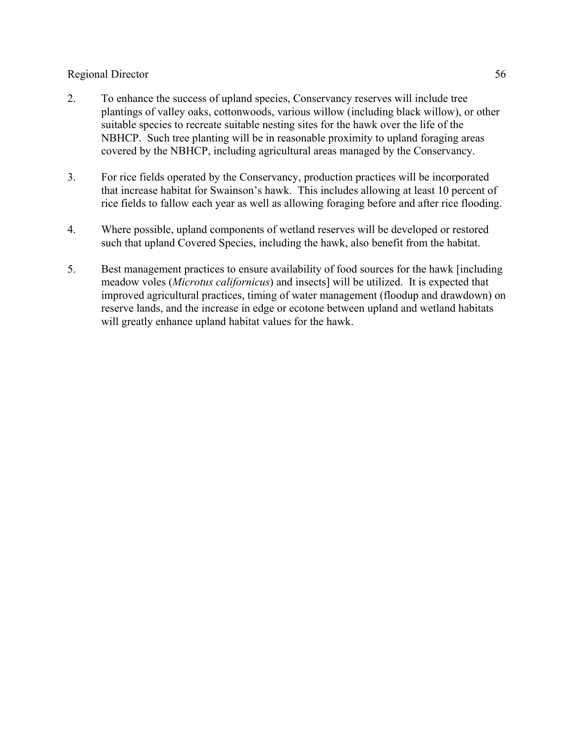2. To enhance the success of upland species, Conservancy reserves will include tree plantings of valley oaks, cottonwoods, various willow (including black willow), or other suitable species to recreate suitable nesting sites for the hawk over the life of the NBHCP. Such tree planting will be in reasonable proximity to upland foraging areas covered by the NBHCP, including agricultural areas managed by the Conservancy.

3. For rice fields operated by the Conservancy, production practices will be incorporated that increase habitat for Swainson's hawk. This includes allowing at least 10 percent of rice fields to fallow each year as well as allowing foraging before and after rice flooding.

4. Where possible, upland components of wetland reserves will be developed or restored such that upland Covered Species, including the hawk, also benefit from the habitat.

5. Best management practices to ensure availability of food sources for the hawk [including meadow voles (*Microtus californicus*) and insects] will be utilized. It is expected that improved agricultural practices, timing of water management (floodup and drawdown) on reserve lands, and the increase in edge or ecotone between upland and wetland habitats will greatly enhance upland habitat values for the hawk.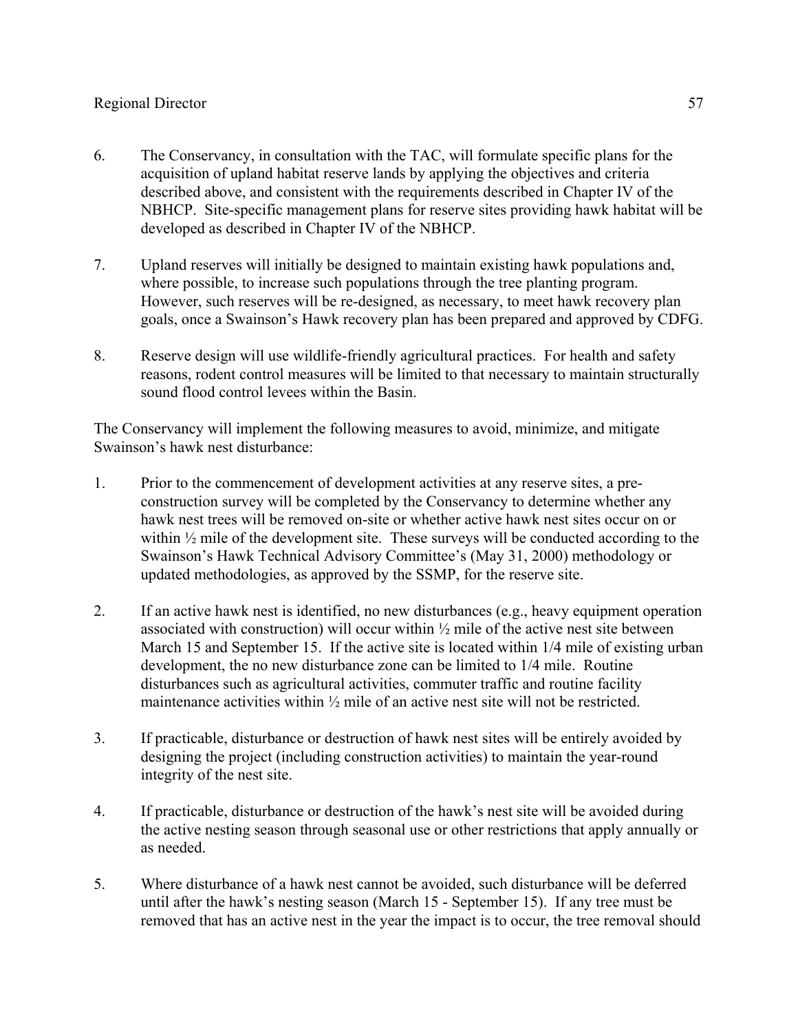6. The Conservancy, in consultation with the TAC, will formulate specific plans for the acquisition of upland habitat reserve lands by applying the objectives and criteria described above, and consistent with the requirements described in Chapter IV of the NBHCP. Site-specific management plans for reserve sites providing hawk habitat will be developed as described in Chapter IV of the NBHCP.

7. Upland reserves will initially be designed to maintain existing hawk populations and, where possible, to increase such populations through the tree planting program. However, such reserves will be re-designed, as necessary, to meet hawk recovery plan goals, once a Swainson's Hawk recovery plan has been prepared and approved by CDFG.

8. Reserve design will use wildlife-friendly agricultural practices. For health and safety reasons, rodent control measures will be limited to that necessary to maintain structurally sound flood control levees within the Basin.

The Conservancy will implement the following measures to avoid, minimize, and mitigate Swainson's hawk nest disturbance:

1. Prior to the commencement of development activities at any reserve sites, a pre-construction survey will be completed by the Conservancy to determine whether any hawk nest trees will be removed on-site or whether active hawk nest sites occur on or within ½ mile of the development site. These surveys will be conducted according to the Swainson's Hawk Technical Advisory Committee's (May 31, 2000) methodology or updated methodologies, as approved by the SSMP, for the reserve site.

2. If an active hawk nest is identified, no new disturbances (e.g., heavy equipment operation associated with construction) will occur within ½ mile of the active nest site between March 15 and September 15. If the active site is located within 1/4 mile of existing urban development, the no new disturbance zone can be limited to 1/4 mile. Routine disturbances such as agricultural activities, commuter traffic and routine facility maintenance activities within ½ mile of an active nest site will not be restricted.

3. If practicable, disturbance or destruction of hawk nest sites will be entirely avoided by designing the project (including construction activities) to maintain the year-round integrity of the nest site.

4. If practicable, disturbance or destruction of the hawk's nest site will be avoided during the active nesting season through seasonal use or other restrictions that apply annually or as needed.

5. Where disturbance of a hawk nest cannot be avoided, such disturbance will be deferred until after the hawk's nesting season (March 15 - September 15). If any tree must be removed that has an active nest in the year the impact is to occur, the tree removal should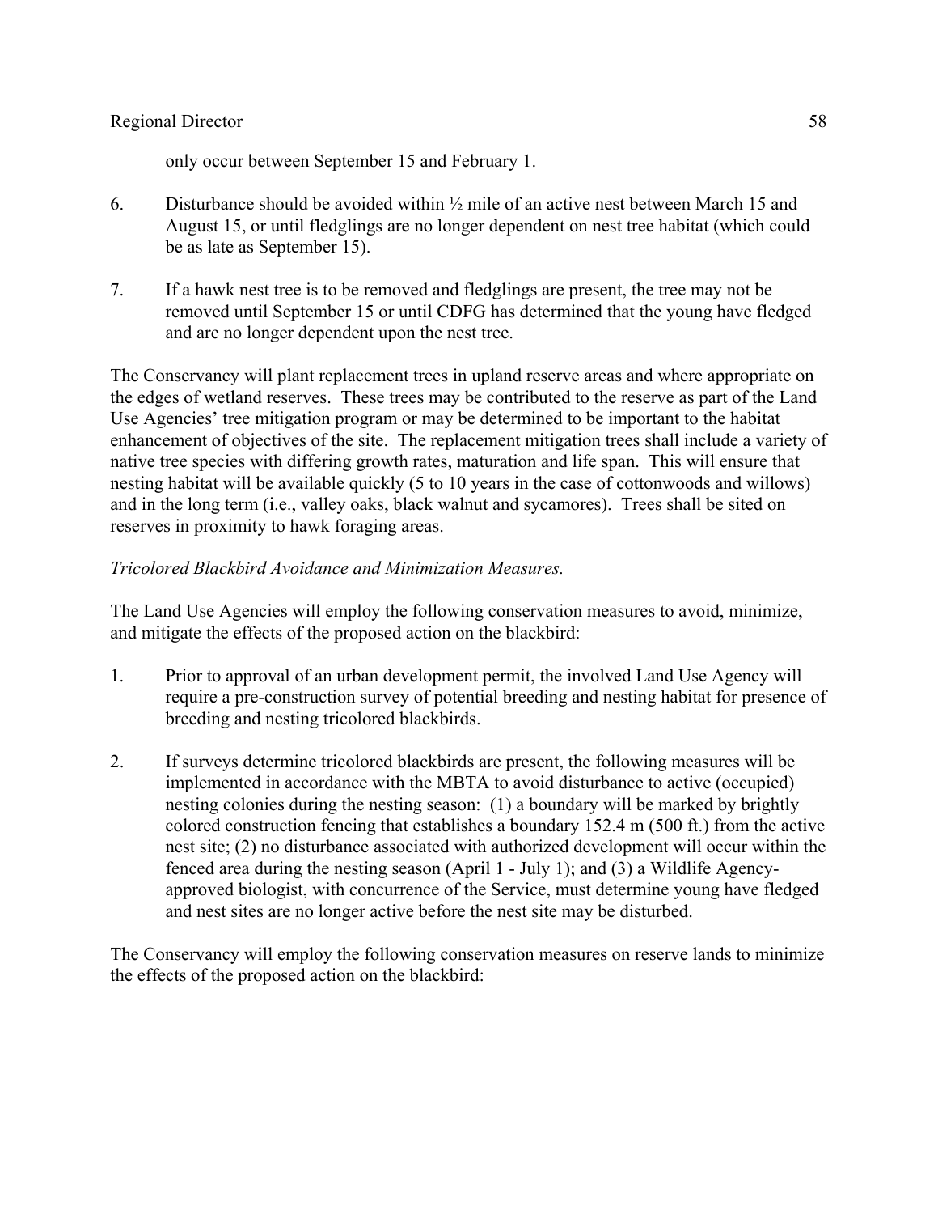only occur between September 15 and February 1.

6. Disturbance should be avoided within ½ mile of an active nest between March 15 and August 15, or until fledglings are no longer dependent on nest tree habitat (which could be as late as September 15).

7. If a hawk nest tree is to be removed and fledglings are present, the tree may not be removed until September 15 or until CDFG has determined that the young have fledged and are no longer dependent upon the nest tree.

The Conservancy will plant replacement trees in upland reserve areas and where appropriate on the edges of wetland reserves. These trees may be contributed to the reserve as part of the Land Use Agencies' tree mitigation program or may be determined to be important to the habitat enhancement of objectives of the site. The replacement mitigation trees shall include a variety of native tree species with differing growth rates, maturation and life span. This will ensure that nesting habitat will be available quickly (5 to 10 years in the case of cottonwoods and willows) and in the long term (i.e., valley oaks, black walnut and sycamores). Trees shall be sited on reserves in proximity to hawk foraging areas.

*Tricolored Blackbird Avoidance and Minimization Measures.*

The Land Use Agencies will employ the following conservation measures to avoid, minimize, and mitigate the effects of the proposed action on the blackbird:

1. Prior to approval of an urban development permit, the involved Land Use Agency will require a pre-construction survey of potential breeding and nesting habitat for presence of breeding and nesting tricolored blackbirds.

2. If surveys determine tricolored blackbirds are present, the following measures will be implemented in accordance with the MBTA to avoid disturbance to active (occupied) nesting colonies during the nesting season: (1) a boundary will be marked by brightly colored construction fencing that establishes a boundary 152.4 m (500 ft.) from the active nest site; (2) no disturbance associated with authorized development will occur within the fenced area during the nesting season (April 1 - July 1); and (3) a Wildlife Agency-approved biologist, with concurrence of the Service, must determine young have fledged and nest sites are no longer active before the nest site may be disturbed.

The Conservancy will employ the following conservation measures on reserve lands to minimize the effects of the proposed action on the blackbird: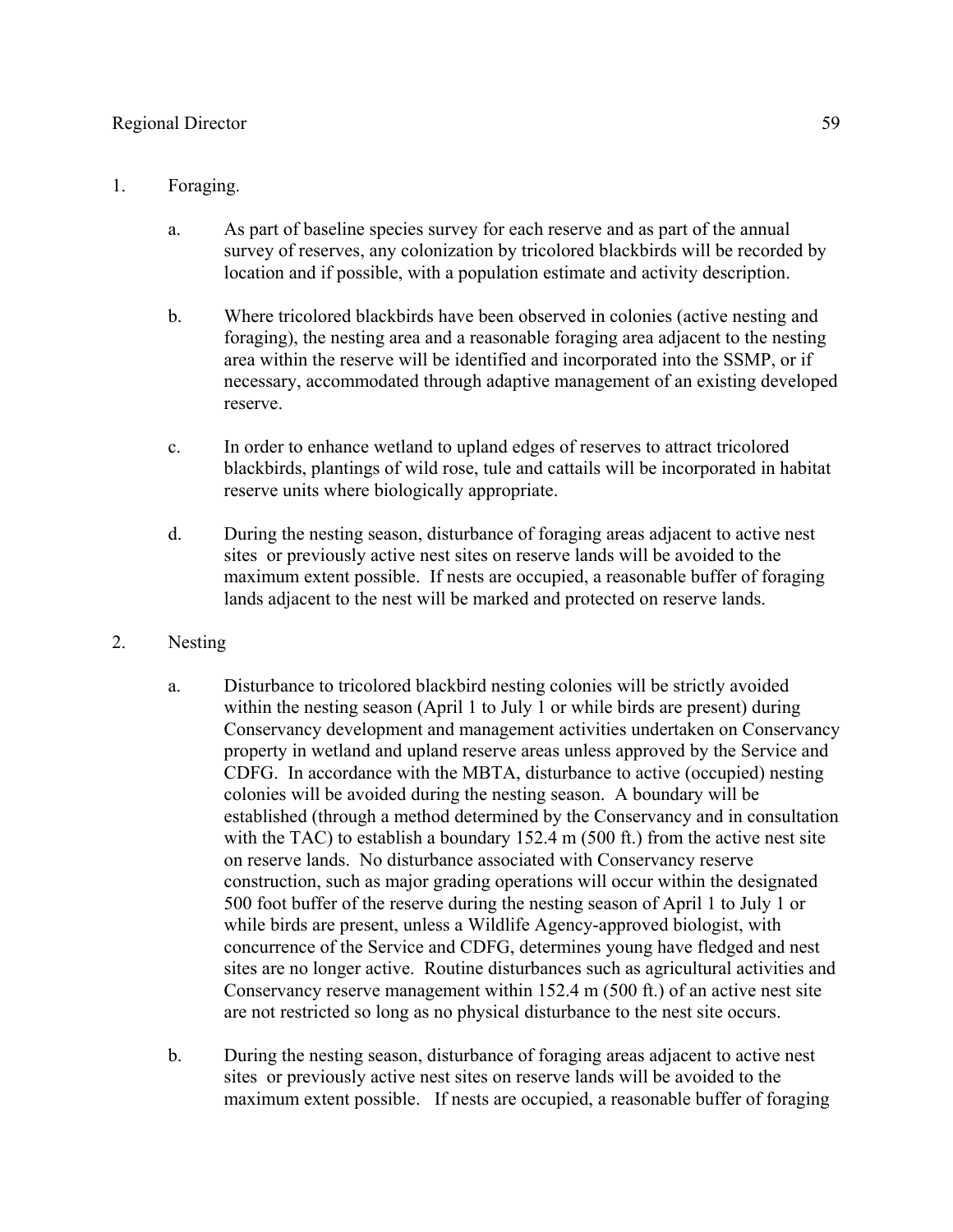1. Foraging.

    a. As part of baseline species survey for each reserve and as part of the annual survey of reserves, any colonization by tricolored blackbirds will be recorded by location and if possible, with a population estimate and activity description.

    b. Where tricolored blackbirds have been observed in colonies (active nesting and foraging), the nesting area and a reasonable foraging area adjacent to the nesting area within the reserve will be identified and incorporated into the SSMP, or if necessary, accommodated through adaptive management of an existing developed reserve.

    c. In order to enhance wetland to upland edges of reserves to attract tricolored blackbirds, plantings of wild rose, tule and cattails will be incorporated in habitat reserve units where biologically appropriate.

    d. During the nesting season, disturbance of foraging areas adjacent to active nest sites or previously active nest sites on reserve lands will be avoided to the maximum extent possible. If nests are occupied, a reasonable buffer of foraging lands adjacent to the nest will be marked and protected on reserve lands.

2. Nesting

    a. Disturbance to tricolored blackbird nesting colonies will be strictly avoided within the nesting season (April 1 to July 1 or while birds are present) during Conservancy development and management activities undertaken on Conservancy property in wetland and upland reserve areas unless approved by the Service and CDFG. In accordance with the MBTA, disturbance to active (occupied) nesting colonies will be avoided during the nesting season. A boundary will be established (through a method determined by the Conservancy and in consultation with the TAC) to establish a boundary 152.4 m (500 ft.) from the active nest site on reserve lands. No disturbance associated with Conservancy reserve construction, such as major grading operations will occur within the designated 500 foot buffer of the reserve during the nesting season of April 1 to July 1 or while birds are present, unless a Wildlife Agency-approved biologist, with concurrence of the Service and CDFG, determines young have fledged and nest sites are no longer active. Routine disturbances such as agricultural activities and Conservancy reserve management within 152.4 m (500 ft.) of an active nest site are not restricted so long as no physical disturbance to the nest site occurs.

    b. During the nesting season, disturbance of foraging areas adjacent to active nest sites or previously active nest sites on reserve lands will be avoided to the maximum extent possible. If nests are occupied, a reasonable buffer of foraging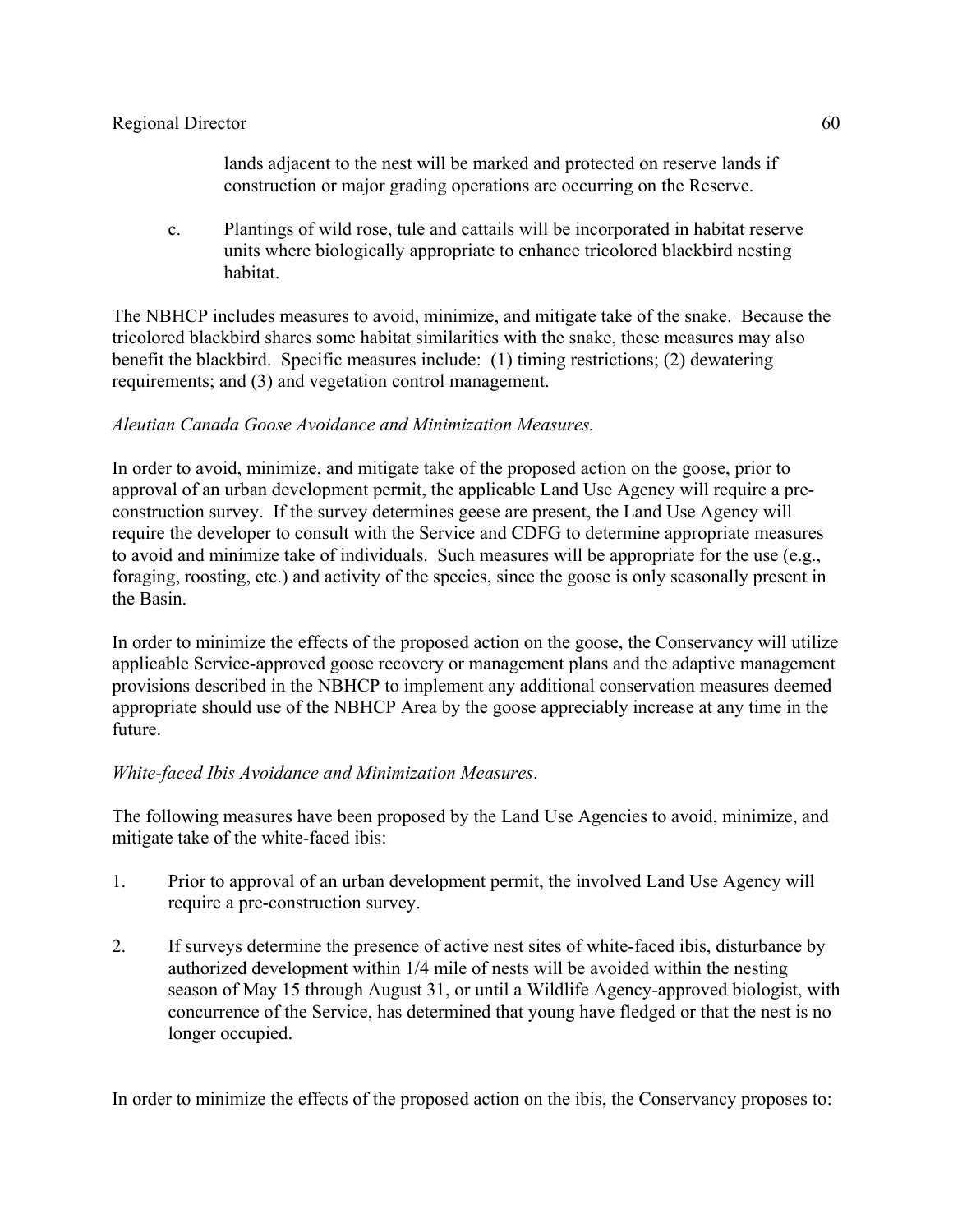lands adjacent to the nest will be marked and protected on reserve lands if construction or major grading operations are occurring on the Reserve.

c. Plantings of wild rose, tule and cattails will be incorporated in habitat reserve units where biologically appropriate to enhance tricolored blackbird nesting habitat.

The NBHCP includes measures to avoid, minimize, and mitigate take of the snake. Because the tricolored blackbird shares some habitat similarities with the snake, these measures may also benefit the blackbird. Specific measures include: (1) timing restrictions; (2) dewatering requirements; and (3) and vegetation control management.

*Aleutian Canada Goose Avoidance and Minimization Measures.*

In order to avoid, minimize, and mitigate take of the proposed action on the goose, prior to approval of an urban development permit, the applicable Land Use Agency will require a pre-construction survey. If the survey determines geese are present, the Land Use Agency will require the developer to consult with the Service and CDFG to determine appropriate measures to avoid and minimize take of individuals. Such measures will be appropriate for the use (e.g., foraging, roosting, etc.) and activity of the species, since the goose is only seasonally present in the Basin.

In order to minimize the effects of the proposed action on the goose, the Conservancy will utilize applicable Service-approved goose recovery or management plans and the adaptive management provisions described in the NBHCP to implement any additional conservation measures deemed appropriate should use of the NBHCP Area by the goose appreciably increase at any time in the future.

*White-faced Ibis Avoidance and Minimization Measures*.

The following measures have been proposed by the Land Use Agencies to avoid, minimize, and mitigate take of the white-faced ibis:

1. Prior to approval of an urban development permit, the involved Land Use Agency will require a pre-construction survey.

2. If surveys determine the presence of active nest sites of white-faced ibis, disturbance by authorized development within 1/4 mile of nests will be avoided within the nesting season of May 15 through August 31, or until a Wildlife Agency-approved biologist, with concurrence of the Service, has determined that young have fledged or that the nest is no longer occupied.

In order to minimize the effects of the proposed action on the ibis, the Conservancy proposes to: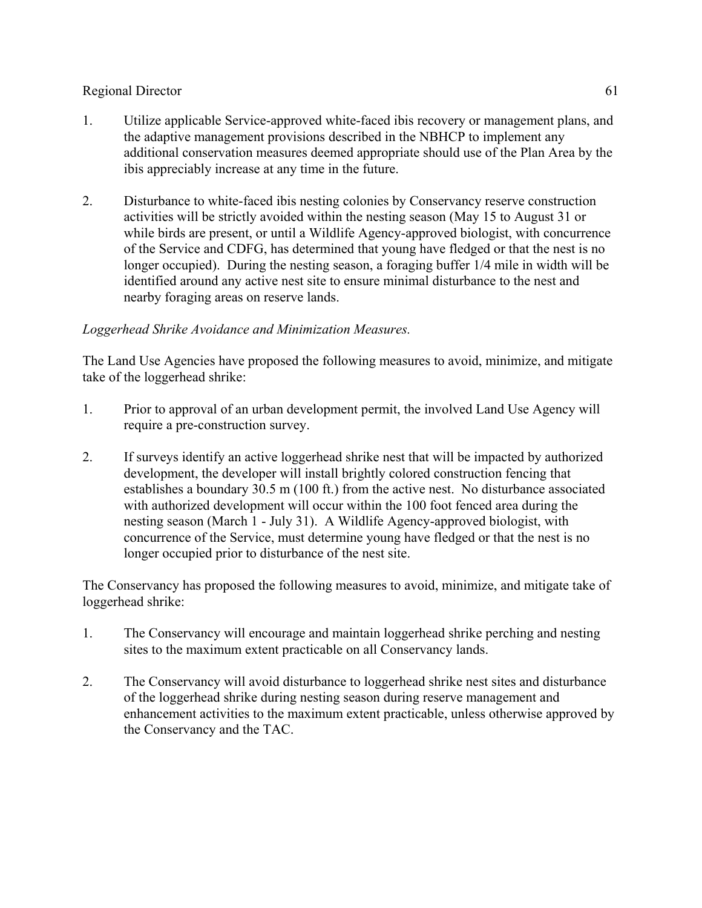1. Utilize applicable Service-approved white-faced ibis recovery or management plans, and the adaptive management provisions described in the NBHCP to implement any additional conservation measures deemed appropriate should use of the Plan Area by the ibis appreciably increase at any time in the future.

2. Disturbance to white-faced ibis nesting colonies by Conservancy reserve construction activities will be strictly avoided within the nesting season (May 15 to August 31 or while birds are present, or until a Wildlife Agency-approved biologist, with concurrence of the Service and CDFG, has determined that young have fledged or that the nest is no longer occupied). During the nesting season, a foraging buffer 1/4 mile in width will be identified around any active nest site to ensure minimal disturbance to the nest and nearby foraging areas on reserve lands.

*Loggerhead Shrike Avoidance and Minimization Measures.*

The Land Use Agencies have proposed the following measures to avoid, minimize, and mitigate take of the loggerhead shrike:

1. Prior to approval of an urban development permit, the involved Land Use Agency will require a pre-construction survey.

2. If surveys identify an active loggerhead shrike nest that will be impacted by authorized development, the developer will install brightly colored construction fencing that establishes a boundary 30.5 m (100 ft.) from the active nest. No disturbance associated with authorized development will occur within the 100 foot fenced area during the nesting season (March 1 - July 31). A Wildlife Agency-approved biologist, with concurrence of the Service, must determine young have fledged or that the nest is no longer occupied prior to disturbance of the nest site.

The Conservancy has proposed the following measures to avoid, minimize, and mitigate take of loggerhead shrike:

1. The Conservancy will encourage and maintain loggerhead shrike perching and nesting sites to the maximum extent practicable on all Conservancy lands.

2. The Conservancy will avoid disturbance to loggerhead shrike nest sites and disturbance of the loggerhead shrike during nesting season during reserve management and enhancement activities to the maximum extent practicable, unless otherwise approved by the Conservancy and the TAC.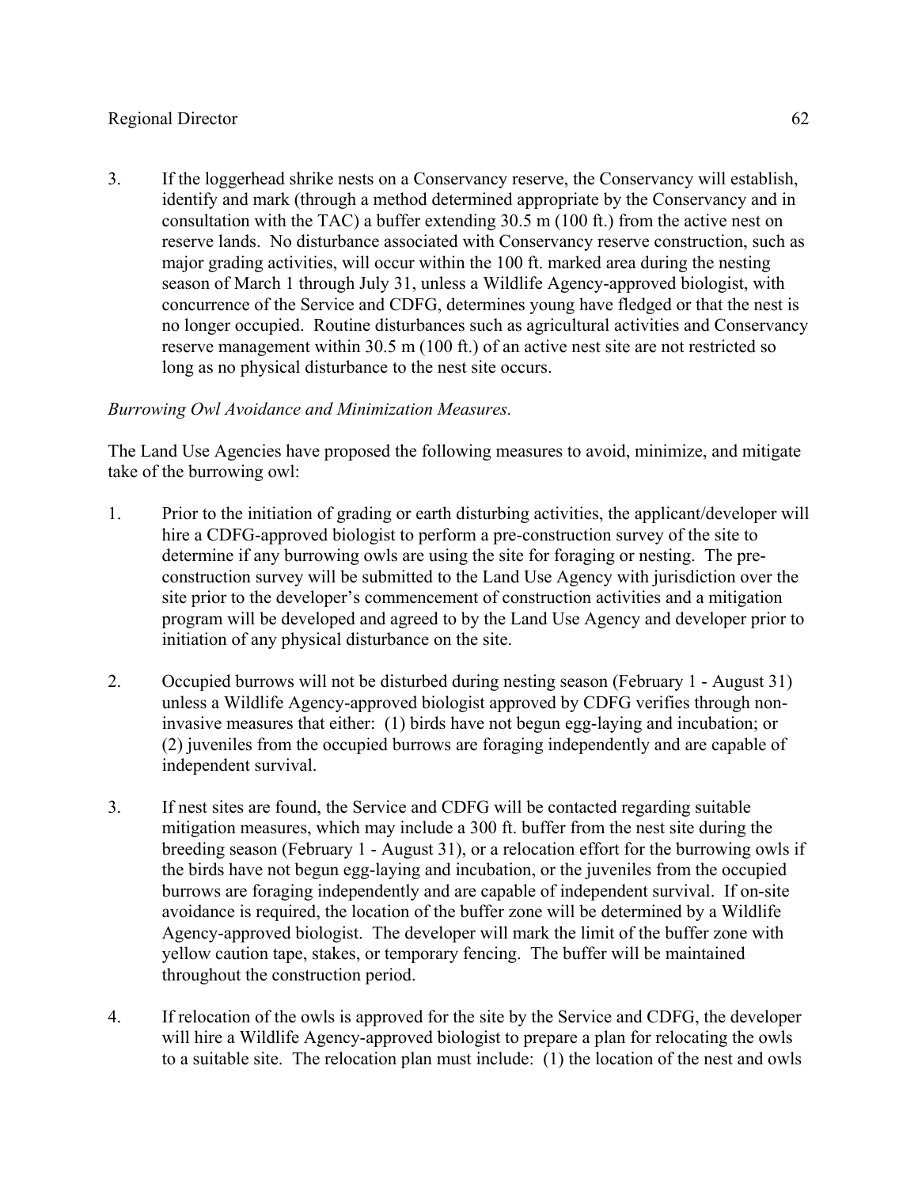3. If the loggerhead shrike nests on a Conservancy reserve, the Conservancy will establish, identify and mark (through a method determined appropriate by the Conservancy and in consultation with the TAC) a buffer extending 30.5 m (100 ft.) from the active nest on reserve lands. No disturbance associated with Conservancy reserve construction, such as major grading activities, will occur within the 100 ft. marked area during the nesting season of March 1 through July 31, unless a Wildlife Agency-approved biologist, with concurrence of the Service and CDFG, determines young have fledged or that the nest is no longer occupied. Routine disturbances such as agricultural activities and Conservancy reserve management within 30.5 m (100 ft.) of an active nest site are not restricted so long as no physical disturbance to the nest site occurs.

*Burrowing Owl Avoidance and Minimization Measures.*

The Land Use Agencies have proposed the following measures to avoid, minimize, and mitigate take of the burrowing owl:

1. Prior to the initiation of grading or earth disturbing activities, the applicant/developer will hire a CDFG-approved biologist to perform a pre-construction survey of the site to determine if any burrowing owls are using the site for foraging or nesting. The pre-construction survey will be submitted to the Land Use Agency with jurisdiction over the site prior to the developer's commencement of construction activities and a mitigation program will be developed and agreed to by the Land Use Agency and developer prior to initiation of any physical disturbance on the site.

2. Occupied burrows will not be disturbed during nesting season (February 1 - August 31) unless a Wildlife Agency-approved biologist approved by CDFG verifies through non-invasive measures that either: (1) birds have not begun egg-laying and incubation; or (2) juveniles from the occupied burrows are foraging independently and are capable of independent survival.

3. If nest sites are found, the Service and CDFG will be contacted regarding suitable mitigation measures, which may include a 300 ft. buffer from the nest site during the breeding season (February 1 - August 31), or a relocation effort for the burrowing owls if the birds have not begun egg-laying and incubation, or the juveniles from the occupied burrows are foraging independently and are capable of independent survival. If on-site avoidance is required, the location of the buffer zone will be determined by a Wildlife Agency-approved biologist. The developer will mark the limit of the buffer zone with yellow caution tape, stakes, or temporary fencing. The buffer will be maintained throughout the construction period.

4. If relocation of the owls is approved for the site by the Service and CDFG, the developer will hire a Wildlife Agency-approved biologist to prepare a plan for relocating the owls to a suitable site. The relocation plan must include: (1) the location of the nest and owls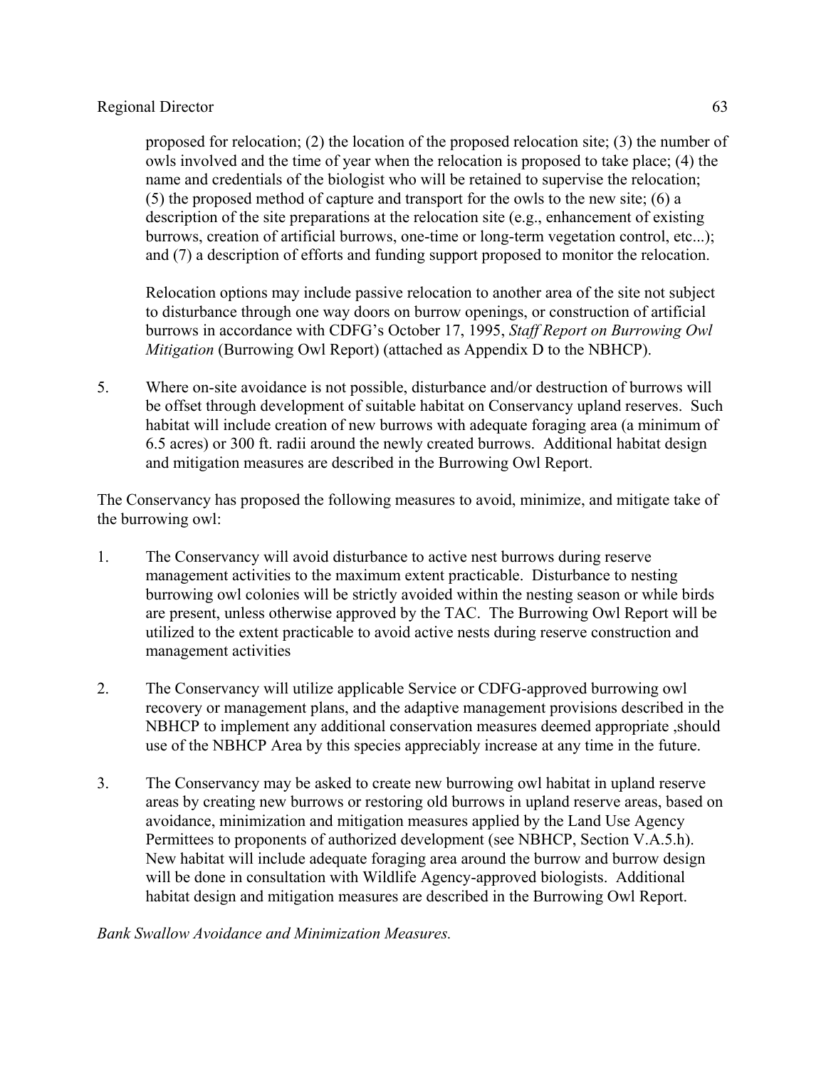proposed for relocation; (2) the location of the proposed relocation site; (3) the number of owls involved and the time of year when the relocation is proposed to take place; (4) the name and credentials of the biologist who will be retained to supervise the relocation; (5) the proposed method of capture and transport for the owls to the new site; (6) a description of the site preparations at the relocation site (e.g., enhancement of existing burrows, creation of artificial burrows, one-time or long-term vegetation control, etc...); and (7) a description of efforts and funding support proposed to monitor the relocation.

Relocation options may include passive relocation to another area of the site not subject to disturbance through one way doors on burrow openings, or construction of artificial burrows in accordance with CDFG's October 17, 1995, *Staff Report on Burrowing Owl Mitigation* (Burrowing Owl Report) (attached as Appendix D to the NBHCP).

5. Where on-site avoidance is not possible, disturbance and/or destruction of burrows will be offset through development of suitable habitat on Conservancy upland reserves. Such habitat will include creation of new burrows with adequate foraging area (a minimum of 6.5 acres) or 300 ft. radii around the newly created burrows. Additional habitat design and mitigation measures are described in the Burrowing Owl Report.

The Conservancy has proposed the following measures to avoid, minimize, and mitigate take of the burrowing owl:

1. The Conservancy will avoid disturbance to active nest burrows during reserve management activities to the maximum extent practicable. Disturbance to nesting burrowing owl colonies will be strictly avoided within the nesting season or while birds are present, unless otherwise approved by the TAC. The Burrowing Owl Report will be utilized to the extent practicable to avoid active nests during reserve construction and management activities

2. The Conservancy will utilize applicable Service or CDFG-approved burrowing owl recovery or management plans, and the adaptive management provisions described in the NBHCP to implement any additional conservation measures deemed appropriate ,should use of the NBHCP Area by this species appreciably increase at any time in the future.

3. The Conservancy may be asked to create new burrowing owl habitat in upland reserve areas by creating new burrows or restoring old burrows in upland reserve areas, based on avoidance, minimization and mitigation measures applied by the Land Use Agency Permittees to proponents of authorized development (see NBHCP, Section V.A.5.h). New habitat will include adequate foraging area around the burrow and burrow design will be done in consultation with Wildlife Agency-approved biologists. Additional habitat design and mitigation measures are described in the Burrowing Owl Report.

*Bank Swallow Avoidance and Minimization Measures.*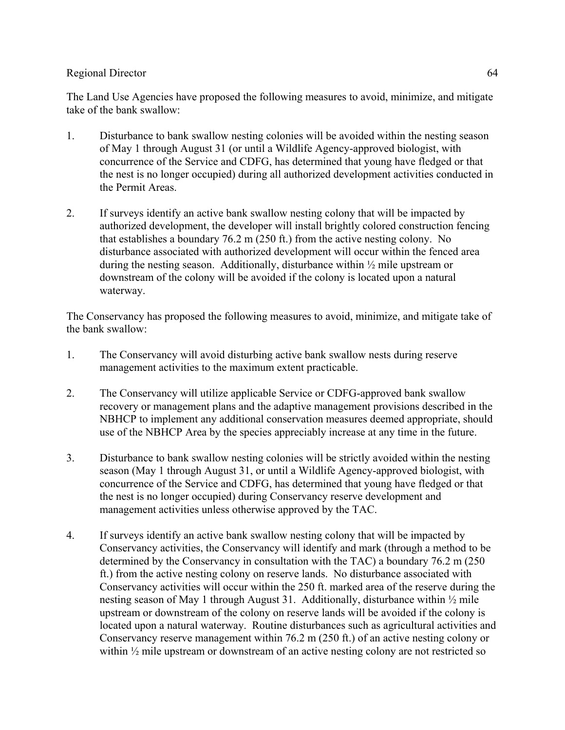The Land Use Agencies have proposed the following measures to avoid, minimize, and mitigate take of the bank swallow:

1. Disturbance to bank swallow nesting colonies will be avoided within the nesting season of May 1 through August 31 (or until a Wildlife Agency-approved biologist, with concurrence of the Service and CDFG, has determined that young have fledged or that the nest is no longer occupied) during all authorized development activities conducted in the Permit Areas.

2. If surveys identify an active bank swallow nesting colony that will be impacted by authorized development, the developer will install brightly colored construction fencing that establishes a boundary 76.2 m (250 ft.) from the active nesting colony. No disturbance associated with authorized development will occur within the fenced area during the nesting season. Additionally, disturbance within ½ mile upstream or downstream of the colony will be avoided if the colony is located upon a natural waterway.

The Conservancy has proposed the following measures to avoid, minimize, and mitigate take of the bank swallow:

1. The Conservancy will avoid disturbing active bank swallow nests during reserve management activities to the maximum extent practicable.

2. The Conservancy will utilize applicable Service or CDFG-approved bank swallow recovery or management plans and the adaptive management provisions described in the NBHCP to implement any additional conservation measures deemed appropriate, should use of the NBHCP Area by the species appreciably increase at any time in the future.

3. Disturbance to bank swallow nesting colonies will be strictly avoided within the nesting season (May 1 through August 31, or until a Wildlife Agency-approved biologist, with concurrence of the Service and CDFG, has determined that young have fledged or that the nest is no longer occupied) during Conservancy reserve development and management activities unless otherwise approved by the TAC.

4. If surveys identify an active bank swallow nesting colony that will be impacted by Conservancy activities, the Conservancy will identify and mark (through a method to be determined by the Conservancy in consultation with the TAC) a boundary 76.2 m (250 ft.) from the active nesting colony on reserve lands. No disturbance associated with Conservancy activities will occur within the 250 ft. marked area of the reserve during the nesting season of May 1 through August 31. Additionally, disturbance within ½ mile upstream or downstream of the colony on reserve lands will be avoided if the colony is located upon a natural waterway. Routine disturbances such as agricultural activities and Conservancy reserve management within 76.2 m (250 ft.) of an active nesting colony or within ½ mile upstream or downstream of an active nesting colony are not restricted so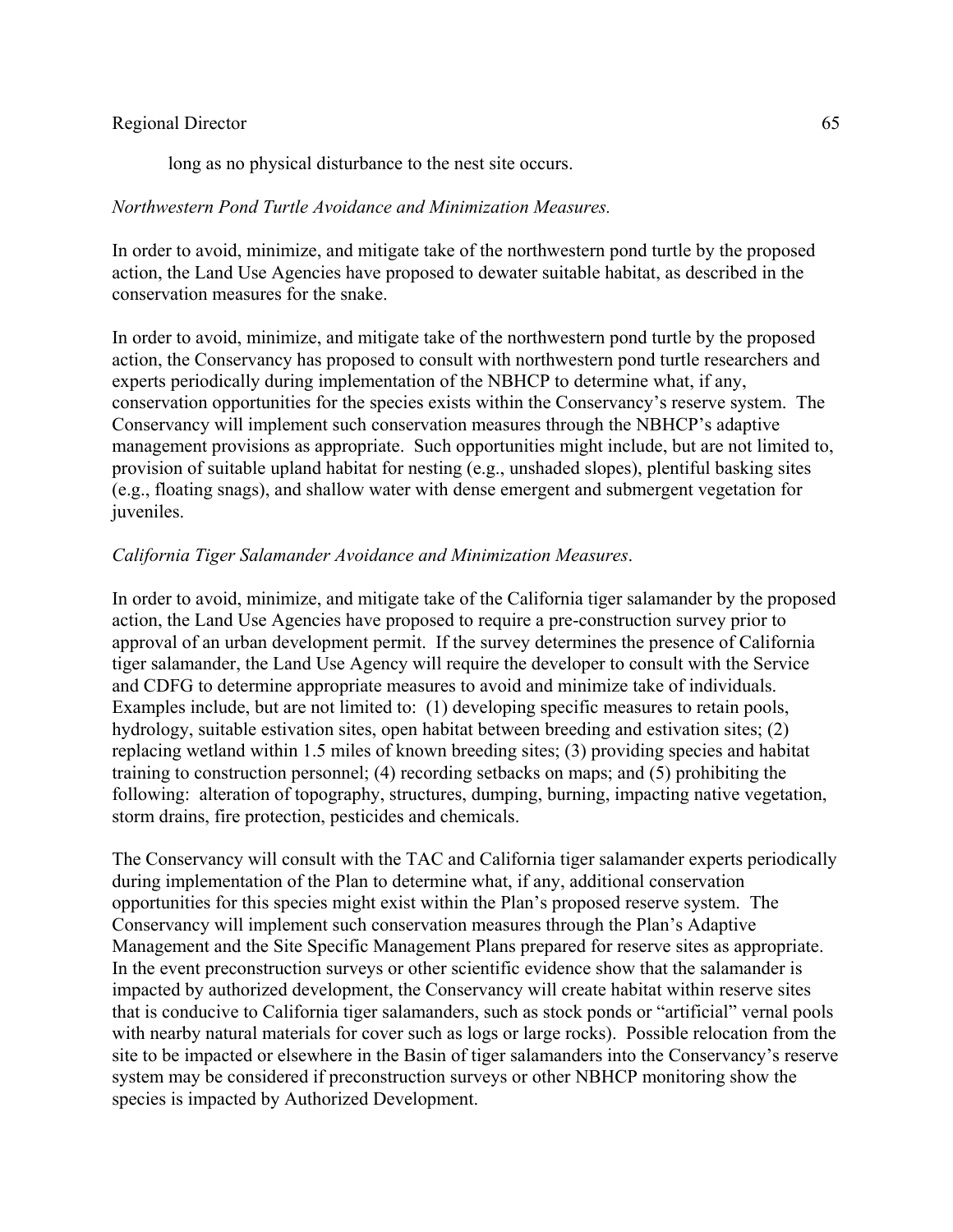long as no physical disturbance to the nest site occurs.

*Northwestern Pond Turtle Avoidance and Minimization Measures.*

In order to avoid, minimize, and mitigate take of the northwestern pond turtle by the proposed action, the Land Use Agencies have proposed to dewater suitable habitat, as described in the conservation measures for the snake.

In order to avoid, minimize, and mitigate take of the northwestern pond turtle by the proposed action, the Conservancy has proposed to consult with northwestern pond turtle researchers and experts periodically during implementation of the NBHCP to determine what, if any, conservation opportunities for the species exists within the Conservancy's reserve system. The Conservancy will implement such conservation measures through the NBHCP's adaptive management provisions as appropriate. Such opportunities might include, but are not limited to, provision of suitable upland habitat for nesting (e.g., unshaded slopes), plentiful basking sites (e.g., floating snags), and shallow water with dense emergent and submergent vegetation for juveniles.

*California Tiger Salamander Avoidance and Minimization Measures*.

In order to avoid, minimize, and mitigate take of the California tiger salamander by the proposed action, the Land Use Agencies have proposed to require a pre-construction survey prior to approval of an urban development permit. If the survey determines the presence of California tiger salamander, the Land Use Agency will require the developer to consult with the Service and CDFG to determine appropriate measures to avoid and minimize take of individuals. Examples include, but are not limited to: (1) developing specific measures to retain pools, hydrology, suitable estivation sites, open habitat between breeding and estivation sites; (2) replacing wetland within 1.5 miles of known breeding sites; (3) providing species and habitat training to construction personnel; (4) recording setbacks on maps; and (5) prohibiting the following: alteration of topography, structures, dumping, burning, impacting native vegetation, storm drains, fire protection, pesticides and chemicals.

The Conservancy will consult with the TAC and California tiger salamander experts periodically during implementation of the Plan to determine what, if any, additional conservation opportunities for this species might exist within the Plan's proposed reserve system. The Conservancy will implement such conservation measures through the Plan's Adaptive Management and the Site Specific Management Plans prepared for reserve sites as appropriate. In the event preconstruction surveys or other scientific evidence show that the salamander is impacted by authorized development, the Conservancy will create habitat within reserve sites that is conducive to California tiger salamanders, such as stock ponds or "artificial" vernal pools with nearby natural materials for cover such as logs or large rocks). Possible relocation from the site to be impacted or elsewhere in the Basin of tiger salamanders into the Conservancy's reserve system may be considered if preconstruction surveys or other NBHCP monitoring show the species is impacted by Authorized Development.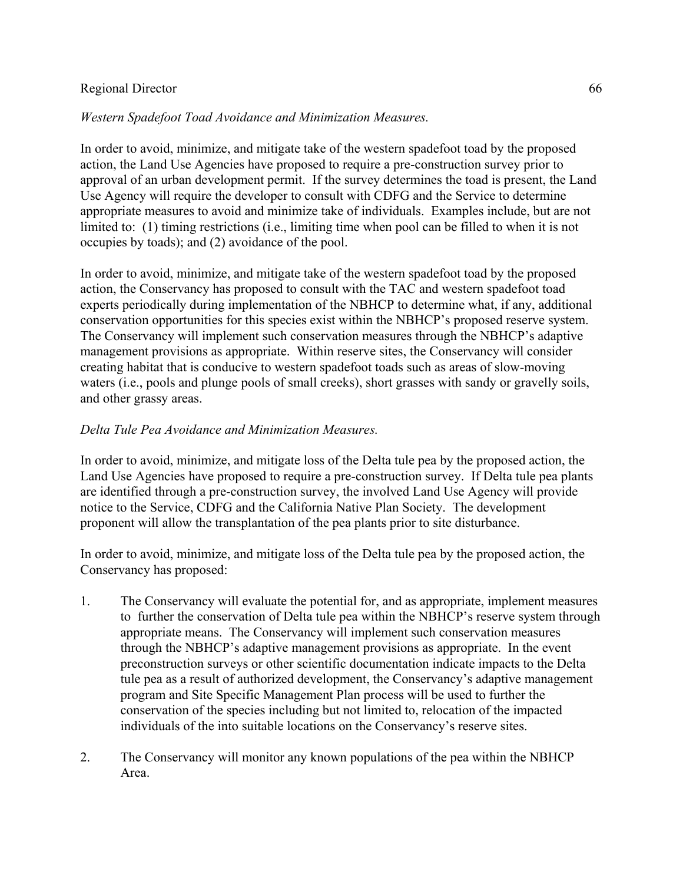*Western Spadefoot Toad Avoidance and Minimization Measures.*

In order to avoid, minimize, and mitigate take of the western spadefoot toad by the proposed action, the Land Use Agencies have proposed to require a pre-construction survey prior to approval of an urban development permit. If the survey determines the toad is present, the Land Use Agency will require the developer to consult with CDFG and the Service to determine appropriate measures to avoid and minimize take of individuals. Examples include, but are not limited to: (1) timing restrictions (i.e., limiting time when pool can be filled to when it is not occupies by toads); and (2) avoidance of the pool.

In order to avoid, minimize, and mitigate take of the western spadefoot toad by the proposed action, the Conservancy has proposed to consult with the TAC and western spadefoot toad experts periodically during implementation of the NBHCP to determine what, if any, additional conservation opportunities for this species exist within the NBHCP's proposed reserve system. The Conservancy will implement such conservation measures through the NBHCP's adaptive management provisions as appropriate. Within reserve sites, the Conservancy will consider creating habitat that is conducive to western spadefoot toads such as areas of slow-moving waters (i.e., pools and plunge pools of small creeks), short grasses with sandy or gravelly soils, and other grassy areas.

*Delta Tule Pea Avoidance and Minimization Measures.*

In order to avoid, minimize, and mitigate loss of the Delta tule pea by the proposed action, the Land Use Agencies have proposed to require a pre-construction survey. If Delta tule pea plants are identified through a pre-construction survey, the involved Land Use Agency will provide notice to the Service, CDFG and the California Native Plan Society. The development proponent will allow the transplantation of the pea plants prior to site disturbance.

In order to avoid, minimize, and mitigate loss of the Delta tule pea by the proposed action, the Conservancy has proposed:

1. The Conservancy will evaluate the potential for, and as appropriate, implement measures to further the conservation of Delta tule pea within the NBHCP's reserve system through appropriate means. The Conservancy will implement such conservation measures through the NBHCP's adaptive management provisions as appropriate. In the event preconstruction surveys or other scientific documentation indicate impacts to the Delta tule pea as a result of authorized development, the Conservancy's adaptive management program and Site Specific Management Plan process will be used to further the conservation of the species including but not limited to, relocation of the impacted individuals of the into suitable locations on the Conservancy's reserve sites.

2. The Conservancy will monitor any known populations of the pea within the NBHCP Area.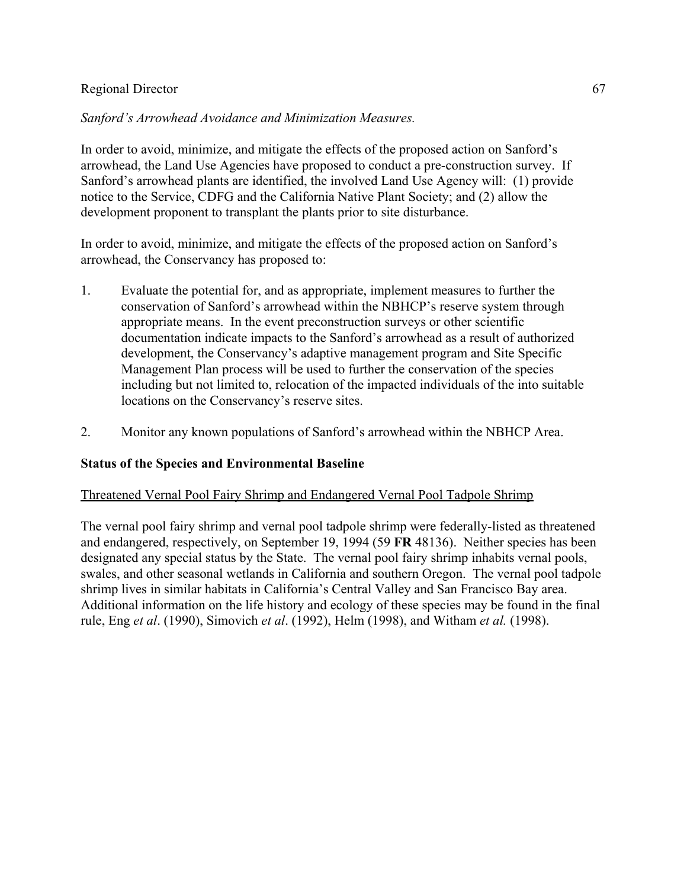*Sanford's Arrowhead Avoidance and Minimization Measures.*

In order to avoid, minimize, and mitigate the effects of the proposed action on Sanford's arrowhead, the Land Use Agencies have proposed to conduct a pre-construction survey. If Sanford's arrowhead plants are identified, the involved Land Use Agency will: (1) provide notice to the Service, CDFG and the California Native Plant Society; and (2) allow the development proponent to transplant the plants prior to site disturbance.

In order to avoid, minimize, and mitigate the effects of the proposed action on Sanford's arrowhead, the Conservancy has proposed to:

1. Evaluate the potential for, and as appropriate, implement measures to further the conservation of Sanford's arrowhead within the NBHCP's reserve system through appropriate means. In the event preconstruction surveys or other scientific documentation indicate impacts to the Sanford's arrowhead as a result of authorized development, the Conservancy's adaptive management program and Site Specific Management Plan process will be used to further the conservation of the species including but not limited to, relocation of the impacted individuals of the into suitable locations on the Conservancy's reserve sites.

2. Monitor any known populations of Sanford's arrowhead within the NBHCP Area.

**Status of the Species and Environmental Baseline**

<u>Threatened Vernal Pool Fairy Shrimp and Endangered Vernal Pool Tadpole Shrimp</u>

The vernal pool fairy shrimp and vernal pool tadpole shrimp were federally-listed as threatened and endangered, respectively, on September 19, 1994 (59 **FR** 48136). Neither species has been designated any special status by the State. The vernal pool fairy shrimp inhabits vernal pools, swales, and other seasonal wetlands in California and southern Oregon. The vernal pool tadpole shrimp lives in similar habitats in California's Central Valley and San Francisco Bay area. Additional information on the life history and ecology of these species may be found in the final rule, Eng *et al*. (1990), Simovich *et al*. (1992), Helm (1998), and Witham *et al.* (1998).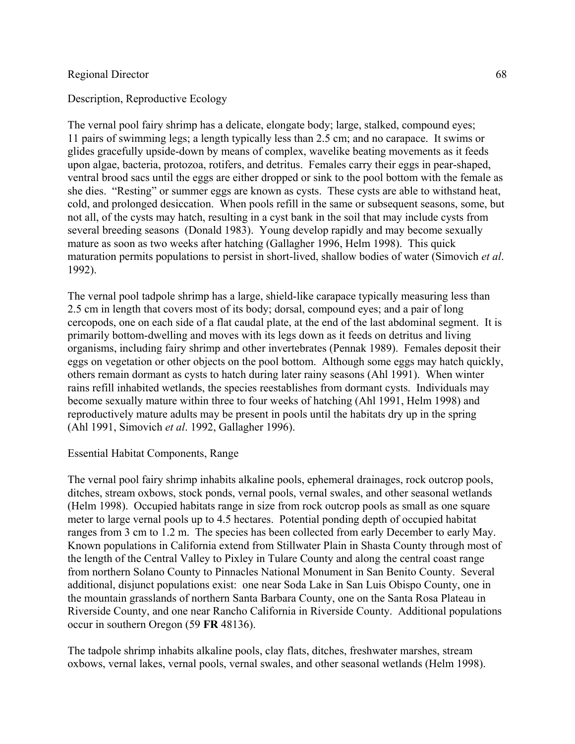Description, Reproductive Ecology

The vernal pool fairy shrimp has a delicate, elongate body; large, stalked, compound eyes; 11 pairs of swimming legs; a length typically less than 2.5 cm; and no carapace. It swims or glides gracefully upside-down by means of complex, wavelike beating movements as it feeds upon algae, bacteria, protozoa, rotifers, and detritus. Females carry their eggs in pear-shaped, ventral brood sacs until the eggs are either dropped or sink to the pool bottom with the female as she dies. "Resting" or summer eggs are known as cysts. These cysts are able to withstand heat, cold, and prolonged desiccation. When pools refill in the same or subsequent seasons, some, but not all, of the cysts may hatch, resulting in a cyst bank in the soil that may include cysts from several breeding seasons (Donald 1983). Young develop rapidly and may become sexually mature as soon as two weeks after hatching (Gallagher 1996, Helm 1998). This quick maturation permits populations to persist in short-lived, shallow bodies of water (Simovich *et al*. 1992).

The vernal pool tadpole shrimp has a large, shield-like carapace typically measuring less than 2.5 cm in length that covers most of its body; dorsal, compound eyes; and a pair of long cercopods, one on each side of a flat caudal plate, at the end of the last abdominal segment. It is primarily bottom-dwelling and moves with its legs down as it feeds on detritus and living organisms, including fairy shrimp and other invertebrates (Pennak 1989). Females deposit their eggs on vegetation or other objects on the pool bottom. Although some eggs may hatch quickly, others remain dormant as cysts to hatch during later rainy seasons (Ahl 1991). When winter rains refill inhabited wetlands, the species reestablishes from dormant cysts. Individuals may become sexually mature within three to four weeks of hatching (Ahl 1991, Helm 1998) and reproductively mature adults may be present in pools until the habitats dry up in the spring (Ahl 1991, Simovich *et al*. 1992, Gallagher 1996).

Essential Habitat Components, Range

The vernal pool fairy shrimp inhabits alkaline pools, ephemeral drainages, rock outcrop pools, ditches, stream oxbows, stock ponds, vernal pools, vernal swales, and other seasonal wetlands (Helm 1998). Occupied habitats range in size from rock outcrop pools as small as one square meter to large vernal pools up to 4.5 hectares. Potential ponding depth of occupied habitat ranges from 3 cm to 1.2 m. The species has been collected from early December to early May. Known populations in California extend from Stillwater Plain in Shasta County through most of the length of the Central Valley to Pixley in Tulare County and along the central coast range from northern Solano County to Pinnacles National Monument in San Benito County. Several additional, disjunct populations exist: one near Soda Lake in San Luis Obispo County, one in the mountain grasslands of northern Santa Barbara County, one on the Santa Rosa Plateau in Riverside County, and one near Rancho California in Riverside County. Additional populations occur in southern Oregon (59 **FR** 48136).

The tadpole shrimp inhabits alkaline pools, clay flats, ditches, freshwater marshes, stream oxbows, vernal lakes, vernal pools, vernal swales, and other seasonal wetlands (Helm 1998).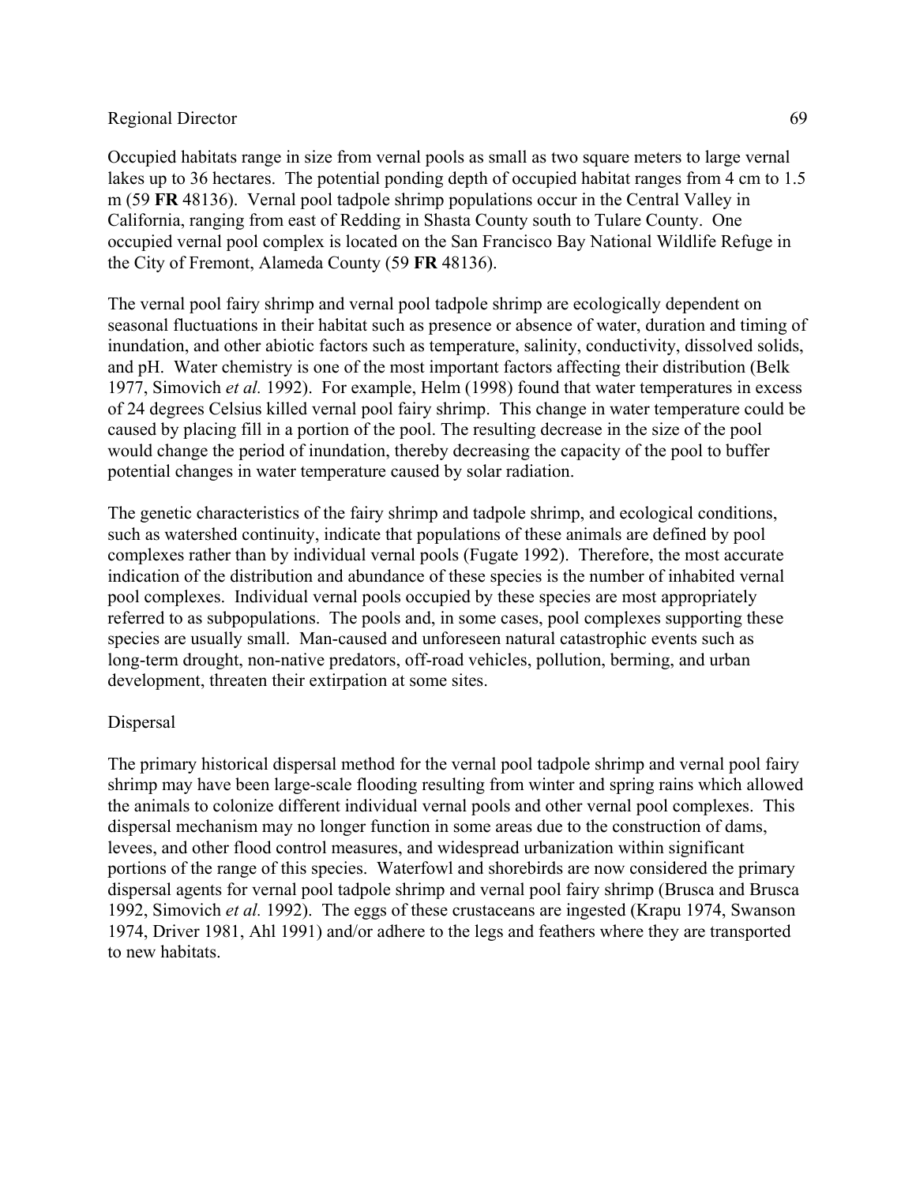Occupied habitats range in size from vernal pools as small as two square meters to large vernal lakes up to 36 hectares. The potential ponding depth of occupied habitat ranges from 4 cm to 1.5 m (59 **FR** 48136). Vernal pool tadpole shrimp populations occur in the Central Valley in California, ranging from east of Redding in Shasta County south to Tulare County. One occupied vernal pool complex is located on the San Francisco Bay National Wildlife Refuge in the City of Fremont, Alameda County (59 **FR** 48136).

The vernal pool fairy shrimp and vernal pool tadpole shrimp are ecologically dependent on seasonal fluctuations in their habitat such as presence or absence of water, duration and timing of inundation, and other abiotic factors such as temperature, salinity, conductivity, dissolved solids, and pH. Water chemistry is one of the most important factors affecting their distribution (Belk 1977, Simovich *et al.* 1992). For example, Helm (1998) found that water temperatures in excess of 24 degrees Celsius killed vernal pool fairy shrimp. This change in water temperature could be caused by placing fill in a portion of the pool. The resulting decrease in the size of the pool would change the period of inundation, thereby decreasing the capacity of the pool to buffer potential changes in water temperature caused by solar radiation.

The genetic characteristics of the fairy shrimp and tadpole shrimp, and ecological conditions, such as watershed continuity, indicate that populations of these animals are defined by pool complexes rather than by individual vernal pools (Fugate 1992). Therefore, the most accurate indication of the distribution and abundance of these species is the number of inhabited vernal pool complexes. Individual vernal pools occupied by these species are most appropriately referred to as subpopulations. The pools and, in some cases, pool complexes supporting these species are usually small. Man-caused and unforeseen natural catastrophic events such as long-term drought, non-native predators, off-road vehicles, pollution, berming, and urban development, threaten their extirpation at some sites.

Dispersal

The primary historical dispersal method for the vernal pool tadpole shrimp and vernal pool fairy shrimp may have been large-scale flooding resulting from winter and spring rains which allowed the animals to colonize different individual vernal pools and other vernal pool complexes. This dispersal mechanism may no longer function in some areas due to the construction of dams, levees, and other flood control measures, and widespread urbanization within significant portions of the range of this species. Waterfowl and shorebirds are now considered the primary dispersal agents for vernal pool tadpole shrimp and vernal pool fairy shrimp (Brusca and Brusca 1992, Simovich *et al.* 1992). The eggs of these crustaceans are ingested (Krapu 1974, Swanson 1974, Driver 1981, Ahl 1991) and/or adhere to the legs and feathers where they are transported to new habitats.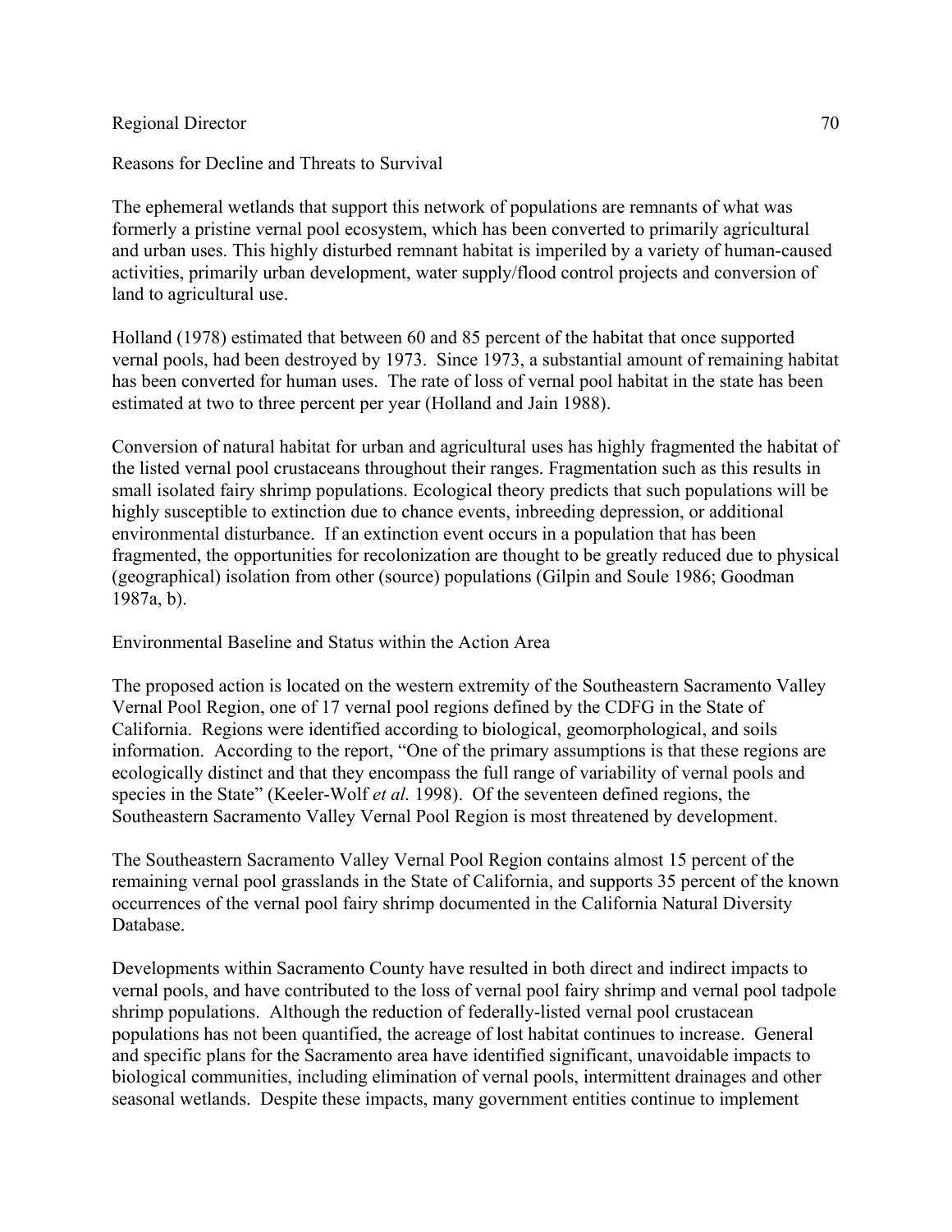Reasons for Decline and Threats to Survival

The ephemeral wetlands that support this network of populations are remnants of what was formerly a pristine vernal pool ecosystem, which has been converted to primarily agricultural and urban uses. This highly disturbed remnant habitat is imperiled by a variety of human-caused activities, primarily urban development, water supply/flood control projects and conversion of land to agricultural use.

Holland (1978) estimated that between 60 and 85 percent of the habitat that once supported vernal pools, had been destroyed by 1973. Since 1973, a substantial amount of remaining habitat has been converted for human uses. The rate of loss of vernal pool habitat in the state has been estimated at two to three percent per year (Holland and Jain 1988).

Conversion of natural habitat for urban and agricultural uses has highly fragmented the habitat of the listed vernal pool crustaceans throughout their ranges. Fragmentation such as this results in small isolated fairy shrimp populations. Ecological theory predicts that such populations will be highly susceptible to extinction due to chance events, inbreeding depression, or additional environmental disturbance. If an extinction event occurs in a population that has been fragmented, the opportunities for recolonization are thought to be greatly reduced due to physical (geographical) isolation from other (source) populations (Gilpin and Soule 1986; Goodman 1987a, b).

Environmental Baseline and Status within the Action Area

The proposed action is located on the western extremity of the Southeastern Sacramento Valley Vernal Pool Region, one of 17 vernal pool regions defined by the CDFG in the State of California. Regions were identified according to biological, geomorphological, and soils information. According to the report, "One of the primary assumptions is that these regions are ecologically distinct and that they encompass the full range of variability of vernal pools and species in the State" (Keeler-Wolf *et al.* 1998). Of the seventeen defined regions, the Southeastern Sacramento Valley Vernal Pool Region is most threatened by development.

The Southeastern Sacramento Valley Vernal Pool Region contains almost 15 percent of the remaining vernal pool grasslands in the State of California, and supports 35 percent of the known occurrences of the vernal pool fairy shrimp documented in the California Natural Diversity Database.

Developments within Sacramento County have resulted in both direct and indirect impacts to vernal pools, and have contributed to the loss of vernal pool fairy shrimp and vernal pool tadpole shrimp populations. Although the reduction of federally-listed vernal pool crustacean populations has not been quantified, the acreage of lost habitat continues to increase. General and specific plans for the Sacramento area have identified significant, unavoidable impacts to biological communities, including elimination of vernal pools, intermittent drainages and other seasonal wetlands. Despite these impacts, many government entities continue to implement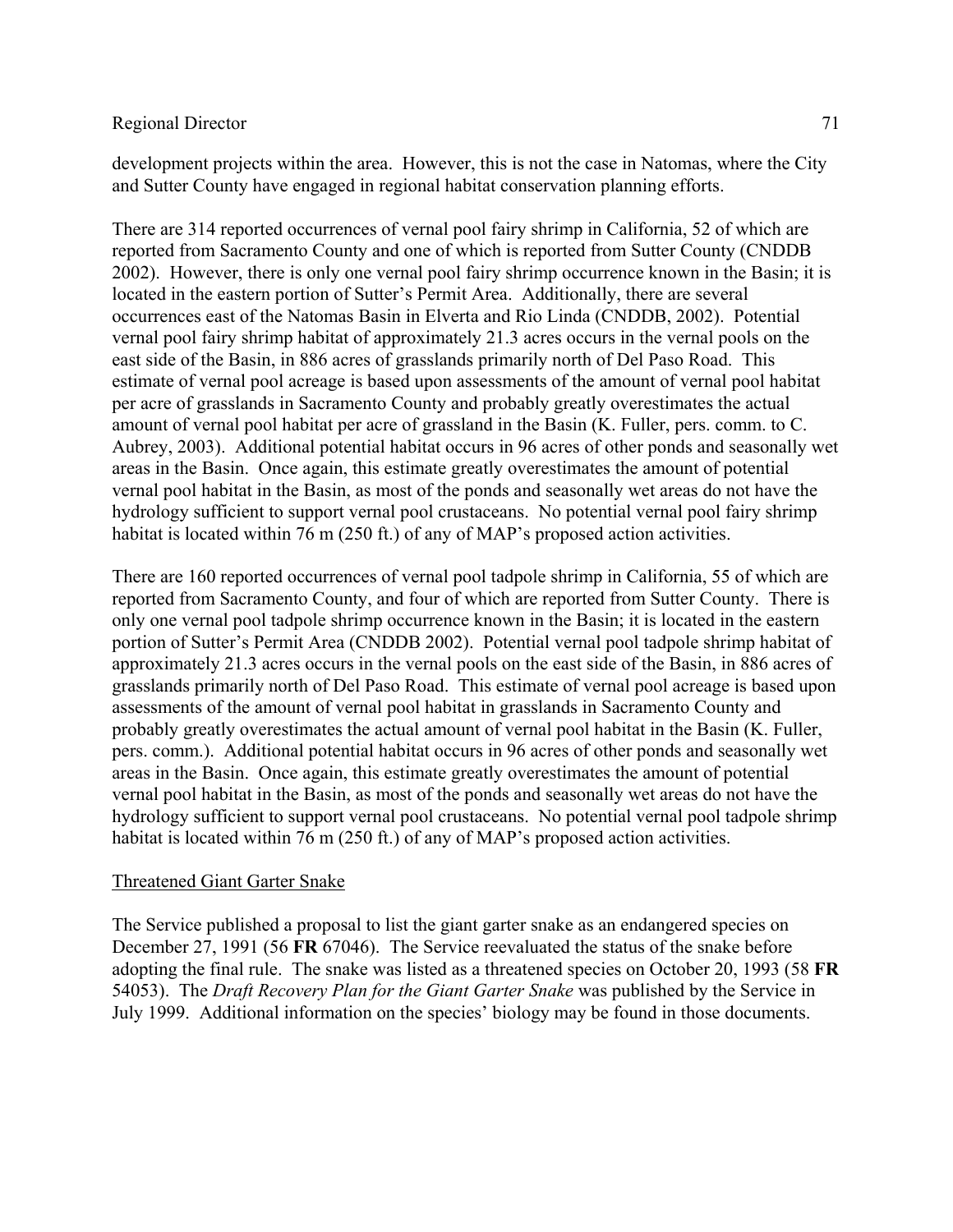development projects within the area. However, this is not the case in Natomas, where the City and Sutter County have engaged in regional habitat conservation planning efforts.

There are 314 reported occurrences of vernal pool fairy shrimp in California, 52 of which are reported from Sacramento County and one of which is reported from Sutter County (CNDDB 2002). However, there is only one vernal pool fairy shrimp occurrence known in the Basin; it is located in the eastern portion of Sutter's Permit Area. Additionally, there are several occurrences east of the Natomas Basin in Elverta and Rio Linda (CNDDB, 2002). Potential vernal pool fairy shrimp habitat of approximately 21.3 acres occurs in the vernal pools on the east side of the Basin, in 886 acres of grasslands primarily north of Del Paso Road. This estimate of vernal pool acreage is based upon assessments of the amount of vernal pool habitat per acre of grasslands in Sacramento County and probably greatly overestimates the actual amount of vernal pool habitat per acre of grassland in the Basin (K. Fuller, pers. comm. to C. Aubrey, 2003). Additional potential habitat occurs in 96 acres of other ponds and seasonally wet areas in the Basin. Once again, this estimate greatly overestimates the amount of potential vernal pool habitat in the Basin, as most of the ponds and seasonally wet areas do not have the hydrology sufficient to support vernal pool crustaceans. No potential vernal pool fairy shrimp habitat is located within 76 m (250 ft.) of any of MAP's proposed action activities.

There are 160 reported occurrences of vernal pool tadpole shrimp in California, 55 of which are reported from Sacramento County, and four of which are reported from Sutter County. There is only one vernal pool tadpole shrimp occurrence known in the Basin; it is located in the eastern portion of Sutter's Permit Area (CNDDB 2002). Potential vernal pool tadpole shrimp habitat of approximately 21.3 acres occurs in the vernal pools on the east side of the Basin, in 886 acres of grasslands primarily north of Del Paso Road. This estimate of vernal pool acreage is based upon assessments of the amount of vernal pool habitat in grasslands in Sacramento County and probably greatly overestimates the actual amount of vernal pool habitat in the Basin (K. Fuller, pers. comm.). Additional potential habitat occurs in 96 acres of other ponds and seasonally wet areas in the Basin. Once again, this estimate greatly overestimates the amount of potential vernal pool habitat in the Basin, as most of the ponds and seasonally wet areas do not have the hydrology sufficient to support vernal pool crustaceans. No potential vernal pool tadpole shrimp habitat is located within 76 m (250 ft.) of any of MAP's proposed action activities.

## Threatened Giant Garter Snake

The Service published a proposal to list the giant garter snake as an endangered species on December 27, 1991 (56 **FR** 67046). The Service reevaluated the status of the snake before adopting the final rule. The snake was listed as a threatened species on October 20, 1993 (58 **FR** 54053). The *Draft Recovery Plan for the Giant Garter Snake* was published by the Service in July 1999. Additional information on the species' biology may be found in those documents.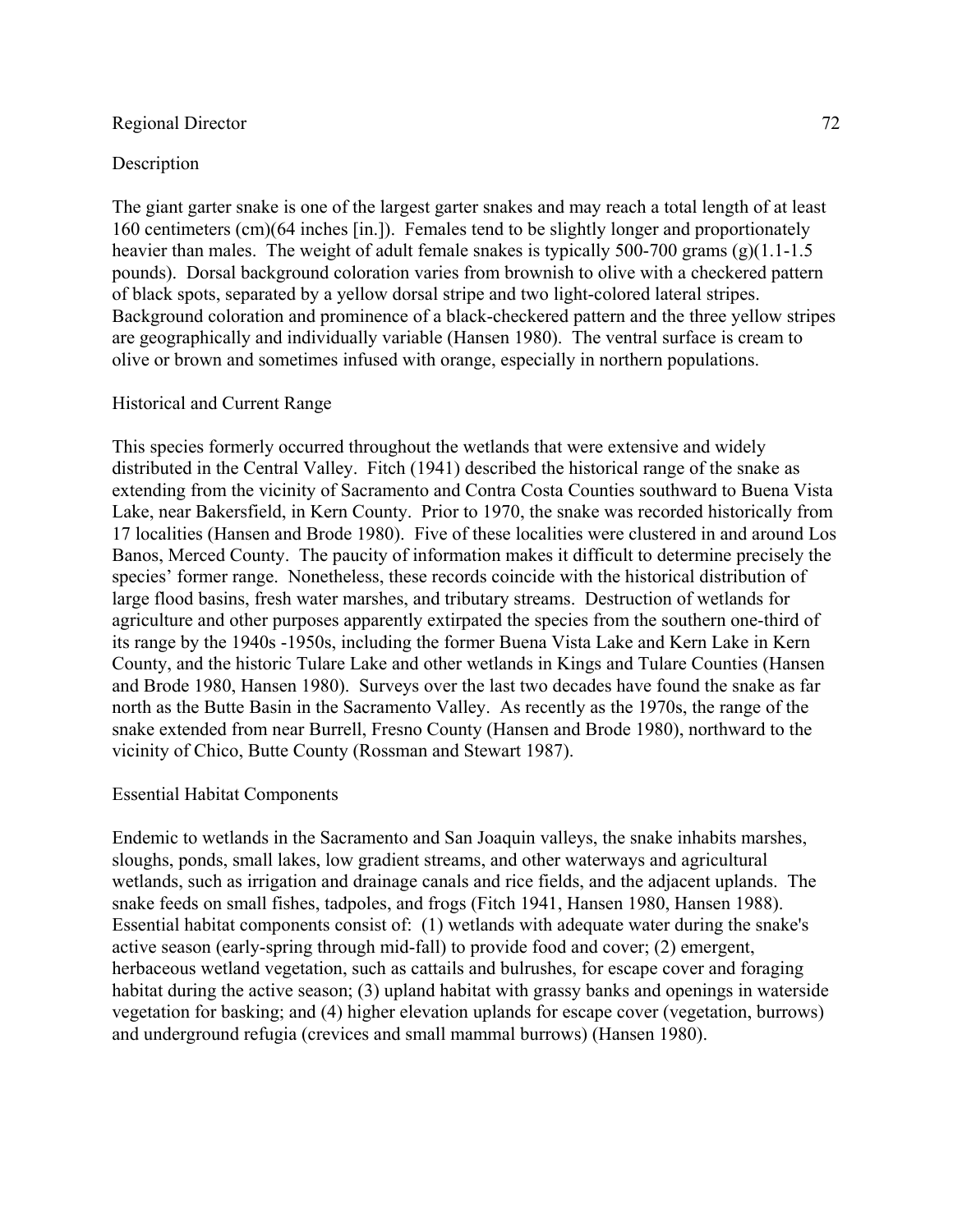## Description

The giant garter snake is one of the largest garter snakes and may reach a total length of at least 160 centimeters (cm)(64 inches [in.]). Females tend to be slightly longer and proportionately heavier than males. The weight of adult female snakes is typically 500-700 grams (g)(1.1-1.5 pounds). Dorsal background coloration varies from brownish to olive with a checkered pattern of black spots, separated by a yellow dorsal stripe and two light-colored lateral stripes. Background coloration and prominence of a black-checkered pattern and the three yellow stripes are geographically and individually variable (Hansen 1980). The ventral surface is cream to olive or brown and sometimes infused with orange, especially in northern populations.

## Historical and Current Range

This species formerly occurred throughout the wetlands that were extensive and widely distributed in the Central Valley. Fitch (1941) described the historical range of the snake as extending from the vicinity of Sacramento and Contra Costa Counties southward to Buena Vista Lake, near Bakersfield, in Kern County. Prior to 1970, the snake was recorded historically from 17 localities (Hansen and Brode 1980). Five of these localities were clustered in and around Los Banos, Merced County. The paucity of information makes it difficult to determine precisely the species' former range. Nonetheless, these records coincide with the historical distribution of large flood basins, fresh water marshes, and tributary streams. Destruction of wetlands for agriculture and other purposes apparently extirpated the species from the southern one-third of its range by the 1940s -1950s, including the former Buena Vista Lake and Kern Lake in Kern County, and the historic Tulare Lake and other wetlands in Kings and Tulare Counties (Hansen and Brode 1980, Hansen 1980). Surveys over the last two decades have found the snake as far north as the Butte Basin in the Sacramento Valley. As recently as the 1970s, the range of the snake extended from near Burrell, Fresno County (Hansen and Brode 1980), northward to the vicinity of Chico, Butte County (Rossman and Stewart 1987).

## Essential Habitat Components

Endemic to wetlands in the Sacramento and San Joaquin valleys, the snake inhabits marshes, sloughs, ponds, small lakes, low gradient streams, and other waterways and agricultural wetlands, such as irrigation and drainage canals and rice fields, and the adjacent uplands. The snake feeds on small fishes, tadpoles, and frogs (Fitch 1941, Hansen 1980, Hansen 1988). Essential habitat components consist of: (1) wetlands with adequate water during the snake's active season (early-spring through mid-fall) to provide food and cover; (2) emergent, herbaceous wetland vegetation, such as cattails and bulrushes, for escape cover and foraging habitat during the active season; (3) upland habitat with grassy banks and openings in waterside vegetation for basking; and (4) higher elevation uplands for escape cover (vegetation, burrows) and underground refugia (crevices and small mammal burrows) (Hansen 1980).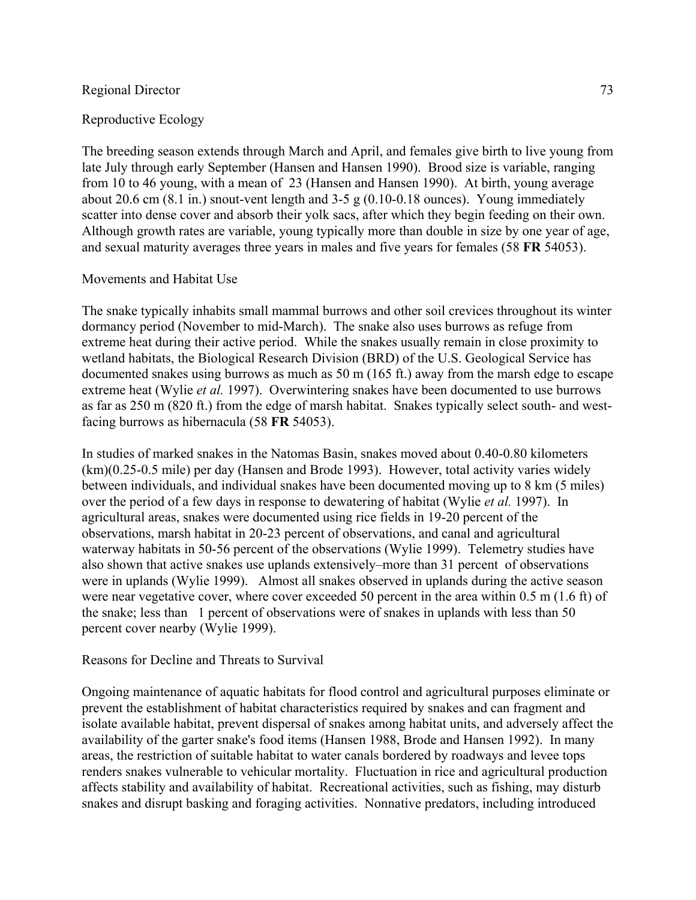## Reproductive Ecology

The breeding season extends through March and April, and females give birth to live young from late July through early September (Hansen and Hansen 1990). Brood size is variable, ranging from 10 to 46 young, with a mean of 23 (Hansen and Hansen 1990). At birth, young average about 20.6 cm (8.1 in.) snout-vent length and 3-5 g (0.10-0.18 ounces). Young immediately scatter into dense cover and absorb their yolk sacs, after which they begin feeding on their own. Although growth rates are variable, young typically more than double in size by one year of age, and sexual maturity averages three years in males and five years for females (58 **FR** 54053).

## Movements and Habitat Use

The snake typically inhabits small mammal burrows and other soil crevices throughout its winter dormancy period (November to mid-March). The snake also uses burrows as refuge from extreme heat during their active period. While the snakes usually remain in close proximity to wetland habitats, the Biological Research Division (BRD) of the U.S. Geological Service has documented snakes using burrows as much as 50 m (165 ft.) away from the marsh edge to escape extreme heat (Wylie *et al.* 1997). Overwintering snakes have been documented to use burrows as far as 250 m (820 ft.) from the edge of marsh habitat. Snakes typically select south- and west-facing burrows as hibernacula (58 **FR** 54053).

In studies of marked snakes in the Natomas Basin, snakes moved about 0.40-0.80 kilometers (km)(0.25-0.5 mile) per day (Hansen and Brode 1993). However, total activity varies widely between individuals, and individual snakes have been documented moving up to 8 km (5 miles) over the period of a few days in response to dewatering of habitat (Wylie *et al.* 1997). In agricultural areas, snakes were documented using rice fields in 19-20 percent of the observations, marsh habitat in 20-23 percent of observations, and canal and agricultural waterway habitats in 50-56 percent of the observations (Wylie 1999). Telemetry studies have also shown that active snakes use uplands extensively–more than 31 percent of observations were in uplands (Wylie 1999). Almost all snakes observed in uplands during the active season were near vegetative cover, where cover exceeded 50 percent in the area within 0.5 m (1.6 ft) of the snake; less than 1 percent of observations were of snakes in uplands with less than 50 percent cover nearby (Wylie 1999).

## Reasons for Decline and Threats to Survival

Ongoing maintenance of aquatic habitats for flood control and agricultural purposes eliminate or prevent the establishment of habitat characteristics required by snakes and can fragment and isolate available habitat, prevent dispersal of snakes among habitat units, and adversely affect the availability of the garter snake's food items (Hansen 1988, Brode and Hansen 1992). In many areas, the restriction of suitable habitat to water canals bordered by roadways and levee tops renders snakes vulnerable to vehicular mortality. Fluctuation in rice and agricultural production affects stability and availability of habitat. Recreational activities, such as fishing, may disturb snakes and disrupt basking and foraging activities. Nonnative predators, including introduced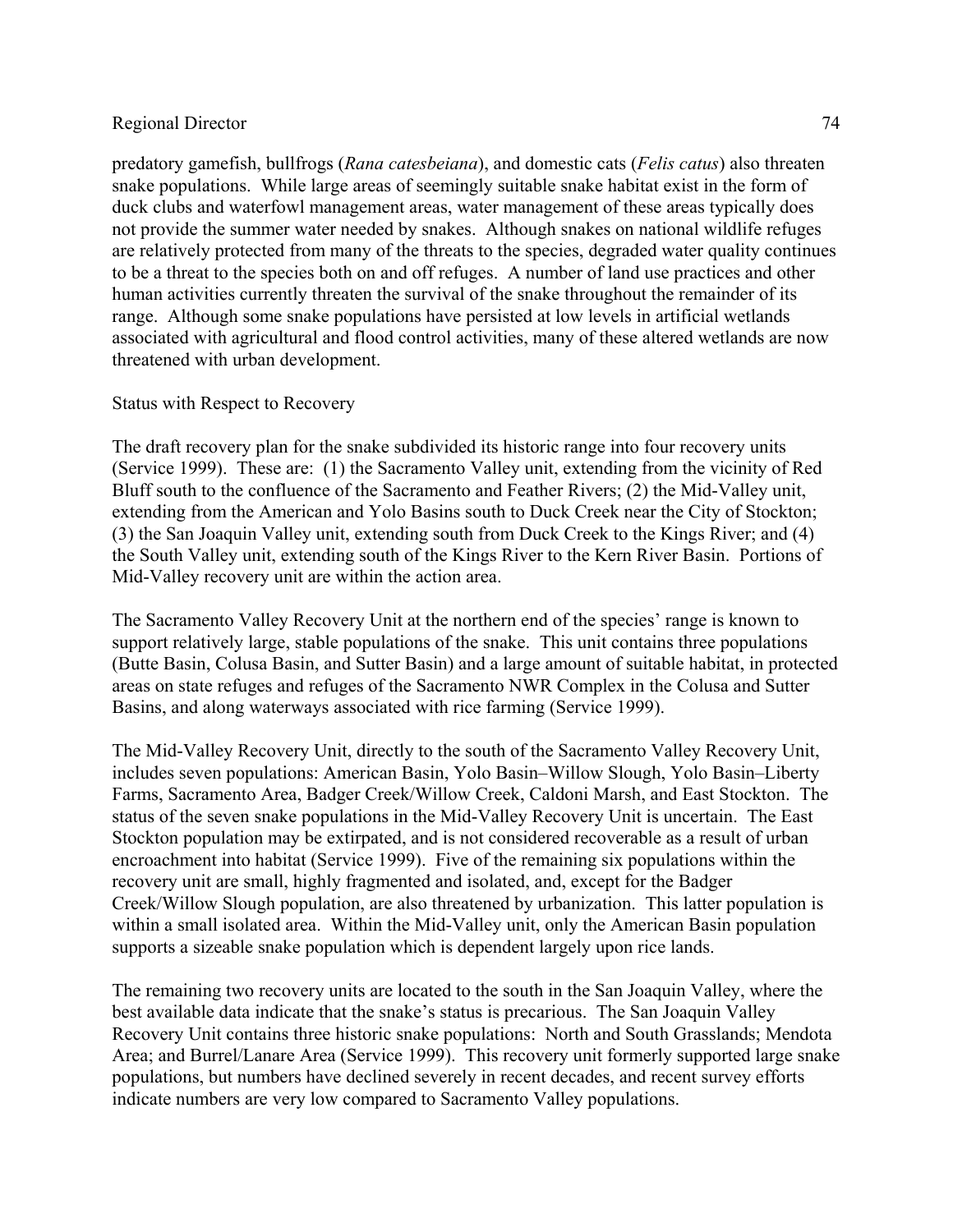predatory gamefish, bullfrogs (*Rana catesbeiana*), and domestic cats (*Felis catus*) also threaten snake populations. While large areas of seemingly suitable snake habitat exist in the form of duck clubs and waterfowl management areas, water management of these areas typically does not provide the summer water needed by snakes. Although snakes on national wildlife refuges are relatively protected from many of the threats to the species, degraded water quality continues to be a threat to the species both on and off refuges. A number of land use practices and other human activities currently threaten the survival of the snake throughout the remainder of its range. Although some snake populations have persisted at low levels in artificial wetlands associated with agricultural and flood control activities, many of these altered wetlands are now threatened with urban development.

Status with Respect to Recovery

The draft recovery plan for the snake subdivided its historic range into four recovery units (Service 1999). These are: (1) the Sacramento Valley unit, extending from the vicinity of Red Bluff south to the confluence of the Sacramento and Feather Rivers; (2) the Mid-Valley unit, extending from the American and Yolo Basins south to Duck Creek near the City of Stockton; (3) the San Joaquin Valley unit, extending south from Duck Creek to the Kings River; and (4) the South Valley unit, extending south of the Kings River to the Kern River Basin. Portions of Mid-Valley recovery unit are within the action area.

The Sacramento Valley Recovery Unit at the northern end of the species' range is known to support relatively large, stable populations of the snake. This unit contains three populations (Butte Basin, Colusa Basin, and Sutter Basin) and a large amount of suitable habitat, in protected areas on state refuges and refuges of the Sacramento NWR Complex in the Colusa and Sutter Basins, and along waterways associated with rice farming (Service 1999).

The Mid-Valley Recovery Unit, directly to the south of the Sacramento Valley Recovery Unit, includes seven populations: American Basin, Yolo Basin–Willow Slough, Yolo Basin–Liberty Farms, Sacramento Area, Badger Creek/Willow Creek, Caldoni Marsh, and East Stockton. The status of the seven snake populations in the Mid-Valley Recovery Unit is uncertain. The East Stockton population may be extirpated, and is not considered recoverable as a result of urban encroachment into habitat (Service 1999). Five of the remaining six populations within the recovery unit are small, highly fragmented and isolated, and, except for the Badger Creek/Willow Slough population, are also threatened by urbanization. This latter population is within a small isolated area. Within the Mid-Valley unit, only the American Basin population supports a sizeable snake population which is dependent largely upon rice lands.

The remaining two recovery units are located to the south in the San Joaquin Valley, where the best available data indicate that the snake's status is precarious. The San Joaquin Valley Recovery Unit contains three historic snake populations: North and South Grasslands; Mendota Area; and Burrel/Lanare Area (Service 1999). This recovery unit formerly supported large snake populations, but numbers have declined severely in recent decades, and recent survey efforts indicate numbers are very low compared to Sacramento Valley populations.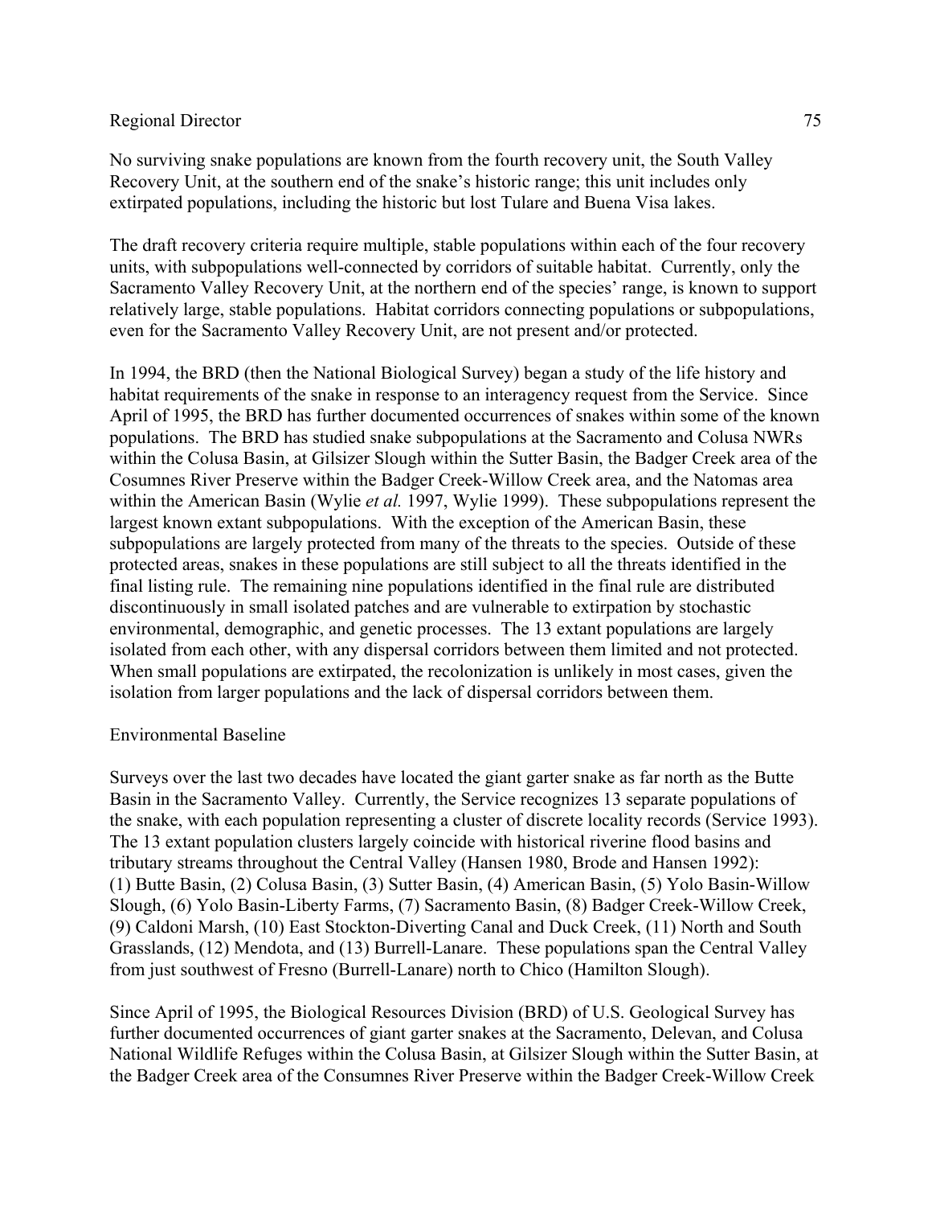No surviving snake populations are known from the fourth recovery unit, the South Valley Recovery Unit, at the southern end of the snake's historic range; this unit includes only extirpated populations, including the historic but lost Tulare and Buena Visa lakes.

The draft recovery criteria require multiple, stable populations within each of the four recovery units, with subpopulations well-connected by corridors of suitable habitat. Currently, only the Sacramento Valley Recovery Unit, at the northern end of the species' range, is known to support relatively large, stable populations. Habitat corridors connecting populations or subpopulations, even for the Sacramento Valley Recovery Unit, are not present and/or protected.

In 1994, the BRD (then the National Biological Survey) began a study of the life history and habitat requirements of the snake in response to an interagency request from the Service. Since April of 1995, the BRD has further documented occurrences of snakes within some of the known populations. The BRD has studied snake subpopulations at the Sacramento and Colusa NWRs within the Colusa Basin, at Gilsizer Slough within the Sutter Basin, the Badger Creek area of the Cosumnes River Preserve within the Badger Creek-Willow Creek area, and the Natomas area within the American Basin (Wylie *et al.* 1997, Wylie 1999). These subpopulations represent the largest known extant subpopulations. With the exception of the American Basin, these subpopulations are largely protected from many of the threats to the species. Outside of these protected areas, snakes in these populations are still subject to all the threats identified in the final listing rule. The remaining nine populations identified in the final rule are distributed discontinuously in small isolated patches and are vulnerable to extirpation by stochastic environmental, demographic, and genetic processes. The 13 extant populations are largely isolated from each other, with any dispersal corridors between them limited and not protected. When small populations are extirpated, the recolonization is unlikely in most cases, given the isolation from larger populations and the lack of dispersal corridors between them.

## Environmental Baseline

Surveys over the last two decades have located the giant garter snake as far north as the Butte Basin in the Sacramento Valley. Currently, the Service recognizes 13 separate populations of the snake, with each population representing a cluster of discrete locality records (Service 1993). The 13 extant population clusters largely coincide with historical riverine flood basins and tributary streams throughout the Central Valley (Hansen 1980, Brode and Hansen 1992): (1) Butte Basin, (2) Colusa Basin, (3) Sutter Basin, (4) American Basin, (5) Yolo Basin-Willow Slough, (6) Yolo Basin-Liberty Farms, (7) Sacramento Basin, (8) Badger Creek-Willow Creek, (9) Caldoni Marsh, (10) East Stockton-Diverting Canal and Duck Creek, (11) North and South Grasslands, (12) Mendota, and (13) Burrell-Lanare. These populations span the Central Valley from just southwest of Fresno (Burrell-Lanare) north to Chico (Hamilton Slough).

Since April of 1995, the Biological Resources Division (BRD) of U.S. Geological Survey has further documented occurrences of giant garter snakes at the Sacramento, Delevan, and Colusa National Wildlife Refuges within the Colusa Basin, at Gilsizer Slough within the Sutter Basin, at the Badger Creek area of the Consumnes River Preserve within the Badger Creek-Willow Creek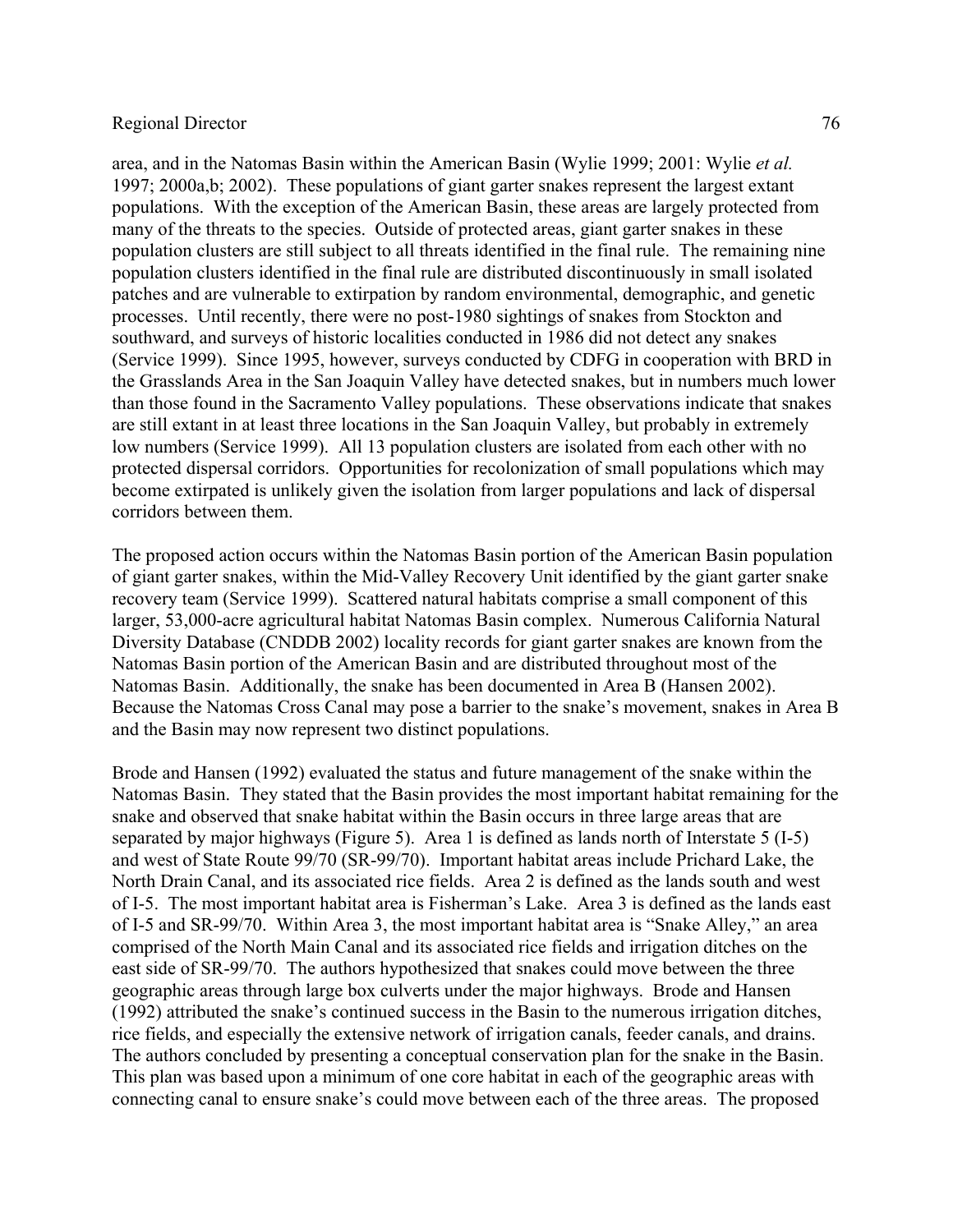area, and in the Natomas Basin within the American Basin (Wylie 1999; 2001: Wylie *et al.* 1997; 2000a,b; 2002). These populations of giant garter snakes represent the largest extant populations. With the exception of the American Basin, these areas are largely protected from many of the threats to the species. Outside of protected areas, giant garter snakes in these population clusters are still subject to all threats identified in the final rule. The remaining nine population clusters identified in the final rule are distributed discontinuously in small isolated patches and are vulnerable to extirpation by random environmental, demographic, and genetic processes. Until recently, there were no post-1980 sightings of snakes from Stockton and southward, and surveys of historic localities conducted in 1986 did not detect any snakes (Service 1999). Since 1995, however, surveys conducted by CDFG in cooperation with BRD in the Grasslands Area in the San Joaquin Valley have detected snakes, but in numbers much lower than those found in the Sacramento Valley populations. These observations indicate that snakes are still extant in at least three locations in the San Joaquin Valley, but probably in extremely low numbers (Service 1999). All 13 population clusters are isolated from each other with no protected dispersal corridors. Opportunities for recolonization of small populations which may become extirpated is unlikely given the isolation from larger populations and lack of dispersal corridors between them.

The proposed action occurs within the Natomas Basin portion of the American Basin population of giant garter snakes, within the Mid-Valley Recovery Unit identified by the giant garter snake recovery team (Service 1999). Scattered natural habitats comprise a small component of this larger, 53,000-acre agricultural habitat Natomas Basin complex. Numerous California Natural Diversity Database (CNDDB 2002) locality records for giant garter snakes are known from the Natomas Basin portion of the American Basin and are distributed throughout most of the Natomas Basin. Additionally, the snake has been documented in Area B (Hansen 2002). Because the Natomas Cross Canal may pose a barrier to the snake's movement, snakes in Area B and the Basin may now represent two distinct populations.

Brode and Hansen (1992) evaluated the status and future management of the snake within the Natomas Basin. They stated that the Basin provides the most important habitat remaining for the snake and observed that snake habitat within the Basin occurs in three large areas that are separated by major highways (Figure 5). Area 1 is defined as lands north of Interstate 5 (I-5) and west of State Route 99/70 (SR-99/70). Important habitat areas include Prichard Lake, the North Drain Canal, and its associated rice fields. Area 2 is defined as the lands south and west of I-5. The most important habitat area is Fisherman's Lake. Area 3 is defined as the lands east of I-5 and SR-99/70. Within Area 3, the most important habitat area is "Snake Alley," an area comprised of the North Main Canal and its associated rice fields and irrigation ditches on the east side of SR-99/70. The authors hypothesized that snakes could move between the three geographic areas through large box culverts under the major highways. Brode and Hansen (1992) attributed the snake's continued success in the Basin to the numerous irrigation ditches, rice fields, and especially the extensive network of irrigation canals, feeder canals, and drains. The authors concluded by presenting a conceptual conservation plan for the snake in the Basin. This plan was based upon a minimum of one core habitat in each of the geographic areas with connecting canal to ensure snake's could move between each of the three areas. The proposed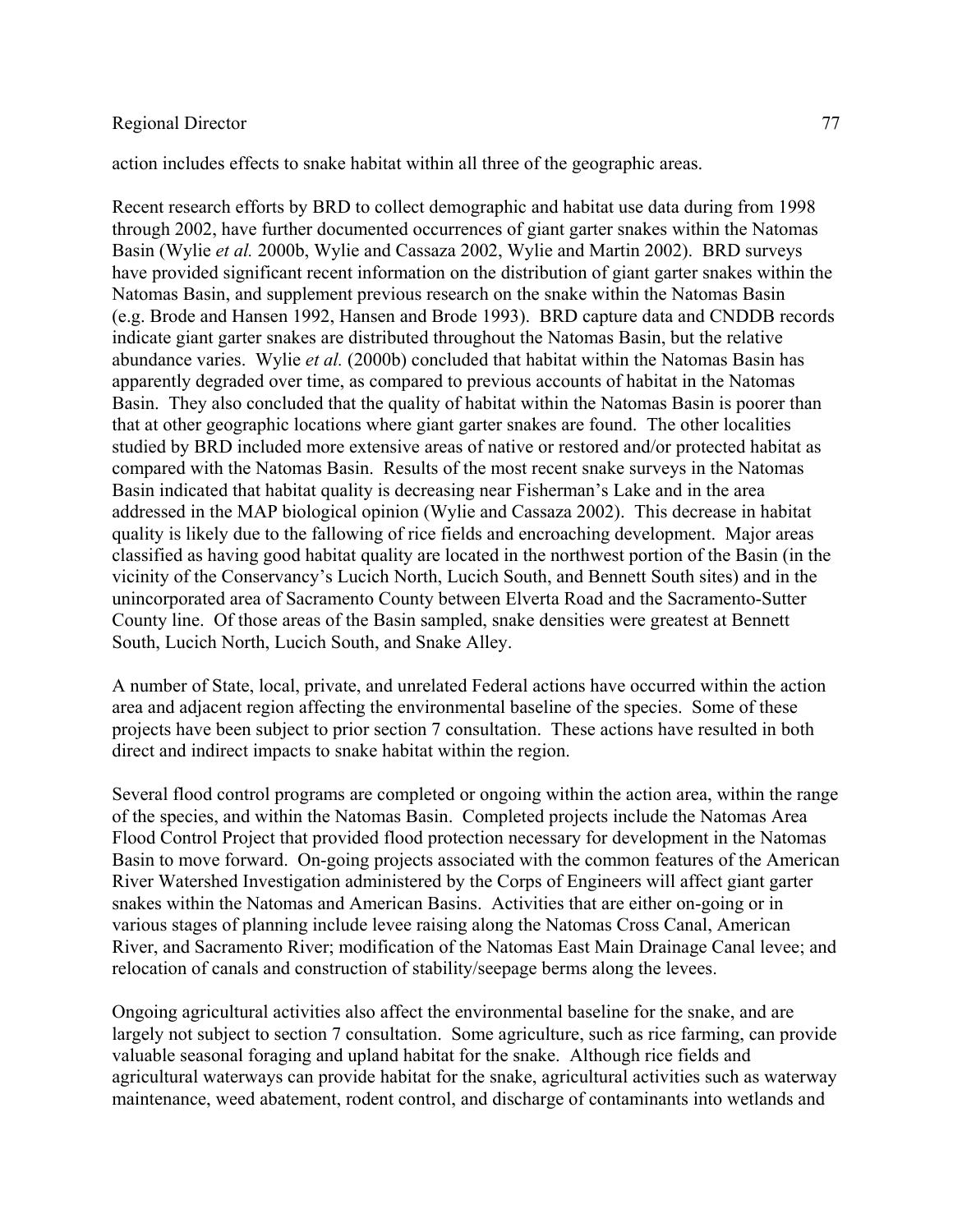action includes effects to snake habitat within all three of the geographic areas.

Recent research efforts by BRD to collect demographic and habitat use data during from 1998 through 2002, have further documented occurrences of giant garter snakes within the Natomas Basin (Wylie *et al.* 2000b, Wylie and Cassaza 2002, Wylie and Martin 2002). BRD surveys have provided significant recent information on the distribution of giant garter snakes within the Natomas Basin, and supplement previous research on the snake within the Natomas Basin (e.g. Brode and Hansen 1992, Hansen and Brode 1993). BRD capture data and CNDDB records indicate giant garter snakes are distributed throughout the Natomas Basin, but the relative abundance varies. Wylie *et al.* (2000b) concluded that habitat within the Natomas Basin has apparently degraded over time, as compared to previous accounts of habitat in the Natomas Basin. They also concluded that the quality of habitat within the Natomas Basin is poorer than that at other geographic locations where giant garter snakes are found. The other localities studied by BRD included more extensive areas of native or restored and/or protected habitat as compared with the Natomas Basin. Results of the most recent snake surveys in the Natomas Basin indicated that habitat quality is decreasing near Fisherman's Lake and in the area addressed in the MAP biological opinion (Wylie and Cassaza 2002). This decrease in habitat quality is likely due to the fallowing of rice fields and encroaching development. Major areas classified as having good habitat quality are located in the northwest portion of the Basin (in the vicinity of the Conservancy's Lucich North, Lucich South, and Bennett South sites) and in the unincorporated area of Sacramento County between Elverta Road and the Sacramento-Sutter County line. Of those areas of the Basin sampled, snake densities were greatest at Bennett South, Lucich North, Lucich South, and Snake Alley.

A number of State, local, private, and unrelated Federal actions have occurred within the action area and adjacent region affecting the environmental baseline of the species. Some of these projects have been subject to prior section 7 consultation. These actions have resulted in both direct and indirect impacts to snake habitat within the region.

Several flood control programs are completed or ongoing within the action area, within the range of the species, and within the Natomas Basin. Completed projects include the Natomas Area Flood Control Project that provided flood protection necessary for development in the Natomas Basin to move forward. On-going projects associated with the common features of the American River Watershed Investigation administered by the Corps of Engineers will affect giant garter snakes within the Natomas and American Basins. Activities that are either on-going or in various stages of planning include levee raising along the Natomas Cross Canal, American River, and Sacramento River; modification of the Natomas East Main Drainage Canal levee; and relocation of canals and construction of stability/seepage berms along the levees.

Ongoing agricultural activities also affect the environmental baseline for the snake, and are largely not subject to section 7 consultation. Some agriculture, such as rice farming, can provide valuable seasonal foraging and upland habitat for the snake. Although rice fields and agricultural waterways can provide habitat for the snake, agricultural activities such as waterway maintenance, weed abatement, rodent control, and discharge of contaminants into wetlands and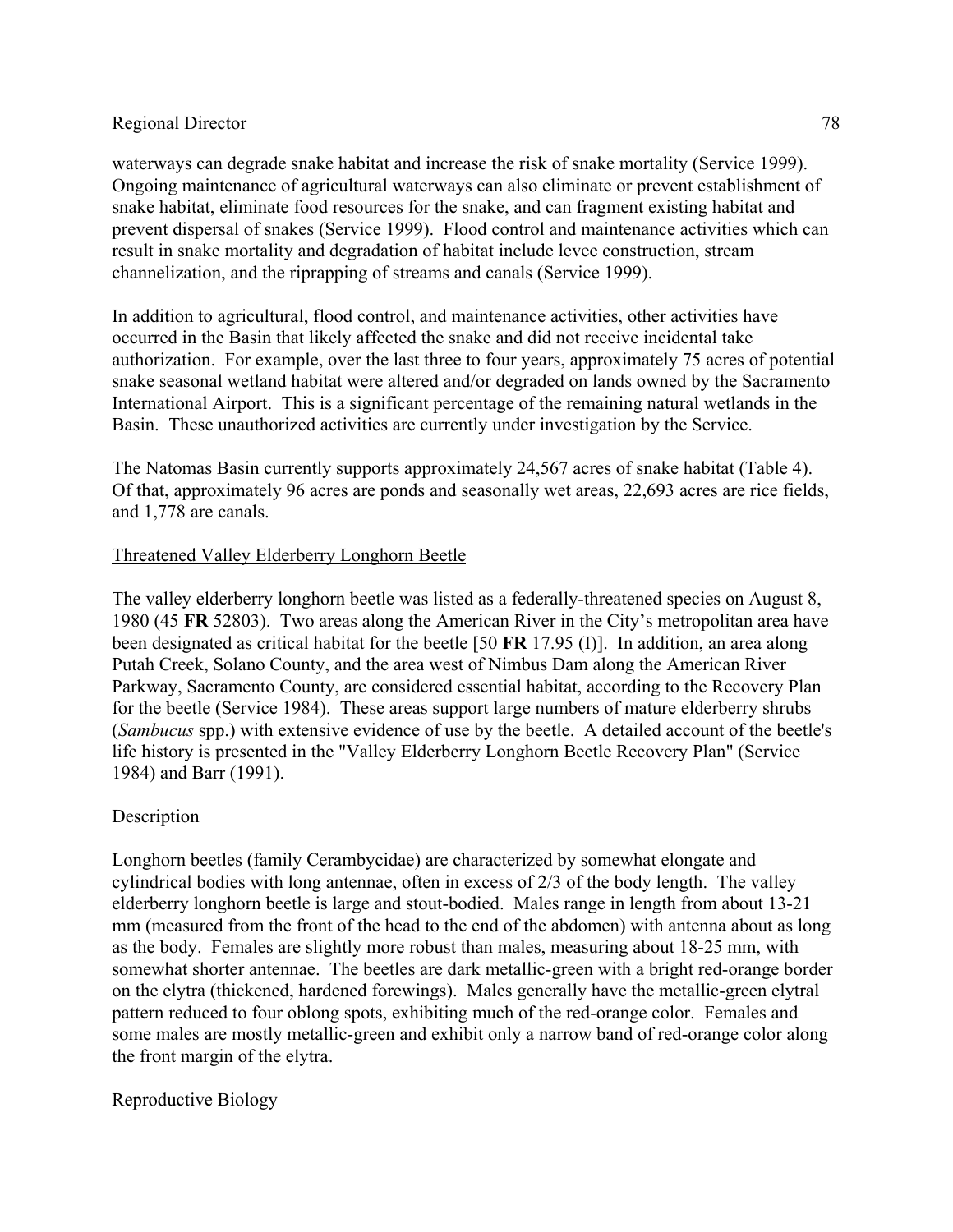waterways can degrade snake habitat and increase the risk of snake mortality (Service 1999). Ongoing maintenance of agricultural waterways can also eliminate or prevent establishment of snake habitat, eliminate food resources for the snake, and can fragment existing habitat and prevent dispersal of snakes (Service 1999). Flood control and maintenance activities which can result in snake mortality and degradation of habitat include levee construction, stream channelization, and the riprapping of streams and canals (Service 1999).

In addition to agricultural, flood control, and maintenance activities, other activities have occurred in the Basin that likely affected the snake and did not receive incidental take authorization. For example, over the last three to four years, approximately 75 acres of potential snake seasonal wetland habitat were altered and/or degraded on lands owned by the Sacramento International Airport. This is a significant percentage of the remaining natural wetlands in the Basin. These unauthorized activities are currently under investigation by the Service.

The Natomas Basin currently supports approximately 24,567 acres of snake habitat (Table 4). Of that, approximately 96 acres are ponds and seasonally wet areas, 22,693 acres are rice fields, and 1,778 are canals.

## Threatened Valley Elderberry Longhorn Beetle

The valley elderberry longhorn beetle was listed as a federally-threatened species on August 8, 1980 (45 **FR** 52803). Two areas along the American River in the City's metropolitan area have been designated as critical habitat for the beetle [50 **FR** 17.95 (I)]. In addition, an area along Putah Creek, Solano County, and the area west of Nimbus Dam along the American River Parkway, Sacramento County, are considered essential habitat, according to the Recovery Plan for the beetle (Service 1984). These areas support large numbers of mature elderberry shrubs (*Sambucus* spp.) with extensive evidence of use by the beetle. A detailed account of the beetle's life history is presented in the "Valley Elderberry Longhorn Beetle Recovery Plan" (Service 1984) and Barr (1991).

### Description

Longhorn beetles (family Cerambycidae) are characterized by somewhat elongate and cylindrical bodies with long antennae, often in excess of 2/3 of the body length. The valley elderberry longhorn beetle is large and stout-bodied. Males range in length from about 13-21 mm (measured from the front of the head to the end of the abdomen) with antenna about as long as the body. Females are slightly more robust than males, measuring about 18-25 mm, with somewhat shorter antennae. The beetles are dark metallic-green with a bright red-orange border on the elytra (thickened, hardened forewings). Males generally have the metallic-green elytral pattern reduced to four oblong spots, exhibiting much of the red-orange color. Females and some males are mostly metallic-green and exhibit only a narrow band of red-orange color along the front margin of the elytra.

### Reproductive Biology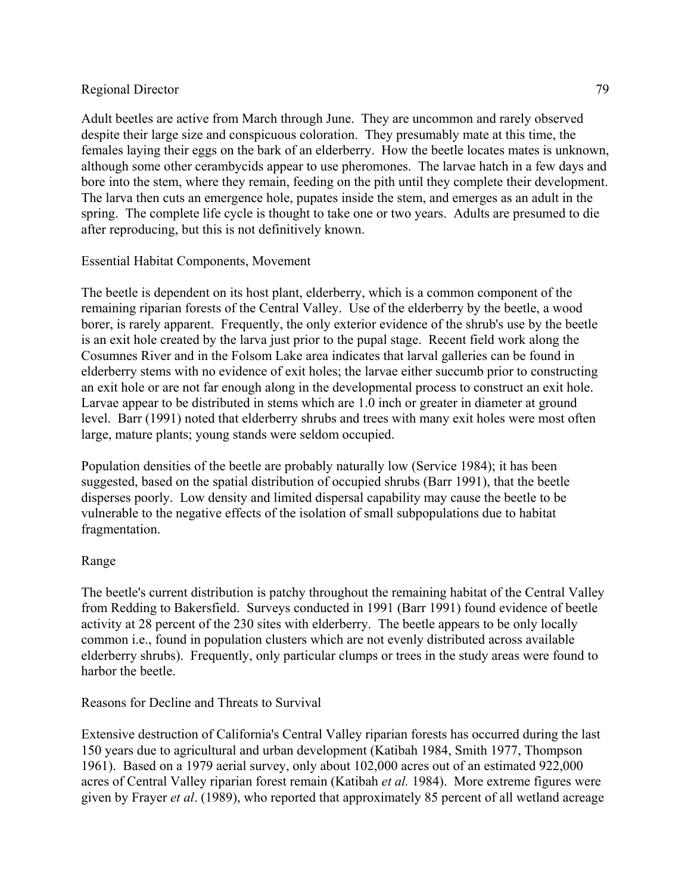Adult beetles are active from March through June. They are uncommon and rarely observed despite their large size and conspicuous coloration. They presumably mate at this time, the females laying their eggs on the bark of an elderberry. How the beetle locates mates is unknown, although some other cerambycids appear to use pheromones. The larvae hatch in a few days and bore into the stem, where they remain, feeding on the pith until they complete their development. The larva then cuts an emergence hole, pupates inside the stem, and emerges as an adult in the spring. The complete life cycle is thought to take one or two years. Adults are presumed to die after reproducing, but this is not definitively known.

Essential Habitat Components, Movement

The beetle is dependent on its host plant, elderberry, which is a common component of the remaining riparian forests of the Central Valley. Use of the elderberry by the beetle, a wood borer, is rarely apparent. Frequently, the only exterior evidence of the shrub's use by the beetle is an exit hole created by the larva just prior to the pupal stage. Recent field work along the Cosumnes River and in the Folsom Lake area indicates that larval galleries can be found in elderberry stems with no evidence of exit holes; the larvae either succumb prior to constructing an exit hole or are not far enough along in the developmental process to construct an exit hole. Larvae appear to be distributed in stems which are 1.0 inch or greater in diameter at ground level. Barr (1991) noted that elderberry shrubs and trees with many exit holes were most often large, mature plants; young stands were seldom occupied.

Population densities of the beetle are probably naturally low (Service 1984); it has been suggested, based on the spatial distribution of occupied shrubs (Barr 1991), that the beetle disperses poorly. Low density and limited dispersal capability may cause the beetle to be vulnerable to the negative effects of the isolation of small subpopulations due to habitat fragmentation.

Range

The beetle's current distribution is patchy throughout the remaining habitat of the Central Valley from Redding to Bakersfield. Surveys conducted in 1991 (Barr 1991) found evidence of beetle activity at 28 percent of the 230 sites with elderberry. The beetle appears to be only locally common i.e., found in population clusters which are not evenly distributed across available elderberry shrubs). Frequently, only particular clumps or trees in the study areas were found to harbor the beetle.

Reasons for Decline and Threats to Survival

Extensive destruction of California's Central Valley riparian forests has occurred during the last 150 years due to agricultural and urban development (Katibah 1984, Smith 1977, Thompson 1961). Based on a 1979 aerial survey, only about 102,000 acres out of an estimated 922,000 acres of Central Valley riparian forest remain (Katibah *et al.* 1984). More extreme figures were given by Frayer *et al*. (1989), who reported that approximately 85 percent of all wetland acreage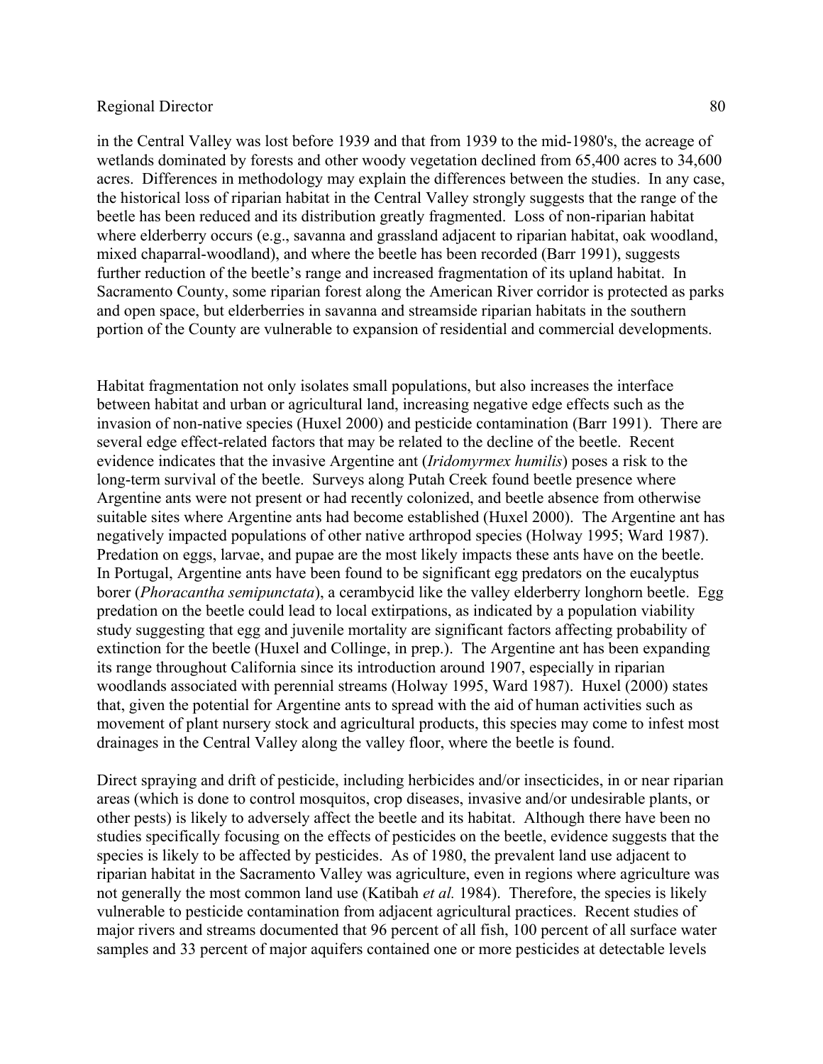in the Central Valley was lost before 1939 and that from 1939 to the mid-1980's, the acreage of wetlands dominated by forests and other woody vegetation declined from 65,400 acres to 34,600 acres. Differences in methodology may explain the differences between the studies. In any case, the historical loss of riparian habitat in the Central Valley strongly suggests that the range of the beetle has been reduced and its distribution greatly fragmented. Loss of non-riparian habitat where elderberry occurs (e.g., savanna and grassland adjacent to riparian habitat, oak woodland, mixed chaparral-woodland), and where the beetle has been recorded (Barr 1991), suggests further reduction of the beetle's range and increased fragmentation of its upland habitat. In Sacramento County, some riparian forest along the American River corridor is protected as parks and open space, but elderberries in savanna and streamside riparian habitats in the southern portion of the County are vulnerable to expansion of residential and commercial developments.

Habitat fragmentation not only isolates small populations, but also increases the interface between habitat and urban or agricultural land, increasing negative edge effects such as the invasion of non-native species (Huxel 2000) and pesticide contamination (Barr 1991). There are several edge effect-related factors that may be related to the decline of the beetle. Recent evidence indicates that the invasive Argentine ant (*Iridomyrmex humilis*) poses a risk to the long-term survival of the beetle. Surveys along Putah Creek found beetle presence where Argentine ants were not present or had recently colonized, and beetle absence from otherwise suitable sites where Argentine ants had become established (Huxel 2000). The Argentine ant has negatively impacted populations of other native arthropod species (Holway 1995; Ward 1987). Predation on eggs, larvae, and pupae are the most likely impacts these ants have on the beetle. In Portugal, Argentine ants have been found to be significant egg predators on the eucalyptus borer (*Phoracantha semipunctata*), a cerambycid like the valley elderberry longhorn beetle. Egg predation on the beetle could lead to local extirpations, as indicated by a population viability study suggesting that egg and juvenile mortality are significant factors affecting probability of extinction for the beetle (Huxel and Collinge, in prep.). The Argentine ant has been expanding its range throughout California since its introduction around 1907, especially in riparian woodlands associated with perennial streams (Holway 1995, Ward 1987). Huxel (2000) states that, given the potential for Argentine ants to spread with the aid of human activities such as movement of plant nursery stock and agricultural products, this species may come to infest most drainages in the Central Valley along the valley floor, where the beetle is found.

Direct spraying and drift of pesticide, including herbicides and/or insecticides, in or near riparian areas (which is done to control mosquitos, crop diseases, invasive and/or undesirable plants, or other pests) is likely to adversely affect the beetle and its habitat. Although there have been no studies specifically focusing on the effects of pesticides on the beetle, evidence suggests that the species is likely to be affected by pesticides. As of 1980, the prevalent land use adjacent to riparian habitat in the Sacramento Valley was agriculture, even in regions where agriculture was not generally the most common land use (Katibah *et al.* 1984). Therefore, the species is likely vulnerable to pesticide contamination from adjacent agricultural practices. Recent studies of major rivers and streams documented that 96 percent of all fish, 100 percent of all surface water samples and 33 percent of major aquifers contained one or more pesticides at detectable levels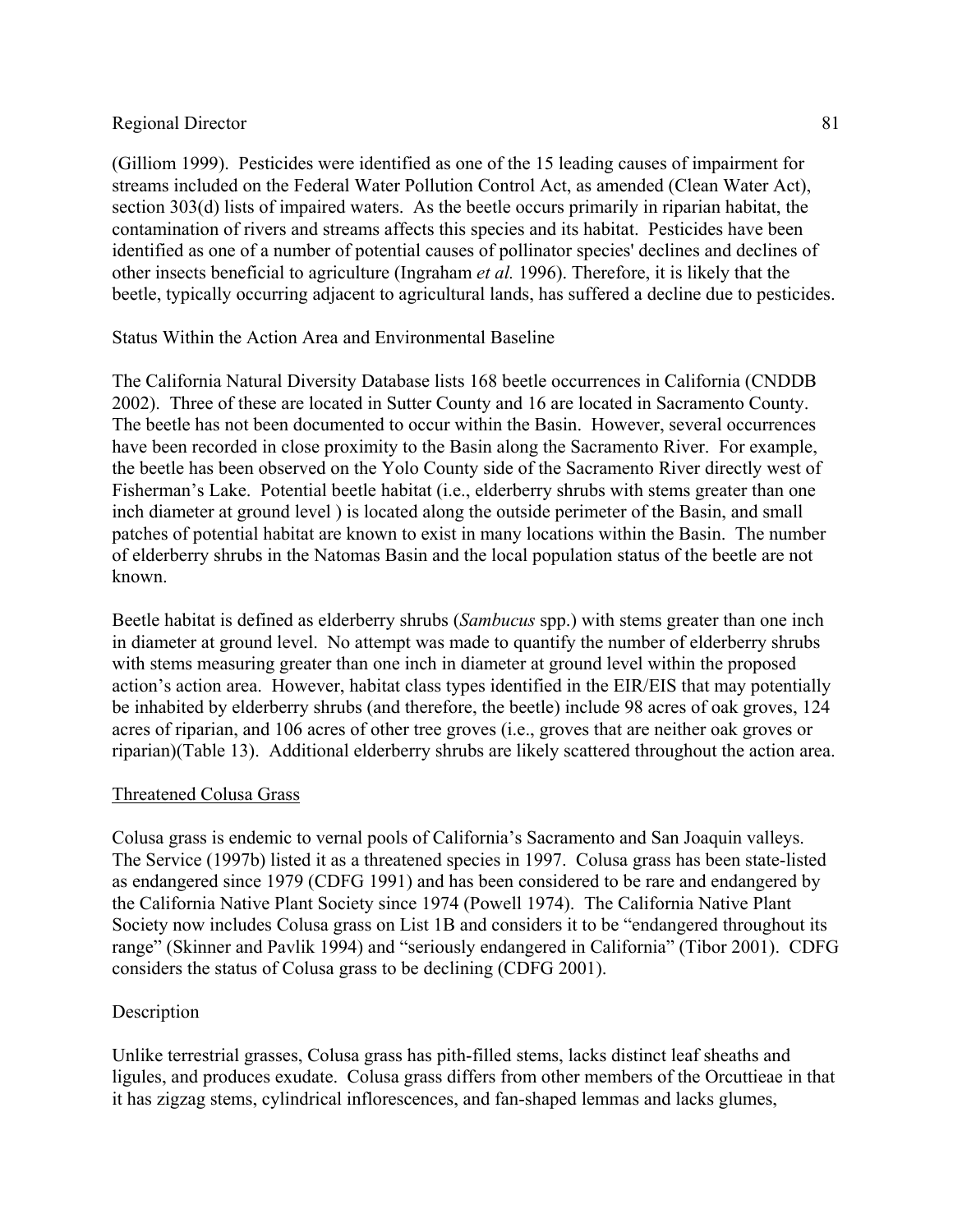(Gilliom 1999). Pesticides were identified as one of the 15 leading causes of impairment for streams included on the Federal Water Pollution Control Act, as amended (Clean Water Act), section 303(d) lists of impaired waters. As the beetle occurs primarily in riparian habitat, the contamination of rivers and streams affects this species and its habitat. Pesticides have been identified as one of a number of potential causes of pollinator species' declines and declines of other insects beneficial to agriculture (Ingraham *et al.* 1996). Therefore, it is likely that the beetle, typically occurring adjacent to agricultural lands, has suffered a decline due to pesticides.

Status Within the Action Area and Environmental Baseline

The California Natural Diversity Database lists 168 beetle occurrences in California (CNDDB 2002). Three of these are located in Sutter County and 16 are located in Sacramento County. The beetle has not been documented to occur within the Basin. However, several occurrences have been recorded in close proximity to the Basin along the Sacramento River. For example, the beetle has been observed on the Yolo County side of the Sacramento River directly west of Fisherman's Lake. Potential beetle habitat (i.e., elderberry shrubs with stems greater than one inch diameter at ground level ) is located along the outside perimeter of the Basin, and small patches of potential habitat are known to exist in many locations within the Basin. The number of elderberry shrubs in the Natomas Basin and the local population status of the beetle are not known.

Beetle habitat is defined as elderberry shrubs (*Sambucus* spp.) with stems greater than one inch in diameter at ground level. No attempt was made to quantify the number of elderberry shrubs with stems measuring greater than one inch in diameter at ground level within the proposed action's action area. However, habitat class types identified in the EIR/EIS that may potentially be inhabited by elderberry shrubs (and therefore, the beetle) include 98 acres of oak groves, 124 acres of riparian, and 106 acres of other tree groves (i.e., groves that are neither oak groves or riparian)(Table 13). Additional elderberry shrubs are likely scattered throughout the action area.

## Threatened Colusa Grass

Colusa grass is endemic to vernal pools of California's Sacramento and San Joaquin valleys. The Service (1997b) listed it as a threatened species in 1997. Colusa grass has been state-listed as endangered since 1979 (CDFG 1991) and has been considered to be rare and endangered by the California Native Plant Society since 1974 (Powell 1974). The California Native Plant Society now includes Colusa grass on List 1B and considers it to be "endangered throughout its range" (Skinner and Pavlik 1994) and "seriously endangered in California" (Tibor 2001). CDFG considers the status of Colusa grass to be declining (CDFG 2001).

Description

Unlike terrestrial grasses, Colusa grass has pith-filled stems, lacks distinct leaf sheaths and ligules, and produces exudate. Colusa grass differs from other members of the Orcuttieae in that it has zigzag stems, cylindrical inflorescences, and fan-shaped lemmas and lacks glumes,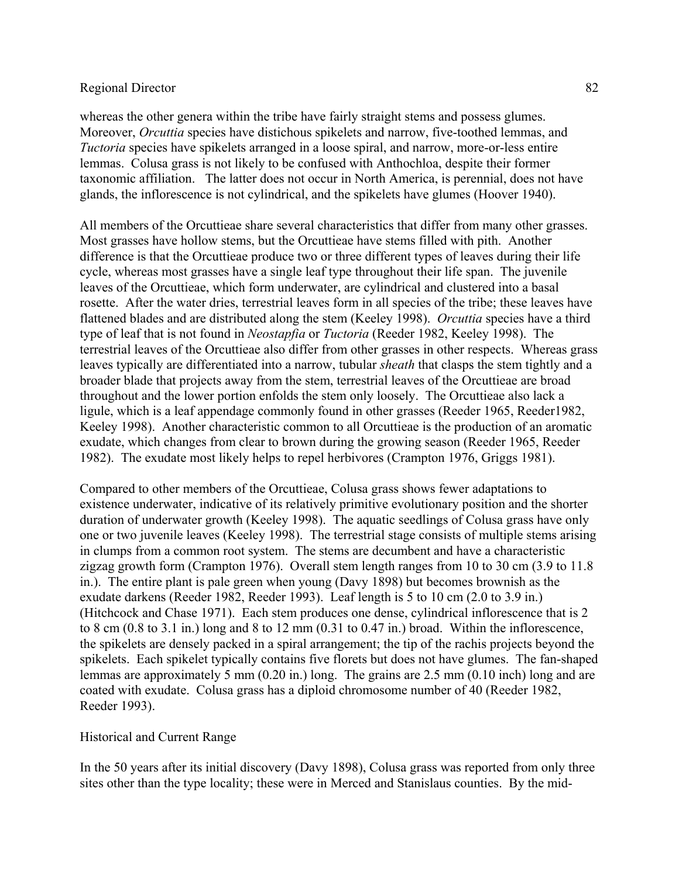whereas the other genera within the tribe have fairly straight stems and possess glumes. Moreover, *Orcuttia* species have distichous spikelets and narrow, five-toothed lemmas, and *Tuctoria* species have spikelets arranged in a loose spiral, and narrow, more-or-less entire lemmas. Colusa grass is not likely to be confused with Anthochloa, despite their former taxonomic affiliation. The latter does not occur in North America, is perennial, does not have glands, the inflorescence is not cylindrical, and the spikelets have glumes (Hoover 1940).

All members of the Orcuttieae share several characteristics that differ from many other grasses. Most grasses have hollow stems, but the Orcuttieae have stems filled with pith. Another difference is that the Orcuttieae produce two or three different types of leaves during their life cycle, whereas most grasses have a single leaf type throughout their life span. The juvenile leaves of the Orcuttieae, which form underwater, are cylindrical and clustered into a basal rosette. After the water dries, terrestrial leaves form in all species of the tribe; these leaves have flattened blades and are distributed along the stem (Keeley 1998). *Orcuttia* species have a third type of leaf that is not found in *Neostapfia* or *Tuctoria* (Reeder 1982, Keeley 1998). The terrestrial leaves of the Orcuttieae also differ from other grasses in other respects. Whereas grass leaves typically are differentiated into a narrow, tubular *sheath* that clasps the stem tightly and a broader blade that projects away from the stem, terrestrial leaves of the Orcuttieae are broad throughout and the lower portion enfolds the stem only loosely. The Orcuttieae also lack a ligule, which is a leaf appendage commonly found in other grasses (Reeder 1965, Reeder1982, Keeley 1998). Another characteristic common to all Orcuttieae is the production of an aromatic exudate, which changes from clear to brown during the growing season (Reeder 1965, Reeder 1982). The exudate most likely helps to repel herbivores (Crampton 1976, Griggs 1981).

Compared to other members of the Orcuttieae, Colusa grass shows fewer adaptations to existence underwater, indicative of its relatively primitive evolutionary position and the shorter duration of underwater growth (Keeley 1998). The aquatic seedlings of Colusa grass have only one or two juvenile leaves (Keeley 1998). The terrestrial stage consists of multiple stems arising in clumps from a common root system. The stems are decumbent and have a characteristic zigzag growth form (Crampton 1976). Overall stem length ranges from 10 to 30 cm (3.9 to 11.8 in.). The entire plant is pale green when young (Davy 1898) but becomes brownish as the exudate darkens (Reeder 1982, Reeder 1993). Leaf length is 5 to 10 cm (2.0 to 3.9 in.) (Hitchcock and Chase 1971). Each stem produces one dense, cylindrical inflorescence that is 2 to 8 cm (0.8 to 3.1 in.) long and 8 to 12 mm (0.31 to 0.47 in.) broad. Within the inflorescence, the spikelets are densely packed in a spiral arrangement; the tip of the rachis projects beyond the spikelets. Each spikelet typically contains five florets but does not have glumes. The fan-shaped lemmas are approximately 5 mm (0.20 in.) long. The grains are 2.5 mm (0.10 inch) long and are coated with exudate. Colusa grass has a diploid chromosome number of 40 (Reeder 1982, Reeder 1993).

Historical and Current Range

In the 50 years after its initial discovery (Davy 1898), Colusa grass was reported from only three sites other than the type locality; these were in Merced and Stanislaus counties. By the mid-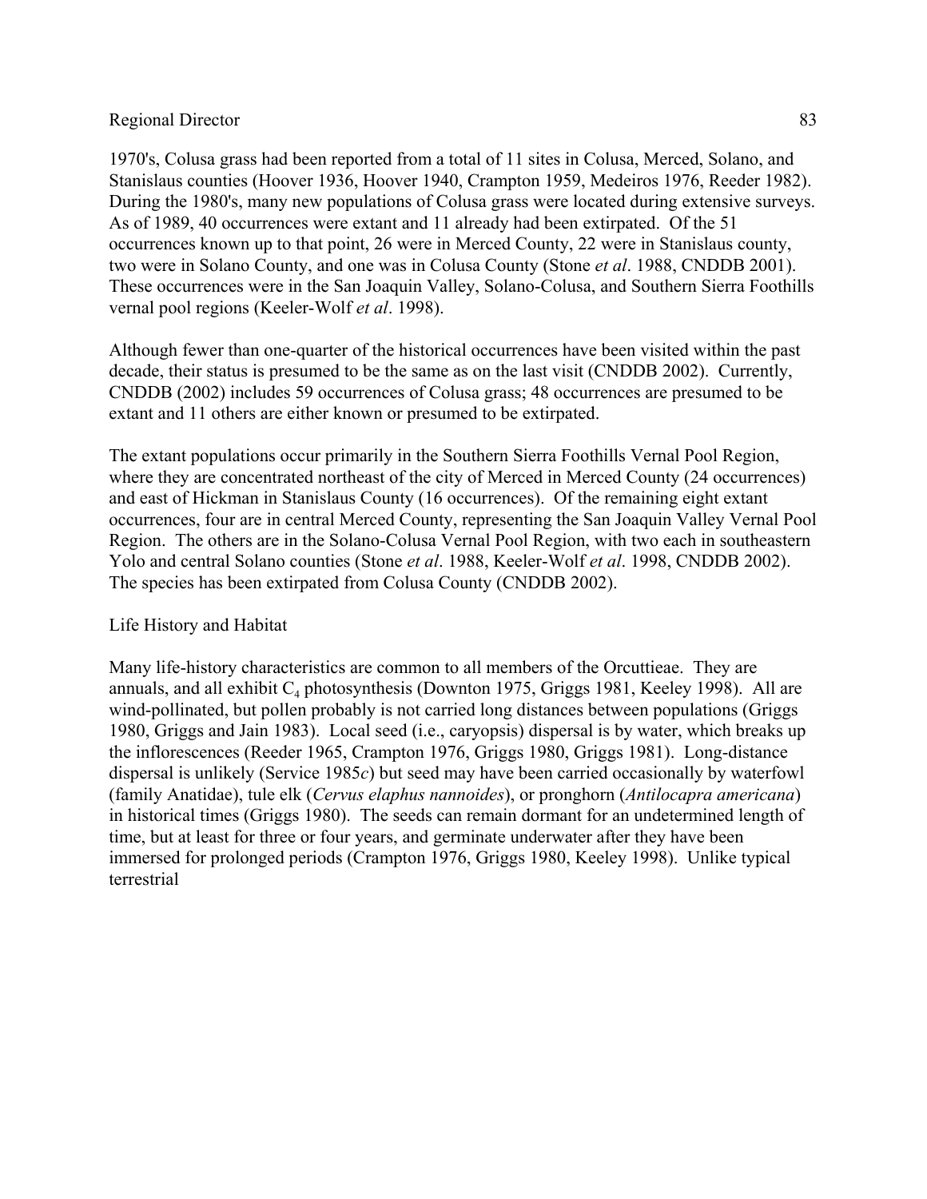1970's, Colusa grass had been reported from a total of 11 sites in Colusa, Merced, Solano, and Stanislaus counties (Hoover 1936, Hoover 1940, Crampton 1959, Medeiros 1976, Reeder 1982). During the 1980's, many new populations of Colusa grass were located during extensive surveys. As of 1989, 40 occurrences were extant and 11 already had been extirpated. Of the 51 occurrences known up to that point, 26 were in Merced County, 22 were in Stanislaus county, two were in Solano County, and one was in Colusa County (Stone *et al*. 1988, CNDDB 2001). These occurrences were in the San Joaquin Valley, Solano-Colusa, and Southern Sierra Foothills vernal pool regions (Keeler-Wolf *et al*. 1998).

Although fewer than one-quarter of the historical occurrences have been visited within the past decade, their status is presumed to be the same as on the last visit (CNDDB 2002). Currently, CNDDB (2002) includes 59 occurrences of Colusa grass; 48 occurrences are presumed to be extant and 11 others are either known or presumed to be extirpated.

The extant populations occur primarily in the Southern Sierra Foothills Vernal Pool Region, where they are concentrated northeast of the city of Merced in Merced County (24 occurrences) and east of Hickman in Stanislaus County (16 occurrences). Of the remaining eight extant occurrences, four are in central Merced County, representing the San Joaquin Valley Vernal Pool Region. The others are in the Solano-Colusa Vernal Pool Region, with two each in southeastern Yolo and central Solano counties (Stone *et al*. 1988, Keeler-Wolf *et al*. 1998, CNDDB 2002). The species has been extirpated from Colusa County (CNDDB 2002).

Life History and Habitat

Many life-history characteristics are common to all members of the Orcuttieae. They are annuals, and all exhibit $C_4$ photosynthesis (Downton 1975, Griggs 1981, Keeley 1998). All are wind-pollinated, but pollen probably is not carried long distances between populations (Griggs 1980, Griggs and Jain 1983). Local seed (i.e., caryopsis) dispersal is by water, which breaks up the inflorescences (Reeder 1965, Crampton 1976, Griggs 1980, Griggs 1981). Long-distance dispersal is unlikely (Service 1985*c*) but seed may have been carried occasionally by waterfowl (family Anatidae), tule elk (*Cervus elaphus nannoides*), or pronghorn (*Antilocapra americana*) in historical times (Griggs 1980). The seeds can remain dormant for an undetermined length of time, but at least for three or four years, and germinate underwater after they have been immersed for prolonged periods (Crampton 1976, Griggs 1980, Keeley 1998). Unlike typical terrestrial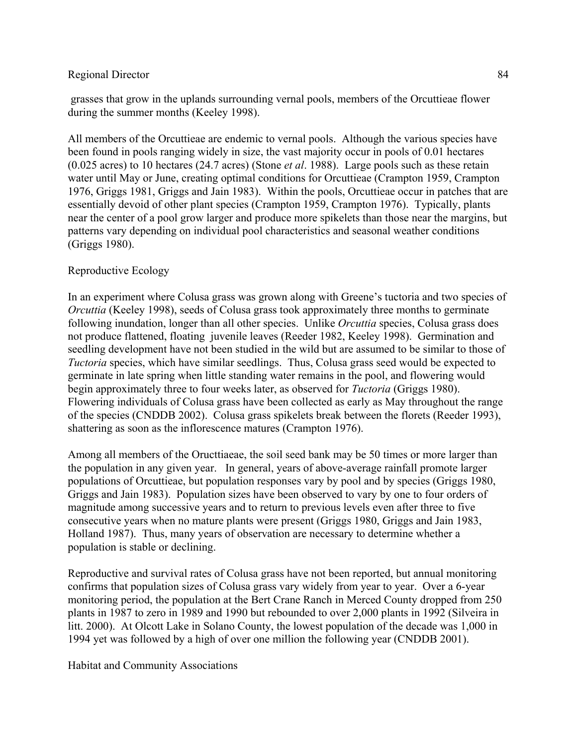grasses that grow in the uplands surrounding vernal pools, members of the Orcuttieae flower during the summer months (Keeley 1998).

All members of the Orcuttieae are endemic to vernal pools. Although the various species have been found in pools ranging widely in size, the vast majority occur in pools of 0.01 hectares (0.025 acres) to 10 hectares (24.7 acres) (Stone *et al*. 1988). Large pools such as these retain water until May or June, creating optimal conditions for Orcuttieae (Crampton 1959, Crampton 1976, Griggs 1981, Griggs and Jain 1983). Within the pools, Orcuttieae occur in patches that are essentially devoid of other plant species (Crampton 1959, Crampton 1976). Typically, plants near the center of a pool grow larger and produce more spikelets than those near the margins, but patterns vary depending on individual pool characteristics and seasonal weather conditions (Griggs 1980).

Reproductive Ecology

In an experiment where Colusa grass was grown along with Greene's tuctoria and two species of *Orcuttia* (Keeley 1998), seeds of Colusa grass took approximately three months to germinate following inundation, longer than all other species. Unlike *Orcuttia* species, Colusa grass does not produce flattened, floating juvenile leaves (Reeder 1982, Keeley 1998). Germination and seedling development have not been studied in the wild but are assumed to be similar to those of *Tuctoria* species, which have similar seedlings. Thus, Colusa grass seed would be expected to germinate in late spring when little standing water remains in the pool, and flowering would begin approximately three to four weeks later, as observed for *Tuctoria* (Griggs 1980). Flowering individuals of Colusa grass have been collected as early as May throughout the range of the species (CNDDB 2002). Colusa grass spikelets break between the florets (Reeder 1993), shattering as soon as the inflorescence matures (Crampton 1976).

Among all members of the Oructtiaeae, the soil seed bank may be 50 times or more larger than the population in any given year. In general, years of above-average rainfall promote larger populations of Orcuttieae, but population responses vary by pool and by species (Griggs 1980, Griggs and Jain 1983). Population sizes have been observed to vary by one to four orders of magnitude among successive years and to return to previous levels even after three to five consecutive years when no mature plants were present (Griggs 1980, Griggs and Jain 1983, Holland 1987). Thus, many years of observation are necessary to determine whether a population is stable or declining.

Reproductive and survival rates of Colusa grass have not been reported, but annual monitoring confirms that population sizes of Colusa grass vary widely from year to year. Over a 6-year monitoring period, the population at the Bert Crane Ranch in Merced County dropped from 250 plants in 1987 to zero in 1989 and 1990 but rebounded to over 2,000 plants in 1992 (Silveira in litt. 2000). At Olcott Lake in Solano County, the lowest population of the decade was 1,000 in 1994 yet was followed by a high of over one million the following year (CNDDB 2001).

Habitat and Community Associations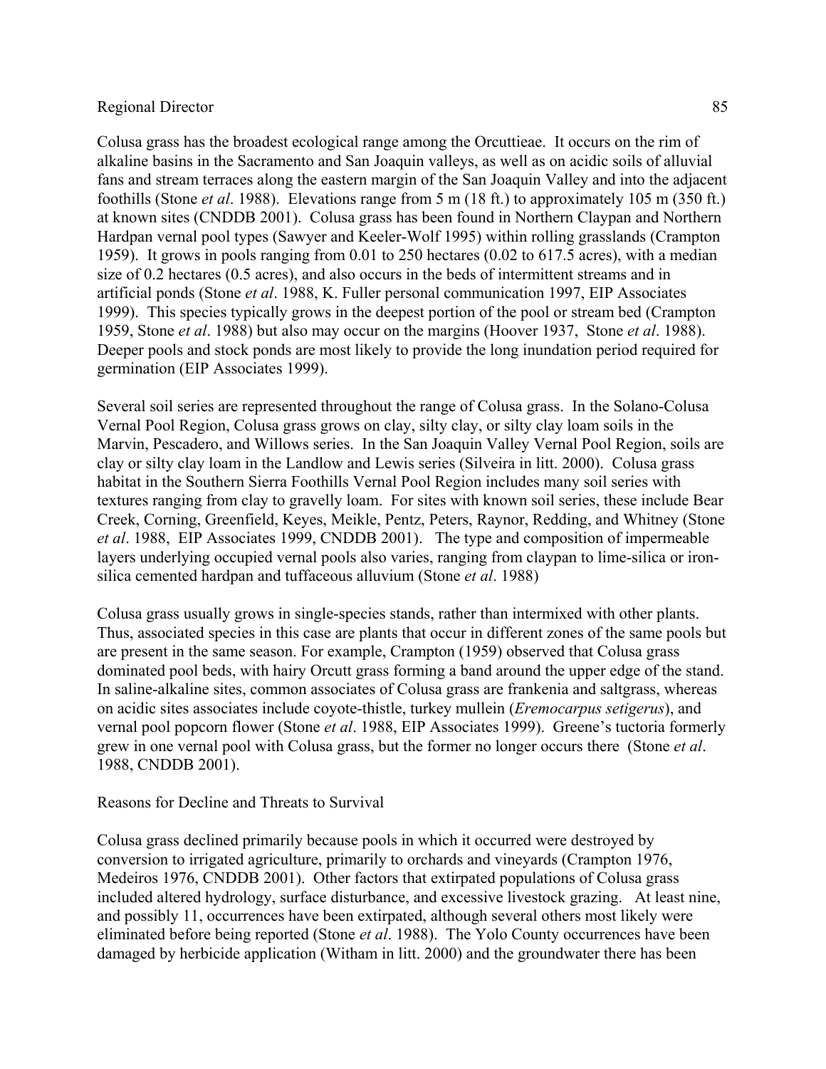Colusa grass has the broadest ecological range among the Orcuttieae. It occurs on the rim of alkaline basins in the Sacramento and San Joaquin valleys, as well as on acidic soils of alluvial fans and stream terraces along the eastern margin of the San Joaquin Valley and into the adjacent foothills (Stone *et al*. 1988). Elevations range from 5 m (18 ft.) to approximately 105 m (350 ft.) at known sites (CNDDB 2001). Colusa grass has been found in Northern Claypan and Northern Hardpan vernal pool types (Sawyer and Keeler-Wolf 1995) within rolling grasslands (Crampton 1959). It grows in pools ranging from 0.01 to 250 hectares (0.02 to 617.5 acres), with a median size of 0.2 hectares (0.5 acres), and also occurs in the beds of intermittent streams and in artificial ponds (Stone *et al*. 1988, K. Fuller personal communication 1997, EIP Associates 1999). This species typically grows in the deepest portion of the pool or stream bed (Crampton 1959, Stone *et al*. 1988) but also may occur on the margins (Hoover 1937, Stone *et al*. 1988). Deeper pools and stock ponds are most likely to provide the long inundation period required for germination (EIP Associates 1999).

Several soil series are represented throughout the range of Colusa grass. In the Solano-Colusa Vernal Pool Region, Colusa grass grows on clay, silty clay, or silty clay loam soils in the Marvin, Pescadero, and Willows series. In the San Joaquin Valley Vernal Pool Region, soils are clay or silty clay loam in the Landlow and Lewis series (Silveira in litt. 2000). Colusa grass habitat in the Southern Sierra Foothills Vernal Pool Region includes many soil series with textures ranging from clay to gravelly loam. For sites with known soil series, these include Bear Creek, Corning, Greenfield, Keyes, Meikle, Pentz, Peters, Raynor, Redding, and Whitney (Stone *et al*. 1988, EIP Associates 1999, CNDDB 2001). The type and composition of impermeable layers underlying occupied vernal pools also varies, ranging from claypan to lime-silica or iron-silica cemented hardpan and tuffaceous alluvium (Stone *et al*. 1988)

Colusa grass usually grows in single-species stands, rather than intermixed with other plants. Thus, associated species in this case are plants that occur in different zones of the same pools but are present in the same season. For example, Crampton (1959) observed that Colusa grass dominated pool beds, with hairy Orcutt grass forming a band around the upper edge of the stand. In saline-alkaline sites, common associates of Colusa grass are frankenia and saltgrass, whereas on acidic sites associates include coyote-thistle, turkey mullein (*Eremocarpus setigerus*), and vernal pool popcorn flower (Stone *et al*. 1988, EIP Associates 1999). Greene's tuctoria formerly grew in one vernal pool with Colusa grass, but the former no longer occurs there (Stone *et al*. 1988, CNDDB 2001).

Reasons for Decline and Threats to Survival

Colusa grass declined primarily because pools in which it occurred were destroyed by conversion to irrigated agriculture, primarily to orchards and vineyards (Crampton 1976, Medeiros 1976, CNDDB 2001). Other factors that extirpated populations of Colusa grass included altered hydrology, surface disturbance, and excessive livestock grazing. At least nine, and possibly 11, occurrences have been extirpated, although several others most likely were eliminated before being reported (Stone *et al*. 1988). The Yolo County occurrences have been damaged by herbicide application (Witham in litt. 2000) and the groundwater there has been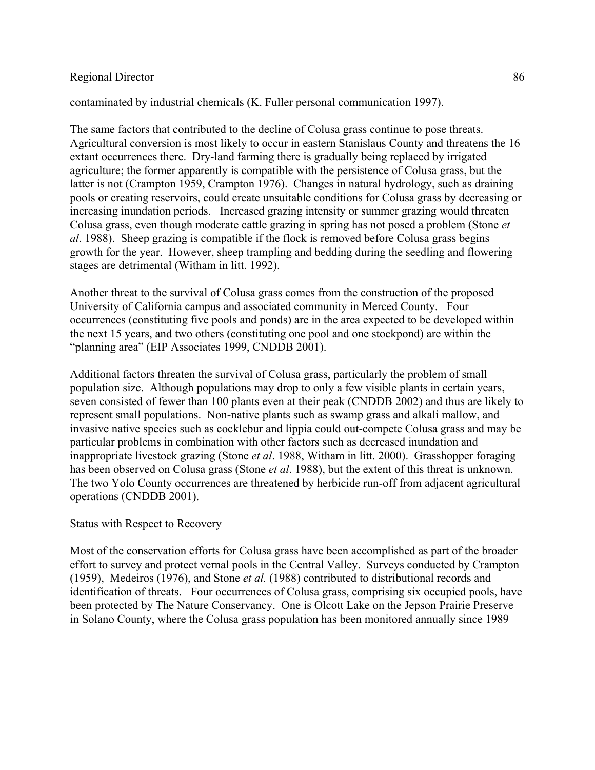contaminated by industrial chemicals (K. Fuller personal communication 1997).

The same factors that contributed to the decline of Colusa grass continue to pose threats. Agricultural conversion is most likely to occur in eastern Stanislaus County and threatens the 16 extant occurrences there. Dry-land farming there is gradually being replaced by irrigated agriculture; the former apparently is compatible with the persistence of Colusa grass, but the latter is not (Crampton 1959, Crampton 1976). Changes in natural hydrology, such as draining pools or creating reservoirs, could create unsuitable conditions for Colusa grass by decreasing or increasing inundation periods. Increased grazing intensity or summer grazing would threaten Colusa grass, even though moderate cattle grazing in spring has not posed a problem (Stone *et al*. 1988). Sheep grazing is compatible if the flock is removed before Colusa grass begins growth for the year. However, sheep trampling and bedding during the seedling and flowering stages are detrimental (Witham in litt. 1992).

Another threat to the survival of Colusa grass comes from the construction of the proposed University of California campus and associated community in Merced County. Four occurrences (constituting five pools and ponds) are in the area expected to be developed within the next 15 years, and two others (constituting one pool and one stockpond) are within the "planning area" (EIP Associates 1999, CNDDB 2001).

Additional factors threaten the survival of Colusa grass, particularly the problem of small population size. Although populations may drop to only a few visible plants in certain years, seven consisted of fewer than 100 plants even at their peak (CNDDB 2002) and thus are likely to represent small populations. Non-native plants such as swamp grass and alkali mallow, and invasive native species such as cocklebur and lippia could out-compete Colusa grass and may be particular problems in combination with other factors such as decreased inundation and inappropriate livestock grazing (Stone *et al*. 1988, Witham in litt. 2000). Grasshopper foraging has been observed on Colusa grass (Stone *et al*. 1988), but the extent of this threat is unknown. The two Yolo County occurrences are threatened by herbicide run-off from adjacent agricultural operations (CNDDB 2001).

Status with Respect to Recovery

Most of the conservation efforts for Colusa grass have been accomplished as part of the broader effort to survey and protect vernal pools in the Central Valley. Surveys conducted by Crampton (1959), Medeiros (1976), and Stone *et al.* (1988) contributed to distributional records and identification of threats. Four occurrences of Colusa grass, comprising six occupied pools, have been protected by The Nature Conservancy. One is Olcott Lake on the Jepson Prairie Preserve in Solano County, where the Colusa grass population has been monitored annually since 1989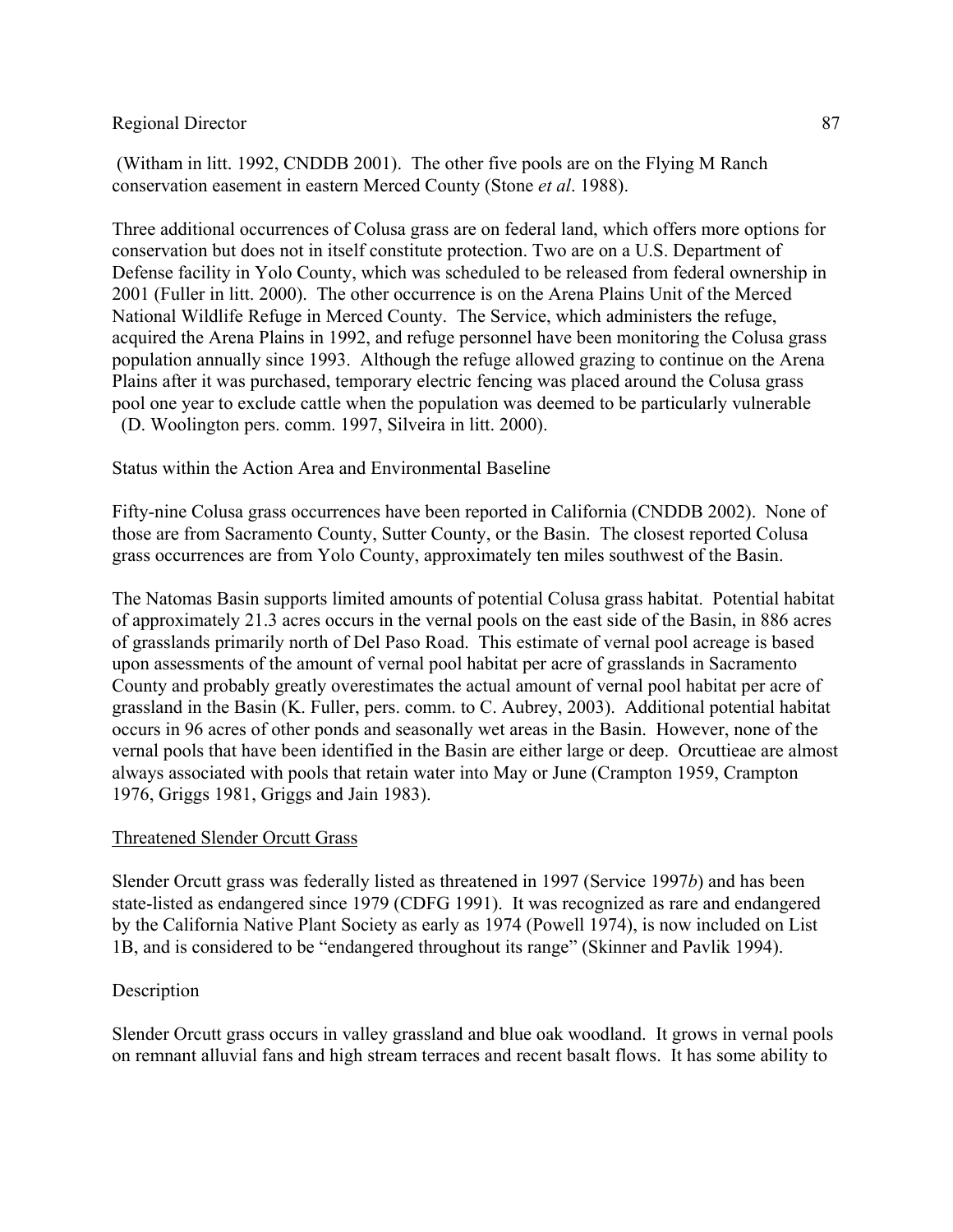(Witham in litt. 1992, CNDDB 2001). The other five pools are on the Flying M Ranch conservation easement in eastern Merced County (Stone *et al*. 1988).

Three additional occurrences of Colusa grass are on federal land, which offers more options for conservation but does not in itself constitute protection. Two are on a U.S. Department of Defense facility in Yolo County, which was scheduled to be released from federal ownership in 2001 (Fuller in litt. 2000). The other occurrence is on the Arena Plains Unit of the Merced National Wildlife Refuge in Merced County. The Service, which administers the refuge, acquired the Arena Plains in 1992, and refuge personnel have been monitoring the Colusa grass population annually since 1993. Although the refuge allowed grazing to continue on the Arena Plains after it was purchased, temporary electric fencing was placed around the Colusa grass pool one year to exclude cattle when the population was deemed to be particularly vulnerable (D. Woolington pers. comm. 1997, Silveira in litt. 2000).

Status within the Action Area and Environmental Baseline

Fifty-nine Colusa grass occurrences have been reported in California (CNDDB 2002). None of those are from Sacramento County, Sutter County, or the Basin. The closest reported Colusa grass occurrences are from Yolo County, approximately ten miles southwest of the Basin.

The Natomas Basin supports limited amounts of potential Colusa grass habitat. Potential habitat of approximately 21.3 acres occurs in the vernal pools on the east side of the Basin, in 886 acres of grasslands primarily north of Del Paso Road. This estimate of vernal pool acreage is based upon assessments of the amount of vernal pool habitat per acre of grasslands in Sacramento County and probably greatly overestimates the actual amount of vernal pool habitat per acre of grassland in the Basin (K. Fuller, pers. comm. to C. Aubrey, 2003). Additional potential habitat occurs in 96 acres of other ponds and seasonally wet areas in the Basin. However, none of the vernal pools that have been identified in the Basin are either large or deep. Orcuttieae are almost always associated with pools that retain water into May or June (Crampton 1959, Crampton 1976, Griggs 1981, Griggs and Jain 1983).

Threatened Slender Orcutt Grass

Slender Orcutt grass was federally listed as threatened in 1997 (Service 1997*b*) and has been state-listed as endangered since 1979 (CDFG 1991). It was recognized as rare and endangered by the California Native Plant Society as early as 1974 (Powell 1974), is now included on List 1B, and is considered to be "endangered throughout its range" (Skinner and Pavlik 1994).

Description

Slender Orcutt grass occurs in valley grassland and blue oak woodland. It grows in vernal pools on remnant alluvial fans and high stream terraces and recent basalt flows. It has some ability to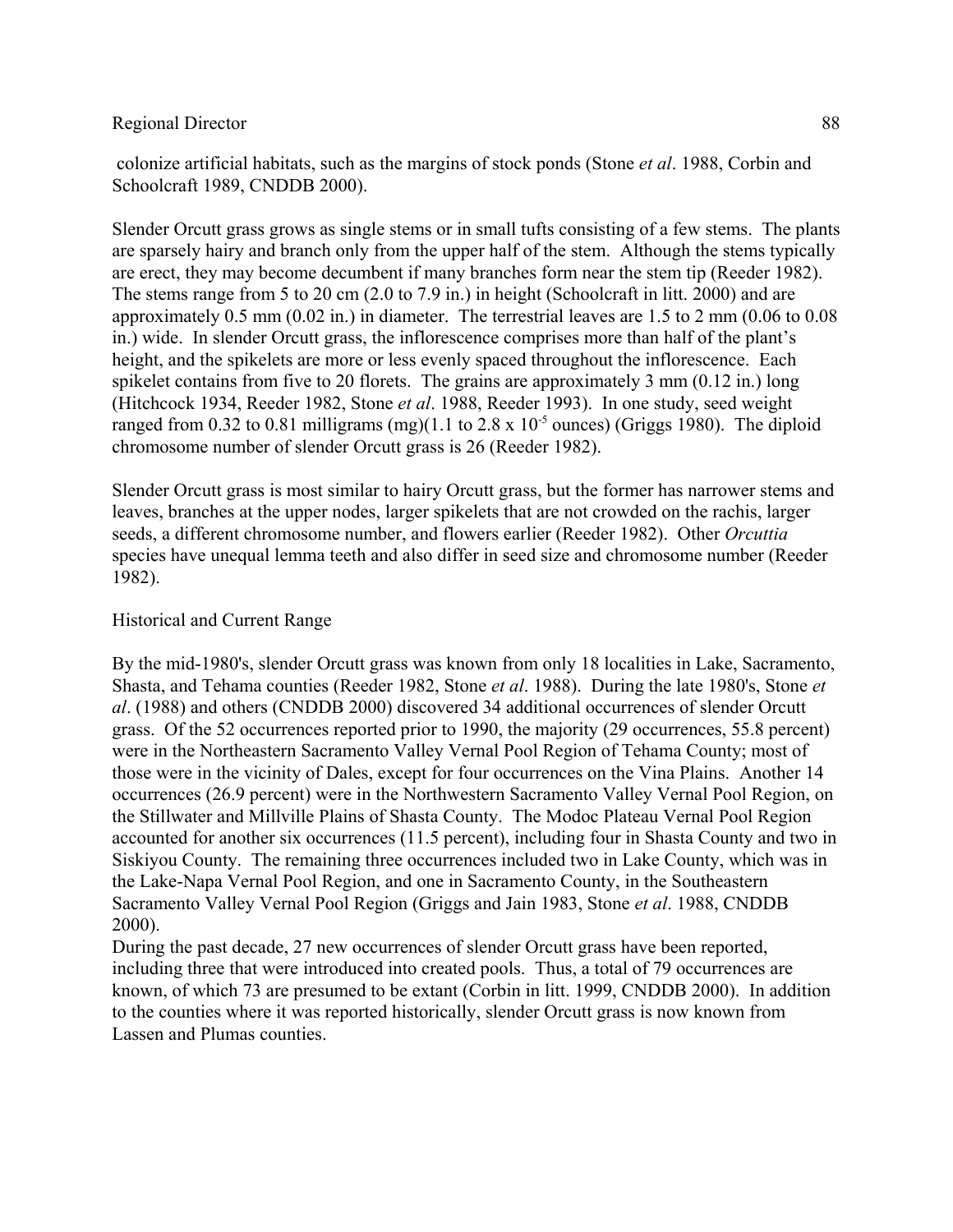colonize artificial habitats, such as the margins of stock ponds (Stone *et al*. 1988, Corbin and Schoolcraft 1989, CNDDB 2000).

Slender Orcutt grass grows as single stems or in small tufts consisting of a few stems. The plants are sparsely hairy and branch only from the upper half of the stem. Although the stems typically are erect, they may become decumbent if many branches form near the stem tip (Reeder 1982). The stems range from 5 to 20 cm (2.0 to 7.9 in.) in height (Schoolcraft in litt. 2000) and are approximately 0.5 mm (0.02 in.) in diameter. The terrestrial leaves are 1.5 to 2 mm (0.06 to 0.08 in.) wide. In slender Orcutt grass, the inflorescence comprises more than half of the plant's height, and the spikelets are more or less evenly spaced throughout the inflorescence. Each spikelet contains from five to 20 florets. The grains are approximately 3 mm (0.12 in.) long (Hitchcock 1934, Reeder 1982, Stone *et al*. 1988, Reeder 1993). In one study, seed weight ranged from 0.32 to 0.81 milligrams (mg)(1.1 to 2.8 x $10^{-5}$ ounces) (Griggs 1980). The diploid chromosome number of slender Orcutt grass is 26 (Reeder 1982).

Slender Orcutt grass is most similar to hairy Orcutt grass, but the former has narrower stems and leaves, branches at the upper nodes, larger spikelets that are not crowded on the rachis, larger seeds, a different chromosome number, and flowers earlier (Reeder 1982). Other *Orcuttia* species have unequal lemma teeth and also differ in seed size and chromosome number (Reeder 1982).

Historical and Current Range

By the mid-1980's, slender Orcutt grass was known from only 18 localities in Lake, Sacramento, Shasta, and Tehama counties (Reeder 1982, Stone *et al*. 1988). During the late 1980's, Stone *et al*. (1988) and others (CNDDB 2000) discovered 34 additional occurrences of slender Orcutt grass. Of the 52 occurrences reported prior to 1990, the majority (29 occurrences, 55.8 percent) were in the Northeastern Sacramento Valley Vernal Pool Region of Tehama County; most of those were in the vicinity of Dales, except for four occurrences on the Vina Plains. Another 14 occurrences (26.9 percent) were in the Northwestern Sacramento Valley Vernal Pool Region, on the Stillwater and Millville Plains of Shasta County. The Modoc Plateau Vernal Pool Region accounted for another six occurrences (11.5 percent), including four in Shasta County and two in Siskiyou County. The remaining three occurrences included two in Lake County, which was in the Lake-Napa Vernal Pool Region, and one in Sacramento County, in the Southeastern Sacramento Valley Vernal Pool Region (Griggs and Jain 1983, Stone *et al*. 1988, CNDDB 2000).

During the past decade, 27 new occurrences of slender Orcutt grass have been reported, including three that were introduced into created pools. Thus, a total of 79 occurrences are known, of which 73 are presumed to be extant (Corbin in litt. 1999, CNDDB 2000). In addition to the counties where it was reported historically, slender Orcutt grass is now known from Lassen and Plumas counties.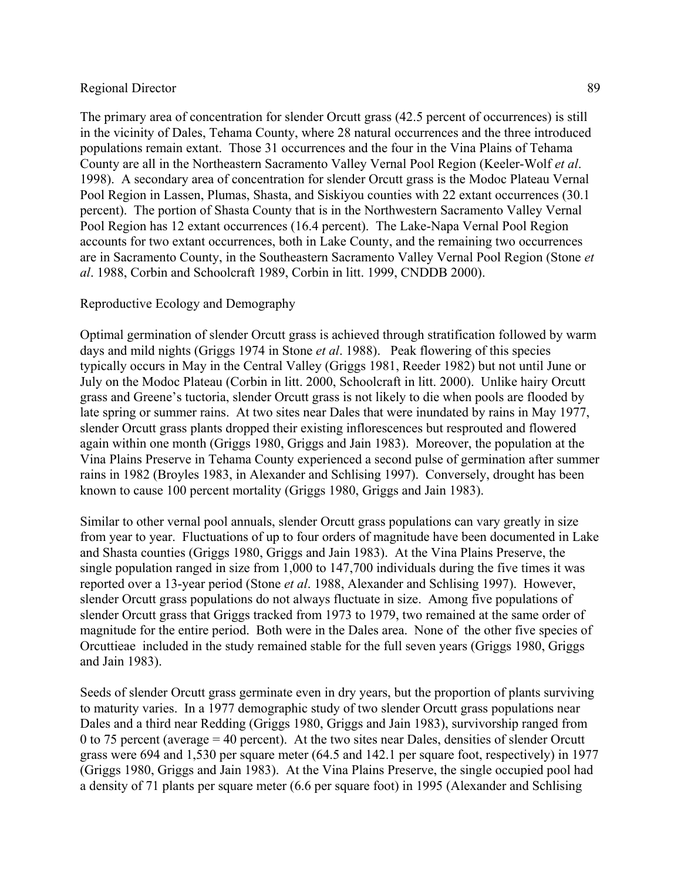The primary area of concentration for slender Orcutt grass (42.5 percent of occurrences) is still in the vicinity of Dales, Tehama County, where 28 natural occurrences and the three introduced populations remain extant. Those 31 occurrences and the four in the Vina Plains of Tehama County are all in the Northeastern Sacramento Valley Vernal Pool Region (Keeler-Wolf *et al*. 1998). A secondary area of concentration for slender Orcutt grass is the Modoc Plateau Vernal Pool Region in Lassen, Plumas, Shasta, and Siskiyou counties with 22 extant occurrences (30.1 percent). The portion of Shasta County that is in the Northwestern Sacramento Valley Vernal Pool Region has 12 extant occurrences (16.4 percent). The Lake-Napa Vernal Pool Region accounts for two extant occurrences, both in Lake County, and the remaining two occurrences are in Sacramento County, in the Southeastern Sacramento Valley Vernal Pool Region (Stone *et al*. 1988, Corbin and Schoolcraft 1989, Corbin in litt. 1999, CNDDB 2000).

Reproductive Ecology and Demography

Optimal germination of slender Orcutt grass is achieved through stratification followed by warm days and mild nights (Griggs 1974 in Stone *et al*. 1988). Peak flowering of this species typically occurs in May in the Central Valley (Griggs 1981, Reeder 1982) but not until June or July on the Modoc Plateau (Corbin in litt. 2000, Schoolcraft in litt. 2000). Unlike hairy Orcutt grass and Greene's tuctoria, slender Orcutt grass is not likely to die when pools are flooded by late spring or summer rains. At two sites near Dales that were inundated by rains in May 1977, slender Orcutt grass plants dropped their existing inflorescences but resprouted and flowered again within one month (Griggs 1980, Griggs and Jain 1983). Moreover, the population at the Vina Plains Preserve in Tehama County experienced a second pulse of germination after summer rains in 1982 (Broyles 1983, in Alexander and Schlising 1997). Conversely, drought has been known to cause 100 percent mortality (Griggs 1980, Griggs and Jain 1983).

Similar to other vernal pool annuals, slender Orcutt grass populations can vary greatly in size from year to year. Fluctuations of up to four orders of magnitude have been documented in Lake and Shasta counties (Griggs 1980, Griggs and Jain 1983). At the Vina Plains Preserve, the single population ranged in size from 1,000 to 147,700 individuals during the five times it was reported over a 13-year period (Stone *et al*. 1988, Alexander and Schlising 1997). However, slender Orcutt grass populations do not always fluctuate in size. Among five populations of slender Orcutt grass that Griggs tracked from 1973 to 1979, two remained at the same order of magnitude for the entire period. Both were in the Dales area. None of the other five species of Orcuttieae included in the study remained stable for the full seven years (Griggs 1980, Griggs and Jain 1983).

Seeds of slender Orcutt grass germinate even in dry years, but the proportion of plants surviving to maturity varies. In a 1977 demographic study of two slender Orcutt grass populations near Dales and a third near Redding (Griggs 1980, Griggs and Jain 1983), survivorship ranged from 0 to 75 percent (average = 40 percent). At the two sites near Dales, densities of slender Orcutt grass were 694 and 1,530 per square meter (64.5 and 142.1 per square foot, respectively) in 1977 (Griggs 1980, Griggs and Jain 1983). At the Vina Plains Preserve, the single occupied pool had a density of 71 plants per square meter (6.6 per square foot) in 1995 (Alexander and Schlising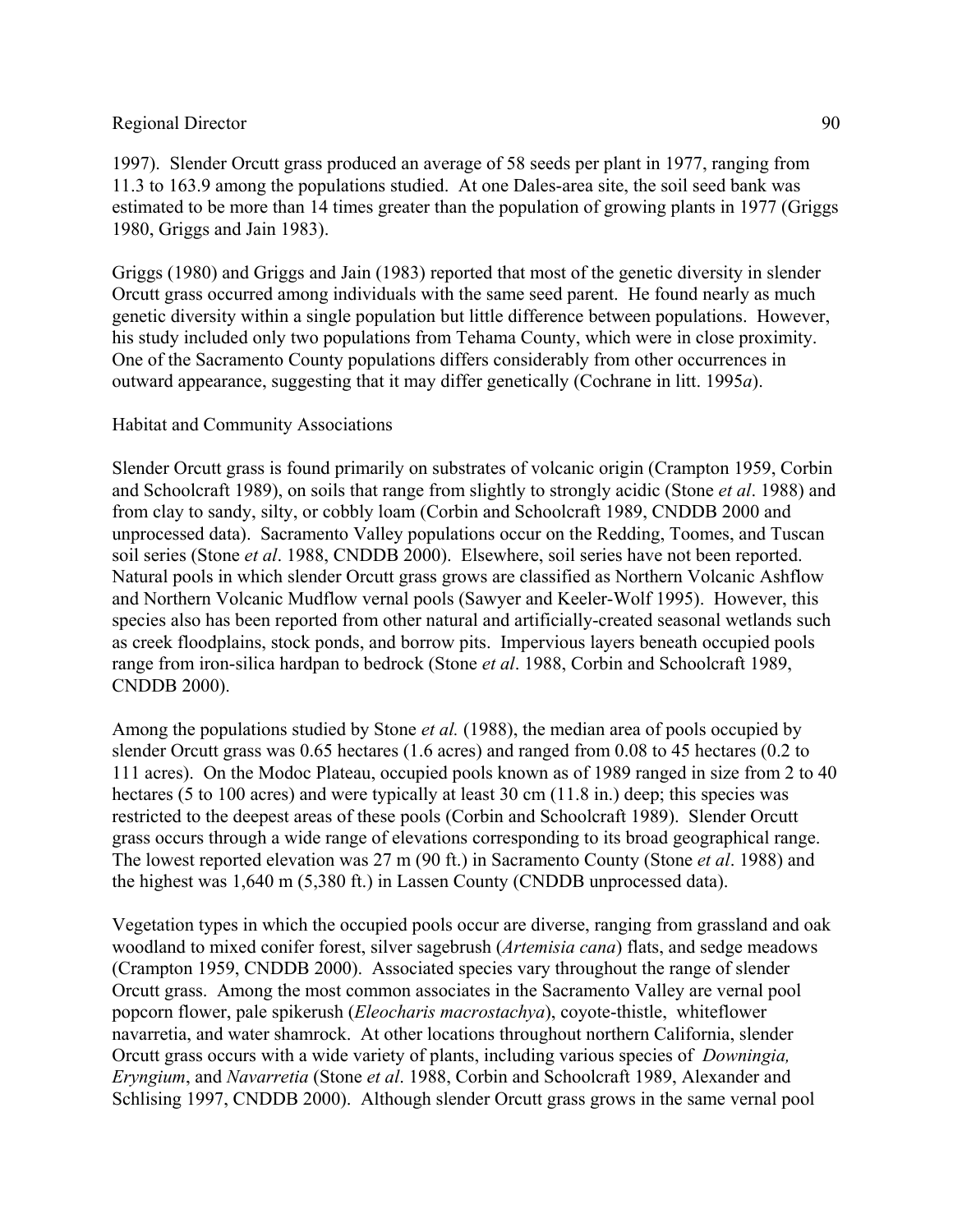1997). Slender Orcutt grass produced an average of 58 seeds per plant in 1977, ranging from 11.3 to 163.9 among the populations studied. At one Dales-area site, the soil seed bank was estimated to be more than 14 times greater than the population of growing plants in 1977 (Griggs 1980, Griggs and Jain 1983).

Griggs (1980) and Griggs and Jain (1983) reported that most of the genetic diversity in slender Orcutt grass occurred among individuals with the same seed parent. He found nearly as much genetic diversity within a single population but little difference between populations. However, his study included only two populations from Tehama County, which were in close proximity. One of the Sacramento County populations differs considerably from other occurrences in outward appearance, suggesting that it may differ genetically (Cochrane in litt. 1995*a*).

Habitat and Community Associations

Slender Orcutt grass is found primarily on substrates of volcanic origin (Crampton 1959, Corbin and Schoolcraft 1989), on soils that range from slightly to strongly acidic (Stone *et al*. 1988) and from clay to sandy, silty, or cobbly loam (Corbin and Schoolcraft 1989, CNDDB 2000 and unprocessed data). Sacramento Valley populations occur on the Redding, Toomes, and Tuscan soil series (Stone *et al*. 1988, CNDDB 2000). Elsewhere, soil series have not been reported. Natural pools in which slender Orcutt grass grows are classified as Northern Volcanic Ashflow and Northern Volcanic Mudflow vernal pools (Sawyer and Keeler-Wolf 1995). However, this species also has been reported from other natural and artificially-created seasonal wetlands such as creek floodplains, stock ponds, and borrow pits. Impervious layers beneath occupied pools range from iron-silica hardpan to bedrock (Stone *et al*. 1988, Corbin and Schoolcraft 1989, CNDDB 2000).

Among the populations studied by Stone *et al.* (1988), the median area of pools occupied by slender Orcutt grass was 0.65 hectares (1.6 acres) and ranged from 0.08 to 45 hectares (0.2 to 111 acres). On the Modoc Plateau, occupied pools known as of 1989 ranged in size from 2 to 40 hectares (5 to 100 acres) and were typically at least 30 cm (11.8 in.) deep; this species was restricted to the deepest areas of these pools (Corbin and Schoolcraft 1989). Slender Orcutt grass occurs through a wide range of elevations corresponding to its broad geographical range. The lowest reported elevation was 27 m (90 ft.) in Sacramento County (Stone *et al*. 1988) and the highest was 1,640 m (5,380 ft.) in Lassen County (CNDDB unprocessed data).

Vegetation types in which the occupied pools occur are diverse, ranging from grassland and oak woodland to mixed conifer forest, silver sagebrush (*Artemisia cana*) flats, and sedge meadows (Crampton 1959, CNDDB 2000). Associated species vary throughout the range of slender Orcutt grass. Among the most common associates in the Sacramento Valley are vernal pool popcorn flower, pale spikerush (*Eleocharis macrostachya*), coyote-thistle, whiteflower navarretia, and water shamrock. At other locations throughout northern California, slender Orcutt grass occurs with a wide variety of plants, including various species of *Downingia, Eryngium*, and *Navarretia* (Stone *et al*. 1988, Corbin and Schoolcraft 1989, Alexander and Schlising 1997, CNDDB 2000). Although slender Orcutt grass grows in the same vernal pool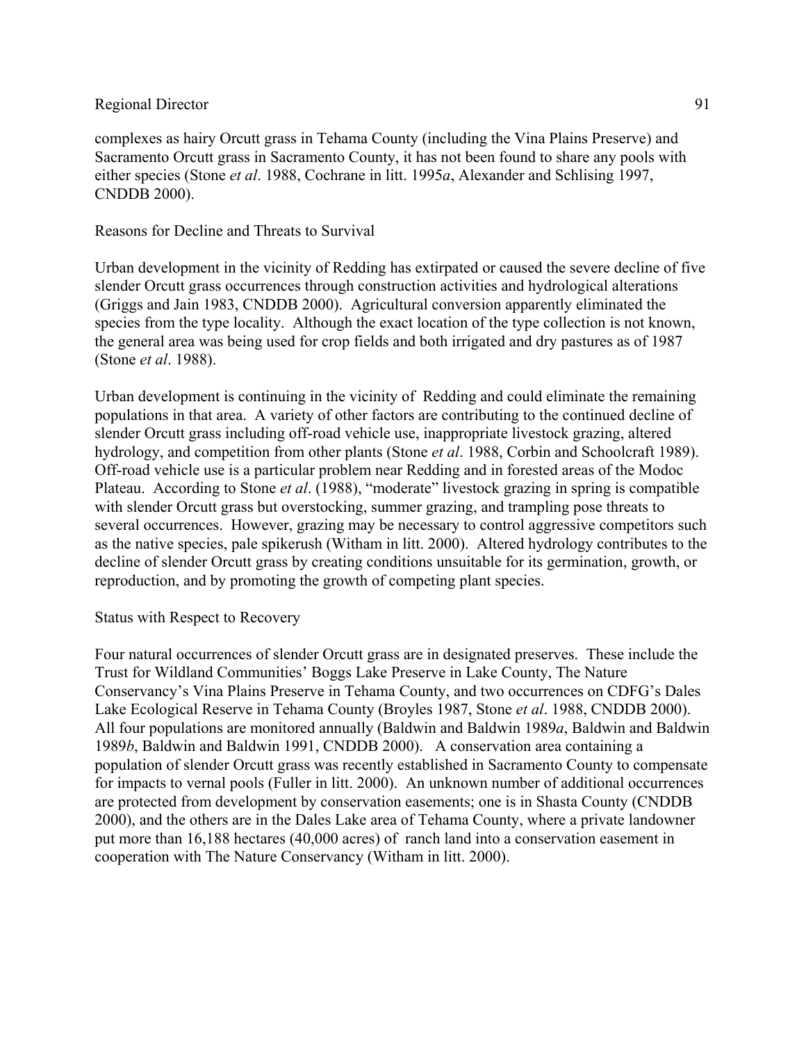complexes as hairy Orcutt grass in Tehama County (including the Vina Plains Preserve) and Sacramento Orcutt grass in Sacramento County, it has not been found to share any pools with either species (Stone *et al*. 1988, Cochrane in litt. 1995*a*, Alexander and Schlising 1997, CNDDB 2000).

Reasons for Decline and Threats to Survival

Urban development in the vicinity of Redding has extirpated or caused the severe decline of five slender Orcutt grass occurrences through construction activities and hydrological alterations (Griggs and Jain 1983, CNDDB 2000). Agricultural conversion apparently eliminated the species from the type locality. Although the exact location of the type collection is not known, the general area was being used for crop fields and both irrigated and dry pastures as of 1987 (Stone *et al*. 1988).

Urban development is continuing in the vicinity of Redding and could eliminate the remaining populations in that area. A variety of other factors are contributing to the continued decline of slender Orcutt grass including off-road vehicle use, inappropriate livestock grazing, altered hydrology, and competition from other plants (Stone *et al*. 1988, Corbin and Schoolcraft 1989). Off-road vehicle use is a particular problem near Redding and in forested areas of the Modoc Plateau. According to Stone *et al*. (1988), "moderate" livestock grazing in spring is compatible with slender Orcutt grass but overstocking, summer grazing, and trampling pose threats to several occurrences. However, grazing may be necessary to control aggressive competitors such as the native species, pale spikerush (Witham in litt. 2000). Altered hydrology contributes to the decline of slender Orcutt grass by creating conditions unsuitable for its germination, growth, or reproduction, and by promoting the growth of competing plant species.

Status with Respect to Recovery

Four natural occurrences of slender Orcutt grass are in designated preserves. These include the Trust for Wildland Communities' Boggs Lake Preserve in Lake County, The Nature Conservancy's Vina Plains Preserve in Tehama County, and two occurrences on CDFG's Dales Lake Ecological Reserve in Tehama County (Broyles 1987, Stone *et al*. 1988, CNDDB 2000). All four populations are monitored annually (Baldwin and Baldwin 1989*a*, Baldwin and Baldwin 1989*b*, Baldwin and Baldwin 1991, CNDDB 2000). A conservation area containing a population of slender Orcutt grass was recently established in Sacramento County to compensate for impacts to vernal pools (Fuller in litt. 2000). An unknown number of additional occurrences are protected from development by conservation easements; one is in Shasta County (CNDDB 2000), and the others are in the Dales Lake area of Tehama County, where a private landowner put more than 16,188 hectares (40,000 acres) of ranch land into a conservation easement in cooperation with The Nature Conservancy (Witham in litt. 2000).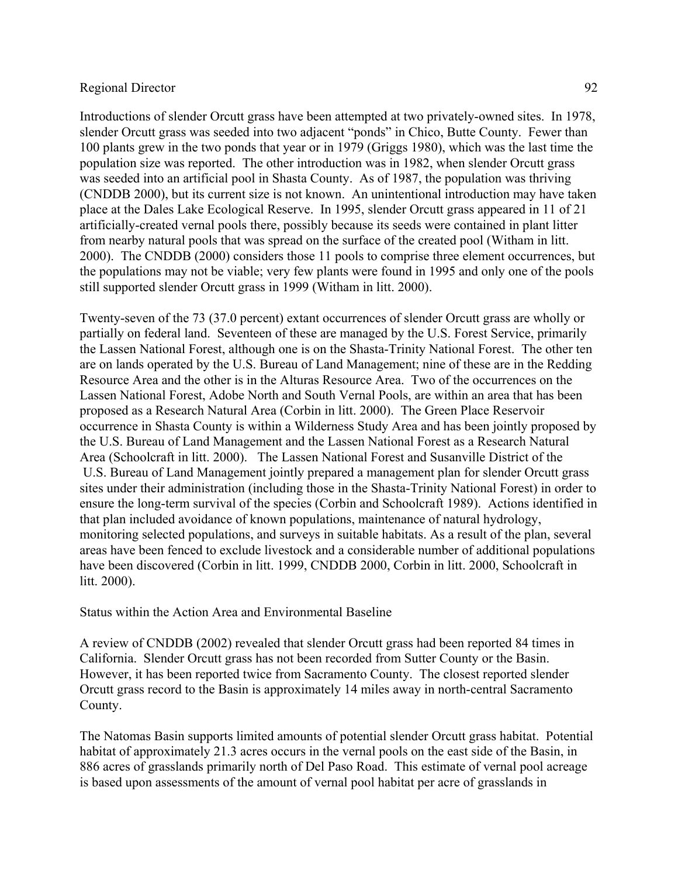Introductions of slender Orcutt grass have been attempted at two privately-owned sites. In 1978, slender Orcutt grass was seeded into two adjacent "ponds" in Chico, Butte County. Fewer than 100 plants grew in the two ponds that year or in 1979 (Griggs 1980), which was the last time the population size was reported. The other introduction was in 1982, when slender Orcutt grass was seeded into an artificial pool in Shasta County. As of 1987, the population was thriving (CNDDB 2000), but its current size is not known. An unintentional introduction may have taken place at the Dales Lake Ecological Reserve. In 1995, slender Orcutt grass appeared in 11 of 21 artificially-created vernal pools there, possibly because its seeds were contained in plant litter from nearby natural pools that was spread on the surface of the created pool (Witham in litt. 2000). The CNDDB (2000) considers those 11 pools to comprise three element occurrences, but the populations may not be viable; very few plants were found in 1995 and only one of the pools still supported slender Orcutt grass in 1999 (Witham in litt. 2000).

Twenty-seven of the 73 (37.0 percent) extant occurrences of slender Orcutt grass are wholly or partially on federal land. Seventeen of these are managed by the U.S. Forest Service, primarily the Lassen National Forest, although one is on the Shasta-Trinity National Forest. The other ten are on lands operated by the U.S. Bureau of Land Management; nine of these are in the Redding Resource Area and the other is in the Alturas Resource Area. Two of the occurrences on the Lassen National Forest, Adobe North and South Vernal Pools, are within an area that has been proposed as a Research Natural Area (Corbin in litt. 2000). The Green Place Reservoir occurrence in Shasta County is within a Wilderness Study Area and has been jointly proposed by the U.S. Bureau of Land Management and the Lassen National Forest as a Research Natural Area (Schoolcraft in litt. 2000). The Lassen National Forest and Susanville District of the U.S. Bureau of Land Management jointly prepared a management plan for slender Orcutt grass sites under their administration (including those in the Shasta-Trinity National Forest) in order to ensure the long-term survival of the species (Corbin and Schoolcraft 1989). Actions identified in that plan included avoidance of known populations, maintenance of natural hydrology, monitoring selected populations, and surveys in suitable habitats. As a result of the plan, several areas have been fenced to exclude livestock and a considerable number of additional populations have been discovered (Corbin in litt. 1999, CNDDB 2000, Corbin in litt. 2000, Schoolcraft in litt. 2000).

Status within the Action Area and Environmental Baseline

A review of CNDDB (2002) revealed that slender Orcutt grass had been reported 84 times in California. Slender Orcutt grass has not been recorded from Sutter County or the Basin. However, it has been reported twice from Sacramento County. The closest reported slender Orcutt grass record to the Basin is approximately 14 miles away in north-central Sacramento County.

The Natomas Basin supports limited amounts of potential slender Orcutt grass habitat. Potential habitat of approximately 21.3 acres occurs in the vernal pools on the east side of the Basin, in 886 acres of grasslands primarily north of Del Paso Road. This estimate of vernal pool acreage is based upon assessments of the amount of vernal pool habitat per acre of grasslands in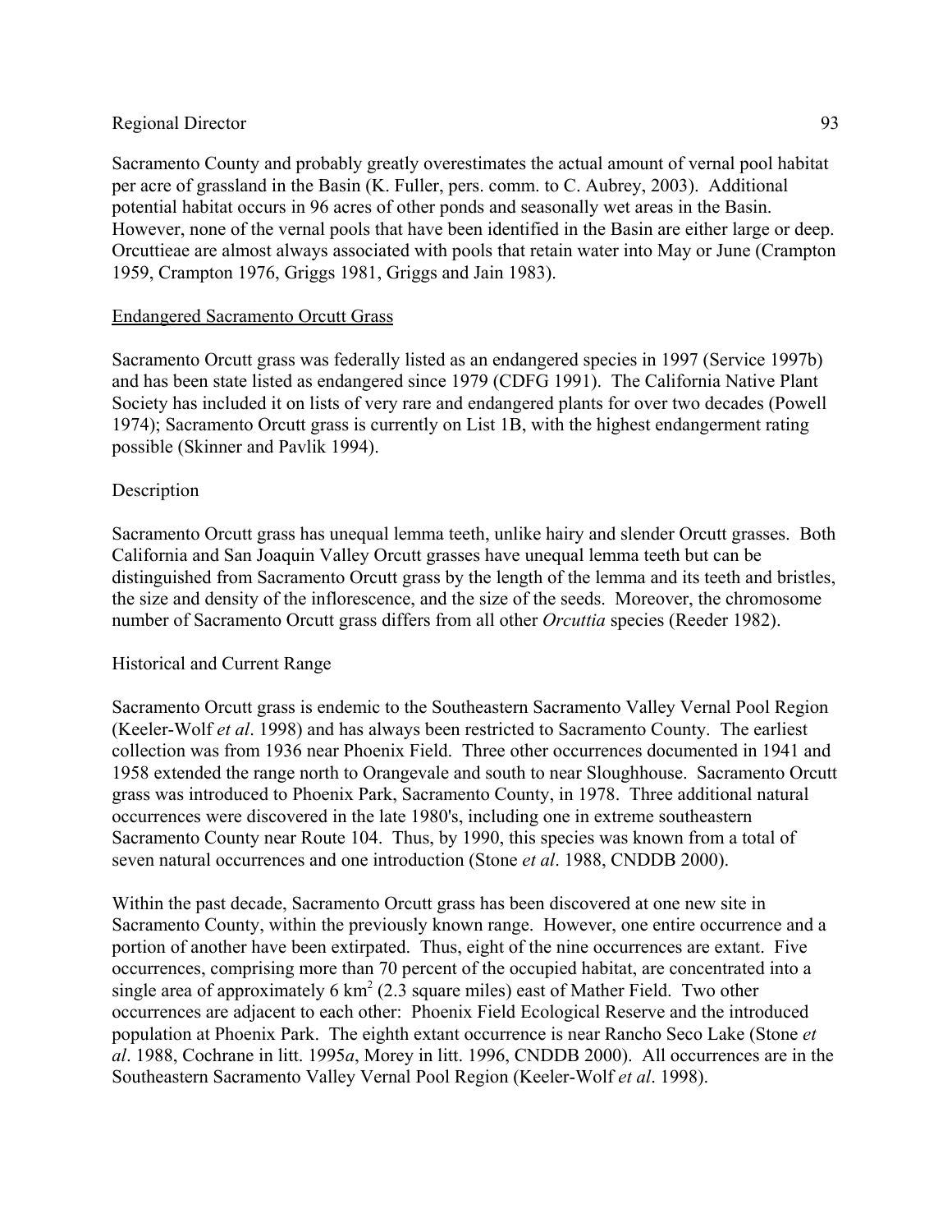Sacramento County and probably greatly overestimates the actual amount of vernal pool habitat per acre of grassland in the Basin (K. Fuller, pers. comm. to C. Aubrey, 2003). Additional potential habitat occurs in 96 acres of other ponds and seasonally wet areas in the Basin. However, none of the vernal pools that have been identified in the Basin are either large or deep. Orcuttieae are almost always associated with pools that retain water into May or June (Crampton 1959, Crampton 1976, Griggs 1981, Griggs and Jain 1983).

## Endangered Sacramento Orcutt Grass

Sacramento Orcutt grass was federally listed as an endangered species in 1997 (Service 1997b) and has been state listed as endangered since 1979 (CDFG 1991). The California Native Plant Society has included it on lists of very rare and endangered plants for over two decades (Powell 1974); Sacramento Orcutt grass is currently on List 1B, with the highest endangerment rating possible (Skinner and Pavlik 1994).

### Description

Sacramento Orcutt grass has unequal lemma teeth, unlike hairy and slender Orcutt grasses. Both California and San Joaquin Valley Orcutt grasses have unequal lemma teeth but can be distinguished from Sacramento Orcutt grass by the length of the lemma and its teeth and bristles, the size and density of the inflorescence, and the size of the seeds. Moreover, the chromosome number of Sacramento Orcutt grass differs from all other *Orcuttia* species (Reeder 1982).

### Historical and Current Range

Sacramento Orcutt grass is endemic to the Southeastern Sacramento Valley Vernal Pool Region (Keeler-Wolf *et al*. 1998) and has always been restricted to Sacramento County. The earliest collection was from 1936 near Phoenix Field. Three other occurrences documented in 1941 and 1958 extended the range north to Orangevale and south to near Sloughhouse. Sacramento Orcutt grass was introduced to Phoenix Park, Sacramento County, in 1978. Three additional natural occurrences were discovered in the late 1980's, including one in extreme southeastern Sacramento County near Route 104. Thus, by 1990, this species was known from a total of seven natural occurrences and one introduction (Stone *et al*. 1988, CNDDB 2000).

Within the past decade, Sacramento Orcutt grass has been discovered at one new site in Sacramento County, within the previously known range. However, one entire occurrence and a portion of another have been extirpated. Thus, eight of the nine occurrences are extant. Five occurrences, comprising more than 70 percent of the occupied habitat, are concentrated into a single area of approximately 6 $km^2$ (2.3 square miles) east of Mather Field. Two other occurrences are adjacent to each other: Phoenix Field Ecological Reserve and the introduced population at Phoenix Park. The eighth extant occurrence is near Rancho Seco Lake (Stone *et al*. 1988, Cochrane in litt. 1995*a*, Morey in litt. 1996, CNDDB 2000). All occurrences are in the Southeastern Sacramento Valley Vernal Pool Region (Keeler-Wolf *et al*. 1998).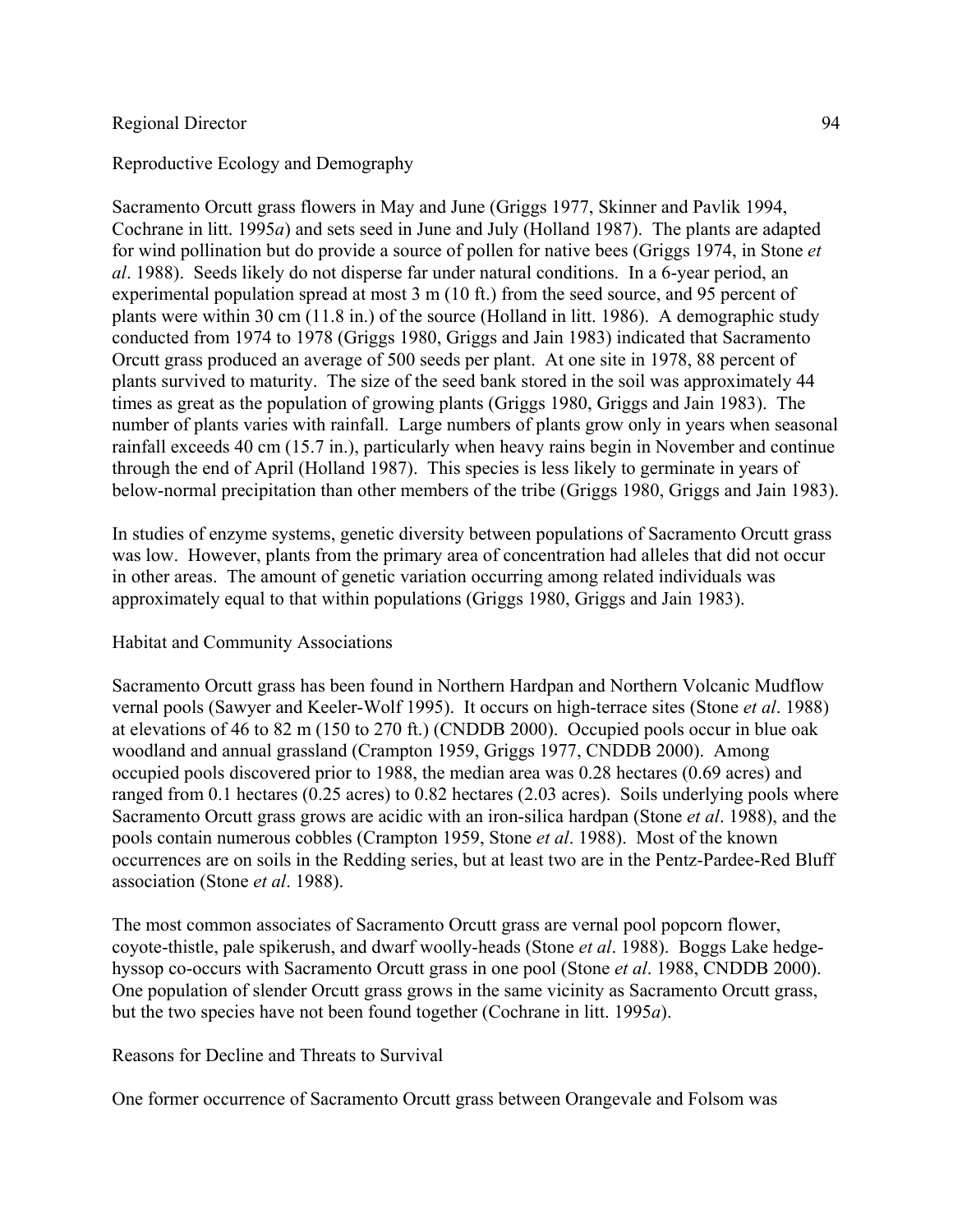Reproductive Ecology and Demography

Sacramento Orcutt grass flowers in May and June (Griggs 1977, Skinner and Pavlik 1994, Cochrane in litt. 1995*a*) and sets seed in June and July (Holland 1987). The plants are adapted for wind pollination but do provide a source of pollen for native bees (Griggs 1974, in Stone *et al*. 1988). Seeds likely do not disperse far under natural conditions. In a 6-year period, an experimental population spread at most 3 m (10 ft.) from the seed source, and 95 percent of plants were within 30 cm (11.8 in.) of the source (Holland in litt. 1986). A demographic study conducted from 1974 to 1978 (Griggs 1980, Griggs and Jain 1983) indicated that Sacramento Orcutt grass produced an average of 500 seeds per plant. At one site in 1978, 88 percent of plants survived to maturity. The size of the seed bank stored in the soil was approximately 44 times as great as the population of growing plants (Griggs 1980, Griggs and Jain 1983). The number of plants varies with rainfall. Large numbers of plants grow only in years when seasonal rainfall exceeds 40 cm (15.7 in.), particularly when heavy rains begin in November and continue through the end of April (Holland 1987). This species is less likely to germinate in years of below-normal precipitation than other members of the tribe (Griggs 1980, Griggs and Jain 1983).

In studies of enzyme systems, genetic diversity between populations of Sacramento Orcutt grass was low. However, plants from the primary area of concentration had alleles that did not occur in other areas. The amount of genetic variation occurring among related individuals was approximately equal to that within populations (Griggs 1980, Griggs and Jain 1983).

Habitat and Community Associations

Sacramento Orcutt grass has been found in Northern Hardpan and Northern Volcanic Mudflow vernal pools (Sawyer and Keeler-Wolf 1995). It occurs on high-terrace sites (Stone *et al*. 1988) at elevations of 46 to 82 m (150 to 270 ft.) (CNDDB 2000). Occupied pools occur in blue oak woodland and annual grassland (Crampton 1959, Griggs 1977, CNDDB 2000). Among occupied pools discovered prior to 1988, the median area was 0.28 hectares (0.69 acres) and ranged from 0.1 hectares (0.25 acres) to 0.82 hectares (2.03 acres). Soils underlying pools where Sacramento Orcutt grass grows are acidic with an iron-silica hardpan (Stone *et al*. 1988), and the pools contain numerous cobbles (Crampton 1959, Stone *et al*. 1988). Most of the known occurrences are on soils in the Redding series, but at least two are in the Pentz-Pardee-Red Bluff association (Stone *et al*. 1988).

The most common associates of Sacramento Orcutt grass are vernal pool popcorn flower, coyote-thistle, pale spikerush, and dwarf woolly-heads (Stone *et al*. 1988). Boggs Lake hedge-hyssop co-occurs with Sacramento Orcutt grass in one pool (Stone *et al*. 1988, CNDDB 2000). One population of slender Orcutt grass grows in the same vicinity as Sacramento Orcutt grass, but the two species have not been found together (Cochrane in litt. 1995*a*).

Reasons for Decline and Threats to Survival

One former occurrence of Sacramento Orcutt grass between Orangevale and Folsom was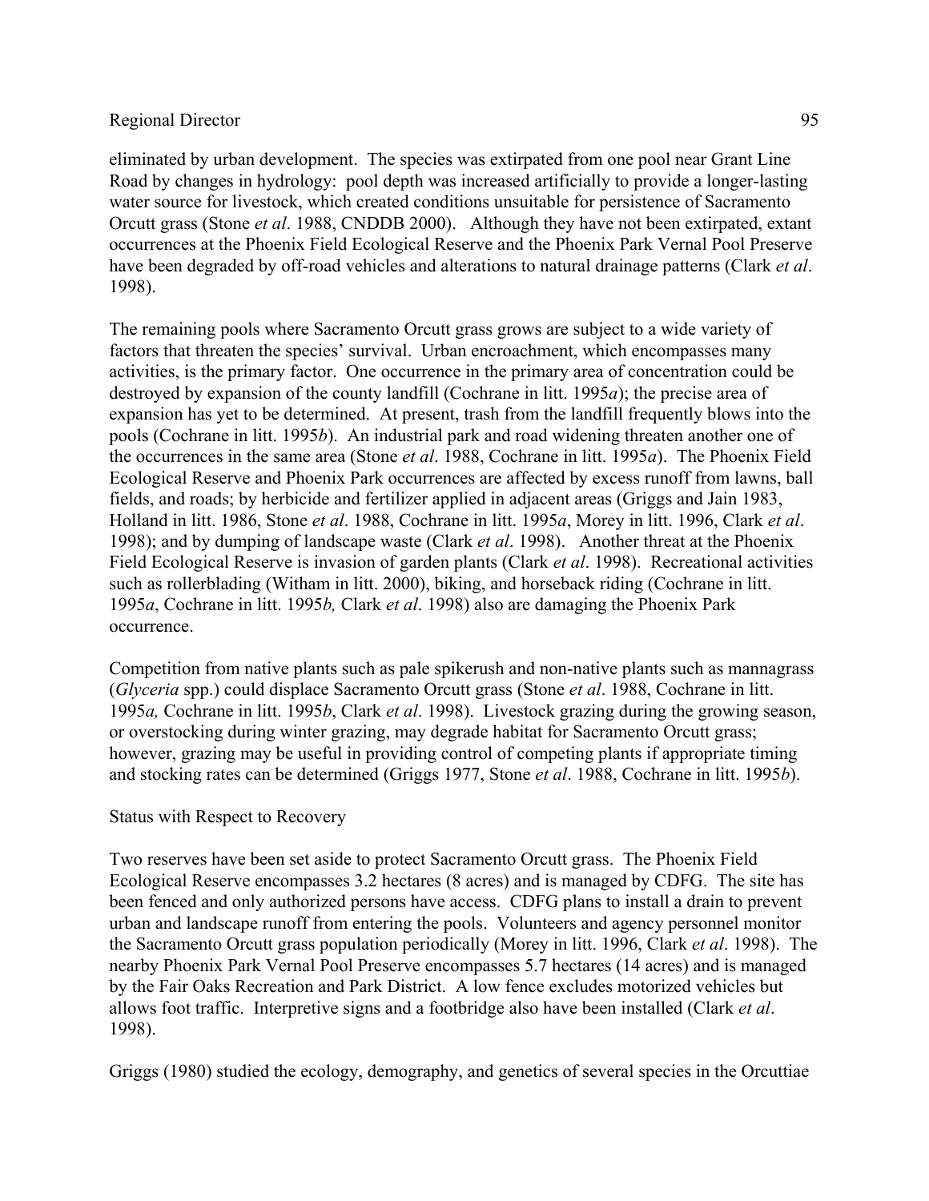eliminated by urban development. The species was extirpated from one pool near Grant Line Road by changes in hydrology: pool depth was increased artificially to provide a longer-lasting water source for livestock, which created conditions unsuitable for persistence of Sacramento Orcutt grass (Stone *et al*. 1988, CNDDB 2000). Although they have not been extirpated, extant occurrences at the Phoenix Field Ecological Reserve and the Phoenix Park Vernal Pool Preserve have been degraded by off-road vehicles and alterations to natural drainage patterns (Clark *et al*. 1998).

The remaining pools where Sacramento Orcutt grass grows are subject to a wide variety of factors that threaten the species' survival. Urban encroachment, which encompasses many activities, is the primary factor. One occurrence in the primary area of concentration could be destroyed by expansion of the county landfill (Cochrane in litt. 1995*a*); the precise area of expansion has yet to be determined. At present, trash from the landfill frequently blows into the pools (Cochrane in litt. 1995*b*). An industrial park and road widening threaten another one of the occurrences in the same area (Stone *et al*. 1988, Cochrane in litt. 1995*a*). The Phoenix Field Ecological Reserve and Phoenix Park occurrences are affected by excess runoff from lawns, ball fields, and roads; by herbicide and fertilizer applied in adjacent areas (Griggs and Jain 1983, Holland in litt. 1986, Stone *et al*. 1988, Cochrane in litt. 1995*a*, Morey in litt. 1996, Clark *et al*. 1998); and by dumping of landscape waste (Clark *et al*. 1998). Another threat at the Phoenix Field Ecological Reserve is invasion of garden plants (Clark *et al*. 1998). Recreational activities such as rollerblading (Witham in litt. 2000), biking, and horseback riding (Cochrane in litt. 1995*a*, Cochrane in litt. 1995*b,* Clark *et al*. 1998) also are damaging the Phoenix Park occurrence.

Competition from native plants such as pale spikerush and non-native plants such as mannagrass (*Glyceria* spp.) could displace Sacramento Orcutt grass (Stone *et al*. 1988, Cochrane in litt. 1995*a,* Cochrane in litt. 1995*b*, Clark *et al*. 1998). Livestock grazing during the growing season, or overstocking during winter grazing, may degrade habitat for Sacramento Orcutt grass; however, grazing may be useful in providing control of competing plants if appropriate timing and stocking rates can be determined (Griggs 1977, Stone *et al*. 1988, Cochrane in litt. 1995*b*).

Status with Respect to Recovery

Two reserves have been set aside to protect Sacramento Orcutt grass. The Phoenix Field Ecological Reserve encompasses 3.2 hectares (8 acres) and is managed by CDFG. The site has been fenced and only authorized persons have access. CDFG plans to install a drain to prevent urban and landscape runoff from entering the pools. Volunteers and agency personnel monitor the Sacramento Orcutt grass population periodically (Morey in litt. 1996, Clark *et al*. 1998). The nearby Phoenix Park Vernal Pool Preserve encompasses 5.7 hectares (14 acres) and is managed by the Fair Oaks Recreation and Park District. A low fence excludes motorized vehicles but allows foot traffic. Interpretive signs and a footbridge also have been installed (Clark *et al*. 1998).

Griggs (1980) studied the ecology, demography, and genetics of several species in the Orcuttiae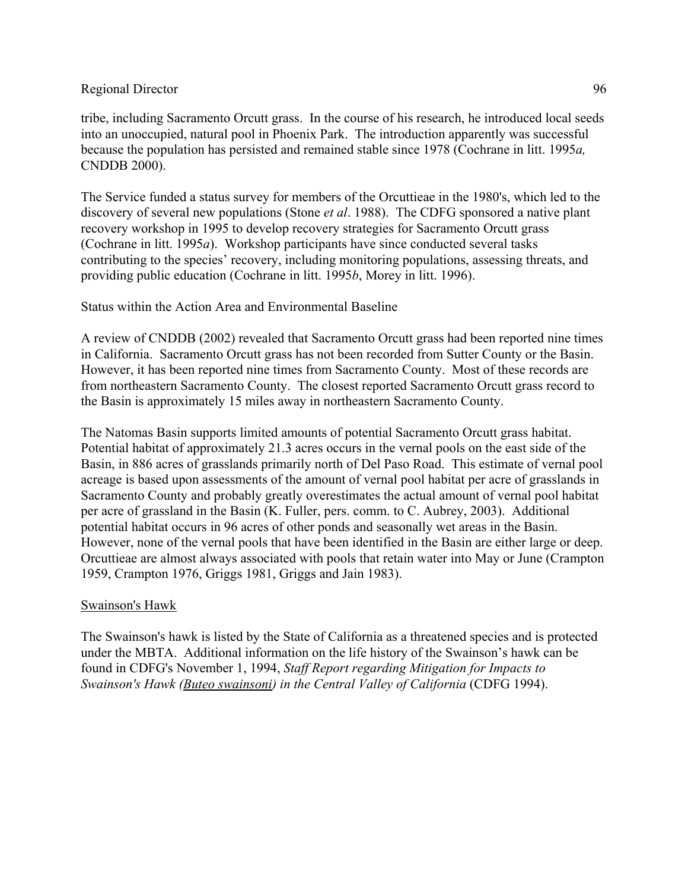tribe, including Sacramento Orcutt grass. In the course of his research, he introduced local seeds into an unoccupied, natural pool in Phoenix Park. The introduction apparently was successful because the population has persisted and remained stable since 1978 (Cochrane in litt. 1995*a,* CNDDB 2000).

The Service funded a status survey for members of the Orcuttieae in the 1980's, which led to the discovery of several new populations (Stone *et al*. 1988). The CDFG sponsored a native plant recovery workshop in 1995 to develop recovery strategies for Sacramento Orcutt grass (Cochrane in litt. 1995*a*). Workshop participants have since conducted several tasks contributing to the species' recovery, including monitoring populations, assessing threats, and providing public education (Cochrane in litt. 1995*b*, Morey in litt. 1996).

Status within the Action Area and Environmental Baseline

A review of CNDDB (2002) revealed that Sacramento Orcutt grass had been reported nine times in California. Sacramento Orcutt grass has not been recorded from Sutter County or the Basin. However, it has been reported nine times from Sacramento County. Most of these records are from northeastern Sacramento County. The closest reported Sacramento Orcutt grass record to the Basin is approximately 15 miles away in northeastern Sacramento County.

The Natomas Basin supports limited amounts of potential Sacramento Orcutt grass habitat. Potential habitat of approximately 21.3 acres occurs in the vernal pools on the east side of the Basin, in 886 acres of grasslands primarily north of Del Paso Road. This estimate of vernal pool acreage is based upon assessments of the amount of vernal pool habitat per acre of grasslands in Sacramento County and probably greatly overestimates the actual amount of vernal pool habitat per acre of grassland in the Basin (K. Fuller, pers. comm. to C. Aubrey, 2003). Additional potential habitat occurs in 96 acres of other ponds and seasonally wet areas in the Basin. However, none of the vernal pools that have been identified in the Basin are either large or deep. Orcuttieae are almost always associated with pools that retain water into May or June (Crampton 1959, Crampton 1976, Griggs 1981, Griggs and Jain 1983).

Swainson's Hawk

The Swainson's hawk is listed by the State of California as a threatened species and is protected under the MBTA. Additional information on the life history of the Swainson's hawk can be found in CDFG's November 1, 1994, *Staff Report regarding Mitigation for Impacts to Swainson's Hawk (Buteo swainsoni) in the Central Valley of California* (CDFG 1994).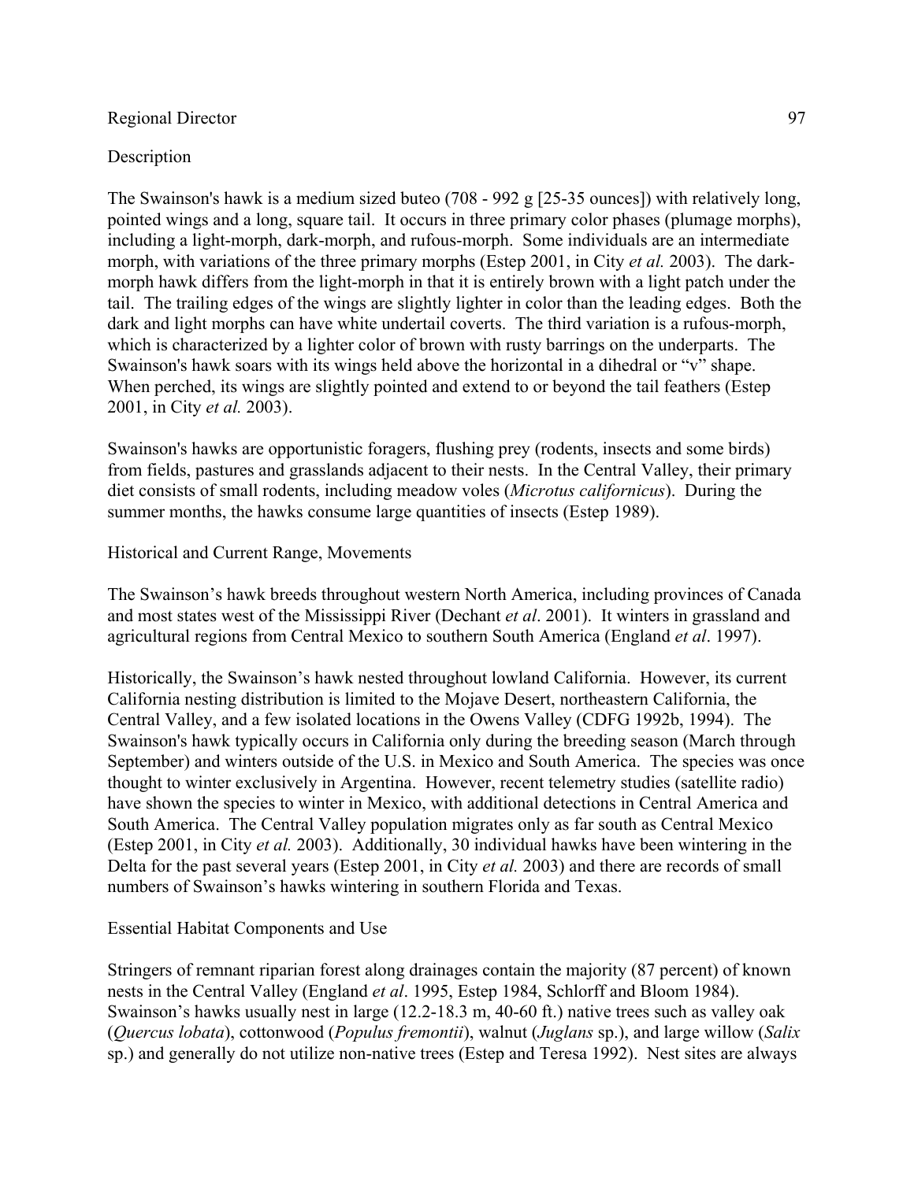Description

The Swainson's hawk is a medium sized buteo (708 - 992 g [25-35 ounces]) with relatively long, pointed wings and a long, square tail. It occurs in three primary color phases (plumage morphs), including a light-morph, dark-morph, and rufous-morph. Some individuals are an intermediate morph, with variations of the three primary morphs (Estep 2001, in City *et al.* 2003). The dark-morph hawk differs from the light-morph in that it is entirely brown with a light patch under the tail. The trailing edges of the wings are slightly lighter in color than the leading edges. Both the dark and light morphs can have white undertail coverts. The third variation is a rufous-morph, which is characterized by a lighter color of brown with rusty barrings on the underparts. The Swainson's hawk soars with its wings held above the horizontal in a dihedral or "v" shape. When perched, its wings are slightly pointed and extend to or beyond the tail feathers (Estep 2001, in City *et al.* 2003).

Swainson's hawks are opportunistic foragers, flushing prey (rodents, insects and some birds) from fields, pastures and grasslands adjacent to their nests. In the Central Valley, their primary diet consists of small rodents, including meadow voles (*Microtus californicus*). During the summer months, the hawks consume large quantities of insects (Estep 1989).

Historical and Current Range, Movements

The Swainson's hawk breeds throughout western North America, including provinces of Canada and most states west of the Mississippi River (Dechant *et al*. 2001). It winters in grassland and agricultural regions from Central Mexico to southern South America (England *et al*. 1997).

Historically, the Swainson's hawk nested throughout lowland California. However, its current California nesting distribution is limited to the Mojave Desert, northeastern California, the Central Valley, and a few isolated locations in the Owens Valley (CDFG 1992b, 1994). The Swainson's hawk typically occurs in California only during the breeding season (March through September) and winters outside of the U.S. in Mexico and South America. The species was once thought to winter exclusively in Argentina. However, recent telemetry studies (satellite radio) have shown the species to winter in Mexico, with additional detections in Central America and South America. The Central Valley population migrates only as far south as Central Mexico (Estep 2001, in City *et al.* 2003). Additionally, 30 individual hawks have been wintering in the Delta for the past several years (Estep 2001, in City *et al.* 2003) and there are records of small numbers of Swainson's hawks wintering in southern Florida and Texas.

Essential Habitat Components and Use

Stringers of remnant riparian forest along drainages contain the majority (87 percent) of known nests in the Central Valley (England *et al*. 1995, Estep 1984, Schlorff and Bloom 1984). Swainson's hawks usually nest in large (12.2-18.3 m, 40-60 ft.) native trees such as valley oak (*Quercus lobata*), cottonwood (*Populus fremontii*), walnut (*Juglans* sp.), and large willow (*Salix* sp.) and generally do not utilize non-native trees (Estep and Teresa 1992). Nest sites are always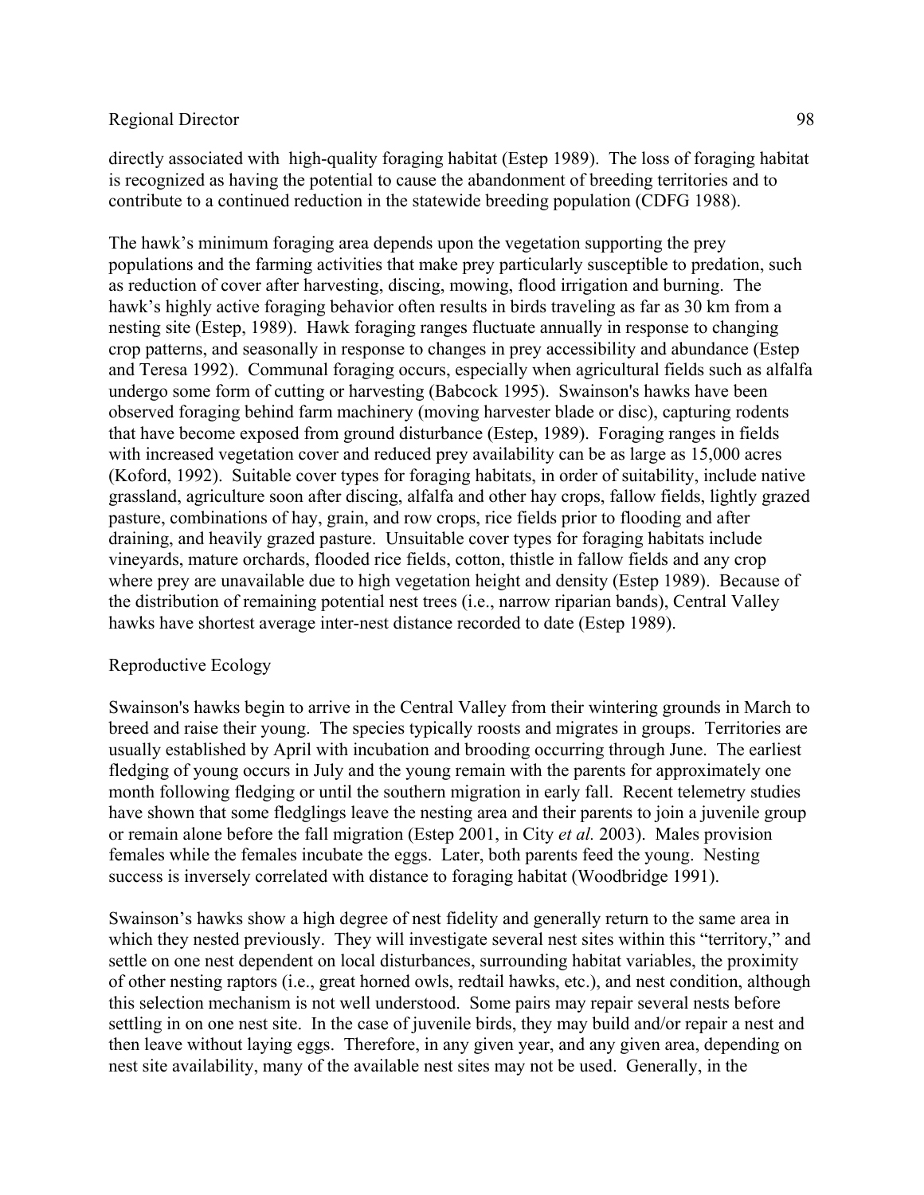directly associated with  high-quality foraging habitat (Estep 1989).  The loss of foraging habitat is recognized as having the potential to cause the abandonment of breeding territories and to contribute to a continued reduction in the statewide breeding population (CDFG 1988).

The hawk's minimum foraging area depends upon the vegetation supporting the prey populations and the farming activities that make prey particularly susceptible to predation, such as reduction of cover after harvesting, discing, mowing, flood irrigation and burning.  The hawk's highly active foraging behavior often results in birds traveling as far as 30 km from a nesting site (Estep, 1989).  Hawk foraging ranges fluctuate annually in response to changing crop patterns, and seasonally in response to changes in prey accessibility and abundance (Estep and Teresa 1992).  Communal foraging occurs, especially when agricultural fields such as alfalfa undergo some form of cutting or harvesting (Babcock 1995).  Swainson's hawks have been observed foraging behind farm machinery (moving harvester blade or disc), capturing rodents that have become exposed from ground disturbance (Estep, 1989).  Foraging ranges in fields with increased vegetation cover and reduced prey availability can be as large as 15,000 acres (Koford, 1992).  Suitable cover types for foraging habitats, in order of suitability, include native grassland, agriculture soon after discing, alfalfa and other hay crops, fallow fields, lightly grazed pasture, combinations of hay, grain, and row crops, rice fields prior to flooding and after draining, and heavily grazed pasture.  Unsuitable cover types for foraging habitats include vineyards, mature orchards, flooded rice fields, cotton, thistle in fallow fields and any crop where prey are unavailable due to high vegetation height and density (Estep 1989).  Because of the distribution of remaining potential nest trees (i.e., narrow riparian bands), Central Valley hawks have shortest average inter-nest distance recorded to date (Estep 1989).

Reproductive Ecology

Swainson's hawks begin to arrive in the Central Valley from their wintering grounds in March to breed and raise their young.  The species typically roosts and migrates in groups.  Territories are usually established by April with incubation and brooding occurring through June.  The earliest fledging of young occurs in July and the young remain with the parents for approximately one month following fledging or until the southern migration in early fall.  Recent telemetry studies have shown that some fledglings leave the nesting area and their parents to join a juvenile group or remain alone before the fall migration (Estep 2001, in City *et al.* 2003).  Males provision females while the females incubate the eggs.  Later, both parents feed the young.  Nesting success is inversely correlated with distance to foraging habitat (Woodbridge 1991).

Swainson's hawks show a high degree of nest fidelity and generally return to the same area in which they nested previously.  They will investigate several nest sites within this "territory," and settle on one nest dependent on local disturbances, surrounding habitat variables, the proximity of other nesting raptors (i.e., great horned owls, redtail hawks, etc.), and nest condition, although this selection mechanism is not well understood.  Some pairs may repair several nests before settling in on one nest site.  In the case of juvenile birds, they may build and/or repair a nest and then leave without laying eggs.  Therefore, in any given year, and any given area, depending on nest site availability, many of the available nest sites may not be used.  Generally, in the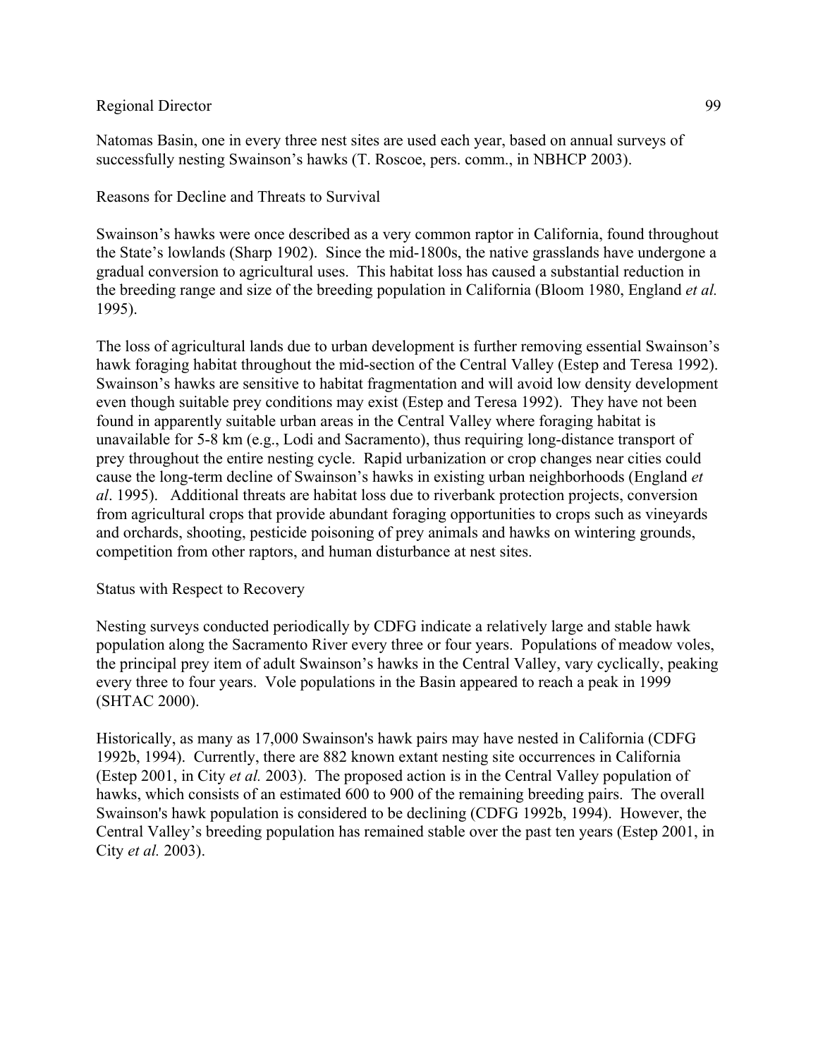Natomas Basin, one in every three nest sites are used each year, based on annual surveys of successfully nesting Swainson's hawks (T. Roscoe, pers. comm., in NBHCP 2003).

Reasons for Decline and Threats to Survival

Swainson's hawks were once described as a very common raptor in California, found throughout the State's lowlands (Sharp 1902). Since the mid-1800s, the native grasslands have undergone a gradual conversion to agricultural uses. This habitat loss has caused a substantial reduction in the breeding range and size of the breeding population in California (Bloom 1980, England *et al.* 1995).

The loss of agricultural lands due to urban development is further removing essential Swainson's hawk foraging habitat throughout the mid-section of the Central Valley (Estep and Teresa 1992). Swainson's hawks are sensitive to habitat fragmentation and will avoid low density development even though suitable prey conditions may exist (Estep and Teresa 1992). They have not been found in apparently suitable urban areas in the Central Valley where foraging habitat is unavailable for 5-8 km (e.g., Lodi and Sacramento), thus requiring long-distance transport of prey throughout the entire nesting cycle. Rapid urbanization or crop changes near cities could cause the long-term decline of Swainson's hawks in existing urban neighborhoods (England *et al*. 1995). Additional threats are habitat loss due to riverbank protection projects, conversion from agricultural crops that provide abundant foraging opportunities to crops such as vineyards and orchards, shooting, pesticide poisoning of prey animals and hawks on wintering grounds, competition from other raptors, and human disturbance at nest sites.

Status with Respect to Recovery

Nesting surveys conducted periodically by CDFG indicate a relatively large and stable hawk population along the Sacramento River every three or four years. Populations of meadow voles, the principal prey item of adult Swainson's hawks in the Central Valley, vary cyclically, peaking every three to four years. Vole populations in the Basin appeared to reach a peak in 1999 (SHTAC 2000).

Historically, as many as 17,000 Swainson's hawk pairs may have nested in California (CDFG 1992b, 1994). Currently, there are 882 known extant nesting site occurrences in California (Estep 2001, in City *et al.* 2003). The proposed action is in the Central Valley population of hawks, which consists of an estimated 600 to 900 of the remaining breeding pairs. The overall Swainson's hawk population is considered to be declining (CDFG 1992b, 1994). However, the Central Valley's breeding population has remained stable over the past ten years (Estep 2001, in City *et al.* 2003).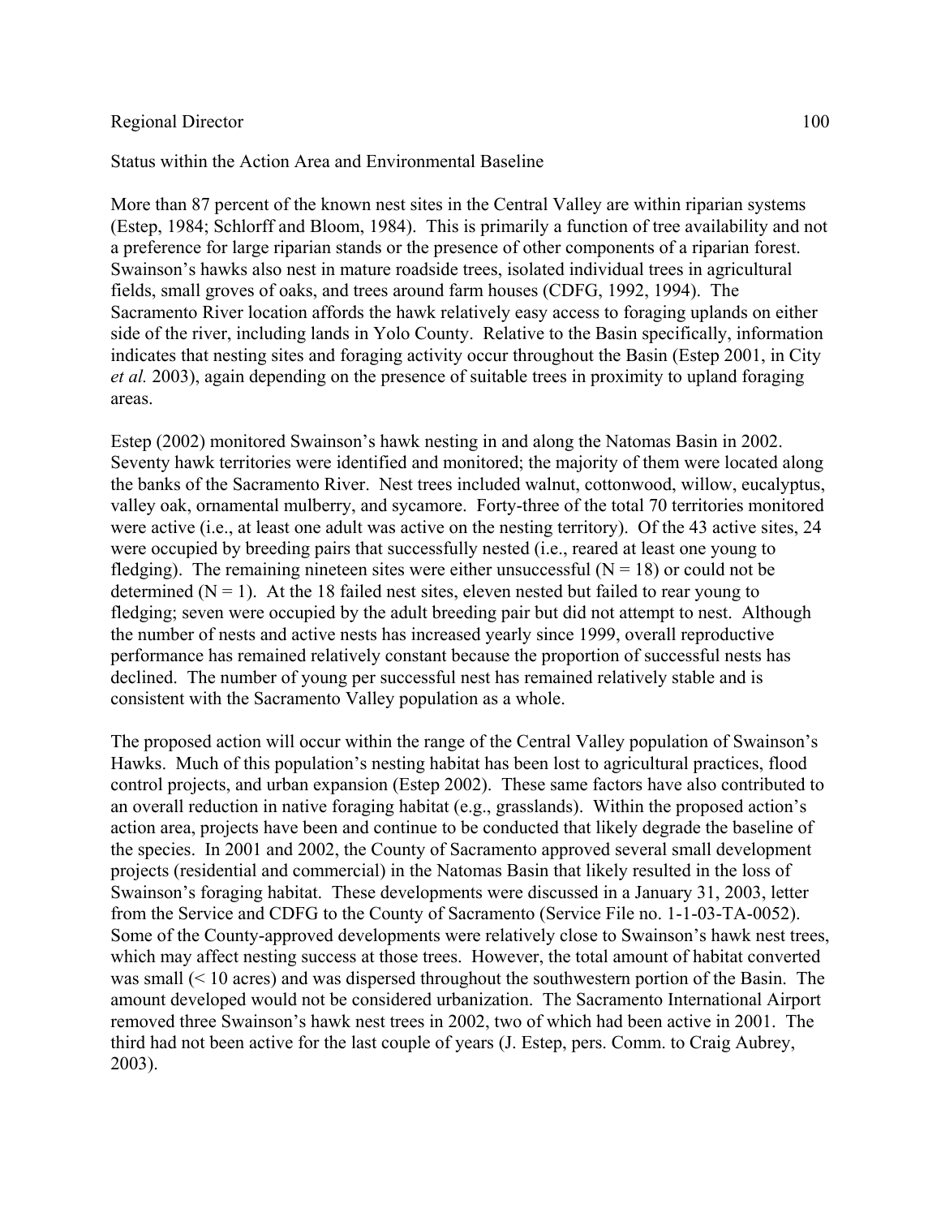Status within the Action Area and Environmental Baseline

More than 87 percent of the known nest sites in the Central Valley are within riparian systems (Estep, 1984; Schlorff and Bloom, 1984). This is primarily a function of tree availability and not a preference for large riparian stands or the presence of other components of a riparian forest. Swainson's hawks also nest in mature roadside trees, isolated individual trees in agricultural fields, small groves of oaks, and trees around farm houses (CDFG, 1992, 1994). The Sacramento River location affords the hawk relatively easy access to foraging uplands on either side of the river, including lands in Yolo County. Relative to the Basin specifically, information indicates that nesting sites and foraging activity occur throughout the Basin (Estep 2001, in City *et al.* 2003), again depending on the presence of suitable trees in proximity to upland foraging areas.

Estep (2002) monitored Swainson's hawk nesting in and along the Natomas Basin in 2002. Seventy hawk territories were identified and monitored; the majority of them were located along the banks of the Sacramento River. Nest trees included walnut, cottonwood, willow, eucalyptus, valley oak, ornamental mulberry, and sycamore. Forty-three of the total 70 territories monitored were active (i.e., at least one adult was active on the nesting territory). Of the 43 active sites, 24 were occupied by breeding pairs that successfully nested (i.e., reared at least one young to fledging). The remaining nineteen sites were either unsuccessful (N = 18) or could not be determined (N = 1). At the 18 failed nest sites, eleven nested but failed to rear young to fledging; seven were occupied by the adult breeding pair but did not attempt to nest. Although the number of nests and active nests has increased yearly since 1999, overall reproductive performance has remained relatively constant because the proportion of successful nests has declined. The number of young per successful nest has remained relatively stable and is consistent with the Sacramento Valley population as a whole.

The proposed action will occur within the range of the Central Valley population of Swainson's Hawks. Much of this population's nesting habitat has been lost to agricultural practices, flood control projects, and urban expansion (Estep 2002). These same factors have also contributed to an overall reduction in native foraging habitat (e.g., grasslands). Within the proposed action's action area, projects have been and continue to be conducted that likely degrade the baseline of the species. In 2001 and 2002, the County of Sacramento approved several small development projects (residential and commercial) in the Natomas Basin that likely resulted in the loss of Swainson's foraging habitat. These developments were discussed in a January 31, 2003, letter from the Service and CDFG to the County of Sacramento (Service File no. 1-1-03-TA-0052). Some of the County-approved developments were relatively close to Swainson's hawk nest trees, which may affect nesting success at those trees. However, the total amount of habitat converted was small (< 10 acres) and was dispersed throughout the southwestern portion of the Basin. The amount developed would not be considered urbanization. The Sacramento International Airport removed three Swainson's hawk nest trees in 2002, two of which had been active in 2001. The third had not been active for the last couple of years (J. Estep, pers. Comm. to Craig Aubrey, 2003).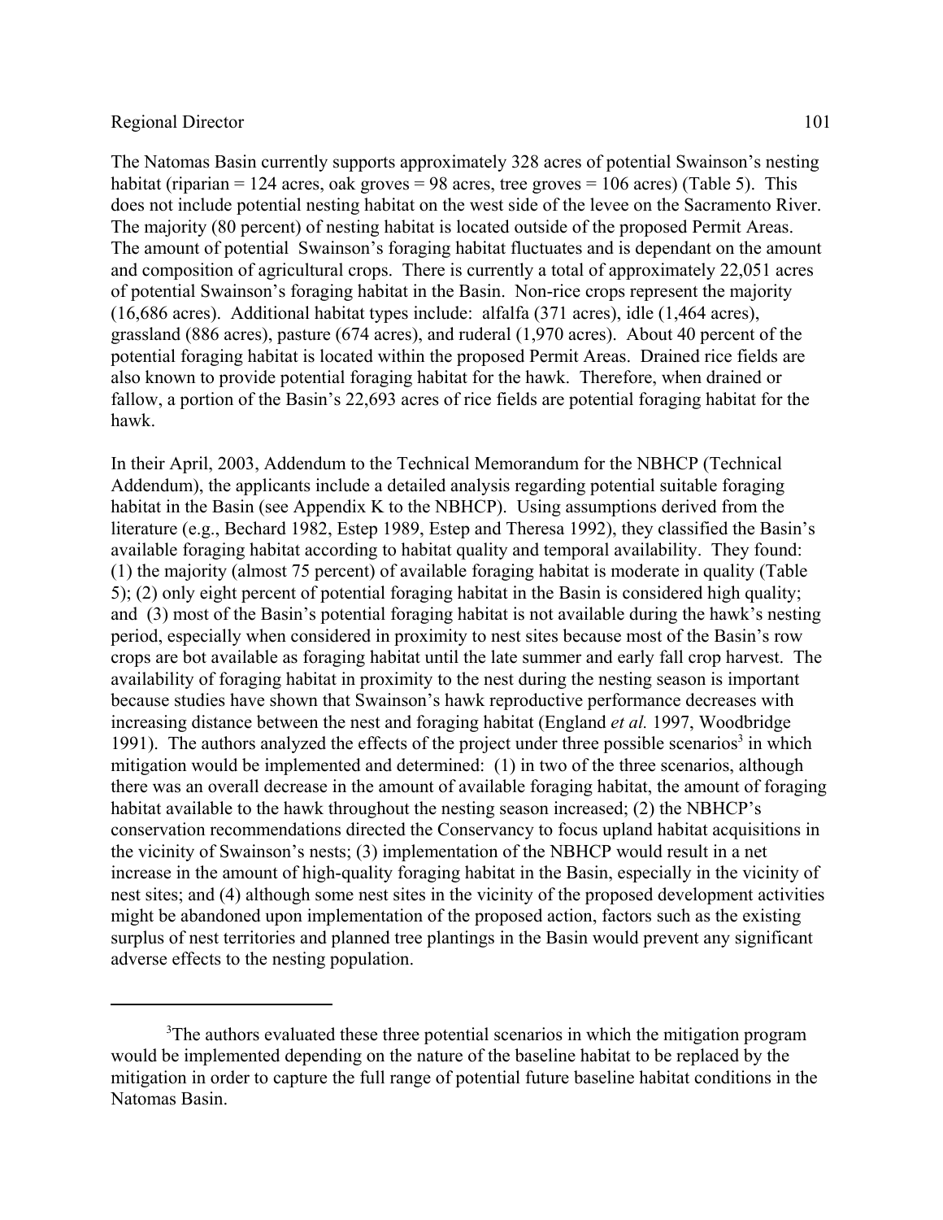The Natomas Basin currently supports approximately 328 acres of potential Swainson's nesting habitat (riparian = 124 acres, oak groves = 98 acres, tree groves = 106 acres) (Table 5). This does not include potential nesting habitat on the west side of the levee on the Sacramento River. The majority (80 percent) of nesting habitat is located outside of the proposed Permit Areas. The amount of potential Swainson's foraging habitat fluctuates and is dependant on the amount and composition of agricultural crops. There is currently a total of approximately 22,051 acres of potential Swainson's foraging habitat in the Basin. Non-rice crops represent the majority (16,686 acres). Additional habitat types include: alfalfa (371 acres), idle (1,464 acres), grassland (886 acres), pasture (674 acres), and ruderal (1,970 acres). About 40 percent of the potential foraging habitat is located within the proposed Permit Areas. Drained rice fields are also known to provide potential foraging habitat for the hawk. Therefore, when drained or fallow, a portion of the Basin's 22,693 acres of rice fields are potential foraging habitat for the hawk.

In their April, 2003, Addendum to the Technical Memorandum for the NBHCP (Technical Addendum), the applicants include a detailed analysis regarding potential suitable foraging habitat in the Basin (see Appendix K to the NBHCP). Using assumptions derived from the literature (e.g., Bechard 1982, Estep 1989, Estep and Theresa 1992), they classified the Basin's available foraging habitat according to habitat quality and temporal availability. They found: (1) the majority (almost 75 percent) of available foraging habitat is moderate in quality (Table 5); (2) only eight percent of potential foraging habitat in the Basin is considered high quality; and (3) most of the Basin's potential foraging habitat is not available during the hawk's nesting period, especially when considered in proximity to nest sites because most of the Basin's row crops are bot available as foraging habitat until the late summer and early fall crop harvest. The availability of foraging habitat in proximity to the nest during the nesting season is important because studies have shown that Swainson's hawk reproductive performance decreases with increasing distance between the nest and foraging habitat (England *et al.* 1997, Woodbridge 1991). The authors analyzed the effects of the project under three possible scenarios[3] in which mitigation would be implemented and determined: (1) in two of the three scenarios, although there was an overall decrease in the amount of available foraging habitat, the amount of foraging habitat available to the hawk throughout the nesting season increased; (2) the NBHCP's conservation recommendations directed the Conservancy to focus upland habitat acquisitions in the vicinity of Swainson's nests; (3) implementation of the NBHCP would result in a net increase in the amount of high-quality foraging habitat in the Basin, especially in the vicinity of nest sites; and (4) although some nest sites in the vicinity of the proposed development activities might be abandoned upon implementation of the proposed action, factors such as the existing surplus of nest territories and planned tree plantings in the Basin would prevent any significant adverse effects to the nesting population.

---

[3]The authors evaluated these three potential scenarios in which the mitigation program would be implemented depending on the nature of the baseline habitat to be replaced by the mitigation in order to capture the full range of potential future baseline habitat conditions in the Natomas Basin.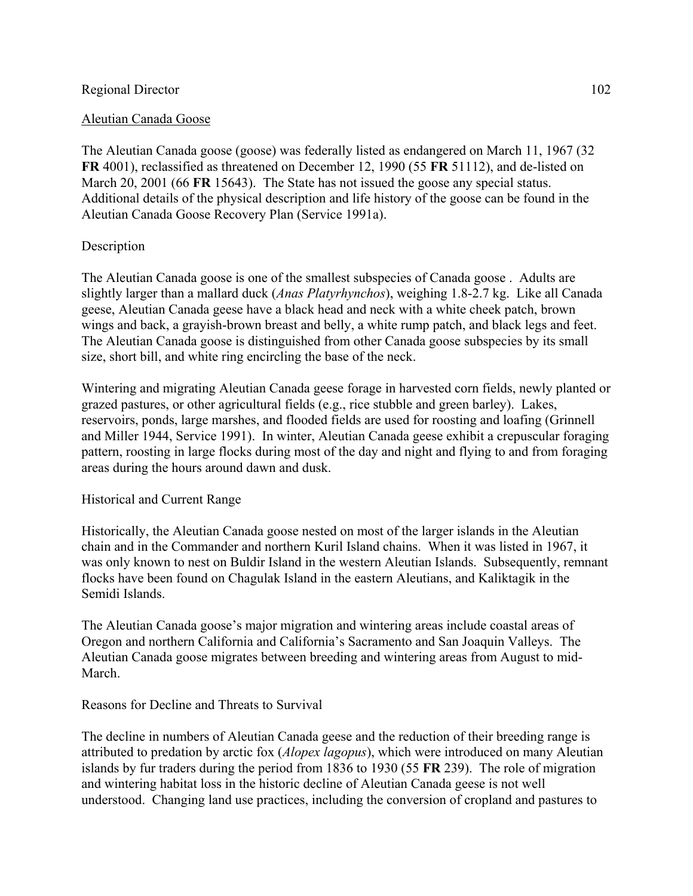## Aleutian Canada Goose

The Aleutian Canada goose (goose) was federally listed as endangered on March 11, 1967 (32 **FR** 4001), reclassified as threatened on December 12, 1990 (55 **FR** 51112), and de-listed on March 20, 2001 (66 **FR** 15643). The State has not issued the goose any special status. Additional details of the physical description and life history of the goose can be found in the Aleutian Canada Goose Recovery Plan (Service 1991a).

### Description

The Aleutian Canada goose is one of the smallest subspecies of Canada goose . Adults are slightly larger than a mallard duck (*Anas Platyrhynchos*), weighing 1.8-2.7 kg. Like all Canada geese, Aleutian Canada geese have a black head and neck with a white cheek patch, brown wings and back, a grayish-brown breast and belly, a white rump patch, and black legs and feet. The Aleutian Canada goose is distinguished from other Canada goose subspecies by its small size, short bill, and white ring encircling the base of the neck.

Wintering and migrating Aleutian Canada geese forage in harvested corn fields, newly planted or grazed pastures, or other agricultural fields (e.g., rice stubble and green barley). Lakes, reservoirs, ponds, large marshes, and flooded fields are used for roosting and loafing (Grinnell and Miller 1944, Service 1991). In winter, Aleutian Canada geese exhibit a crepuscular foraging pattern, roosting in large flocks during most of the day and night and flying to and from foraging areas during the hours around dawn and dusk.

### Historical and Current Range

Historically, the Aleutian Canada goose nested on most of the larger islands in the Aleutian chain and in the Commander and northern Kuril Island chains. When it was listed in 1967, it was only known to nest on Buldir Island in the western Aleutian Islands. Subsequently, remnant flocks have been found on Chagulak Island in the eastern Aleutians, and Kaliktagik in the Semidi Islands.

The Aleutian Canada goose's major migration and wintering areas include coastal areas of Oregon and northern California and California's Sacramento and San Joaquin Valleys. The Aleutian Canada goose migrates between breeding and wintering areas from August to mid-March.

### Reasons for Decline and Threats to Survival

The decline in numbers of Aleutian Canada geese and the reduction of their breeding range is attributed to predation by arctic fox (*Alopex lagopus*), which were introduced on many Aleutian islands by fur traders during the period from 1836 to 1930 (55 **FR** 239). The role of migration and wintering habitat loss in the historic decline of Aleutian Canada geese is not well understood. Changing land use practices, including the conversion of cropland and pastures to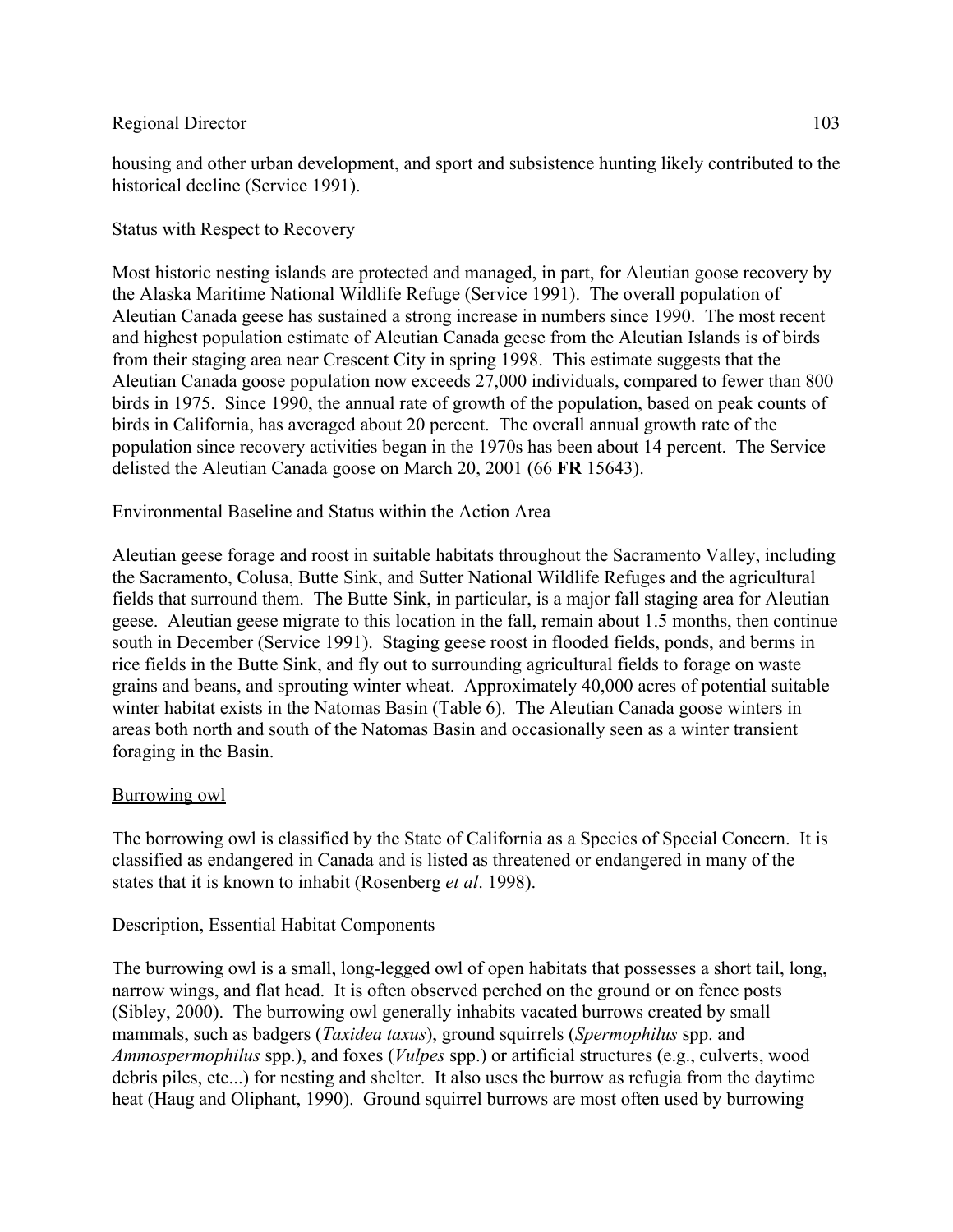housing and other urban development, and sport and subsistence hunting likely contributed to the historical decline (Service 1991).

Status with Respect to Recovery

Most historic nesting islands are protected and managed, in part, for Aleutian goose recovery by the Alaska Maritime National Wildlife Refuge (Service 1991). The overall population of Aleutian Canada geese has sustained a strong increase in numbers since 1990. The most recent and highest population estimate of Aleutian Canada geese from the Aleutian Islands is of birds from their staging area near Crescent City in spring 1998. This estimate suggests that the Aleutian Canada goose population now exceeds 27,000 individuals, compared to fewer than 800 birds in 1975. Since 1990, the annual rate of growth of the population, based on peak counts of birds in California, has averaged about 20 percent. The overall annual growth rate of the population since recovery activities began in the 1970s has been about 14 percent. The Service delisted the Aleutian Canada goose on March 20, 2001 (66 **FR** 15643).

Environmental Baseline and Status within the Action Area

Aleutian geese forage and roost in suitable habitats throughout the Sacramento Valley, including the Sacramento, Colusa, Butte Sink, and Sutter National Wildlife Refuges and the agricultural fields that surround them. The Butte Sink, in particular, is a major fall staging area for Aleutian geese. Aleutian geese migrate to this location in the fall, remain about 1.5 months, then continue south in December (Service 1991). Staging geese roost in flooded fields, ponds, and berms in rice fields in the Butte Sink, and fly out to surrounding agricultural fields to forage on waste grains and beans, and sprouting winter wheat. Approximately 40,000 acres of potential suitable winter habitat exists in the Natomas Basin (Table 6). The Aleutian Canada goose winters in areas both north and south of the Natomas Basin and occasionally seen as a winter transient foraging in the Basin.

<u>Burrowing owl</u>

The borrowing owl is classified by the State of California as a Species of Special Concern. It is classified as endangered in Canada and is listed as threatened or endangered in many of the states that it is known to inhabit (Rosenberg *et al*. 1998).

Description, Essential Habitat Components

The burrowing owl is a small, long-legged owl of open habitats that possesses a short tail, long, narrow wings, and flat head. It is often observed perched on the ground or on fence posts (Sibley, 2000). The burrowing owl generally inhabits vacated burrows created by small mammals, such as badgers (*Taxidea taxus*), ground squirrels (*Spermophilus* spp. and *Ammospermophilus* spp.), and foxes (*Vulpes* spp.) or artificial structures (e.g., culverts, wood debris piles, etc...) for nesting and shelter. It also uses the burrow as refugia from the daytime heat (Haug and Oliphant, 1990). Ground squirrel burrows are most often used by burrowing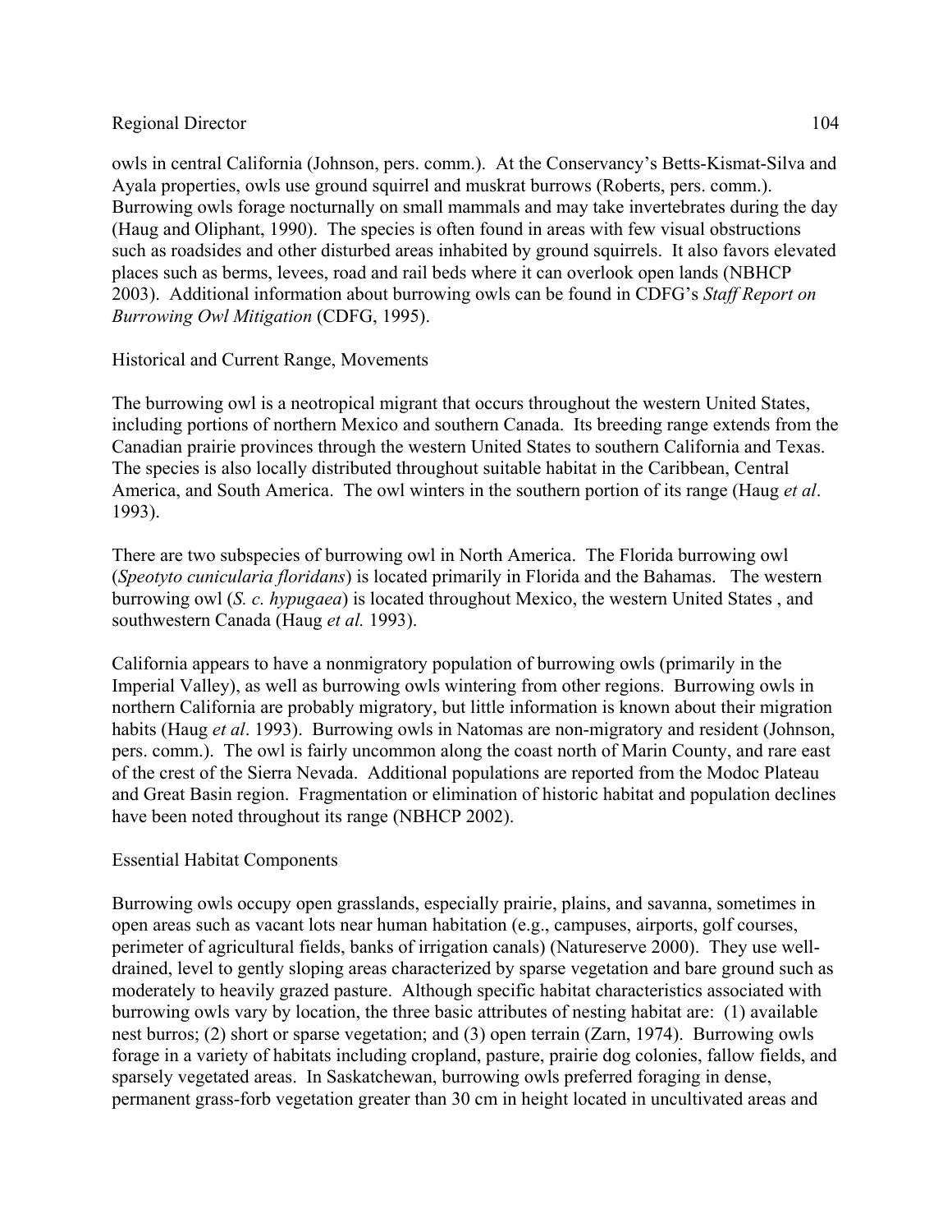owls in central California (Johnson, pers. comm.). At the Conservancy's Betts-Kismat-Silva and Ayala properties, owls use ground squirrel and muskrat burrows (Roberts, pers. comm.). Burrowing owls forage nocturnally on small mammals and may take invertebrates during the day (Haug and Oliphant, 1990). The species is often found in areas with few visual obstructions such as roadsides and other disturbed areas inhabited by ground squirrels. It also favors elevated places such as berms, levees, road and rail beds where it can overlook open lands (NBHCP 2003). Additional information about burrowing owls can be found in CDFG's *Staff Report on Burrowing Owl Mitigation* (CDFG, 1995).

Historical and Current Range, Movements

The burrowing owl is a neotropical migrant that occurs throughout the western United States, including portions of northern Mexico and southern Canada. Its breeding range extends from the Canadian prairie provinces through the western United States to southern California and Texas. The species is also locally distributed throughout suitable habitat in the Caribbean, Central America, and South America. The owl winters in the southern portion of its range (Haug *et al*. 1993).

There are two subspecies of burrowing owl in North America. The Florida burrowing owl (*Speotyto cunicularia floridans*) is located primarily in Florida and the Bahamas. The western burrowing owl (*S. c. hypugaea*) is located throughout Mexico, the western United States , and southwestern Canada (Haug *et al.* 1993).

California appears to have a nonmigratory population of burrowing owls (primarily in the Imperial Valley), as well as burrowing owls wintering from other regions. Burrowing owls in northern California are probably migratory, but little information is known about their migration habits (Haug *et al*. 1993). Burrowing owls in Natomas are non-migratory and resident (Johnson, pers. comm.). The owl is fairly uncommon along the coast north of Marin County, and rare east of the crest of the Sierra Nevada. Additional populations are reported from the Modoc Plateau and Great Basin region. Fragmentation or elimination of historic habitat and population declines have been noted throughout its range (NBHCP 2002).

Essential Habitat Components

Burrowing owls occupy open grasslands, especially prairie, plains, and savanna, sometimes in open areas such as vacant lots near human habitation (e.g., campuses, airports, golf courses, perimeter of agricultural fields, banks of irrigation canals) (Natureserve 2000). They use well-drained, level to gently sloping areas characterized by sparse vegetation and bare ground such as moderately to heavily grazed pasture. Although specific habitat characteristics associated with burrowing owls vary by location, the three basic attributes of nesting habitat are: (1) available nest burros; (2) short or sparse vegetation; and (3) open terrain (Zarn, 1974). Burrowing owls forage in a variety of habitats including cropland, pasture, prairie dog colonies, fallow fields, and sparsely vegetated areas. In Saskatchewan, burrowing owls preferred foraging in dense, permanent grass-forb vegetation greater than 30 cm in height located in uncultivated areas and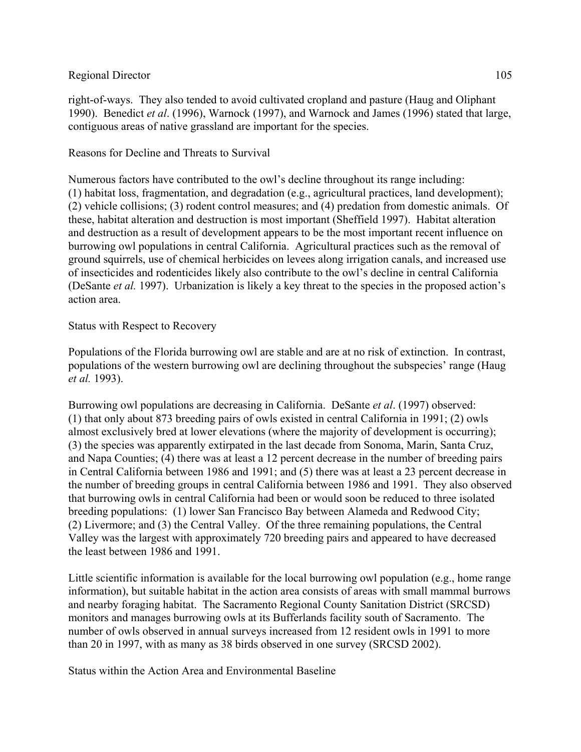right-of-ways. They also tended to avoid cultivated cropland and pasture (Haug and Oliphant 1990). Benedict *et al*. (1996), Warnock (1997), and Warnock and James (1996) stated that large, contiguous areas of native grassland are important for the species.

## Reasons for Decline and Threats to Survival

Numerous factors have contributed to the owl's decline throughout its range including: (1) habitat loss, fragmentation, and degradation (e.g., agricultural practices, land development); (2) vehicle collisions; (3) rodent control measures; and (4) predation from domestic animals. Of these, habitat alteration and destruction is most important (Sheffield 1997). Habitat alteration and destruction as a result of development appears to be the most important recent influence on burrowing owl populations in central California. Agricultural practices such as the removal of ground squirrels, use of chemical herbicides on levees along irrigation canals, and increased use of insecticides and rodenticides likely also contribute to the owl's decline in central California (DeSante *et al.* 1997). Urbanization is likely a key threat to the species in the proposed action's action area.

## Status with Respect to Recovery

Populations of the Florida burrowing owl are stable and are at no risk of extinction. In contrast, populations of the western burrowing owl are declining throughout the subspecies' range (Haug *et al.* 1993).

Burrowing owl populations are decreasing in California. DeSante *et al*. (1997) observed: (1) that only about 873 breeding pairs of owls existed in central California in 1991; (2) owls almost exclusively bred at lower elevations (where the majority of development is occurring); (3) the species was apparently extirpated in the last decade from Sonoma, Marin, Santa Cruz, and Napa Counties; (4) there was at least a 12 percent decrease in the number of breeding pairs in Central California between 1986 and 1991; and (5) there was at least a 23 percent decrease in the number of breeding groups in central California between 1986 and 1991. They also observed that burrowing owls in central California had been or would soon be reduced to three isolated breeding populations: (1) lower San Francisco Bay between Alameda and Redwood City; (2) Livermore; and (3) the Central Valley. Of the three remaining populations, the Central Valley was the largest with approximately 720 breeding pairs and appeared to have decreased the least between 1986 and 1991.

Little scientific information is available for the local burrowing owl population (e.g., home range information), but suitable habitat in the action area consists of areas with small mammal burrows and nearby foraging habitat. The Sacramento Regional County Sanitation District (SRCSD) monitors and manages burrowing owls at its Bufferlands facility south of Sacramento. The number of owls observed in annual surveys increased from 12 resident owls in 1991 to more than 20 in 1997, with as many as 38 birds observed in one survey (SRCSD 2002).

## Status within the Action Area and Environmental Baseline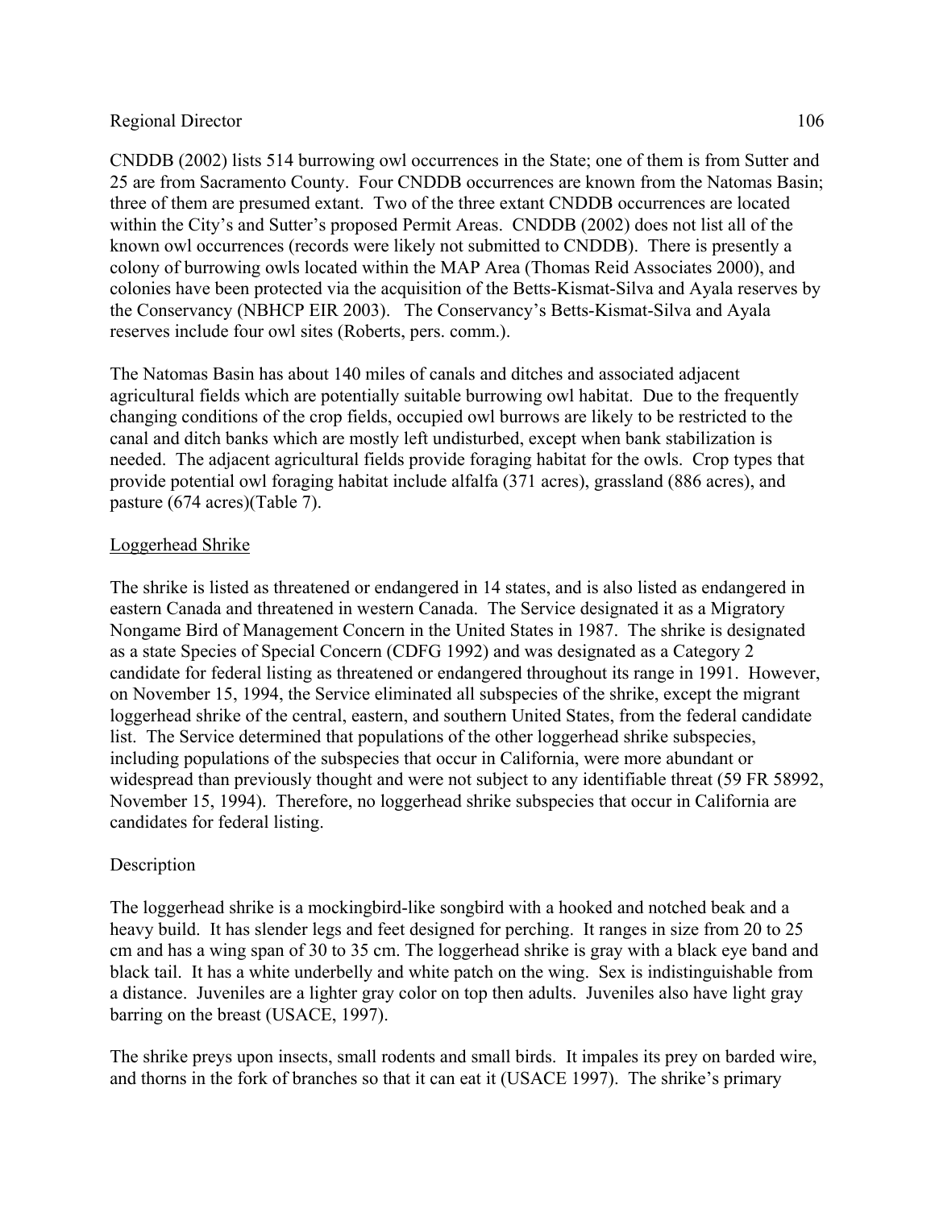CNDDB (2002) lists 514 burrowing owl occurrences in the State; one of them is from Sutter and 25 are from Sacramento County. Four CNDDB occurrences are known from the Natomas Basin; three of them are presumed extant. Two of the three extant CNDDB occurrences are located within the City's and Sutter's proposed Permit Areas. CNDDB (2002) does not list all of the known owl occurrences (records were likely not submitted to CNDDB). There is presently a colony of burrowing owls located within the MAP Area (Thomas Reid Associates 2000), and colonies have been protected via the acquisition of the Betts-Kismat-Silva and Ayala reserves by the Conservancy (NBHCP EIR 2003). The Conservancy's Betts-Kismat-Silva and Ayala reserves include four owl sites (Roberts, pers. comm.).

The Natomas Basin has about 140 miles of canals and ditches and associated adjacent agricultural fields which are potentially suitable burrowing owl habitat. Due to the frequently changing conditions of the crop fields, occupied owl burrows are likely to be restricted to the canal and ditch banks which are mostly left undisturbed, except when bank stabilization is needed. The adjacent agricultural fields provide foraging habitat for the owls. Crop types that provide potential owl foraging habitat include alfalfa (371 acres), grassland (886 acres), and pasture (674 acres)(Table 7).

## Loggerhead Shrike

The shrike is listed as threatened or endangered in 14 states, and is also listed as endangered in eastern Canada and threatened in western Canada. The Service designated it as a Migratory Nongame Bird of Management Concern in the United States in 1987. The shrike is designated as a state Species of Special Concern (CDFG 1992) and was designated as a Category 2 candidate for federal listing as threatened or endangered throughout its range in 1991. However, on November 15, 1994, the Service eliminated all subspecies of the shrike, except the migrant loggerhead shrike of the central, eastern, and southern United States, from the federal candidate list. The Service determined that populations of the other loggerhead shrike subspecies, including populations of the subspecies that occur in California, were more abundant or widespread than previously thought and were not subject to any identifiable threat (59 FR 58992, November 15, 1994). Therefore, no loggerhead shrike subspecies that occur in California are candidates for federal listing.

### Description

The loggerhead shrike is a mockingbird-like songbird with a hooked and notched beak and a heavy build. It has slender legs and feet designed for perching. It ranges in size from 20 to 25 cm and has a wing span of 30 to 35 cm. The loggerhead shrike is gray with a black eye band and black tail. It has a white underbelly and white patch on the wing. Sex is indistinguishable from a distance. Juveniles are a lighter gray color on top then adults. Juveniles also have light gray barring on the breast (USACE, 1997).

The shrike preys upon insects, small rodents and small birds. It impales its prey on barded wire, and thorns in the fork of branches so that it can eat it (USACE 1997). The shrike's primary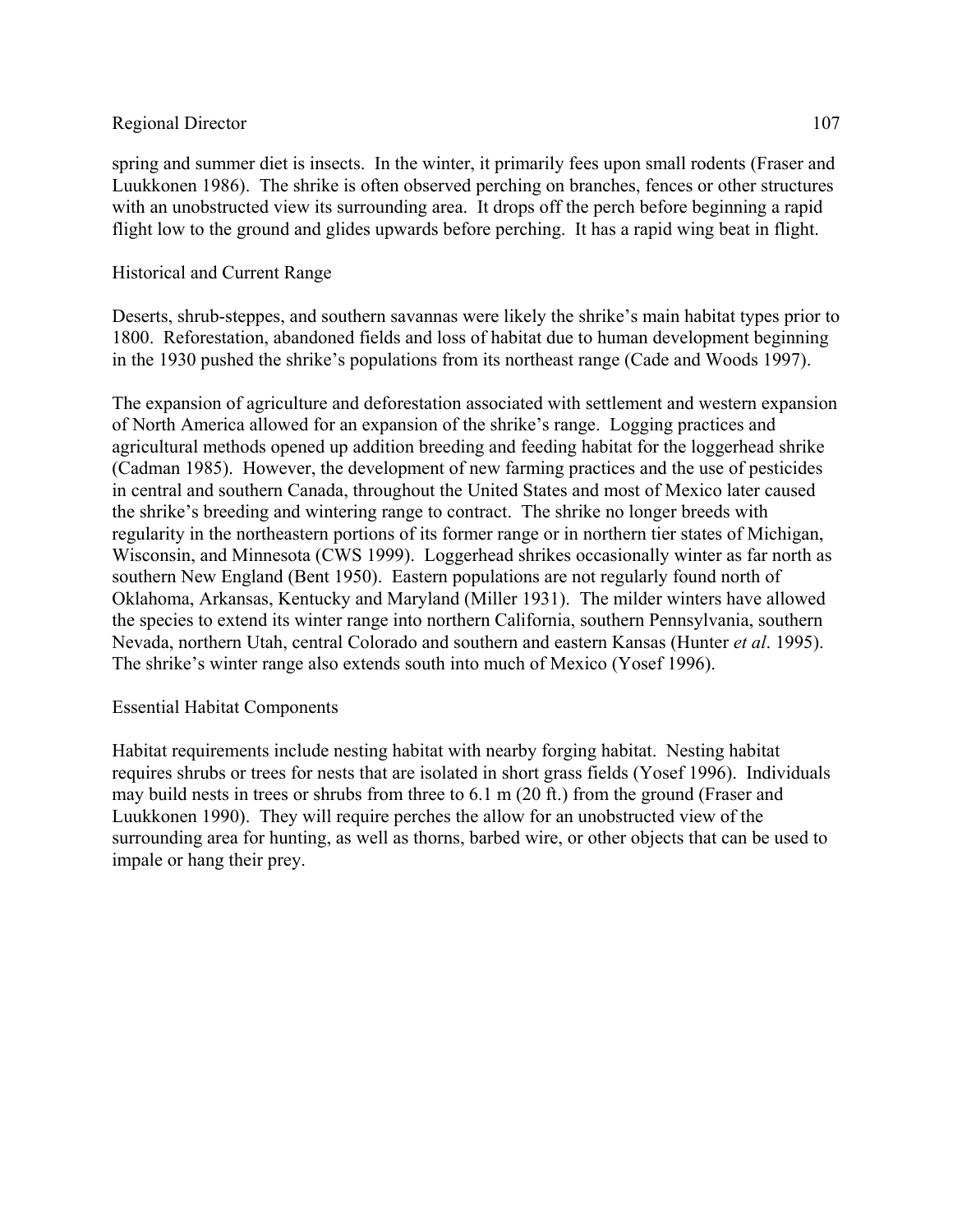spring and summer diet is insects. In the winter, it primarily fees upon small rodents (Fraser and Luukkonen 1986). The shrike is often observed perching on branches, fences or other structures with an unobstructed view its surrounding area. It drops off the perch before beginning a rapid flight low to the ground and glides upwards before perching. It has a rapid wing beat in flight.

## Historical and Current Range

Deserts, shrub-steppes, and southern savannas were likely the shrike's main habitat types prior to 1800. Reforestation, abandoned fields and loss of habitat due to human development beginning in the 1930 pushed the shrike's populations from its northeast range (Cade and Woods 1997).

The expansion of agriculture and deforestation associated with settlement and western expansion of North America allowed for an expansion of the shrike's range. Logging practices and agricultural methods opened up addition breeding and feeding habitat for the loggerhead shrike (Cadman 1985). However, the development of new farming practices and the use of pesticides in central and southern Canada, throughout the United States and most of Mexico later caused the shrike's breeding and wintering range to contract. The shrike no longer breeds with regularity in the northeastern portions of its former range or in northern tier states of Michigan, Wisconsin, and Minnesota (CWS 1999). Loggerhead shrikes occasionally winter as far north as southern New England (Bent 1950). Eastern populations are not regularly found north of Oklahoma, Arkansas, Kentucky and Maryland (Miller 1931). The milder winters have allowed the species to extend its winter range into northern California, southern Pennsylvania, southern Nevada, northern Utah, central Colorado and southern and eastern Kansas (Hunter *et al*. 1995). The shrike's winter range also extends south into much of Mexico (Yosef 1996).

## Essential Habitat Components

Habitat requirements include nesting habitat with nearby forging habitat. Nesting habitat requires shrubs or trees for nests that are isolated in short grass fields (Yosef 1996). Individuals may build nests in trees or shrubs from three to 6.1 m (20 ft.) from the ground (Fraser and Luukkonen 1990). They will require perches the allow for an unobstructed view of the surrounding area for hunting, as well as thorns, barbed wire, or other objects that can be used to impale or hang their prey.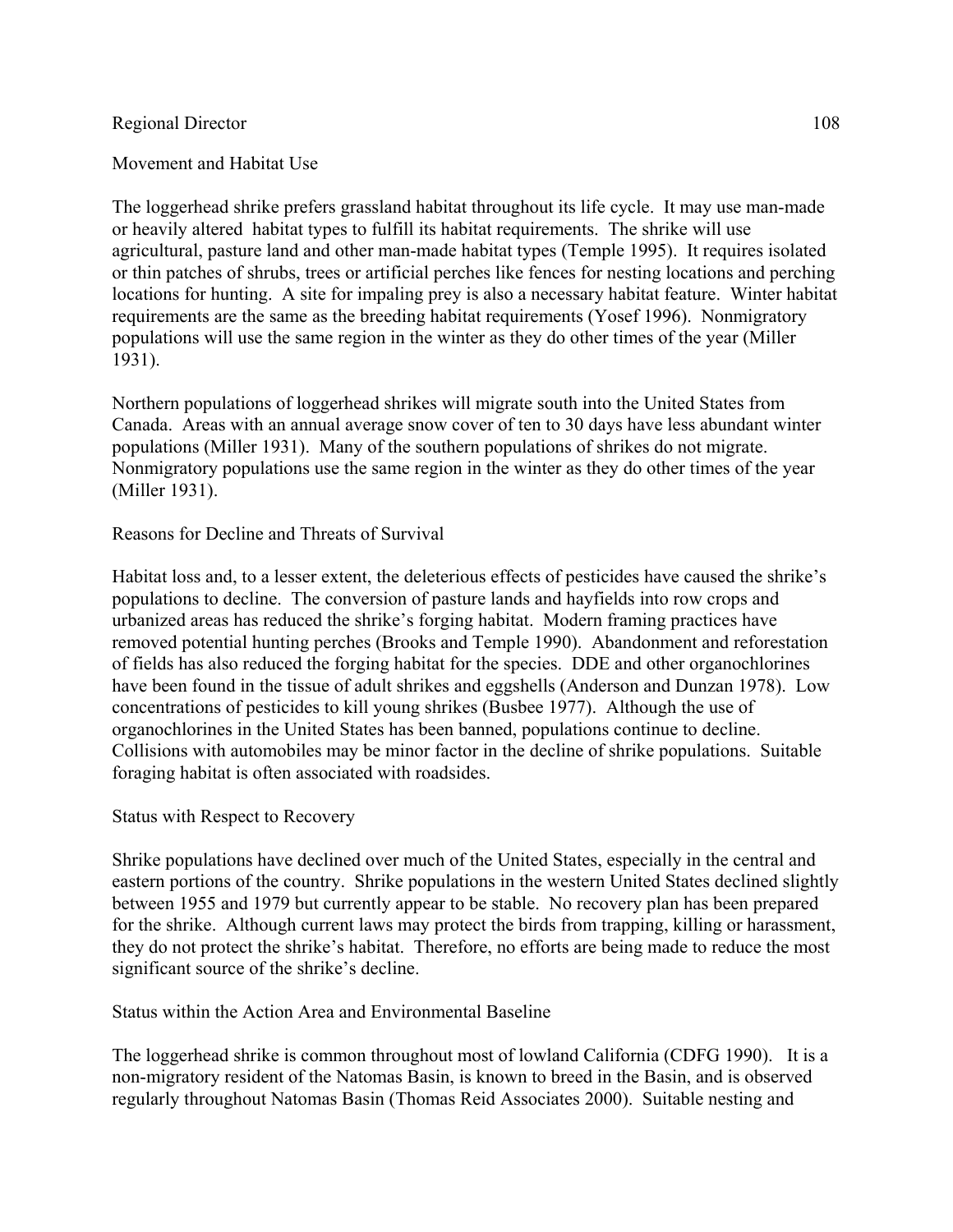Movement and Habitat Use

The loggerhead shrike prefers grassland habitat throughout its life cycle. It may use man-made or heavily altered habitat types to fulfill its habitat requirements. The shrike will use agricultural, pasture land and other man-made habitat types (Temple 1995). It requires isolated or thin patches of shrubs, trees or artificial perches like fences for nesting locations and perching locations for hunting. A site for impaling prey is also a necessary habitat feature. Winter habitat requirements are the same as the breeding habitat requirements (Yosef 1996). Nonmigratory populations will use the same region in the winter as they do other times of the year (Miller 1931).

Northern populations of loggerhead shrikes will migrate south into the United States from Canada. Areas with an annual average snow cover of ten to 30 days have less abundant winter populations (Miller 1931). Many of the southern populations of shrikes do not migrate. Nonmigratory populations use the same region in the winter as they do other times of the year (Miller 1931).

Reasons for Decline and Threats of Survival

Habitat loss and, to a lesser extent, the deleterious effects of pesticides have caused the shrike's populations to decline. The conversion of pasture lands and hayfields into row crops and urbanized areas has reduced the shrike's forging habitat. Modern framing practices have removed potential hunting perches (Brooks and Temple 1990). Abandonment and reforestation of fields has also reduced the forging habitat for the species. DDE and other organochlorines have been found in the tissue of adult shrikes and eggshells (Anderson and Dunzan 1978). Low concentrations of pesticides to kill young shrikes (Busbee 1977). Although the use of organochlorines in the United States has been banned, populations continue to decline. Collisions with automobiles may be minor factor in the decline of shrike populations. Suitable foraging habitat is often associated with roadsides.

Status with Respect to Recovery

Shrike populations have declined over much of the United States, especially in the central and eastern portions of the country. Shrike populations in the western United States declined slightly between 1955 and 1979 but currently appear to be stable. No recovery plan has been prepared for the shrike. Although current laws may protect the birds from trapping, killing or harassment, they do not protect the shrike's habitat. Therefore, no efforts are being made to reduce the most significant source of the shrike's decline.

Status within the Action Area and Environmental Baseline

The loggerhead shrike is common throughout most of lowland California (CDFG 1990). It is a non-migratory resident of the Natomas Basin, is known to breed in the Basin, and is observed regularly throughout Natomas Basin (Thomas Reid Associates 2000). Suitable nesting and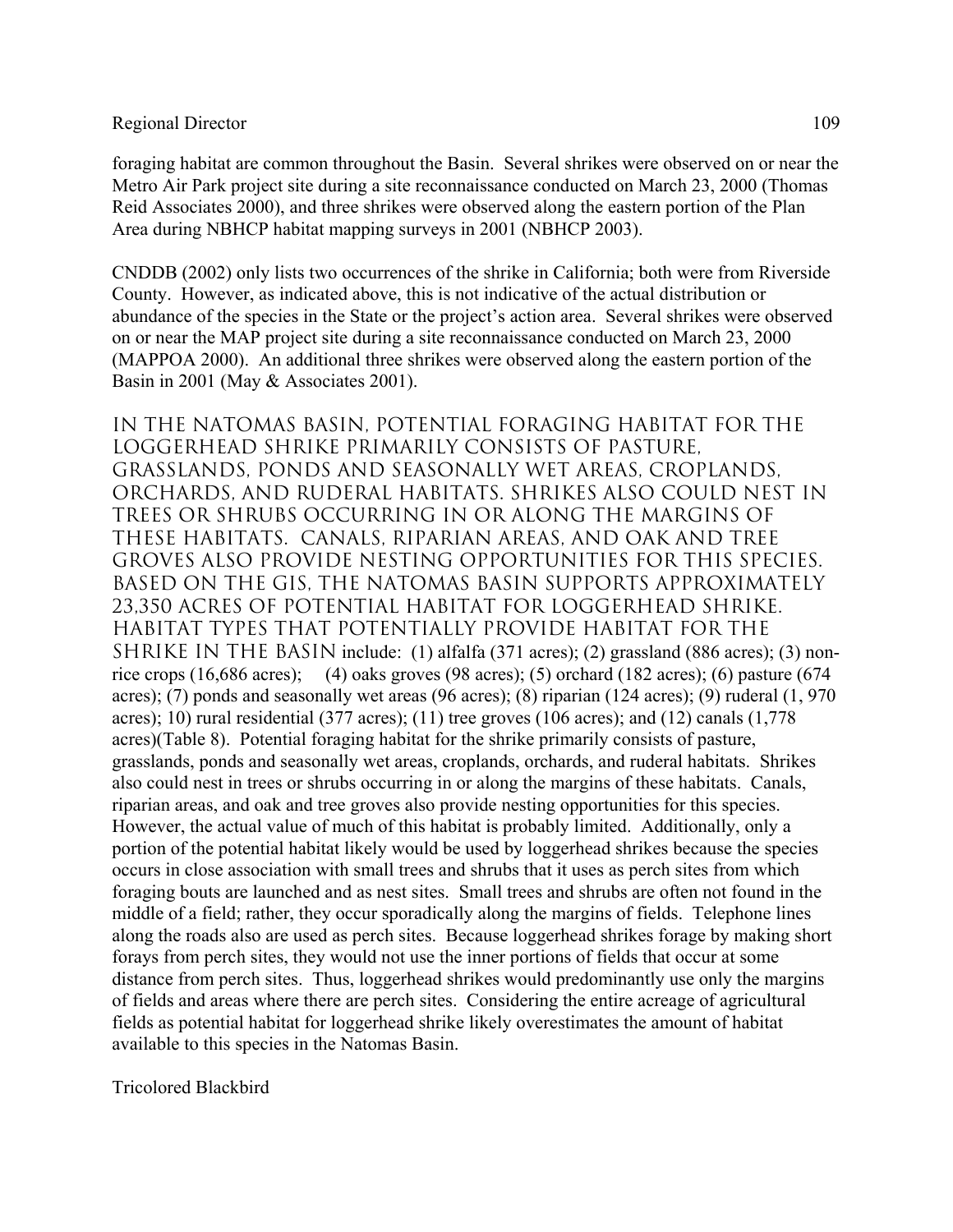foraging habitat are common throughout the Basin. Several shrikes were observed on or near the Metro Air Park project site during a site reconnaissance conducted on March 23, 2000 (Thomas Reid Associates 2000), and three shrikes were observed along the eastern portion of the Plan Area during NBHCP habitat mapping surveys in 2001 (NBHCP 2003).

CNDDB (2002) only lists two occurrences of the shrike in California; both were from Riverside County. However, as indicated above, this is not indicative of the actual distribution or abundance of the species in the State or the project's action area. Several shrikes were observed on or near the MAP project site during a site reconnaissance conducted on March 23, 2000 (MAPPOA 2000). An additional three shrikes were observed along the eastern portion of the Basin in 2001 (May & Associates 2001).

IN THE NATOMAS BASIN, POTENTIAL FORAGING HABITAT FOR THE LOGGERHEAD SHRIKE PRIMARILY CONSISTS OF PASTURE, GRASSLANDS, PONDS AND SEASONALLY WET AREAS, CROPLANDS, ORCHARDS, AND RUDERAL HABITATS. SHRIKES ALSO COULD NEST IN TREES OR SHRUBS OCCURRING IN OR ALONG THE MARGINS OF THESE HABITATS. CANALS, RIPARIAN AREAS, AND OAK AND TREE GROVES ALSO PROVIDE NESTING OPPORTUNITIES FOR THIS SPECIES. BASED ON THE GIS, THE NATOMAS BASIN SUPPORTS APPROXIMATELY 23,350 ACRES OF POTENTIAL HABITAT FOR LOGGERHEAD SHRIKE. HABITAT TYPES THAT POTENTIALLY PROVIDE HABITAT FOR THE SHRIKE IN THE BASIN include: (1) alfalfa (371 acres); (2) grassland (886 acres); (3) non-rice crops (16,686 acres); (4) oaks groves (98 acres); (5) orchard (182 acres); (6) pasture (674 acres); (7) ponds and seasonally wet areas (96 acres); (8) riparian (124 acres); (9) ruderal (1, 970 acres); 10) rural residential (377 acres); (11) tree groves (106 acres); and (12) canals (1,778 acres)(Table 8). Potential foraging habitat for the shrike primarily consists of pasture, grasslands, ponds and seasonally wet areas, croplands, orchards, and ruderal habitats. Shrikes also could nest in trees or shrubs occurring in or along the margins of these habitats. Canals, riparian areas, and oak and tree groves also provide nesting opportunities for this species. However, the actual value of much of this habitat is probably limited. Additionally, only a portion of the potential habitat likely would be used by loggerhead shrikes because the species occurs in close association with small trees and shrubs that it uses as perch sites from which foraging bouts are launched and as nest sites. Small trees and shrubs are often not found in the middle of a field; rather, they occur sporadically along the margins of fields. Telephone lines along the roads also are used as perch sites. Because loggerhead shrikes forage by making short forays from perch sites, they would not use the inner portions of fields that occur at some distance from perch sites. Thus, loggerhead shrikes would predominantly use only the margins of fields and areas where there are perch sites. Considering the entire acreage of agricultural fields as potential habitat for loggerhead shrike likely overestimates the amount of habitat available to this species in the Natomas Basin.

Tricolored Blackbird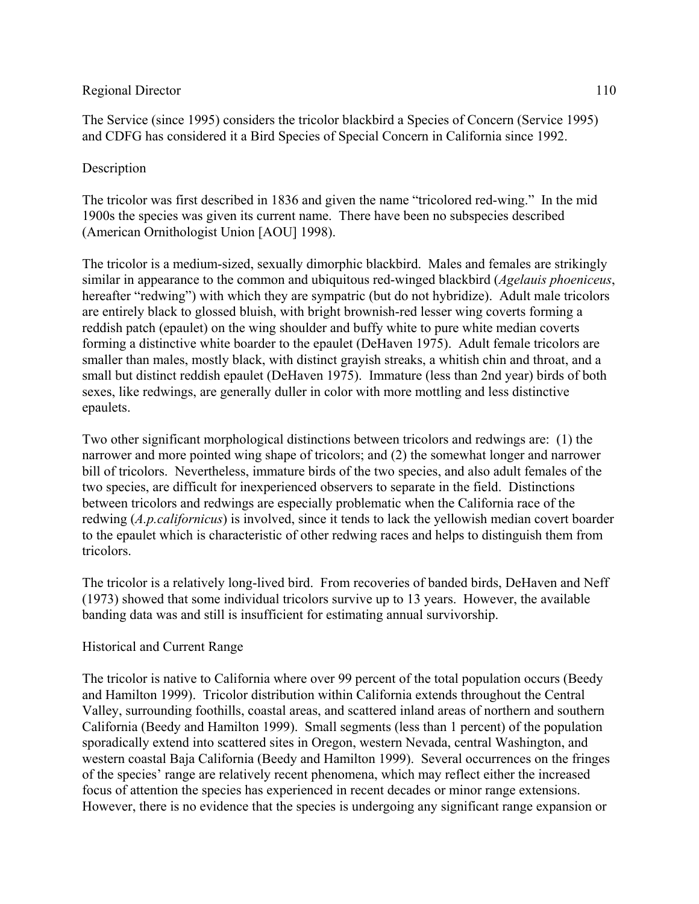The Service (since 1995) considers the tricolor blackbird a Species of Concern (Service 1995) and CDFG has considered it a Bird Species of Special Concern in California since 1992.

## Description

The tricolor was first described in 1836 and given the name "tricolored red-wing." In the mid 1900s the species was given its current name. There have been no subspecies described (American Ornithologist Union [AOU] 1998).

The tricolor is a medium-sized, sexually dimorphic blackbird. Males and females are strikingly similar in appearance to the common and ubiquitous red-winged blackbird (*Agelauis phoeniceus*, hereafter "redwing") with which they are sympatric (but do not hybridize). Adult male tricolors are entirely black to glossed bluish, with bright brownish-red lesser wing coverts forming a reddish patch (epaulet) on the wing shoulder and buffy white to pure white median coverts forming a distinctive white boarder to the epaulet (DeHaven 1975). Adult female tricolors are smaller than males, mostly black, with distinct grayish streaks, a whitish chin and throat, and a small but distinct reddish epaulet (DeHaven 1975). Immature (less than 2nd year) birds of both sexes, like redwings, are generally duller in color with more mottling and less distinctive epaulets.

Two other significant morphological distinctions between tricolors and redwings are: (1) the narrower and more pointed wing shape of tricolors; and (2) the somewhat longer and narrower bill of tricolors. Nevertheless, immature birds of the two species, and also adult females of the two species, are difficult for inexperienced observers to separate in the field. Distinctions between tricolors and redwings are especially problematic when the California race of the redwing (*A.p.californicus*) is involved, since it tends to lack the yellowish median covert boarder to the epaulet which is characteristic of other redwing races and helps to distinguish them from tricolors.

The tricolor is a relatively long-lived bird. From recoveries of banded birds, DeHaven and Neff (1973) showed that some individual tricolors survive up to 13 years. However, the available banding data was and still is insufficient for estimating annual survivorship.

## Historical and Current Range

The tricolor is native to California where over 99 percent of the total population occurs (Beedy and Hamilton 1999). Tricolor distribution within California extends throughout the Central Valley, surrounding foothills, coastal areas, and scattered inland areas of northern and southern California (Beedy and Hamilton 1999). Small segments (less than 1 percent) of the population sporadically extend into scattered sites in Oregon, western Nevada, central Washington, and western coastal Baja California (Beedy and Hamilton 1999). Several occurrences on the fringes of the species' range are relatively recent phenomena, which may reflect either the increased focus of attention the species has experienced in recent decades or minor range extensions. However, there is no evidence that the species is undergoing any significant range expansion or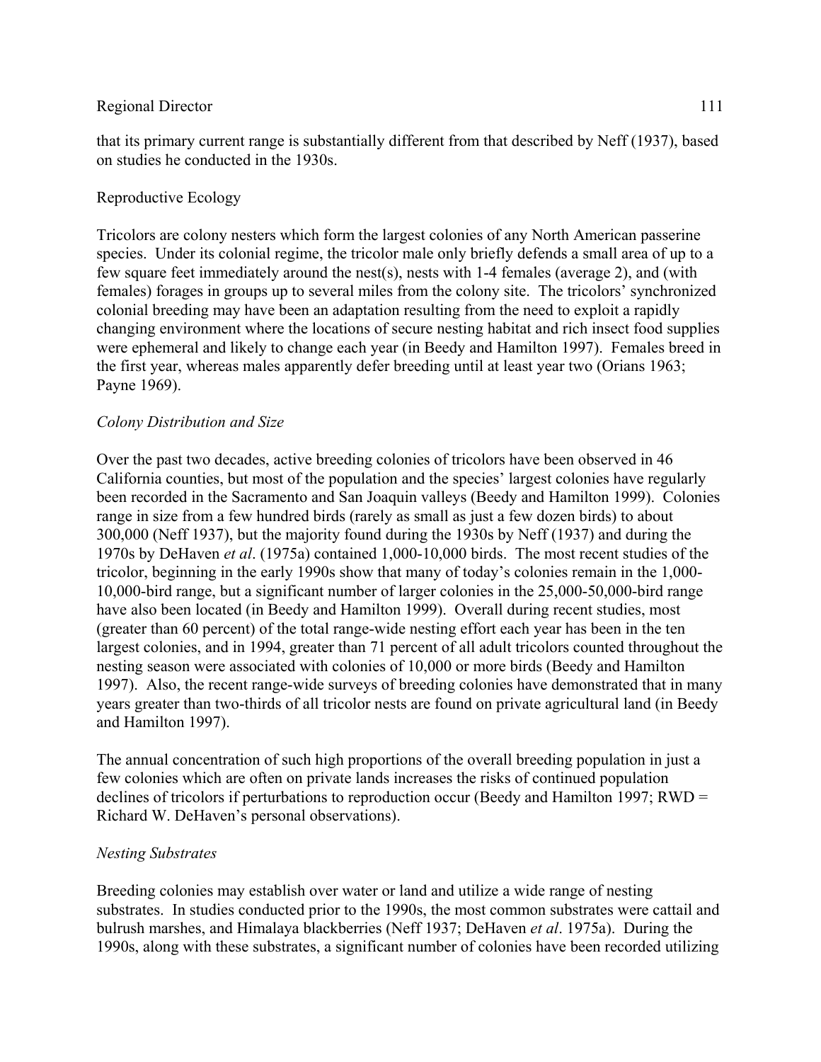that its primary current range is substantially different from that described by Neff (1937), based on studies he conducted in the 1930s.

## Reproductive Ecology

Tricolors are colony nesters which form the largest colonies of any North American passerine species. Under its colonial regime, the tricolor male only briefly defends a small area of up to a few square feet immediately around the nest(s), nests with 1-4 females (average 2), and (with females) forages in groups up to several miles from the colony site. The tricolors' synchronized colonial breeding may have been an adaptation resulting from the need to exploit a rapidly changing environment where the locations of secure nesting habitat and rich insect food supplies were ephemeral and likely to change each year (in Beedy and Hamilton 1997). Females breed in the first year, whereas males apparently defer breeding until at least year two (Orians 1963; Payne 1969).

### *Colony Distribution and Size*

Over the past two decades, active breeding colonies of tricolors have been observed in 46 California counties, but most of the population and the species' largest colonies have regularly been recorded in the Sacramento and San Joaquin valleys (Beedy and Hamilton 1999). Colonies range in size from a few hundred birds (rarely as small as just a few dozen birds) to about 300,000 (Neff 1937), but the majority found during the 1930s by Neff (1937) and during the 1970s by DeHaven *et al*. (1975a) contained 1,000-10,000 birds. The most recent studies of the tricolor, beginning in the early 1990s show that many of today's colonies remain in the 1,000-10,000-bird range, but a significant number of larger colonies in the 25,000-50,000-bird range have also been located (in Beedy and Hamilton 1999). Overall during recent studies, most (greater than 60 percent) of the total range-wide nesting effort each year has been in the ten largest colonies, and in 1994, greater than 71 percent of all adult tricolors counted throughout the nesting season were associated with colonies of 10,000 or more birds (Beedy and Hamilton 1997). Also, the recent range-wide surveys of breeding colonies have demonstrated that in many years greater than two-thirds of all tricolor nests are found on private agricultural land (in Beedy and Hamilton 1997).

The annual concentration of such high proportions of the overall breeding population in just a few colonies which are often on private lands increases the risks of continued population declines of tricolors if perturbations to reproduction occur (Beedy and Hamilton 1997; RWD = Richard W. DeHaven's personal observations).

### *Nesting Substrates*

Breeding colonies may establish over water or land and utilize a wide range of nesting substrates. In studies conducted prior to the 1990s, the most common substrates were cattail and bulrush marshes, and Himalaya blackberries (Neff 1937; DeHaven *et al*. 1975a). During the 1990s, along with these substrates, a significant number of colonies have been recorded utilizing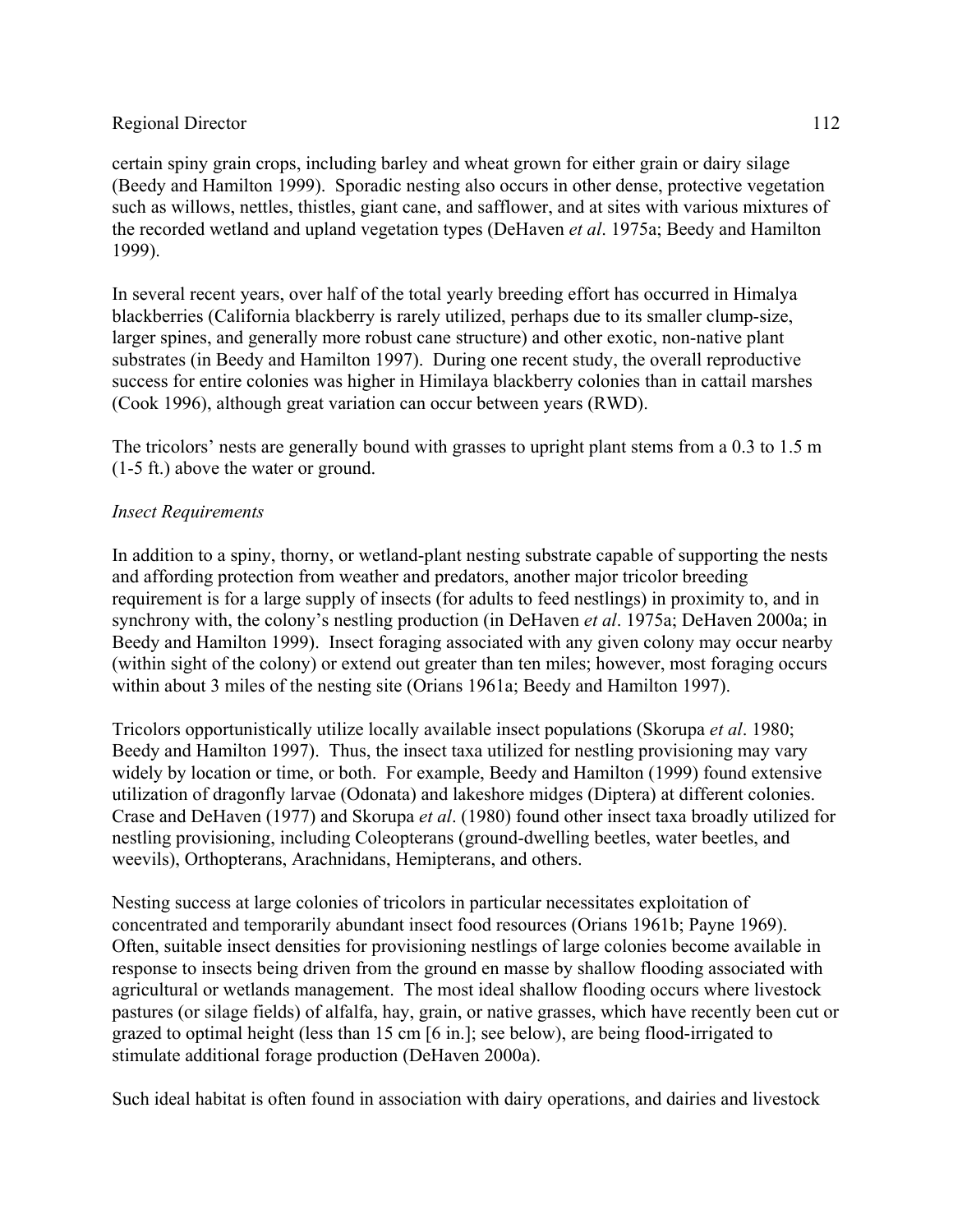certain spiny grain crops, including barley and wheat grown for either grain or dairy silage (Beedy and Hamilton 1999). Sporadic nesting also occurs in other dense, protective vegetation such as willows, nettles, thistles, giant cane, and safflower, and at sites with various mixtures of the recorded wetland and upland vegetation types (DeHaven *et al*. 1975a; Beedy and Hamilton 1999).

In several recent years, over half of the total yearly breeding effort has occurred in Himalya blackberries (California blackberry is rarely utilized, perhaps due to its smaller clump-size, larger spines, and generally more robust cane structure) and other exotic, non-native plant substrates (in Beedy and Hamilton 1997). During one recent study, the overall reproductive success for entire colonies was higher in Himilaya blackberry colonies than in cattail marshes (Cook 1996), although great variation can occur between years (RWD).

The tricolors' nests are generally bound with grasses to upright plant stems from a 0.3 to 1.5 m (1-5 ft.) above the water or ground.

*Insect Requirements*

In addition to a spiny, thorny, or wetland-plant nesting substrate capable of supporting the nests and affording protection from weather and predators, another major tricolor breeding requirement is for a large supply of insects (for adults to feed nestlings) in proximity to, and in synchrony with, the colony's nestling production (in DeHaven *et al*. 1975a; DeHaven 2000a; in Beedy and Hamilton 1999). Insect foraging associated with any given colony may occur nearby (within sight of the colony) or extend out greater than ten miles; however, most foraging occurs within about 3 miles of the nesting site (Orians 1961a; Beedy and Hamilton 1997).

Tricolors opportunistically utilize locally available insect populations (Skorupa *et al*. 1980; Beedy and Hamilton 1997). Thus, the insect taxa utilized for nestling provisioning may vary widely by location or time, or both. For example, Beedy and Hamilton (1999) found extensive utilization of dragonfly larvae (Odonata) and lakeshore midges (Diptera) at different colonies. Crase and DeHaven (1977) and Skorupa *et al*. (1980) found other insect taxa broadly utilized for nestling provisioning, including Coleopterans (ground-dwelling beetles, water beetles, and weevils), Orthopterans, Arachnidans, Hemipterans, and others.

Nesting success at large colonies of tricolors in particular necessitates exploitation of concentrated and temporarily abundant insect food resources (Orians 1961b; Payne 1969). Often, suitable insect densities for provisioning nestlings of large colonies become available in response to insects being driven from the ground en masse by shallow flooding associated with agricultural or wetlands management. The most ideal shallow flooding occurs where livestock pastures (or silage fields) of alfalfa, hay, grain, or native grasses, which have recently been cut or grazed to optimal height (less than 15 cm [6 in.]; see below), are being flood-irrigated to stimulate additional forage production (DeHaven 2000a).

Such ideal habitat is often found in association with dairy operations, and dairies and livestock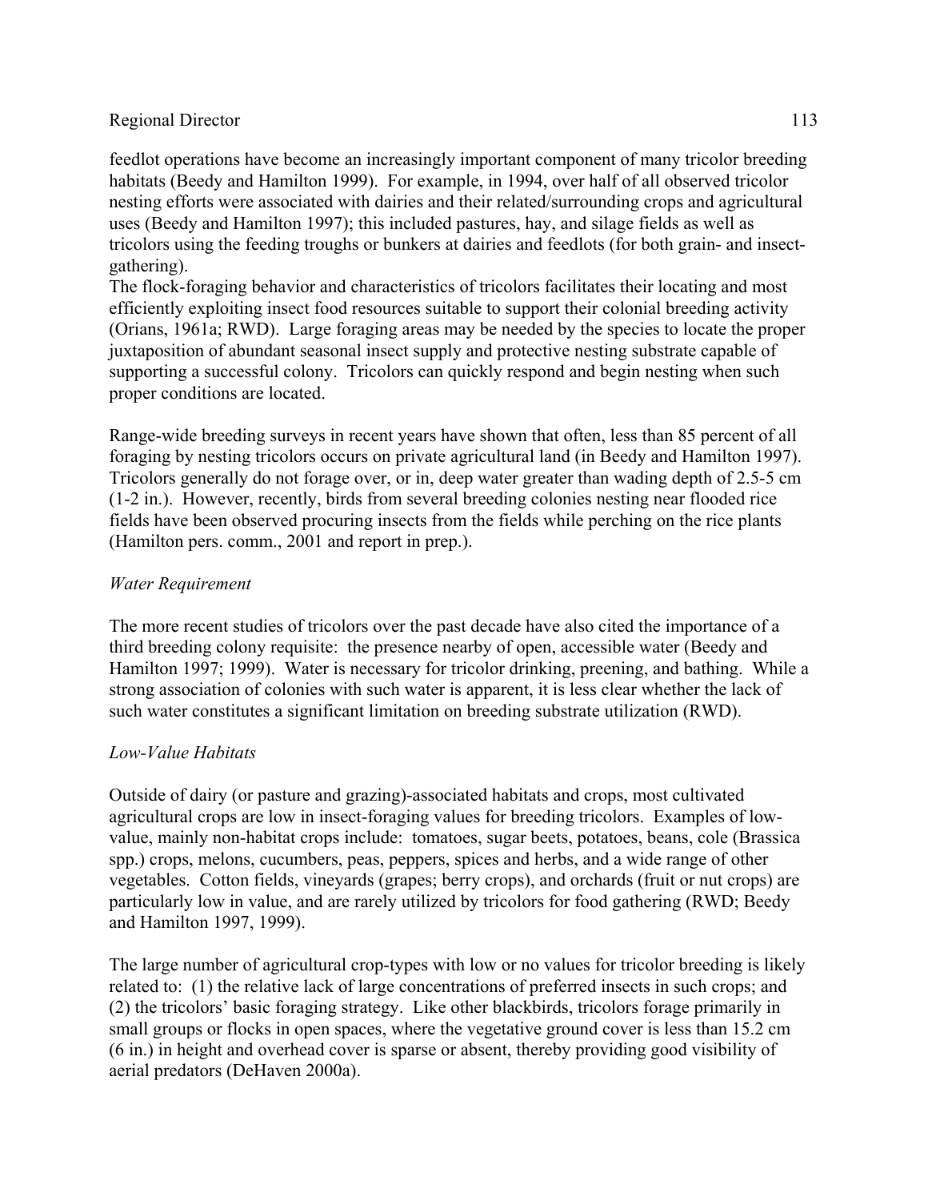feedlot operations have become an increasingly important component of many tricolor breeding habitats (Beedy and Hamilton 1999). For example, in 1994, over half of all observed tricolor nesting efforts were associated with dairies and their related/surrounding crops and agricultural uses (Beedy and Hamilton 1997); this included pastures, hay, and silage fields as well as tricolors using the feeding troughs or bunkers at dairies and feedlots (for both grain- and insect-gathering).

The flock-foraging behavior and characteristics of tricolors facilitates their locating and most efficiently exploiting insect food resources suitable to support their colonial breeding activity (Orians, 1961a; RWD). Large foraging areas may be needed by the species to locate the proper juxtaposition of abundant seasonal insect supply and protective nesting substrate capable of supporting a successful colony. Tricolors can quickly respond and begin nesting when such proper conditions are located.

Range-wide breeding surveys in recent years have shown that often, less than 85 percent of all foraging by nesting tricolors occurs on private agricultural land (in Beedy and Hamilton 1997). Tricolors generally do not forage over, or in, deep water greater than wading depth of 2.5-5 cm (1-2 in.). However, recently, birds from several breeding colonies nesting near flooded rice fields have been observed procuring insects from the fields while perching on the rice plants (Hamilton pers. comm., 2001 and report in prep.).

*Water Requirement*

The more recent studies of tricolors over the past decade have also cited the importance of a third breeding colony requisite: the presence nearby of open, accessible water (Beedy and Hamilton 1997; 1999). Water is necessary for tricolor drinking, preening, and bathing. While a strong association of colonies with such water is apparent, it is less clear whether the lack of such water constitutes a significant limitation on breeding substrate utilization (RWD).

*Low-Value Habitats*

Outside of dairy (or pasture and grazing)-associated habitats and crops, most cultivated agricultural crops are low in insect-foraging values for breeding tricolors. Examples of low-value, mainly non-habitat crops include: tomatoes, sugar beets, potatoes, beans, cole (Brassica spp.) crops, melons, cucumbers, peas, peppers, spices and herbs, and a wide range of other vegetables. Cotton fields, vineyards (grapes; berry crops), and orchards (fruit or nut crops) are particularly low in value, and are rarely utilized by tricolors for food gathering (RWD; Beedy and Hamilton 1997, 1999).

The large number of agricultural crop-types with low or no values for tricolor breeding is likely related to: (1) the relative lack of large concentrations of preferred insects in such crops; and (2) the tricolors' basic foraging strategy. Like other blackbirds, tricolors forage primarily in small groups or flocks in open spaces, where the vegetative ground cover is less than 15.2 cm (6 in.) in height and overhead cover is sparse or absent, thereby providing good visibility of aerial predators (DeHaven 2000a).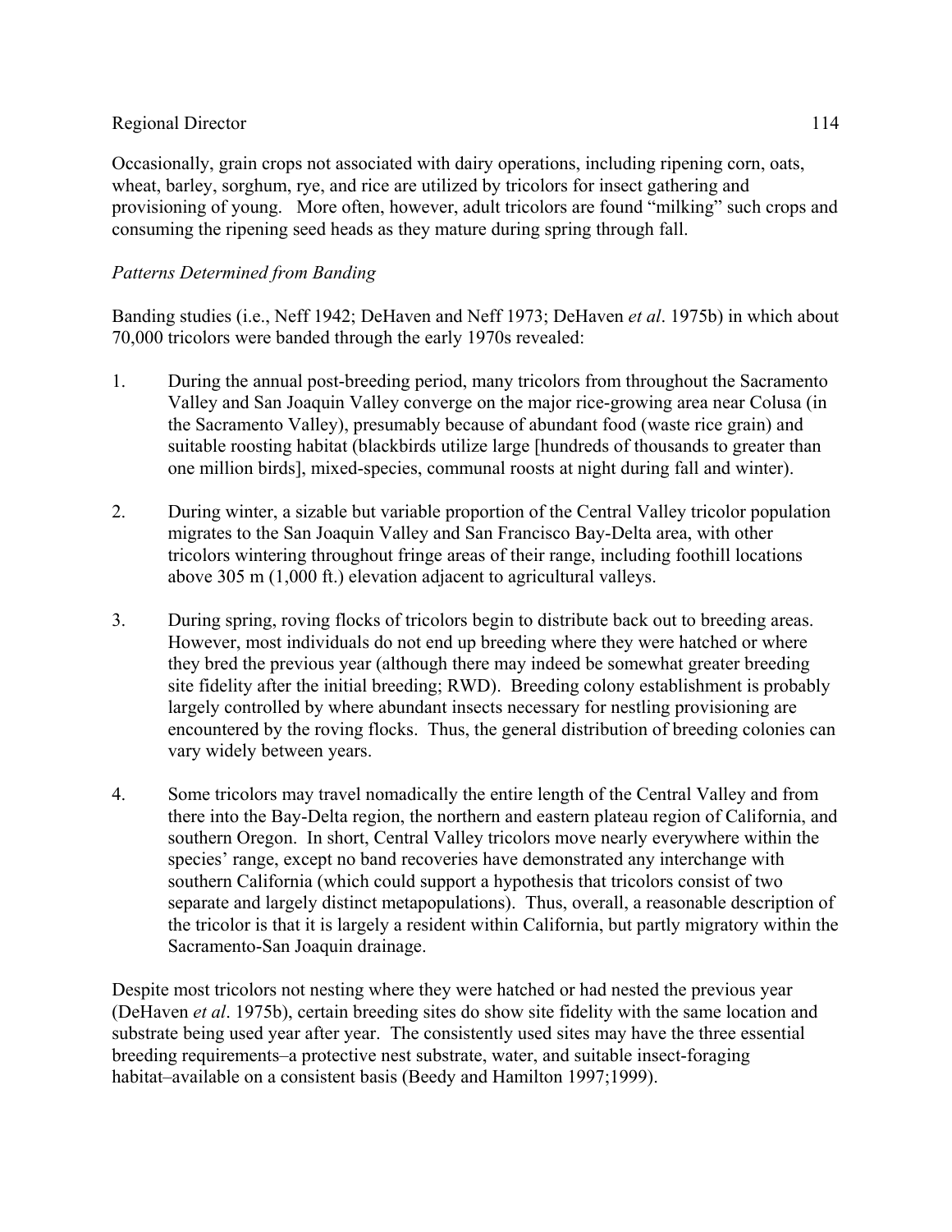Occasionally, grain crops not associated with dairy operations, including ripening corn, oats, wheat, barley, sorghum, rye, and rice are utilized by tricolors for insect gathering and provisioning of young. More often, however, adult tricolors are found "milking" such crops and consuming the ripening seed heads as they mature during spring through fall.

*Patterns Determined from Banding*

Banding studies (i.e., Neff 1942; DeHaven and Neff 1973; DeHaven *et al*. 1975b) in which about 70,000 tricolors were banded through the early 1970s revealed:

1. During the annual post-breeding period, many tricolors from throughout the Sacramento Valley and San Joaquin Valley converge on the major rice-growing area near Colusa (in the Sacramento Valley), presumably because of abundant food (waste rice grain) and suitable roosting habitat (blackbirds utilize large [hundreds of thousands to greater than one million birds], mixed-species, communal roosts at night during fall and winter).

2. During winter, a sizable but variable proportion of the Central Valley tricolor population migrates to the San Joaquin Valley and San Francisco Bay-Delta area, with other tricolors wintering throughout fringe areas of their range, including foothill locations above 305 m (1,000 ft.) elevation adjacent to agricultural valleys.

3. During spring, roving flocks of tricolors begin to distribute back out to breeding areas. However, most individuals do not end up breeding where they were hatched or where they bred the previous year (although there may indeed be somewhat greater breeding site fidelity after the initial breeding; RWD). Breeding colony establishment is probably largely controlled by where abundant insects necessary for nestling provisioning are encountered by the roving flocks. Thus, the general distribution of breeding colonies can vary widely between years.

4. Some tricolors may travel nomadically the entire length of the Central Valley and from there into the Bay-Delta region, the northern and eastern plateau region of California, and southern Oregon. In short, Central Valley tricolors move nearly everywhere within the species' range, except no band recoveries have demonstrated any interchange with southern California (which could support a hypothesis that tricolors consist of two separate and largely distinct metapopulations). Thus, overall, a reasonable description of the tricolor is that it is largely a resident within California, but partly migratory within the Sacramento-San Joaquin drainage.

Despite most tricolors not nesting where they were hatched or had nested the previous year (DeHaven *et al*. 1975b), certain breeding sites do show site fidelity with the same location and substrate being used year after year. The consistently used sites may have the three essential breeding requirements–a protective nest substrate, water, and suitable insect-foraging habitat–available on a consistent basis (Beedy and Hamilton 1997;1999).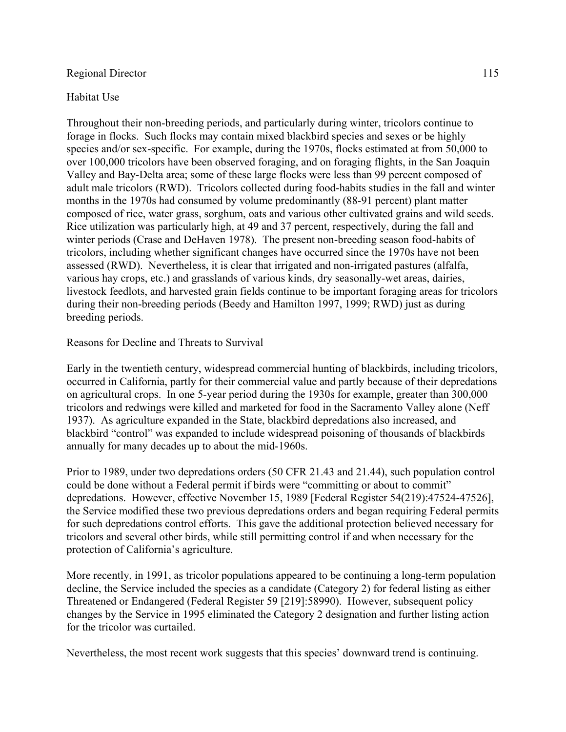## Habitat Use

Throughout their non-breeding periods, and particularly during winter, tricolors continue to forage in flocks. Such flocks may contain mixed blackbird species and sexes or be highly species and/or sex-specific. For example, during the 1970s, flocks estimated at from 50,000 to over 100,000 tricolors have been observed foraging, and on foraging flights, in the San Joaquin Valley and Bay-Delta area; some of these large flocks were less than 99 percent composed of adult male tricolors (RWD). Tricolors collected during food-habits studies in the fall and winter months in the 1970s had consumed by volume predominantly (88-91 percent) plant matter composed of rice, water grass, sorghum, oats and various other cultivated grains and wild seeds. Rice utilization was particularly high, at 49 and 37 percent, respectively, during the fall and winter periods (Crase and DeHaven 1978). The present non-breeding season food-habits of tricolors, including whether significant changes have occurred since the 1970s have not been assessed (RWD). Nevertheless, it is clear that irrigated and non-irrigated pastures (alfalfa, various hay crops, etc.) and grasslands of various kinds, dry seasonally-wet areas, dairies, livestock feedlots, and harvested grain fields continue to be important foraging areas for tricolors during their non-breeding periods (Beedy and Hamilton 1997, 1999; RWD) just as during breeding periods.

## Reasons for Decline and Threats to Survival

Early in the twentieth century, widespread commercial hunting of blackbirds, including tricolors, occurred in California, partly for their commercial value and partly because of their depredations on agricultural crops. In one 5-year period during the 1930s for example, greater than 300,000 tricolors and redwings were killed and marketed for food in the Sacramento Valley alone (Neff 1937). As agriculture expanded in the State, blackbird depredations also increased, and blackbird "control" was expanded to include widespread poisoning of thousands of blackbirds annually for many decades up to about the mid-1960s.

Prior to 1989, under two depredations orders (50 CFR 21.43 and 21.44), such population control could be done without a Federal permit if birds were "committing or about to commit" depredations. However, effective November 15, 1989 [Federal Register 54(219):47524-47526], the Service modified these two previous depredations orders and began requiring Federal permits for such depredations control efforts. This gave the additional protection believed necessary for tricolors and several other birds, while still permitting control if and when necessary for the protection of California's agriculture.

More recently, in 1991, as tricolor populations appeared to be continuing a long-term population decline, the Service included the species as a candidate (Category 2) for federal listing as either Threatened or Endangered (Federal Register 59 [219]:58990). However, subsequent policy changes by the Service in 1995 eliminated the Category 2 designation and further listing action for the tricolor was curtailed.

Nevertheless, the most recent work suggests that this species' downward trend is continuing.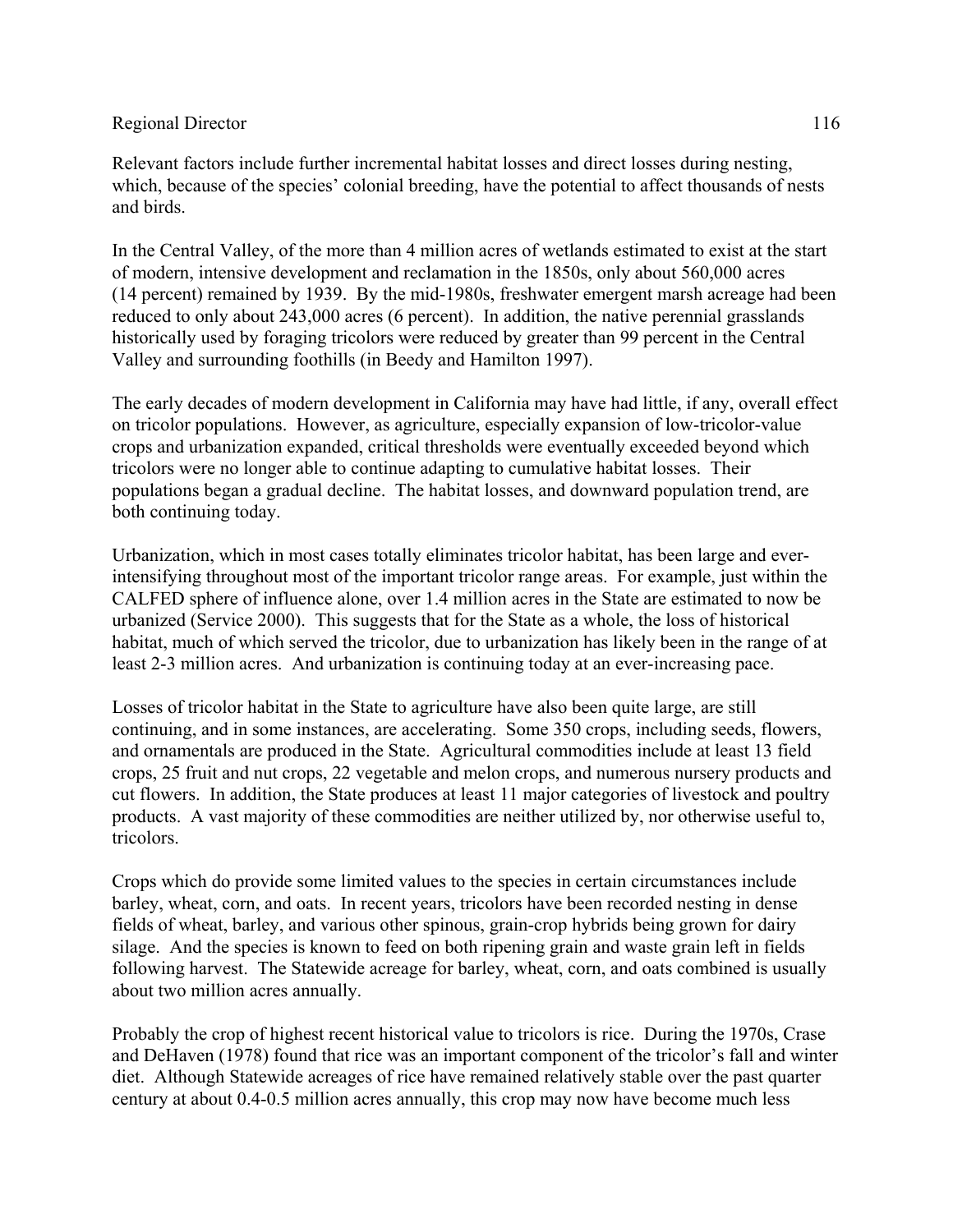Relevant factors include further incremental habitat losses and direct losses during nesting, which, because of the species' colonial breeding, have the potential to affect thousands of nests and birds.

In the Central Valley, of the more than 4 million acres of wetlands estimated to exist at the start of modern, intensive development and reclamation in the 1850s, only about 560,000 acres (14 percent) remained by 1939. By the mid-1980s, freshwater emergent marsh acreage had been reduced to only about 243,000 acres (6 percent). In addition, the native perennial grasslands historically used by foraging tricolors were reduced by greater than 99 percent in the Central Valley and surrounding foothills (in Beedy and Hamilton 1997).

The early decades of modern development in California may have had little, if any, overall effect on tricolor populations. However, as agriculture, especially expansion of low-tricolor-value crops and urbanization expanded, critical thresholds were eventually exceeded beyond which tricolors were no longer able to continue adapting to cumulative habitat losses. Their populations began a gradual decline. The habitat losses, and downward population trend, are both continuing today.

Urbanization, which in most cases totally eliminates tricolor habitat, has been large and ever-intensifying throughout most of the important tricolor range areas. For example, just within the CALFED sphere of influence alone, over 1.4 million acres in the State are estimated to now be urbanized (Service 2000). This suggests that for the State as a whole, the loss of historical habitat, much of which served the tricolor, due to urbanization has likely been in the range of at least 2-3 million acres. And urbanization is continuing today at an ever-increasing pace.

Losses of tricolor habitat in the State to agriculture have also been quite large, are still continuing, and in some instances, are accelerating. Some 350 crops, including seeds, flowers, and ornamentals are produced in the State. Agricultural commodities include at least 13 field crops, 25 fruit and nut crops, 22 vegetable and melon crops, and numerous nursery products and cut flowers. In addition, the State produces at least 11 major categories of livestock and poultry products. A vast majority of these commodities are neither utilized by, nor otherwise useful to, tricolors.

Crops which do provide some limited values to the species in certain circumstances include barley, wheat, corn, and oats. In recent years, tricolors have been recorded nesting in dense fields of wheat, barley, and various other spinous, grain-crop hybrids being grown for dairy silage. And the species is known to feed on both ripening grain and waste grain left in fields following harvest. The Statewide acreage for barley, wheat, corn, and oats combined is usually about two million acres annually.

Probably the crop of highest recent historical value to tricolors is rice. During the 1970s, Crase and DeHaven (1978) found that rice was an important component of the tricolor's fall and winter diet. Although Statewide acreages of rice have remained relatively stable over the past quarter century at about 0.4-0.5 million acres annually, this crop may now have become much less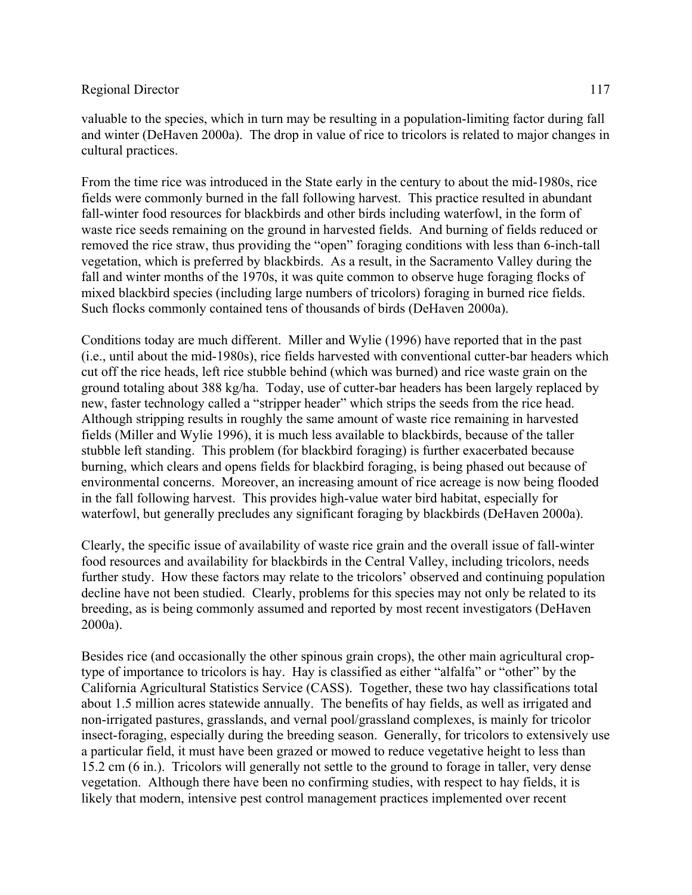valuable to the species, which in turn may be resulting in a population-limiting factor during fall and winter (DeHaven 2000a). The drop in value of rice to tricolors is related to major changes in cultural practices.

From the time rice was introduced in the State early in the century to about the mid-1980s, rice fields were commonly burned in the fall following harvest. This practice resulted in abundant fall-winter food resources for blackbirds and other birds including waterfowl, in the form of waste rice seeds remaining on the ground in harvested fields. And burning of fields reduced or removed the rice straw, thus providing the "open" foraging conditions with less than 6-inch-tall vegetation, which is preferred by blackbirds. As a result, in the Sacramento Valley during the fall and winter months of the 1970s, it was quite common to observe huge foraging flocks of mixed blackbird species (including large numbers of tricolors) foraging in burned rice fields. Such flocks commonly contained tens of thousands of birds (DeHaven 2000a).

Conditions today are much different. Miller and Wylie (1996) have reported that in the past (i.e., until about the mid-1980s), rice fields harvested with conventional cutter-bar headers which cut off the rice heads, left rice stubble behind (which was burned) and rice waste grain on the ground totaling about 388 kg/ha. Today, use of cutter-bar headers has been largely replaced by new, faster technology called a "stripper header" which strips the seeds from the rice head. Although stripping results in roughly the same amount of waste rice remaining in harvested fields (Miller and Wylie 1996), it is much less available to blackbirds, because of the taller stubble left standing. This problem (for blackbird foraging) is further exacerbated because burning, which clears and opens fields for blackbird foraging, is being phased out because of environmental concerns. Moreover, an increasing amount of rice acreage is now being flooded in the fall following harvest. This provides high-value water bird habitat, especially for waterfowl, but generally precludes any significant foraging by blackbirds (DeHaven 2000a).

Clearly, the specific issue of availability of waste rice grain and the overall issue of fall-winter food resources and availability for blackbirds in the Central Valley, including tricolors, needs further study. How these factors may relate to the tricolors' observed and continuing population decline have not been studied. Clearly, problems for this species may not only be related to its breeding, as is being commonly assumed and reported by most recent investigators (DeHaven 2000a).

Besides rice (and occasionally the other spinous grain crops), the other main agricultural crop-type of importance to tricolors is hay. Hay is classified as either "alfalfa" or "other" by the California Agricultural Statistics Service (CASS). Together, these two hay classifications total about 1.5 million acres statewide annually. The benefits of hay fields, as well as irrigated and non-irrigated pastures, grasslands, and vernal pool/grassland complexes, is mainly for tricolor insect-foraging, especially during the breeding season. Generally, for tricolors to extensively use a particular field, it must have been grazed or mowed to reduce vegetative height to less than 15.2 cm (6 in.). Tricolors will generally not settle to the ground to forage in taller, very dense vegetation. Although there have been no confirming studies, with respect to hay fields, it is likely that modern, intensive pest control management practices implemented over recent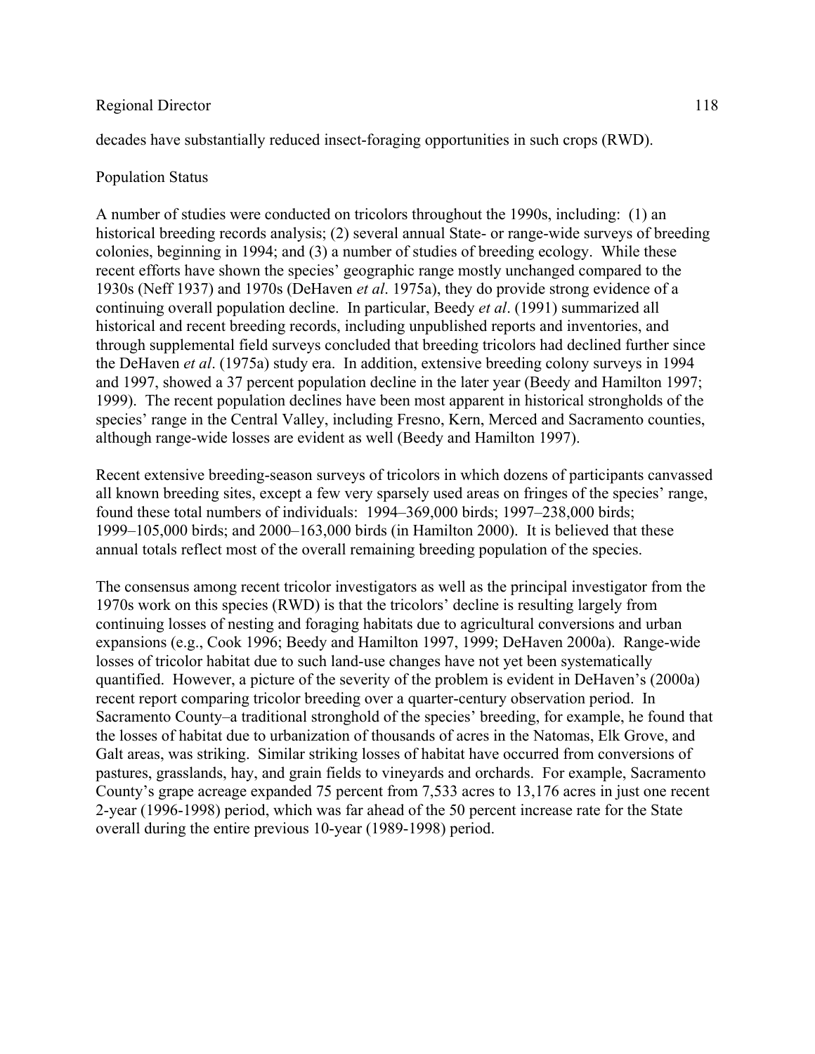decades have substantially reduced insect-foraging opportunities in such crops (RWD).

Population Status

A number of studies were conducted on tricolors throughout the 1990s, including: (1) an historical breeding records analysis; (2) several annual State- or range-wide surveys of breeding colonies, beginning in 1994; and (3) a number of studies of breeding ecology. While these recent efforts have shown the species' geographic range mostly unchanged compared to the 1930s (Neff 1937) and 1970s (DeHaven *et al*. 1975a), they do provide strong evidence of a continuing overall population decline. In particular, Beedy *et al*. (1991) summarized all historical and recent breeding records, including unpublished reports and inventories, and through supplemental field surveys concluded that breeding tricolors had declined further since the DeHaven *et al*. (1975a) study era. In addition, extensive breeding colony surveys in 1994 and 1997, showed a 37 percent population decline in the later year (Beedy and Hamilton 1997; 1999). The recent population declines have been most apparent in historical strongholds of the species' range in the Central Valley, including Fresno, Kern, Merced and Sacramento counties, although range-wide losses are evident as well (Beedy and Hamilton 1997).

Recent extensive breeding-season surveys of tricolors in which dozens of participants canvassed all known breeding sites, except a few very sparsely used areas on fringes of the species' range, found these total numbers of individuals: 1994–369,000 birds; 1997–238,000 birds; 1999–105,000 birds; and 2000–163,000 birds (in Hamilton 2000). It is believed that these annual totals reflect most of the overall remaining breeding population of the species.

The consensus among recent tricolor investigators as well as the principal investigator from the 1970s work on this species (RWD) is that the tricolors' decline is resulting largely from continuing losses of nesting and foraging habitats due to agricultural conversions and urban expansions (e.g., Cook 1996; Beedy and Hamilton 1997, 1999; DeHaven 2000a). Range-wide losses of tricolor habitat due to such land-use changes have not yet been systematically quantified. However, a picture of the severity of the problem is evident in DeHaven's (2000a) recent report comparing tricolor breeding over a quarter-century observation period. In Sacramento County–a traditional stronghold of the species' breeding, for example, he found that the losses of habitat due to urbanization of thousands of acres in the Natomas, Elk Grove, and Galt areas, was striking. Similar striking losses of habitat have occurred from conversions of pastures, grasslands, hay, and grain fields to vineyards and orchards. For example, Sacramento County's grape acreage expanded 75 percent from 7,533 acres to 13,176 acres in just one recent 2-year (1996-1998) period, which was far ahead of the 50 percent increase rate for the State overall during the entire previous 10-year (1989-1998) period.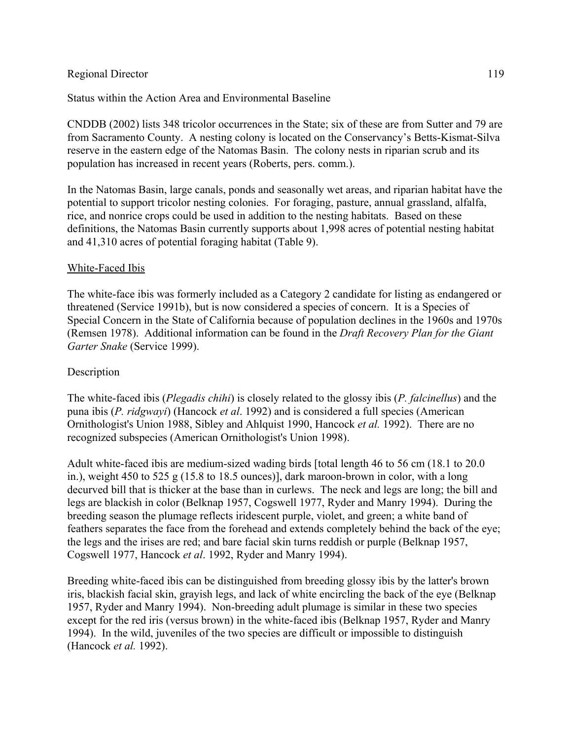Status within the Action Area and Environmental Baseline

CNDDB (2002) lists 348 tricolor occurrences in the State; six of these are from Sutter and 79 are from Sacramento County. A nesting colony is located on the Conservancy's Betts-Kismat-Silva reserve in the eastern edge of the Natomas Basin. The colony nests in riparian scrub and its population has increased in recent years (Roberts, pers. comm.).

In the Natomas Basin, large canals, ponds and seasonally wet areas, and riparian habitat have the potential to support tricolor nesting colonies. For foraging, pasture, annual grassland, alfalfa, rice, and nonrice crops could be used in addition to the nesting habitats. Based on these definitions, the Natomas Basin currently supports about 1,998 acres of potential nesting habitat and 41,310 acres of potential foraging habitat (Table 9).

## White-Faced Ibis

The white-face ibis was formerly included as a Category 2 candidate for listing as endangered or threatened (Service 1991b), but is now considered a species of concern. It is a Species of Special Concern in the State of California because of population declines in the 1960s and 1970s (Remsen 1978). Additional information can be found in the *Draft Recovery Plan for the Giant Garter Snake* (Service 1999).

### Description

The white-faced ibis (*Plegadis chihi*) is closely related to the glossy ibis (*P. falcinellus*) and the puna ibis (*P. ridgwayi*) (Hancock *et al*. 1992) and is considered a full species (American Ornithologist's Union 1988, Sibley and Ahlquist 1990, Hancock *et al.* 1992). There are no recognized subspecies (American Ornithologist's Union 1998).

Adult white-faced ibis are medium-sized wading birds [total length 46 to 56 cm (18.1 to 20.0 in.), weight 450 to 525 g (15.8 to 18.5 ounces)], dark maroon-brown in color, with a long decurved bill that is thicker at the base than in curlews. The neck and legs are long; the bill and legs are blackish in color (Belknap 1957, Cogswell 1977, Ryder and Manry 1994). During the breeding season the plumage reflects iridescent purple, violet, and green; a white band of feathers separates the face from the forehead and extends completely behind the back of the eye; the legs and the irises are red; and bare facial skin turns reddish or purple (Belknap 1957, Cogswell 1977, Hancock *et al*. 1992, Ryder and Manry 1994).

Breeding white-faced ibis can be distinguished from breeding glossy ibis by the latter's brown iris, blackish facial skin, grayish legs, and lack of white encircling the back of the eye (Belknap 1957, Ryder and Manry 1994). Non-breeding adult plumage is similar in these two species except for the red iris (versus brown) in the white-faced ibis (Belknap 1957, Ryder and Manry 1994). In the wild, juveniles of the two species are difficult or impossible to distinguish (Hancock *et al.* 1992).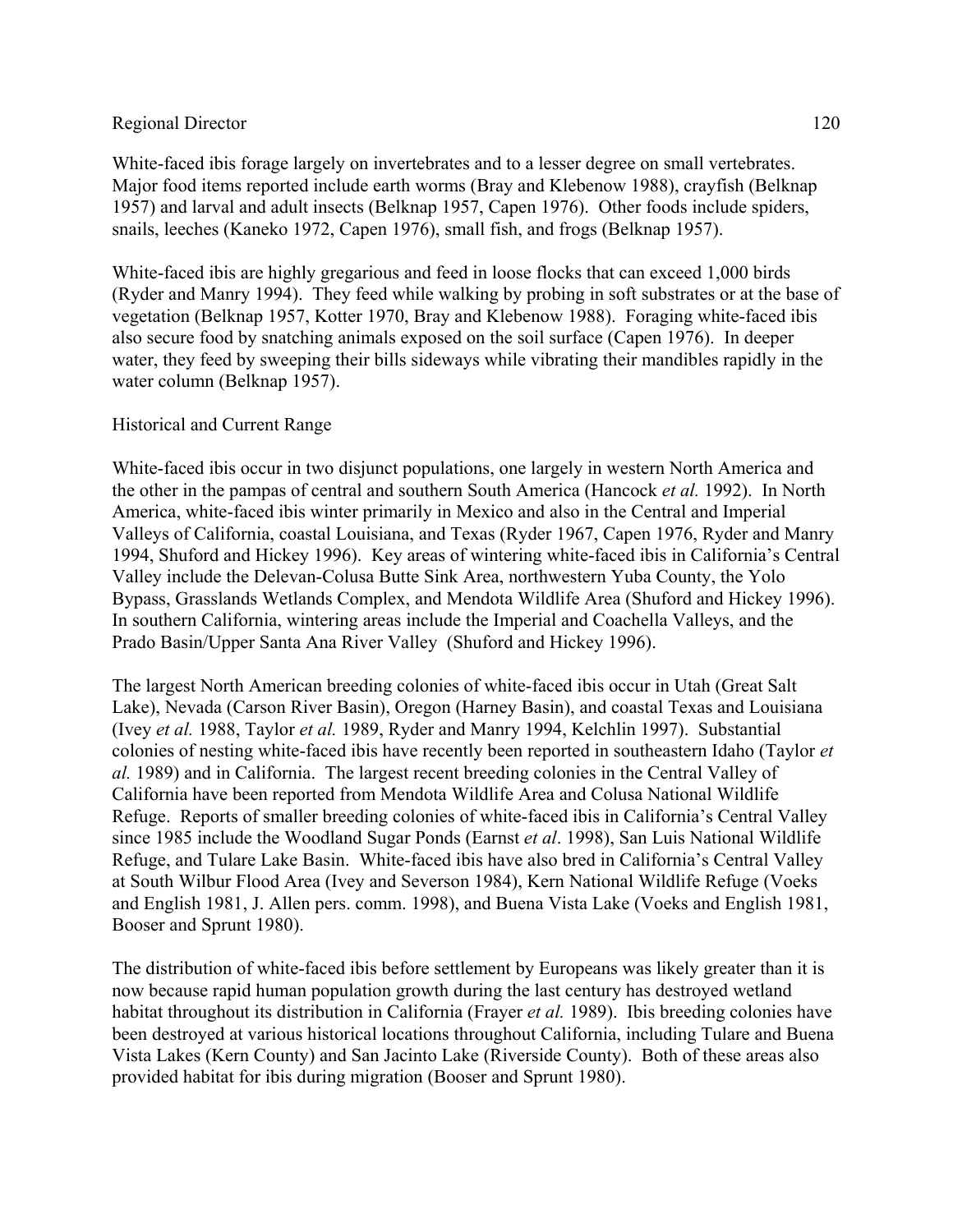White-faced ibis forage largely on invertebrates and to a lesser degree on small vertebrates. Major food items reported include earth worms (Bray and Klebenow 1988), crayfish (Belknap 1957) and larval and adult insects (Belknap 1957, Capen 1976). Other foods include spiders, snails, leeches (Kaneko 1972, Capen 1976), small fish, and frogs (Belknap 1957).

White-faced ibis are highly gregarious and feed in loose flocks that can exceed 1,000 birds (Ryder and Manry 1994). They feed while walking by probing in soft substrates or at the base of vegetation (Belknap 1957, Kotter 1970, Bray and Klebenow 1988). Foraging white-faced ibis also secure food by snatching animals exposed on the soil surface (Capen 1976). In deeper water, they feed by sweeping their bills sideways while vibrating their mandibles rapidly in the water column (Belknap 1957).

Historical and Current Range

White-faced ibis occur in two disjunct populations, one largely in western North America and the other in the pampas of central and southern South America (Hancock *et al.* 1992). In North America, white-faced ibis winter primarily in Mexico and also in the Central and Imperial Valleys of California, coastal Louisiana, and Texas (Ryder 1967, Capen 1976, Ryder and Manry 1994, Shuford and Hickey 1996). Key areas of wintering white-faced ibis in California's Central Valley include the Delevan-Colusa Butte Sink Area, northwestern Yuba County, the Yolo Bypass, Grasslands Wetlands Complex, and Mendota Wildlife Area (Shuford and Hickey 1996). In southern California, wintering areas include the Imperial and Coachella Valleys, and the Prado Basin/Upper Santa Ana River Valley (Shuford and Hickey 1996).

The largest North American breeding colonies of white-faced ibis occur in Utah (Great Salt Lake), Nevada (Carson River Basin), Oregon (Harney Basin), and coastal Texas and Louisiana (Ivey *et al.* 1988, Taylor *et al.* 1989, Ryder and Manry 1994, Kelchlin 1997). Substantial colonies of nesting white-faced ibis have recently been reported in southeastern Idaho (Taylor *et al.* 1989) and in California. The largest recent breeding colonies in the Central Valley of California have been reported from Mendota Wildlife Area and Colusa National Wildlife Refuge. Reports of smaller breeding colonies of white-faced ibis in California's Central Valley since 1985 include the Woodland Sugar Ponds (Earnst *et al*. 1998), San Luis National Wildlife Refuge, and Tulare Lake Basin. White-faced ibis have also bred in California's Central Valley at South Wilbur Flood Area (Ivey and Severson 1984), Kern National Wildlife Refuge (Voeks and English 1981, J. Allen pers. comm. 1998), and Buena Vista Lake (Voeks and English 1981, Booser and Sprunt 1980).

The distribution of white-faced ibis before settlement by Europeans was likely greater than it is now because rapid human population growth during the last century has destroyed wetland habitat throughout its distribution in California (Frayer *et al.* 1989). Ibis breeding colonies have been destroyed at various historical locations throughout California, including Tulare and Buena Vista Lakes (Kern County) and San Jacinto Lake (Riverside County). Both of these areas also provided habitat for ibis during migration (Booser and Sprunt 1980).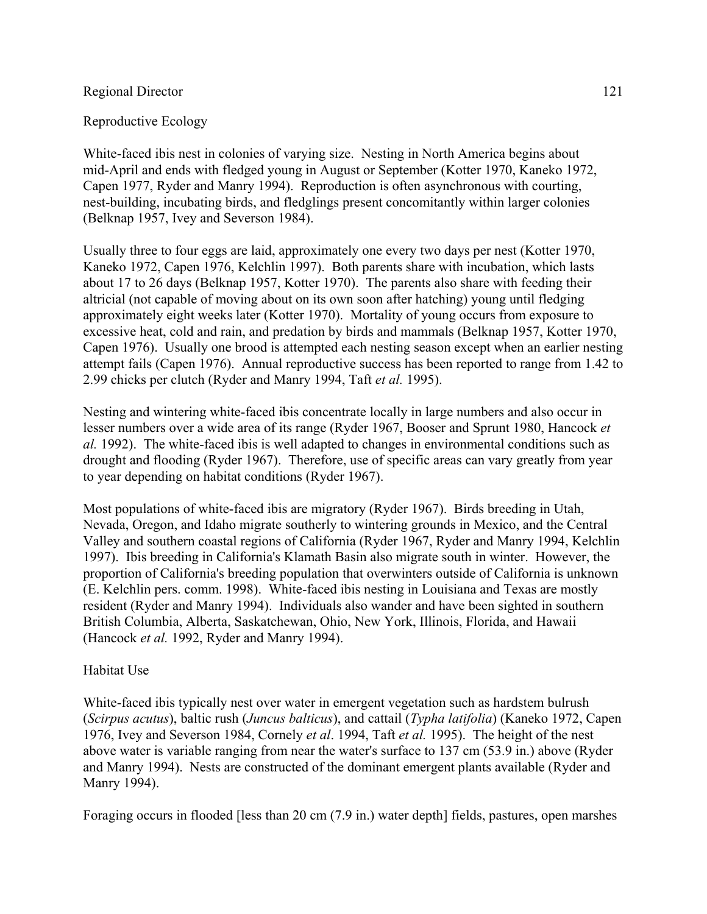## Reproductive Ecology

White-faced ibis nest in colonies of varying size. Nesting in North America begins about mid-April and ends with fledged young in August or September (Kotter 1970, Kaneko 1972, Capen 1977, Ryder and Manry 1994). Reproduction is often asynchronous with courting, nest-building, incubating birds, and fledglings present concomitantly within larger colonies (Belknap 1957, Ivey and Severson 1984).

Usually three to four eggs are laid, approximately one every two days per nest (Kotter 1970, Kaneko 1972, Capen 1976, Kelchlin 1997). Both parents share with incubation, which lasts about 17 to 26 days (Belknap 1957, Kotter 1970). The parents also share with feeding their altricial (not capable of moving about on its own soon after hatching) young until fledging approximately eight weeks later (Kotter 1970). Mortality of young occurs from exposure to excessive heat, cold and rain, and predation by birds and mammals (Belknap 1957, Kotter 1970, Capen 1976). Usually one brood is attempted each nesting season except when an earlier nesting attempt fails (Capen 1976). Annual reproductive success has been reported to range from 1.42 to 2.99 chicks per clutch (Ryder and Manry 1994, Taft *et al.* 1995).

Nesting and wintering white-faced ibis concentrate locally in large numbers and also occur in lesser numbers over a wide area of its range (Ryder 1967, Booser and Sprunt 1980, Hancock *et al.* 1992). The white-faced ibis is well adapted to changes in environmental conditions such as drought and flooding (Ryder 1967). Therefore, use of specific areas can vary greatly from year to year depending on habitat conditions (Ryder 1967).

Most populations of white-faced ibis are migratory (Ryder 1967). Birds breeding in Utah, Nevada, Oregon, and Idaho migrate southerly to wintering grounds in Mexico, and the Central Valley and southern coastal regions of California (Ryder 1967, Ryder and Manry 1994, Kelchlin 1997). Ibis breeding in California's Klamath Basin also migrate south in winter. However, the proportion of California's breeding population that overwinters outside of California is unknown (E. Kelchlin pers. comm. 1998). White-faced ibis nesting in Louisiana and Texas are mostly resident (Ryder and Manry 1994). Individuals also wander and have been sighted in southern British Columbia, Alberta, Saskatchewan, Ohio, New York, Illinois, Florida, and Hawaii (Hancock *et al.* 1992, Ryder and Manry 1994).

## Habitat Use

White-faced ibis typically nest over water in emergent vegetation such as hardstem bulrush (*Scirpus acutus*), baltic rush (*Juncus balticus*), and cattail (*Typha latifolia*) (Kaneko 1972, Capen 1976, Ivey and Severson 1984, Cornely *et al*. 1994, Taft *et al.* 1995). The height of the nest above water is variable ranging from near the water's surface to 137 cm (53.9 in.) above (Ryder and Manry 1994). Nests are constructed of the dominant emergent plants available (Ryder and Manry 1994).

Foraging occurs in flooded [less than 20 cm (7.9 in.) water depth] fields, pastures, open marshes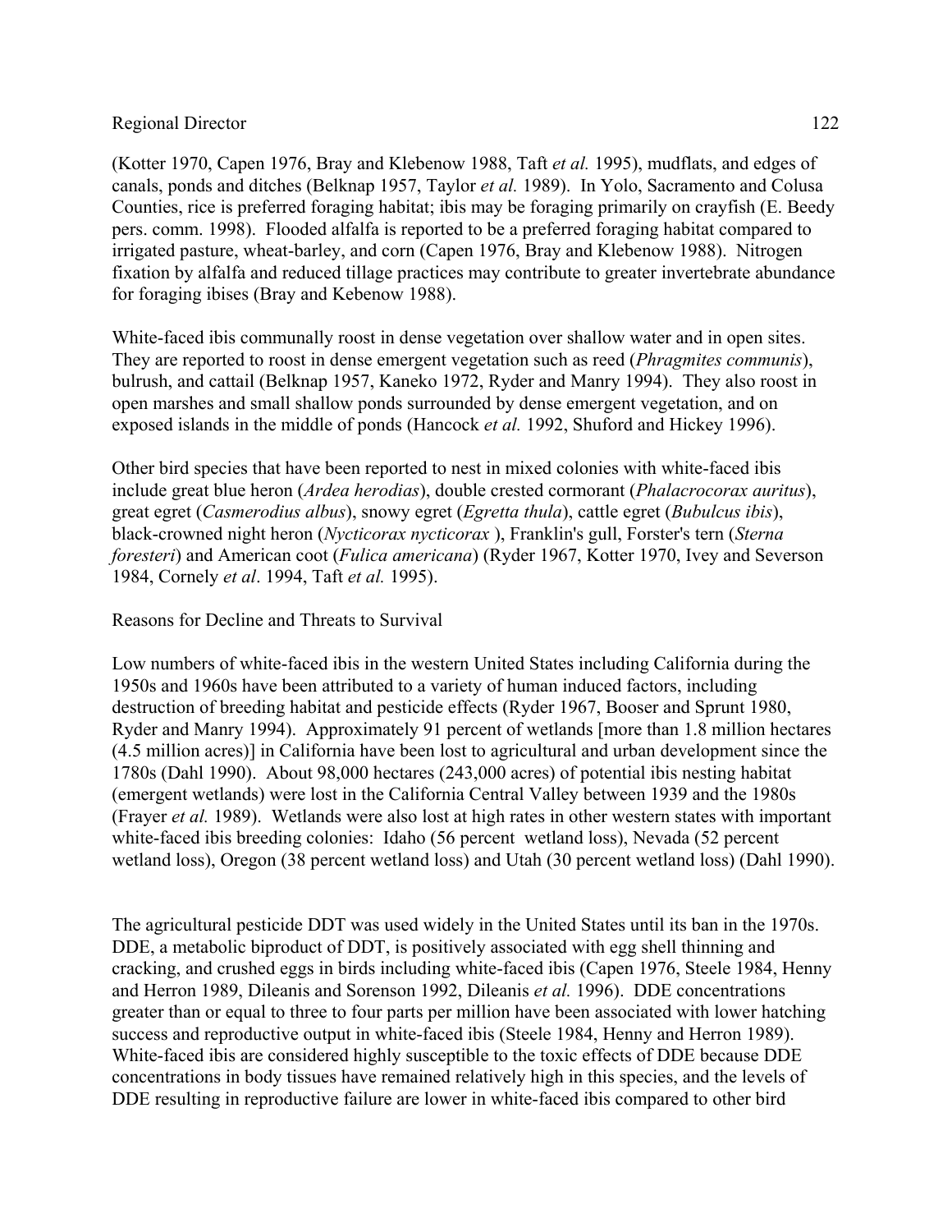(Kotter 1970, Capen 1976, Bray and Klebenow 1988, Taft *et al.* 1995), mudflats, and edges of canals, ponds and ditches (Belknap 1957, Taylor *et al.* 1989). In Yolo, Sacramento and Colusa Counties, rice is preferred foraging habitat; ibis may be foraging primarily on crayfish (E. Beedy pers. comm. 1998). Flooded alfalfa is reported to be a preferred foraging habitat compared to irrigated pasture, wheat-barley, and corn (Capen 1976, Bray and Klebenow 1988). Nitrogen fixation by alfalfa and reduced tillage practices may contribute to greater invertebrate abundance for foraging ibises (Bray and Kebenow 1988).

White-faced ibis communally roost in dense vegetation over shallow water and in open sites. They are reported to roost in dense emergent vegetation such as reed (*Phragmites communis*), bulrush, and cattail (Belknap 1957, Kaneko 1972, Ryder and Manry 1994). They also roost in open marshes and small shallow ponds surrounded by dense emergent vegetation, and on exposed islands in the middle of ponds (Hancock *et al.* 1992, Shuford and Hickey 1996).

Other bird species that have been reported to nest in mixed colonies with white-faced ibis include great blue heron (*Ardea herodias*), double crested cormorant (*Phalacrocorax auritus*), great egret (*Casmerodius albus*), snowy egret (*Egretta thula*), cattle egret (*Bubulcus ibis*), black-crowned night heron (*Nycticorax nycticorax* ), Franklin's gull, Forster's tern (*Sterna foresteri*) and American coot (*Fulica americana*) (Ryder 1967, Kotter 1970, Ivey and Severson 1984, Cornely *et al*. 1994, Taft *et al.* 1995).

Reasons for Decline and Threats to Survival

Low numbers of white-faced ibis in the western United States including California during the 1950s and 1960s have been attributed to a variety of human induced factors, including destruction of breeding habitat and pesticide effects (Ryder 1967, Booser and Sprunt 1980, Ryder and Manry 1994). Approximately 91 percent of wetlands [more than 1.8 million hectares (4.5 million acres)] in California have been lost to agricultural and urban development since the 1780s (Dahl 1990). About 98,000 hectares (243,000 acres) of potential ibis nesting habitat (emergent wetlands) were lost in the California Central Valley between 1939 and the 1980s (Frayer *et al.* 1989). Wetlands were also lost at high rates in other western states with important white-faced ibis breeding colonies: Idaho (56 percent wetland loss), Nevada (52 percent wetland loss), Oregon (38 percent wetland loss) and Utah (30 percent wetland loss) (Dahl 1990).

The agricultural pesticide DDT was used widely in the United States until its ban in the 1970s. DDE, a metabolic biproduct of DDT, is positively associated with egg shell thinning and cracking, and crushed eggs in birds including white-faced ibis (Capen 1976, Steele 1984, Henny and Herron 1989, Dileanis and Sorenson 1992, Dileanis *et al.* 1996). DDE concentrations greater than or equal to three to four parts per million have been associated with lower hatching success and reproductive output in white-faced ibis (Steele 1984, Henny and Herron 1989). White-faced ibis are considered highly susceptible to the toxic effects of DDE because DDE concentrations in body tissues have remained relatively high in this species, and the levels of DDE resulting in reproductive failure are lower in white-faced ibis compared to other bird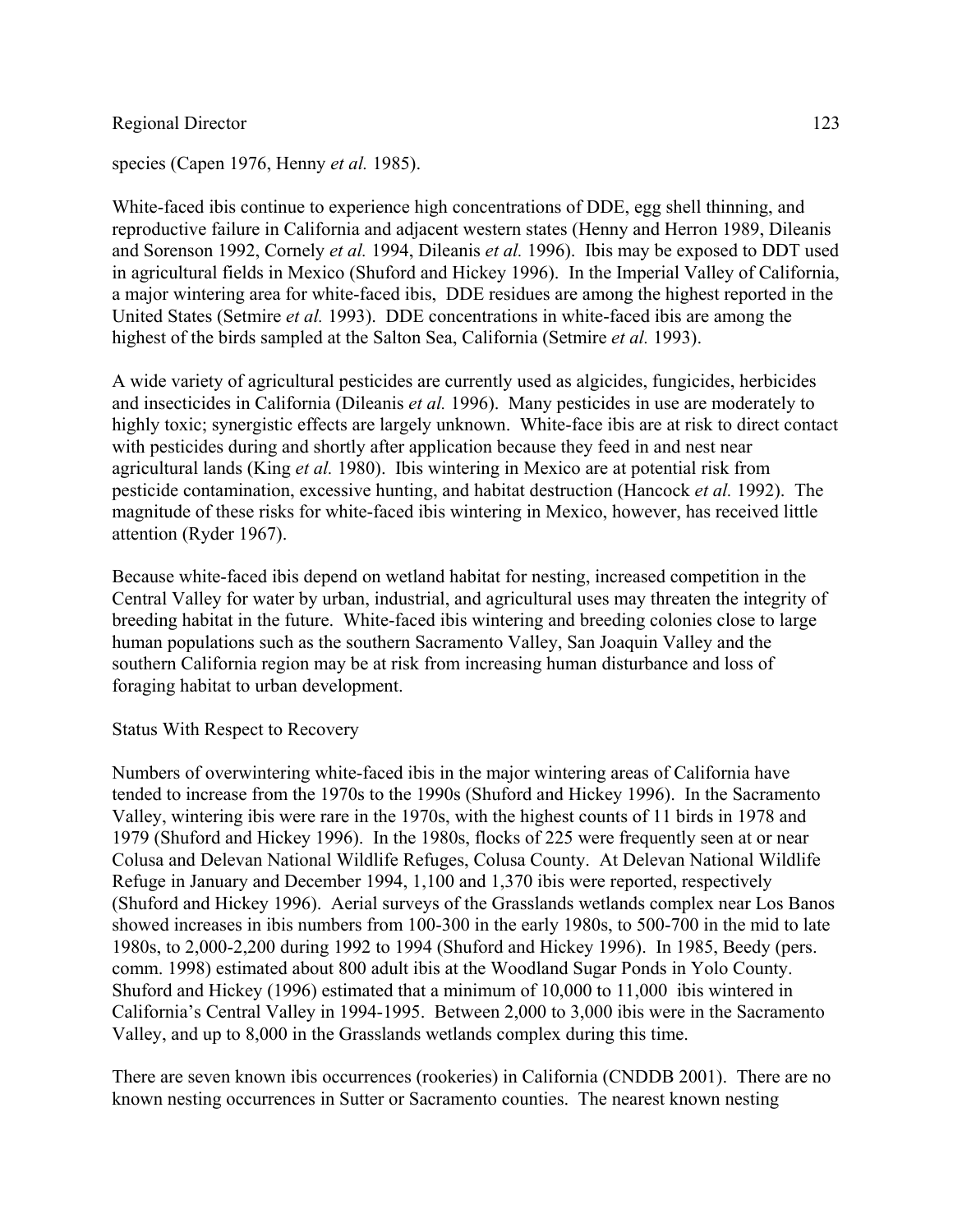species (Capen 1976, Henny *et al.* 1985).

White-faced ibis continue to experience high concentrations of DDE, egg shell thinning, and reproductive failure in California and adjacent western states (Henny and Herron 1989, Dileanis and Sorenson 1992, Cornely *et al.* 1994, Dileanis *et al.* 1996). Ibis may be exposed to DDT used in agricultural fields in Mexico (Shuford and Hickey 1996). In the Imperial Valley of California, a major wintering area for white-faced ibis, DDE residues are among the highest reported in the United States (Setmire *et al.* 1993). DDE concentrations in white-faced ibis are among the highest of the birds sampled at the Salton Sea, California (Setmire *et al.* 1993).

A wide variety of agricultural pesticides are currently used as algicides, fungicides, herbicides and insecticides in California (Dileanis *et al.* 1996). Many pesticides in use are moderately to highly toxic; synergistic effects are largely unknown. White-face ibis are at risk to direct contact with pesticides during and shortly after application because they feed in and nest near agricultural lands (King *et al.* 1980). Ibis wintering in Mexico are at potential risk from pesticide contamination, excessive hunting, and habitat destruction (Hancock *et al.* 1992). The magnitude of these risks for white-faced ibis wintering in Mexico, however, has received little attention (Ryder 1967).

Because white-faced ibis depend on wetland habitat for nesting, increased competition in the Central Valley for water by urban, industrial, and agricultural uses may threaten the integrity of breeding habitat in the future. White-faced ibis wintering and breeding colonies close to large human populations such as the southern Sacramento Valley, San Joaquin Valley and the southern California region may be at risk from increasing human disturbance and loss of foraging habitat to urban development.

Status With Respect to Recovery

Numbers of overwintering white-faced ibis in the major wintering areas of California have tended to increase from the 1970s to the 1990s (Shuford and Hickey 1996). In the Sacramento Valley, wintering ibis were rare in the 1970s, with the highest counts of 11 birds in 1978 and 1979 (Shuford and Hickey 1996). In the 1980s, flocks of 225 were frequently seen at or near Colusa and Delevan National Wildlife Refuges, Colusa County. At Delevan National Wildlife Refuge in January and December 1994, 1,100 and 1,370 ibis were reported, respectively (Shuford and Hickey 1996). Aerial surveys of the Grasslands wetlands complex near Los Banos showed increases in ibis numbers from 100-300 in the early 1980s, to 500-700 in the mid to late 1980s, to 2,000-2,200 during 1992 to 1994 (Shuford and Hickey 1996). In 1985, Beedy (pers. comm. 1998) estimated about 800 adult ibis at the Woodland Sugar Ponds in Yolo County. Shuford and Hickey (1996) estimated that a minimum of 10,000 to 11,000 ibis wintered in California's Central Valley in 1994-1995. Between 2,000 to 3,000 ibis were in the Sacramento Valley, and up to 8,000 in the Grasslands wetlands complex during this time.

There are seven known ibis occurrences (rookeries) in California (CNDDB 2001). There are no known nesting occurrences in Sutter or Sacramento counties. The nearest known nesting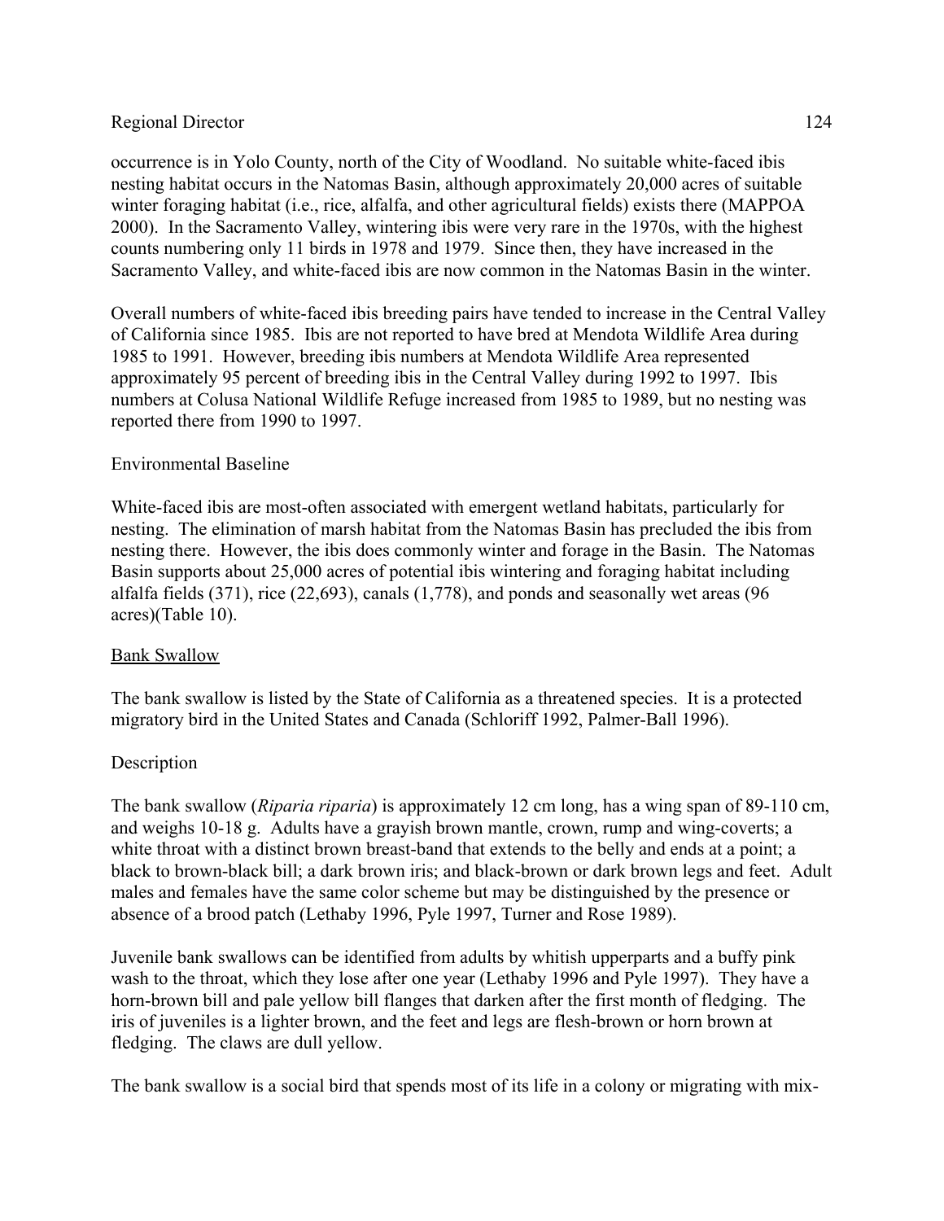occurrence is in Yolo County, north of the City of Woodland. No suitable white-faced ibis nesting habitat occurs in the Natomas Basin, although approximately 20,000 acres of suitable winter foraging habitat (i.e., rice, alfalfa, and other agricultural fields) exists there (MAPPOA 2000). In the Sacramento Valley, wintering ibis were very rare in the 1970s, with the highest counts numbering only 11 birds in 1978 and 1979. Since then, they have increased in the Sacramento Valley, and white-faced ibis are now common in the Natomas Basin in the winter.

Overall numbers of white-faced ibis breeding pairs have tended to increase in the Central Valley of California since 1985. Ibis are not reported to have bred at Mendota Wildlife Area during 1985 to 1991. However, breeding ibis numbers at Mendota Wildlife Area represented approximately 95 percent of breeding ibis in the Central Valley during 1992 to 1997. Ibis numbers at Colusa National Wildlife Refuge increased from 1985 to 1989, but no nesting was reported there from 1990 to 1997.

Environmental Baseline

White-faced ibis are most-often associated with emergent wetland habitats, particularly for nesting. The elimination of marsh habitat from the Natomas Basin has precluded the ibis from nesting there. However, the ibis does commonly winter and forage in the Basin. The Natomas Basin supports about 25,000 acres of potential ibis wintering and foraging habitat including alfalfa fields (371), rice (22,693), canals (1,778), and ponds and seasonally wet areas (96 acres)(Table 10).

## Bank Swallow

The bank swallow is listed by the State of California as a threatened species. It is a protected migratory bird in the United States and Canada (Schloriff 1992, Palmer-Ball 1996).

Description

The bank swallow (*Riparia riparia*) is approximately 12 cm long, has a wing span of 89-110 cm, and weighs 10-18 g. Adults have a grayish brown mantle, crown, rump and wing-coverts; a white throat with a distinct brown breast-band that extends to the belly and ends at a point; a black to brown-black bill; a dark brown iris; and black-brown or dark brown legs and feet. Adult males and females have the same color scheme but may be distinguished by the presence or absence of a brood patch (Lethaby 1996, Pyle 1997, Turner and Rose 1989).

Juvenile bank swallows can be identified from adults by whitish upperparts and a buffy pink wash to the throat, which they lose after one year (Lethaby 1996 and Pyle 1997). They have a horn-brown bill and pale yellow bill flanges that darken after the first month of fledging. The iris of juveniles is a lighter brown, and the feet and legs are flesh-brown or horn brown at fledging. The claws are dull yellow.

The bank swallow is a social bird that spends most of its life in a colony or migrating with mix-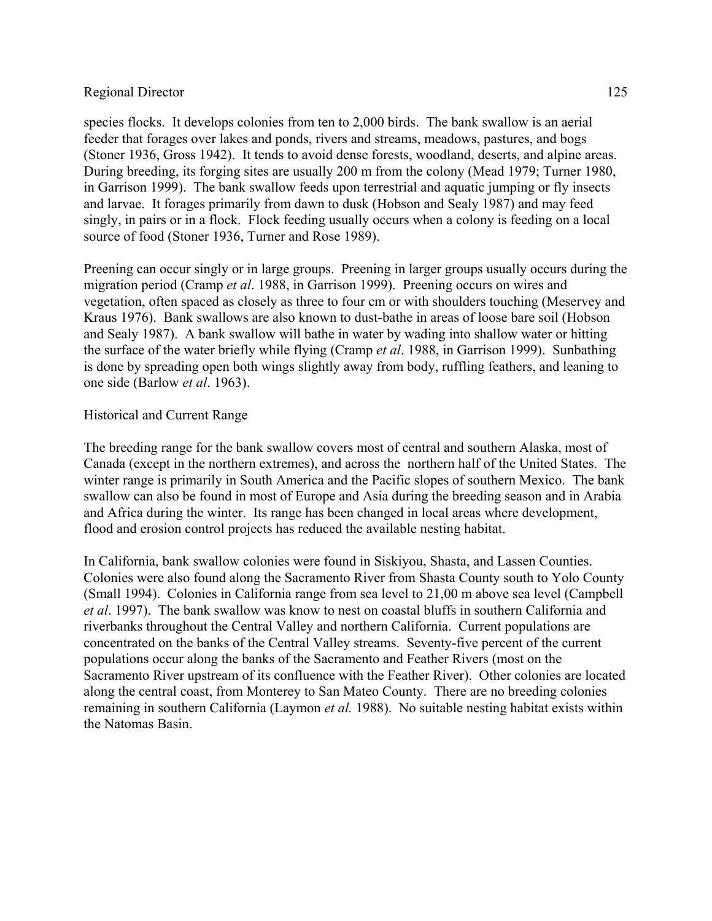species flocks. It develops colonies from ten to 2,000 birds. The bank swallow is an aerial feeder that forages over lakes and ponds, rivers and streams, meadows, pastures, and bogs (Stoner 1936, Gross 1942). It tends to avoid dense forests, woodland, deserts, and alpine areas. During breeding, its forging sites are usually 200 m from the colony (Mead 1979; Turner 1980, in Garrison 1999). The bank swallow feeds upon terrestrial and aquatic jumping or fly insects and larvae. It forages primarily from dawn to dusk (Hobson and Sealy 1987) and may feed singly, in pairs or in a flock. Flock feeding usually occurs when a colony is feeding on a local source of food (Stoner 1936, Turner and Rose 1989).

Preening can occur singly or in large groups. Preening in larger groups usually occurs during the migration period (Cramp *et al*. 1988, in Garrison 1999). Preening occurs on wires and vegetation, often spaced as closely as three to four cm or with shoulders touching (Meservey and Kraus 1976). Bank swallows are also known to dust-bathe in areas of loose bare soil (Hobson and Sealy 1987). A bank swallow will bathe in water by wading into shallow water or hitting the surface of the water briefly while flying (Cramp *et al*. 1988, in Garrison 1999). Sunbathing is done by spreading open both wings slightly away from body, ruffling feathers, and leaning to one side (Barlow *et al*. 1963).

Historical and Current Range

The breeding range for the bank swallow covers most of central and southern Alaska, most of Canada (except in the northern extremes), and across the northern half of the United States. The winter range is primarily in South America and the Pacific slopes of southern Mexico. The bank swallow can also be found in most of Europe and Asia during the breeding season and in Arabia and Africa during the winter. Its range has been changed in local areas where development, flood and erosion control projects has reduced the available nesting habitat.

In California, bank swallow colonies were found in Siskiyou, Shasta, and Lassen Counties. Colonies were also found along the Sacramento River from Shasta County south to Yolo County (Small 1994). Colonies in California range from sea level to 21,00 m above sea level (Campbell *et al*. 1997). The bank swallow was know to nest on coastal bluffs in southern California and riverbanks throughout the Central Valley and northern California. Current populations are concentrated on the banks of the Central Valley streams. Seventy-five percent of the current populations occur along the banks of the Sacramento and Feather Rivers (most on the Sacramento River upstream of its confluence with the Feather River). Other colonies are located along the central coast, from Monterey to San Mateo County. There are no breeding colonies remaining in southern California (Laymon *et al.* 1988). No suitable nesting habitat exists within the Natomas Basin.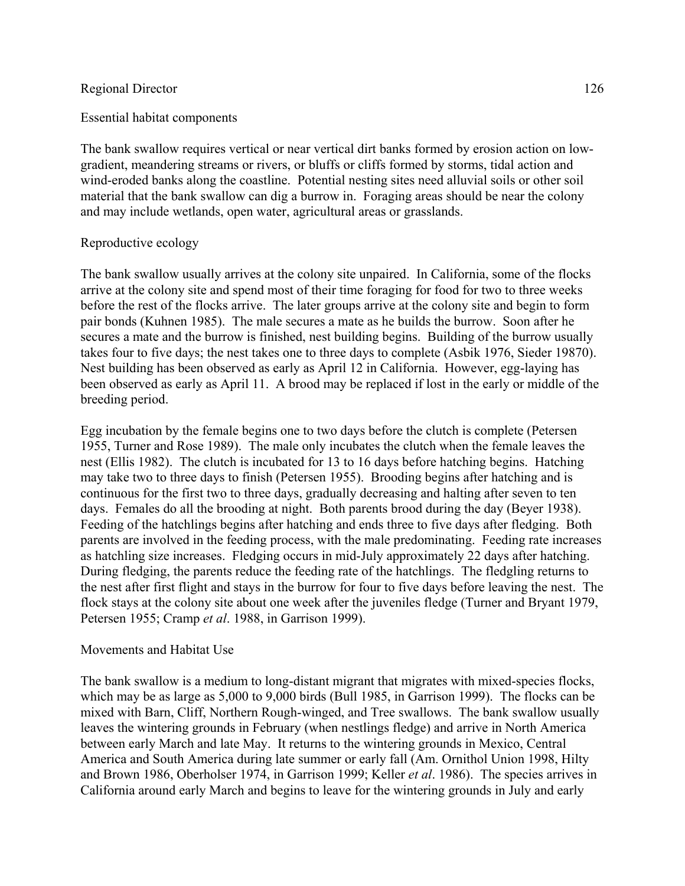Essential habitat components

The bank swallow requires vertical or near vertical dirt banks formed by erosion action on low-gradient, meandering streams or rivers, or bluffs or cliffs formed by storms, tidal action and wind-eroded banks along the coastline. Potential nesting sites need alluvial soils or other soil material that the bank swallow can dig a burrow in. Foraging areas should be near the colony and may include wetlands, open water, agricultural areas or grasslands.

Reproductive ecology

The bank swallow usually arrives at the colony site unpaired. In California, some of the flocks arrive at the colony site and spend most of their time foraging for food for two to three weeks before the rest of the flocks arrive. The later groups arrive at the colony site and begin to form pair bonds (Kuhnen 1985). The male secures a mate as he builds the burrow. Soon after he secures a mate and the burrow is finished, nest building begins. Building of the burrow usually takes four to five days; the nest takes one to three days to complete (Asbik 1976, Sieder 19870). Nest building has been observed as early as April 12 in California. However, egg-laying has been observed as early as April 11. A brood may be replaced if lost in the early or middle of the breeding period.

Egg incubation by the female begins one to two days before the clutch is complete (Petersen 1955, Turner and Rose 1989). The male only incubates the clutch when the female leaves the nest (Ellis 1982). The clutch is incubated for 13 to 16 days before hatching begins. Hatching may take two to three days to finish (Petersen 1955). Brooding begins after hatching and is continuous for the first two to three days, gradually decreasing and halting after seven to ten days. Females do all the brooding at night. Both parents brood during the day (Beyer 1938). Feeding of the hatchlings begins after hatching and ends three to five days after fledging. Both parents are involved in the feeding process, with the male predominating. Feeding rate increases as hatchling size increases. Fledging occurs in mid-July approximately 22 days after hatching. During fledging, the parents reduce the feeding rate of the hatchlings. The fledgling returns to the nest after first flight and stays in the burrow for four to five days before leaving the nest. The flock stays at the colony site about one week after the juveniles fledge (Turner and Bryant 1979, Petersen 1955; Cramp *et al*. 1988, in Garrison 1999).

Movements and Habitat Use

The bank swallow is a medium to long-distant migrant that migrates with mixed-species flocks, which may be as large as 5,000 to 9,000 birds (Bull 1985, in Garrison 1999). The flocks can be mixed with Barn, Cliff, Northern Rough-winged, and Tree swallows. The bank swallow usually leaves the wintering grounds in February (when nestlings fledge) and arrive in North America between early March and late May. It returns to the wintering grounds in Mexico, Central America and South America during late summer or early fall (Am. Ornithol Union 1998, Hilty and Brown 1986, Oberholser 1974, in Garrison 1999; Keller *et al*. 1986). The species arrives in California around early March and begins to leave for the wintering grounds in July and early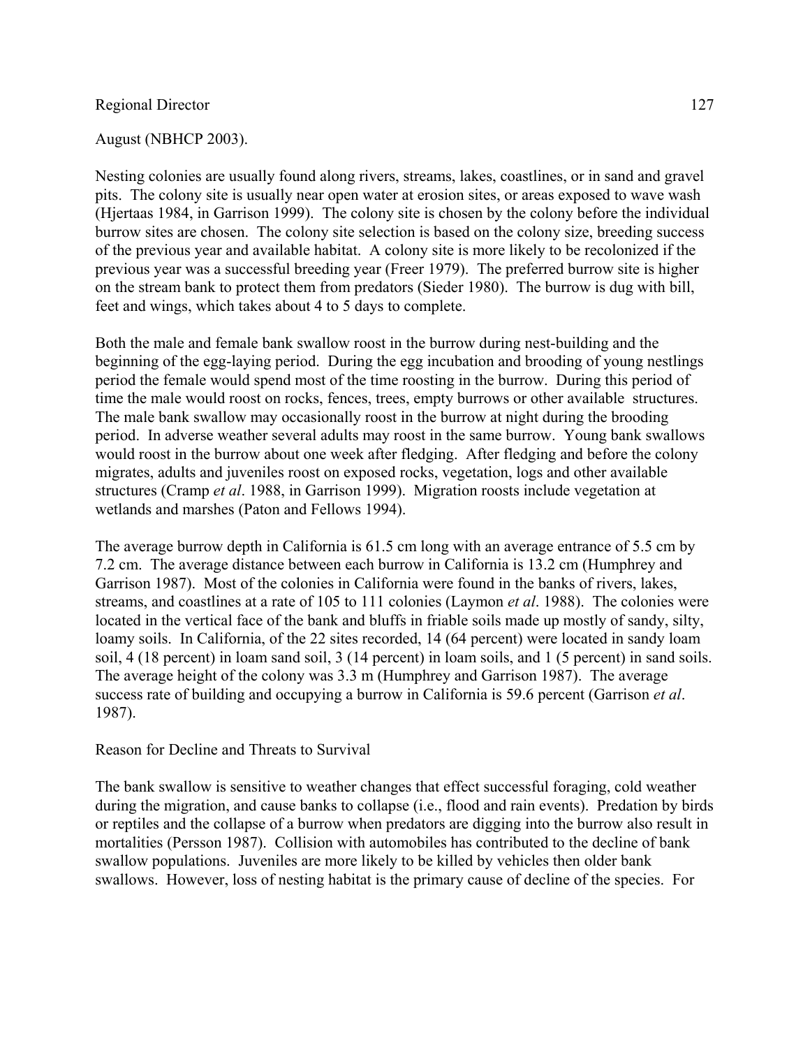August (NBHCP 2003).

Nesting colonies are usually found along rivers, streams, lakes, coastlines, or in sand and gravel pits. The colony site is usually near open water at erosion sites, or areas exposed to wave wash (Hjertaas 1984, in Garrison 1999). The colony site is chosen by the colony before the individual burrow sites are chosen. The colony site selection is based on the colony size, breeding success of the previous year and available habitat. A colony site is more likely to be recolonized if the previous year was a successful breeding year (Freer 1979). The preferred burrow site is higher on the stream bank to protect them from predators (Sieder 1980). The burrow is dug with bill, feet and wings, which takes about 4 to 5 days to complete.

Both the male and female bank swallow roost in the burrow during nest-building and the beginning of the egg-laying period. During the egg incubation and brooding of young nestlings period the female would spend most of the time roosting in the burrow. During this period of time the male would roost on rocks, fences, trees, empty burrows or other available structures. The male bank swallow may occasionally roost in the burrow at night during the brooding period. In adverse weather several adults may roost in the same burrow. Young bank swallows would roost in the burrow about one week after fledging. After fledging and before the colony migrates, adults and juveniles roost on exposed rocks, vegetation, logs and other available structures (Cramp *et al*. 1988, in Garrison 1999). Migration roosts include vegetation at wetlands and marshes (Paton and Fellows 1994).

The average burrow depth in California is 61.5 cm long with an average entrance of 5.5 cm by 7.2 cm. The average distance between each burrow in California is 13.2 cm (Humphrey and Garrison 1987). Most of the colonies in California were found in the banks of rivers, lakes, streams, and coastlines at a rate of 105 to 111 colonies (Laymon *et al*. 1988). The colonies were located in the vertical face of the bank and bluffs in friable soils made up mostly of sandy, silty, loamy soils. In California, of the 22 sites recorded, 14 (64 percent) were located in sandy loam soil, 4 (18 percent) in loam sand soil, 3 (14 percent) in loam soils, and 1 (5 percent) in sand soils. The average height of the colony was 3.3 m (Humphrey and Garrison 1987). The average success rate of building and occupying a burrow in California is 59.6 percent (Garrison *et al*. 1987).

Reason for Decline and Threats to Survival

The bank swallow is sensitive to weather changes that effect successful foraging, cold weather during the migration, and cause banks to collapse (i.e., flood and rain events). Predation by birds or reptiles and the collapse of a burrow when predators are digging into the burrow also result in mortalities (Persson 1987). Collision with automobiles has contributed to the decline of bank swallow populations. Juveniles are more likely to be killed by vehicles then older bank swallows. However, loss of nesting habitat is the primary cause of decline of the species. For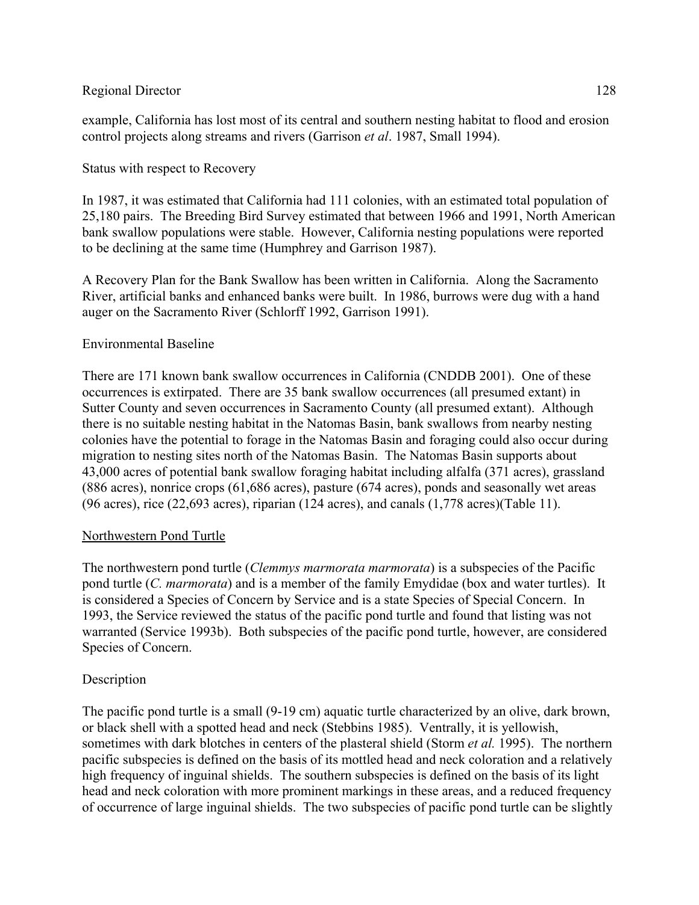example, California has lost most of its central and southern nesting habitat to flood and erosion control projects along streams and rivers (Garrison *et al*. 1987, Small 1994).

Status with respect to Recovery

In 1987, it was estimated that California had 111 colonies, with an estimated total population of 25,180 pairs. The Breeding Bird Survey estimated that between 1966 and 1991, North American bank swallow populations were stable. However, California nesting populations were reported to be declining at the same time (Humphrey and Garrison 1987).

A Recovery Plan for the Bank Swallow has been written in California. Along the Sacramento River, artificial banks and enhanced banks were built. In 1986, burrows were dug with a hand auger on the Sacramento River (Schlorff 1992, Garrison 1991).

Environmental Baseline

There are 171 known bank swallow occurrences in California (CNDDB 2001). One of these occurrences is extirpated. There are 35 bank swallow occurrences (all presumed extant) in Sutter County and seven occurrences in Sacramento County (all presumed extant). Although there is no suitable nesting habitat in the Natomas Basin, bank swallows from nearby nesting colonies have the potential to forage in the Natomas Basin and foraging could also occur during migration to nesting sites north of the Natomas Basin. The Natomas Basin supports about 43,000 acres of potential bank swallow foraging habitat including alfalfa (371 acres), grassland (886 acres), nonrice crops (61,686 acres), pasture (674 acres), ponds and seasonally wet areas (96 acres), rice (22,693 acres), riparian (124 acres), and canals (1,778 acres)(Table 11).

<u>Northwestern Pond Turtle</u>

The northwestern pond turtle (*Clemmys marmorata marmorata*) is a subspecies of the Pacific pond turtle (*C. marmorata*) and is a member of the family Emydidae (box and water turtles). It is considered a Species of Concern by Service and is a state Species of Special Concern. In 1993, the Service reviewed the status of the pacific pond turtle and found that listing was not warranted (Service 1993b). Both subspecies of the pacific pond turtle, however, are considered Species of Concern.

Description

The pacific pond turtle is a small (9-19 cm) aquatic turtle characterized by an olive, dark brown, or black shell with a spotted head and neck (Stebbins 1985). Ventrally, it is yellowish, sometimes with dark blotches in centers of the plasteral shield (Storm *et al.* 1995). The northern pacific subspecies is defined on the basis of its mottled head and neck coloration and a relatively high frequency of inguinal shields. The southern subspecies is defined on the basis of its light head and neck coloration with more prominent markings in these areas, and a reduced frequency of occurrence of large inguinal shields. The two subspecies of pacific pond turtle can be slightly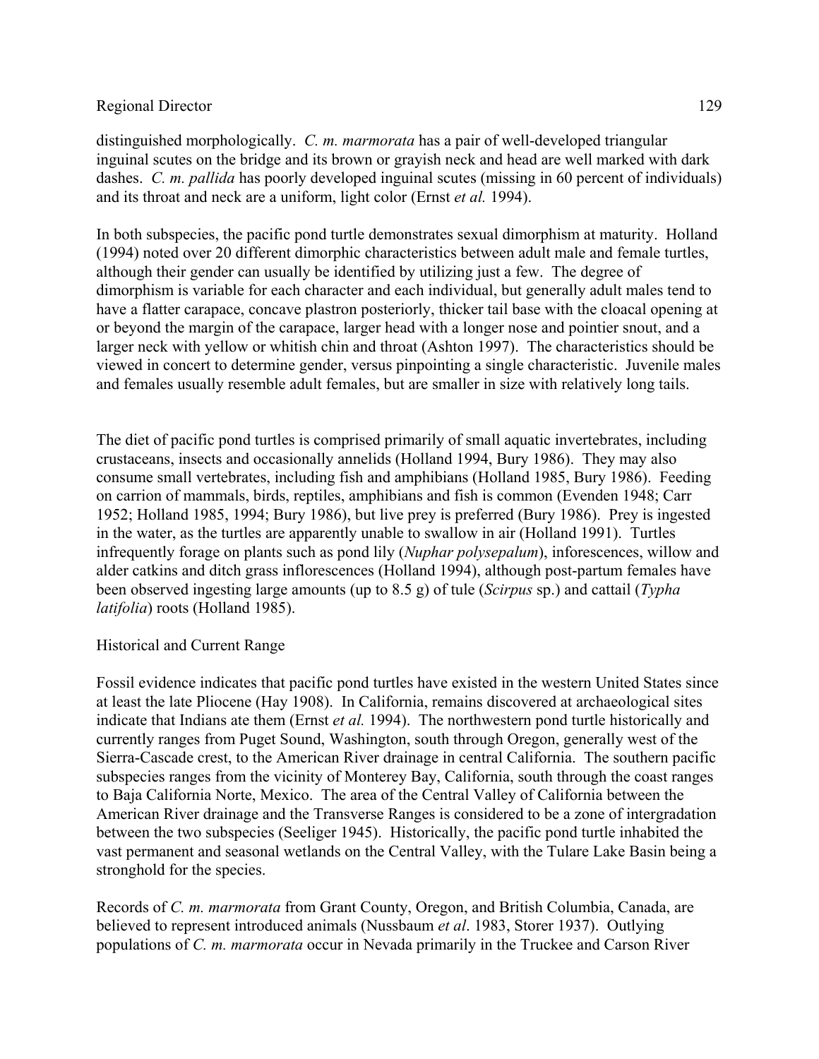distinguished morphologically. *C. m. marmorata* has a pair of well-developed triangular inguinal scutes on the bridge and its brown or grayish neck and head are well marked with dark dashes. *C. m. pallida* has poorly developed inguinal scutes (missing in 60 percent of individuals) and its throat and neck are a uniform, light color (Ernst *et al.* 1994).

In both subspecies, the pacific pond turtle demonstrates sexual dimorphism at maturity. Holland (1994) noted over 20 different dimorphic characteristics between adult male and female turtles, although their gender can usually be identified by utilizing just a few. The degree of dimorphism is variable for each character and each individual, but generally adult males tend to have a flatter carapace, concave plastron posteriorly, thicker tail base with the cloacal opening at or beyond the margin of the carapace, larger head with a longer nose and pointier snout, and a larger neck with yellow or whitish chin and throat (Ashton 1997). The characteristics should be viewed in concert to determine gender, versus pinpointing a single characteristic. Juvenile males and females usually resemble adult females, but are smaller in size with relatively long tails.

The diet of pacific pond turtles is comprised primarily of small aquatic invertebrates, including crustaceans, insects and occasionally annelids (Holland 1994, Bury 1986). They may also consume small vertebrates, including fish and amphibians (Holland 1985, Bury 1986). Feeding on carrion of mammals, birds, reptiles, amphibians and fish is common (Evenden 1948; Carr 1952; Holland 1985, 1994; Bury 1986), but live prey is preferred (Bury 1986). Prey is ingested in the water, as the turtles are apparently unable to swallow in air (Holland 1991). Turtles infrequently forage on plants such as pond lily (*Nuphar polysepalum*), inforescences, willow and alder catkins and ditch grass inflorescences (Holland 1994), although post-partum females have been observed ingesting large amounts (up to 8.5 g) of tule (*Scirpus* sp.) and cattail (*Typha latifolia*) roots (Holland 1985).

Historical and Current Range

Fossil evidence indicates that pacific pond turtles have existed in the western United States since at least the late Pliocene (Hay 1908). In California, remains discovered at archaeological sites indicate that Indians ate them (Ernst *et al.* 1994). The northwestern pond turtle historically and currently ranges from Puget Sound, Washington, south through Oregon, generally west of the Sierra-Cascade crest, to the American River drainage in central California. The southern pacific subspecies ranges from the vicinity of Monterey Bay, California, south through the coast ranges to Baja California Norte, Mexico. The area of the Central Valley of California between the American River drainage and the Transverse Ranges is considered to be a zone of intergradation between the two subspecies (Seeliger 1945). Historically, the pacific pond turtle inhabited the vast permanent and seasonal wetlands on the Central Valley, with the Tulare Lake Basin being a stronghold for the species.

Records of *C. m. marmorata* from Grant County, Oregon, and British Columbia, Canada, are believed to represent introduced animals (Nussbaum *et al*. 1983, Storer 1937). Outlying populations of *C. m. marmorata* occur in Nevada primarily in the Truckee and Carson River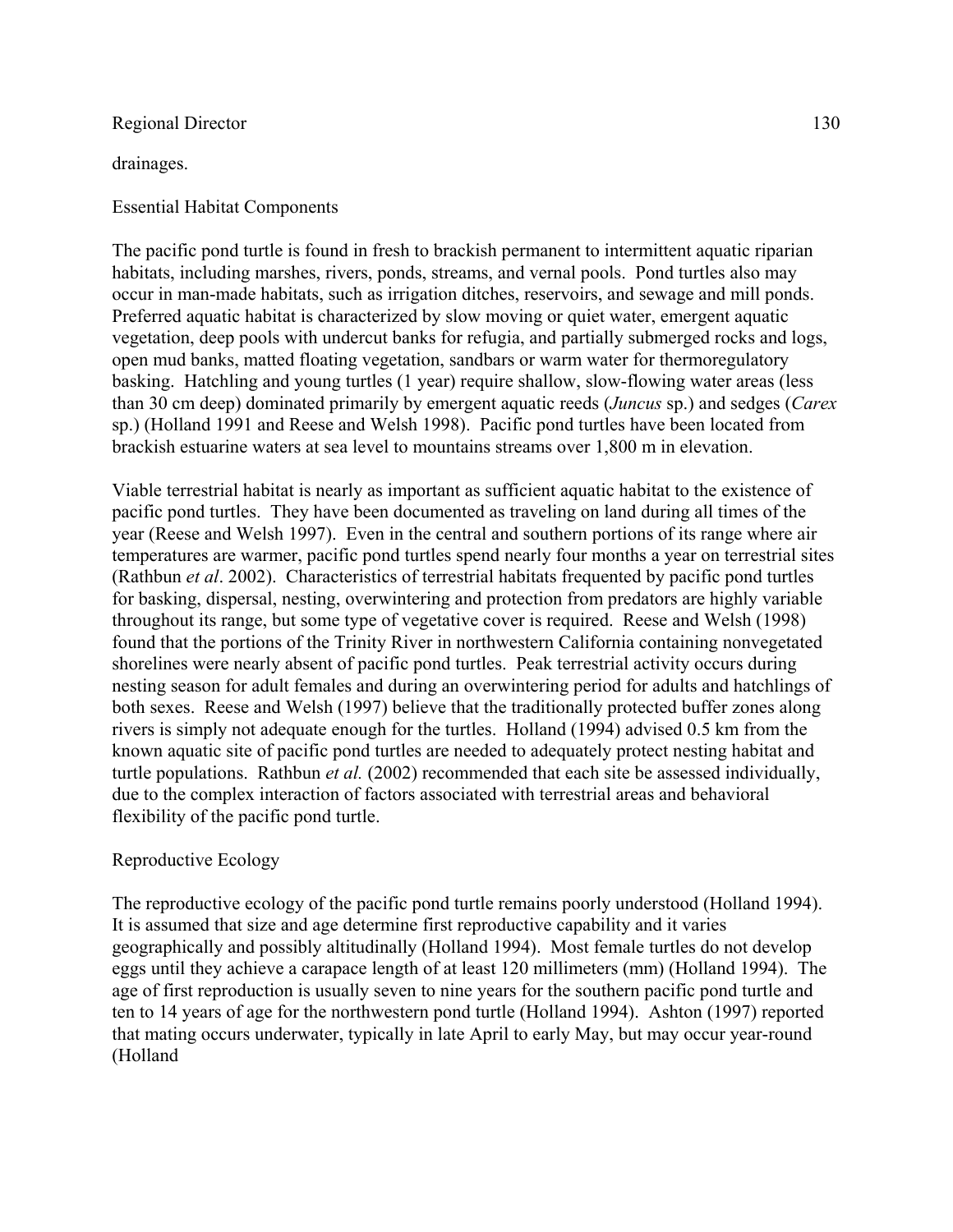drainages.

## Essential Habitat Components

The pacific pond turtle is found in fresh to brackish permanent to intermittent aquatic riparian habitats, including marshes, rivers, ponds, streams, and vernal pools. Pond turtles also may occur in man-made habitats, such as irrigation ditches, reservoirs, and sewage and mill ponds. Preferred aquatic habitat is characterized by slow moving or quiet water, emergent aquatic vegetation, deep pools with undercut banks for refugia, and partially submerged rocks and logs, open mud banks, matted floating vegetation, sandbars or warm water for thermoregulatory basking. Hatchling and young turtles (1 year) require shallow, slow-flowing water areas (less than 30 cm deep) dominated primarily by emergent aquatic reeds (*Juncus* sp.) and sedges (*Carex* sp.) (Holland 1991 and Reese and Welsh 1998). Pacific pond turtles have been located from brackish estuarine waters at sea level to mountains streams over 1,800 m in elevation.

Viable terrestrial habitat is nearly as important as sufficient aquatic habitat to the existence of pacific pond turtles. They have been documented as traveling on land during all times of the year (Reese and Welsh 1997). Even in the central and southern portions of its range where air temperatures are warmer, pacific pond turtles spend nearly four months a year on terrestrial sites (Rathbun *et al*. 2002). Characteristics of terrestrial habitats frequented by pacific pond turtles for basking, dispersal, nesting, overwintering and protection from predators are highly variable throughout its range, but some type of vegetative cover is required. Reese and Welsh (1998) found that the portions of the Trinity River in northwestern California containing nonvegetated shorelines were nearly absent of pacific pond turtles. Peak terrestrial activity occurs during nesting season for adult females and during an overwintering period for adults and hatchlings of both sexes. Reese and Welsh (1997) believe that the traditionally protected buffer zones along rivers is simply not adequate enough for the turtles. Holland (1994) advised 0.5 km from the known aquatic site of pacific pond turtles are needed to adequately protect nesting habitat and turtle populations. Rathbun *et al.* (2002) recommended that each site be assessed individually, due to the complex interaction of factors associated with terrestrial areas and behavioral flexibility of the pacific pond turtle.

## Reproductive Ecology

The reproductive ecology of the pacific pond turtle remains poorly understood (Holland 1994). It is assumed that size and age determine first reproductive capability and it varies geographically and possibly altitudinally (Holland 1994). Most female turtles do not develop eggs until they achieve a carapace length of at least 120 millimeters (mm) (Holland 1994). The age of first reproduction is usually seven to nine years for the southern pacific pond turtle and ten to 14 years of age for the northwestern pond turtle (Holland 1994). Ashton (1997) reported that mating occurs underwater, typically in late April to early May, but may occur year-round (Holland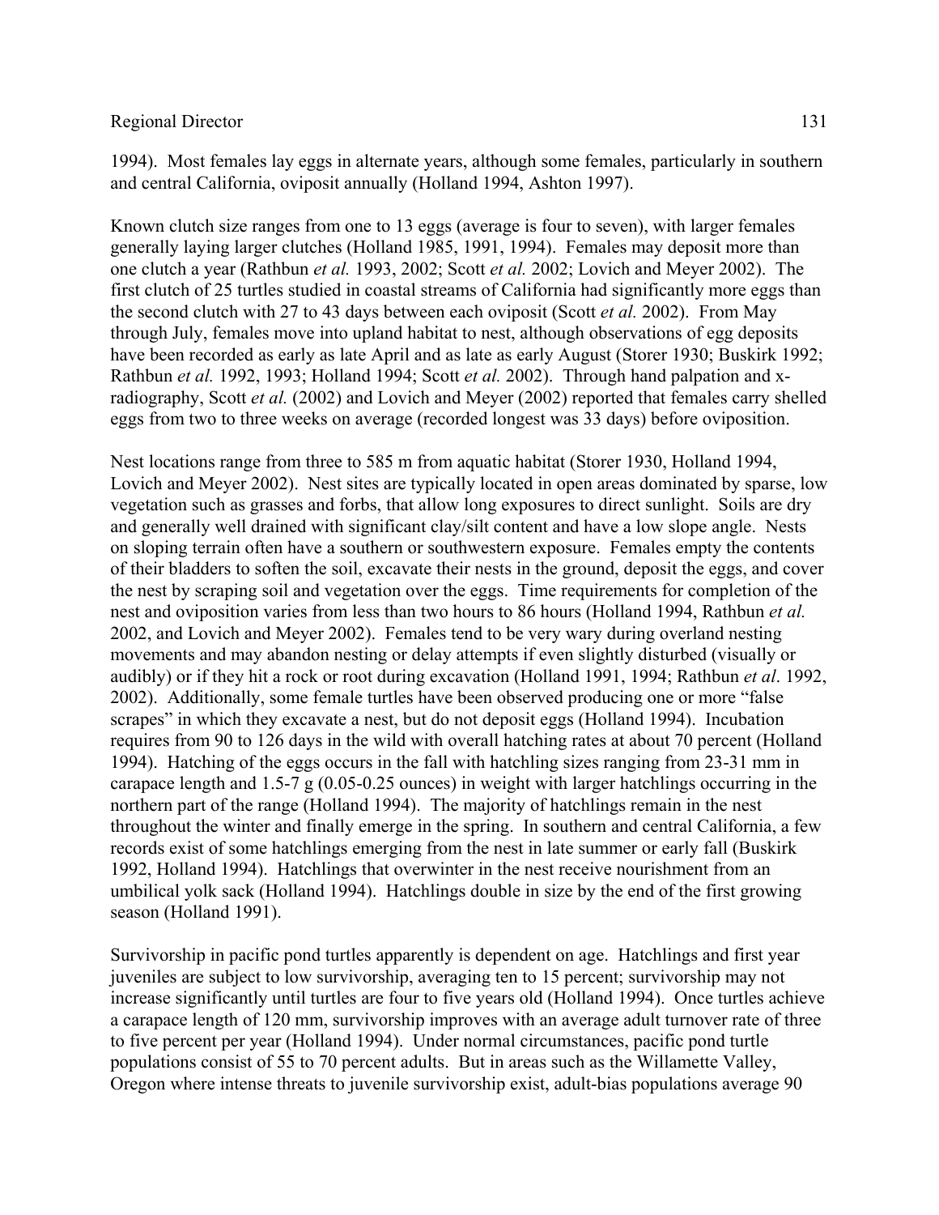1994). Most females lay eggs in alternate years, although some females, particularly in southern and central California, oviposit annually (Holland 1994, Ashton 1997).

Known clutch size ranges from one to 13 eggs (average is four to seven), with larger females generally laying larger clutches (Holland 1985, 1991, 1994). Females may deposit more than one clutch a year (Rathbun *et al.* 1993, 2002; Scott *et al.* 2002; Lovich and Meyer 2002). The first clutch of 25 turtles studied in coastal streams of California had significantly more eggs than the second clutch with 27 to 43 days between each oviposit (Scott *et al.* 2002). From May through July, females move into upland habitat to nest, although observations of egg deposits have been recorded as early as late April and as late as early August (Storer 1930; Buskirk 1992; Rathbun *et al.* 1992, 1993; Holland 1994; Scott *et al.* 2002). Through hand palpation and x-radiography, Scott *et al.* (2002) and Lovich and Meyer (2002) reported that females carry shelled eggs from two to three weeks on average (recorded longest was 33 days) before oviposition.

Nest locations range from three to 585 m from aquatic habitat (Storer 1930, Holland 1994, Lovich and Meyer 2002). Nest sites are typically located in open areas dominated by sparse, low vegetation such as grasses and forbs, that allow long exposures to direct sunlight. Soils are dry and generally well drained with significant clay/silt content and have a low slope angle. Nests on sloping terrain often have a southern or southwestern exposure. Females empty the contents of their bladders to soften the soil, excavate their nests in the ground, deposit the eggs, and cover the nest by scraping soil and vegetation over the eggs. Time requirements for completion of the nest and oviposition varies from less than two hours to 86 hours (Holland 1994, Rathbun *et al.* 2002, and Lovich and Meyer 2002). Females tend to be very wary during overland nesting movements and may abandon nesting or delay attempts if even slightly disturbed (visually or audibly) or if they hit a rock or root during excavation (Holland 1991, 1994; Rathbun *et al*. 1992, 2002). Additionally, some female turtles have been observed producing one or more "false scrapes" in which they excavate a nest, but do not deposit eggs (Holland 1994). Incubation requires from 90 to 126 days in the wild with overall hatching rates at about 70 percent (Holland 1994). Hatching of the eggs occurs in the fall with hatchling sizes ranging from 23-31 mm in carapace length and 1.5-7 g (0.05-0.25 ounces) in weight with larger hatchlings occurring in the northern part of the range (Holland 1994). The majority of hatchlings remain in the nest throughout the winter and finally emerge in the spring. In southern and central California, a few records exist of some hatchlings emerging from the nest in late summer or early fall (Buskirk 1992, Holland 1994). Hatchlings that overwinter in the nest receive nourishment from an umbilical yolk sack (Holland 1994). Hatchlings double in size by the end of the first growing season (Holland 1991).

Survivorship in pacific pond turtles apparently is dependent on age. Hatchlings and first year juveniles are subject to low survivorship, averaging ten to 15 percent; survivorship may not increase significantly until turtles are four to five years old (Holland 1994). Once turtles achieve a carapace length of 120 mm, survivorship improves with an average adult turnover rate of three to five percent per year (Holland 1994). Under normal circumstances, pacific pond turtle populations consist of 55 to 70 percent adults. But in areas such as the Willamette Valley, Oregon where intense threats to juvenile survivorship exist, adult-bias populations average 90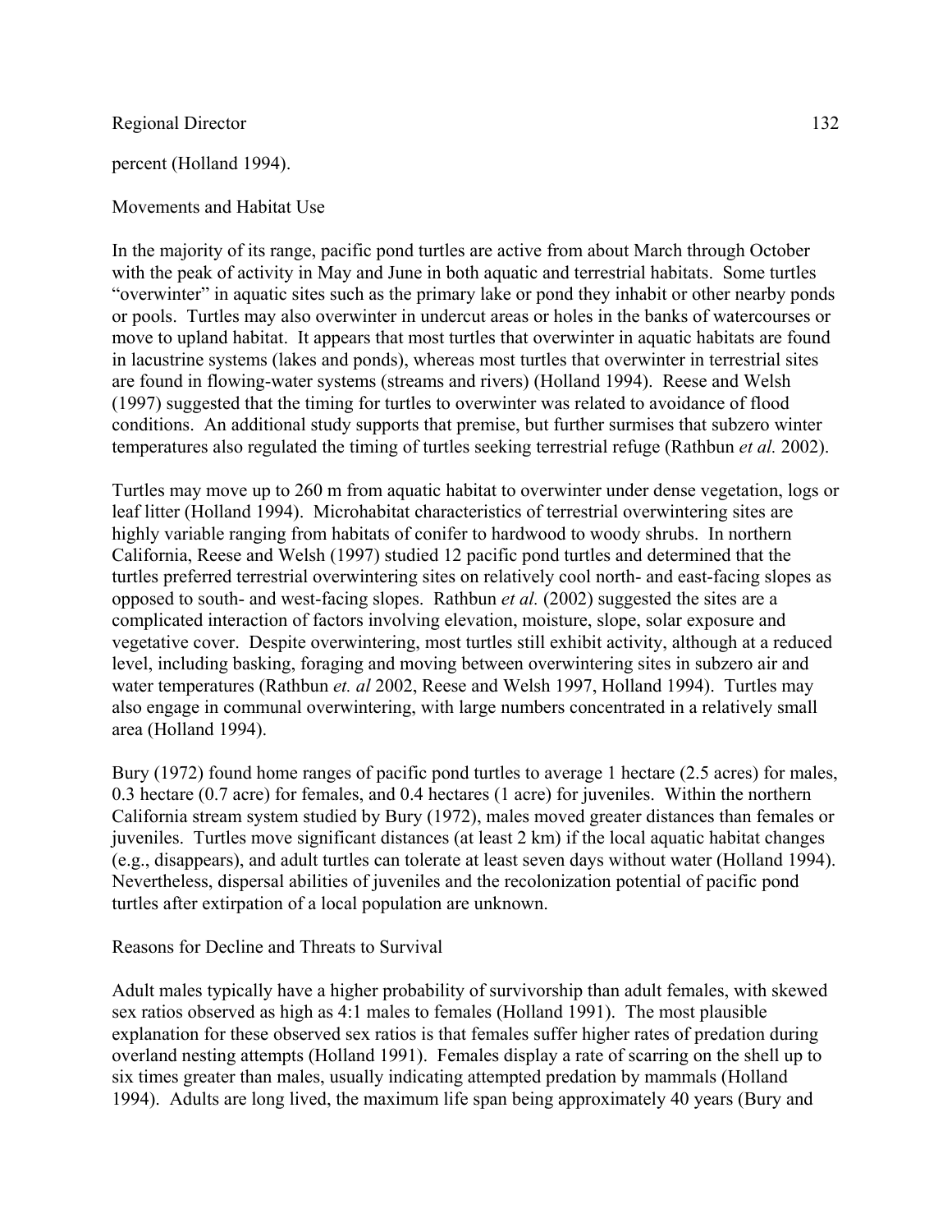percent (Holland 1994).

## Movements and Habitat Use

In the majority of its range, pacific pond turtles are active from about March through October with the peak of activity in May and June in both aquatic and terrestrial habitats. Some turtles "overwinter" in aquatic sites such as the primary lake or pond they inhabit or other nearby ponds or pools. Turtles may also overwinter in undercut areas or holes in the banks of watercourses or move to upland habitat. It appears that most turtles that overwinter in aquatic habitats are found in lacustrine systems (lakes and ponds), whereas most turtles that overwinter in terrestrial sites are found in flowing-water systems (streams and rivers) (Holland 1994). Reese and Welsh (1997) suggested that the timing for turtles to overwinter was related to avoidance of flood conditions. An additional study supports that premise, but further surmises that subzero winter temperatures also regulated the timing of turtles seeking terrestrial refuge (Rathbun *et al.* 2002).

Turtles may move up to 260 m from aquatic habitat to overwinter under dense vegetation, logs or leaf litter (Holland 1994). Microhabitat characteristics of terrestrial overwintering sites are highly variable ranging from habitats of conifer to hardwood to woody shrubs. In northern California, Reese and Welsh (1997) studied 12 pacific pond turtles and determined that the turtles preferred terrestrial overwintering sites on relatively cool north- and east-facing slopes as opposed to south- and west-facing slopes. Rathbun *et al.* (2002) suggested the sites are a complicated interaction of factors involving elevation, moisture, slope, solar exposure and vegetative cover. Despite overwintering, most turtles still exhibit activity, although at a reduced level, including basking, foraging and moving between overwintering sites in subzero air and water temperatures (Rathbun *et. al* 2002, Reese and Welsh 1997, Holland 1994). Turtles may also engage in communal overwintering, with large numbers concentrated in a relatively small area (Holland 1994).

Bury (1972) found home ranges of pacific pond turtles to average 1 hectare (2.5 acres) for males, 0.3 hectare (0.7 acre) for females, and 0.4 hectares (1 acre) for juveniles. Within the northern California stream system studied by Bury (1972), males moved greater distances than females or juveniles. Turtles move significant distances (at least 2 km) if the local aquatic habitat changes (e.g., disappears), and adult turtles can tolerate at least seven days without water (Holland 1994). Nevertheless, dispersal abilities of juveniles and the recolonization potential of pacific pond turtles after extirpation of a local population are unknown.

## Reasons for Decline and Threats to Survival

Adult males typically have a higher probability of survivorship than adult females, with skewed sex ratios observed as high as 4:1 males to females (Holland 1991). The most plausible explanation for these observed sex ratios is that females suffer higher rates of predation during overland nesting attempts (Holland 1991). Females display a rate of scarring on the shell up to six times greater than males, usually indicating attempted predation by mammals (Holland 1994). Adults are long lived, the maximum life span being approximately 40 years (Bury and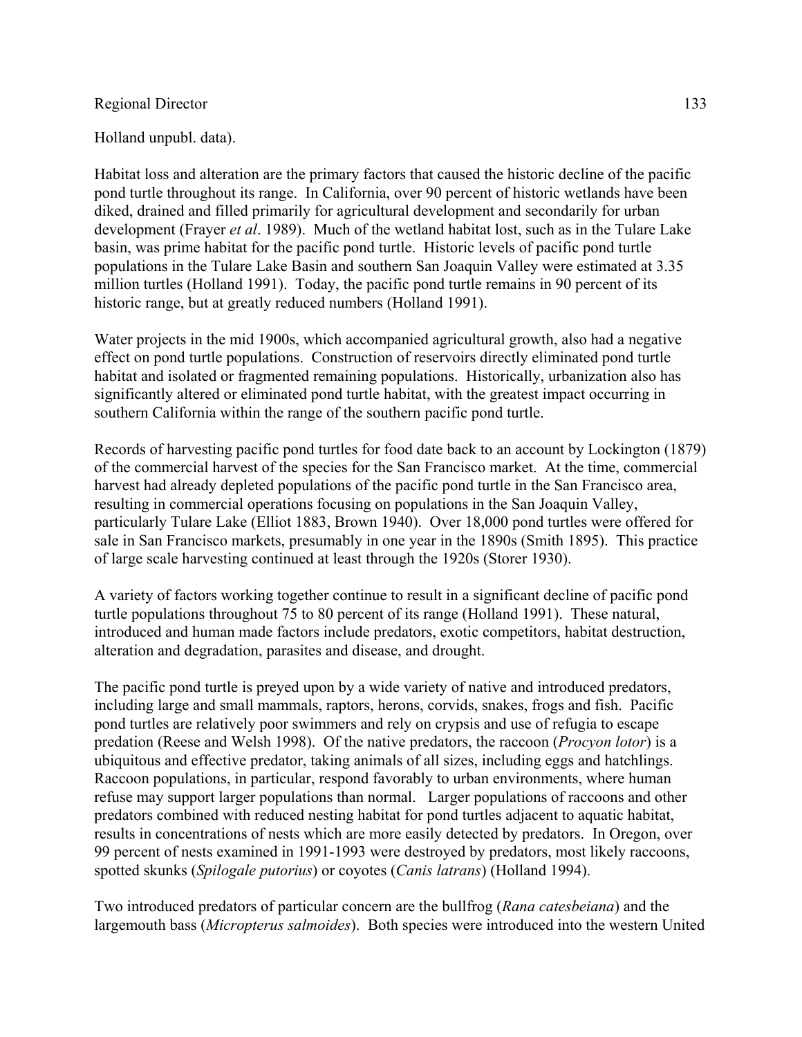Holland unpubl. data).

Habitat loss and alteration are the primary factors that caused the historic decline of the pacific pond turtle throughout its range. In California, over 90 percent of historic wetlands have been diked, drained and filled primarily for agricultural development and secondarily for urban development (Frayer *et al*. 1989). Much of the wetland habitat lost, such as in the Tulare Lake basin, was prime habitat for the pacific pond turtle. Historic levels of pacific pond turtle populations in the Tulare Lake Basin and southern San Joaquin Valley were estimated at 3.35 million turtles (Holland 1991). Today, the pacific pond turtle remains in 90 percent of its historic range, but at greatly reduced numbers (Holland 1991).

Water projects in the mid 1900s, which accompanied agricultural growth, also had a negative effect on pond turtle populations. Construction of reservoirs directly eliminated pond turtle habitat and isolated or fragmented remaining populations. Historically, urbanization also has significantly altered or eliminated pond turtle habitat, with the greatest impact occurring in southern California within the range of the southern pacific pond turtle.

Records of harvesting pacific pond turtles for food date back to an account by Lockington (1879) of the commercial harvest of the species for the San Francisco market. At the time, commercial harvest had already depleted populations of the pacific pond turtle in the San Francisco area, resulting in commercial operations focusing on populations in the San Joaquin Valley, particularly Tulare Lake (Elliot 1883, Brown 1940). Over 18,000 pond turtles were offered for sale in San Francisco markets, presumably in one year in the 1890s (Smith 1895). This practice of large scale harvesting continued at least through the 1920s (Storer 1930).

A variety of factors working together continue to result in a significant decline of pacific pond turtle populations throughout 75 to 80 percent of its range (Holland 1991). These natural, introduced and human made factors include predators, exotic competitors, habitat destruction, alteration and degradation, parasites and disease, and drought.

The pacific pond turtle is preyed upon by a wide variety of native and introduced predators, including large and small mammals, raptors, herons, corvids, snakes, frogs and fish. Pacific pond turtles are relatively poor swimmers and rely on crypsis and use of refugia to escape predation (Reese and Welsh 1998). Of the native predators, the raccoon (*Procyon lotor*) is a ubiquitous and effective predator, taking animals of all sizes, including eggs and hatchlings. Raccoon populations, in particular, respond favorably to urban environments, where human refuse may support larger populations than normal. Larger populations of raccoons and other predators combined with reduced nesting habitat for pond turtles adjacent to aquatic habitat, results in concentrations of nests which are more easily detected by predators. In Oregon, over 99 percent of nests examined in 1991-1993 were destroyed by predators, most likely raccoons, spotted skunks (*Spilogale putorius*) or coyotes (*Canis latrans*) (Holland 1994).

Two introduced predators of particular concern are the bullfrog (*Rana catesbeiana*) and the largemouth bass (*Micropterus salmoides*). Both species were introduced into the western United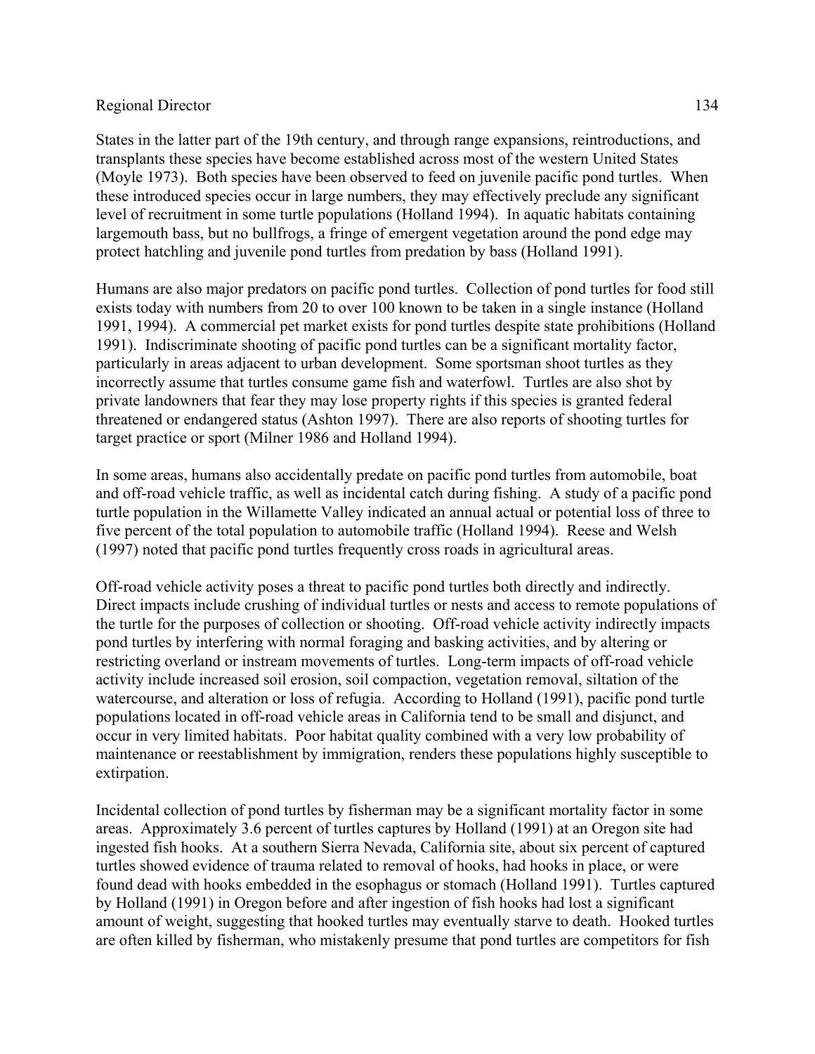States in the latter part of the 19th century, and through range expansions, reintroductions, and transplants these species have become established across most of the western United States (Moyle 1973). Both species have been observed to feed on juvenile pacific pond turtles. When these introduced species occur in large numbers, they may effectively preclude any significant level of recruitment in some turtle populations (Holland 1994). In aquatic habitats containing largemouth bass, but no bullfrogs, a fringe of emergent vegetation around the pond edge may protect hatchling and juvenile pond turtles from predation by bass (Holland 1991).

Humans are also major predators on pacific pond turtles. Collection of pond turtles for food still exists today with numbers from 20 to over 100 known to be taken in a single instance (Holland 1991, 1994). A commercial pet market exists for pond turtles despite state prohibitions (Holland 1991). Indiscriminate shooting of pacific pond turtles can be a significant mortality factor, particularly in areas adjacent to urban development. Some sportsman shoot turtles as they incorrectly assume that turtles consume game fish and waterfowl. Turtles are also shot by private landowners that fear they may lose property rights if this species is granted federal threatened or endangered status (Ashton 1997). There are also reports of shooting turtles for target practice or sport (Milner 1986 and Holland 1994).

In some areas, humans also accidentally predate on pacific pond turtles from automobile, boat and off-road vehicle traffic, as well as incidental catch during fishing. A study of a pacific pond turtle population in the Willamette Valley indicated an annual actual or potential loss of three to five percent of the total population to automobile traffic (Holland 1994). Reese and Welsh (1997) noted that pacific pond turtles frequently cross roads in agricultural areas.

Off-road vehicle activity poses a threat to pacific pond turtles both directly and indirectly. Direct impacts include crushing of individual turtles or nests and access to remote populations of the turtle for the purposes of collection or shooting. Off-road vehicle activity indirectly impacts pond turtles by interfering with normal foraging and basking activities, and by altering or restricting overland or instream movements of turtles. Long-term impacts of off-road vehicle activity include increased soil erosion, soil compaction, vegetation removal, siltation of the watercourse, and alteration or loss of refugia. According to Holland (1991), pacific pond turtle populations located in off-road vehicle areas in California tend to be small and disjunct, and occur in very limited habitats. Poor habitat quality combined with a very low probability of maintenance or reestablishment by immigration, renders these populations highly susceptible to extirpation.

Incidental collection of pond turtles by fisherman may be a significant mortality factor in some areas. Approximately 3.6 percent of turtles captures by Holland (1991) at an Oregon site had ingested fish hooks. At a southern Sierra Nevada, California site, about six percent of captured turtles showed evidence of trauma related to removal of hooks, had hooks in place, or were found dead with hooks embedded in the esophagus or stomach (Holland 1991). Turtles captured by Holland (1991) in Oregon before and after ingestion of fish hooks had lost a significant amount of weight, suggesting that hooked turtles may eventually starve to death. Hooked turtles are often killed by fisherman, who mistakenly presume that pond turtles are competitors for fish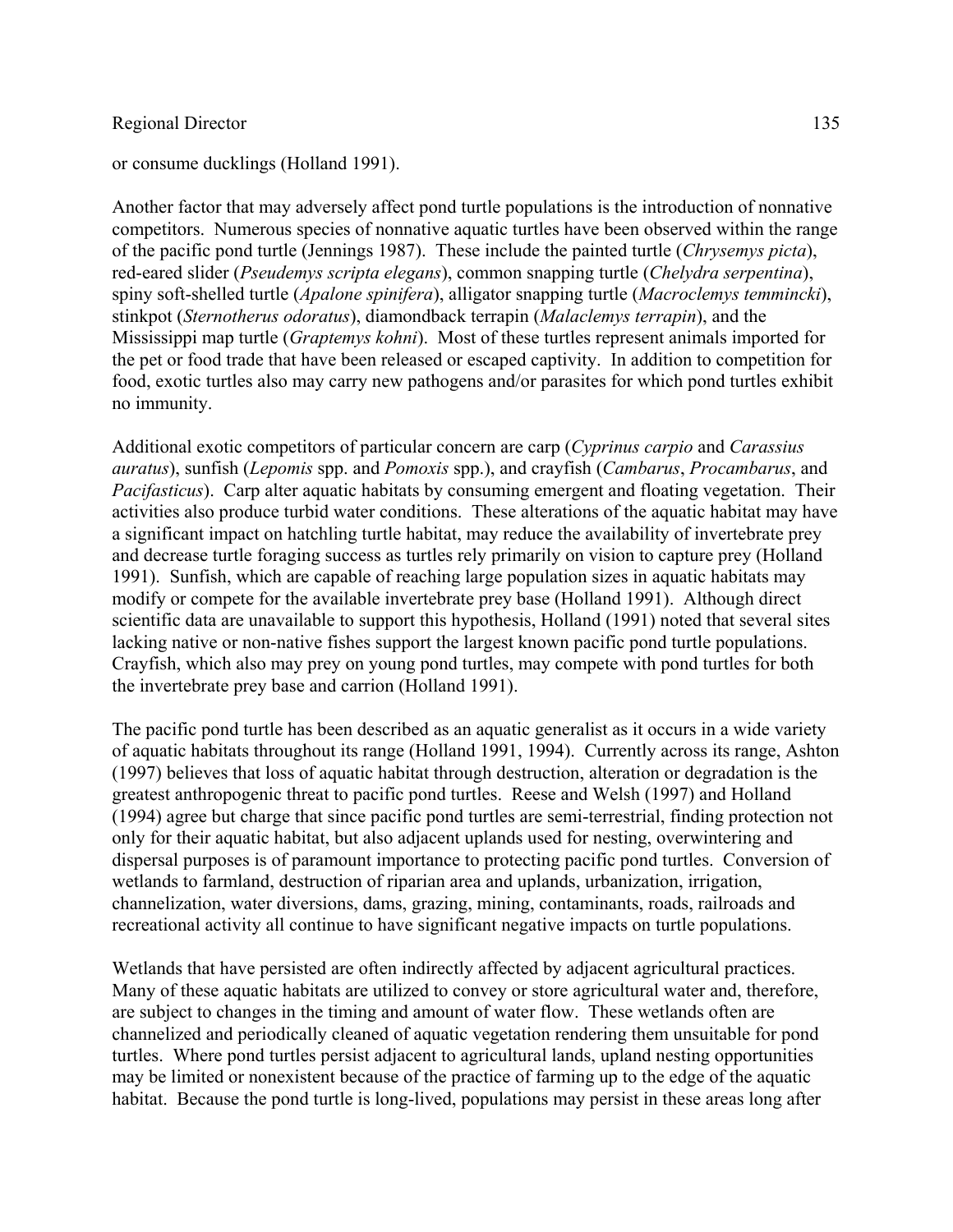or consume ducklings (Holland 1991).

Another factor that may adversely affect pond turtle populations is the introduction of nonnative competitors. Numerous species of nonnative aquatic turtles have been observed within the range of the pacific pond turtle (Jennings 1987). These include the painted turtle (*Chrysemys picta*), red-eared slider (*Pseudemys scripta elegans*), common snapping turtle (*Chelydra serpentina*), spiny soft-shelled turtle (*Apalone spinifera*), alligator snapping turtle (*Macroclemys temmincki*), stinkpot (*Sternotherus odoratus*), diamondback terrapin (*Malaclemys terrapin*), and the Mississippi map turtle (*Graptemys kohni*). Most of these turtles represent animals imported for the pet or food trade that have been released or escaped captivity. In addition to competition for food, exotic turtles also may carry new pathogens and/or parasites for which pond turtles exhibit no immunity.

Additional exotic competitors of particular concern are carp (*Cyprinus carpio* and *Carassius auratus*), sunfish (*Lepomis* spp. and *Pomoxis* spp.), and crayfish (*Cambarus*, *Procambarus*, and *Pacifasticus*). Carp alter aquatic habitats by consuming emergent and floating vegetation. Their activities also produce turbid water conditions. These alterations of the aquatic habitat may have a significant impact on hatchling turtle habitat, may reduce the availability of invertebrate prey and decrease turtle foraging success as turtles rely primarily on vision to capture prey (Holland 1991). Sunfish, which are capable of reaching large population sizes in aquatic habitats may modify or compete for the available invertebrate prey base (Holland 1991). Although direct scientific data are unavailable to support this hypothesis, Holland (1991) noted that several sites lacking native or non-native fishes support the largest known pacific pond turtle populations. Crayfish, which also may prey on young pond turtles, may compete with pond turtles for both the invertebrate prey base and carrion (Holland 1991).

The pacific pond turtle has been described as an aquatic generalist as it occurs in a wide variety of aquatic habitats throughout its range (Holland 1991, 1994). Currently across its range, Ashton (1997) believes that loss of aquatic habitat through destruction, alteration or degradation is the greatest anthropogenic threat to pacific pond turtles. Reese and Welsh (1997) and Holland (1994) agree but charge that since pacific pond turtles are semi-terrestrial, finding protection not only for their aquatic habitat, but also adjacent uplands used for nesting, overwintering and dispersal purposes is of paramount importance to protecting pacific pond turtles. Conversion of wetlands to farmland, destruction of riparian area and uplands, urbanization, irrigation, channelization, water diversions, dams, grazing, mining, contaminants, roads, railroads and recreational activity all continue to have significant negative impacts on turtle populations.

Wetlands that have persisted are often indirectly affected by adjacent agricultural practices. Many of these aquatic habitats are utilized to convey or store agricultural water and, therefore, are subject to changes in the timing and amount of water flow. These wetlands often are channelized and periodically cleaned of aquatic vegetation rendering them unsuitable for pond turtles. Where pond turtles persist adjacent to agricultural lands, upland nesting opportunities may be limited or nonexistent because of the practice of farming up to the edge of the aquatic habitat. Because the pond turtle is long-lived, populations may persist in these areas long after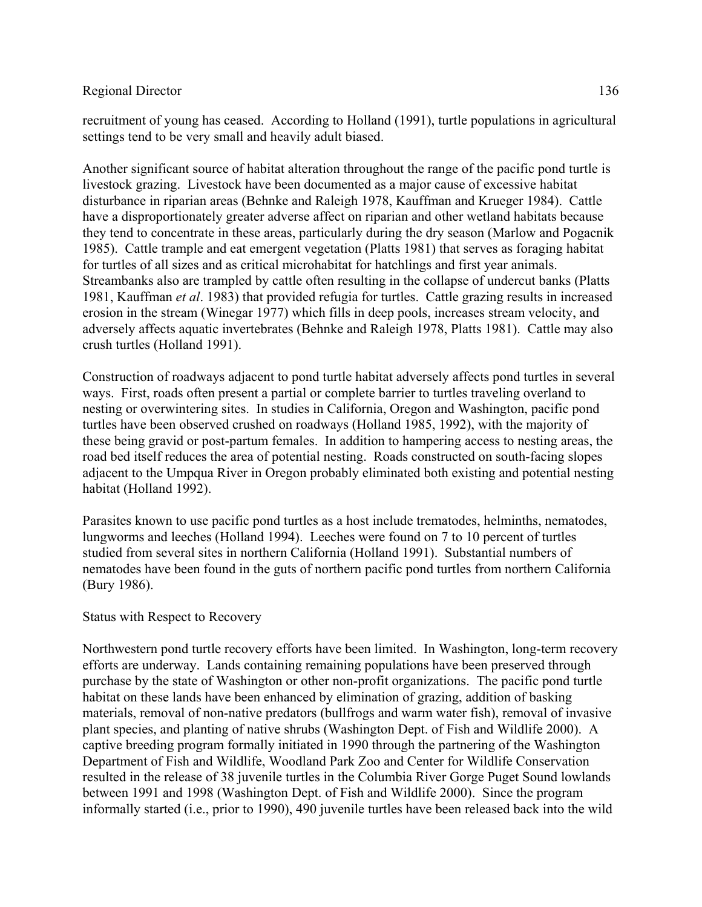recruitment of young has ceased. According to Holland (1991), turtle populations in agricultural settings tend to be very small and heavily adult biased.

Another significant source of habitat alteration throughout the range of the pacific pond turtle is livestock grazing. Livestock have been documented as a major cause of excessive habitat disturbance in riparian areas (Behnke and Raleigh 1978, Kauffman and Krueger 1984). Cattle have a disproportionately greater adverse affect on riparian and other wetland habitats because they tend to concentrate in these areas, particularly during the dry season (Marlow and Pogacnik 1985). Cattle trample and eat emergent vegetation (Platts 1981) that serves as foraging habitat for turtles of all sizes and as critical microhabitat for hatchlings and first year animals. Streambanks also are trampled by cattle often resulting in the collapse of undercut banks (Platts 1981, Kauffman *et al*. 1983) that provided refugia for turtles. Cattle grazing results in increased erosion in the stream (Winegar 1977) which fills in deep pools, increases stream velocity, and adversely affects aquatic invertebrates (Behnke and Raleigh 1978, Platts 1981). Cattle may also crush turtles (Holland 1991).

Construction of roadways adjacent to pond turtle habitat adversely affects pond turtles in several ways. First, roads often present a partial or complete barrier to turtles traveling overland to nesting or overwintering sites. In studies in California, Oregon and Washington, pacific pond turtles have been observed crushed on roadways (Holland 1985, 1992), with the majority of these being gravid or post-partum females. In addition to hampering access to nesting areas, the road bed itself reduces the area of potential nesting. Roads constructed on south-facing slopes adjacent to the Umpqua River in Oregon probably eliminated both existing and potential nesting habitat (Holland 1992).

Parasites known to use pacific pond turtles as a host include trematodes, helminths, nematodes, lungworms and leeches (Holland 1994). Leeches were found on 7 to 10 percent of turtles studied from several sites in northern California (Holland 1991). Substantial numbers of nematodes have been found in the guts of northern pacific pond turtles from northern California (Bury 1986).

Status with Respect to Recovery

Northwestern pond turtle recovery efforts have been limited. In Washington, long-term recovery efforts are underway. Lands containing remaining populations have been preserved through purchase by the state of Washington or other non-profit organizations. The pacific pond turtle habitat on these lands have been enhanced by elimination of grazing, addition of basking materials, removal of non-native predators (bullfrogs and warm water fish), removal of invasive plant species, and planting of native shrubs (Washington Dept. of Fish and Wildlife 2000). A captive breeding program formally initiated in 1990 through the partnering of the Washington Department of Fish and Wildlife, Woodland Park Zoo and Center for Wildlife Conservation resulted in the release of 38 juvenile turtles in the Columbia River Gorge Puget Sound lowlands between 1991 and 1998 (Washington Dept. of Fish and Wildlife 2000). Since the program informally started (i.e., prior to 1990), 490 juvenile turtles have been released back into the wild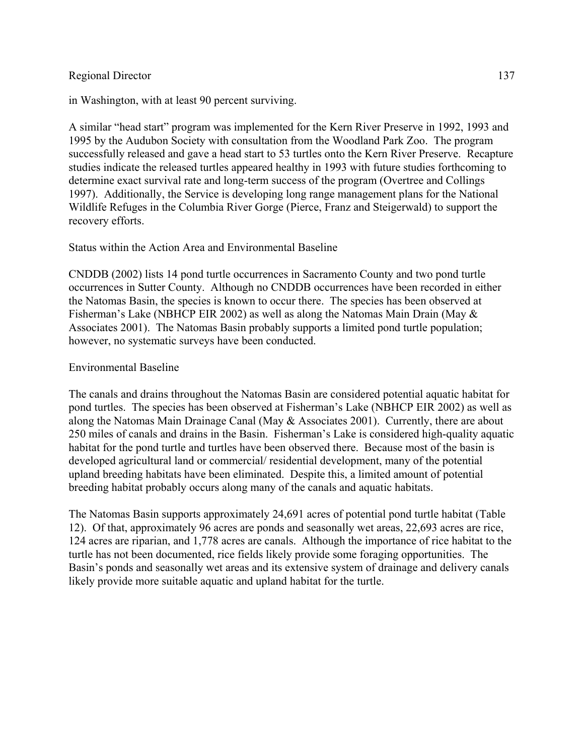in Washington, with at least 90 percent surviving.

A similar "head start" program was implemented for the Kern River Preserve in 1992, 1993 and 1995 by the Audubon Society with consultation from the Woodland Park Zoo. The program successfully released and gave a head start to 53 turtles onto the Kern River Preserve. Recapture studies indicate the released turtles appeared healthy in 1993 with future studies forthcoming to determine exact survival rate and long-term success of the program (Overtree and Collings 1997). Additionally, the Service is developing long range management plans for the National Wildlife Refuges in the Columbia River Gorge (Pierce, Franz and Steigerwald) to support the recovery efforts.

Status within the Action Area and Environmental Baseline

CNDDB (2002) lists 14 pond turtle occurrences in Sacramento County and two pond turtle occurrences in Sutter County. Although no CNDDB occurrences have been recorded in either the Natomas Basin, the species is known to occur there. The species has been observed at Fisherman's Lake (NBHCP EIR 2002) as well as along the Natomas Main Drain (May & Associates 2001). The Natomas Basin probably supports a limited pond turtle population; however, no systematic surveys have been conducted.

Environmental Baseline

The canals and drains throughout the Natomas Basin are considered potential aquatic habitat for pond turtles. The species has been observed at Fisherman's Lake (NBHCP EIR 2002) as well as along the Natomas Main Drainage Canal (May & Associates 2001). Currently, there are about 250 miles of canals and drains in the Basin. Fisherman's Lake is considered high-quality aquatic habitat for the pond turtle and turtles have been observed there. Because most of the basin is developed agricultural land or commercial/ residential development, many of the potential upland breeding habitats have been eliminated. Despite this, a limited amount of potential breeding habitat probably occurs along many of the canals and aquatic habitats.

The Natomas Basin supports approximately 24,691 acres of potential pond turtle habitat (Table 12). Of that, approximately 96 acres are ponds and seasonally wet areas, 22,693 acres are rice, 124 acres are riparian, and 1,778 acres are canals. Although the importance of rice habitat to the turtle has not been documented, rice fields likely provide some foraging opportunities. The Basin's ponds and seasonally wet areas and its extensive system of drainage and delivery canals likely provide more suitable aquatic and upland habitat for the turtle.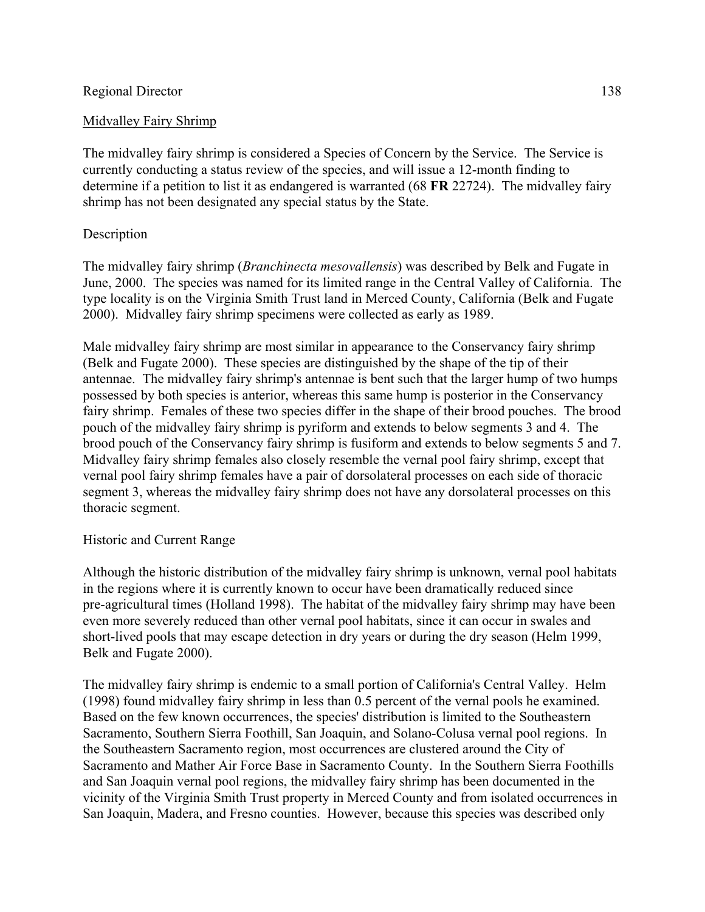## Midvalley Fairy Shrimp

The midvalley fairy shrimp is considered a Species of Concern by the Service. The Service is currently conducting a status review of the species, and will issue a 12-month finding to determine if a petition to list it as endangered is warranted (68 **FR** 22724). The midvalley fairy shrimp has not been designated any special status by the State.

### Description

The midvalley fairy shrimp (*Branchinecta mesovallensis*) was described by Belk and Fugate in June, 2000. The species was named for its limited range in the Central Valley of California. The type locality is on the Virginia Smith Trust land in Merced County, California (Belk and Fugate 2000). Midvalley fairy shrimp specimens were collected as early as 1989.

Male midvalley fairy shrimp are most similar in appearance to the Conservancy fairy shrimp (Belk and Fugate 2000). These species are distinguished by the shape of the tip of their antennae. The midvalley fairy shrimp's antennae is bent such that the larger hump of two humps possessed by both species is anterior, whereas this same hump is posterior in the Conservancy fairy shrimp. Females of these two species differ in the shape of their brood pouches. The brood pouch of the midvalley fairy shrimp is pyriform and extends to below segments 3 and 4. The brood pouch of the Conservancy fairy shrimp is fusiform and extends to below segments 5 and 7. Midvalley fairy shrimp females also closely resemble the vernal pool fairy shrimp, except that vernal pool fairy shrimp females have a pair of dorsolateral processes on each side of thoracic segment 3, whereas the midvalley fairy shrimp does not have any dorsolateral processes on this thoracic segment.

### Historic and Current Range

Although the historic distribution of the midvalley fairy shrimp is unknown, vernal pool habitats in the regions where it is currently known to occur have been dramatically reduced since pre-agricultural times (Holland 1998). The habitat of the midvalley fairy shrimp may have been even more severely reduced than other vernal pool habitats, since it can occur in swales and short-lived pools that may escape detection in dry years or during the dry season (Helm 1999, Belk and Fugate 2000).

The midvalley fairy shrimp is endemic to a small portion of California's Central Valley. Helm (1998) found midvalley fairy shrimp in less than 0.5 percent of the vernal pools he examined. Based on the few known occurrences, the species' distribution is limited to the Southeastern Sacramento, Southern Sierra Foothill, San Joaquin, and Solano-Colusa vernal pool regions. In the Southeastern Sacramento region, most occurrences are clustered around the City of Sacramento and Mather Air Force Base in Sacramento County. In the Southern Sierra Foothills and San Joaquin vernal pool regions, the midvalley fairy shrimp has been documented in the vicinity of the Virginia Smith Trust property in Merced County and from isolated occurrences in San Joaquin, Madera, and Fresno counties. However, because this species was described only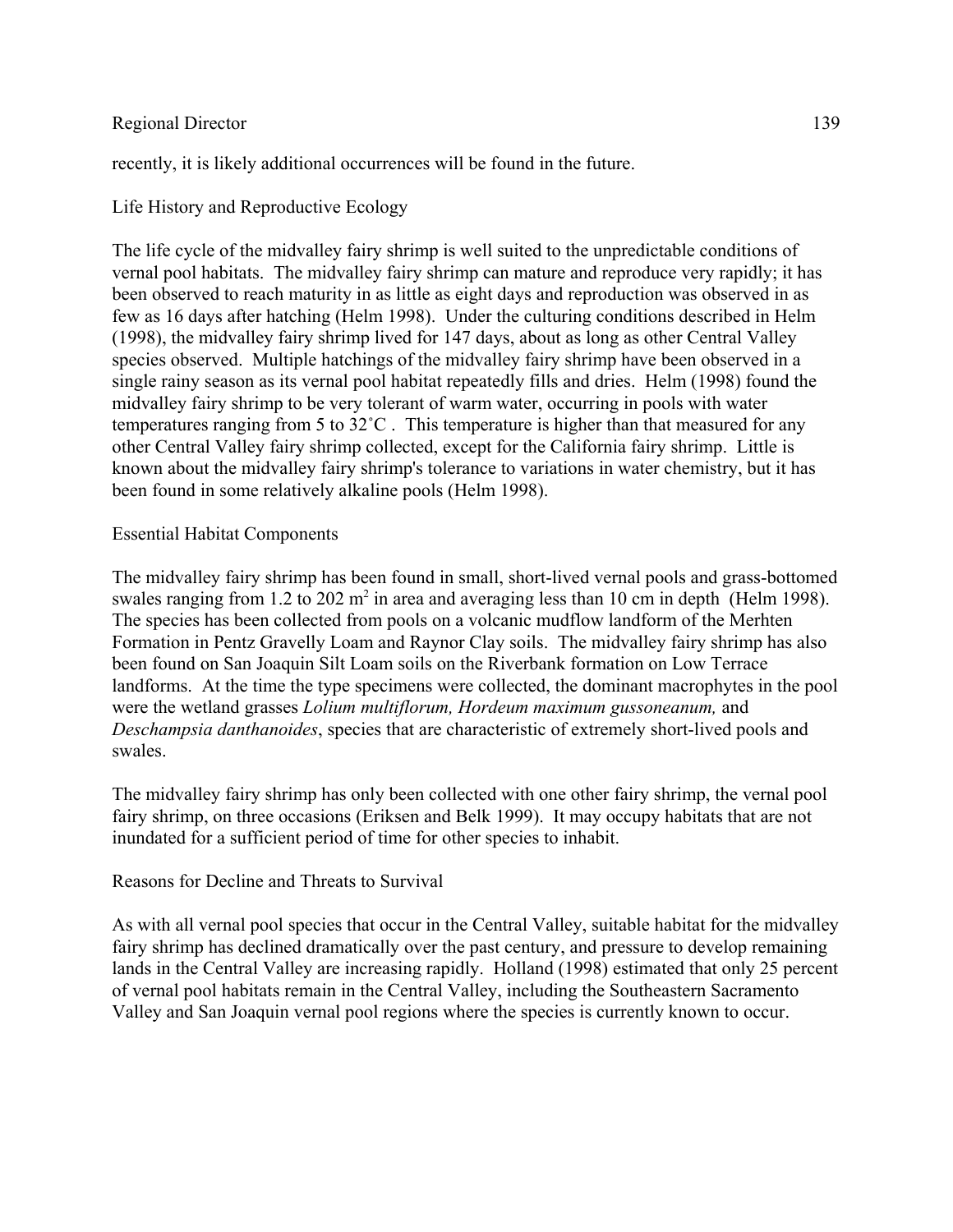recently, it is likely additional occurrences will be found in the future.

## Life History and Reproductive Ecology

The life cycle of the midvalley fairy shrimp is well suited to the unpredictable conditions of vernal pool habitats. The midvalley fairy shrimp can mature and reproduce very rapidly; it has been observed to reach maturity in as little as eight days and reproduction was observed in as few as 16 days after hatching (Helm 1998). Under the culturing conditions described in Helm (1998), the midvalley fairy shrimp lived for 147 days, about as long as other Central Valley species observed. Multiple hatchings of the midvalley fairy shrimp have been observed in a single rainy season as its vernal pool habitat repeatedly fills and dries. Helm (1998) found the midvalley fairy shrimp to be very tolerant of warm water, occurring in pools with water temperatures ranging from 5 to 32˚C . This temperature is higher than that measured for any other Central Valley fairy shrimp collected, except for the California fairy shrimp. Little is known about the midvalley fairy shrimp's tolerance to variations in water chemistry, but it has been found in some relatively alkaline pools (Helm 1998).

## Essential Habitat Components

The midvalley fairy shrimp has been found in small, short-lived vernal pools and grass-bottomed swales ranging from 1.2 to 202 $m^2$ in area and averaging less than 10 cm in depth (Helm 1998). The species has been collected from pools on a volcanic mudflow landform of the Merhten Formation in Pentz Gravelly Loam and Raynor Clay soils. The midvalley fairy shrimp has also been found on San Joaquin Silt Loam soils on the Riverbank formation on Low Terrace landforms. At the time the type specimens were collected, the dominant macrophytes in the pool were the wetland grasses *Lolium multiflorum, Hordeum maximum gussoneanum,* and *Deschampsia danthanoides*, species that are characteristic of extremely short-lived pools and swales.

The midvalley fairy shrimp has only been collected with one other fairy shrimp, the vernal pool fairy shrimp, on three occasions (Eriksen and Belk 1999). It may occupy habitats that are not inundated for a sufficient period of time for other species to inhabit.

## Reasons for Decline and Threats to Survival

As with all vernal pool species that occur in the Central Valley, suitable habitat for the midvalley fairy shrimp has declined dramatically over the past century, and pressure to develop remaining lands in the Central Valley are increasing rapidly. Holland (1998) estimated that only 25 percent of vernal pool habitats remain in the Central Valley, including the Southeastern Sacramento Valley and San Joaquin vernal pool regions where the species is currently known to occur.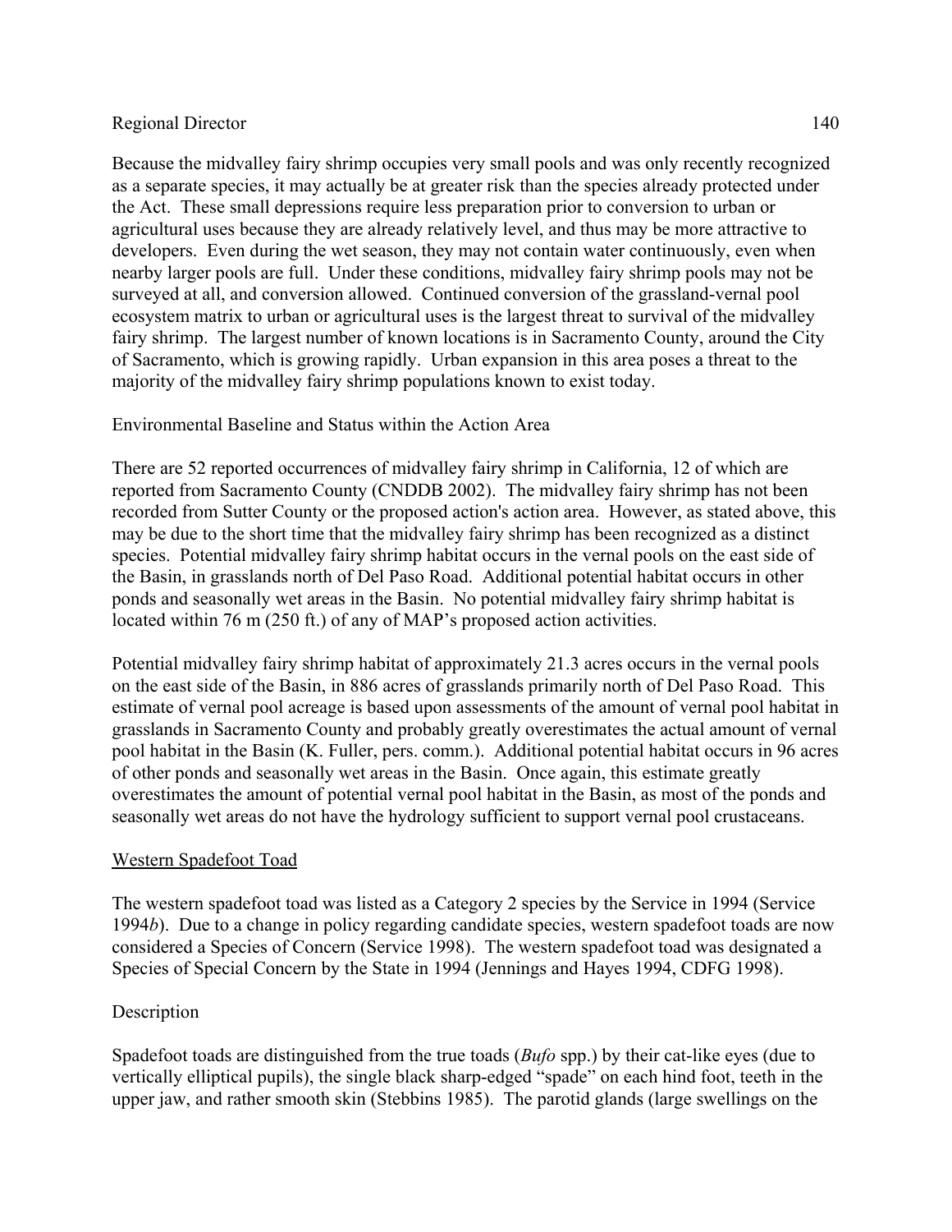Because the midvalley fairy shrimp occupies very small pools and was only recently recognized as a separate species, it may actually be at greater risk than the species already protected under the Act. These small depressions require less preparation prior to conversion to urban or agricultural uses because they are already relatively level, and thus may be more attractive to developers. Even during the wet season, they may not contain water continuously, even when nearby larger pools are full. Under these conditions, midvalley fairy shrimp pools may not be surveyed at all, and conversion allowed. Continued conversion of the grassland-vernal pool ecosystem matrix to urban or agricultural uses is the largest threat to survival of the midvalley fairy shrimp. The largest number of known locations is in Sacramento County, around the City of Sacramento, which is growing rapidly. Urban expansion in this area poses a threat to the majority of the midvalley fairy shrimp populations known to exist today.

Environmental Baseline and Status within the Action Area

There are 52 reported occurrences of midvalley fairy shrimp in California, 12 of which are reported from Sacramento County (CNDDB 2002). The midvalley fairy shrimp has not been recorded from Sutter County or the proposed action's action area. However, as stated above, this may be due to the short time that the midvalley fairy shrimp has been recognized as a distinct species. Potential midvalley fairy shrimp habitat occurs in the vernal pools on the east side of the Basin, in grasslands north of Del Paso Road. Additional potential habitat occurs in other ponds and seasonally wet areas in the Basin. No potential midvalley fairy shrimp habitat is located within 76 m (250 ft.) of any of MAP's proposed action activities.

Potential midvalley fairy shrimp habitat of approximately 21.3 acres occurs in the vernal pools on the east side of the Basin, in 886 acres of grasslands primarily north of Del Paso Road. This estimate of vernal pool acreage is based upon assessments of the amount of vernal pool habitat in grasslands in Sacramento County and probably greatly overestimates the actual amount of vernal pool habitat in the Basin (K. Fuller, pers. comm.). Additional potential habitat occurs in 96 acres of other ponds and seasonally wet areas in the Basin. Once again, this estimate greatly overestimates the amount of potential vernal pool habitat in the Basin, as most of the ponds and seasonally wet areas do not have the hydrology sufficient to support vernal pool crustaceans.

## Western Spadefoot Toad

The western spadefoot toad was listed as a Category 2 species by the Service in 1994 (Service 1994*b*). Due to a change in policy regarding candidate species, western spadefoot toads are now considered a Species of Concern (Service 1998). The western spadefoot toad was designated a Species of Special Concern by the State in 1994 (Jennings and Hayes 1994, CDFG 1998).

Description

Spadefoot toads are distinguished from the true toads (*Bufo* spp.) by their cat-like eyes (due to vertically elliptical pupils), the single black sharp-edged "spade" on each hind foot, teeth in the upper jaw, and rather smooth skin (Stebbins 1985). The parotid glands (large swellings on the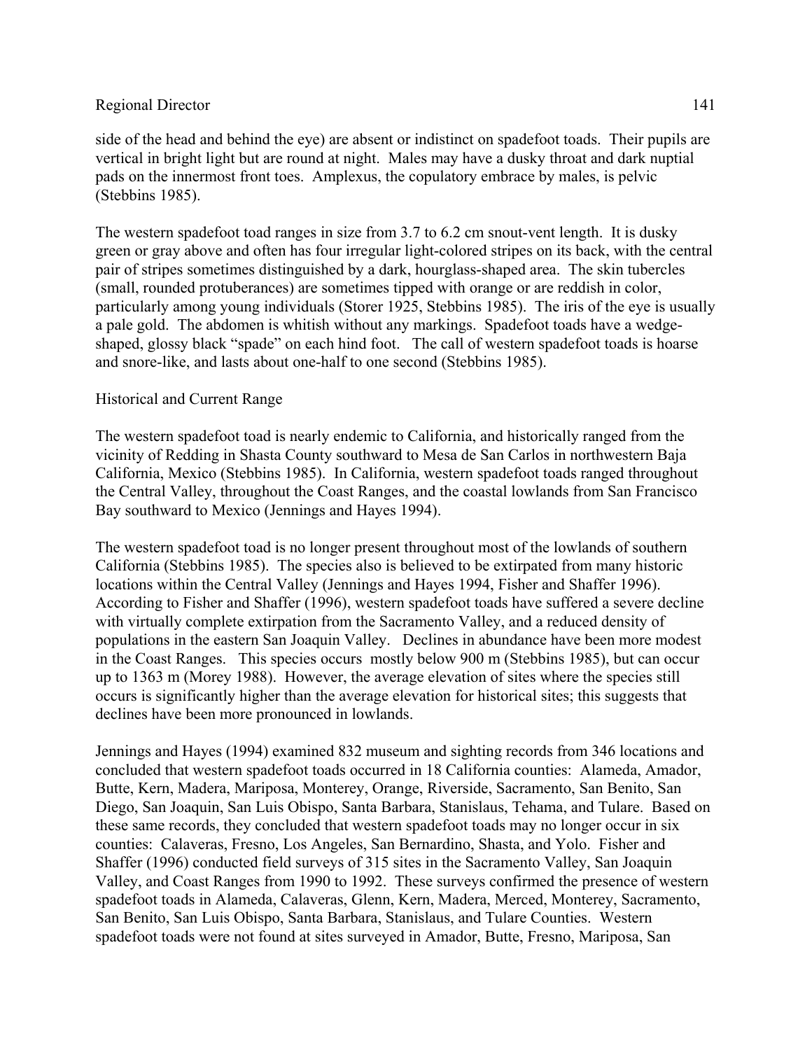side of the head and behind the eye) are absent or indistinct on spadefoot toads. Their pupils are vertical in bright light but are round at night. Males may have a dusky throat and dark nuptial pads on the innermost front toes. Amplexus, the copulatory embrace by males, is pelvic (Stebbins 1985).

The western spadefoot toad ranges in size from 3.7 to 6.2 cm snout-vent length. It is dusky green or gray above and often has four irregular light-colored stripes on its back, with the central pair of stripes sometimes distinguished by a dark, hourglass-shaped area. The skin tubercles (small, rounded protuberances) are sometimes tipped with orange or are reddish in color, particularly among young individuals (Storer 1925, Stebbins 1985). The iris of the eye is usually a pale gold. The abdomen is whitish without any markings. Spadefoot toads have a wedge-shaped, glossy black "spade" on each hind foot. The call of western spadefoot toads is hoarse and snore-like, and lasts about one-half to one second (Stebbins 1985).

Historical and Current Range

The western spadefoot toad is nearly endemic to California, and historically ranged from the vicinity of Redding in Shasta County southward to Mesa de San Carlos in northwestern Baja California, Mexico (Stebbins 1985). In California, western spadefoot toads ranged throughout the Central Valley, throughout the Coast Ranges, and the coastal lowlands from San Francisco Bay southward to Mexico (Jennings and Hayes 1994).

The western spadefoot toad is no longer present throughout most of the lowlands of southern California (Stebbins 1985). The species also is believed to be extirpated from many historic locations within the Central Valley (Jennings and Hayes 1994, Fisher and Shaffer 1996). According to Fisher and Shaffer (1996), western spadefoot toads have suffered a severe decline with virtually complete extirpation from the Sacramento Valley, and a reduced density of populations in the eastern San Joaquin Valley. Declines in abundance have been more modest in the Coast Ranges. This species occurs mostly below 900 m (Stebbins 1985), but can occur up to 1363 m (Morey 1988). However, the average elevation of sites where the species still occurs is significantly higher than the average elevation for historical sites; this suggests that declines have been more pronounced in lowlands.

Jennings and Hayes (1994) examined 832 museum and sighting records from 346 locations and concluded that western spadefoot toads occurred in 18 California counties: Alameda, Amador, Butte, Kern, Madera, Mariposa, Monterey, Orange, Riverside, Sacramento, San Benito, San Diego, San Joaquin, San Luis Obispo, Santa Barbara, Stanislaus, Tehama, and Tulare. Based on these same records, they concluded that western spadefoot toads may no longer occur in six counties: Calaveras, Fresno, Los Angeles, San Bernardino, Shasta, and Yolo. Fisher and Shaffer (1996) conducted field surveys of 315 sites in the Sacramento Valley, San Joaquin Valley, and Coast Ranges from 1990 to 1992. These surveys confirmed the presence of western spadefoot toads in Alameda, Calaveras, Glenn, Kern, Madera, Merced, Monterey, Sacramento, San Benito, San Luis Obispo, Santa Barbara, Stanislaus, and Tulare Counties. Western spadefoot toads were not found at sites surveyed in Amador, Butte, Fresno, Mariposa, San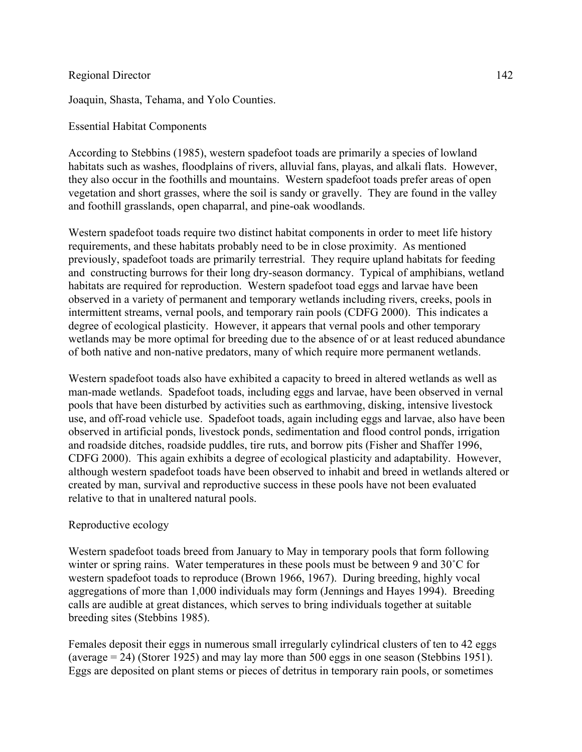Joaquin, Shasta, Tehama, and Yolo Counties.

## Essential Habitat Components

According to Stebbins (1985), western spadefoot toads are primarily a species of lowland habitats such as washes, floodplains of rivers, alluvial fans, playas, and alkali flats. However, they also occur in the foothills and mountains. Western spadefoot toads prefer areas of open vegetation and short grasses, where the soil is sandy or gravelly. They are found in the valley and foothill grasslands, open chaparral, and pine-oak woodlands.

Western spadefoot toads require two distinct habitat components in order to meet life history requirements, and these habitats probably need to be in close proximity. As mentioned previously, spadefoot toads are primarily terrestrial. They require upland habitats for feeding and constructing burrows for their long dry-season dormancy. Typical of amphibians, wetland habitats are required for reproduction. Western spadefoot toad eggs and larvae have been observed in a variety of permanent and temporary wetlands including rivers, creeks, pools in intermittent streams, vernal pools, and temporary rain pools (CDFG 2000). This indicates a degree of ecological plasticity. However, it appears that vernal pools and other temporary wetlands may be more optimal for breeding due to the absence of or at least reduced abundance of both native and non-native predators, many of which require more permanent wetlands.

Western spadefoot toads also have exhibited a capacity to breed in altered wetlands as well as man-made wetlands. Spadefoot toads, including eggs and larvae, have been observed in vernal pools that have been disturbed by activities such as earthmoving, disking, intensive livestock use, and off-road vehicle use. Spadefoot toads, again including eggs and larvae, also have been observed in artificial ponds, livestock ponds, sedimentation and flood control ponds, irrigation and roadside ditches, roadside puddles, tire ruts, and borrow pits (Fisher and Shaffer 1996, CDFG 2000). This again exhibits a degree of ecological plasticity and adaptability. However, although western spadefoot toads have been observed to inhabit and breed in wetlands altered or created by man, survival and reproductive success in these pools have not been evaluated relative to that in unaltered natural pools.

## Reproductive ecology

Western spadefoot toads breed from January to May in temporary pools that form following winter or spring rains. Water temperatures in these pools must be between 9 and 30˚C for western spadefoot toads to reproduce (Brown 1966, 1967). During breeding, highly vocal aggregations of more than 1,000 individuals may form (Jennings and Hayes 1994). Breeding calls are audible at great distances, which serves to bring individuals together at suitable breeding sites (Stebbins 1985).

Females deposit their eggs in numerous small irregularly cylindrical clusters of ten to 42 eggs (average = 24) (Storer 1925) and may lay more than 500 eggs in one season (Stebbins 1951). Eggs are deposited on plant stems or pieces of detritus in temporary rain pools, or sometimes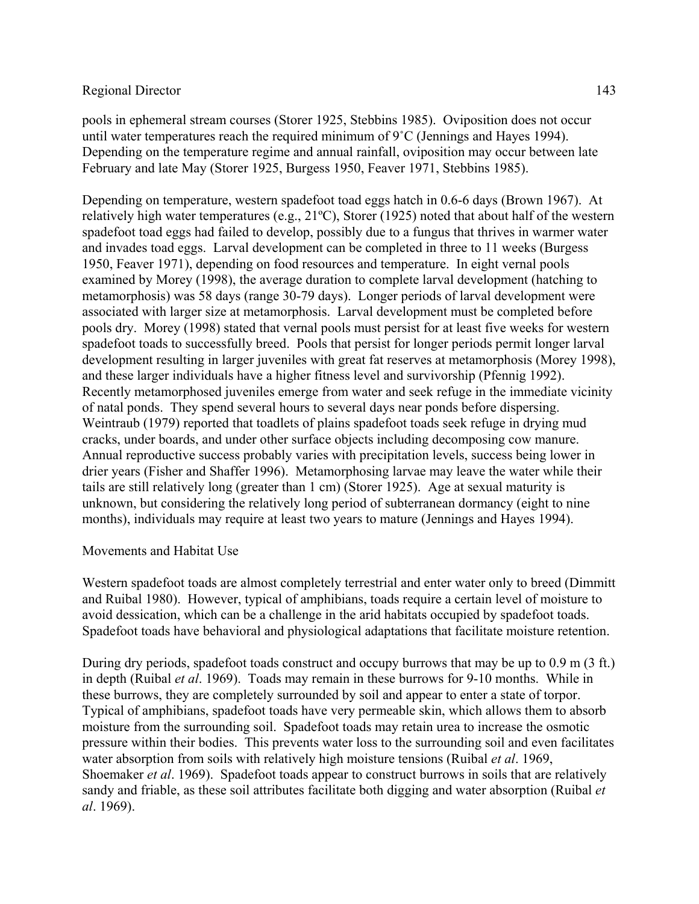pools in ephemeral stream courses (Storer 1925, Stebbins 1985). Oviposition does not occur until water temperatures reach the required minimum of 9˚C (Jennings and Hayes 1994). Depending on the temperature regime and annual rainfall, oviposition may occur between late February and late May (Storer 1925, Burgess 1950, Feaver 1971, Stebbins 1985).

Depending on temperature, western spadefoot toad eggs hatch in 0.6-6 days (Brown 1967). At relatively high water temperatures (e.g., 21ºC), Storer (1925) noted that about half of the western spadefoot toad eggs had failed to develop, possibly due to a fungus that thrives in warmer water and invades toad eggs. Larval development can be completed in three to 11 weeks (Burgess 1950, Feaver 1971), depending on food resources and temperature. In eight vernal pools examined by Morey (1998), the average duration to complete larval development (hatching to metamorphosis) was 58 days (range 30-79 days). Longer periods of larval development were associated with larger size at metamorphosis. Larval development must be completed before pools dry. Morey (1998) stated that vernal pools must persist for at least five weeks for western spadefoot toads to successfully breed. Pools that persist for longer periods permit longer larval development resulting in larger juveniles with great fat reserves at metamorphosis (Morey 1998), and these larger individuals have a higher fitness level and survivorship (Pfennig 1992). Recently metamorphosed juveniles emerge from water and seek refuge in the immediate vicinity of natal ponds. They spend several hours to several days near ponds before dispersing. Weintraub (1979) reported that toadlets of plains spadefoot toads seek refuge in drying mud cracks, under boards, and under other surface objects including decomposing cow manure. Annual reproductive success probably varies with precipitation levels, success being lower in drier years (Fisher and Shaffer 1996). Metamorphosing larvae may leave the water while their tails are still relatively long (greater than 1 cm) (Storer 1925). Age at sexual maturity is unknown, but considering the relatively long period of subterranean dormancy (eight to nine months), individuals may require at least two years to mature (Jennings and Hayes 1994).

Movements and Habitat Use

Western spadefoot toads are almost completely terrestrial and enter water only to breed (Dimmitt and Ruibal 1980). However, typical of amphibians, toads require a certain level of moisture to avoid dessication, which can be a challenge in the arid habitats occupied by spadefoot toads. Spadefoot toads have behavioral and physiological adaptations that facilitate moisture retention.

During dry periods, spadefoot toads construct and occupy burrows that may be up to 0.9 m (3 ft.) in depth (Ruibal *et al*. 1969). Toads may remain in these burrows for 9-10 months. While in these burrows, they are completely surrounded by soil and appear to enter a state of torpor. Typical of amphibians, spadefoot toads have very permeable skin, which allows them to absorb moisture from the surrounding soil. Spadefoot toads may retain urea to increase the osmotic pressure within their bodies. This prevents water loss to the surrounding soil and even facilitates water absorption from soils with relatively high moisture tensions (Ruibal *et al*. 1969, Shoemaker *et al*. 1969). Spadefoot toads appear to construct burrows in soils that are relatively sandy and friable, as these soil attributes facilitate both digging and water absorption (Ruibal *et al*. 1969).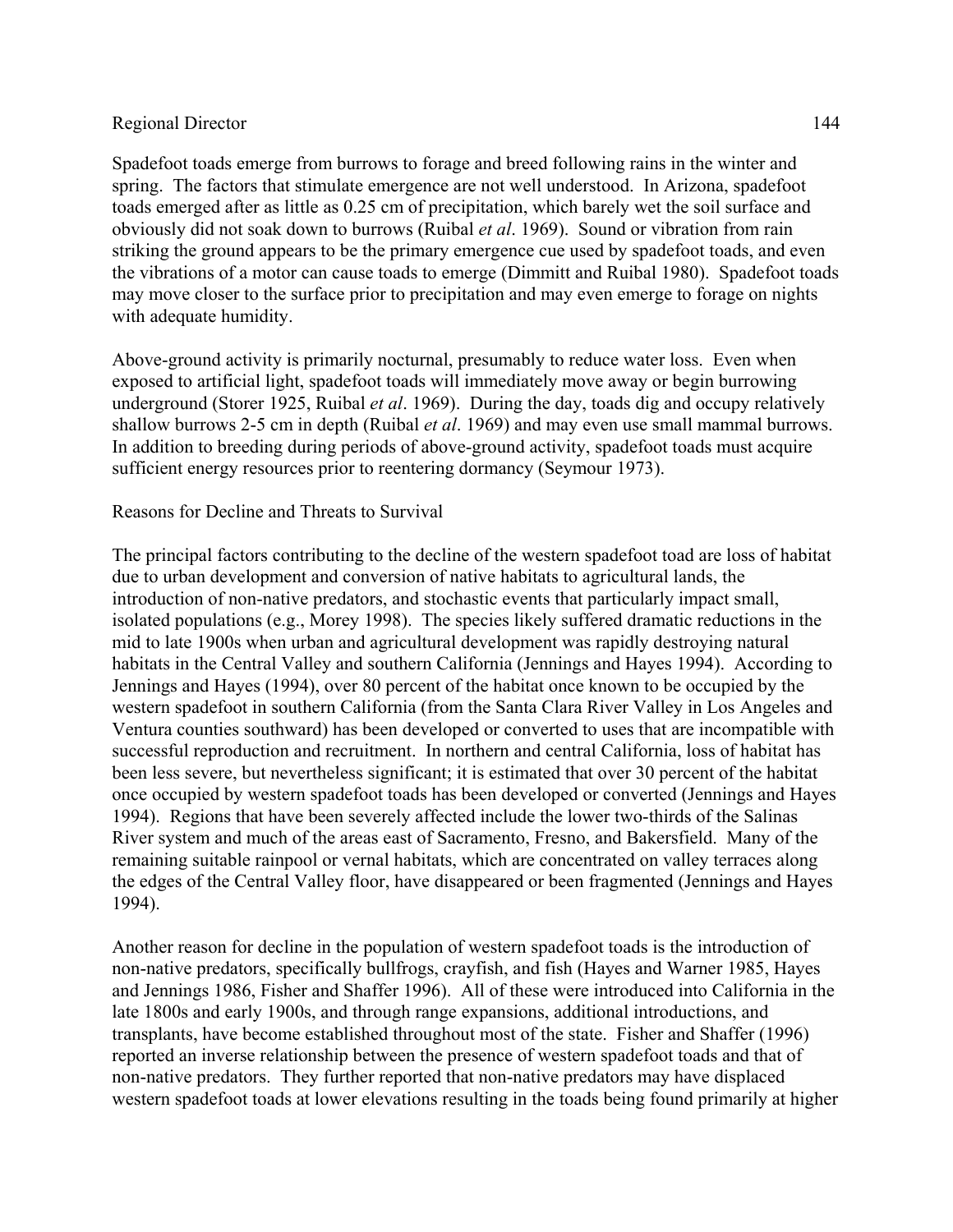Spadefoot toads emerge from burrows to forage and breed following rains in the winter and spring. The factors that stimulate emergence are not well understood. In Arizona, spadefoot toads emerged after as little as 0.25 cm of precipitation, which barely wet the soil surface and obviously did not soak down to burrows (Ruibal *et al*. 1969). Sound or vibration from rain striking the ground appears to be the primary emergence cue used by spadefoot toads, and even the vibrations of a motor can cause toads to emerge (Dimmitt and Ruibal 1980). Spadefoot toads may move closer to the surface prior to precipitation and may even emerge to forage on nights with adequate humidity.

Above-ground activity is primarily nocturnal, presumably to reduce water loss. Even when exposed to artificial light, spadefoot toads will immediately move away or begin burrowing underground (Storer 1925, Ruibal *et al*. 1969). During the day, toads dig and occupy relatively shallow burrows 2-5 cm in depth (Ruibal *et al*. 1969) and may even use small mammal burrows. In addition to breeding during periods of above-ground activity, spadefoot toads must acquire sufficient energy resources prior to reentering dormancy (Seymour 1973).

Reasons for Decline and Threats to Survival

The principal factors contributing to the decline of the western spadefoot toad are loss of habitat due to urban development and conversion of native habitats to agricultural lands, the introduction of non-native predators, and stochastic events that particularly impact small, isolated populations (e.g., Morey 1998). The species likely suffered dramatic reductions in the mid to late 1900s when urban and agricultural development was rapidly destroying natural habitats in the Central Valley and southern California (Jennings and Hayes 1994). According to Jennings and Hayes (1994), over 80 percent of the habitat once known to be occupied by the western spadefoot in southern California (from the Santa Clara River Valley in Los Angeles and Ventura counties southward) has been developed or converted to uses that are incompatible with successful reproduction and recruitment. In northern and central California, loss of habitat has been less severe, but nevertheless significant; it is estimated that over 30 percent of the habitat once occupied by western spadefoot toads has been developed or converted (Jennings and Hayes 1994). Regions that have been severely affected include the lower two-thirds of the Salinas River system and much of the areas east of Sacramento, Fresno, and Bakersfield. Many of the remaining suitable rainpool or vernal habitats, which are concentrated on valley terraces along the edges of the Central Valley floor, have disappeared or been fragmented (Jennings and Hayes 1994).

Another reason for decline in the population of western spadefoot toads is the introduction of non-native predators, specifically bullfrogs, crayfish, and fish (Hayes and Warner 1985, Hayes and Jennings 1986, Fisher and Shaffer 1996). All of these were introduced into California in the late 1800s and early 1900s, and through range expansions, additional introductions, and transplants, have become established throughout most of the state. Fisher and Shaffer (1996) reported an inverse relationship between the presence of western spadefoot toads and that of non-native predators. They further reported that non-native predators may have displaced western spadefoot toads at lower elevations resulting in the toads being found primarily at higher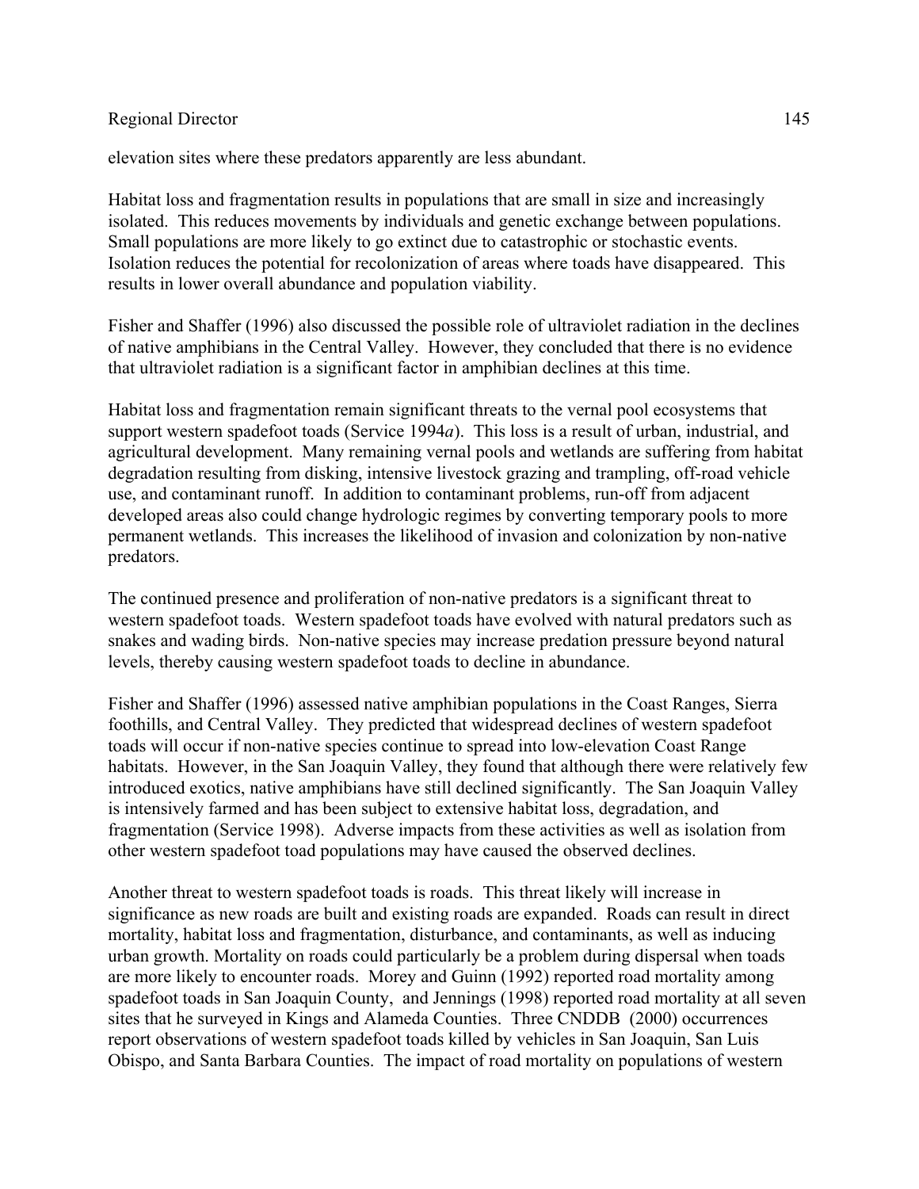elevation sites where these predators apparently are less abundant.

Habitat loss and fragmentation results in populations that are small in size and increasingly isolated. This reduces movements by individuals and genetic exchange between populations. Small populations are more likely to go extinct due to catastrophic or stochastic events. Isolation reduces the potential for recolonization of areas where toads have disappeared. This results in lower overall abundance and population viability.

Fisher and Shaffer (1996) also discussed the possible role of ultraviolet radiation in the declines of native amphibians in the Central Valley. However, they concluded that there is no evidence that ultraviolet radiation is a significant factor in amphibian declines at this time.

Habitat loss and fragmentation remain significant threats to the vernal pool ecosystems that support western spadefoot toads (Service 1994*a*). This loss is a result of urban, industrial, and agricultural development. Many remaining vernal pools and wetlands are suffering from habitat degradation resulting from disking, intensive livestock grazing and trampling, off-road vehicle use, and contaminant runoff. In addition to contaminant problems, run-off from adjacent developed areas also could change hydrologic regimes by converting temporary pools to more permanent wetlands. This increases the likelihood of invasion and colonization by non-native predators.

The continued presence and proliferation of non-native predators is a significant threat to western spadefoot toads. Western spadefoot toads have evolved with natural predators such as snakes and wading birds. Non-native species may increase predation pressure beyond natural levels, thereby causing western spadefoot toads to decline in abundance.

Fisher and Shaffer (1996) assessed native amphibian populations in the Coast Ranges, Sierra foothills, and Central Valley. They predicted that widespread declines of western spadefoot toads will occur if non-native species continue to spread into low-elevation Coast Range habitats. However, in the San Joaquin Valley, they found that although there were relatively few introduced exotics, native amphibians have still declined significantly. The San Joaquin Valley is intensively farmed and has been subject to extensive habitat loss, degradation, and fragmentation (Service 1998). Adverse impacts from these activities as well as isolation from other western spadefoot toad populations may have caused the observed declines.

Another threat to western spadefoot toads is roads. This threat likely will increase in significance as new roads are built and existing roads are expanded. Roads can result in direct mortality, habitat loss and fragmentation, disturbance, and contaminants, as well as inducing urban growth. Mortality on roads could particularly be a problem during dispersal when toads are more likely to encounter roads. Morey and Guinn (1992) reported road mortality among spadefoot toads in San Joaquin County, and Jennings (1998) reported road mortality at all seven sites that he surveyed in Kings and Alameda Counties. Three CNDDB (2000) occurrences report observations of western spadefoot toads killed by vehicles in San Joaquin, San Luis Obispo, and Santa Barbara Counties. The impact of road mortality on populations of western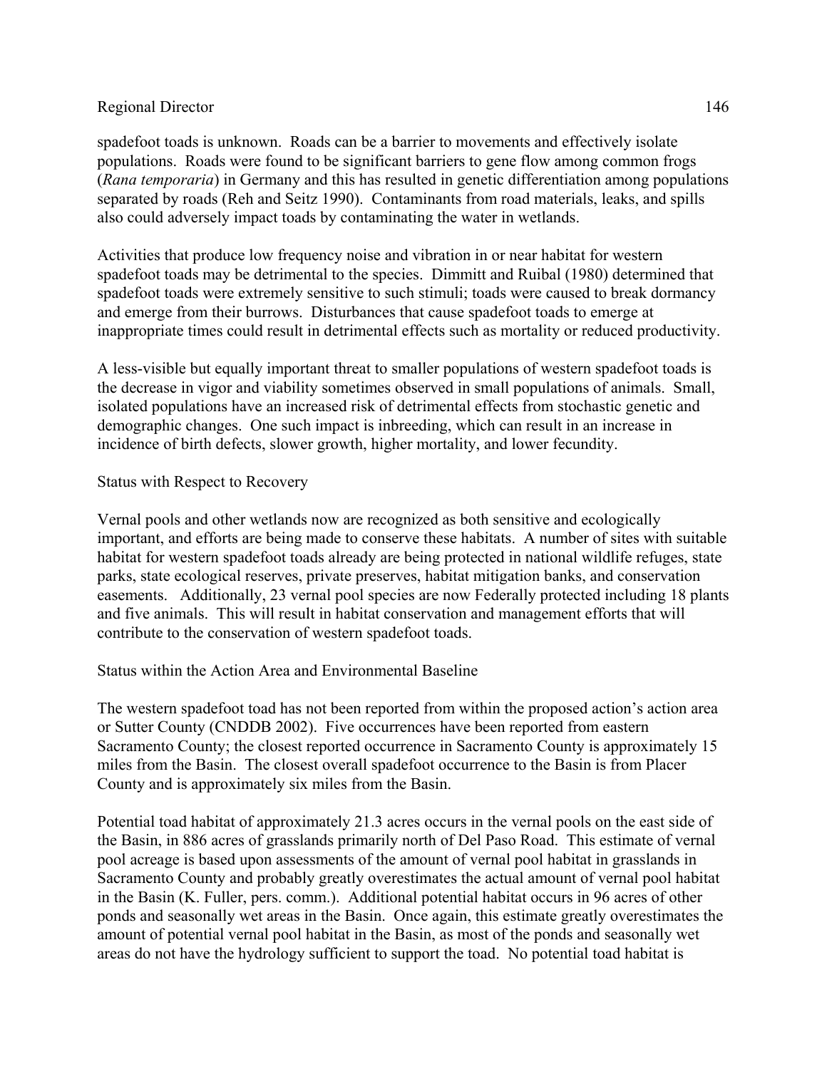spadefoot toads is unknown. Roads can be a barrier to movements and effectively isolate populations. Roads were found to be significant barriers to gene flow among common frogs (*Rana temporaria*) in Germany and this has resulted in genetic differentiation among populations separated by roads (Reh and Seitz 1990). Contaminants from road materials, leaks, and spills also could adversely impact toads by contaminating the water in wetlands.

Activities that produce low frequency noise and vibration in or near habitat for western spadefoot toads may be detrimental to the species. Dimmitt and Ruibal (1980) determined that spadefoot toads were extremely sensitive to such stimuli; toads were caused to break dormancy and emerge from their burrows. Disturbances that cause spadefoot toads to emerge at inappropriate times could result in detrimental effects such as mortality or reduced productivity.

A less-visible but equally important threat to smaller populations of western spadefoot toads is the decrease in vigor and viability sometimes observed in small populations of animals. Small, isolated populations have an increased risk of detrimental effects from stochastic genetic and demographic changes. One such impact is inbreeding, which can result in an increase in incidence of birth defects, slower growth, higher mortality, and lower fecundity.

Status with Respect to Recovery

Vernal pools and other wetlands now are recognized as both sensitive and ecologically important, and efforts are being made to conserve these habitats. A number of sites with suitable habitat for western spadefoot toads already are being protected in national wildlife refuges, state parks, state ecological reserves, private preserves, habitat mitigation banks, and conservation easements. Additionally, 23 vernal pool species are now Federally protected including 18 plants and five animals. This will result in habitat conservation and management efforts that will contribute to the conservation of western spadefoot toads.

Status within the Action Area and Environmental Baseline

The western spadefoot toad has not been reported from within the proposed action's action area or Sutter County (CNDDB 2002). Five occurrences have been reported from eastern Sacramento County; the closest reported occurrence in Sacramento County is approximately 15 miles from the Basin. The closest overall spadefoot occurrence to the Basin is from Placer County and is approximately six miles from the Basin.

Potential toad habitat of approximately 21.3 acres occurs in the vernal pools on the east side of the Basin, in 886 acres of grasslands primarily north of Del Paso Road. This estimate of vernal pool acreage is based upon assessments of the amount of vernal pool habitat in grasslands in Sacramento County and probably greatly overestimates the actual amount of vernal pool habitat in the Basin (K. Fuller, pers. comm.). Additional potential habitat occurs in 96 acres of other ponds and seasonally wet areas in the Basin. Once again, this estimate greatly overestimates the amount of potential vernal pool habitat in the Basin, as most of the ponds and seasonally wet areas do not have the hydrology sufficient to support the toad. No potential toad habitat is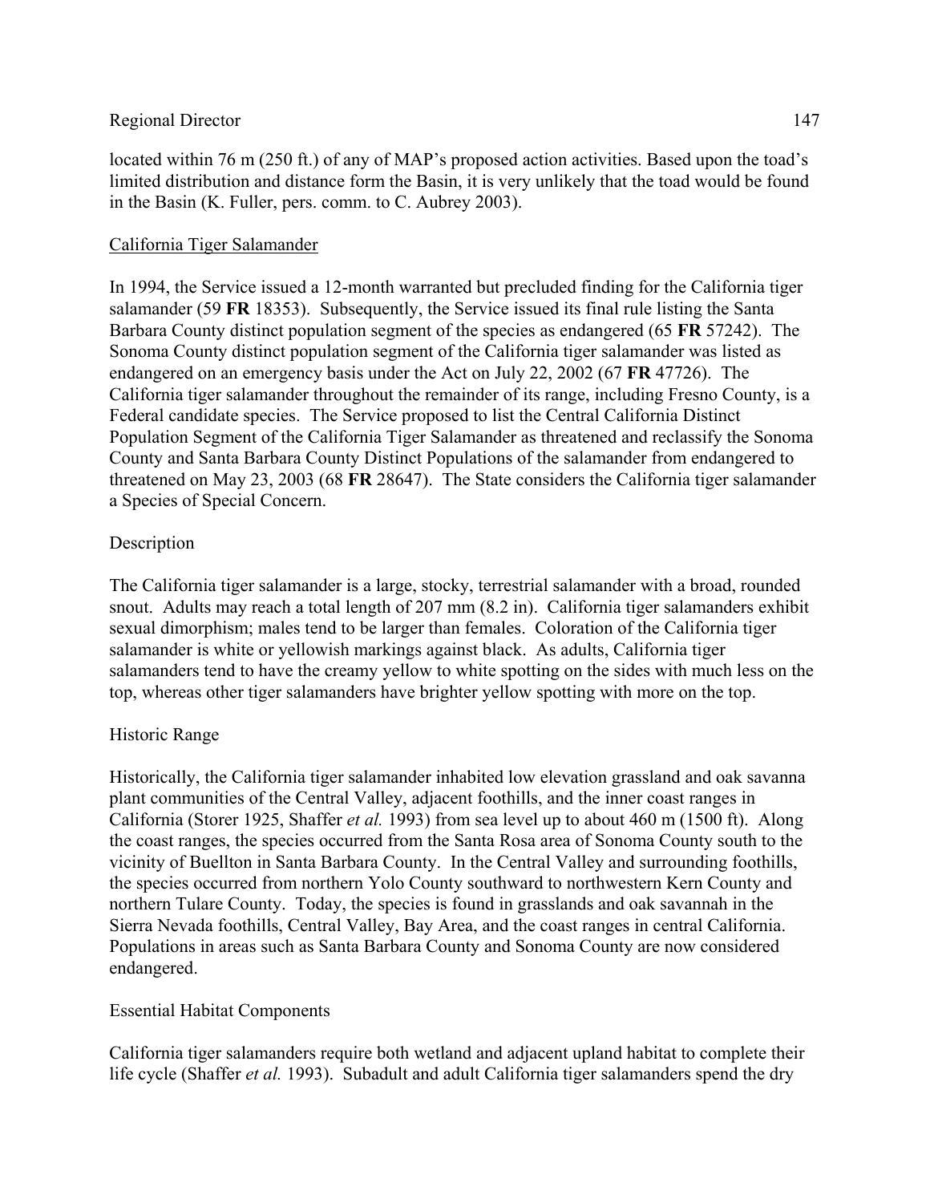located within 76 m (250 ft.) of any of MAP's proposed action activities. Based upon the toad's limited distribution and distance form the Basin, it is very unlikely that the toad would be found in the Basin (K. Fuller, pers. comm. to C. Aubrey 2003).

## California Tiger Salamander

In 1994, the Service issued a 12-month warranted but precluded finding for the California tiger salamander (59 **FR** 18353). Subsequently, the Service issued its final rule listing the Santa Barbara County distinct population segment of the species as endangered (65 **FR** 57242). The Sonoma County distinct population segment of the California tiger salamander was listed as endangered on an emergency basis under the Act on July 22, 2002 (67 **FR** 47726). The California tiger salamander throughout the remainder of its range, including Fresno County, is a Federal candidate species. The Service proposed to list the Central California Distinct Population Segment of the California Tiger Salamander as threatened and reclassify the Sonoma County and Santa Barbara County Distinct Populations of the salamander from endangered to threatened on May 23, 2003 (68 **FR** 28647). The State considers the California tiger salamander a Species of Special Concern.

### Description

The California tiger salamander is a large, stocky, terrestrial salamander with a broad, rounded snout. Adults may reach a total length of 207 mm (8.2 in). California tiger salamanders exhibit sexual dimorphism; males tend to be larger than females. Coloration of the California tiger salamander is white or yellowish markings against black. As adults, California tiger salamanders tend to have the creamy yellow to white spotting on the sides with much less on the top, whereas other tiger salamanders have brighter yellow spotting with more on the top.

### Historic Range

Historically, the California tiger salamander inhabited low elevation grassland and oak savanna plant communities of the Central Valley, adjacent foothills, and the inner coast ranges in California (Storer 1925, Shaffer *et al.* 1993) from sea level up to about 460 m (1500 ft). Along the coast ranges, the species occurred from the Santa Rosa area of Sonoma County south to the vicinity of Buellton in Santa Barbara County. In the Central Valley and surrounding foothills, the species occurred from northern Yolo County southward to northwestern Kern County and northern Tulare County. Today, the species is found in grasslands and oak savannah in the Sierra Nevada foothills, Central Valley, Bay Area, and the coast ranges in central California. Populations in areas such as Santa Barbara County and Sonoma County are now considered endangered.

### Essential Habitat Components

California tiger salamanders require both wetland and adjacent upland habitat to complete their life cycle (Shaffer *et al.* 1993). Subadult and adult California tiger salamanders spend the dry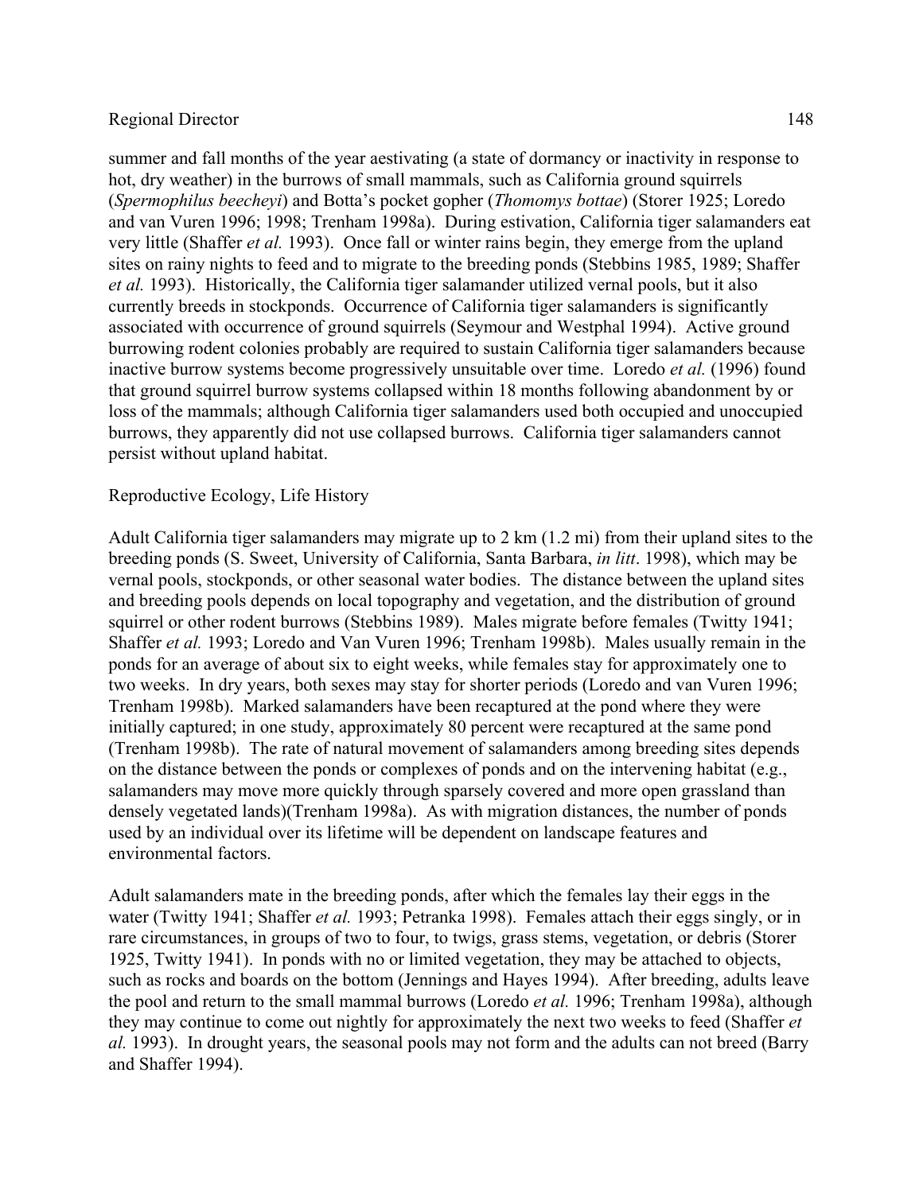summer and fall months of the year aestivating (a state of dormancy or inactivity in response to hot, dry weather) in the burrows of small mammals, such as California ground squirrels (*Spermophilus beecheyi*) and Botta's pocket gopher (*Thomomys bottae*) (Storer 1925; Loredo and van Vuren 1996; 1998; Trenham 1998a). During estivation, California tiger salamanders eat very little (Shaffer *et al.* 1993). Once fall or winter rains begin, they emerge from the upland sites on rainy nights to feed and to migrate to the breeding ponds (Stebbins 1985, 1989; Shaffer *et al.* 1993). Historically, the California tiger salamander utilized vernal pools, but it also currently breeds in stockponds. Occurrence of California tiger salamanders is significantly associated with occurrence of ground squirrels (Seymour and Westphal 1994). Active ground burrowing rodent colonies probably are required to sustain California tiger salamanders because inactive burrow systems become progressively unsuitable over time. Loredo *et al.* (1996) found that ground squirrel burrow systems collapsed within 18 months following abandonment by or loss of the mammals; although California tiger salamanders used both occupied and unoccupied burrows, they apparently did not use collapsed burrows. California tiger salamanders cannot persist without upland habitat.

Reproductive Ecology, Life History

Adult California tiger salamanders may migrate up to 2 km (1.2 mi) from their upland sites to the breeding ponds (S. Sweet, University of California, Santa Barbara, *in litt*. 1998), which may be vernal pools, stockponds, or other seasonal water bodies. The distance between the upland sites and breeding pools depends on local topography and vegetation, and the distribution of ground squirrel or other rodent burrows (Stebbins 1989). Males migrate before females (Twitty 1941; Shaffer *et al.* 1993; Loredo and Van Vuren 1996; Trenham 1998b). Males usually remain in the ponds for an average of about six to eight weeks, while females stay for approximately one to two weeks. In dry years, both sexes may stay for shorter periods (Loredo and van Vuren 1996; Trenham 1998b). Marked salamanders have been recaptured at the pond where they were initially captured; in one study, approximately 80 percent were recaptured at the same pond (Trenham 1998b). The rate of natural movement of salamanders among breeding sites depends on the distance between the ponds or complexes of ponds and on the intervening habitat (e.g., salamanders may move more quickly through sparsely covered and more open grassland than densely vegetated lands)(Trenham 1998a). As with migration distances, the number of ponds used by an individual over its lifetime will be dependent on landscape features and environmental factors.

Adult salamanders mate in the breeding ponds, after which the females lay their eggs in the water (Twitty 1941; Shaffer *et al.* 1993; Petranka 1998). Females attach their eggs singly, or in rare circumstances, in groups of two to four, to twigs, grass stems, vegetation, or debris (Storer 1925, Twitty 1941). In ponds with no or limited vegetation, they may be attached to objects, such as rocks and boards on the bottom (Jennings and Hayes 1994). After breeding, adults leave the pool and return to the small mammal burrows (Loredo *et al.* 1996; Trenham 1998a), although they may continue to come out nightly for approximately the next two weeks to feed (Shaffer *et al.* 1993). In drought years, the seasonal pools may not form and the adults can not breed (Barry and Shaffer 1994).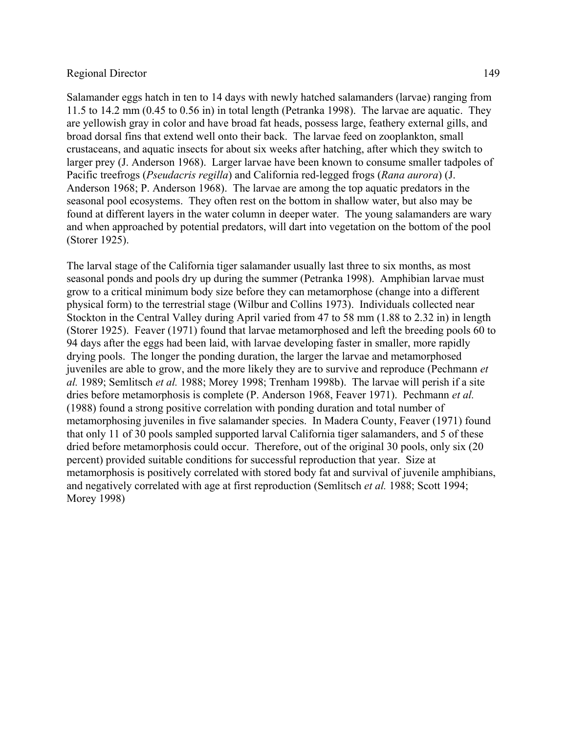Salamander eggs hatch in ten to 14 days with newly hatched salamanders (larvae) ranging from 11.5 to 14.2 mm (0.45 to 0.56 in) in total length (Petranka 1998). The larvae are aquatic. They are yellowish gray in color and have broad fat heads, possess large, feathery external gills, and broad dorsal fins that extend well onto their back. The larvae feed on zooplankton, small crustaceans, and aquatic insects for about six weeks after hatching, after which they switch to larger prey (J. Anderson 1968). Larger larvae have been known to consume smaller tadpoles of Pacific treefrogs (*Pseudacris regilla*) and California red-legged frogs (*Rana aurora*) (J. Anderson 1968; P. Anderson 1968). The larvae are among the top aquatic predators in the seasonal pool ecosystems. They often rest on the bottom in shallow water, but also may be found at different layers in the water column in deeper water. The young salamanders are wary and when approached by potential predators, will dart into vegetation on the bottom of the pool (Storer 1925).

The larval stage of the California tiger salamander usually last three to six months, as most seasonal ponds and pools dry up during the summer (Petranka 1998). Amphibian larvae must grow to a critical minimum body size before they can metamorphose (change into a different physical form) to the terrestrial stage (Wilbur and Collins 1973). Individuals collected near Stockton in the Central Valley during April varied from 47 to 58 mm (1.88 to 2.32 in) in length (Storer 1925). Feaver (1971) found that larvae metamorphosed and left the breeding pools 60 to 94 days after the eggs had been laid, with larvae developing faster in smaller, more rapidly drying pools. The longer the ponding duration, the larger the larvae and metamorphosed juveniles are able to grow, and the more likely they are to survive and reproduce (Pechmann *et al.* 1989; Semlitsch *et al.* 1988; Morey 1998; Trenham 1998b). The larvae will perish if a site dries before metamorphosis is complete (P. Anderson 1968, Feaver 1971). Pechmann *et al.* (1988) found a strong positive correlation with ponding duration and total number of metamorphosing juveniles in five salamander species. In Madera County, Feaver (1971) found that only 11 of 30 pools sampled supported larval California tiger salamanders, and 5 of these dried before metamorphosis could occur. Therefore, out of the original 30 pools, only six (20 percent) provided suitable conditions for successful reproduction that year. Size at metamorphosis is positively correlated with stored body fat and survival of juvenile amphibians, and negatively correlated with age at first reproduction (Semlitsch *et al.* 1988; Scott 1994; Morey 1998)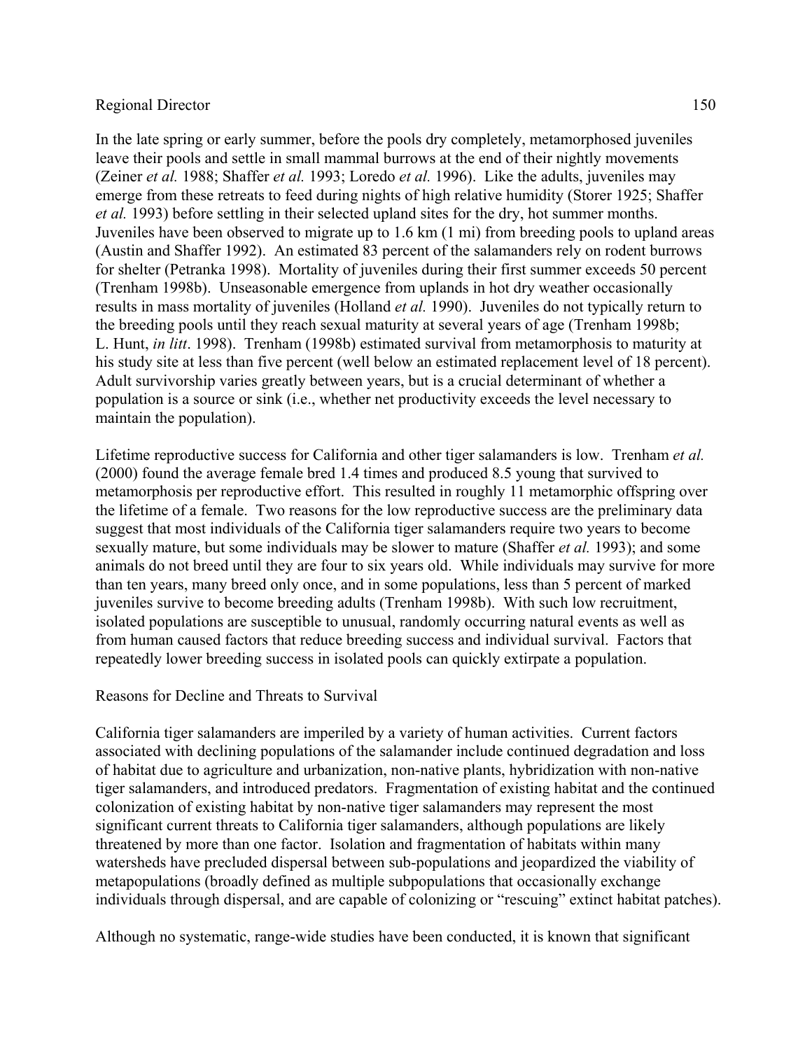In the late spring or early summer, before the pools dry completely, metamorphosed juveniles leave their pools and settle in small mammal burrows at the end of their nightly movements (Zeiner *et al.* 1988; Shaffer *et al.* 1993; Loredo *et al.* 1996). Like the adults, juveniles may emerge from these retreats to feed during nights of high relative humidity (Storer 1925; Shaffer *et al.* 1993) before settling in their selected upland sites for the dry, hot summer months. Juveniles have been observed to migrate up to 1.6 km (1 mi) from breeding pools to upland areas (Austin and Shaffer 1992). An estimated 83 percent of the salamanders rely on rodent burrows for shelter (Petranka 1998). Mortality of juveniles during their first summer exceeds 50 percent (Trenham 1998b). Unseasonable emergence from uplands in hot dry weather occasionally results in mass mortality of juveniles (Holland *et al.* 1990). Juveniles do not typically return to the breeding pools until they reach sexual maturity at several years of age (Trenham 1998b; L. Hunt, *in litt*. 1998). Trenham (1998b) estimated survival from metamorphosis to maturity at his study site at less than five percent (well below an estimated replacement level of 18 percent). Adult survivorship varies greatly between years, but is a crucial determinant of whether a population is a source or sink (i.e., whether net productivity exceeds the level necessary to maintain the population).

Lifetime reproductive success for California and other tiger salamanders is low. Trenham *et al.* (2000) found the average female bred 1.4 times and produced 8.5 young that survived to metamorphosis per reproductive effort. This resulted in roughly 11 metamorphic offspring over the lifetime of a female. Two reasons for the low reproductive success are the preliminary data suggest that most individuals of the California tiger salamanders require two years to become sexually mature, but some individuals may be slower to mature (Shaffer *et al.* 1993); and some animals do not breed until they are four to six years old. While individuals may survive for more than ten years, many breed only once, and in some populations, less than 5 percent of marked juveniles survive to become breeding adults (Trenham 1998b). With such low recruitment, isolated populations are susceptible to unusual, randomly occurring natural events as well as from human caused factors that reduce breeding success and individual survival. Factors that repeatedly lower breeding success in isolated pools can quickly extirpate a population.

Reasons for Decline and Threats to Survival

California tiger salamanders are imperiled by a variety of human activities. Current factors associated with declining populations of the salamander include continued degradation and loss of habitat due to agriculture and urbanization, non-native plants, hybridization with non-native tiger salamanders, and introduced predators. Fragmentation of existing habitat and the continued colonization of existing habitat by non-native tiger salamanders may represent the most significant current threats to California tiger salamanders, although populations are likely threatened by more than one factor. Isolation and fragmentation of habitats within many watersheds have precluded dispersal between sub-populations and jeopardized the viability of metapopulations (broadly defined as multiple subpopulations that occasionally exchange individuals through dispersal, and are capable of colonizing or "rescuing" extinct habitat patches).

Although no systematic, range-wide studies have been conducted, it is known that significant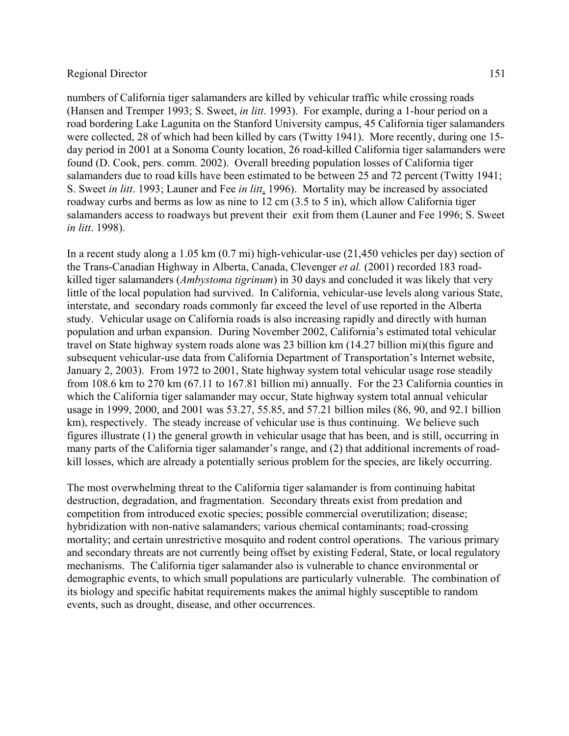numbers of California tiger salamanders are killed by vehicular traffic while crossing roads (Hansen and Tremper 1993; S. Sweet, *in litt*. 1993). For example, during a 1-hour period on a road bordering Lake Lagunita on the Stanford University campus, 45 California tiger salamanders were collected, 28 of which had been killed by cars (Twitty 1941). More recently, during one 15-day period in 2001 at a Sonoma County location, 26 road-killed California tiger salamanders were found (D. Cook, pers. comm. 2002). Overall breeding population losses of California tiger salamanders due to road kills have been estimated to be between 25 and 72 percent (Twitty 1941; S. Sweet *in litt*. 1993; Launer and Fee *in litt*. 1996). Mortality may be increased by associated roadway curbs and berms as low as nine to 12 cm (3.5 to 5 in), which allow California tiger salamanders access to roadways but prevent their exit from them (Launer and Fee 1996; S. Sweet *in litt*. 1998).

In a recent study along a 1.05 km (0.7 mi) high-vehicular-use (21,450 vehicles per day) section of the Trans-Canadian Highway in Alberta, Canada, Clevenger *et al.* (2001) recorded 183 road-killed tiger salamanders (*Ambystoma tigrinum*) in 30 days and concluded it was likely that very little of the local population had survived. In California, vehicular-use levels along various State, interstate, and secondary roads commonly far exceed the level of use reported in the Alberta study. Vehicular usage on California roads is also increasing rapidly and directly with human population and urban expansion. During November 2002, California's estimated total vehicular travel on State highway system roads alone was 23 billion km (14.27 billion mi)(this figure and subsequent vehicular-use data from California Department of Transportation's Internet website, January 2, 2003). From 1972 to 2001, State highway system total vehicular usage rose steadily from 108.6 km to 270 km (67.11 to 167.81 billion mi) annually. For the 23 California counties in which the California tiger salamander may occur, State highway system total annual vehicular usage in 1999, 2000, and 2001 was 53.27, 55.85, and 57.21 billion miles (86, 90, and 92.1 billion km), respectively. The steady increase of vehicular use is thus continuing. We believe such figures illustrate (1) the general growth in vehicular usage that has been, and is still, occurring in many parts of the California tiger salamander's range, and (2) that additional increments of road-kill losses, which are already a potentially serious problem for the species, are likely occurring.

The most overwhelming threat to the California tiger salamander is from continuing habitat destruction, degradation, and fragmentation. Secondary threats exist from predation and competition from introduced exotic species; possible commercial overutilization; disease; hybridization with non-native salamanders; various chemical contaminants; road-crossing mortality; and certain unrestrictive mosquito and rodent control operations. The various primary and secondary threats are not currently being offset by existing Federal, State, or local regulatory mechanisms. The California tiger salamander also is vulnerable to chance environmental or demographic events, to which small populations are particularly vulnerable. The combination of its biology and specific habitat requirements makes the animal highly susceptible to random events, such as drought, disease, and other occurrences.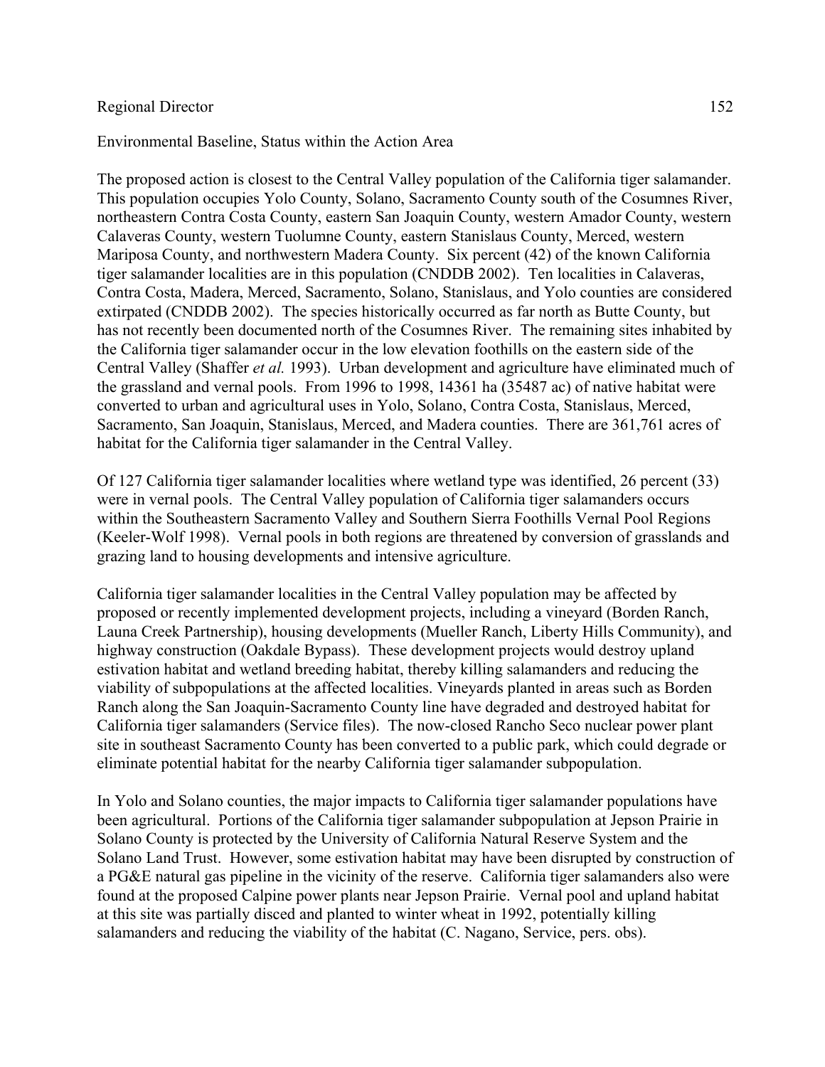Environmental Baseline, Status within the Action Area

The proposed action is closest to the Central Valley population of the California tiger salamander. This population occupies Yolo County, Solano, Sacramento County south of the Cosumnes River, northeastern Contra Costa County, eastern San Joaquin County, western Amador County, western Calaveras County, western Tuolumne County, eastern Stanislaus County, Merced, western Mariposa County, and northwestern Madera County. Six percent (42) of the known California tiger salamander localities are in this population (CNDDB 2002). Ten localities in Calaveras, Contra Costa, Madera, Merced, Sacramento, Solano, Stanislaus, and Yolo counties are considered extirpated (CNDDB 2002). The species historically occurred as far north as Butte County, but has not recently been documented north of the Cosumnes River. The remaining sites inhabited by the California tiger salamander occur in the low elevation foothills on the eastern side of the Central Valley (Shaffer *et al.* 1993). Urban development and agriculture have eliminated much of the grassland and vernal pools. From 1996 to 1998, 14361 ha (35487 ac) of native habitat were converted to urban and agricultural uses in Yolo, Solano, Contra Costa, Stanislaus, Merced, Sacramento, San Joaquin, Stanislaus, Merced, and Madera counties. There are 361,761 acres of habitat for the California tiger salamander in the Central Valley.

Of 127 California tiger salamander localities where wetland type was identified, 26 percent (33) were in vernal pools. The Central Valley population of California tiger salamanders occurs within the Southeastern Sacramento Valley and Southern Sierra Foothills Vernal Pool Regions (Keeler-Wolf 1998). Vernal pools in both regions are threatened by conversion of grasslands and grazing land to housing developments and intensive agriculture.

California tiger salamander localities in the Central Valley population may be affected by proposed or recently implemented development projects, including a vineyard (Borden Ranch, Launa Creek Partnership), housing developments (Mueller Ranch, Liberty Hills Community), and highway construction (Oakdale Bypass). These development projects would destroy upland estivation habitat and wetland breeding habitat, thereby killing salamanders and reducing the viability of subpopulations at the affected localities. Vineyards planted in areas such as Borden Ranch along the San Joaquin-Sacramento County line have degraded and destroyed habitat for California tiger salamanders (Service files). The now-closed Rancho Seco nuclear power plant site in southeast Sacramento County has been converted to a public park, which could degrade or eliminate potential habitat for the nearby California tiger salamander subpopulation.

In Yolo and Solano counties, the major impacts to California tiger salamander populations have been agricultural. Portions of the California tiger salamander subpopulation at Jepson Prairie in Solano County is protected by the University of California Natural Reserve System and the Solano Land Trust. However, some estivation habitat may have been disrupted by construction of a PG&E natural gas pipeline in the vicinity of the reserve. California tiger salamanders also were found at the proposed Calpine power plants near Jepson Prairie. Vernal pool and upland habitat at this site was partially disced and planted to winter wheat in 1992, potentially killing salamanders and reducing the viability of the habitat (C. Nagano, Service, pers. obs).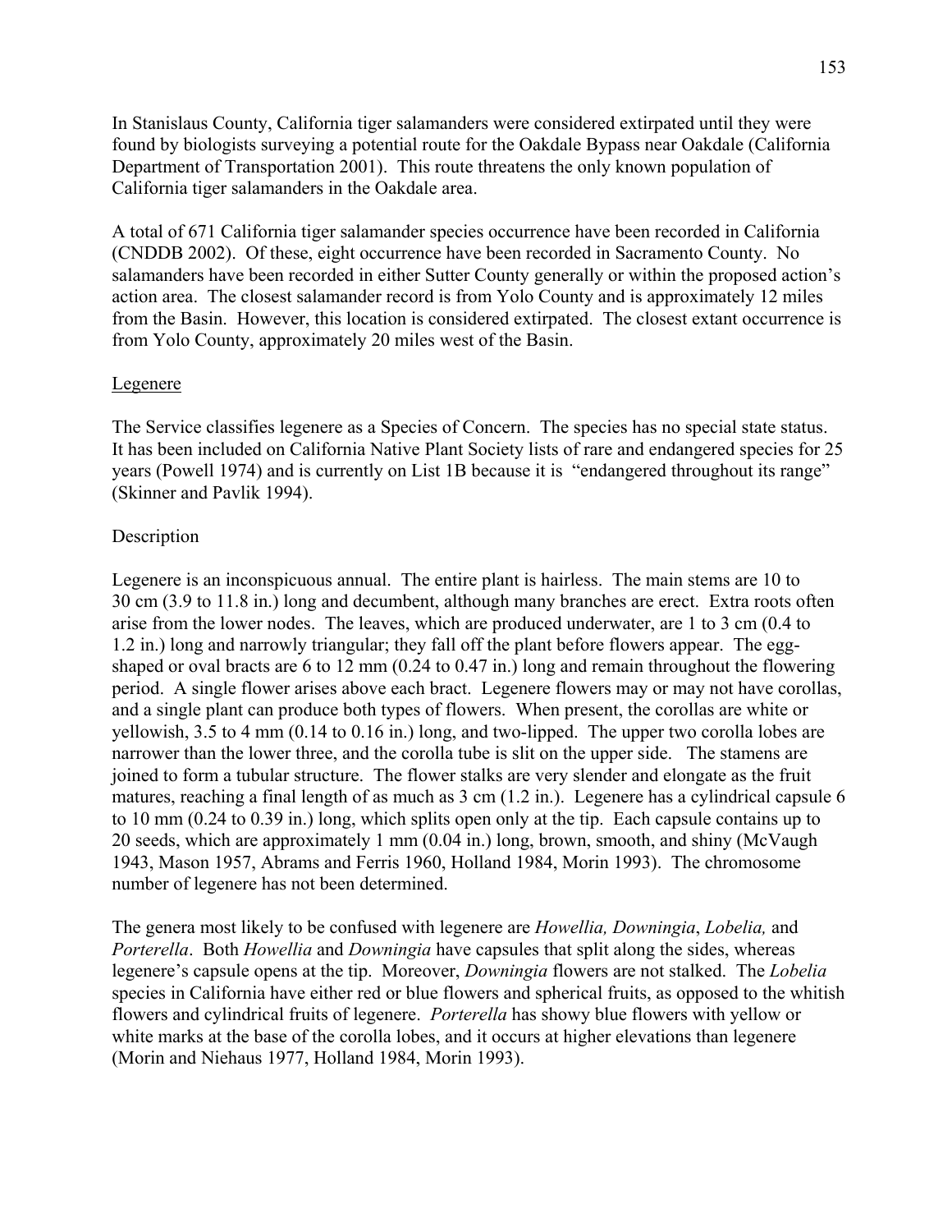In Stanislaus County, California tiger salamanders were considered extirpated until they were found by biologists surveying a potential route for the Oakdale Bypass near Oakdale (California Department of Transportation 2001). This route threatens the only known population of California tiger salamanders in the Oakdale area.

A total of 671 California tiger salamander species occurrence have been recorded in California (CNDDB 2002). Of these, eight occurrence have been recorded in Sacramento County. No salamanders have been recorded in either Sutter County generally or within the proposed action's action area. The closest salamander record is from Yolo County and is approximately 12 miles from the Basin. However, this location is considered extirpated. The closest extant occurrence is from Yolo County, approximately 20 miles west of the Basin.

<u>Legenere</u>

The Service classifies legenere as a Species of Concern. The species has no special state status. It has been included on California Native Plant Society lists of rare and endangered species for 25 years (Powell 1974) and is currently on List 1B because it is "endangered throughout its range" (Skinner and Pavlik 1994).

Description

Legenere is an inconspicuous annual. The entire plant is hairless. The main stems are 10 to 30 cm (3.9 to 11.8 in.) long and decumbent, although many branches are erect. Extra roots often arise from the lower nodes. The leaves, which are produced underwater, are 1 to 3 cm (0.4 to 1.2 in.) long and narrowly triangular; they fall off the plant before flowers appear. The egg-shaped or oval bracts are 6 to 12 mm (0.24 to 0.47 in.) long and remain throughout the flowering period. A single flower arises above each bract. Legenere flowers may or may not have corollas, and a single plant can produce both types of flowers. When present, the corollas are white or yellowish, 3.5 to 4 mm (0.14 to 0.16 in.) long, and two-lipped. The upper two corolla lobes are narrower than the lower three, and the corolla tube is slit on the upper side. The stamens are joined to form a tubular structure. The flower stalks are very slender and elongate as the fruit matures, reaching a final length of as much as 3 cm (1.2 in.). Legenere has a cylindrical capsule 6 to 10 mm (0.24 to 0.39 in.) long, which splits open only at the tip. Each capsule contains up to 20 seeds, which are approximately 1 mm (0.04 in.) long, brown, smooth, and shiny (McVaugh 1943, Mason 1957, Abrams and Ferris 1960, Holland 1984, Morin 1993). The chromosome number of legenere has not been determined.

The genera most likely to be confused with legenere are *Howellia, Downingia*, *Lobelia,* and *Porterella*. Both *Howellia* and *Downingia* have capsules that split along the sides, whereas legenere's capsule opens at the tip. Moreover, *Downingia* flowers are not stalked. The *Lobelia* species in California have either red or blue flowers and spherical fruits, as opposed to the whitish flowers and cylindrical fruits of legenere. *Porterella* has showy blue flowers with yellow or white marks at the base of the corolla lobes, and it occurs at higher elevations than legenere (Morin and Niehaus 1977, Holland 1984, Morin 1993).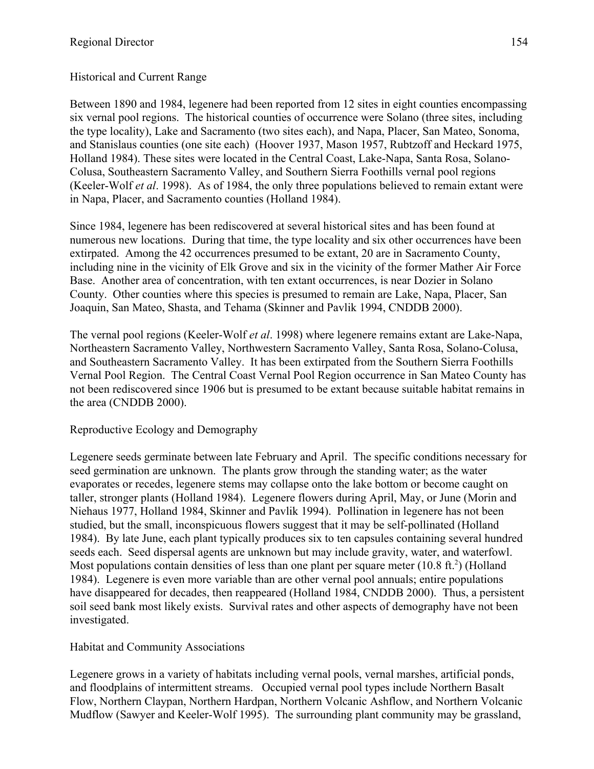Historical and Current Range

Between 1890 and 1984, legenere had been reported from 12 sites in eight counties encompassing six vernal pool regions. The historical counties of occurrence were Solano (three sites, including the type locality), Lake and Sacramento (two sites each), and Napa, Placer, San Mateo, Sonoma, and Stanislaus counties (one site each) (Hoover 1937, Mason 1957, Rubtzoff and Heckard 1975, Holland 1984). These sites were located in the Central Coast, Lake-Napa, Santa Rosa, Solano-Colusa, Southeastern Sacramento Valley, and Southern Sierra Foothills vernal pool regions (Keeler-Wolf *et al*. 1998). As of 1984, the only three populations believed to remain extant were in Napa, Placer, and Sacramento counties (Holland 1984).

Since 1984, legenere has been rediscovered at several historical sites and has been found at numerous new locations. During that time, the type locality and six other occurrences have been extirpated. Among the 42 occurrences presumed to be extant, 20 are in Sacramento County, including nine in the vicinity of Elk Grove and six in the vicinity of the former Mather Air Force Base. Another area of concentration, with ten extant occurrences, is near Dozier in Solano County. Other counties where this species is presumed to remain are Lake, Napa, Placer, San Joaquin, San Mateo, Shasta, and Tehama (Skinner and Pavlik 1994, CNDDB 2000).

The vernal pool regions (Keeler-Wolf *et al*. 1998) where legenere remains extant are Lake-Napa, Northeastern Sacramento Valley, Northwestern Sacramento Valley, Santa Rosa, Solano-Colusa, and Southeastern Sacramento Valley. It has been extirpated from the Southern Sierra Foothills Vernal Pool Region. The Central Coast Vernal Pool Region occurrence in San Mateo County has not been rediscovered since 1906 but is presumed to be extant because suitable habitat remains in the area (CNDDB 2000).

Reproductive Ecology and Demography

Legenere seeds germinate between late February and April. The specific conditions necessary for seed germination are unknown. The plants grow through the standing water; as the water evaporates or recedes, legenere stems may collapse onto the lake bottom or become caught on taller, stronger plants (Holland 1984). Legenere flowers during April, May, or June (Morin and Niehaus 1977, Holland 1984, Skinner and Pavlik 1994). Pollination in legenere has not been studied, but the small, inconspicuous flowers suggest that it may be self-pollinated (Holland 1984). By late June, each plant typically produces six to ten capsules containing several hundred seeds each. Seed dispersal agents are unknown but may include gravity, water, and waterfowl. Most populations contain densities of less than one plant per square meter (10.8 ft.$^2$) (Holland 1984). Legenere is even more variable than are other vernal pool annuals; entire populations have disappeared for decades, then reappeared (Holland 1984, CNDDB 2000). Thus, a persistent soil seed bank most likely exists. Survival rates and other aspects of demography have not been investigated.

Habitat and Community Associations

Legenere grows in a variety of habitats including vernal pools, vernal marshes, artificial ponds, and floodplains of intermittent streams. Occupied vernal pool types include Northern Basalt Flow, Northern Claypan, Northern Hardpan, Northern Volcanic Ashflow, and Northern Volcanic Mudflow (Sawyer and Keeler-Wolf 1995). The surrounding plant community may be grassland,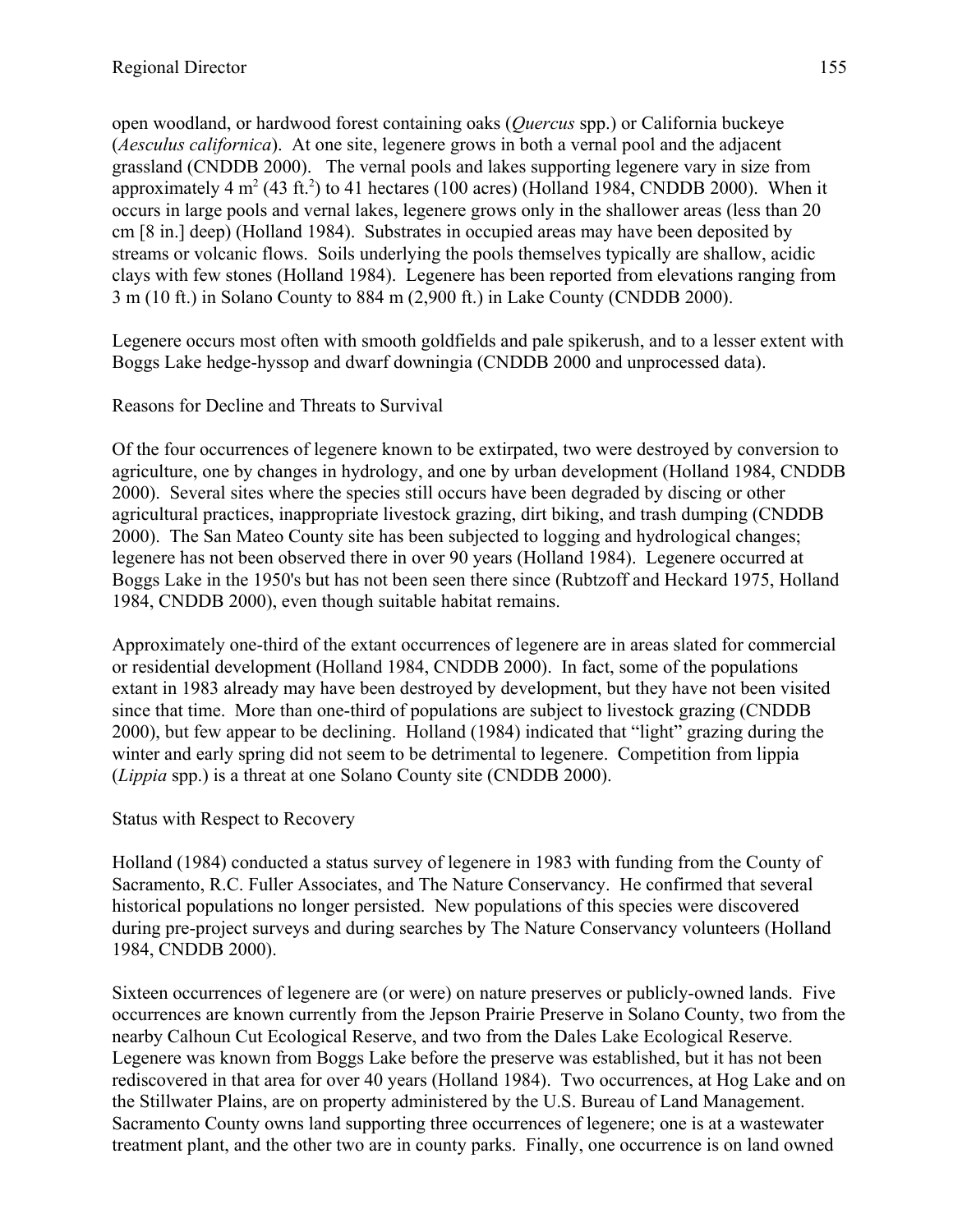open woodland, or hardwood forest containing oaks (*Quercus* spp.) or California buckeye (*Aesculus californica*). At one site, legenere grows in both a vernal pool and the adjacent grassland (CNDDB 2000). The vernal pools and lakes supporting legenere vary in size from approximately 4 $m^2$ (43 $ft.^2$) to 41 hectares (100 acres) (Holland 1984, CNDDB 2000). When it occurs in large pools and vernal lakes, legenere grows only in the shallower areas (less than 20 cm [8 in.] deep) (Holland 1984). Substrates in occupied areas may have been deposited by streams or volcanic flows. Soils underlying the pools themselves typically are shallow, acidic clays with few stones (Holland 1984). Legenere has been reported from elevations ranging from 3 m (10 ft.) in Solano County to 884 m (2,900 ft.) in Lake County (CNDDB 2000).

Legenere occurs most often with smooth goldfields and pale spikerush, and to a lesser extent with Boggs Lake hedge-hyssop and dwarf downingia (CNDDB 2000 and unprocessed data).

Reasons for Decline and Threats to Survival

Of the four occurrences of legenere known to be extirpated, two were destroyed by conversion to agriculture, one by changes in hydrology, and one by urban development (Holland 1984, CNDDB 2000). Several sites where the species still occurs have been degraded by discing or other agricultural practices, inappropriate livestock grazing, dirt biking, and trash dumping (CNDDB 2000). The San Mateo County site has been subjected to logging and hydrological changes; legenere has not been observed there in over 90 years (Holland 1984). Legenere occurred at Boggs Lake in the 1950's but has not been seen there since (Rubtzoff and Heckard 1975, Holland 1984, CNDDB 2000), even though suitable habitat remains.

Approximately one-third of the extant occurrences of legenere are in areas slated for commercial or residential development (Holland 1984, CNDDB 2000). In fact, some of the populations extant in 1983 already may have been destroyed by development, but they have not been visited since that time. More than one-third of populations are subject to livestock grazing (CNDDB 2000), but few appear to be declining. Holland (1984) indicated that "light" grazing during the winter and early spring did not seem to be detrimental to legenere. Competition from lippia (*Lippia* spp.) is a threat at one Solano County site (CNDDB 2000).

Status with Respect to Recovery

Holland (1984) conducted a status survey of legenere in 1983 with funding from the County of Sacramento, R.C. Fuller Associates, and The Nature Conservancy. He confirmed that several historical populations no longer persisted. New populations of this species were discovered during pre-project surveys and during searches by The Nature Conservancy volunteers (Holland 1984, CNDDB 2000).

Sixteen occurrences of legenere are (or were) on nature preserves or publicly-owned lands. Five occurrences are known currently from the Jepson Prairie Preserve in Solano County, two from the nearby Calhoun Cut Ecological Reserve, and two from the Dales Lake Ecological Reserve. Legenere was known from Boggs Lake before the preserve was established, but it has not been rediscovered in that area for over 40 years (Holland 1984). Two occurrences, at Hog Lake and on the Stillwater Plains, are on property administered by the U.S. Bureau of Land Management. Sacramento County owns land supporting three occurrences of legenere; one is at a wastewater treatment plant, and the other two are in county parks. Finally, one occurrence is on land owned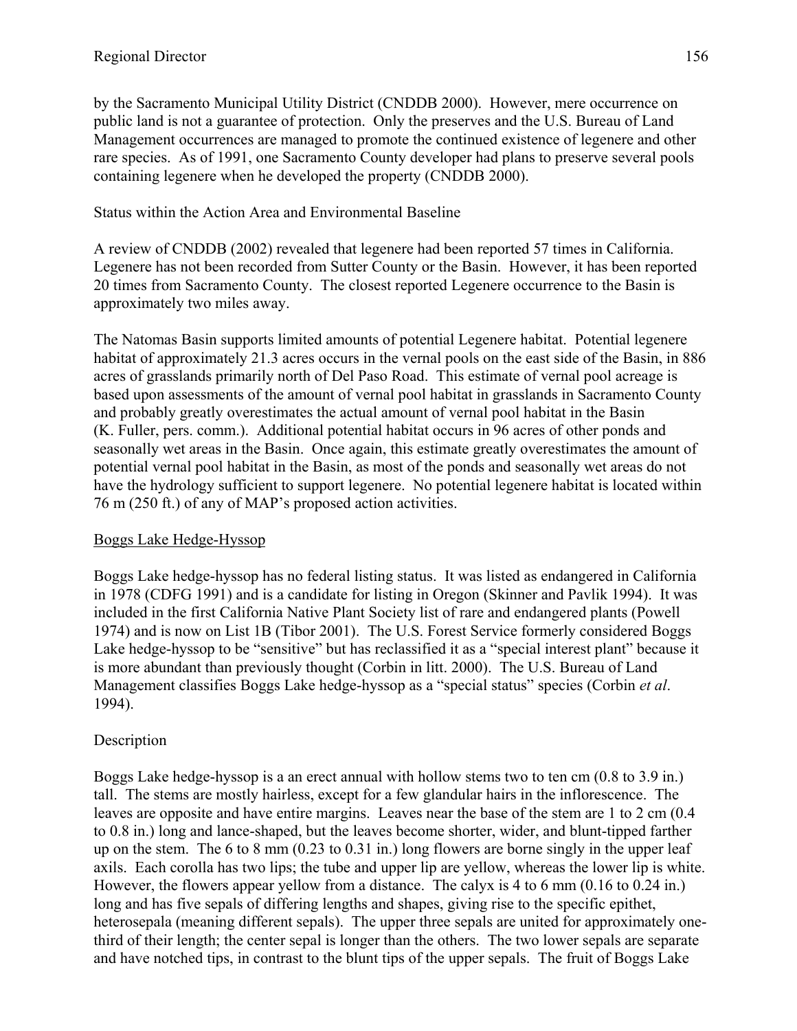by the Sacramento Municipal Utility District (CNDDB 2000). However, mere occurrence on public land is not a guarantee of protection. Only the preserves and the U.S. Bureau of Land Management occurrences are managed to promote the continued existence of legenere and other rare species. As of 1991, one Sacramento County developer had plans to preserve several pools containing legenere when he developed the property (CNDDB 2000).

Status within the Action Area and Environmental Baseline

A review of CNDDB (2002) revealed that legenere had been reported 57 times in California. Legenere has not been recorded from Sutter County or the Basin. However, it has been reported 20 times from Sacramento County. The closest reported Legenere occurrence to the Basin is approximately two miles away.

The Natomas Basin supports limited amounts of potential Legenere habitat. Potential legenere habitat of approximately 21.3 acres occurs in the vernal pools on the east side of the Basin, in 886 acres of grasslands primarily north of Del Paso Road. This estimate of vernal pool acreage is based upon assessments of the amount of vernal pool habitat in grasslands in Sacramento County and probably greatly overestimates the actual amount of vernal pool habitat in the Basin (K. Fuller, pers. comm.). Additional potential habitat occurs in 96 acres of other ponds and seasonally wet areas in the Basin. Once again, this estimate greatly overestimates the amount of potential vernal pool habitat in the Basin, as most of the ponds and seasonally wet areas do not have the hydrology sufficient to support legenere. No potential legenere habitat is located within 76 m (250 ft.) of any of MAP's proposed action activities.

## Boggs Lake Hedge-Hyssop

Boggs Lake hedge-hyssop has no federal listing status. It was listed as endangered in California in 1978 (CDFG 1991) and is a candidate for listing in Oregon (Skinner and Pavlik 1994). It was included in the first California Native Plant Society list of rare and endangered plants (Powell 1974) and is now on List 1B (Tibor 2001). The U.S. Forest Service formerly considered Boggs Lake hedge-hyssop to be "sensitive" but has reclassified it as a "special interest plant" because it is more abundant than previously thought (Corbin in litt. 2000). The U.S. Bureau of Land Management classifies Boggs Lake hedge-hyssop as a "special status" species (Corbin *et al*. 1994).

Description

Boggs Lake hedge-hyssop is a an erect annual with hollow stems two to ten cm (0.8 to 3.9 in.) tall. The stems are mostly hairless, except for a few glandular hairs in the inflorescence. The leaves are opposite and have entire margins. Leaves near the base of the stem are 1 to 2 cm (0.4 to 0.8 in.) long and lance-shaped, but the leaves become shorter, wider, and blunt-tipped farther up on the stem. The 6 to 8 mm (0.23 to 0.31 in.) long flowers are borne singly in the upper leaf axils. Each corolla has two lips; the tube and upper lip are yellow, whereas the lower lip is white. However, the flowers appear yellow from a distance. The calyx is 4 to 6 mm (0.16 to 0.24 in.) long and has five sepals of differing lengths and shapes, giving rise to the specific epithet, heterosepala (meaning different sepals). The upper three sepals are united for approximately one-third of their length; the center sepal is longer than the others. The two lower sepals are separate and have notched tips, in contrast to the blunt tips of the upper sepals. The fruit of Boggs Lake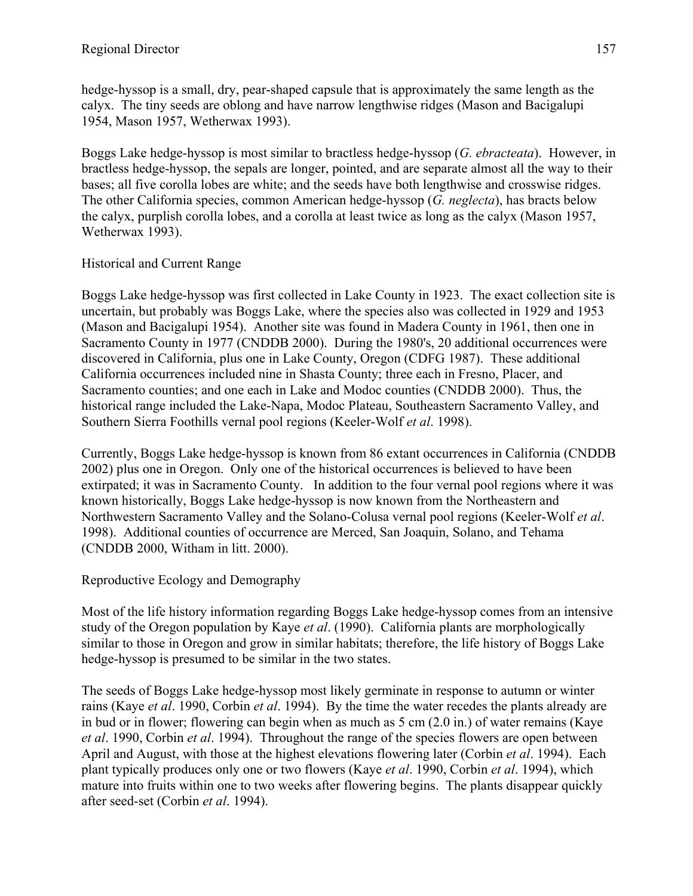hedge-hyssop is a small, dry, pear-shaped capsule that is approximately the same length as the calyx. The tiny seeds are oblong and have narrow lengthwise ridges (Mason and Bacigalupi 1954, Mason 1957, Wetherwax 1993).

Boggs Lake hedge-hyssop is most similar to bractless hedge-hyssop (*G. ebracteata*). However, in bractless hedge-hyssop, the sepals are longer, pointed, and are separate almost all the way to their bases; all five corolla lobes are white; and the seeds have both lengthwise and crosswise ridges. The other California species, common American hedge-hyssop (*G. neglecta*), has bracts below the calyx, purplish corolla lobes, and a corolla at least twice as long as the calyx (Mason 1957, Wetherwax 1993).

Historical and Current Range

Boggs Lake hedge-hyssop was first collected in Lake County in 1923. The exact collection site is uncertain, but probably was Boggs Lake, where the species also was collected in 1929 and 1953 (Mason and Bacigalupi 1954). Another site was found in Madera County in 1961, then one in Sacramento County in 1977 (CNDDB 2000). During the 1980's, 20 additional occurrences were discovered in California, plus one in Lake County, Oregon (CDFG 1987). These additional California occurrences included nine in Shasta County; three each in Fresno, Placer, and Sacramento counties; and one each in Lake and Modoc counties (CNDDB 2000). Thus, the historical range included the Lake-Napa, Modoc Plateau, Southeastern Sacramento Valley, and Southern Sierra Foothills vernal pool regions (Keeler-Wolf *et al*. 1998).

Currently, Boggs Lake hedge-hyssop is known from 86 extant occurrences in California (CNDDB 2002) plus one in Oregon. Only one of the historical occurrences is believed to have been extirpated; it was in Sacramento County. In addition to the four vernal pool regions where it was known historically, Boggs Lake hedge-hyssop is now known from the Northeastern and Northwestern Sacramento Valley and the Solano-Colusa vernal pool regions (Keeler-Wolf *et al*. 1998). Additional counties of occurrence are Merced, San Joaquin, Solano, and Tehama (CNDDB 2000, Witham in litt. 2000).

Reproductive Ecology and Demography

Most of the life history information regarding Boggs Lake hedge-hyssop comes from an intensive study of the Oregon population by Kaye *et al*. (1990). California plants are morphologically similar to those in Oregon and grow in similar habitats; therefore, the life history of Boggs Lake hedge-hyssop is presumed to be similar in the two states.

The seeds of Boggs Lake hedge-hyssop most likely germinate in response to autumn or winter rains (Kaye *et al*. 1990, Corbin *et al*. 1994). By the time the water recedes the plants already are in bud or in flower; flowering can begin when as much as 5 cm (2.0 in.) of water remains (Kaye *et al*. 1990, Corbin *et al*. 1994). Throughout the range of the species flowers are open between April and August, with those at the highest elevations flowering later (Corbin *et al*. 1994). Each plant typically produces only one or two flowers (Kaye *et al*. 1990, Corbin *et al*. 1994), which mature into fruits within one to two weeks after flowering begins. The plants disappear quickly after seed-set (Corbin *et al*. 1994).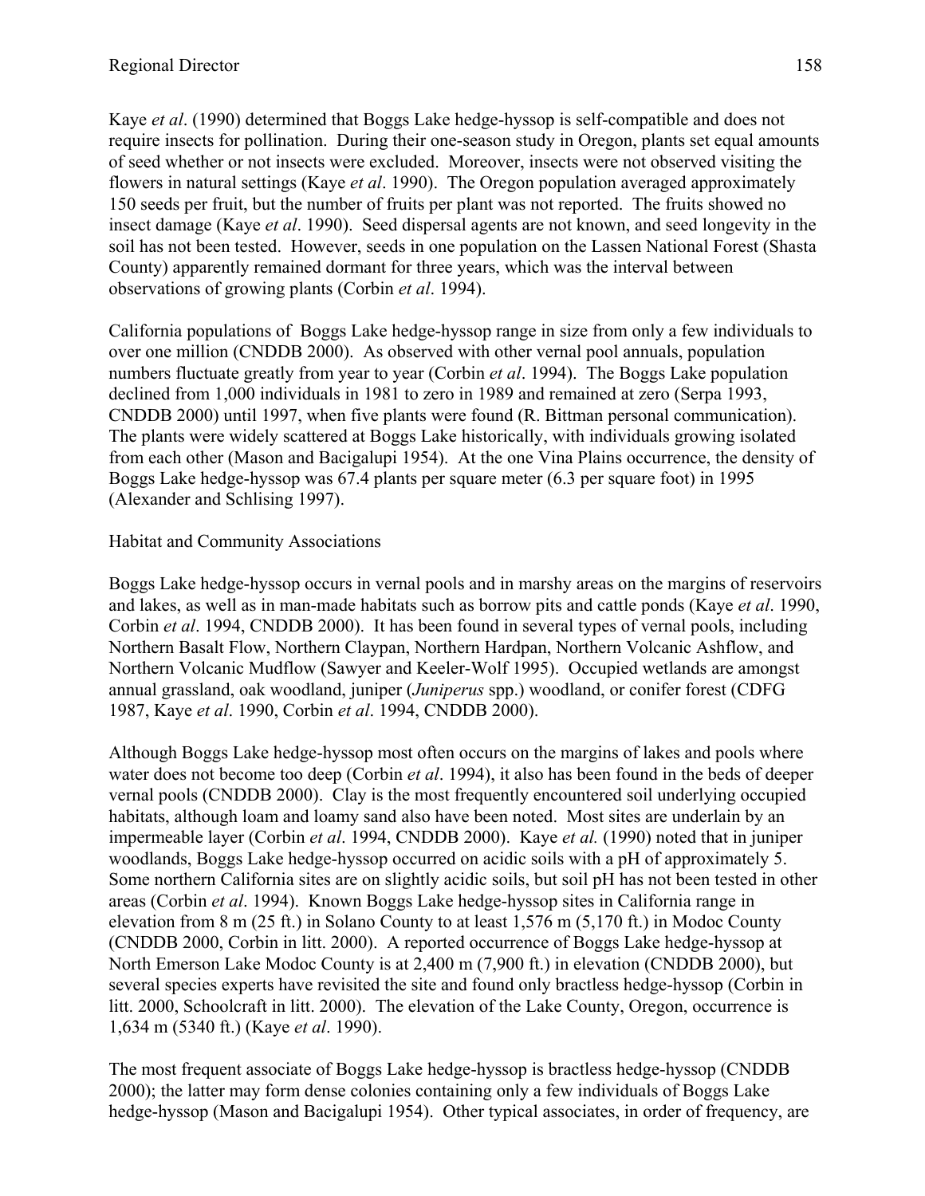Kaye *et al*. (1990) determined that Boggs Lake hedge-hyssop is self-compatible and does not require insects for pollination. During their one-season study in Oregon, plants set equal amounts of seed whether or not insects were excluded. Moreover, insects were not observed visiting the flowers in natural settings (Kaye *et al*. 1990). The Oregon population averaged approximately 150 seeds per fruit, but the number of fruits per plant was not reported. The fruits showed no insect damage (Kaye *et al*. 1990). Seed dispersal agents are not known, and seed longevity in the soil has not been tested. However, seeds in one population on the Lassen National Forest (Shasta County) apparently remained dormant for three years, which was the interval between observations of growing plants (Corbin *et al*. 1994).

California populations of Boggs Lake hedge-hyssop range in size from only a few individuals to over one million (CNDDB 2000). As observed with other vernal pool annuals, population numbers fluctuate greatly from year to year (Corbin *et al*. 1994). The Boggs Lake population declined from 1,000 individuals in 1981 to zero in 1989 and remained at zero (Serpa 1993, CNDDB 2000) until 1997, when five plants were found (R. Bittman personal communication). The plants were widely scattered at Boggs Lake historically, with individuals growing isolated from each other (Mason and Bacigalupi 1954). At the one Vina Plains occurrence, the density of Boggs Lake hedge-hyssop was 67.4 plants per square meter (6.3 per square foot) in 1995 (Alexander and Schlising 1997).

Habitat and Community Associations

Boggs Lake hedge-hyssop occurs in vernal pools and in marshy areas on the margins of reservoirs and lakes, as well as in man-made habitats such as borrow pits and cattle ponds (Kaye *et al*. 1990, Corbin *et al*. 1994, CNDDB 2000). It has been found in several types of vernal pools, including Northern Basalt Flow, Northern Claypan, Northern Hardpan, Northern Volcanic Ashflow, and Northern Volcanic Mudflow (Sawyer and Keeler-Wolf 1995). Occupied wetlands are amongst annual grassland, oak woodland, juniper (*Juniperus* spp.) woodland, or conifer forest (CDFG 1987, Kaye *et al*. 1990, Corbin *et al*. 1994, CNDDB 2000).

Although Boggs Lake hedge-hyssop most often occurs on the margins of lakes and pools where water does not become too deep (Corbin *et al*. 1994), it also has been found in the beds of deeper vernal pools (CNDDB 2000). Clay is the most frequently encountered soil underlying occupied habitats, although loam and loamy sand also have been noted. Most sites are underlain by an impermeable layer (Corbin *et al*. 1994, CNDDB 2000). Kaye *et al.* (1990) noted that in juniper woodlands, Boggs Lake hedge-hyssop occurred on acidic soils with a pH of approximately 5. Some northern California sites are on slightly acidic soils, but soil pH has not been tested in other areas (Corbin *et al*. 1994). Known Boggs Lake hedge-hyssop sites in California range in elevation from 8 m (25 ft.) in Solano County to at least 1,576 m (5,170 ft.) in Modoc County (CNDDB 2000, Corbin in litt. 2000). A reported occurrence of Boggs Lake hedge-hyssop at North Emerson Lake Modoc County is at 2,400 m (7,900 ft.) in elevation (CNDDB 2000), but several species experts have revisited the site and found only bractless hedge-hyssop (Corbin in litt. 2000, Schoolcraft in litt. 2000). The elevation of the Lake County, Oregon, occurrence is 1,634 m (5340 ft.) (Kaye *et al*. 1990).

The most frequent associate of Boggs Lake hedge-hyssop is bractless hedge-hyssop (CNDDB 2000); the latter may form dense colonies containing only a few individuals of Boggs Lake hedge-hyssop (Mason and Bacigalupi 1954). Other typical associates, in order of frequency, are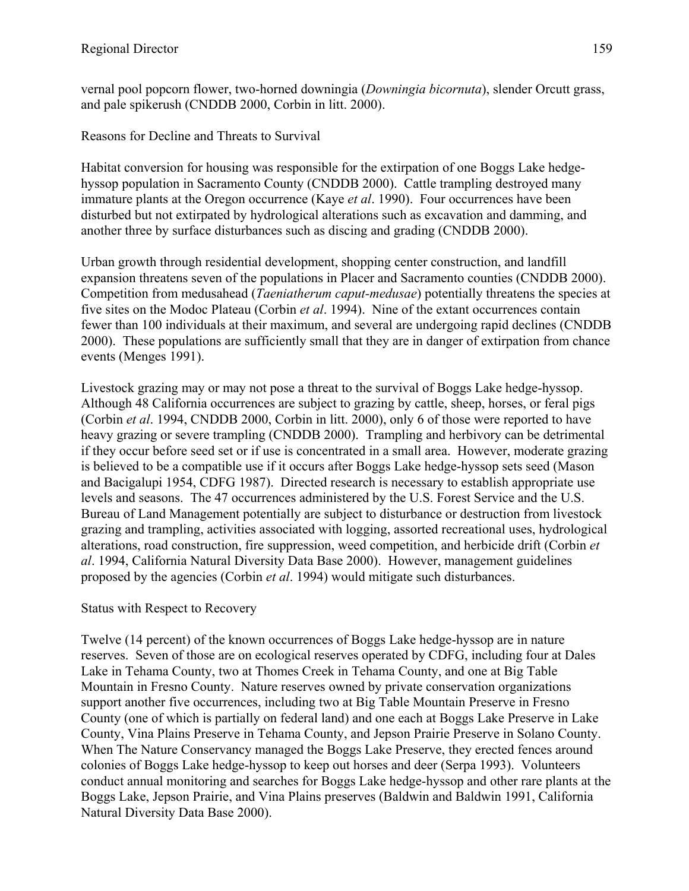vernal pool popcorn flower, two-horned downingia (*Downingia bicornuta*), slender Orcutt grass, and pale spikerush (CNDDB 2000, Corbin in litt. 2000).

Reasons for Decline and Threats to Survival

Habitat conversion for housing was responsible for the extirpation of one Boggs Lake hedge-hyssop population in Sacramento County (CNDDB 2000). Cattle trampling destroyed many immature plants at the Oregon occurrence (Kaye *et al*. 1990). Four occurrences have been disturbed but not extirpated by hydrological alterations such as excavation and damming, and another three by surface disturbances such as discing and grading (CNDDB 2000).

Urban growth through residential development, shopping center construction, and landfill expansion threatens seven of the populations in Placer and Sacramento counties (CNDDB 2000). Competition from medusahead (*Taeniatherum caput-medusae*) potentially threatens the species at five sites on the Modoc Plateau (Corbin *et al*. 1994). Nine of the extant occurrences contain fewer than 100 individuals at their maximum, and several are undergoing rapid declines (CNDDB 2000). These populations are sufficiently small that they are in danger of extirpation from chance events (Menges 1991).

Livestock grazing may or may not pose a threat to the survival of Boggs Lake hedge-hyssop. Although 48 California occurrences are subject to grazing by cattle, sheep, horses, or feral pigs (Corbin *et al*. 1994, CNDDB 2000, Corbin in litt. 2000), only 6 of those were reported to have heavy grazing or severe trampling (CNDDB 2000). Trampling and herbivory can be detrimental if they occur before seed set or if use is concentrated in a small area. However, moderate grazing is believed to be a compatible use if it occurs after Boggs Lake hedge-hyssop sets seed (Mason and Bacigalupi 1954, CDFG 1987). Directed research is necessary to establish appropriate use levels and seasons. The 47 occurrences administered by the U.S. Forest Service and the U.S. Bureau of Land Management potentially are subject to disturbance or destruction from livestock grazing and trampling, activities associated with logging, assorted recreational uses, hydrological alterations, road construction, fire suppression, weed competition, and herbicide drift (Corbin *et al*. 1994, California Natural Diversity Data Base 2000). However, management guidelines proposed by the agencies (Corbin *et al*. 1994) would mitigate such disturbances.

Status with Respect to Recovery

Twelve (14 percent) of the known occurrences of Boggs Lake hedge-hyssop are in nature reserves. Seven of those are on ecological reserves operated by CDFG, including four at Dales Lake in Tehama County, two at Thomes Creek in Tehama County, and one at Big Table Mountain in Fresno County. Nature reserves owned by private conservation organizations support another five occurrences, including two at Big Table Mountain Preserve in Fresno County (one of which is partially on federal land) and one each at Boggs Lake Preserve in Lake County, Vina Plains Preserve in Tehama County, and Jepson Prairie Preserve in Solano County. When The Nature Conservancy managed the Boggs Lake Preserve, they erected fences around colonies of Boggs Lake hedge-hyssop to keep out horses and deer (Serpa 1993). Volunteers conduct annual monitoring and searches for Boggs Lake hedge-hyssop and other rare plants at the Boggs Lake, Jepson Prairie, and Vina Plains preserves (Baldwin and Baldwin 1991, California Natural Diversity Data Base 2000).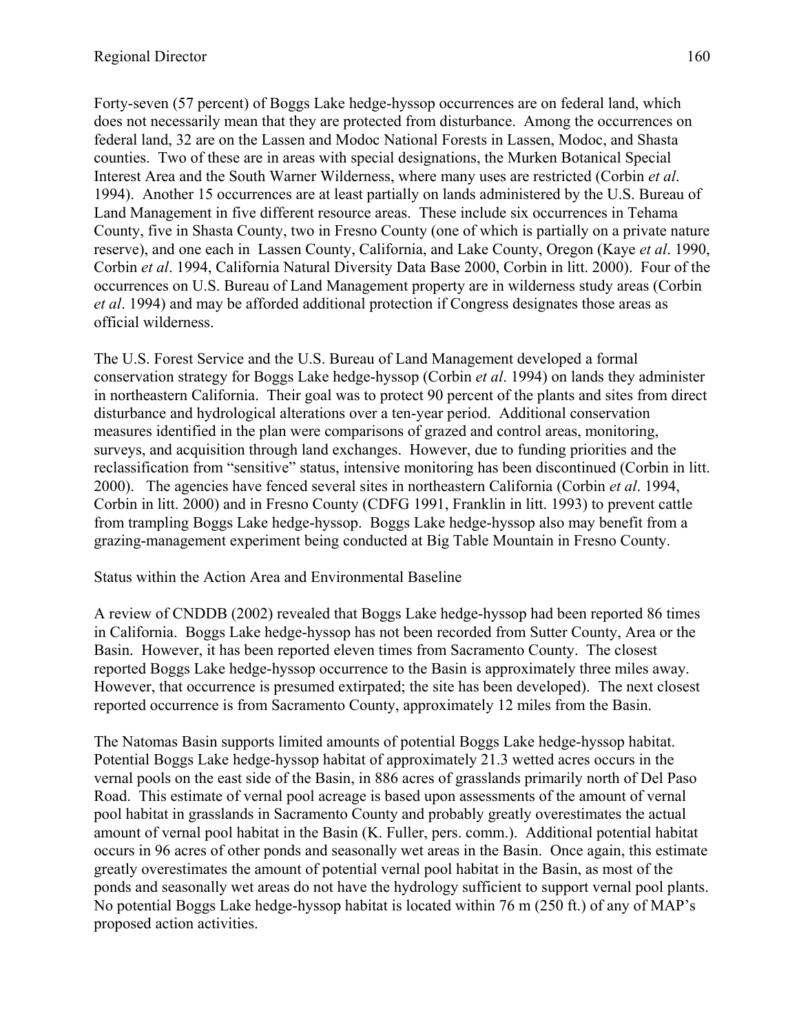Forty-seven (57 percent) of Boggs Lake hedge-hyssop occurrences are on federal land, which does not necessarily mean that they are protected from disturbance. Among the occurrences on federal land, 32 are on the Lassen and Modoc National Forests in Lassen, Modoc, and Shasta counties. Two of these are in areas with special designations, the Murken Botanical Special Interest Area and the South Warner Wilderness, where many uses are restricted (Corbin *et al*. 1994). Another 15 occurrences are at least partially on lands administered by the U.S. Bureau of Land Management in five different resource areas. These include six occurrences in Tehama County, five in Shasta County, two in Fresno County (one of which is partially on a private nature reserve), and one each in Lassen County, California, and Lake County, Oregon (Kaye *et al*. 1990, Corbin *et al*. 1994, California Natural Diversity Data Base 2000, Corbin in litt. 2000). Four of the occurrences on U.S. Bureau of Land Management property are in wilderness study areas (Corbin *et al*. 1994) and may be afforded additional protection if Congress designates those areas as official wilderness.

The U.S. Forest Service and the U.S. Bureau of Land Management developed a formal conservation strategy for Boggs Lake hedge-hyssop (Corbin *et al*. 1994) on lands they administer in northeastern California. Their goal was to protect 90 percent of the plants and sites from direct disturbance and hydrological alterations over a ten-year period. Additional conservation measures identified in the plan were comparisons of grazed and control areas, monitoring, surveys, and acquisition through land exchanges. However, due to funding priorities and the reclassification from "sensitive" status, intensive monitoring has been discontinued (Corbin in litt. 2000). The agencies have fenced several sites in northeastern California (Corbin *et al*. 1994, Corbin in litt. 2000) and in Fresno County (CDFG 1991, Franklin in litt. 1993) to prevent cattle from trampling Boggs Lake hedge-hyssop. Boggs Lake hedge-hyssop also may benefit from a grazing-management experiment being conducted at Big Table Mountain in Fresno County.

Status within the Action Area and Environmental Baseline

A review of CNDDB (2002) revealed that Boggs Lake hedge-hyssop had been reported 86 times in California. Boggs Lake hedge-hyssop has not been recorded from Sutter County, Area or the Basin. However, it has been reported eleven times from Sacramento County. The closest reported Boggs Lake hedge-hyssop occurrence to the Basin is approximately three miles away. However, that occurrence is presumed extirpated; the site has been developed). The next closest reported occurrence is from Sacramento County, approximately 12 miles from the Basin.

The Natomas Basin supports limited amounts of potential Boggs Lake hedge-hyssop habitat. Potential Boggs Lake hedge-hyssop habitat of approximately 21.3 wetted acres occurs in the vernal pools on the east side of the Basin, in 886 acres of grasslands primarily north of Del Paso Road. This estimate of vernal pool acreage is based upon assessments of the amount of vernal pool habitat in grasslands in Sacramento County and probably greatly overestimates the actual amount of vernal pool habitat in the Basin (K. Fuller, pers. comm.). Additional potential habitat occurs in 96 acres of other ponds and seasonally wet areas in the Basin. Once again, this estimate greatly overestimates the amount of potential vernal pool habitat in the Basin, as most of the ponds and seasonally wet areas do not have the hydrology sufficient to support vernal pool plants. No potential Boggs Lake hedge-hyssop habitat is located within 76 m (250 ft.) of any of MAP's proposed action activities.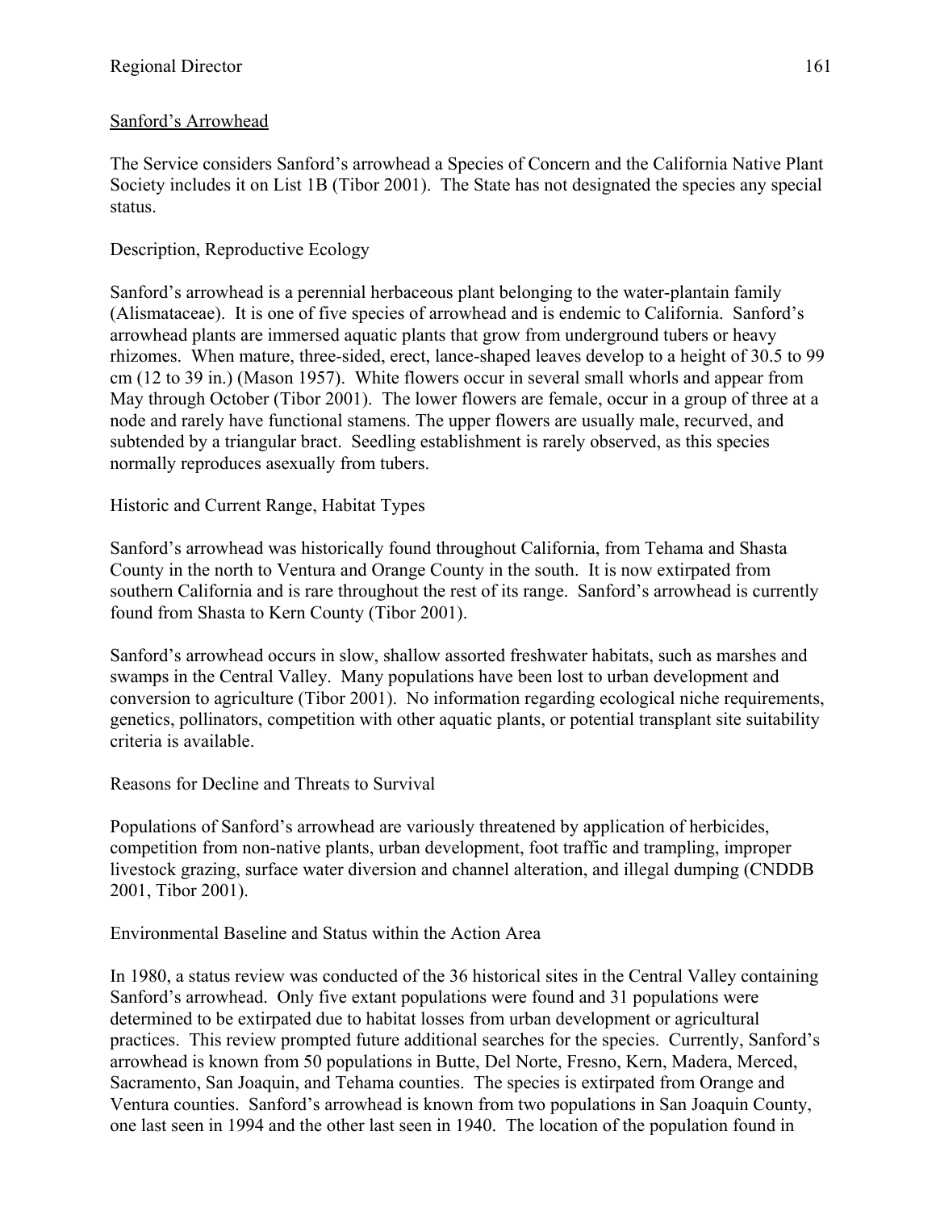## Sanford's Arrowhead

The Service considers Sanford's arrowhead a Species of Concern and the California Native Plant Society includes it on List 1B (Tibor 2001). The State has not designated the species any special status.

### Description, Reproductive Ecology

Sanford's arrowhead is a perennial herbaceous plant belonging to the water-plantain family (Alismataceae). It is one of five species of arrowhead and is endemic to California. Sanford's arrowhead plants are immersed aquatic plants that grow from underground tubers or heavy rhizomes. When mature, three-sided, erect, lance-shaped leaves develop to a height of 30.5 to 99 cm (12 to 39 in.) (Mason 1957). White flowers occur in several small whorls and appear from May through October (Tibor 2001). The lower flowers are female, occur in a group of three at a node and rarely have functional stamens. The upper flowers are usually male, recurved, and subtended by a triangular bract. Seedling establishment is rarely observed, as this species normally reproduces asexually from tubers.

### Historic and Current Range, Habitat Types

Sanford's arrowhead was historically found throughout California, from Tehama and Shasta County in the north to Ventura and Orange County in the south. It is now extirpated from southern California and is rare throughout the rest of its range. Sanford's arrowhead is currently found from Shasta to Kern County (Tibor 2001).

Sanford's arrowhead occurs in slow, shallow assorted freshwater habitats, such as marshes and swamps in the Central Valley. Many populations have been lost to urban development and conversion to agriculture (Tibor 2001). No information regarding ecological niche requirements, genetics, pollinators, competition with other aquatic plants, or potential transplant site suitability criteria is available.

### Reasons for Decline and Threats to Survival

Populations of Sanford's arrowhead are variously threatened by application of herbicides, competition from non-native plants, urban development, foot traffic and trampling, improper livestock grazing, surface water diversion and channel alteration, and illegal dumping (CNDDB 2001, Tibor 2001).

### Environmental Baseline and Status within the Action Area

In 1980, a status review was conducted of the 36 historical sites in the Central Valley containing Sanford's arrowhead. Only five extant populations were found and 31 populations were determined to be extirpated due to habitat losses from urban development or agricultural practices. This review prompted future additional searches for the species. Currently, Sanford's arrowhead is known from 50 populations in Butte, Del Norte, Fresno, Kern, Madera, Merced, Sacramento, San Joaquin, and Tehama counties. The species is extirpated from Orange and Ventura counties. Sanford's arrowhead is known from two populations in San Joaquin County, one last seen in 1994 and the other last seen in 1940. The location of the population found in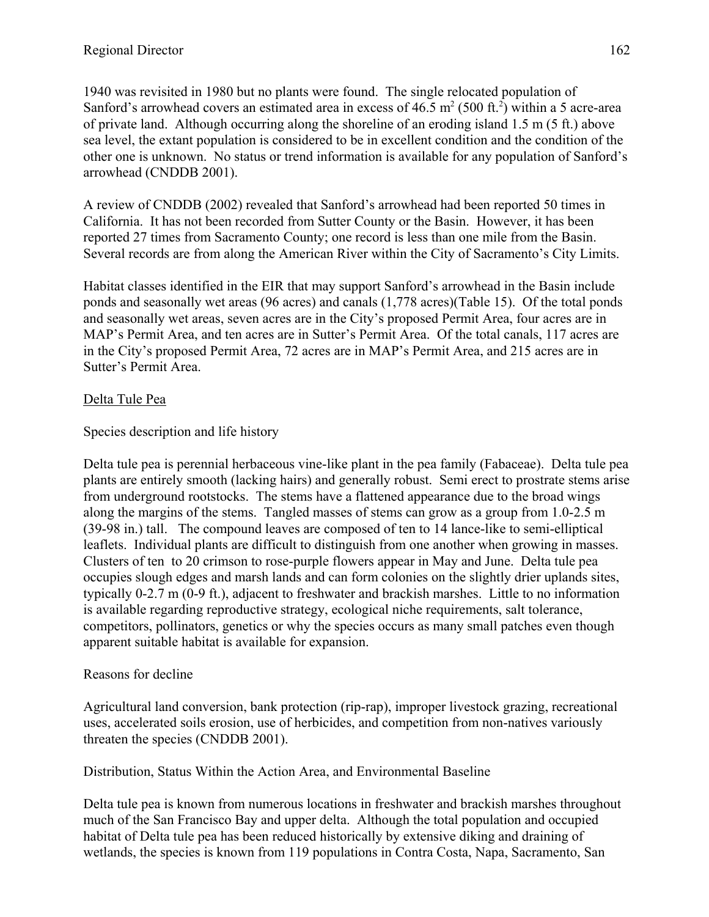1940 was revisited in 1980 but no plants were found. The single relocated population of Sanford's arrowhead covers an estimated area in excess of 46.5 $m^2$ (500 $ft.^2$) within a 5 acre-area of private land. Although occurring along the shoreline of an eroding island 1.5 m (5 ft.) above sea level, the extant population is considered to be in excellent condition and the condition of the other one is unknown. No status or trend information is available for any population of Sanford's arrowhead (CNDDB 2001).

A review of CNDDB (2002) revealed that Sanford's arrowhead had been reported 50 times in California. It has not been recorded from Sutter County or the Basin. However, it has been reported 27 times from Sacramento County; one record is less than one mile from the Basin. Several records are from along the American River within the City of Sacramento's City Limits.

Habitat classes identified in the EIR that may support Sanford's arrowhead in the Basin include ponds and seasonally wet areas (96 acres) and canals (1,778 acres)(Table 15). Of the total ponds and seasonally wet areas, seven acres are in the City's proposed Permit Area, four acres are in MAP's Permit Area, and ten acres are in Sutter's Permit Area. Of the total canals, 117 acres are in the City's proposed Permit Area, 72 acres are in MAP's Permit Area, and 215 acres are in Sutter's Permit Area.

## Delta Tule Pea

### Species description and life history

Delta tule pea is perennial herbaceous vine-like plant in the pea family (Fabaceae). Delta tule pea plants are entirely smooth (lacking hairs) and generally robust. Semi erect to prostrate stems arise from underground rootstocks. The stems have a flattened appearance due to the broad wings along the margins of the stems. Tangled masses of stems can grow as a group from 1.0-2.5 m (39-98 in.) tall. The compound leaves are composed of ten to 14 lance-like to semi-elliptical leaflets. Individual plants are difficult to distinguish from one another when growing in masses. Clusters of ten to 20 crimson to rose-purple flowers appear in May and June. Delta tule pea occupies slough edges and marsh lands and can form colonies on the slightly drier uplands sites, typically 0-2.7 m (0-9 ft.), adjacent to freshwater and brackish marshes. Little to no information is available regarding reproductive strategy, ecological niche requirements, salt tolerance, competitors, pollinators, genetics or why the species occurs as many small patches even though apparent suitable habitat is available for expansion.

### Reasons for decline

Agricultural land conversion, bank protection (rip-rap), improper livestock grazing, recreational uses, accelerated soils erosion, use of herbicides, and competition from non-natives variously threaten the species (CNDDB 2001).

### Distribution, Status Within the Action Area, and Environmental Baseline

Delta tule pea is known from numerous locations in freshwater and brackish marshes throughout much of the San Francisco Bay and upper delta. Although the total population and occupied habitat of Delta tule pea has been reduced historically by extensive diking and draining of wetlands, the species is known from 119 populations in Contra Costa, Napa, Sacramento, San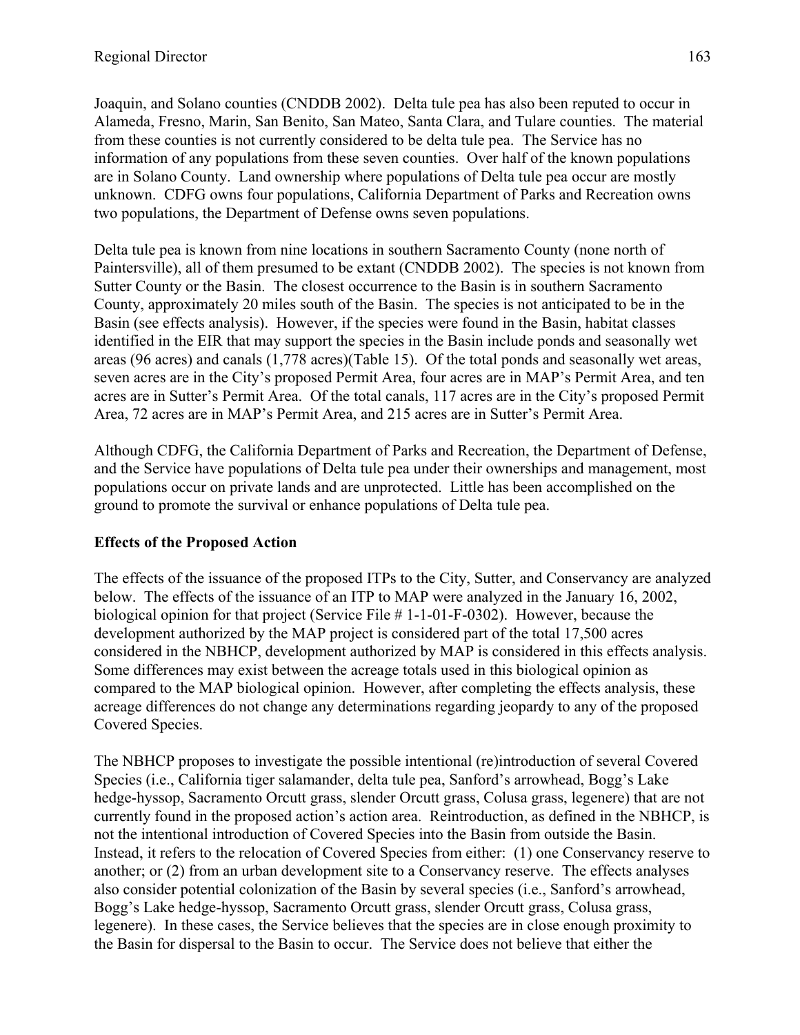Joaquin, and Solano counties (CNDDB 2002). Delta tule pea has also been reputed to occur in Alameda, Fresno, Marin, San Benito, San Mateo, Santa Clara, and Tulare counties. The material from these counties is not currently considered to be delta tule pea. The Service has no information of any populations from these seven counties. Over half of the known populations are in Solano County. Land ownership where populations of Delta tule pea occur are mostly unknown. CDFG owns four populations, California Department of Parks and Recreation owns two populations, the Department of Defense owns seven populations.

Delta tule pea is known from nine locations in southern Sacramento County (none north of Paintersville), all of them presumed to be extant (CNDDB 2002). The species is not known from Sutter County or the Basin. The closest occurrence to the Basin is in southern Sacramento County, approximately 20 miles south of the Basin. The species is not anticipated to be in the Basin (see effects analysis). However, if the species were found in the Basin, habitat classes identified in the EIR that may support the species in the Basin include ponds and seasonally wet areas (96 acres) and canals (1,778 acres)(Table 15). Of the total ponds and seasonally wet areas, seven acres are in the City's proposed Permit Area, four acres are in MAP's Permit Area, and ten acres are in Sutter's Permit Area. Of the total canals, 117 acres are in the City's proposed Permit Area, 72 acres are in MAP's Permit Area, and 215 acres are in Sutter's Permit Area.

Although CDFG, the California Department of Parks and Recreation, the Department of Defense, and the Service have populations of Delta tule pea under their ownerships and management, most populations occur on private lands and are unprotected. Little has been accomplished on the ground to promote the survival or enhance populations of Delta tule pea.

**Effects of the Proposed Action**

The effects of the issuance of the proposed ITPs to the City, Sutter, and Conservancy are analyzed below. The effects of the issuance of an ITP to MAP were analyzed in the January 16, 2002, biological opinion for that project (Service File # 1-1-01-F-0302). However, because the development authorized by the MAP project is considered part of the total 17,500 acres considered in the NBHCP, development authorized by MAP is considered in this effects analysis. Some differences may exist between the acreage totals used in this biological opinion as compared to the MAP biological opinion. However, after completing the effects analysis, these acreage differences do not change any determinations regarding jeopardy to any of the proposed Covered Species.

The NBHCP proposes to investigate the possible intentional (re)introduction of several Covered Species (i.e., California tiger salamander, delta tule pea, Sanford's arrowhead, Bogg's Lake hedge-hyssop, Sacramento Orcutt grass, slender Orcutt grass, Colusa grass, legenere) that are not currently found in the proposed action's action area. Reintroduction, as defined in the NBHCP, is not the intentional introduction of Covered Species into the Basin from outside the Basin. Instead, it refers to the relocation of Covered Species from either: (1) one Conservancy reserve to another; or (2) from an urban development site to a Conservancy reserve. The effects analyses also consider potential colonization of the Basin by several species (i.e., Sanford's arrowhead, Bogg's Lake hedge-hyssop, Sacramento Orcutt grass, slender Orcutt grass, Colusa grass, legenere). In these cases, the Service believes that the species are in close enough proximity to the Basin for dispersal to the Basin to occur. The Service does not believe that either the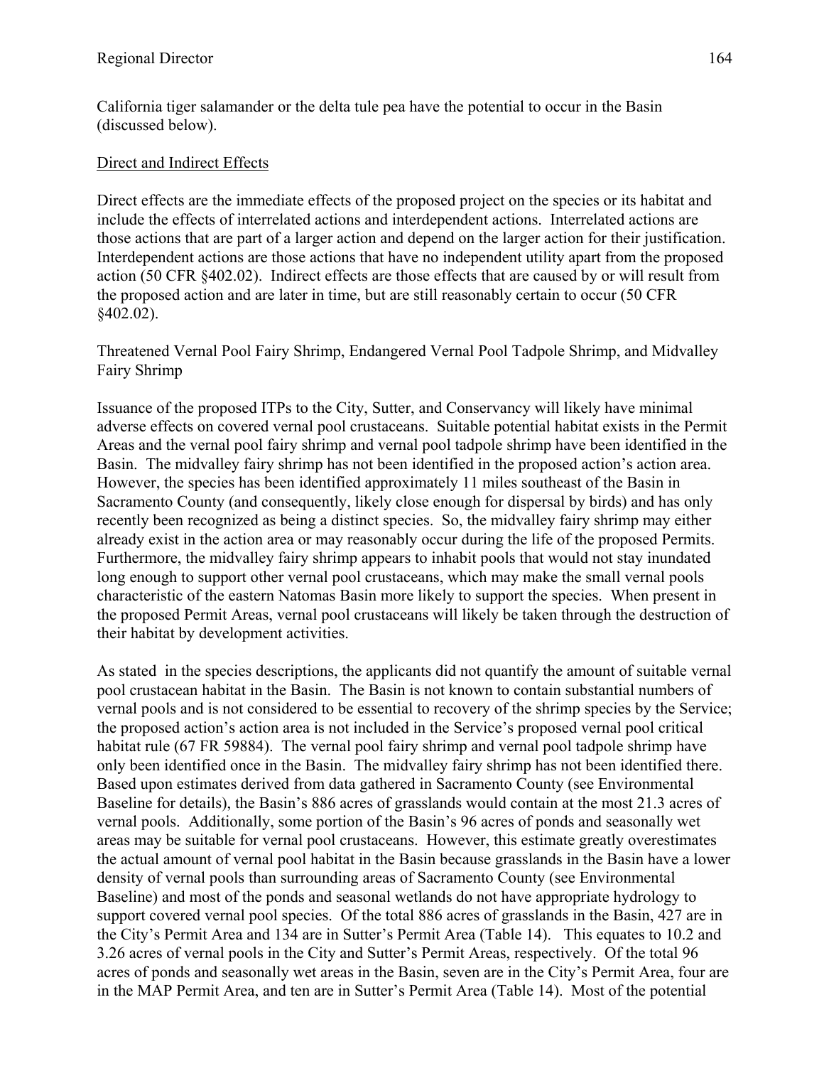California tiger salamander or the delta tule pea have the potential to occur in the Basin (discussed below).

Direct and Indirect Effects

Direct effects are the immediate effects of the proposed project on the species or its habitat and include the effects of interrelated actions and interdependent actions. Interrelated actions are those actions that are part of a larger action and depend on the larger action for their justification. Interdependent actions are those actions that have no independent utility apart from the proposed action (50 CFR §402.02). Indirect effects are those effects that are caused by or will result from the proposed action and are later in time, but are still reasonably certain to occur (50 CFR §402.02).

Threatened Vernal Pool Fairy Shrimp, Endangered Vernal Pool Tadpole Shrimp, and Midvalley Fairy Shrimp

Issuance of the proposed ITPs to the City, Sutter, and Conservancy will likely have minimal adverse effects on covered vernal pool crustaceans. Suitable potential habitat exists in the Permit Areas and the vernal pool fairy shrimp and vernal pool tadpole shrimp have been identified in the Basin. The midvalley fairy shrimp has not been identified in the proposed action's action area. However, the species has been identified approximately 11 miles southeast of the Basin in Sacramento County (and consequently, likely close enough for dispersal by birds) and has only recently been recognized as being a distinct species. So, the midvalley fairy shrimp may either already exist in the action area or may reasonably occur during the life of the proposed Permits. Furthermore, the midvalley fairy shrimp appears to inhabit pools that would not stay inundated long enough to support other vernal pool crustaceans, which may make the small vernal pools characteristic of the eastern Natomas Basin more likely to support the species. When present in the proposed Permit Areas, vernal pool crustaceans will likely be taken through the destruction of their habitat by development activities.

As stated in the species descriptions, the applicants did not quantify the amount of suitable vernal pool crustacean habitat in the Basin. The Basin is not known to contain substantial numbers of vernal pools and is not considered to be essential to recovery of the shrimp species by the Service; the proposed action's action area is not included in the Service's proposed vernal pool critical habitat rule (67 FR 59884). The vernal pool fairy shrimp and vernal pool tadpole shrimp have only been identified once in the Basin. The midvalley fairy shrimp has not been identified there. Based upon estimates derived from data gathered in Sacramento County (see Environmental Baseline for details), the Basin's 886 acres of grasslands would contain at the most 21.3 acres of vernal pools. Additionally, some portion of the Basin's 96 acres of ponds and seasonally wet areas may be suitable for vernal pool crustaceans. However, this estimate greatly overestimates the actual amount of vernal pool habitat in the Basin because grasslands in the Basin have a lower density of vernal pools than surrounding areas of Sacramento County (see Environmental Baseline) and most of the ponds and seasonal wetlands do not have appropriate hydrology to support covered vernal pool species. Of the total 886 acres of grasslands in the Basin, 427 are in the City's Permit Area and 134 are in Sutter's Permit Area (Table 14). This equates to 10.2 and 3.26 acres of vernal pools in the City and Sutter's Permit Areas, respectively. Of the total 96 acres of ponds and seasonally wet areas in the Basin, seven are in the City's Permit Area, four are in the MAP Permit Area, and ten are in Sutter's Permit Area (Table 14). Most of the potential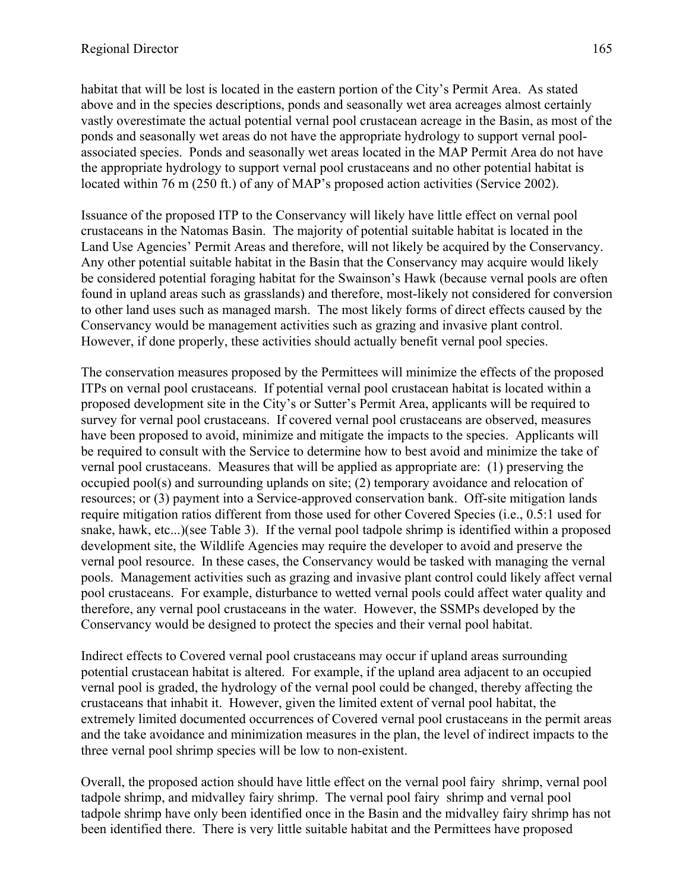habitat that will be lost is located in the eastern portion of the City's Permit Area. As stated above and in the species descriptions, ponds and seasonally wet area acreages almost certainly vastly overestimate the actual potential vernal pool crustacean acreage in the Basin, as most of the ponds and seasonally wet areas do not have the appropriate hydrology to support vernal pool-associated species. Ponds and seasonally wet areas located in the MAP Permit Area do not have the appropriate hydrology to support vernal pool crustaceans and no other potential habitat is located within 76 m (250 ft.) of any of MAP's proposed action activities (Service 2002).

Issuance of the proposed ITP to the Conservancy will likely have little effect on vernal pool crustaceans in the Natomas Basin. The majority of potential suitable habitat is located in the Land Use Agencies' Permit Areas and therefore, will not likely be acquired by the Conservancy. Any other potential suitable habitat in the Basin that the Conservancy may acquire would likely be considered potential foraging habitat for the Swainson's Hawk (because vernal pools are often found in upland areas such as grasslands) and therefore, most-likely not considered for conversion to other land uses such as managed marsh. The most likely forms of direct effects caused by the Conservancy would be management activities such as grazing and invasive plant control. However, if done properly, these activities should actually benefit vernal pool species.

The conservation measures proposed by the Permittees will minimize the effects of the proposed ITPs on vernal pool crustaceans. If potential vernal pool crustacean habitat is located within a proposed development site in the City's or Sutter's Permit Area, applicants will be required to survey for vernal pool crustaceans. If covered vernal pool crustaceans are observed, measures have been proposed to avoid, minimize and mitigate the impacts to the species. Applicants will be required to consult with the Service to determine how to best avoid and minimize the take of vernal pool crustaceans. Measures that will be applied as appropriate are: (1) preserving the occupied pool(s) and surrounding uplands on site; (2) temporary avoidance and relocation of resources; or (3) payment into a Service-approved conservation bank. Off-site mitigation lands require mitigation ratios different from those used for other Covered Species (i.e., 0.5:1 used for snake, hawk, etc...)(see Table 3). If the vernal pool tadpole shrimp is identified within a proposed development site, the Wildlife Agencies may require the developer to avoid and preserve the vernal pool resource. In these cases, the Conservancy would be tasked with managing the vernal pools. Management activities such as grazing and invasive plant control could likely affect vernal pool crustaceans. For example, disturbance to wetted vernal pools could affect water quality and therefore, any vernal pool crustaceans in the water. However, the SSMPs developed by the Conservancy would be designed to protect the species and their vernal pool habitat.

Indirect effects to Covered vernal pool crustaceans may occur if upland areas surrounding potential crustacean habitat is altered. For example, if the upland area adjacent to an occupied vernal pool is graded, the hydrology of the vernal pool could be changed, thereby affecting the crustaceans that inhabit it. However, given the limited extent of vernal pool habitat, the extremely limited documented occurrences of Covered vernal pool crustaceans in the permit areas and the take avoidance and minimization measures in the plan, the level of indirect impacts to the three vernal pool shrimp species will be low to non-existent.

Overall, the proposed action should have little effect on the vernal pool fairy shrimp, vernal pool tadpole shrimp, and midvalley fairy shrimp. The vernal pool fairy shrimp and vernal pool tadpole shrimp have only been identified once in the Basin and the midvalley fairy shrimp has not been identified there. There is very little suitable habitat and the Permittees have proposed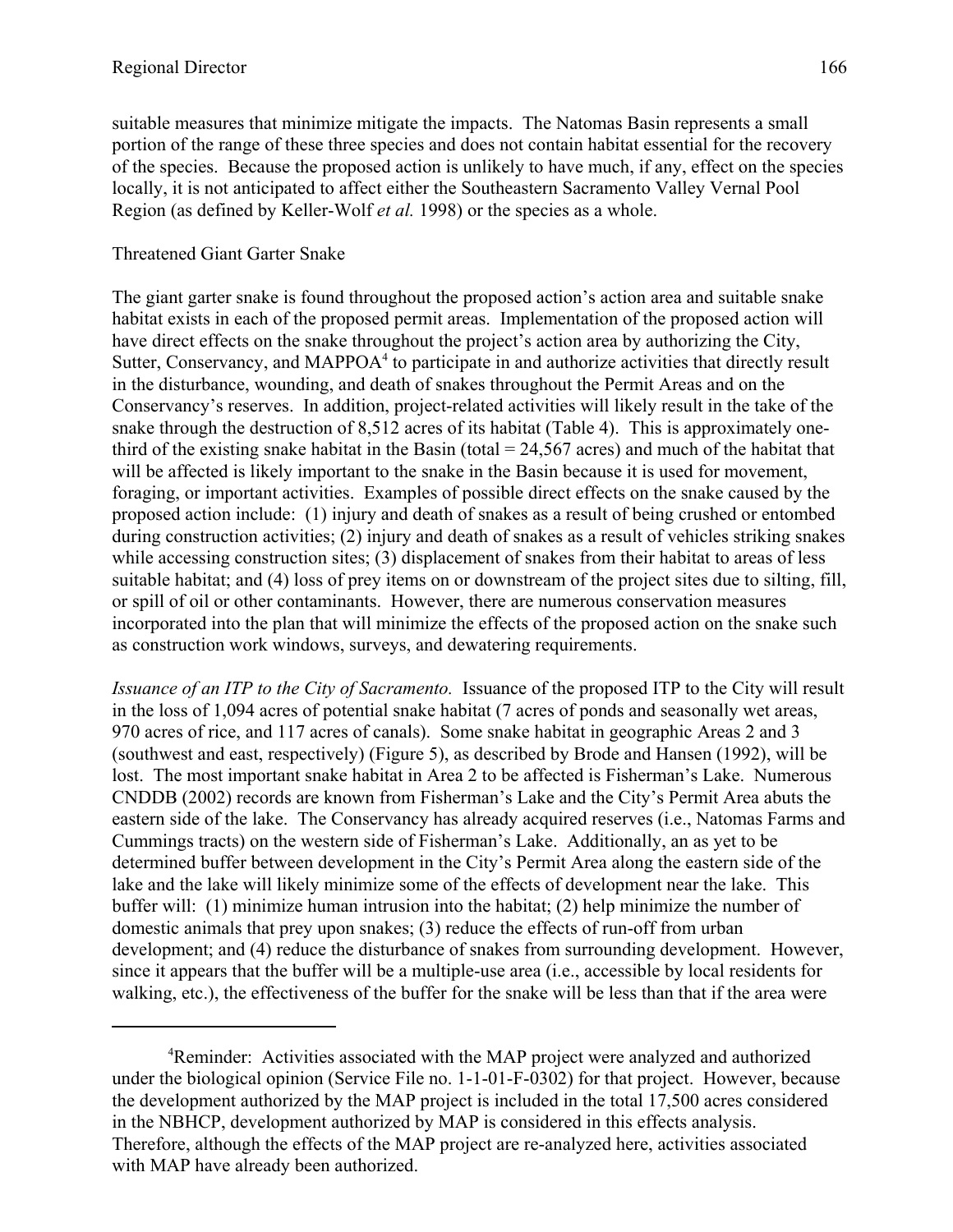suitable measures that minimize mitigate the impacts. The Natomas Basin represents a small portion of the range of these three species and does not contain habitat essential for the recovery of the species. Because the proposed action is unlikely to have much, if any, effect on the species locally, it is not anticipated to affect either the Southeastern Sacramento Valley Vernal Pool Region (as defined by Keller-Wolf *et al.* 1998) or the species as a whole.

Threatened Giant Garter Snake

The giant garter snake is found throughout the proposed action's action area and suitable snake habitat exists in each of the proposed permit areas. Implementation of the proposed action will have direct effects on the snake throughout the project's action area by authorizing the City, Sutter, Conservancy, and MAPPOA[4] to participate in and authorize activities that directly result in the disturbance, wounding, and death of snakes throughout the Permit Areas and on the Conservancy's reserves. In addition, project-related activities will likely result in the take of the snake through the destruction of 8,512 acres of its habitat (Table 4). This is approximately one-third of the existing snake habitat in the Basin (total = 24,567 acres) and much of the habitat that will be affected is likely important to the snake in the Basin because it is used for movement, foraging, or important activities. Examples of possible direct effects on the snake caused by the proposed action include: (1) injury and death of snakes as a result of being crushed or entombed during construction activities; (2) injury and death of snakes as a result of vehicles striking snakes while accessing construction sites; (3) displacement of snakes from their habitat to areas of less suitable habitat; and (4) loss of prey items on or downstream of the project sites due to silting, fill, or spill of oil or other contaminants. However, there are numerous conservation measures incorporated into the plan that will minimize the effects of the proposed action on the snake such as construction work windows, surveys, and dewatering requirements.

*Issuance of an ITP to the City of Sacramento.* Issuance of the proposed ITP to the City will result in the loss of 1,094 acres of potential snake habitat (7 acres of ponds and seasonally wet areas, 970 acres of rice, and 117 acres of canals). Some snake habitat in geographic Areas 2 and 3 (southwest and east, respectively) (Figure 5), as described by Brode and Hansen (1992), will be lost. The most important snake habitat in Area 2 to be affected is Fisherman's Lake. Numerous CNDDB (2002) records are known from Fisherman's Lake and the City's Permit Area abuts the eastern side of the lake. The Conservancy has already acquired reserves (i.e., Natomas Farms and Cummings tracts) on the western side of Fisherman's Lake. Additionally, an as yet to be determined buffer between development in the City's Permit Area along the eastern side of the lake and the lake will likely minimize some of the effects of development near the lake. This buffer will: (1) minimize human intrusion into the habitat; (2) help minimize the number of domestic animals that prey upon snakes; (3) reduce the effects of run-off from urban development; and (4) reduce the disturbance of snakes from surrounding development. However, since it appears that the buffer will be a multiple-use area (i.e., accessible by local residents for walking, etc.), the effectiveness of the buffer for the snake will be less than that if the area were

[4]Reminder: Activities associated with the MAP project were analyzed and authorized under the biological opinion (Service File no. 1-1-01-F-0302) for that project. However, because the development authorized by the MAP project is included in the total 17,500 acres considered in the NBHCP, development authorized by MAP is considered in this effects analysis. Therefore, although the effects of the MAP project are re-analyzed here, activities associated with MAP have already been authorized.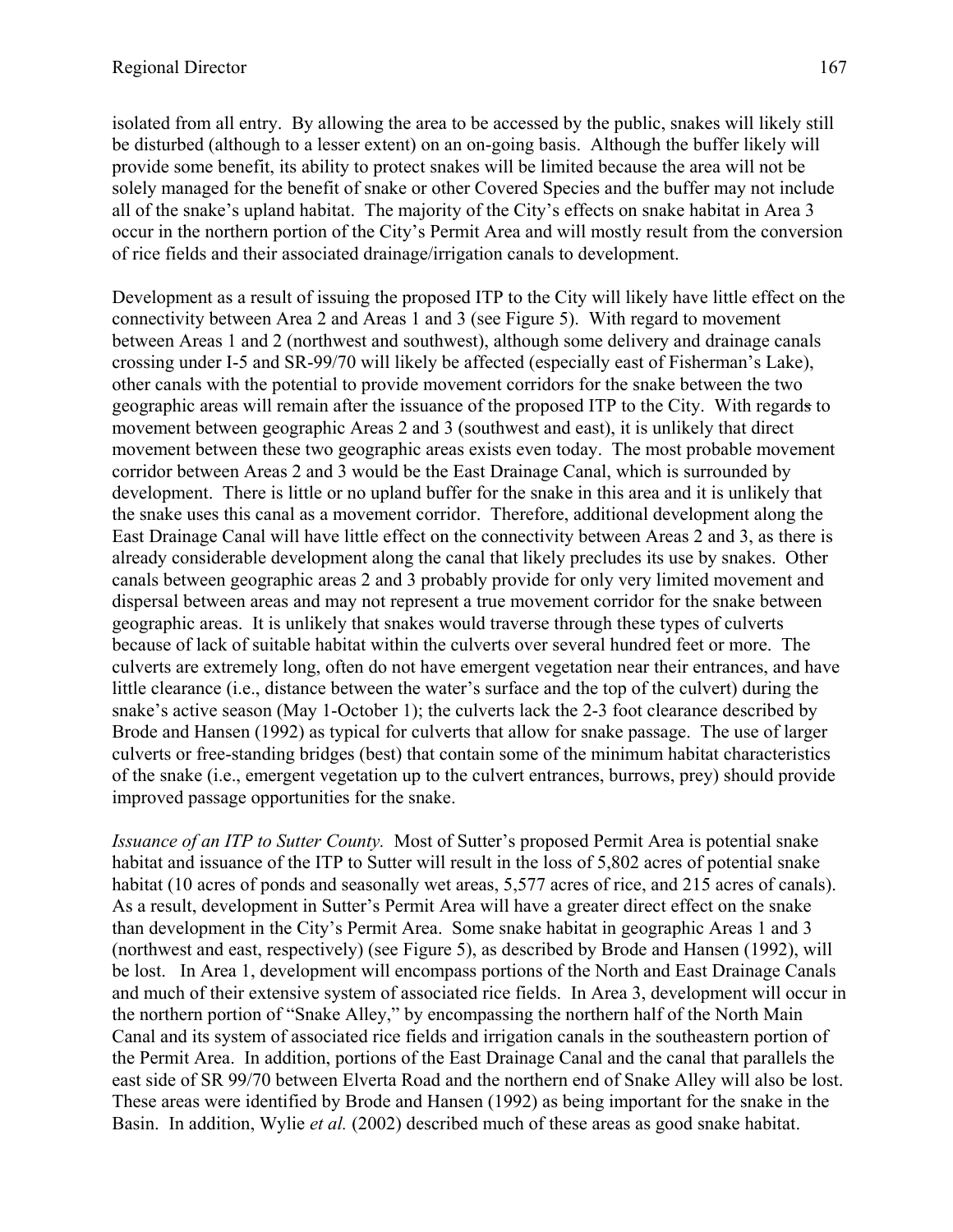isolated from all entry. By allowing the area to be accessed by the public, snakes will likely still be disturbed (although to a lesser extent) on an on-going basis. Although the buffer likely will provide some benefit, its ability to protect snakes will be limited because the area will not be solely managed for the benefit of snake or other Covered Species and the buffer may not include all of the snake's upland habitat. The majority of the City's effects on snake habitat in Area 3 occur in the northern portion of the City's Permit Area and will mostly result from the conversion of rice fields and their associated drainage/irrigation canals to development.

Development as a result of issuing the proposed ITP to the City will likely have little effect on the connectivity between Area 2 and Areas 1 and 3 (see Figure 5). With regard to movement between Areas 1 and 2 (northwest and southwest), although some delivery and drainage canals crossing under I-5 and SR-99/70 will likely be affected (especially east of Fisherman's Lake), other canals with the potential to provide movement corridors for the snake between the two geographic areas will remain after the issuance of the proposed ITP to the City. With regards to movement between geographic Areas 2 and 3 (southwest and east), it is unlikely that direct movement between these two geographic areas exists even today. The most probable movement corridor between Areas 2 and 3 would be the East Drainage Canal, which is surrounded by development. There is little or no upland buffer for the snake in this area and it is unlikely that the snake uses this canal as a movement corridor. Therefore, additional development along the East Drainage Canal will have little effect on the connectivity between Areas 2 and 3, as there is already considerable development along the canal that likely precludes its use by snakes. Other canals between geographic areas 2 and 3 probably provide for only very limited movement and dispersal between areas and may not represent a true movement corridor for the snake between geographic areas. It is unlikely that snakes would traverse through these types of culverts because of lack of suitable habitat within the culverts over several hundred feet or more. The culverts are extremely long, often do not have emergent vegetation near their entrances, and have little clearance (i.e., distance between the water's surface and the top of the culvert) during the snake's active season (May 1-October 1); the culverts lack the 2-3 foot clearance described by Brode and Hansen (1992) as typical for culverts that allow for snake passage. The use of larger culverts or free-standing bridges (best) that contain some of the minimum habitat characteristics of the snake (i.e., emergent vegetation up to the culvert entrances, burrows, prey) should provide improved passage opportunities for the snake.

*Issuance of an ITP to Sutter County.* Most of Sutter's proposed Permit Area is potential snake habitat and issuance of the ITP to Sutter will result in the loss of 5,802 acres of potential snake habitat (10 acres of ponds and seasonally wet areas, 5,577 acres of rice, and 215 acres of canals). As a result, development in Sutter's Permit Area will have a greater direct effect on the snake than development in the City's Permit Area. Some snake habitat in geographic Areas 1 and 3 (northwest and east, respectively) (see Figure 5), as described by Brode and Hansen (1992), will be lost. In Area 1, development will encompass portions of the North and East Drainage Canals and much of their extensive system of associated rice fields. In Area 3, development will occur in the northern portion of "Snake Alley," by encompassing the northern half of the North Main Canal and its system of associated rice fields and irrigation canals in the southeastern portion of the Permit Area. In addition, portions of the East Drainage Canal and the canal that parallels the east side of SR 99/70 between Elverta Road and the northern end of Snake Alley will also be lost. These areas were identified by Brode and Hansen (1992) as being important for the snake in the Basin. In addition, Wylie *et al.* (2002) described much of these areas as good snake habitat.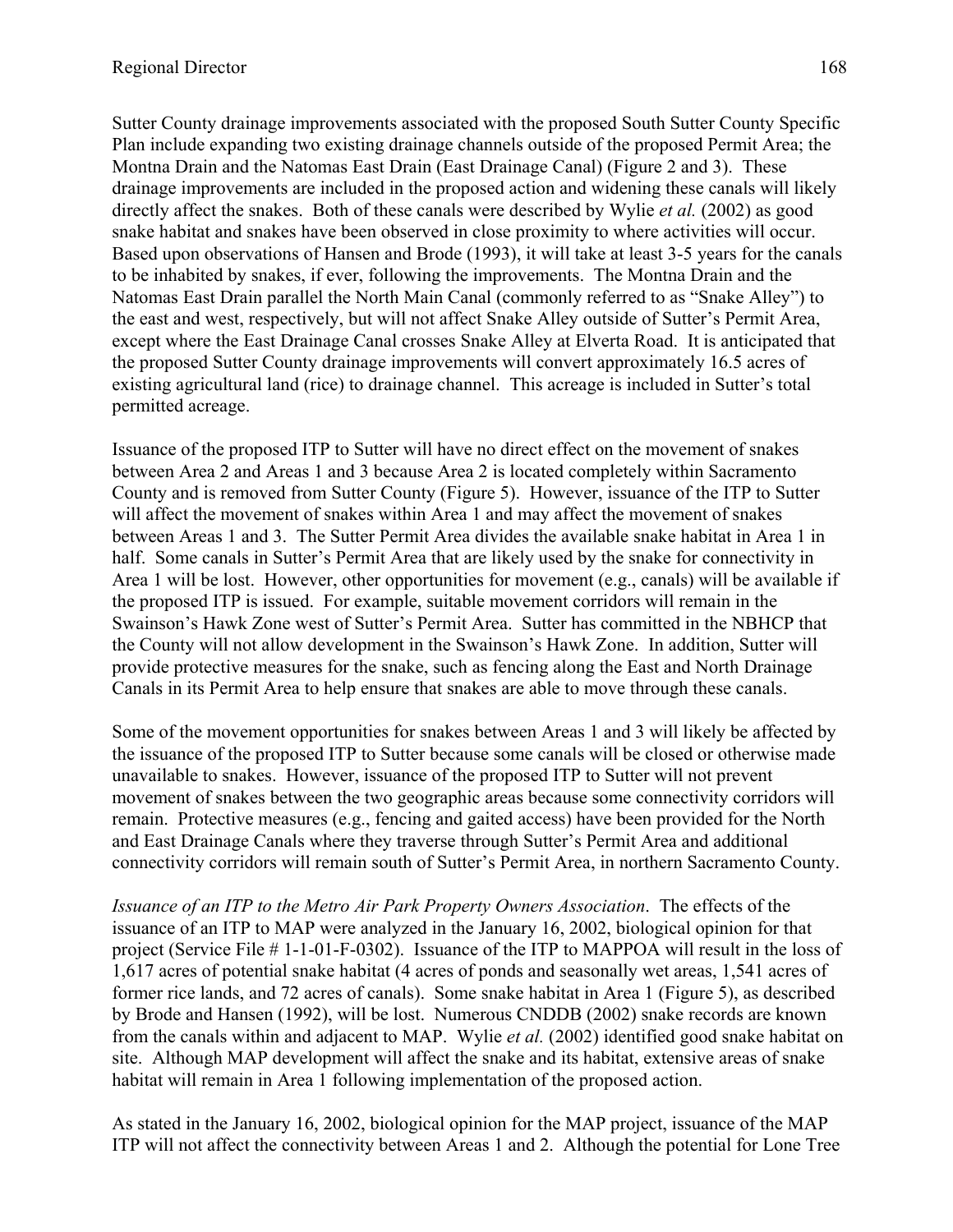Sutter County drainage improvements associated with the proposed South Sutter County Specific Plan include expanding two existing drainage channels outside of the proposed Permit Area; the Montna Drain and the Natomas East Drain (East Drainage Canal) (Figure 2 and 3). These drainage improvements are included in the proposed action and widening these canals will likely directly affect the snakes. Both of these canals were described by Wylie *et al.* (2002) as good snake habitat and snakes have been observed in close proximity to where activities will occur. Based upon observations of Hansen and Brode (1993), it will take at least 3-5 years for the canals to be inhabited by snakes, if ever, following the improvements. The Montna Drain and the Natomas East Drain parallel the North Main Canal (commonly referred to as "Snake Alley") to the east and west, respectively, but will not affect Snake Alley outside of Sutter's Permit Area, except where the East Drainage Canal crosses Snake Alley at Elverta Road. It is anticipated that the proposed Sutter County drainage improvements will convert approximately 16.5 acres of existing agricultural land (rice) to drainage channel. This acreage is included in Sutter's total permitted acreage.

Issuance of the proposed ITP to Sutter will have no direct effect on the movement of snakes between Area 2 and Areas 1 and 3 because Area 2 is located completely within Sacramento County and is removed from Sutter County (Figure 5). However, issuance of the ITP to Sutter will affect the movement of snakes within Area 1 and may affect the movement of snakes between Areas 1 and 3. The Sutter Permit Area divides the available snake habitat in Area 1 in half. Some canals in Sutter's Permit Area that are likely used by the snake for connectivity in Area 1 will be lost. However, other opportunities for movement (e.g., canals) will be available if the proposed ITP is issued. For example, suitable movement corridors will remain in the Swainson's Hawk Zone west of Sutter's Permit Area. Sutter has committed in the NBHCP that the County will not allow development in the Swainson's Hawk Zone. In addition, Sutter will provide protective measures for the snake, such as fencing along the East and North Drainage Canals in its Permit Area to help ensure that snakes are able to move through these canals.

Some of the movement opportunities for snakes between Areas 1 and 3 will likely be affected by the issuance of the proposed ITP to Sutter because some canals will be closed or otherwise made unavailable to snakes. However, issuance of the proposed ITP to Sutter will not prevent movement of snakes between the two geographic areas because some connectivity corridors will remain. Protective measures (e.g., fencing and gaited access) have been provided for the North and East Drainage Canals where they traverse through Sutter's Permit Area and additional connectivity corridors will remain south of Sutter's Permit Area, in northern Sacramento County.

*Issuance of an ITP to the Metro Air Park Property Owners Association*. The effects of the issuance of an ITP to MAP were analyzed in the January 16, 2002, biological opinion for that project (Service File # 1-1-01-F-0302). Issuance of the ITP to MAPPOA will result in the loss of 1,617 acres of potential snake habitat (4 acres of ponds and seasonally wet areas, 1,541 acres of former rice lands, and 72 acres of canals). Some snake habitat in Area 1 (Figure 5), as described by Brode and Hansen (1992), will be lost. Numerous CNDDB (2002) snake records are known from the canals within and adjacent to MAP. Wylie *et al.* (2002) identified good snake habitat on site. Although MAP development will affect the snake and its habitat, extensive areas of snake habitat will remain in Area 1 following implementation of the proposed action.

As stated in the January 16, 2002, biological opinion for the MAP project, issuance of the MAP ITP will not affect the connectivity between Areas 1 and 2. Although the potential for Lone Tree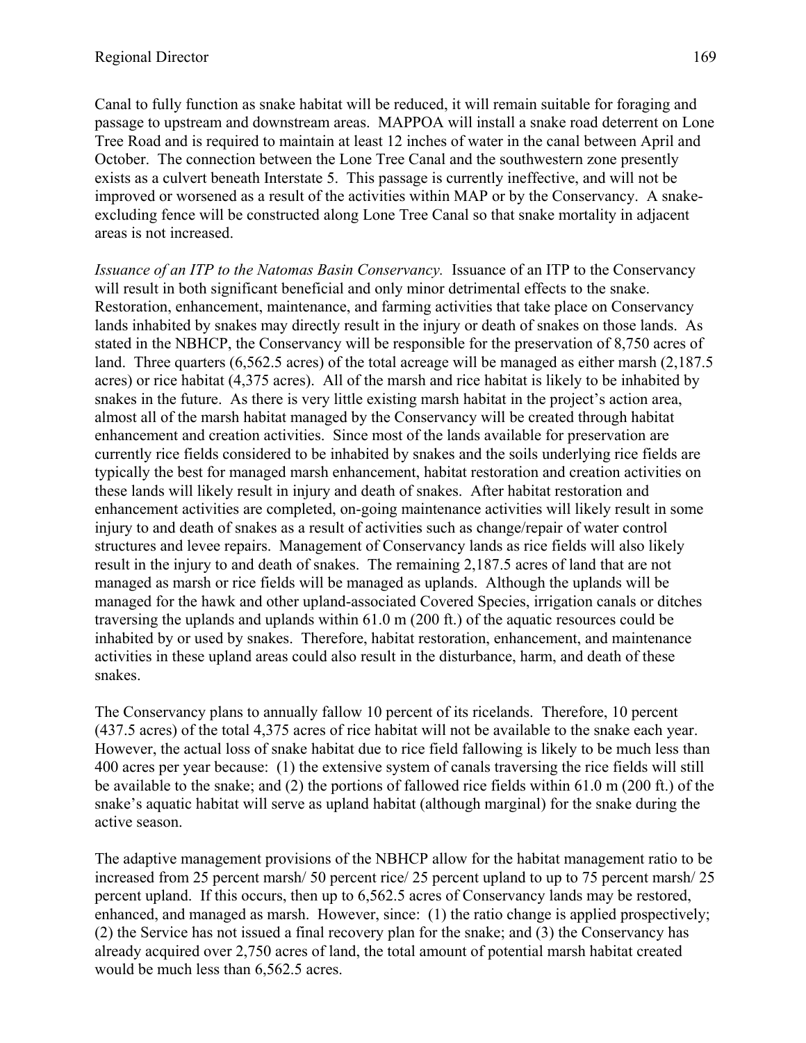Canal to fully function as snake habitat will be reduced, it will remain suitable for foraging and passage to upstream and downstream areas. MAPPOA will install a snake road deterrent on Lone Tree Road and is required to maintain at least 12 inches of water in the canal between April and October. The connection between the Lone Tree Canal and the southwestern zone presently exists as a culvert beneath Interstate 5. This passage is currently ineffective, and will not be improved or worsened as a result of the activities within MAP or by the Conservancy. A snake-excluding fence will be constructed along Lone Tree Canal so that snake mortality in adjacent areas is not increased.

*Issuance of an ITP to the Natomas Basin Conservancy.* Issuance of an ITP to the Conservancy will result in both significant beneficial and only minor detrimental effects to the snake. Restoration, enhancement, maintenance, and farming activities that take place on Conservancy lands inhabited by snakes may directly result in the injury or death of snakes on those lands. As stated in the NBHCP, the Conservancy will be responsible for the preservation of 8,750 acres of land. Three quarters (6,562.5 acres) of the total acreage will be managed as either marsh (2,187.5 acres) or rice habitat (4,375 acres). All of the marsh and rice habitat is likely to be inhabited by snakes in the future. As there is very little existing marsh habitat in the project's action area, almost all of the marsh habitat managed by the Conservancy will be created through habitat enhancement and creation activities. Since most of the lands available for preservation are currently rice fields considered to be inhabited by snakes and the soils underlying rice fields are typically the best for managed marsh enhancement, habitat restoration and creation activities on these lands will likely result in injury and death of snakes. After habitat restoration and enhancement activities are completed, on-going maintenance activities will likely result in some injury to and death of snakes as a result of activities such as change/repair of water control structures and levee repairs. Management of Conservancy lands as rice fields will also likely result in the injury to and death of snakes. The remaining 2,187.5 acres of land that are not managed as marsh or rice fields will be managed as uplands. Although the uplands will be managed for the hawk and other upland-associated Covered Species, irrigation canals or ditches traversing the uplands and uplands within 61.0 m (200 ft.) of the aquatic resources could be inhabited by or used by snakes. Therefore, habitat restoration, enhancement, and maintenance activities in these upland areas could also result in the disturbance, harm, and death of these snakes.

The Conservancy plans to annually fallow 10 percent of its ricelands. Therefore, 10 percent (437.5 acres) of the total 4,375 acres of rice habitat will not be available to the snake each year. However, the actual loss of snake habitat due to rice field fallowing is likely to be much less than 400 acres per year because: (1) the extensive system of canals traversing the rice fields will still be available to the snake; and (2) the portions of fallowed rice fields within 61.0 m (200 ft.) of the snake's aquatic habitat will serve as upland habitat (although marginal) for the snake during the active season.

The adaptive management provisions of the NBHCP allow for the habitat management ratio to be increased from 25 percent marsh/ 50 percent rice/ 25 percent upland to up to 75 percent marsh/ 25 percent upland. If this occurs, then up to 6,562.5 acres of Conservancy lands may be restored, enhanced, and managed as marsh. However, since: (1) the ratio change is applied prospectively; (2) the Service has not issued a final recovery plan for the snake; and (3) the Conservancy has already acquired over 2,750 acres of land, the total amount of potential marsh habitat created would be much less than 6,562.5 acres.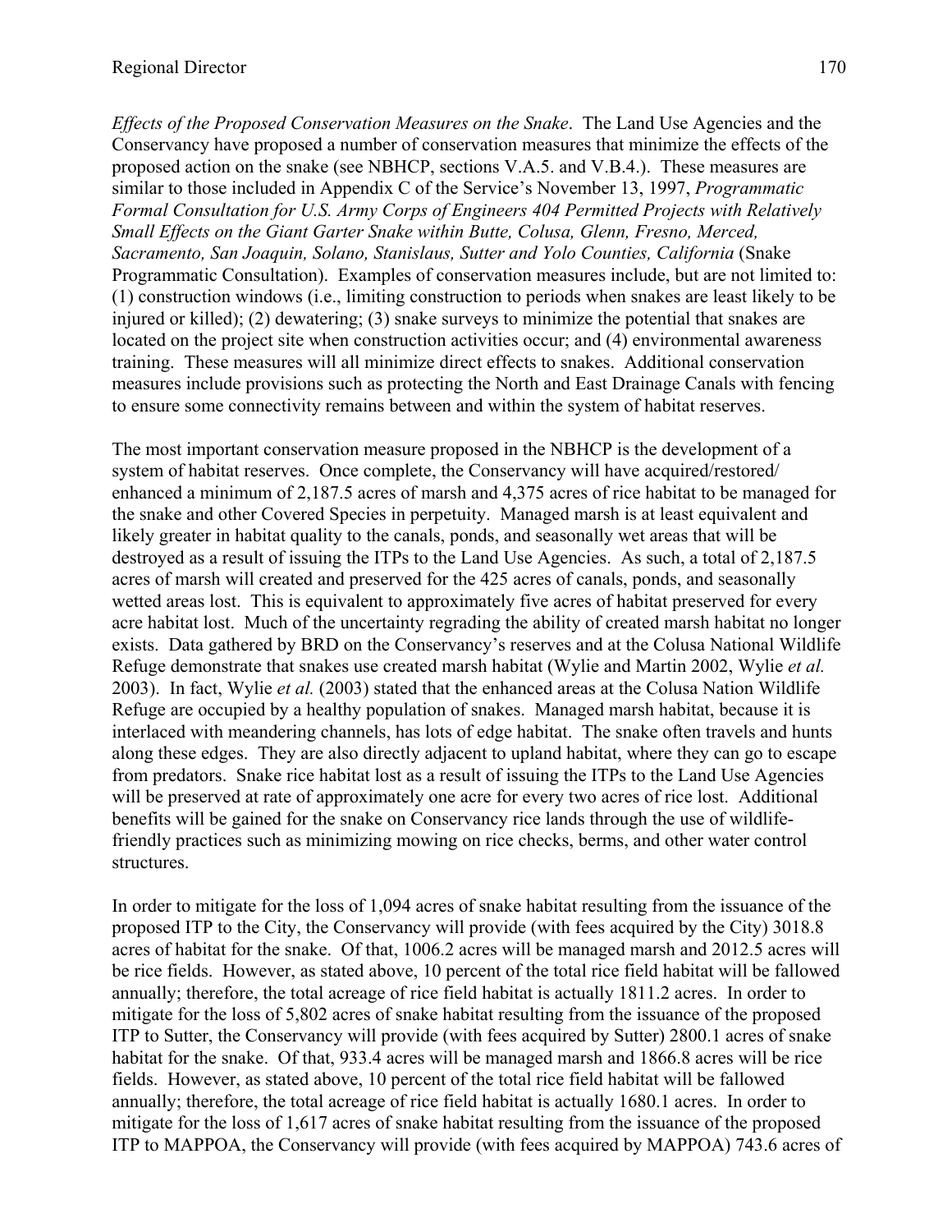*Effects of the Proposed Conservation Measures on the Snake*. The Land Use Agencies and the Conservancy have proposed a number of conservation measures that minimize the effects of the proposed action on the snake (see NBHCP, sections V.A.5. and V.B.4.). These measures are similar to those included in Appendix C of the Service's November 13, 1997, *Programmatic Formal Consultation for U.S. Army Corps of Engineers 404 Permitted Projects with Relatively Small Effects on the Giant Garter Snake within Butte, Colusa, Glenn, Fresno, Merced, Sacramento, San Joaquin, Solano, Stanislaus, Sutter and Yolo Counties, California* (Snake Programmatic Consultation). Examples of conservation measures include, but are not limited to: (1) construction windows (i.e., limiting construction to periods when snakes are least likely to be injured or killed); (2) dewatering; (3) snake surveys to minimize the potential that snakes are located on the project site when construction activities occur; and (4) environmental awareness training. These measures will all minimize direct effects to snakes. Additional conservation measures include provisions such as protecting the North and East Drainage Canals with fencing to ensure some connectivity remains between and within the system of habitat reserves.

The most important conservation measure proposed in the NBHCP is the development of a system of habitat reserves. Once complete, the Conservancy will have acquired/restored/enhanced a minimum of 2,187.5 acres of marsh and 4,375 acres of rice habitat to be managed for the snake and other Covered Species in perpetuity. Managed marsh is at least equivalent and likely greater in habitat quality to the canals, ponds, and seasonally wet areas that will be destroyed as a result of issuing the ITPs to the Land Use Agencies. As such, a total of 2,187.5 acres of marsh will created and preserved for the 425 acres of canals, ponds, and seasonally wetted areas lost. This is equivalent to approximately five acres of habitat preserved for every acre habitat lost. Much of the uncertainty regrading the ability of created marsh habitat no longer exists. Data gathered by BRD on the Conservancy's reserves and at the Colusa National Wildlife Refuge demonstrate that snakes use created marsh habitat (Wylie and Martin 2002, Wylie *et al.* 2003). In fact, Wylie *et al.* (2003) stated that the enhanced areas at the Colusa Nation Wildlife Refuge are occupied by a healthy population of snakes. Managed marsh habitat, because it is interlaced with meandering channels, has lots of edge habitat. The snake often travels and hunts along these edges. They are also directly adjacent to upland habitat, where they can go to escape from predators. Snake rice habitat lost as a result of issuing the ITPs to the Land Use Agencies will be preserved at rate of approximately one acre for every two acres of rice lost. Additional benefits will be gained for the snake on Conservancy rice lands through the use of wildlife-friendly practices such as minimizing mowing on rice checks, berms, and other water control structures.

In order to mitigate for the loss of 1,094 acres of snake habitat resulting from the issuance of the proposed ITP to the City, the Conservancy will provide (with fees acquired by the City) 3018.8 acres of habitat for the snake. Of that, 1006.2 acres will be managed marsh and 2012.5 acres will be rice fields. However, as stated above, 10 percent of the total rice field habitat will be fallowed annually; therefore, the total acreage of rice field habitat is actually 1811.2 acres. In order to mitigate for the loss of 5,802 acres of snake habitat resulting from the issuance of the proposed ITP to Sutter, the Conservancy will provide (with fees acquired by Sutter) 2800.1 acres of snake habitat for the snake. Of that, 933.4 acres will be managed marsh and 1866.8 acres will be rice fields. However, as stated above, 10 percent of the total rice field habitat will be fallowed annually; therefore, the total acreage of rice field habitat is actually 1680.1 acres. In order to mitigate for the loss of 1,617 acres of snake habitat resulting from the issuance of the proposed ITP to MAPPOA, the Conservancy will provide (with fees acquired by MAPPOA) 743.6 acres of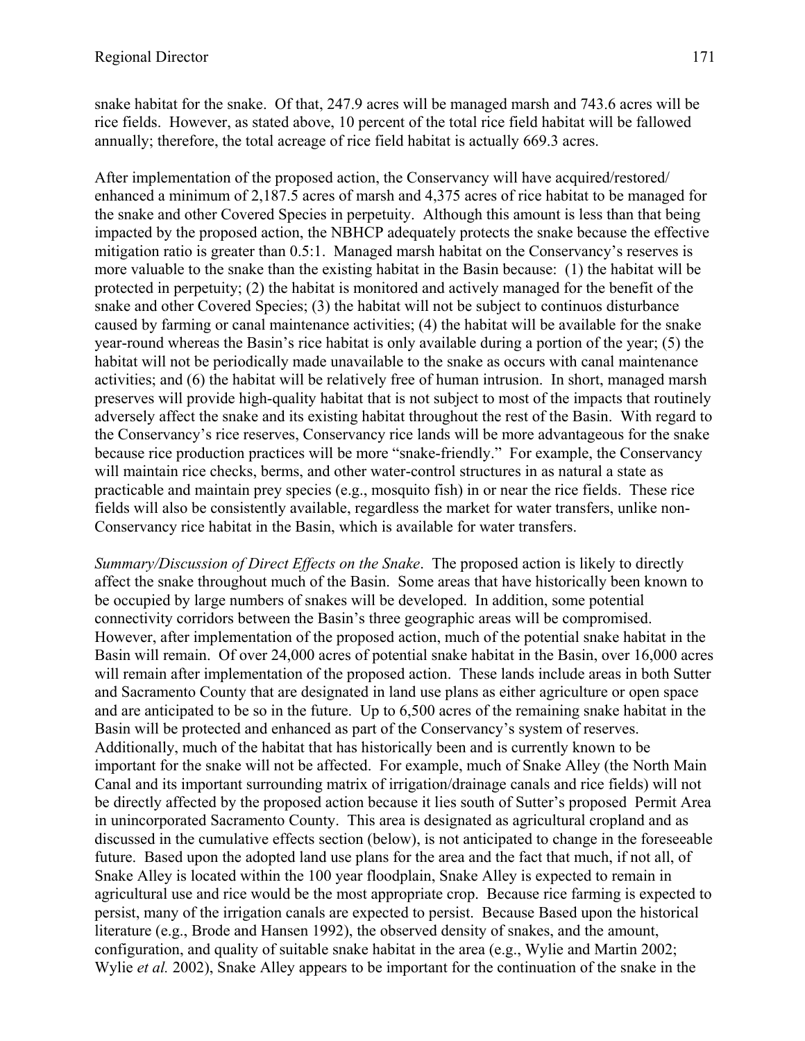snake habitat for the snake. Of that, 247.9 acres will be managed marsh and 743.6 acres will be rice fields. However, as stated above, 10 percent of the total rice field habitat will be fallowed annually; therefore, the total acreage of rice field habitat is actually 669.3 acres.

After implementation of the proposed action, the Conservancy will have acquired/restored/ enhanced a minimum of 2,187.5 acres of marsh and 4,375 acres of rice habitat to be managed for the snake and other Covered Species in perpetuity. Although this amount is less than that being impacted by the proposed action, the NBHCP adequately protects the snake because the effective mitigation ratio is greater than 0.5:1. Managed marsh habitat on the Conservancy's reserves is more valuable to the snake than the existing habitat in the Basin because: (1) the habitat will be protected in perpetuity; (2) the habitat is monitored and actively managed for the benefit of the snake and other Covered Species; (3) the habitat will not be subject to continuos disturbance caused by farming or canal maintenance activities; (4) the habitat will be available for the snake year-round whereas the Basin's rice habitat is only available during a portion of the year; (5) the habitat will not be periodically made unavailable to the snake as occurs with canal maintenance activities; and (6) the habitat will be relatively free of human intrusion. In short, managed marsh preserves will provide high-quality habitat that is not subject to most of the impacts that routinely adversely affect the snake and its existing habitat throughout the rest of the Basin. With regard to the Conservancy's rice reserves, Conservancy rice lands will be more advantageous for the snake because rice production practices will be more "snake-friendly." For example, the Conservancy will maintain rice checks, berms, and other water-control structures in as natural a state as practicable and maintain prey species (e.g., mosquito fish) in or near the rice fields. These rice fields will also be consistently available, regardless the market for water transfers, unlike non-Conservancy rice habitat in the Basin, which is available for water transfers.

*Summary/Discussion of Direct Effects on the Snake*. The proposed action is likely to directly affect the snake throughout much of the Basin. Some areas that have historically been known to be occupied by large numbers of snakes will be developed. In addition, some potential connectivity corridors between the Basin's three geographic areas will be compromised. However, after implementation of the proposed action, much of the potential snake habitat in the Basin will remain. Of over 24,000 acres of potential snake habitat in the Basin, over 16,000 acres will remain after implementation of the proposed action. These lands include areas in both Sutter and Sacramento County that are designated in land use plans as either agriculture or open space and are anticipated to be so in the future. Up to 6,500 acres of the remaining snake habitat in the Basin will be protected and enhanced as part of the Conservancy's system of reserves. Additionally, much of the habitat that has historically been and is currently known to be important for the snake will not be affected. For example, much of Snake Alley (the North Main Canal and its important surrounding matrix of irrigation/drainage canals and rice fields) will not be directly affected by the proposed action because it lies south of Sutter's proposed Permit Area in unincorporated Sacramento County. This area is designated as agricultural cropland and as discussed in the cumulative effects section (below), is not anticipated to change in the foreseeable future. Based upon the adopted land use plans for the area and the fact that much, if not all, of Snake Alley is located within the 100 year floodplain, Snake Alley is expected to remain in agricultural use and rice would be the most appropriate crop. Because rice farming is expected to persist, many of the irrigation canals are expected to persist. Because Based upon the historical literature (e.g., Brode and Hansen 1992), the observed density of snakes, and the amount, configuration, and quality of suitable snake habitat in the area (e.g., Wylie and Martin 2002; Wylie *et al.* 2002), Snake Alley appears to be important for the continuation of the snake in the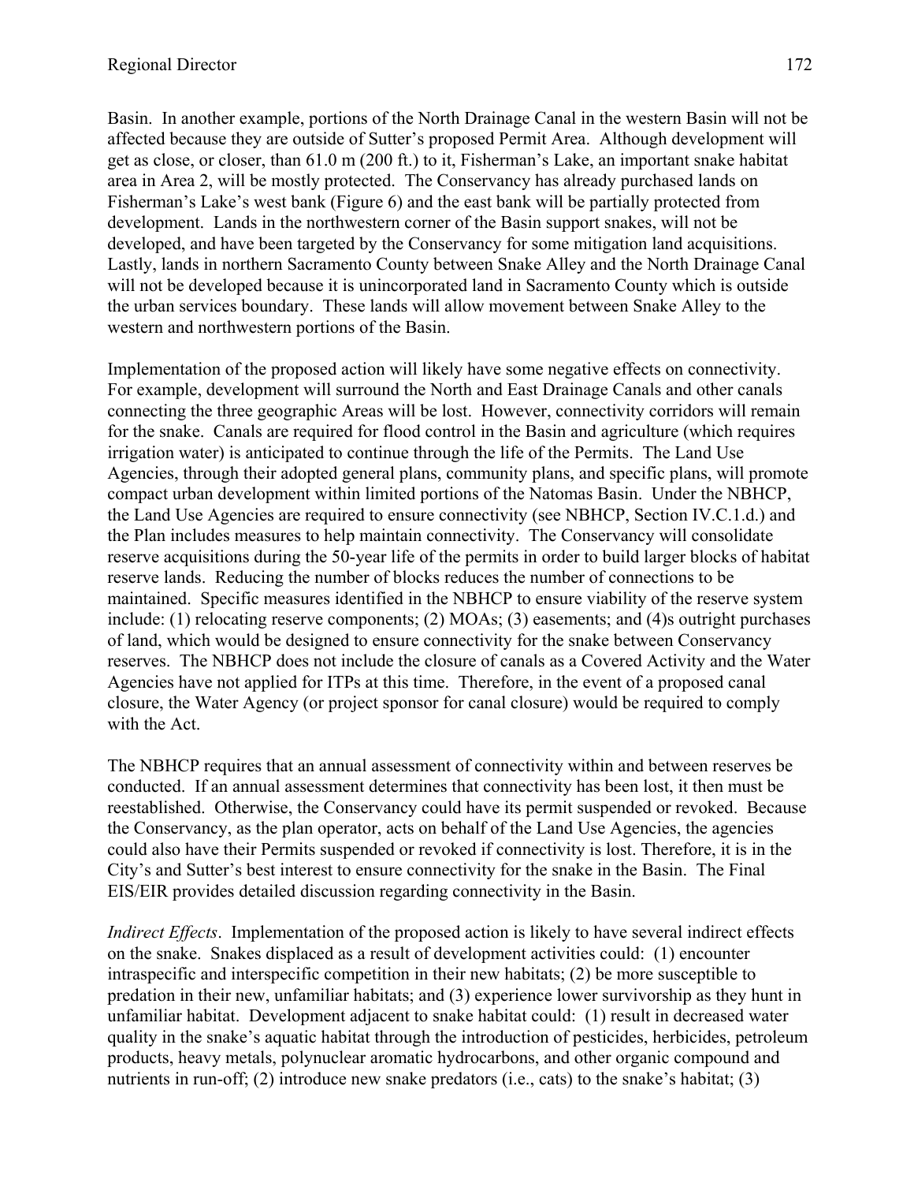Basin. In another example, portions of the North Drainage Canal in the western Basin will not be affected because they are outside of Sutter's proposed Permit Area. Although development will get as close, or closer, than 61.0 m (200 ft.) to it, Fisherman's Lake, an important snake habitat area in Area 2, will be mostly protected. The Conservancy has already purchased lands on Fisherman's Lake's west bank (Figure 6) and the east bank will be partially protected from development. Lands in the northwestern corner of the Basin support snakes, will not be developed, and have been targeted by the Conservancy for some mitigation land acquisitions. Lastly, lands in northern Sacramento County between Snake Alley and the North Drainage Canal will not be developed because it is unincorporated land in Sacramento County which is outside the urban services boundary. These lands will allow movement between Snake Alley to the western and northwestern portions of the Basin.

Implementation of the proposed action will likely have some negative effects on connectivity. For example, development will surround the North and East Drainage Canals and other canals connecting the three geographic Areas will be lost. However, connectivity corridors will remain for the snake. Canals are required for flood control in the Basin and agriculture (which requires irrigation water) is anticipated to continue through the life of the Permits. The Land Use Agencies, through their adopted general plans, community plans, and specific plans, will promote compact urban development within limited portions of the Natomas Basin. Under the NBHCP, the Land Use Agencies are required to ensure connectivity (see NBHCP, Section IV.C.1.d.) and the Plan includes measures to help maintain connectivity. The Conservancy will consolidate reserve acquisitions during the 50-year life of the permits in order to build larger blocks of habitat reserve lands. Reducing the number of blocks reduces the number of connections to be maintained. Specific measures identified in the NBHCP to ensure viability of the reserve system include: (1) relocating reserve components; (2) MOAs; (3) easements; and (4)s outright purchases of land, which would be designed to ensure connectivity for the snake between Conservancy reserves. The NBHCP does not include the closure of canals as a Covered Activity and the Water Agencies have not applied for ITPs at this time. Therefore, in the event of a proposed canal closure, the Water Agency (or project sponsor for canal closure) would be required to comply with the Act.

The NBHCP requires that an annual assessment of connectivity within and between reserves be conducted. If an annual assessment determines that connectivity has been lost, it then must be reestablished. Otherwise, the Conservancy could have its permit suspended or revoked. Because the Conservancy, as the plan operator, acts on behalf of the Land Use Agencies, the agencies could also have their Permits suspended or revoked if connectivity is lost. Therefore, it is in the City's and Sutter's best interest to ensure connectivity for the snake in the Basin. The Final EIS/EIR provides detailed discussion regarding connectivity in the Basin.

*Indirect Effects*. Implementation of the proposed action is likely to have several indirect effects on the snake. Snakes displaced as a result of development activities could: (1) encounter intraspecific and interspecific competition in their new habitats; (2) be more susceptible to predation in their new, unfamiliar habitats; and (3) experience lower survivorship as they hunt in unfamiliar habitat. Development adjacent to snake habitat could: (1) result in decreased water quality in the snake's aquatic habitat through the introduction of pesticides, herbicides, petroleum products, heavy metals, polynuclear aromatic hydrocarbons, and other organic compound and nutrients in run-off; (2) introduce new snake predators (i.e., cats) to the snake's habitat; (3)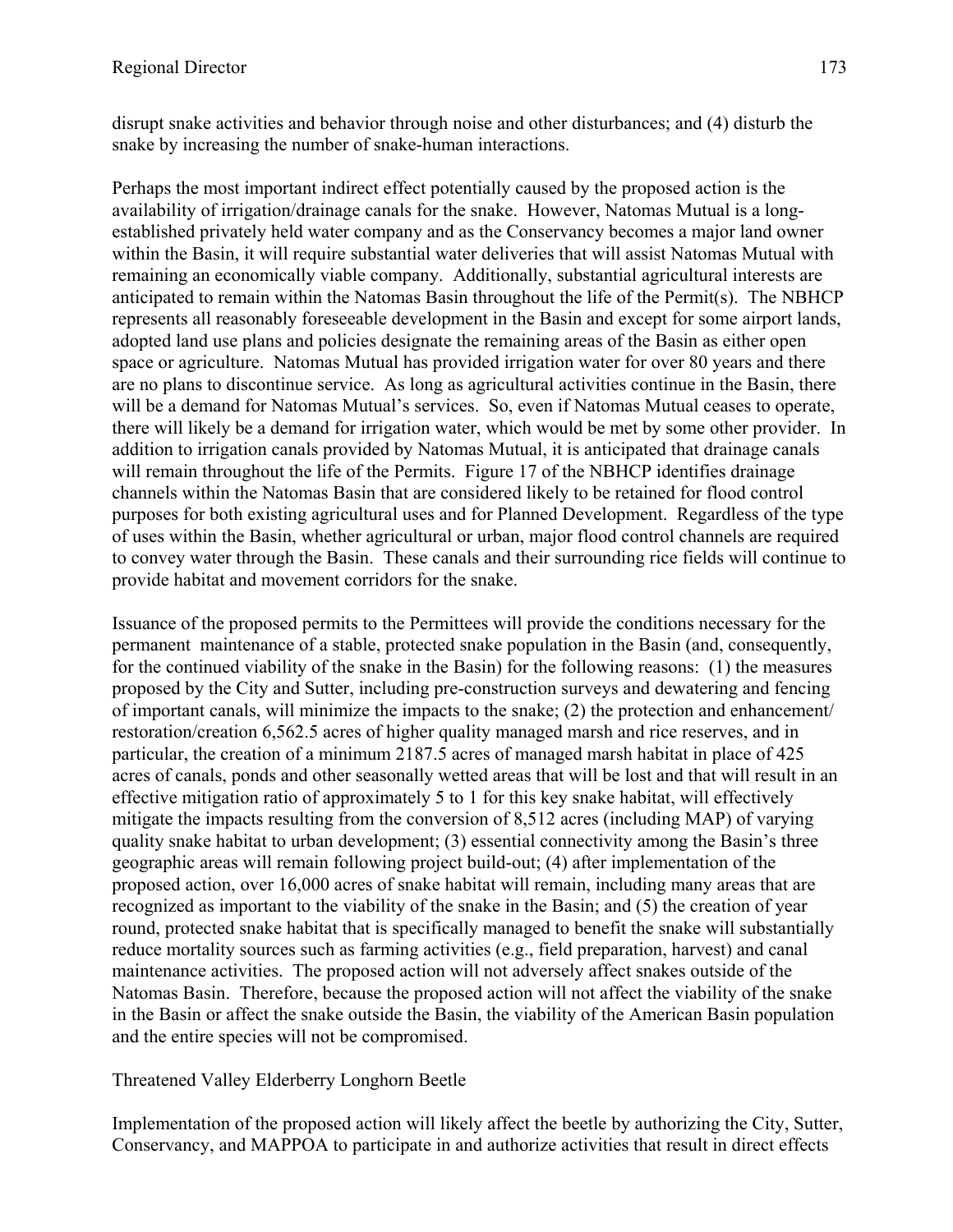disrupt snake activities and behavior through noise and other disturbances; and (4) disturb the snake by increasing the number of snake-human interactions.

Perhaps the most important indirect effect potentially caused by the proposed action is the availability of irrigation/drainage canals for the snake. However, Natomas Mutual is a long-established privately held water company and as the Conservancy becomes a major land owner within the Basin, it will require substantial water deliveries that will assist Natomas Mutual with remaining an economically viable company. Additionally, substantial agricultural interests are anticipated to remain within the Natomas Basin throughout the life of the Permit(s). The NBHCP represents all reasonably foreseeable development in the Basin and except for some airport lands, adopted land use plans and policies designate the remaining areas of the Basin as either open space or agriculture. Natomas Mutual has provided irrigation water for over 80 years and there are no plans to discontinue service. As long as agricultural activities continue in the Basin, there will be a demand for Natomas Mutual's services. So, even if Natomas Mutual ceases to operate, there will likely be a demand for irrigation water, which would be met by some other provider. In addition to irrigation canals provided by Natomas Mutual, it is anticipated that drainage canals will remain throughout the life of the Permits. Figure 17 of the NBHCP identifies drainage channels within the Natomas Basin that are considered likely to be retained for flood control purposes for both existing agricultural uses and for Planned Development. Regardless of the type of uses within the Basin, whether agricultural or urban, major flood control channels are required to convey water through the Basin. These canals and their surrounding rice fields will continue to provide habitat and movement corridors for the snake.

Issuance of the proposed permits to the Permittees will provide the conditions necessary for the permanent maintenance of a stable, protected snake population in the Basin (and, consequently, for the continued viability of the snake in the Basin) for the following reasons: (1) the measures proposed by the City and Sutter, including pre-construction surveys and dewatering and fencing of important canals, will minimize the impacts to the snake; (2) the protection and enhancement/restoration/creation 6,562.5 acres of higher quality managed marsh and rice reserves, and in particular, the creation of a minimum 2187.5 acres of managed marsh habitat in place of 425 acres of canals, ponds and other seasonally wetted areas that will be lost and that will result in an effective mitigation ratio of approximately 5 to 1 for this key snake habitat, will effectively mitigate the impacts resulting from the conversion of 8,512 acres (including MAP) of varying quality snake habitat to urban development; (3) essential connectivity among the Basin's three geographic areas will remain following project build-out; (4) after implementation of the proposed action, over 16,000 acres of snake habitat will remain, including many areas that are recognized as important to the viability of the snake in the Basin; and (5) the creation of year round, protected snake habitat that is specifically managed to benefit the snake will substantially reduce mortality sources such as farming activities (e.g., field preparation, harvest) and canal maintenance activities. The proposed action will not adversely affect snakes outside of the Natomas Basin. Therefore, because the proposed action will not affect the viability of the snake in the Basin or affect the snake outside the Basin, the viability of the American Basin population and the entire species will not be compromised.

Threatened Valley Elderberry Longhorn Beetle

Implementation of the proposed action will likely affect the beetle by authorizing the City, Sutter, Conservancy, and MAPPOA to participate in and authorize activities that result in direct effects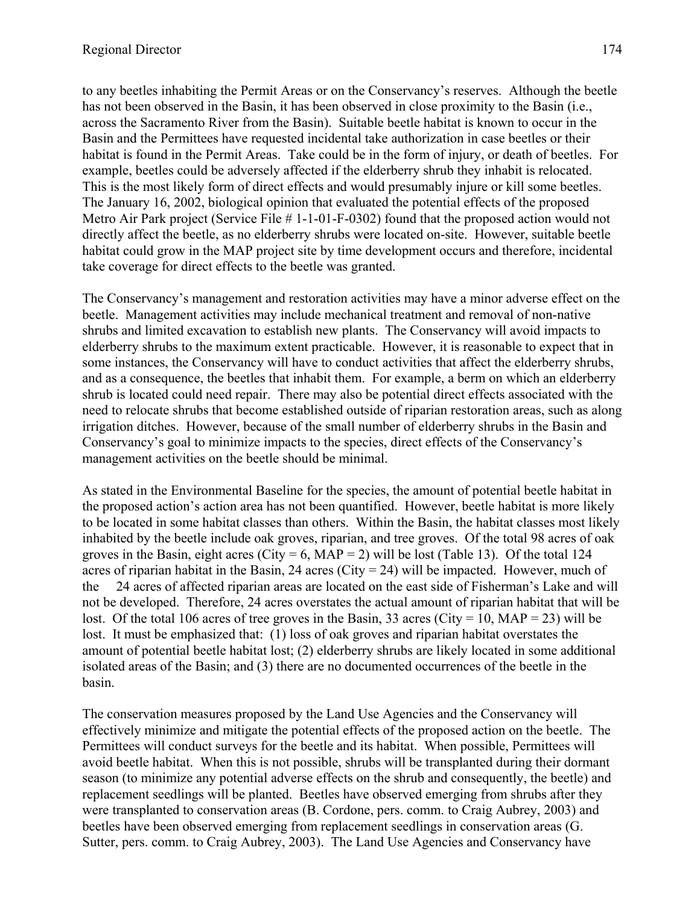to any beetles inhabiting the Permit Areas or on the Conservancy's reserves. Although the beetle has not been observed in the Basin, it has been observed in close proximity to the Basin (i.e., across the Sacramento River from the Basin). Suitable beetle habitat is known to occur in the Basin and the Permittees have requested incidental take authorization in case beetles or their habitat is found in the Permit Areas. Take could be in the form of injury, or death of beetles. For example, beetles could be adversely affected if the elderberry shrub they inhabit is relocated. This is the most likely form of direct effects and would presumably injure or kill some beetles. The January 16, 2002, biological opinion that evaluated the potential effects of the proposed Metro Air Park project (Service File # 1-1-01-F-0302) found that the proposed action would not directly affect the beetle, as no elderberry shrubs were located on-site. However, suitable beetle habitat could grow in the MAP project site by time development occurs and therefore, incidental take coverage for direct effects to the beetle was granted.

The Conservancy's management and restoration activities may have a minor adverse effect on the beetle. Management activities may include mechanical treatment and removal of non-native shrubs and limited excavation to establish new plants. The Conservancy will avoid impacts to elderberry shrubs to the maximum extent practicable. However, it is reasonable to expect that in some instances, the Conservancy will have to conduct activities that affect the elderberry shrubs, and as a consequence, the beetles that inhabit them. For example, a berm on which an elderberry shrub is located could need repair. There may also be potential direct effects associated with the need to relocate shrubs that become established outside of riparian restoration areas, such as along irrigation ditches. However, because of the small number of elderberry shrubs in the Basin and Conservancy's goal to minimize impacts to the species, direct effects of the Conservancy's management activities on the beetle should be minimal.

As stated in the Environmental Baseline for the species, the amount of potential beetle habitat in the proposed action's action area has not been quantified. However, beetle habitat is more likely to be located in some habitat classes than others. Within the Basin, the habitat classes most likely inhabited by the beetle include oak groves, riparian, and tree groves. Of the total 98 acres of oak groves in the Basin, eight acres (City = 6, MAP = 2) will be lost (Table 13). Of the total 124 acres of riparian habitat in the Basin, 24 acres (City = 24) will be impacted. However, much of the 24 acres of affected riparian areas are located on the east side of Fisherman's Lake and will not be developed. Therefore, 24 acres overstates the actual amount of riparian habitat that will be lost. Of the total 106 acres of tree groves in the Basin, 33 acres (City = 10, MAP = 23) will be lost. It must be emphasized that: (1) loss of oak groves and riparian habitat overstates the amount of potential beetle habitat lost; (2) elderberry shrubs are likely located in some additional isolated areas of the Basin; and (3) there are no documented occurrences of the beetle in the basin.

The conservation measures proposed by the Land Use Agencies and the Conservancy will effectively minimize and mitigate the potential effects of the proposed action on the beetle. The Permittees will conduct surveys for the beetle and its habitat. When possible, Permittees will avoid beetle habitat. When this is not possible, shrubs will be transplanted during their dormant season (to minimize any potential adverse effects on the shrub and consequently, the beetle) and replacement seedlings will be planted. Beetles have observed emerging from shrubs after they were transplanted to conservation areas (B. Cordone, pers. comm. to Craig Aubrey, 2003) and beetles have been observed emerging from replacement seedlings in conservation areas (G. Sutter, pers. comm. to Craig Aubrey, 2003). The Land Use Agencies and Conservancy have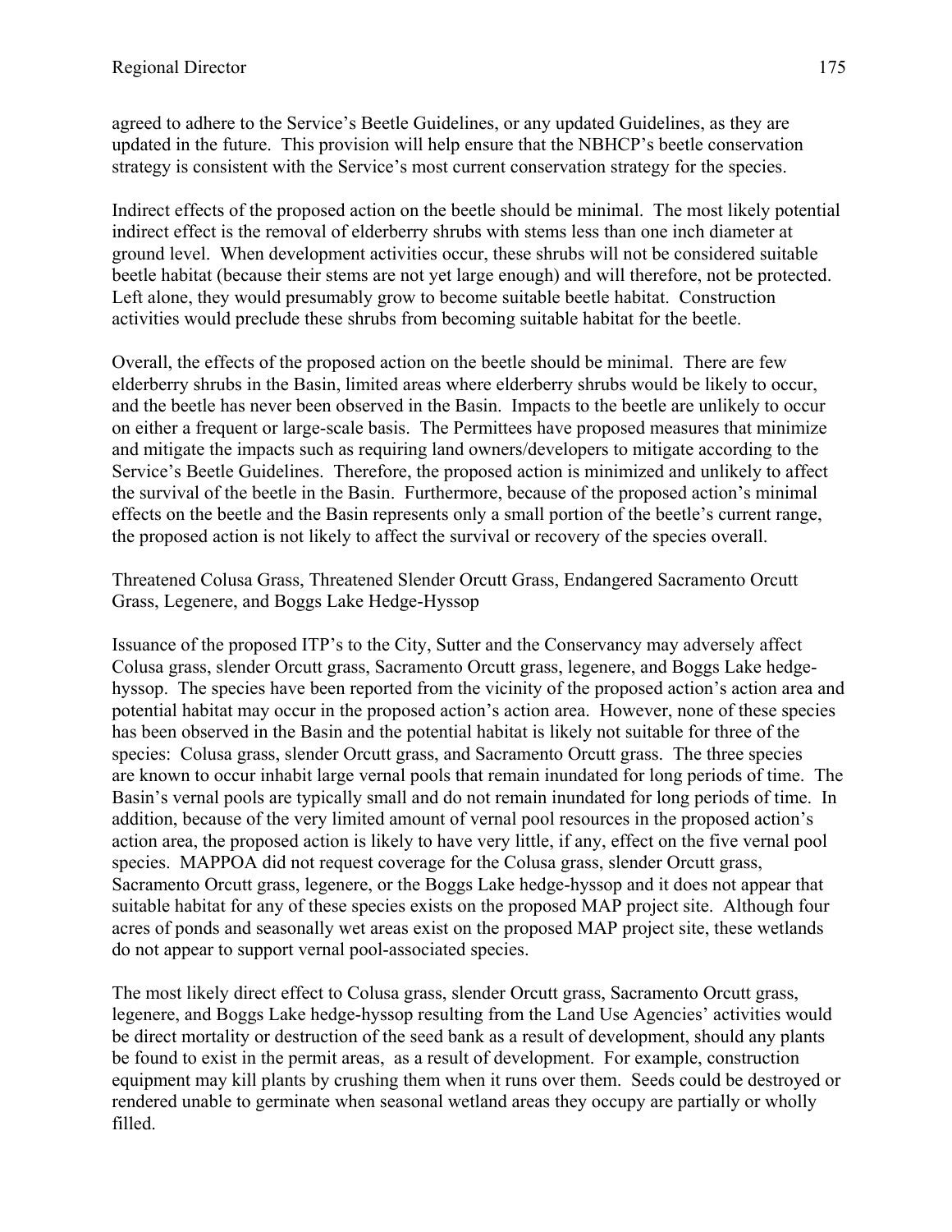agreed to adhere to the Service's Beetle Guidelines, or any updated Guidelines, as they are updated in the future. This provision will help ensure that the NBHCP's beetle conservation strategy is consistent with the Service's most current conservation strategy for the species.

Indirect effects of the proposed action on the beetle should be minimal. The most likely potential indirect effect is the removal of elderberry shrubs with stems less than one inch diameter at ground level. When development activities occur, these shrubs will not be considered suitable beetle habitat (because their stems are not yet large enough) and will therefore, not be protected. Left alone, they would presumably grow to become suitable beetle habitat. Construction activities would preclude these shrubs from becoming suitable habitat for the beetle.

Overall, the effects of the proposed action on the beetle should be minimal. There are few elderberry shrubs in the Basin, limited areas where elderberry shrubs would be likely to occur, and the beetle has never been observed in the Basin. Impacts to the beetle are unlikely to occur on either a frequent or large-scale basis. The Permittees have proposed measures that minimize and mitigate the impacts such as requiring land owners/developers to mitigate according to the Service's Beetle Guidelines. Therefore, the proposed action is minimized and unlikely to affect the survival of the beetle in the Basin. Furthermore, because of the proposed action's minimal effects on the beetle and the Basin represents only a small portion of the beetle's current range, the proposed action is not likely to affect the survival or recovery of the species overall.

Threatened Colusa Grass, Threatened Slender Orcutt Grass, Endangered Sacramento Orcutt Grass, Legenere, and Boggs Lake Hedge-Hyssop

Issuance of the proposed ITP's to the City, Sutter and the Conservancy may adversely affect Colusa grass, slender Orcutt grass, Sacramento Orcutt grass, legenere, and Boggs Lake hedge-hyssop. The species have been reported from the vicinity of the proposed action's action area and potential habitat may occur in the proposed action's action area. However, none of these species has been observed in the Basin and the potential habitat is likely not suitable for three of the species: Colusa grass, slender Orcutt grass, and Sacramento Orcutt grass. The three species are known to occur inhabit large vernal pools that remain inundated for long periods of time. The Basin's vernal pools are typically small and do not remain inundated for long periods of time. In addition, because of the very limited amount of vernal pool resources in the proposed action's action area, the proposed action is likely to have very little, if any, effect on the five vernal pool species. MAPPOA did not request coverage for the Colusa grass, slender Orcutt grass, Sacramento Orcutt grass, legenere, or the Boggs Lake hedge-hyssop and it does not appear that suitable habitat for any of these species exists on the proposed MAP project site. Although four acres of ponds and seasonally wet areas exist on the proposed MAP project site, these wetlands do not appear to support vernal pool-associated species.

The most likely direct effect to Colusa grass, slender Orcutt grass, Sacramento Orcutt grass, legenere, and Boggs Lake hedge-hyssop resulting from the Land Use Agencies' activities would be direct mortality or destruction of the seed bank as a result of development, should any plants be found to exist in the permit areas, as a result of development. For example, construction equipment may kill plants by crushing them when it runs over them. Seeds could be destroyed or rendered unable to germinate when seasonal wetland areas they occupy are partially or wholly filled.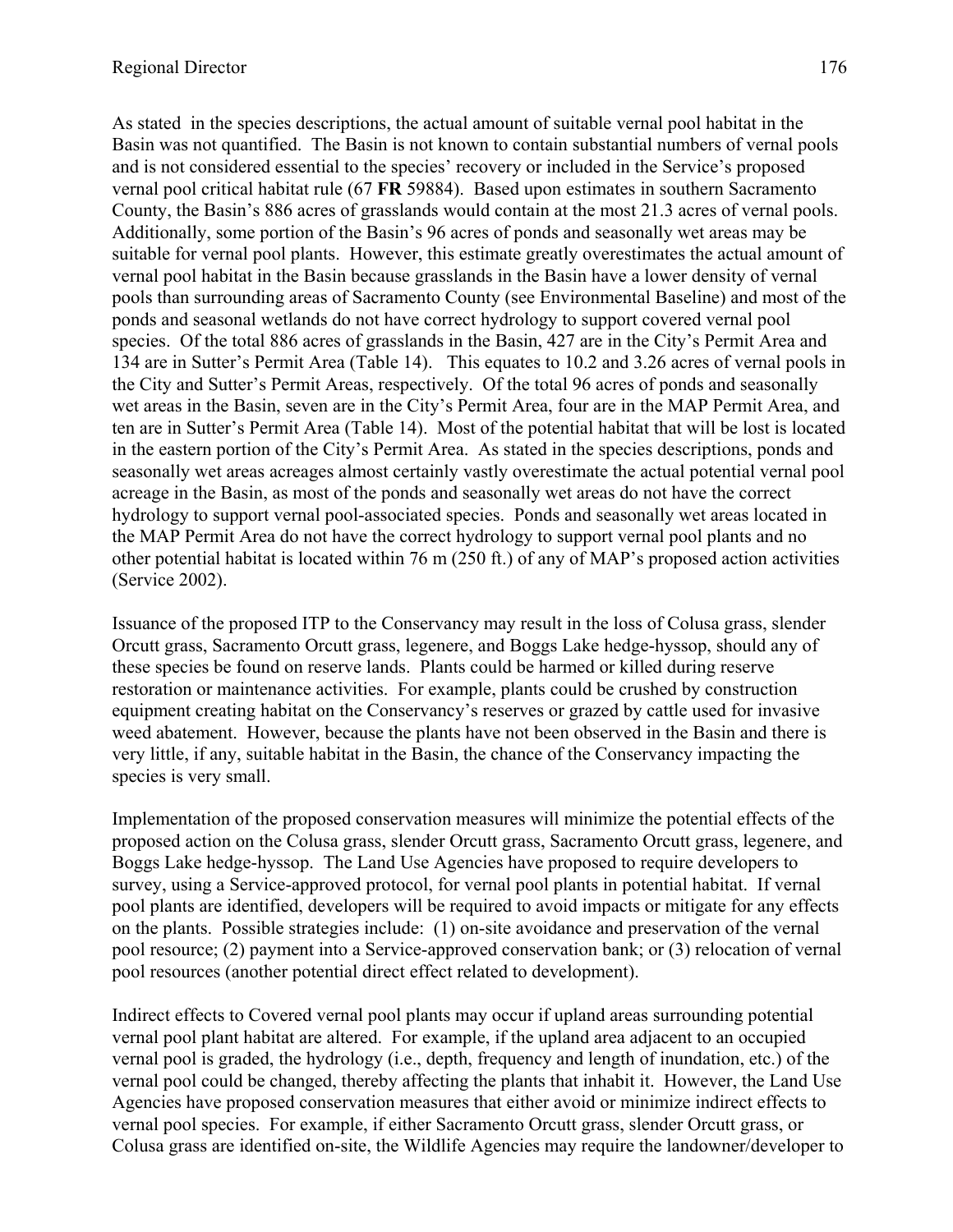As stated in the species descriptions, the actual amount of suitable vernal pool habitat in the Basin was not quantified. The Basin is not known to contain substantial numbers of vernal pools and is not considered essential to the species' recovery or included in the Service's proposed vernal pool critical habitat rule (67 **FR** 59884). Based upon estimates in southern Sacramento County, the Basin's 886 acres of grasslands would contain at the most 21.3 acres of vernal pools. Additionally, some portion of the Basin's 96 acres of ponds and seasonally wet areas may be suitable for vernal pool plants. However, this estimate greatly overestimates the actual amount of vernal pool habitat in the Basin because grasslands in the Basin have a lower density of vernal pools than surrounding areas of Sacramento County (see Environmental Baseline) and most of the ponds and seasonal wetlands do not have correct hydrology to support covered vernal pool species. Of the total 886 acres of grasslands in the Basin, 427 are in the City's Permit Area and 134 are in Sutter's Permit Area (Table 14). This equates to 10.2 and 3.26 acres of vernal pools in the City and Sutter's Permit Areas, respectively. Of the total 96 acres of ponds and seasonally wet areas in the Basin, seven are in the City's Permit Area, four are in the MAP Permit Area, and ten are in Sutter's Permit Area (Table 14). Most of the potential habitat that will be lost is located in the eastern portion of the City's Permit Area. As stated in the species descriptions, ponds and seasonally wet areas acreages almost certainly vastly overestimate the actual potential vernal pool acreage in the Basin, as most of the ponds and seasonally wet areas do not have the correct hydrology to support vernal pool-associated species. Ponds and seasonally wet areas located in the MAP Permit Area do not have the correct hydrology to support vernal pool plants and no other potential habitat is located within 76 m (250 ft.) of any of MAP's proposed action activities (Service 2002).

Issuance of the proposed ITP to the Conservancy may result in the loss of Colusa grass, slender Orcutt grass, Sacramento Orcutt grass, legenere, and Boggs Lake hedge-hyssop, should any of these species be found on reserve lands. Plants could be harmed or killed during reserve restoration or maintenance activities. For example, plants could be crushed by construction equipment creating habitat on the Conservancy's reserves or grazed by cattle used for invasive weed abatement. However, because the plants have not been observed in the Basin and there is very little, if any, suitable habitat in the Basin, the chance of the Conservancy impacting the species is very small.

Implementation of the proposed conservation measures will minimize the potential effects of the proposed action on the Colusa grass, slender Orcutt grass, Sacramento Orcutt grass, legenere, and Boggs Lake hedge-hyssop. The Land Use Agencies have proposed to require developers to survey, using a Service-approved protocol, for vernal pool plants in potential habitat. If vernal pool plants are identified, developers will be required to avoid impacts or mitigate for any effects on the plants. Possible strategies include: (1) on-site avoidance and preservation of the vernal pool resource; (2) payment into a Service-approved conservation bank; or (3) relocation of vernal pool resources (another potential direct effect related to development).

Indirect effects to Covered vernal pool plants may occur if upland areas surrounding potential vernal pool plant habitat are altered. For example, if the upland area adjacent to an occupied vernal pool is graded, the hydrology (i.e., depth, frequency and length of inundation, etc.) of the vernal pool could be changed, thereby affecting the plants that inhabit it. However, the Land Use Agencies have proposed conservation measures that either avoid or minimize indirect effects to vernal pool species. For example, if either Sacramento Orcutt grass, slender Orcutt grass, or Colusa grass are identified on-site, the Wildlife Agencies may require the landowner/developer to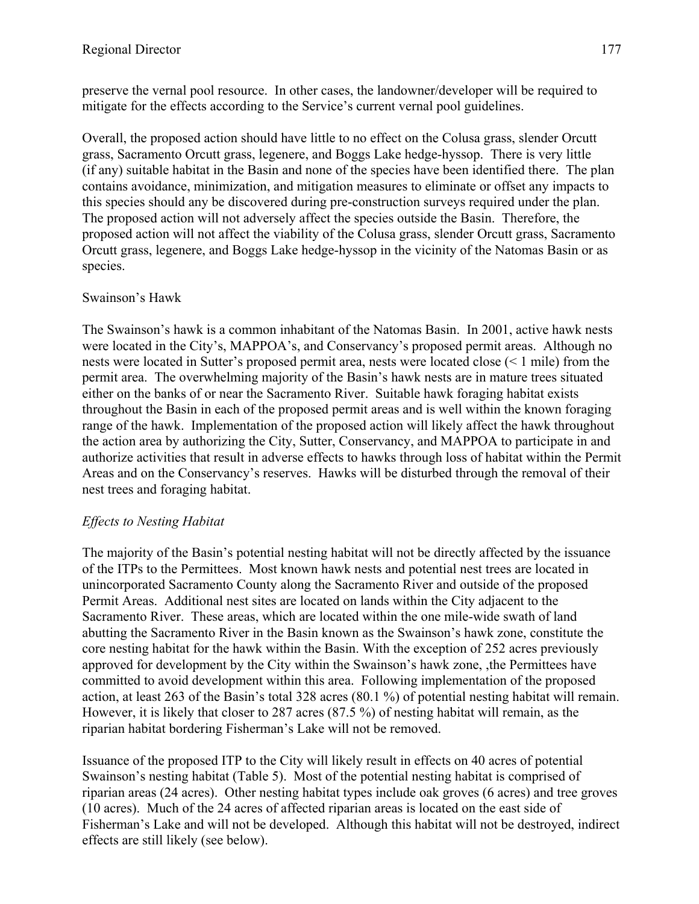preserve the vernal pool resource. In other cases, the landowner/developer will be required to mitigate for the effects according to the Service's current vernal pool guidelines.

Overall, the proposed action should have little to no effect on the Colusa grass, slender Orcutt grass, Sacramento Orcutt grass, legenere, and Boggs Lake hedge-hyssop. There is very little (if any) suitable habitat in the Basin and none of the species have been identified there. The plan contains avoidance, minimization, and mitigation measures to eliminate or offset any impacts to this species should any be discovered during pre-construction surveys required under the plan. The proposed action will not adversely affect the species outside the Basin. Therefore, the proposed action will not affect the viability of the Colusa grass, slender Orcutt grass, Sacramento Orcutt grass, legenere, and Boggs Lake hedge-hyssop in the vicinity of the Natomas Basin or as species.

Swainson's Hawk

The Swainson's hawk is a common inhabitant of the Natomas Basin. In 2001, active hawk nests were located in the City's, MAPPOA's, and Conservancy's proposed permit areas. Although no nests were located in Sutter's proposed permit area, nests were located close (< 1 mile) from the permit area. The overwhelming majority of the Basin's hawk nests are in mature trees situated either on the banks of or near the Sacramento River. Suitable hawk foraging habitat exists throughout the Basin in each of the proposed permit areas and is well within the known foraging range of the hawk. Implementation of the proposed action will likely affect the hawk throughout the action area by authorizing the City, Sutter, Conservancy, and MAPPOA to participate in and authorize activities that result in adverse effects to hawks through loss of habitat within the Permit Areas and on the Conservancy's reserves. Hawks will be disturbed through the removal of their nest trees and foraging habitat.

*Effects to Nesting Habitat*

The majority of the Basin's potential nesting habitat will not be directly affected by the issuance of the ITPs to the Permittees. Most known hawk nests and potential nest trees are located in unincorporated Sacramento County along the Sacramento River and outside of the proposed Permit Areas. Additional nest sites are located on lands within the City adjacent to the Sacramento River. These areas, which are located within the one mile-wide swath of land abutting the Sacramento River in the Basin known as the Swainson's hawk zone, constitute the core nesting habitat for the hawk within the Basin. With the exception of 252 acres previously approved for development by the City within the Swainson's hawk zone, ,the Permittees have committed to avoid development within this area. Following implementation of the proposed action, at least 263 of the Basin's total 328 acres (80.1 %) of potential nesting habitat will remain. However, it is likely that closer to 287 acres (87.5 %) of nesting habitat will remain, as the riparian habitat bordering Fisherman's Lake will not be removed.

Issuance of the proposed ITP to the City will likely result in effects on 40 acres of potential Swainson's nesting habitat (Table 5). Most of the potential nesting habitat is comprised of riparian areas (24 acres). Other nesting habitat types include oak groves (6 acres) and tree groves (10 acres). Much of the 24 acres of affected riparian areas is located on the east side of Fisherman's Lake and will not be developed. Although this habitat will not be destroyed, indirect effects are still likely (see below).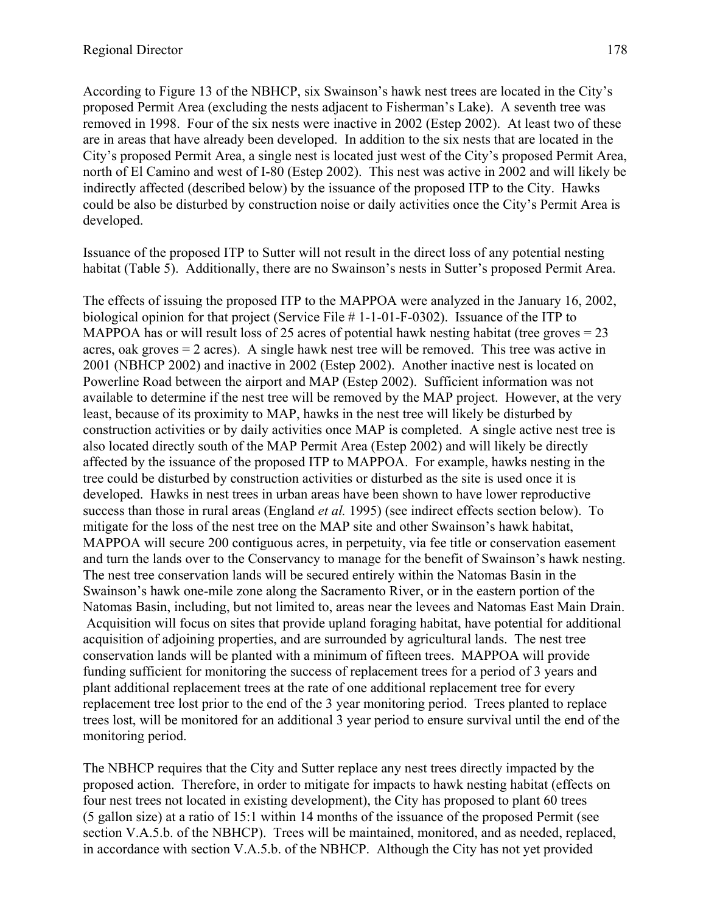According to Figure 13 of the NBHCP, six Swainson's hawk nest trees are located in the City's proposed Permit Area (excluding the nests adjacent to Fisherman's Lake). A seventh tree was removed in 1998. Four of the six nests were inactive in 2002 (Estep 2002). At least two of these are in areas that have already been developed. In addition to the six nests that are located in the City's proposed Permit Area, a single nest is located just west of the City's proposed Permit Area, north of El Camino and west of I-80 (Estep 2002). This nest was active in 2002 and will likely be indirectly affected (described below) by the issuance of the proposed ITP to the City. Hawks could be also be disturbed by construction noise or daily activities once the City's Permit Area is developed.

Issuance of the proposed ITP to Sutter will not result in the direct loss of any potential nesting habitat (Table 5). Additionally, there are no Swainson's nests in Sutter's proposed Permit Area.

The effects of issuing the proposed ITP to the MAPPOA were analyzed in the January 16, 2002, biological opinion for that project (Service File # 1-1-01-F-0302). Issuance of the ITP to MAPPOA has or will result loss of 25 acres of potential hawk nesting habitat (tree groves = 23 acres, oak groves = 2 acres). A single hawk nest tree will be removed. This tree was active in 2001 (NBHCP 2002) and inactive in 2002 (Estep 2002). Another inactive nest is located on Powerline Road between the airport and MAP (Estep 2002). Sufficient information was not available to determine if the nest tree will be removed by the MAP project. However, at the very least, because of its proximity to MAP, hawks in the nest tree will likely be disturbed by construction activities or by daily activities once MAP is completed. A single active nest tree is also located directly south of the MAP Permit Area (Estep 2002) and will likely be directly affected by the issuance of the proposed ITP to MAPPOA. For example, hawks nesting in the tree could be disturbed by construction activities or disturbed as the site is used once it is developed. Hawks in nest trees in urban areas have been shown to have lower reproductive success than those in rural areas (England *et al.* 1995) (see indirect effects section below). To mitigate for the loss of the nest tree on the MAP site and other Swainson's hawk habitat, MAPPOA will secure 200 contiguous acres, in perpetuity, via fee title or conservation easement and turn the lands over to the Conservancy to manage for the benefit of Swainson's hawk nesting. The nest tree conservation lands will be secured entirely within the Natomas Basin in the Swainson's hawk one-mile zone along the Sacramento River, or in the eastern portion of the Natomas Basin, including, but not limited to, areas near the levees and Natomas East Main Drain. Acquisition will focus on sites that provide upland foraging habitat, have potential for additional acquisition of adjoining properties, and are surrounded by agricultural lands. The nest tree conservation lands will be planted with a minimum of fifteen trees. MAPPOA will provide funding sufficient for monitoring the success of replacement trees for a period of 3 years and plant additional replacement trees at the rate of one additional replacement tree for every replacement tree lost prior to the end of the 3 year monitoring period. Trees planted to replace trees lost, will be monitored for an additional 3 year period to ensure survival until the end of the monitoring period.

The NBHCP requires that the City and Sutter replace any nest trees directly impacted by the proposed action. Therefore, in order to mitigate for impacts to hawk nesting habitat (effects on four nest trees not located in existing development), the City has proposed to plant 60 trees (5 gallon size) at a ratio of 15:1 within 14 months of the issuance of the proposed Permit (see section V.A.5.b. of the NBHCP). Trees will be maintained, monitored, and as needed, replaced, in accordance with section V.A.5.b. of the NBHCP. Although the City has not yet provided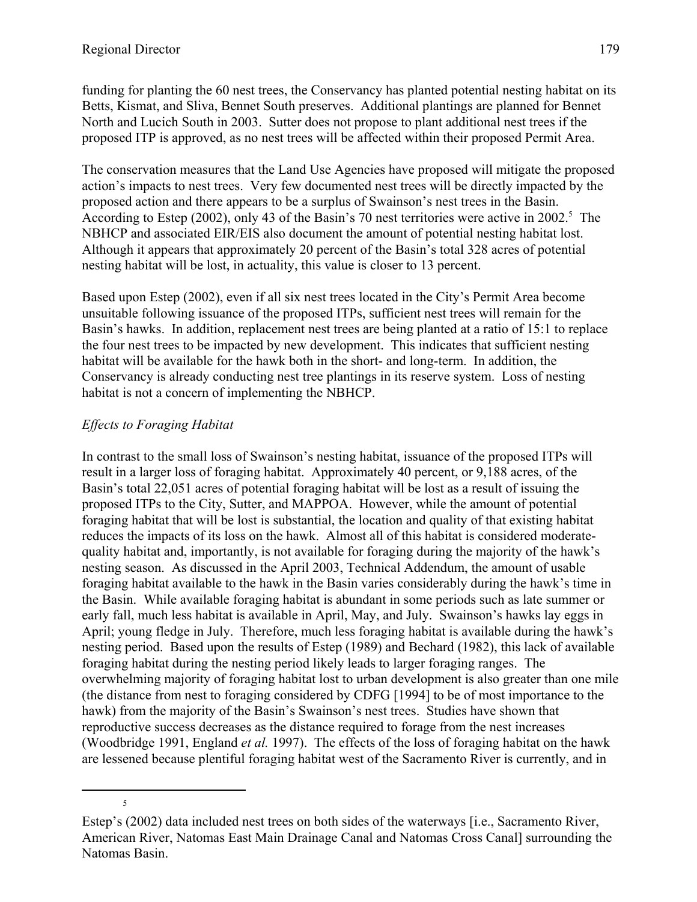funding for planting the 60 nest trees, the Conservancy has planted potential nesting habitat on its Betts, Kismat, and Sliva, Bennet South preserves. Additional plantings are planned for Bennet North and Lucich South in 2003. Sutter does not propose to plant additional nest trees if the proposed ITP is approved, as no nest trees will be affected within their proposed Permit Area.

The conservation measures that the Land Use Agencies have proposed will mitigate the proposed action's impacts to nest trees. Very few documented nest trees will be directly impacted by the proposed action and there appears to be a surplus of Swainson's nest trees in the Basin. According to Estep (2002), only 43 of the Basin's 70 nest territories were active in 2002.[5] The NBHCP and associated EIR/EIS also document the amount of potential nesting habitat lost. Although it appears that approximately 20 percent of the Basin's total 328 acres of potential nesting habitat will be lost, in actuality, this value is closer to 13 percent.

Based upon Estep (2002), even if all six nest trees located in the City's Permit Area become unsuitable following issuance of the proposed ITPs, sufficient nest trees will remain for the Basin's hawks. In addition, replacement nest trees are being planted at a ratio of 15:1 to replace the four nest trees to be impacted by new development. This indicates that sufficient nesting habitat will be available for the hawk both in the short- and long-term. In addition, the Conservancy is already conducting nest tree plantings in its reserve system. Loss of nesting habitat is not a concern of implementing the NBHCP.

*Effects to Foraging Habitat*

In contrast to the small loss of Swainson's nesting habitat, issuance of the proposed ITPs will result in a larger loss of foraging habitat. Approximately 40 percent, or 9,188 acres, of the Basin's total 22,051 acres of potential foraging habitat will be lost as a result of issuing the proposed ITPs to the City, Sutter, and MAPPOA. However, while the amount of potential foraging habitat that will be lost is substantial, the location and quality of that existing habitat reduces the impacts of its loss on the hawk. Almost all of this habitat is considered moderate-quality habitat and, importantly, is not available for foraging during the majority of the hawk's nesting season. As discussed in the April 2003, Technical Addendum, the amount of usable foraging habitat available to the hawk in the Basin varies considerably during the hawk's time in the Basin. While available foraging habitat is abundant in some periods such as late summer or early fall, much less habitat is available in April, May, and July. Swainson's hawks lay eggs in April; young fledge in July. Therefore, much less foraging habitat is available during the hawk's nesting period. Based upon the results of Estep (1989) and Bechard (1982), this lack of available foraging habitat during the nesting period likely leads to larger foraging ranges. The overwhelming majority of foraging habitat lost to urban development is also greater than one mile (the distance from nest to foraging considered by CDFG [1994] to be of most importance to the hawk) from the majority of the Basin's Swainson's nest trees. Studies have shown that reproductive success decreases as the distance required to forage from the nest increases (Woodbridge 1991, England *et al.* 1997). The effects of the loss of foraging habitat on the hawk are lessened because plentiful foraging habitat west of the Sacramento River is currently, and in

---

[5] Estep's (2002) data included nest trees on both sides of the waterways [i.e., Sacramento River, American River, Natomas East Main Drainage Canal and Natomas Cross Canal] surrounding the Natomas Basin.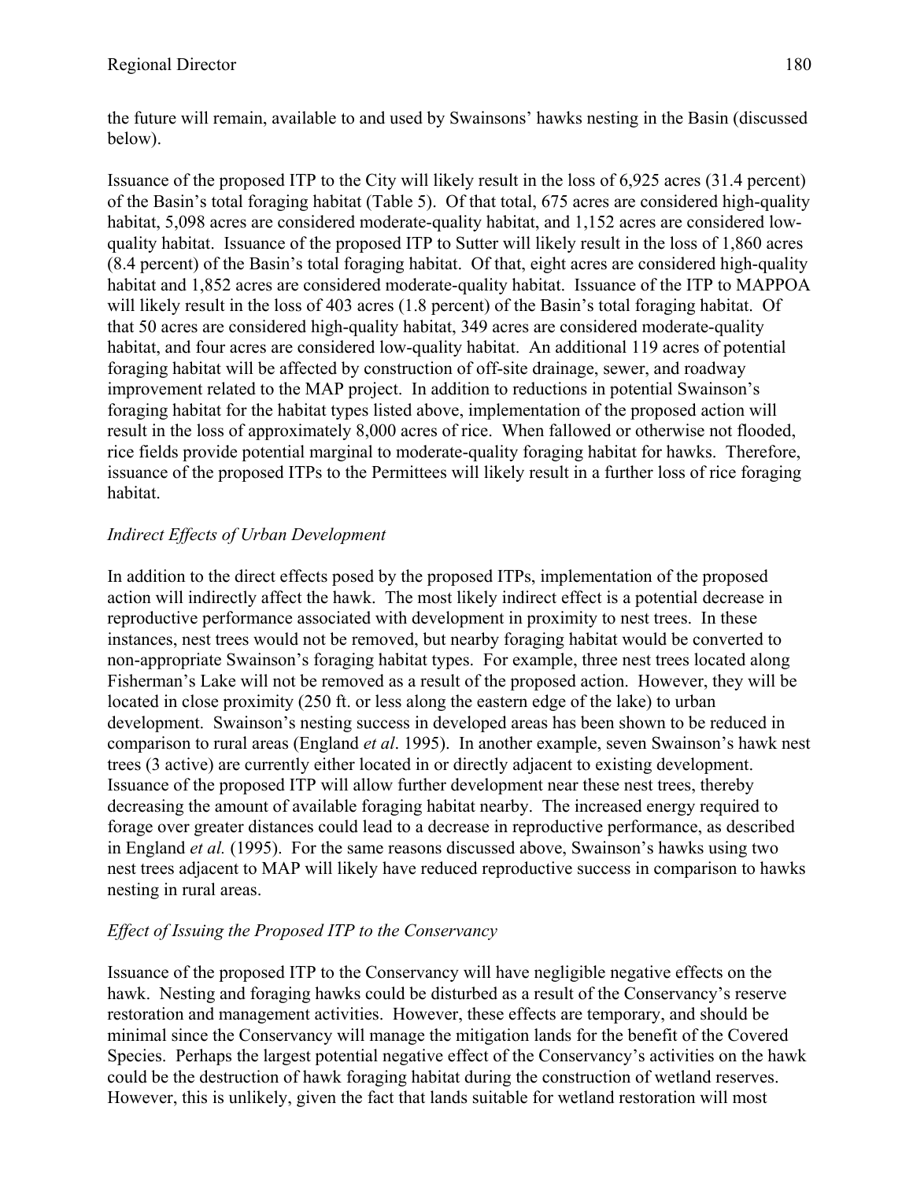the future will remain, available to and used by Swainsons' hawks nesting in the Basin (discussed below).

Issuance of the proposed ITP to the City will likely result in the loss of 6,925 acres (31.4 percent) of the Basin's total foraging habitat (Table 5). Of that total, 675 acres are considered high-quality habitat, 5,098 acres are considered moderate-quality habitat, and 1,152 acres are considered low-quality habitat. Issuance of the proposed ITP to Sutter will likely result in the loss of 1,860 acres (8.4 percent) of the Basin's total foraging habitat. Of that, eight acres are considered high-quality habitat and 1,852 acres are considered moderate-quality habitat. Issuance of the ITP to MAPPOA will likely result in the loss of 403 acres (1.8 percent) of the Basin's total foraging habitat. Of that 50 acres are considered high-quality habitat, 349 acres are considered moderate-quality habitat, and four acres are considered low-quality habitat. An additional 119 acres of potential foraging habitat will be affected by construction of off-site drainage, sewer, and roadway improvement related to the MAP project. In addition to reductions in potential Swainson's foraging habitat for the habitat types listed above, implementation of the proposed action will result in the loss of approximately 8,000 acres of rice. When fallowed or otherwise not flooded, rice fields provide potential marginal to moderate-quality foraging habitat for hawks. Therefore, issuance of the proposed ITPs to the Permittees will likely result in a further loss of rice foraging habitat.

*Indirect Effects of Urban Development*

In addition to the direct effects posed by the proposed ITPs, implementation of the proposed action will indirectly affect the hawk. The most likely indirect effect is a potential decrease in reproductive performance associated with development in proximity to nest trees. In these instances, nest trees would not be removed, but nearby foraging habitat would be converted to non-appropriate Swainson's foraging habitat types. For example, three nest trees located along Fisherman's Lake will not be removed as a result of the proposed action. However, they will be located in close proximity (250 ft. or less along the eastern edge of the lake) to urban development. Swainson's nesting success in developed areas has been shown to be reduced in comparison to rural areas (England *et al*. 1995). In another example, seven Swainson's hawk nest trees (3 active) are currently either located in or directly adjacent to existing development. Issuance of the proposed ITP will allow further development near these nest trees, thereby decreasing the amount of available foraging habitat nearby. The increased energy required to forage over greater distances could lead to a decrease in reproductive performance, as described in England *et al.* (1995). For the same reasons discussed above, Swainson's hawks using two nest trees adjacent to MAP will likely have reduced reproductive success in comparison to hawks nesting in rural areas.

*Effect of Issuing the Proposed ITP to the Conservancy*

Issuance of the proposed ITP to the Conservancy will have negligible negative effects on the hawk. Nesting and foraging hawks could be disturbed as a result of the Conservancy's reserve restoration and management activities. However, these effects are temporary, and should be minimal since the Conservancy will manage the mitigation lands for the benefit of the Covered Species. Perhaps the largest potential negative effect of the Conservancy's activities on the hawk could be the destruction of hawk foraging habitat during the construction of wetland reserves. However, this is unlikely, given the fact that lands suitable for wetland restoration will most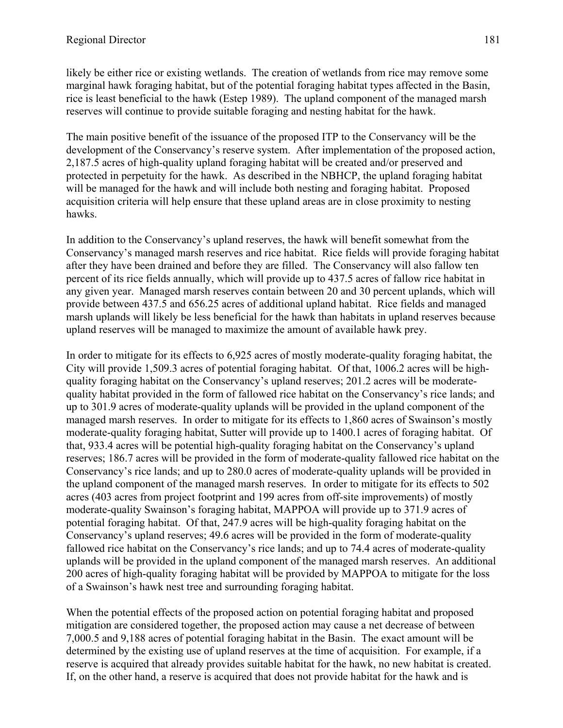likely be either rice or existing wetlands. The creation of wetlands from rice may remove some marginal hawk foraging habitat, but of the potential foraging habitat types affected in the Basin, rice is least beneficial to the hawk (Estep 1989). The upland component of the managed marsh reserves will continue to provide suitable foraging and nesting habitat for the hawk.

The main positive benefit of the issuance of the proposed ITP to the Conservancy will be the development of the Conservancy's reserve system. After implementation of the proposed action, 2,187.5 acres of high-quality upland foraging habitat will be created and/or preserved and protected in perpetuity for the hawk. As described in the NBHCP, the upland foraging habitat will be managed for the hawk and will include both nesting and foraging habitat. Proposed acquisition criteria will help ensure that these upland areas are in close proximity to nesting hawks.

In addition to the Conservancy's upland reserves, the hawk will benefit somewhat from the Conservancy's managed marsh reserves and rice habitat. Rice fields will provide foraging habitat after they have been drained and before they are filled. The Conservancy will also fallow ten percent of its rice fields annually, which will provide up to 437.5 acres of fallow rice habitat in any given year. Managed marsh reserves contain between 20 and 30 percent uplands, which will provide between 437.5 and 656.25 acres of additional upland habitat. Rice fields and managed marsh uplands will likely be less beneficial for the hawk than habitats in upland reserves because upland reserves will be managed to maximize the amount of available hawk prey.

In order to mitigate for its effects to 6,925 acres of mostly moderate-quality foraging habitat, the City will provide 1,509.3 acres of potential foraging habitat. Of that, 1006.2 acres will be high-quality foraging habitat on the Conservancy's upland reserves; 201.2 acres will be moderate-quality habitat provided in the form of fallowed rice habitat on the Conservancy's rice lands; and up to 301.9 acres of moderate-quality uplands will be provided in the upland component of the managed marsh reserves. In order to mitigate for its effects to 1,860 acres of Swainson's mostly moderate-quality foraging habitat, Sutter will provide up to 1400.1 acres of foraging habitat. Of that, 933.4 acres will be potential high-quality foraging habitat on the Conservancy's upland reserves; 186.7 acres will be provided in the form of moderate-quality fallowed rice habitat on the Conservancy's rice lands; and up to 280.0 acres of moderate-quality uplands will be provided in the upland component of the managed marsh reserves. In order to mitigate for its effects to 502 acres (403 acres from project footprint and 199 acres from off-site improvements) of mostly moderate-quality Swainson's foraging habitat, MAPPOA will provide up to 371.9 acres of potential foraging habitat. Of that, 247.9 acres will be high-quality foraging habitat on the Conservancy's upland reserves; 49.6 acres will be provided in the form of moderate-quality fallowed rice habitat on the Conservancy's rice lands; and up to 74.4 acres of moderate-quality uplands will be provided in the upland component of the managed marsh reserves. An additional 200 acres of high-quality foraging habitat will be provided by MAPPOA to mitigate for the loss of a Swainson's hawk nest tree and surrounding foraging habitat.

When the potential effects of the proposed action on potential foraging habitat and proposed mitigation are considered together, the proposed action may cause a net decrease of between 7,000.5 and 9,188 acres of potential foraging habitat in the Basin. The exact amount will be determined by the existing use of upland reserves at the time of acquisition. For example, if a reserve is acquired that already provides suitable habitat for the hawk, no new habitat is created. If, on the other hand, a reserve is acquired that does not provide habitat for the hawk and is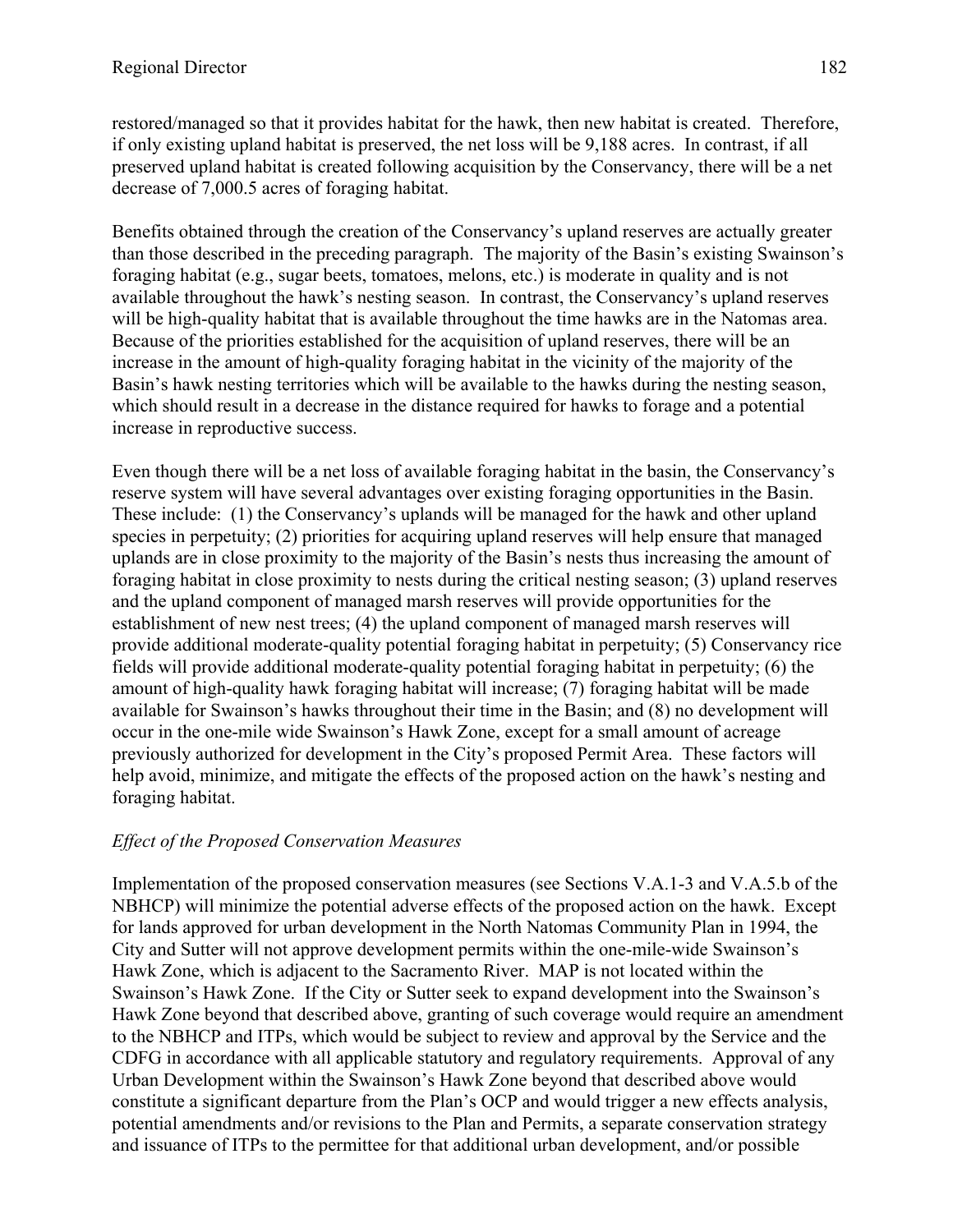restored/managed so that it provides habitat for the hawk, then new habitat is created. Therefore, if only existing upland habitat is preserved, the net loss will be 9,188 acres. In contrast, if all preserved upland habitat is created following acquisition by the Conservancy, there will be a net decrease of 7,000.5 acres of foraging habitat.

Benefits obtained through the creation of the Conservancy's upland reserves are actually greater than those described in the preceding paragraph. The majority of the Basin's existing Swainson's foraging habitat (e.g., sugar beets, tomatoes, melons, etc.) is moderate in quality and is not available throughout the hawk's nesting season. In contrast, the Conservancy's upland reserves will be high-quality habitat that is available throughout the time hawks are in the Natomas area. Because of the priorities established for the acquisition of upland reserves, there will be an increase in the amount of high-quality foraging habitat in the vicinity of the majority of the Basin's hawk nesting territories which will be available to the hawks during the nesting season, which should result in a decrease in the distance required for hawks to forage and a potential increase in reproductive success.

Even though there will be a net loss of available foraging habitat in the basin, the Conservancy's reserve system will have several advantages over existing foraging opportunities in the Basin. These include: (1) the Conservancy's uplands will be managed for the hawk and other upland species in perpetuity; (2) priorities for acquiring upland reserves will help ensure that managed uplands are in close proximity to the majority of the Basin's nests thus increasing the amount of foraging habitat in close proximity to nests during the critical nesting season; (3) upland reserves and the upland component of managed marsh reserves will provide opportunities for the establishment of new nest trees; (4) the upland component of managed marsh reserves will provide additional moderate-quality potential foraging habitat in perpetuity; (5) Conservancy rice fields will provide additional moderate-quality potential foraging habitat in perpetuity; (6) the amount of high-quality hawk foraging habitat will increase; (7) foraging habitat will be made available for Swainson's hawks throughout their time in the Basin; and (8) no development will occur in the one-mile wide Swainson's Hawk Zone, except for a small amount of acreage previously authorized for development in the City's proposed Permit Area. These factors will help avoid, minimize, and mitigate the effects of the proposed action on the hawk's nesting and foraging habitat.

*Effect of the Proposed Conservation Measures*

Implementation of the proposed conservation measures (see Sections V.A.1-3 and V.A.5.b of the NBHCP) will minimize the potential adverse effects of the proposed action on the hawk. Except for lands approved for urban development in the North Natomas Community Plan in 1994, the City and Sutter will not approve development permits within the one-mile-wide Swainson's Hawk Zone, which is adjacent to the Sacramento River. MAP is not located within the Swainson's Hawk Zone. If the City or Sutter seek to expand development into the Swainson's Hawk Zone beyond that described above, granting of such coverage would require an amendment to the NBHCP and ITPs, which would be subject to review and approval by the Service and the CDFG in accordance with all applicable statutory and regulatory requirements. Approval of any Urban Development within the Swainson's Hawk Zone beyond that described above would constitute a significant departure from the Plan's OCP and would trigger a new effects analysis, potential amendments and/or revisions to the Plan and Permits, a separate conservation strategy and issuance of ITPs to the permittee for that additional urban development, and/or possible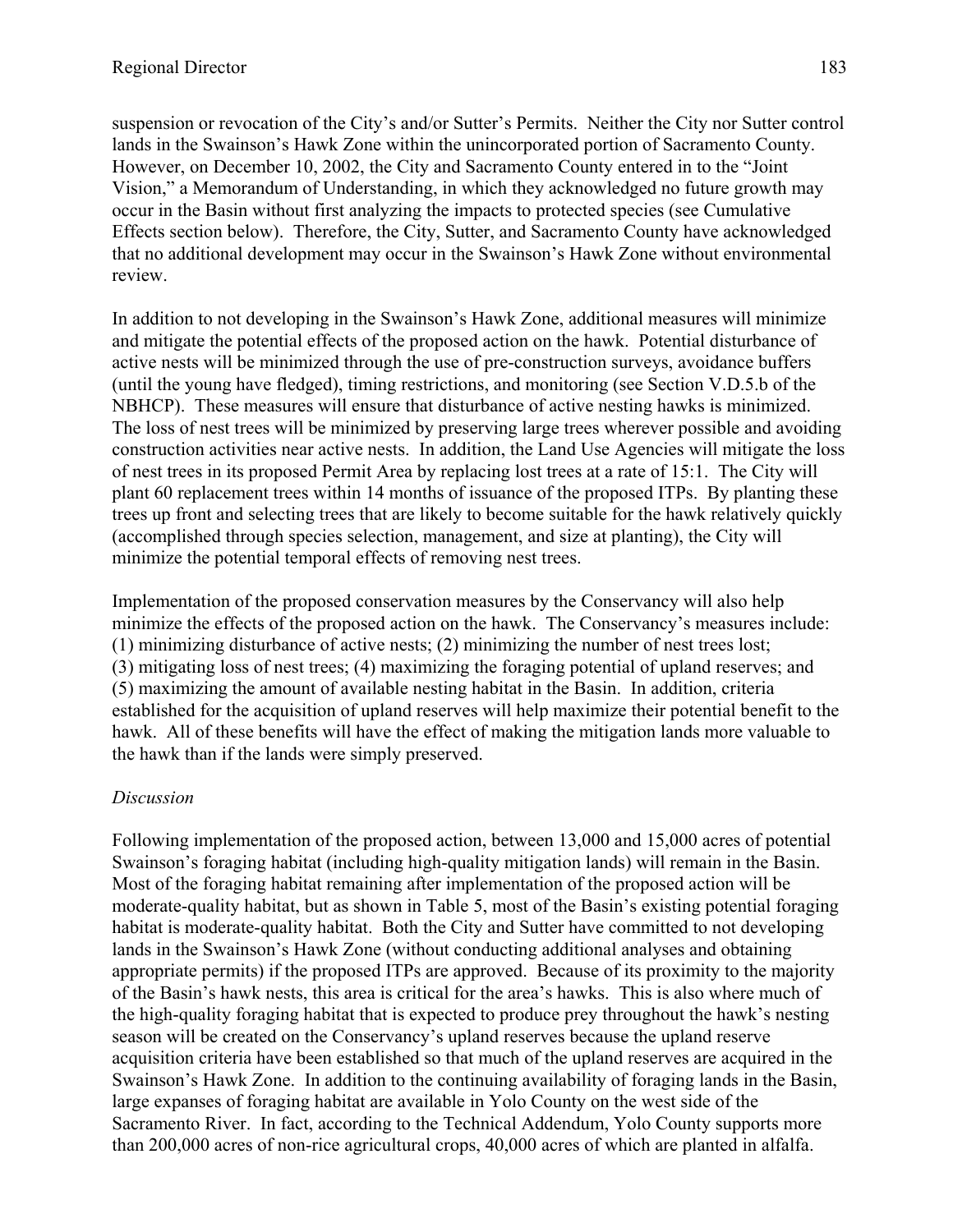suspension or revocation of the City's and/or Sutter's Permits. Neither the City nor Sutter control lands in the Swainson's Hawk Zone within the unincorporated portion of Sacramento County. However, on December 10, 2002, the City and Sacramento County entered in to the "Joint Vision," a Memorandum of Understanding, in which they acknowledged no future growth may occur in the Basin without first analyzing the impacts to protected species (see Cumulative Effects section below). Therefore, the City, Sutter, and Sacramento County have acknowledged that no additional development may occur in the Swainson's Hawk Zone without environmental review.

In addition to not developing in the Swainson's Hawk Zone, additional measures will minimize and mitigate the potential effects of the proposed action on the hawk. Potential disturbance of active nests will be minimized through the use of pre-construction surveys, avoidance buffers (until the young have fledged), timing restrictions, and monitoring (see Section V.D.5.b of the NBHCP). These measures will ensure that disturbance of active nesting hawks is minimized. The loss of nest trees will be minimized by preserving large trees wherever possible and avoiding construction activities near active nests. In addition, the Land Use Agencies will mitigate the loss of nest trees in its proposed Permit Area by replacing lost trees at a rate of 15:1. The City will plant 60 replacement trees within 14 months of issuance of the proposed ITPs. By planting these trees up front and selecting trees that are likely to become suitable for the hawk relatively quickly (accomplished through species selection, management, and size at planting), the City will minimize the potential temporal effects of removing nest trees.

Implementation of the proposed conservation measures by the Conservancy will also help minimize the effects of the proposed action on the hawk. The Conservancy's measures include: (1) minimizing disturbance of active nests; (2) minimizing the number of nest trees lost; (3) mitigating loss of nest trees; (4) maximizing the foraging potential of upland reserves; and (5) maximizing the amount of available nesting habitat in the Basin. In addition, criteria established for the acquisition of upland reserves will help maximize their potential benefit to the hawk. All of these benefits will have the effect of making the mitigation lands more valuable to the hawk than if the lands were simply preserved.

*Discussion*

Following implementation of the proposed action, between 13,000 and 15,000 acres of potential Swainson's foraging habitat (including high-quality mitigation lands) will remain in the Basin. Most of the foraging habitat remaining after implementation of the proposed action will be moderate-quality habitat, but as shown in Table 5, most of the Basin's existing potential foraging habitat is moderate-quality habitat. Both the City and Sutter have committed to not developing lands in the Swainson's Hawk Zone (without conducting additional analyses and obtaining appropriate permits) if the proposed ITPs are approved. Because of its proximity to the majority of the Basin's hawk nests, this area is critical for the area's hawks. This is also where much of the high-quality foraging habitat that is expected to produce prey throughout the hawk's nesting season will be created on the Conservancy's upland reserves because the upland reserve acquisition criteria have been established so that much of the upland reserves are acquired in the Swainson's Hawk Zone. In addition to the continuing availability of foraging lands in the Basin, large expanses of foraging habitat are available in Yolo County on the west side of the Sacramento River. In fact, according to the Technical Addendum, Yolo County supports more than 200,000 acres of non-rice agricultural crops, 40,000 acres of which are planted in alfalfa.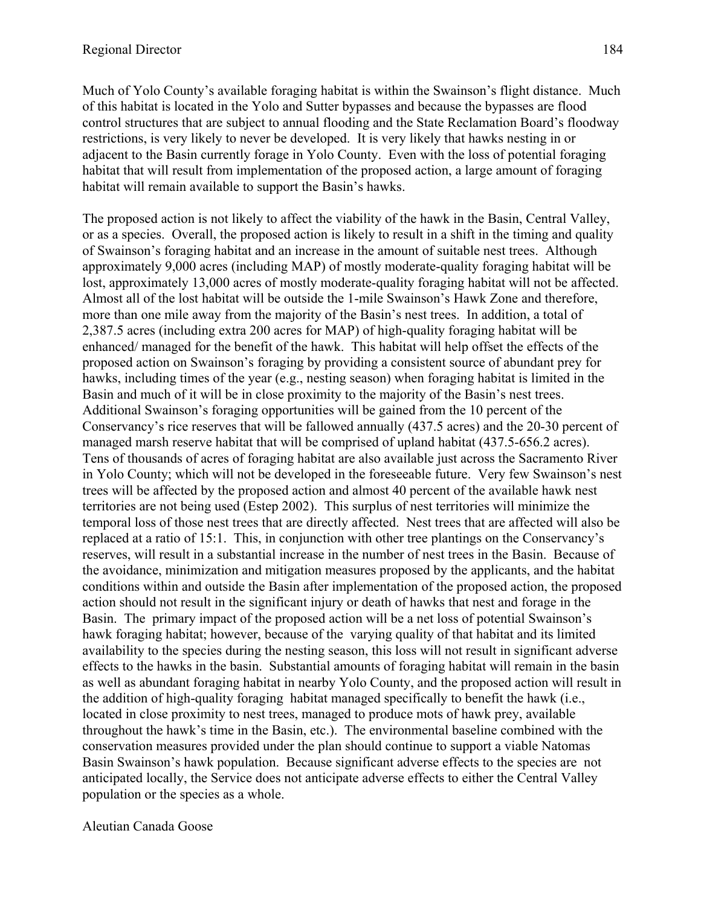Much of Yolo County's available foraging habitat is within the Swainson's flight distance. Much of this habitat is located in the Yolo and Sutter bypasses and because the bypasses are flood control structures that are subject to annual flooding and the State Reclamation Board's floodway restrictions, is very likely to never be developed. It is very likely that hawks nesting in or adjacent to the Basin currently forage in Yolo County. Even with the loss of potential foraging habitat that will result from implementation of the proposed action, a large amount of foraging habitat will remain available to support the Basin's hawks.

The proposed action is not likely to affect the viability of the hawk in the Basin, Central Valley, or as a species. Overall, the proposed action is likely to result in a shift in the timing and quality of Swainson's foraging habitat and an increase in the amount of suitable nest trees. Although approximately 9,000 acres (including MAP) of mostly moderate-quality foraging habitat will be lost, approximately 13,000 acres of mostly moderate-quality foraging habitat will not be affected. Almost all of the lost habitat will be outside the 1-mile Swainson's Hawk Zone and therefore, more than one mile away from the majority of the Basin's nest trees. In addition, a total of 2,387.5 acres (including extra 200 acres for MAP) of high-quality foraging habitat will be enhanced/ managed for the benefit of the hawk. This habitat will help offset the effects of the proposed action on Swainson's foraging by providing a consistent source of abundant prey for hawks, including times of the year (e.g., nesting season) when foraging habitat is limited in the Basin and much of it will be in close proximity to the majority of the Basin's nest trees. Additional Swainson's foraging opportunities will be gained from the 10 percent of the Conservancy's rice reserves that will be fallowed annually (437.5 acres) and the 20-30 percent of managed marsh reserve habitat that will be comprised of upland habitat (437.5-656.2 acres). Tens of thousands of acres of foraging habitat are also available just across the Sacramento River in Yolo County; which will not be developed in the foreseeable future. Very few Swainson's nest trees will be affected by the proposed action and almost 40 percent of the available hawk nest territories are not being used (Estep 2002). This surplus of nest territories will minimize the temporal loss of those nest trees that are directly affected. Nest trees that are affected will also be replaced at a ratio of 15:1. This, in conjunction with other tree plantings on the Conservancy's reserves, will result in a substantial increase in the number of nest trees in the Basin. Because of the avoidance, minimization and mitigation measures proposed by the applicants, and the habitat conditions within and outside the Basin after implementation of the proposed action, the proposed action should not result in the significant injury or death of hawks that nest and forage in the Basin. The primary impact of the proposed action will be a net loss of potential Swainson's hawk foraging habitat; however, because of the varying quality of that habitat and its limited availability to the species during the nesting season, this loss will not result in significant adverse effects to the hawks in the basin. Substantial amounts of foraging habitat will remain in the basin as well as abundant foraging habitat in nearby Yolo County, and the proposed action will result in the addition of high-quality foraging habitat managed specifically to benefit the hawk (i.e., located in close proximity to nest trees, managed to produce mots of hawk prey, available throughout the hawk's time in the Basin, etc.). The environmental baseline combined with the conservation measures provided under the plan should continue to support a viable Natomas Basin Swainson's hawk population. Because significant adverse effects to the species are not anticipated locally, the Service does not anticipate adverse effects to either the Central Valley population or the species as a whole.

Aleutian Canada Goose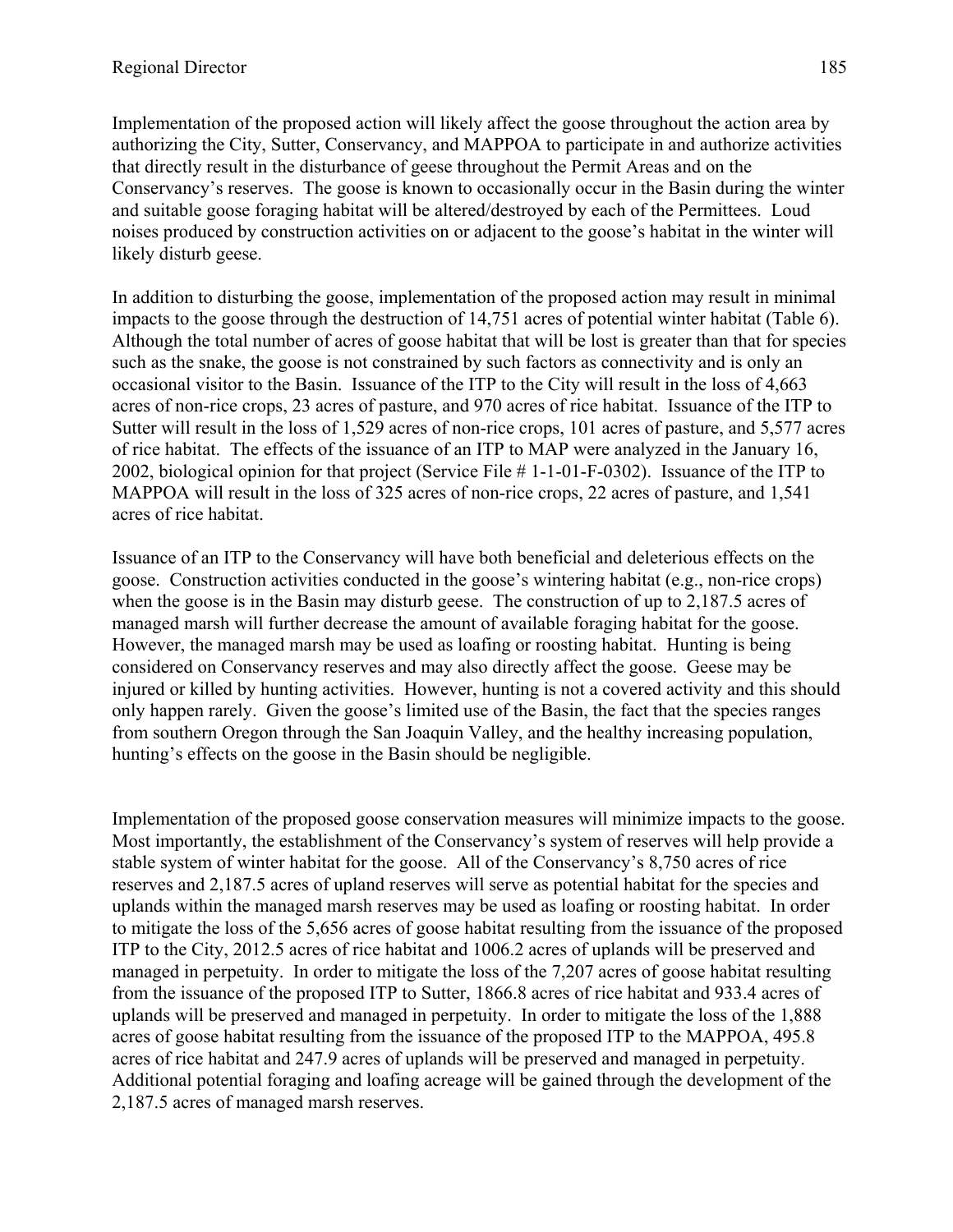Implementation of the proposed action will likely affect the goose throughout the action area by authorizing the City, Sutter, Conservancy, and MAPPOA to participate in and authorize activities that directly result in the disturbance of geese throughout the Permit Areas and on the Conservancy's reserves. The goose is known to occasionally occur in the Basin during the winter and suitable goose foraging habitat will be altered/destroyed by each of the Permittees. Loud noises produced by construction activities on or adjacent to the goose's habitat in the winter will likely disturb geese.

In addition to disturbing the goose, implementation of the proposed action may result in minimal impacts to the goose through the destruction of 14,751 acres of potential winter habitat (Table 6). Although the total number of acres of goose habitat that will be lost is greater than that for species such as the snake, the goose is not constrained by such factors as connectivity and is only an occasional visitor to the Basin. Issuance of the ITP to the City will result in the loss of 4,663 acres of non-rice crops, 23 acres of pasture, and 970 acres of rice habitat. Issuance of the ITP to Sutter will result in the loss of 1,529 acres of non-rice crops, 101 acres of pasture, and 5,577 acres of rice habitat. The effects of the issuance of an ITP to MAP were analyzed in the January 16, 2002, biological opinion for that project (Service File # 1-1-01-F-0302). Issuance of the ITP to MAPPOA will result in the loss of 325 acres of non-rice crops, 22 acres of pasture, and 1,541 acres of rice habitat.

Issuance of an ITP to the Conservancy will have both beneficial and deleterious effects on the goose. Construction activities conducted in the goose's wintering habitat (e.g., non-rice crops) when the goose is in the Basin may disturb geese. The construction of up to 2,187.5 acres of managed marsh will further decrease the amount of available foraging habitat for the goose. However, the managed marsh may be used as loafing or roosting habitat. Hunting is being considered on Conservancy reserves and may also directly affect the goose. Geese may be injured or killed by hunting activities. However, hunting is not a covered activity and this should only happen rarely. Given the goose's limited use of the Basin, the fact that the species ranges from southern Oregon through the San Joaquin Valley, and the healthy increasing population, hunting's effects on the goose in the Basin should be negligible.

Implementation of the proposed goose conservation measures will minimize impacts to the goose. Most importantly, the establishment of the Conservancy's system of reserves will help provide a stable system of winter habitat for the goose. All of the Conservancy's 8,750 acres of rice reserves and 2,187.5 acres of upland reserves will serve as potential habitat for the species and uplands within the managed marsh reserves may be used as loafing or roosting habitat. In order to mitigate the loss of the 5,656 acres of goose habitat resulting from the issuance of the proposed ITP to the City, 2012.5 acres of rice habitat and 1006.2 acres of uplands will be preserved and managed in perpetuity. In order to mitigate the loss of the 7,207 acres of goose habitat resulting from the issuance of the proposed ITP to Sutter, 1866.8 acres of rice habitat and 933.4 acres of uplands will be preserved and managed in perpetuity. In order to mitigate the loss of the 1,888 acres of goose habitat resulting from the issuance of the proposed ITP to the MAPPOA, 495.8 acres of rice habitat and 247.9 acres of uplands will be preserved and managed in perpetuity. Additional potential foraging and loafing acreage will be gained through the development of the 2,187.5 acres of managed marsh reserves.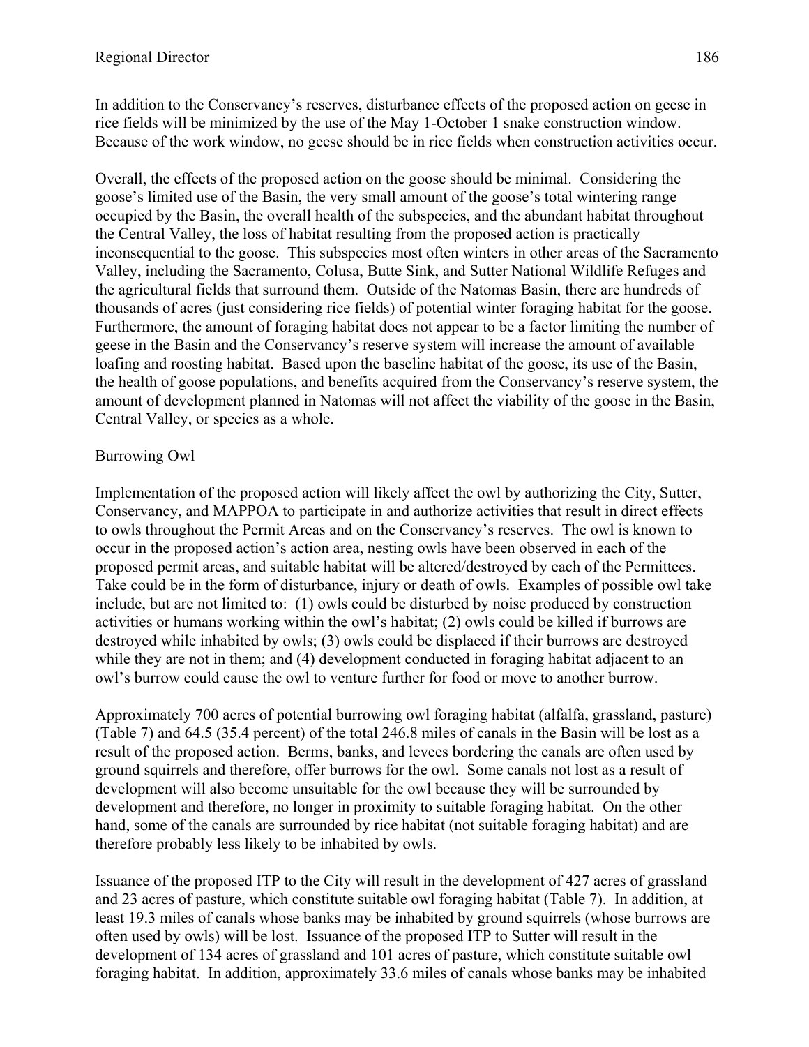In addition to the Conservancy's reserves, disturbance effects of the proposed action on geese in rice fields will be minimized by the use of the May 1-October 1 snake construction window. Because of the work window, no geese should be in rice fields when construction activities occur.

Overall, the effects of the proposed action on the goose should be minimal. Considering the goose's limited use of the Basin, the very small amount of the goose's total wintering range occupied by the Basin, the overall health of the subspecies, and the abundant habitat throughout the Central Valley, the loss of habitat resulting from the proposed action is practically inconsequential to the goose. This subspecies most often winters in other areas of the Sacramento Valley, including the Sacramento, Colusa, Butte Sink, and Sutter National Wildlife Refuges and the agricultural fields that surround them. Outside of the Natomas Basin, there are hundreds of thousands of acres (just considering rice fields) of potential winter foraging habitat for the goose. Furthermore, the amount of foraging habitat does not appear to be a factor limiting the number of geese in the Basin and the Conservancy's reserve system will increase the amount of available loafing and roosting habitat. Based upon the baseline habitat of the goose, its use of the Basin, the health of goose populations, and benefits acquired from the Conservancy's reserve system, the amount of development planned in Natomas will not affect the viability of the goose in the Basin, Central Valley, or species as a whole.

## Burrowing Owl

Implementation of the proposed action will likely affect the owl by authorizing the City, Sutter, Conservancy, and MAPPOA to participate in and authorize activities that result in direct effects to owls throughout the Permit Areas and on the Conservancy's reserves. The owl is known to occur in the proposed action's action area, nesting owls have been observed in each of the proposed permit areas, and suitable habitat will be altered/destroyed by each of the Permittees. Take could be in the form of disturbance, injury or death of owls. Examples of possible owl take include, but are not limited to: (1) owls could be disturbed by noise produced by construction activities or humans working within the owl's habitat; (2) owls could be killed if burrows are destroyed while inhabited by owls; (3) owls could be displaced if their burrows are destroyed while they are not in them; and (4) development conducted in foraging habitat adjacent to an owl's burrow could cause the owl to venture further for food or move to another burrow.

Approximately 700 acres of potential burrowing owl foraging habitat (alfalfa, grassland, pasture) (Table 7) and 64.5 (35.4 percent) of the total 246.8 miles of canals in the Basin will be lost as a result of the proposed action. Berms, banks, and levees bordering the canals are often used by ground squirrels and therefore, offer burrows for the owl. Some canals not lost as a result of development will also become unsuitable for the owl because they will be surrounded by development and therefore, no longer in proximity to suitable foraging habitat. On the other hand, some of the canals are surrounded by rice habitat (not suitable foraging habitat) and are therefore probably less likely to be inhabited by owls.

Issuance of the proposed ITP to the City will result in the development of 427 acres of grassland and 23 acres of pasture, which constitute suitable owl foraging habitat (Table 7). In addition, at least 19.3 miles of canals whose banks may be inhabited by ground squirrels (whose burrows are often used by owls) will be lost. Issuance of the proposed ITP to Sutter will result in the development of 134 acres of grassland and 101 acres of pasture, which constitute suitable owl foraging habitat. In addition, approximately 33.6 miles of canals whose banks may be inhabited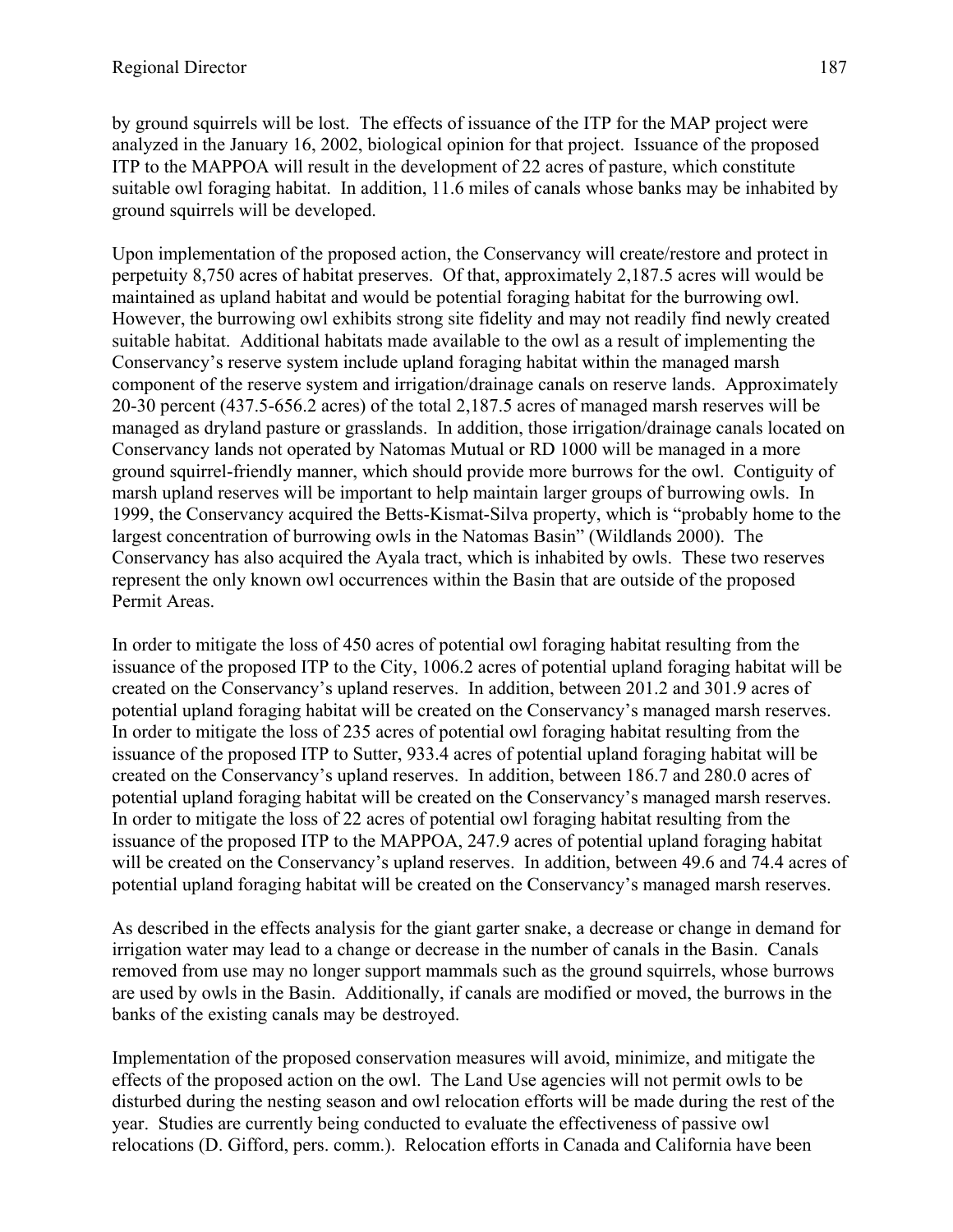by ground squirrels will be lost. The effects of issuance of the ITP for the MAP project were analyzed in the January 16, 2002, biological opinion for that project. Issuance of the proposed ITP to the MAPPOA will result in the development of 22 acres of pasture, which constitute suitable owl foraging habitat. In addition, 11.6 miles of canals whose banks may be inhabited by ground squirrels will be developed.

Upon implementation of the proposed action, the Conservancy will create/restore and protect in perpetuity 8,750 acres of habitat preserves. Of that, approximately 2,187.5 acres will would be maintained as upland habitat and would be potential foraging habitat for the burrowing owl. However, the burrowing owl exhibits strong site fidelity and may not readily find newly created suitable habitat. Additional habitats made available to the owl as a result of implementing the Conservancy's reserve system include upland foraging habitat within the managed marsh component of the reserve system and irrigation/drainage canals on reserve lands. Approximately 20-30 percent (437.5-656.2 acres) of the total 2,187.5 acres of managed marsh reserves will be managed as dryland pasture or grasslands. In addition, those irrigation/drainage canals located on Conservancy lands not operated by Natomas Mutual or RD 1000 will be managed in a more ground squirrel-friendly manner, which should provide more burrows for the owl. Contiguity of marsh upland reserves will be important to help maintain larger groups of burrowing owls. In 1999, the Conservancy acquired the Betts-Kismat-Silva property, which is "probably home to the largest concentration of burrowing owls in the Natomas Basin" (Wildlands 2000). The Conservancy has also acquired the Ayala tract, which is inhabited by owls. These two reserves represent the only known owl occurrences within the Basin that are outside of the proposed Permit Areas.

In order to mitigate the loss of 450 acres of potential owl foraging habitat resulting from the issuance of the proposed ITP to the City, 1006.2 acres of potential upland foraging habitat will be created on the Conservancy's upland reserves. In addition, between 201.2 and 301.9 acres of potential upland foraging habitat will be created on the Conservancy's managed marsh reserves. In order to mitigate the loss of 235 acres of potential owl foraging habitat resulting from the issuance of the proposed ITP to Sutter, 933.4 acres of potential upland foraging habitat will be created on the Conservancy's upland reserves. In addition, between 186.7 and 280.0 acres of potential upland foraging habitat will be created on the Conservancy's managed marsh reserves. In order to mitigate the loss of 22 acres of potential owl foraging habitat resulting from the issuance of the proposed ITP to the MAPPOA, 247.9 acres of potential upland foraging habitat will be created on the Conservancy's upland reserves. In addition, between 49.6 and 74.4 acres of potential upland foraging habitat will be created on the Conservancy's managed marsh reserves.

As described in the effects analysis for the giant garter snake, a decrease or change in demand for irrigation water may lead to a change or decrease in the number of canals in the Basin. Canals removed from use may no longer support mammals such as the ground squirrels, whose burrows are used by owls in the Basin. Additionally, if canals are modified or moved, the burrows in the banks of the existing canals may be destroyed.

Implementation of the proposed conservation measures will avoid, minimize, and mitigate the effects of the proposed action on the owl. The Land Use agencies will not permit owls to be disturbed during the nesting season and owl relocation efforts will be made during the rest of the year. Studies are currently being conducted to evaluate the effectiveness of passive owl relocations (D. Gifford, pers. comm.). Relocation efforts in Canada and California have been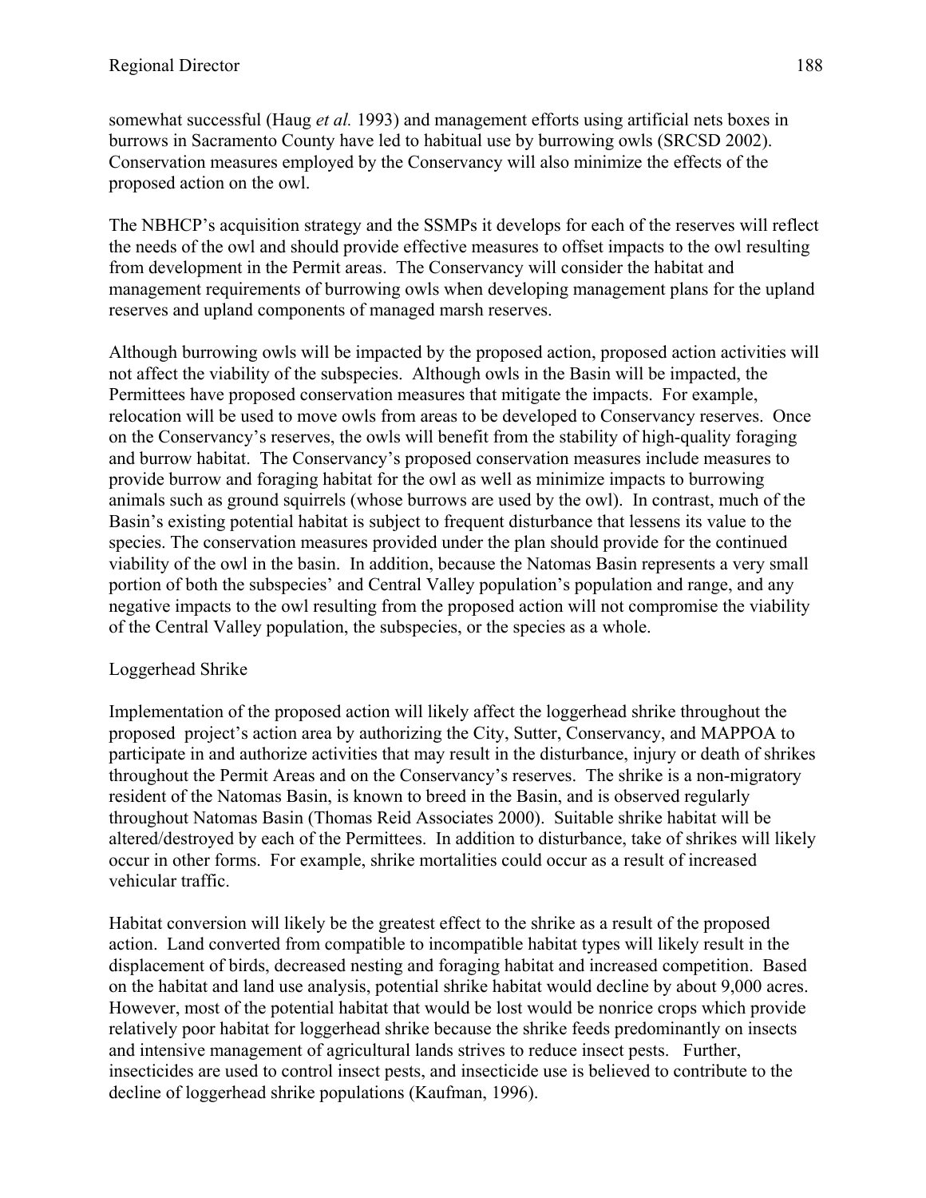somewhat successful (Haug *et al.* 1993) and management efforts using artificial nets boxes in burrows in Sacramento County have led to habitual use by burrowing owls (SRCSD 2002). Conservation measures employed by the Conservancy will also minimize the effects of the proposed action on the owl.

The NBHCP's acquisition strategy and the SSMPs it develops for each of the reserves will reflect the needs of the owl and should provide effective measures to offset impacts to the owl resulting from development in the Permit areas. The Conservancy will consider the habitat and management requirements of burrowing owls when developing management plans for the upland reserves and upland components of managed marsh reserves.

Although burrowing owls will be impacted by the proposed action, proposed action activities will not affect the viability of the subspecies. Although owls in the Basin will be impacted, the Permittees have proposed conservation measures that mitigate the impacts. For example, relocation will be used to move owls from areas to be developed to Conservancy reserves. Once on the Conservancy's reserves, the owls will benefit from the stability of high-quality foraging and burrow habitat. The Conservancy's proposed conservation measures include measures to provide burrow and foraging habitat for the owl as well as minimize impacts to burrowing animals such as ground squirrels (whose burrows are used by the owl). In contrast, much of the Basin's existing potential habitat is subject to frequent disturbance that lessens its value to the species. The conservation measures provided under the plan should provide for the continued viability of the owl in the basin. In addition, because the Natomas Basin represents a very small portion of both the subspecies' and Central Valley population's population and range, and any negative impacts to the owl resulting from the proposed action will not compromise the viability of the Central Valley population, the subspecies, or the species as a whole.

Loggerhead Shrike

Implementation of the proposed action will likely affect the loggerhead shrike throughout the proposed project's action area by authorizing the City, Sutter, Conservancy, and MAPPOA to participate in and authorize activities that may result in the disturbance, injury or death of shrikes throughout the Permit Areas and on the Conservancy's reserves. The shrike is a non-migratory resident of the Natomas Basin, is known to breed in the Basin, and is observed regularly throughout Natomas Basin (Thomas Reid Associates 2000). Suitable shrike habitat will be altered/destroyed by each of the Permittees. In addition to disturbance, take of shrikes will likely occur in other forms. For example, shrike mortalities could occur as a result of increased vehicular traffic.

Habitat conversion will likely be the greatest effect to the shrike as a result of the proposed action. Land converted from compatible to incompatible habitat types will likely result in the displacement of birds, decreased nesting and foraging habitat and increased competition. Based on the habitat and land use analysis, potential shrike habitat would decline by about 9,000 acres. However, most of the potential habitat that would be lost would be nonrice crops which provide relatively poor habitat for loggerhead shrike because the shrike feeds predominantly on insects and intensive management of agricultural lands strives to reduce insect pests. Further, insecticides are used to control insect pests, and insecticide use is believed to contribute to the decline of loggerhead shrike populations (Kaufman, 1996).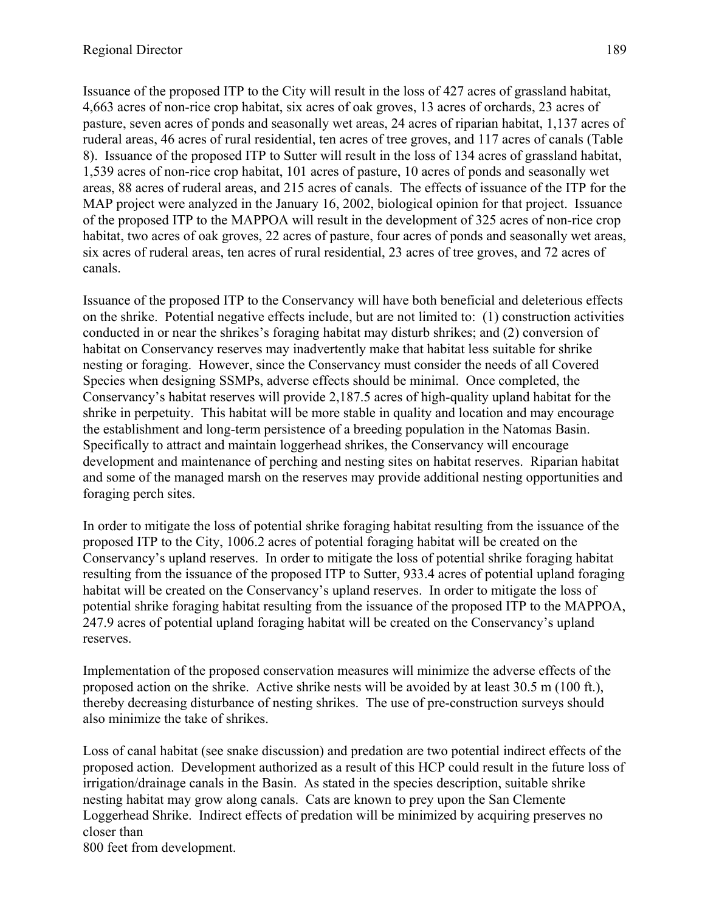Issuance of the proposed ITP to the City will result in the loss of 427 acres of grassland habitat, 4,663 acres of non-rice crop habitat, six acres of oak groves, 13 acres of orchards, 23 acres of pasture, seven acres of ponds and seasonally wet areas, 24 acres of riparian habitat, 1,137 acres of ruderal areas, 46 acres of rural residential, ten acres of tree groves, and 117 acres of canals (Table 8). Issuance of the proposed ITP to Sutter will result in the loss of 134 acres of grassland habitat, 1,539 acres of non-rice crop habitat, 101 acres of pasture, 10 acres of ponds and seasonally wet areas, 88 acres of ruderal areas, and 215 acres of canals. The effects of issuance of the ITP for the MAP project were analyzed in the January 16, 2002, biological opinion for that project. Issuance of the proposed ITP to the MAPPOA will result in the development of 325 acres of non-rice crop habitat, two acres of oak groves, 22 acres of pasture, four acres of ponds and seasonally wet areas, six acres of ruderal areas, ten acres of rural residential, 23 acres of tree groves, and 72 acres of canals.

Issuance of the proposed ITP to the Conservancy will have both beneficial and deleterious effects on the shrike. Potential negative effects include, but are not limited to: (1) construction activities conducted in or near the shrikes's foraging habitat may disturb shrikes; and (2) conversion of habitat on Conservancy reserves may inadvertently make that habitat less suitable for shrike nesting or foraging. However, since the Conservancy must consider the needs of all Covered Species when designing SSMPs, adverse effects should be minimal. Once completed, the Conservancy's habitat reserves will provide 2,187.5 acres of high-quality upland habitat for the shrike in perpetuity. This habitat will be more stable in quality and location and may encourage the establishment and long-term persistence of a breeding population in the Natomas Basin. Specifically to attract and maintain loggerhead shrikes, the Conservancy will encourage development and maintenance of perching and nesting sites on habitat reserves. Riparian habitat and some of the managed marsh on the reserves may provide additional nesting opportunities and foraging perch sites.

In order to mitigate the loss of potential shrike foraging habitat resulting from the issuance of the proposed ITP to the City, 1006.2 acres of potential foraging habitat will be created on the Conservancy's upland reserves. In order to mitigate the loss of potential shrike foraging habitat resulting from the issuance of the proposed ITP to Sutter, 933.4 acres of potential upland foraging habitat will be created on the Conservancy's upland reserves. In order to mitigate the loss of potential shrike foraging habitat resulting from the issuance of the proposed ITP to the MAPPOA, 247.9 acres of potential upland foraging habitat will be created on the Conservancy's upland reserves.

Implementation of the proposed conservation measures will minimize the adverse effects of the proposed action on the shrike. Active shrike nests will be avoided by at least 30.5 m (100 ft.), thereby decreasing disturbance of nesting shrikes. The use of pre-construction surveys should also minimize the take of shrikes.

Loss of canal habitat (see snake discussion) and predation are two potential indirect effects of the proposed action. Development authorized as a result of this HCP could result in the future loss of irrigation/drainage canals in the Basin. As stated in the species description, suitable shrike nesting habitat may grow along canals. Cats are known to prey upon the San Clemente Loggerhead Shrike. Indirect effects of predation will be minimized by acquiring preserves no closer than
800 feet from development.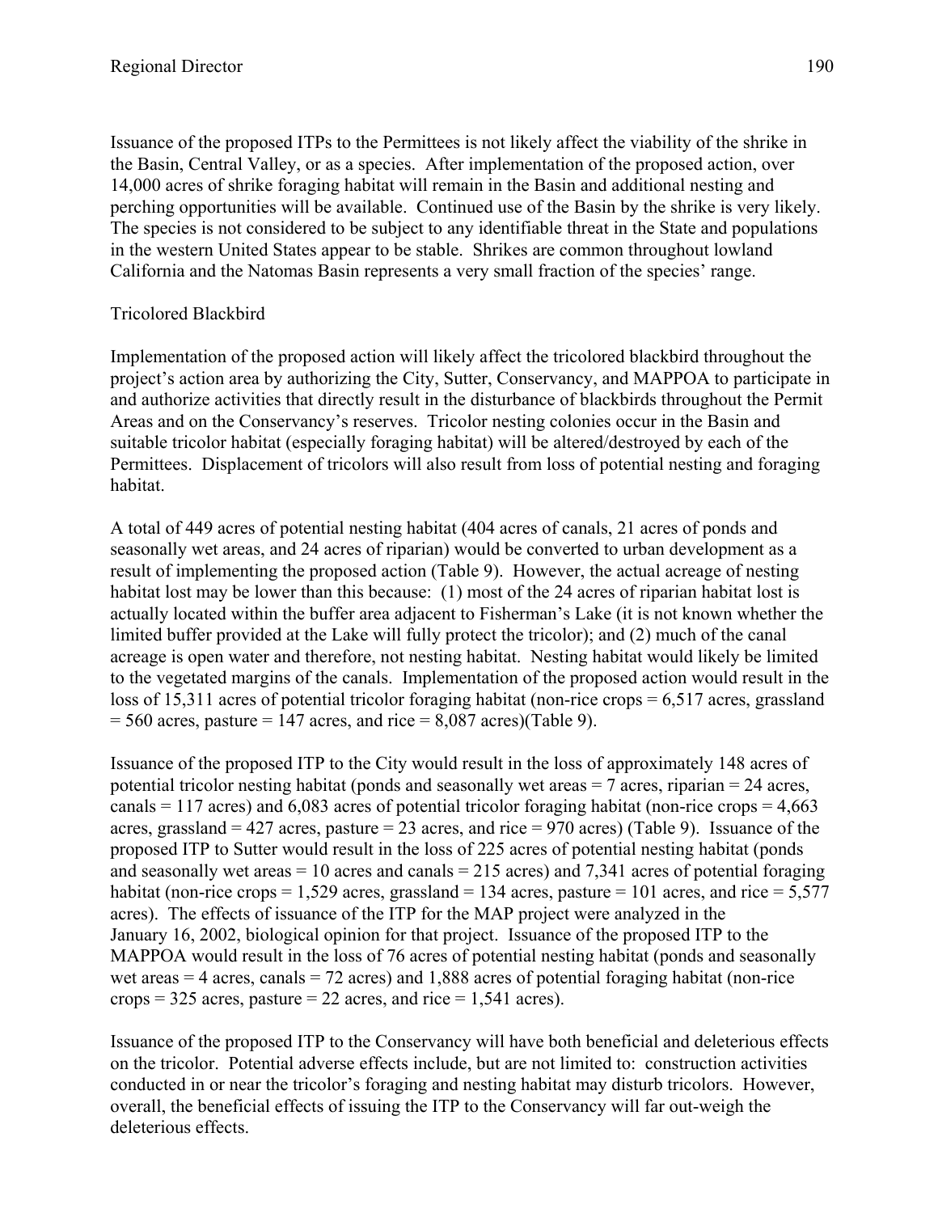Issuance of the proposed ITPs to the Permittees is not likely affect the viability of the shrike in the Basin, Central Valley, or as a species. After implementation of the proposed action, over 14,000 acres of shrike foraging habitat will remain in the Basin and additional nesting and perching opportunities will be available. Continued use of the Basin by the shrike is very likely. The species is not considered to be subject to any identifiable threat in the State and populations in the western United States appear to be stable. Shrikes are common throughout lowland California and the Natomas Basin represents a very small fraction of the species' range.

Tricolored Blackbird

Implementation of the proposed action will likely affect the tricolored blackbird throughout the project's action area by authorizing the City, Sutter, Conservancy, and MAPPOA to participate in and authorize activities that directly result in the disturbance of blackbirds throughout the Permit Areas and on the Conservancy's reserves. Tricolor nesting colonies occur in the Basin and suitable tricolor habitat (especially foraging habitat) will be altered/destroyed by each of the Permittees. Displacement of tricolors will also result from loss of potential nesting and foraging habitat.

A total of 449 acres of potential nesting habitat (404 acres of canals, 21 acres of ponds and seasonally wet areas, and 24 acres of riparian) would be converted to urban development as a result of implementing the proposed action (Table 9). However, the actual acreage of nesting habitat lost may be lower than this because: (1) most of the 24 acres of riparian habitat lost is actually located within the buffer area adjacent to Fisherman's Lake (it is not known whether the limited buffer provided at the Lake will fully protect the tricolor); and (2) much of the canal acreage is open water and therefore, not nesting habitat. Nesting habitat would likely be limited to the vegetated margins of the canals. Implementation of the proposed action would result in the loss of 15,311 acres of potential tricolor foraging habitat (non-rice crops = 6,517 acres, grassland = 560 acres, pasture = 147 acres, and rice = 8,087 acres)(Table 9).

Issuance of the proposed ITP to the City would result in the loss of approximately 148 acres of potential tricolor nesting habitat (ponds and seasonally wet areas = 7 acres, riparian = 24 acres, canals = 117 acres) and 6,083 acres of potential tricolor foraging habitat (non-rice crops = 4,663 acres, grassland = 427 acres, pasture = 23 acres, and rice = 970 acres) (Table 9). Issuance of the proposed ITP to Sutter would result in the loss of 225 acres of potential nesting habitat (ponds and seasonally wet areas = 10 acres and canals = 215 acres) and 7,341 acres of potential foraging habitat (non-rice crops = 1,529 acres, grassland = 134 acres, pasture = 101 acres, and rice = 5,577 acres). The effects of issuance of the ITP for the MAP project were analyzed in the January 16, 2002, biological opinion for that project. Issuance of the proposed ITP to the MAPPOA would result in the loss of 76 acres of potential nesting habitat (ponds and seasonally wet areas = 4 acres, canals = 72 acres) and 1,888 acres of potential foraging habitat (non-rice crops = 325 acres, pasture = 22 acres, and rice = 1,541 acres).

Issuance of the proposed ITP to the Conservancy will have both beneficial and deleterious effects on the tricolor. Potential adverse effects include, but are not limited to: construction activities conducted in or near the tricolor's foraging and nesting habitat may disturb tricolors. However, overall, the beneficial effects of issuing the ITP to the Conservancy will far out-weigh the deleterious effects.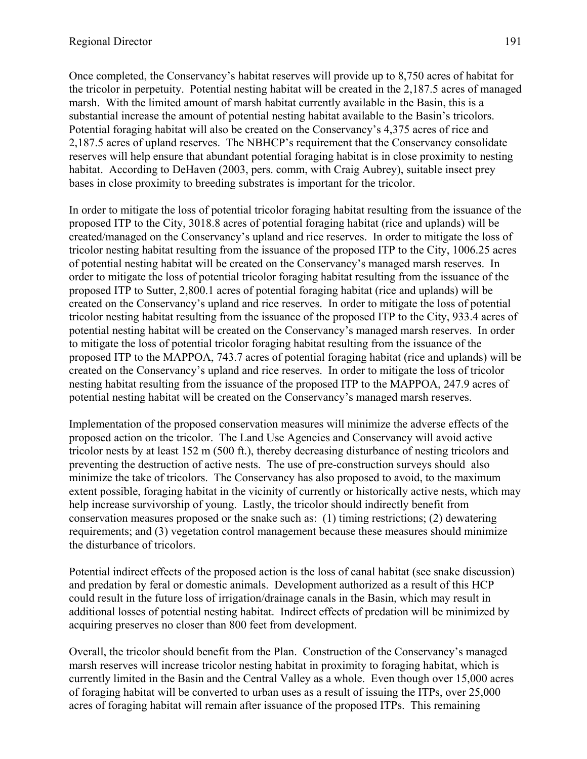Once completed, the Conservancy's habitat reserves will provide up to 8,750 acres of habitat for the tricolor in perpetuity. Potential nesting habitat will be created in the 2,187.5 acres of managed marsh. With the limited amount of marsh habitat currently available in the Basin, this is a substantial increase the amount of potential nesting habitat available to the Basin's tricolors. Potential foraging habitat will also be created on the Conservancy's 4,375 acres of rice and 2,187.5 acres of upland reserves. The NBHCP's requirement that the Conservancy consolidate reserves will help ensure that abundant potential foraging habitat is in close proximity to nesting habitat. According to DeHaven (2003, pers. comm, with Craig Aubrey), suitable insect prey bases in close proximity to breeding substrates is important for the tricolor.

In order to mitigate the loss of potential tricolor foraging habitat resulting from the issuance of the proposed ITP to the City, 3018.8 acres of potential foraging habitat (rice and uplands) will be created/managed on the Conservancy's upland and rice reserves. In order to mitigate the loss of tricolor nesting habitat resulting from the issuance of the proposed ITP to the City, 1006.25 acres of potential nesting habitat will be created on the Conservancy's managed marsh reserves. In order to mitigate the loss of potential tricolor foraging habitat resulting from the issuance of the proposed ITP to Sutter, 2,800.1 acres of potential foraging habitat (rice and uplands) will be created on the Conservancy's upland and rice reserves. In order to mitigate the loss of potential tricolor nesting habitat resulting from the issuance of the proposed ITP to the City, 933.4 acres of potential nesting habitat will be created on the Conservancy's managed marsh reserves. In order to mitigate the loss of potential tricolor foraging habitat resulting from the issuance of the proposed ITP to the MAPPOA, 743.7 acres of potential foraging habitat (rice and uplands) will be created on the Conservancy's upland and rice reserves. In order to mitigate the loss of tricolor nesting habitat resulting from the issuance of the proposed ITP to the MAPPOA, 247.9 acres of potential nesting habitat will be created on the Conservancy's managed marsh reserves.

Implementation of the proposed conservation measures will minimize the adverse effects of the proposed action on the tricolor. The Land Use Agencies and Conservancy will avoid active tricolor nests by at least 152 m (500 ft.), thereby decreasing disturbance of nesting tricolors and preventing the destruction of active nests. The use of pre-construction surveys should also minimize the take of tricolors. The Conservancy has also proposed to avoid, to the maximum extent possible, foraging habitat in the vicinity of currently or historically active nests, which may help increase survivorship of young. Lastly, the tricolor should indirectly benefit from conservation measures proposed or the snake such as: (1) timing restrictions; (2) dewatering requirements; and (3) vegetation control management because these measures should minimize the disturbance of tricolors.

Potential indirect effects of the proposed action is the loss of canal habitat (see snake discussion) and predation by feral or domestic animals. Development authorized as a result of this HCP could result in the future loss of irrigation/drainage canals in the Basin, which may result in additional losses of potential nesting habitat. Indirect effects of predation will be minimized by acquiring preserves no closer than 800 feet from development.

Overall, the tricolor should benefit from the Plan. Construction of the Conservancy's managed marsh reserves will increase tricolor nesting habitat in proximity to foraging habitat, which is currently limited in the Basin and the Central Valley as a whole. Even though over 15,000 acres of foraging habitat will be converted to urban uses as a result of issuing the ITPs, over 25,000 acres of foraging habitat will remain after issuance of the proposed ITPs. This remaining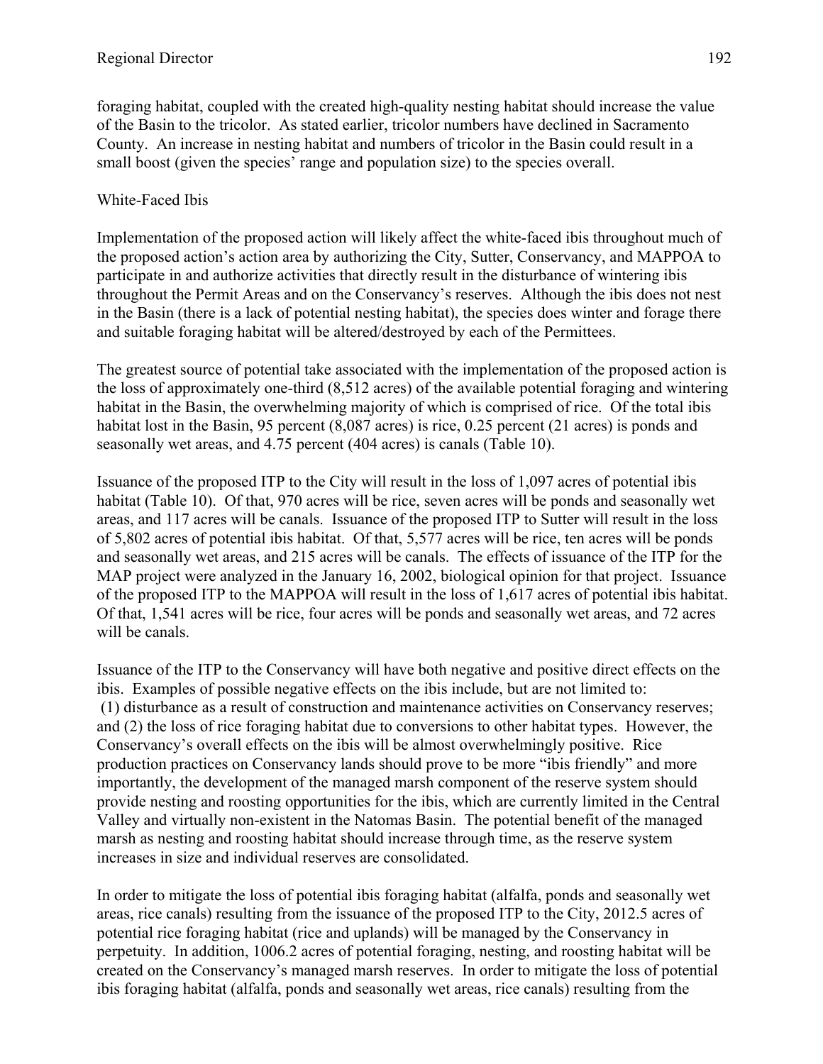foraging habitat, coupled with the created high-quality nesting habitat should increase the value of the Basin to the tricolor. As stated earlier, tricolor numbers have declined in Sacramento County. An increase in nesting habitat and numbers of tricolor in the Basin could result in a small boost (given the species' range and population size) to the species overall.

White-Faced Ibis

Implementation of the proposed action will likely affect the white-faced ibis throughout much of the proposed action's action area by authorizing the City, Sutter, Conservancy, and MAPPOA to participate in and authorize activities that directly result in the disturbance of wintering ibis throughout the Permit Areas and on the Conservancy's reserves. Although the ibis does not nest in the Basin (there is a lack of potential nesting habitat), the species does winter and forage there and suitable foraging habitat will be altered/destroyed by each of the Permittees.

The greatest source of potential take associated with the implementation of the proposed action is the loss of approximately one-third (8,512 acres) of the available potential foraging and wintering habitat in the Basin, the overwhelming majority of which is comprised of rice. Of the total ibis habitat lost in the Basin, 95 percent (8,087 acres) is rice, 0.25 percent (21 acres) is ponds and seasonally wet areas, and 4.75 percent (404 acres) is canals (Table 10).

Issuance of the proposed ITP to the City will result in the loss of 1,097 acres of potential ibis habitat (Table 10). Of that, 970 acres will be rice, seven acres will be ponds and seasonally wet areas, and 117 acres will be canals. Issuance of the proposed ITP to Sutter will result in the loss of 5,802 acres of potential ibis habitat. Of that, 5,577 acres will be rice, ten acres will be ponds and seasonally wet areas, and 215 acres will be canals. The effects of issuance of the ITP for the MAP project were analyzed in the January 16, 2002, biological opinion for that project. Issuance of the proposed ITP to the MAPPOA will result in the loss of 1,617 acres of potential ibis habitat. Of that, 1,541 acres will be rice, four acres will be ponds and seasonally wet areas, and 72 acres will be canals.

Issuance of the ITP to the Conservancy will have both negative and positive direct effects on the ibis. Examples of possible negative effects on the ibis include, but are not limited to: (1) disturbance as a result of construction and maintenance activities on Conservancy reserves; and (2) the loss of rice foraging habitat due to conversions to other habitat types. However, the Conservancy's overall effects on the ibis will be almost overwhelmingly positive. Rice production practices on Conservancy lands should prove to be more "ibis friendly" and more importantly, the development of the managed marsh component of the reserve system should provide nesting and roosting opportunities for the ibis, which are currently limited in the Central Valley and virtually non-existent in the Natomas Basin. The potential benefit of the managed marsh as nesting and roosting habitat should increase through time, as the reserve system increases in size and individual reserves are consolidated.

In order to mitigate the loss of potential ibis foraging habitat (alfalfa, ponds and seasonally wet areas, rice canals) resulting from the issuance of the proposed ITP to the City, 2012.5 acres of potential rice foraging habitat (rice and uplands) will be managed by the Conservancy in perpetuity. In addition, 1006.2 acres of potential foraging, nesting, and roosting habitat will be created on the Conservancy's managed marsh reserves. In order to mitigate the loss of potential ibis foraging habitat (alfalfa, ponds and seasonally wet areas, rice canals) resulting from the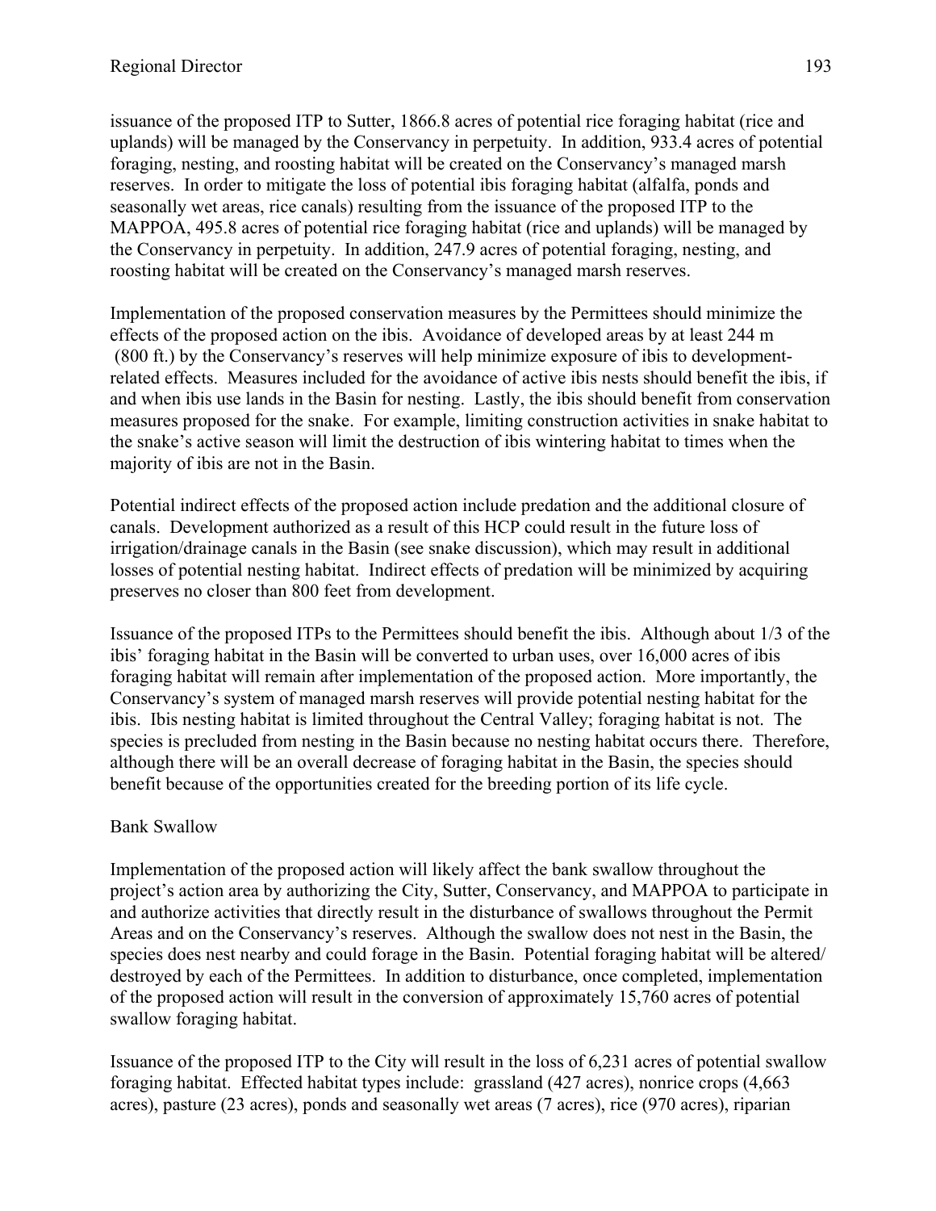issuance of the proposed ITP to Sutter, 1866.8 acres of potential rice foraging habitat (rice and uplands) will be managed by the Conservancy in perpetuity. In addition, 933.4 acres of potential foraging, nesting, and roosting habitat will be created on the Conservancy's managed marsh reserves. In order to mitigate the loss of potential ibis foraging habitat (alfalfa, ponds and seasonally wet areas, rice canals) resulting from the issuance of the proposed ITP to the MAPPOA, 495.8 acres of potential rice foraging habitat (rice and uplands) will be managed by the Conservancy in perpetuity. In addition, 247.9 acres of potential foraging, nesting, and roosting habitat will be created on the Conservancy's managed marsh reserves.

Implementation of the proposed conservation measures by the Permittees should minimize the effects of the proposed action on the ibis. Avoidance of developed areas by at least 244 m (800 ft.) by the Conservancy's reserves will help minimize exposure of ibis to development-related effects. Measures included for the avoidance of active ibis nests should benefit the ibis, if and when ibis use lands in the Basin for nesting. Lastly, the ibis should benefit from conservation measures proposed for the snake. For example, limiting construction activities in snake habitat to the snake's active season will limit the destruction of ibis wintering habitat to times when the majority of ibis are not in the Basin.

Potential indirect effects of the proposed action include predation and the additional closure of canals. Development authorized as a result of this HCP could result in the future loss of irrigation/drainage canals in the Basin (see snake discussion), which may result in additional losses of potential nesting habitat. Indirect effects of predation will be minimized by acquiring preserves no closer than 800 feet from development.

Issuance of the proposed ITPs to the Permittees should benefit the ibis. Although about 1/3 of the ibis' foraging habitat in the Basin will be converted to urban uses, over 16,000 acres of ibis foraging habitat will remain after implementation of the proposed action. More importantly, the Conservancy's system of managed marsh reserves will provide potential nesting habitat for the ibis. Ibis nesting habitat is limited throughout the Central Valley; foraging habitat is not. The species is precluded from nesting in the Basin because no nesting habitat occurs there. Therefore, although there will be an overall decrease of foraging habitat in the Basin, the species should benefit because of the opportunities created for the breeding portion of its life cycle.

Bank Swallow

Implementation of the proposed action will likely affect the bank swallow throughout the project's action area by authorizing the City, Sutter, Conservancy, and MAPPOA to participate in and authorize activities that directly result in the disturbance of swallows throughout the Permit Areas and on the Conservancy's reserves. Although the swallow does not nest in the Basin, the species does nest nearby and could forage in the Basin. Potential foraging habitat will be altered/ destroyed by each of the Permittees. In addition to disturbance, once completed, implementation of the proposed action will result in the conversion of approximately 15,760 acres of potential swallow foraging habitat.

Issuance of the proposed ITP to the City will result in the loss of 6,231 acres of potential swallow foraging habitat. Effected habitat types include: grassland (427 acres), nonrice crops (4,663 acres), pasture (23 acres), ponds and seasonally wet areas (7 acres), rice (970 acres), riparian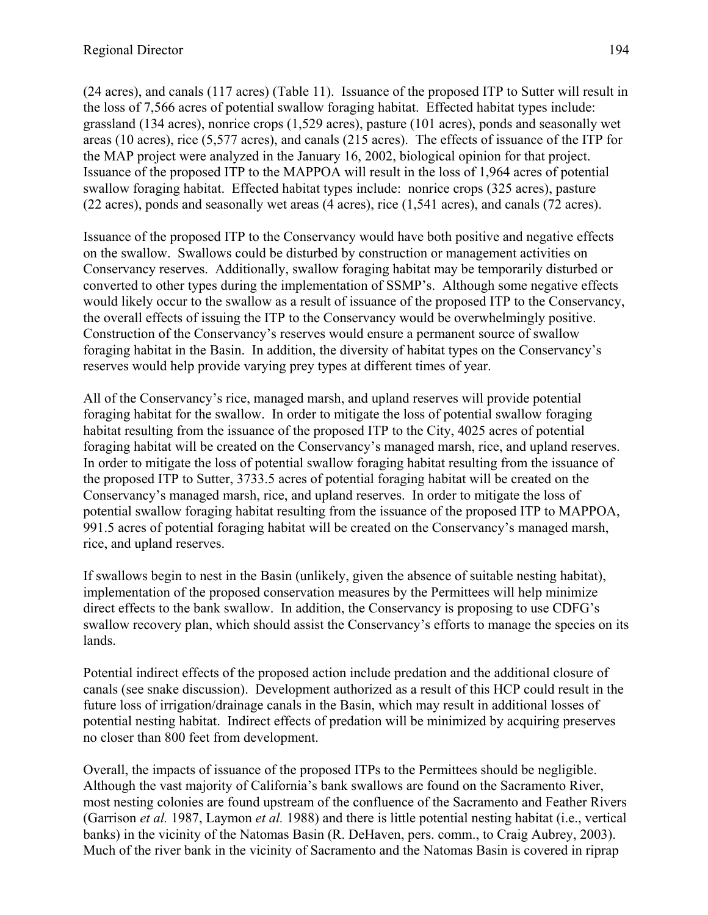(24 acres), and canals (117 acres) (Table 11). Issuance of the proposed ITP to Sutter will result in the loss of 7,566 acres of potential swallow foraging habitat. Effected habitat types include: grassland (134 acres), nonrice crops (1,529 acres), pasture (101 acres), ponds and seasonally wet areas (10 acres), rice (5,577 acres), and canals (215 acres). The effects of issuance of the ITP for the MAP project were analyzed in the January 16, 2002, biological opinion for that project. Issuance of the proposed ITP to the MAPPOA will result in the loss of 1,964 acres of potential swallow foraging habitat. Effected habitat types include: nonrice crops (325 acres), pasture (22 acres), ponds and seasonally wet areas (4 acres), rice (1,541 acres), and canals (72 acres).

Issuance of the proposed ITP to the Conservancy would have both positive and negative effects on the swallow. Swallows could be disturbed by construction or management activities on Conservancy reserves. Additionally, swallow foraging habitat may be temporarily disturbed or converted to other types during the implementation of SSMP's. Although some negative effects would likely occur to the swallow as a result of issuance of the proposed ITP to the Conservancy, the overall effects of issuing the ITP to the Conservancy would be overwhelmingly positive. Construction of the Conservancy's reserves would ensure a permanent source of swallow foraging habitat in the Basin. In addition, the diversity of habitat types on the Conservancy's reserves would help provide varying prey types at different times of year.

All of the Conservancy's rice, managed marsh, and upland reserves will provide potential foraging habitat for the swallow. In order to mitigate the loss of potential swallow foraging habitat resulting from the issuance of the proposed ITP to the City, 4025 acres of potential foraging habitat will be created on the Conservancy's managed marsh, rice, and upland reserves. In order to mitigate the loss of potential swallow foraging habitat resulting from the issuance of the proposed ITP to Sutter, 3733.5 acres of potential foraging habitat will be created on the Conservancy's managed marsh, rice, and upland reserves. In order to mitigate the loss of potential swallow foraging habitat resulting from the issuance of the proposed ITP to MAPPOA, 991.5 acres of potential foraging habitat will be created on the Conservancy's managed marsh, rice, and upland reserves.

If swallows begin to nest in the Basin (unlikely, given the absence of suitable nesting habitat), implementation of the proposed conservation measures by the Permittees will help minimize direct effects to the bank swallow. In addition, the Conservancy is proposing to use CDFG's swallow recovery plan, which should assist the Conservancy's efforts to manage the species on its lands.

Potential indirect effects of the proposed action include predation and the additional closure of canals (see snake discussion). Development authorized as a result of this HCP could result in the future loss of irrigation/drainage canals in the Basin, which may result in additional losses of potential nesting habitat. Indirect effects of predation will be minimized by acquiring preserves no closer than 800 feet from development.

Overall, the impacts of issuance of the proposed ITPs to the Permittees should be negligible. Although the vast majority of California's bank swallows are found on the Sacramento River, most nesting colonies are found upstream of the confluence of the Sacramento and Feather Rivers (Garrison *et al.* 1987, Laymon *et al.* 1988) and there is little potential nesting habitat (i.e., vertical banks) in the vicinity of the Natomas Basin (R. DeHaven, pers. comm., to Craig Aubrey, 2003). Much of the river bank in the vicinity of Sacramento and the Natomas Basin is covered in riprap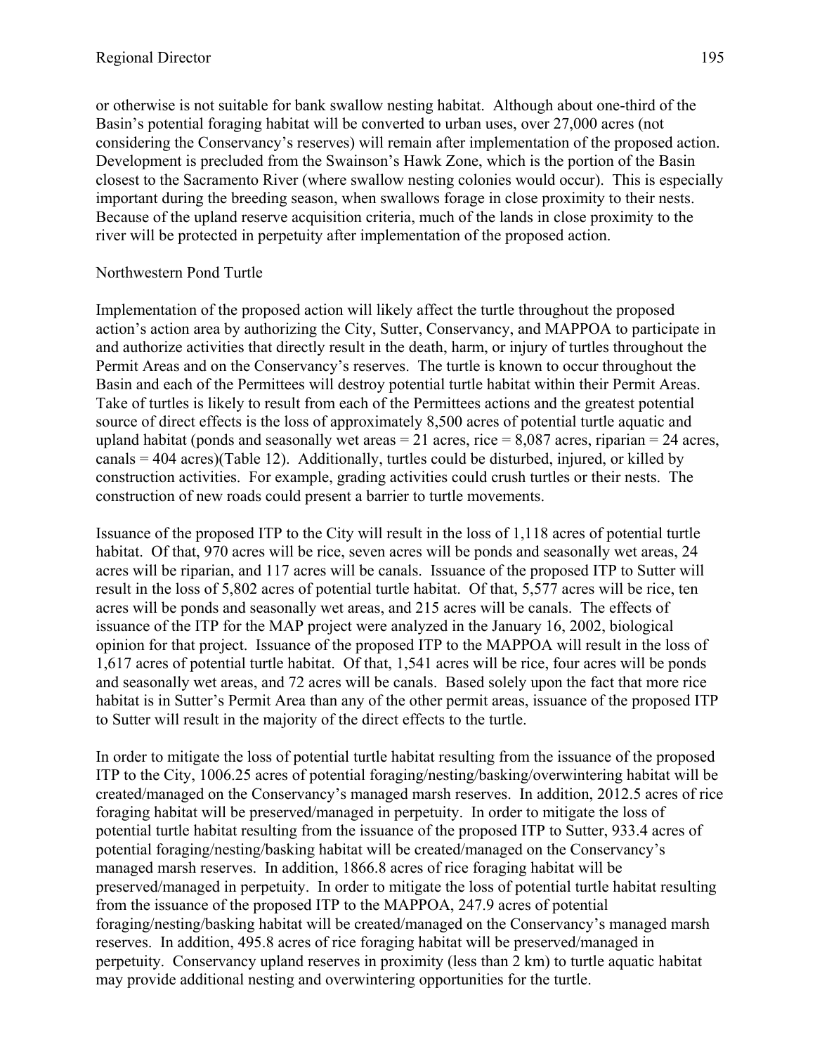or otherwise is not suitable for bank swallow nesting habitat. Although about one-third of the Basin's potential foraging habitat will be converted to urban uses, over 27,000 acres (not considering the Conservancy's reserves) will remain after implementation of the proposed action. Development is precluded from the Swainson's Hawk Zone, which is the portion of the Basin closest to the Sacramento River (where swallow nesting colonies would occur). This is especially important during the breeding season, when swallows forage in close proximity to their nests. Because of the upland reserve acquisition criteria, much of the lands in close proximity to the river will be protected in perpetuity after implementation of the proposed action.

Northwestern Pond Turtle

Implementation of the proposed action will likely affect the turtle throughout the proposed action's action area by authorizing the City, Sutter, Conservancy, and MAPPOA to participate in and authorize activities that directly result in the death, harm, or injury of turtles throughout the Permit Areas and on the Conservancy's reserves. The turtle is known to occur throughout the Basin and each of the Permittees will destroy potential turtle habitat within their Permit Areas. Take of turtles is likely to result from each of the Permittees actions and the greatest potential source of direct effects is the loss of approximately 8,500 acres of potential turtle aquatic and upland habitat (ponds and seasonally wet areas = 21 acres, rice = 8,087 acres, riparian = 24 acres, canals = 404 acres)(Table 12). Additionally, turtles could be disturbed, injured, or killed by construction activities. For example, grading activities could crush turtles or their nests. The construction of new roads could present a barrier to turtle movements.

Issuance of the proposed ITP to the City will result in the loss of 1,118 acres of potential turtle habitat. Of that, 970 acres will be rice, seven acres will be ponds and seasonally wet areas, 24 acres will be riparian, and 117 acres will be canals. Issuance of the proposed ITP to Sutter will result in the loss of 5,802 acres of potential turtle habitat. Of that, 5,577 acres will be rice, ten acres will be ponds and seasonally wet areas, and 215 acres will be canals. The effects of issuance of the ITP for the MAP project were analyzed in the January 16, 2002, biological opinion for that project. Issuance of the proposed ITP to the MAPPOA will result in the loss of 1,617 acres of potential turtle habitat. Of that, 1,541 acres will be rice, four acres will be ponds and seasonally wet areas, and 72 acres will be canals. Based solely upon the fact that more rice habitat is in Sutter's Permit Area than any of the other permit areas, issuance of the proposed ITP to Sutter will result in the majority of the direct effects to the turtle.

In order to mitigate the loss of potential turtle habitat resulting from the issuance of the proposed ITP to the City, 1006.25 acres of potential foraging/nesting/basking/overwintering habitat will be created/managed on the Conservancy's managed marsh reserves. In addition, 2012.5 acres of rice foraging habitat will be preserved/managed in perpetuity. In order to mitigate the loss of potential turtle habitat resulting from the issuance of the proposed ITP to Sutter, 933.4 acres of potential foraging/nesting/basking habitat will be created/managed on the Conservancy's managed marsh reserves. In addition, 1866.8 acres of rice foraging habitat will be preserved/managed in perpetuity. In order to mitigate the loss of potential turtle habitat resulting from the issuance of the proposed ITP to the MAPPOA, 247.9 acres of potential foraging/nesting/basking habitat will be created/managed on the Conservancy's managed marsh reserves. In addition, 495.8 acres of rice foraging habitat will be preserved/managed in perpetuity. Conservancy upland reserves in proximity (less than 2 km) to turtle aquatic habitat may provide additional nesting and overwintering opportunities for the turtle.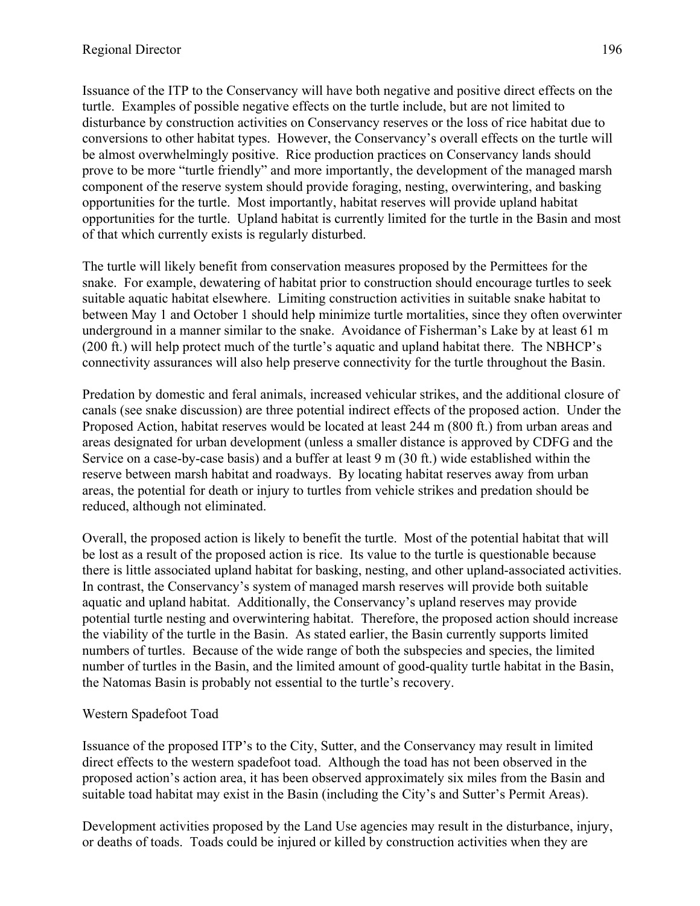Issuance of the ITP to the Conservancy will have both negative and positive direct effects on the turtle. Examples of possible negative effects on the turtle include, but are not limited to disturbance by construction activities on Conservancy reserves or the loss of rice habitat due to conversions to other habitat types. However, the Conservancy's overall effects on the turtle will be almost overwhelmingly positive. Rice production practices on Conservancy lands should prove to be more "turtle friendly" and more importantly, the development of the managed marsh component of the reserve system should provide foraging, nesting, overwintering, and basking opportunities for the turtle. Most importantly, habitat reserves will provide upland habitat opportunities for the turtle. Upland habitat is currently limited for the turtle in the Basin and most of that which currently exists is regularly disturbed.

The turtle will likely benefit from conservation measures proposed by the Permittees for the snake. For example, dewatering of habitat prior to construction should encourage turtles to seek suitable aquatic habitat elsewhere. Limiting construction activities in suitable snake habitat to between May 1 and October 1 should help minimize turtle mortalities, since they often overwinter underground in a manner similar to the snake. Avoidance of Fisherman's Lake by at least 61 m (200 ft.) will help protect much of the turtle's aquatic and upland habitat there. The NBHCP's connectivity assurances will also help preserve connectivity for the turtle throughout the Basin.

Predation by domestic and feral animals, increased vehicular strikes, and the additional closure of canals (see snake discussion) are three potential indirect effects of the proposed action. Under the Proposed Action, habitat reserves would be located at least 244 m (800 ft.) from urban areas and areas designated for urban development (unless a smaller distance is approved by CDFG and the Service on a case-by-case basis) and a buffer at least 9 m (30 ft.) wide established within the reserve between marsh habitat and roadways. By locating habitat reserves away from urban areas, the potential for death or injury to turtles from vehicle strikes and predation should be reduced, although not eliminated.

Overall, the proposed action is likely to benefit the turtle. Most of the potential habitat that will be lost as a result of the proposed action is rice. Its value to the turtle is questionable because there is little associated upland habitat for basking, nesting, and other upland-associated activities. In contrast, the Conservancy's system of managed marsh reserves will provide both suitable aquatic and upland habitat. Additionally, the Conservancy's upland reserves may provide potential turtle nesting and overwintering habitat. Therefore, the proposed action should increase the viability of the turtle in the Basin. As stated earlier, the Basin currently supports limited numbers of turtles. Because of the wide range of both the subspecies and species, the limited number of turtles in the Basin, and the limited amount of good-quality turtle habitat in the Basin, the Natomas Basin is probably not essential to the turtle's recovery.

Western Spadefoot Toad

Issuance of the proposed ITP's to the City, Sutter, and the Conservancy may result in limited direct effects to the western spadefoot toad. Although the toad has not been observed in the proposed action's action area, it has been observed approximately six miles from the Basin and suitable toad habitat may exist in the Basin (including the City's and Sutter's Permit Areas).

Development activities proposed by the Land Use agencies may result in the disturbance, injury, or deaths of toads. Toads could be injured or killed by construction activities when they are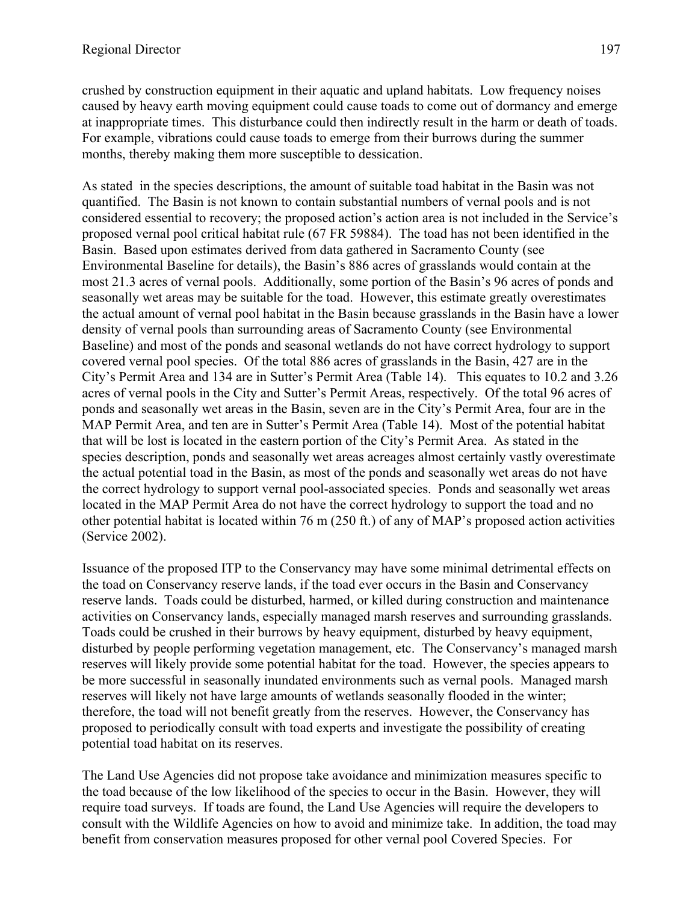crushed by construction equipment in their aquatic and upland habitats. Low frequency noises caused by heavy earth moving equipment could cause toads to come out of dormancy and emerge at inappropriate times. This disturbance could then indirectly result in the harm or death of toads. For example, vibrations could cause toads to emerge from their burrows during the summer months, thereby making them more susceptible to dessication.

As stated in the species descriptions, the amount of suitable toad habitat in the Basin was not quantified. The Basin is not known to contain substantial numbers of vernal pools and is not considered essential to recovery; the proposed action's action area is not included in the Service's proposed vernal pool critical habitat rule (67 FR 59884). The toad has not been identified in the Basin. Based upon estimates derived from data gathered in Sacramento County (see Environmental Baseline for details), the Basin's 886 acres of grasslands would contain at the most 21.3 acres of vernal pools. Additionally, some portion of the Basin's 96 acres of ponds and seasonally wet areas may be suitable for the toad. However, this estimate greatly overestimates the actual amount of vernal pool habitat in the Basin because grasslands in the Basin have a lower density of vernal pools than surrounding areas of Sacramento County (see Environmental Baseline) and most of the ponds and seasonal wetlands do not have correct hydrology to support covered vernal pool species. Of the total 886 acres of grasslands in the Basin, 427 are in the City's Permit Area and 134 are in Sutter's Permit Area (Table 14). This equates to 10.2 and 3.26 acres of vernal pools in the City and Sutter's Permit Areas, respectively. Of the total 96 acres of ponds and seasonally wet areas in the Basin, seven are in the City's Permit Area, four are in the MAP Permit Area, and ten are in Sutter's Permit Area (Table 14). Most of the potential habitat that will be lost is located in the eastern portion of the City's Permit Area. As stated in the species description, ponds and seasonally wet areas acreages almost certainly vastly overestimate the actual potential toad in the Basin, as most of the ponds and seasonally wet areas do not have the correct hydrology to support vernal pool-associated species. Ponds and seasonally wet areas located in the MAP Permit Area do not have the correct hydrology to support the toad and no other potential habitat is located within 76 m (250 ft.) of any of MAP's proposed action activities (Service 2002).

Issuance of the proposed ITP to the Conservancy may have some minimal detrimental effects on the toad on Conservancy reserve lands, if the toad ever occurs in the Basin and Conservancy reserve lands. Toads could be disturbed, harmed, or killed during construction and maintenance activities on Conservancy lands, especially managed marsh reserves and surrounding grasslands. Toads could be crushed in their burrows by heavy equipment, disturbed by heavy equipment, disturbed by people performing vegetation management, etc. The Conservancy's managed marsh reserves will likely provide some potential habitat for the toad. However, the species appears to be more successful in seasonally inundated environments such as vernal pools. Managed marsh reserves will likely not have large amounts of wetlands seasonally flooded in the winter; therefore, the toad will not benefit greatly from the reserves. However, the Conservancy has proposed to periodically consult with toad experts and investigate the possibility of creating potential toad habitat on its reserves.

The Land Use Agencies did not propose take avoidance and minimization measures specific to the toad because of the low likelihood of the species to occur in the Basin. However, they will require toad surveys. If toads are found, the Land Use Agencies will require the developers to consult with the Wildlife Agencies on how to avoid and minimize take. In addition, the toad may benefit from conservation measures proposed for other vernal pool Covered Species. For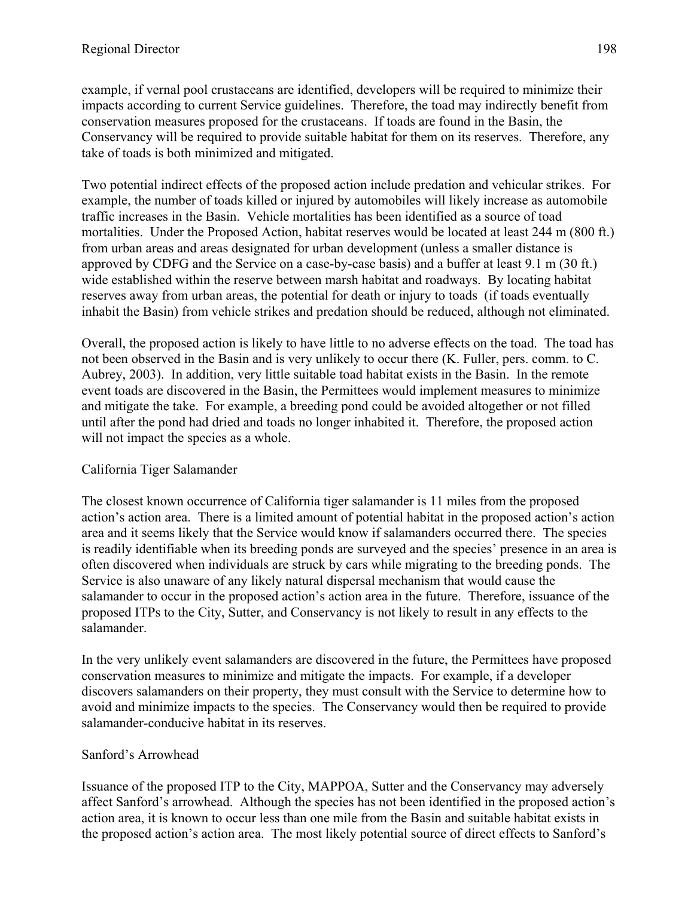example, if vernal pool crustaceans are identified, developers will be required to minimize their impacts according to current Service guidelines. Therefore, the toad may indirectly benefit from conservation measures proposed for the crustaceans. If toads are found in the Basin, the Conservancy will be required to provide suitable habitat for them on its reserves. Therefore, any take of toads is both minimized and mitigated.

Two potential indirect effects of the proposed action include predation and vehicular strikes. For example, the number of toads killed or injured by automobiles will likely increase as automobile traffic increases in the Basin. Vehicle mortalities has been identified as a source of toad mortalities. Under the Proposed Action, habitat reserves would be located at least 244 m (800 ft.) from urban areas and areas designated for urban development (unless a smaller distance is approved by CDFG and the Service on a case-by-case basis) and a buffer at least 9.1 m (30 ft.) wide established within the reserve between marsh habitat and roadways. By locating habitat reserves away from urban areas, the potential for death or injury to toads (if toads eventually inhabit the Basin) from vehicle strikes and predation should be reduced, although not eliminated.

Overall, the proposed action is likely to have little to no adverse effects on the toad. The toad has not been observed in the Basin and is very unlikely to occur there (K. Fuller, pers. comm. to C. Aubrey, 2003). In addition, very little suitable toad habitat exists in the Basin. In the remote event toads are discovered in the Basin, the Permittees would implement measures to minimize and mitigate the take. For example, a breeding pond could be avoided altogether or not filled until after the pond had dried and toads no longer inhabited it. Therefore, the proposed action will not impact the species as a whole.

California Tiger Salamander

The closest known occurrence of California tiger salamander is 11 miles from the proposed action's action area. There is a limited amount of potential habitat in the proposed action's action area and it seems likely that the Service would know if salamanders occurred there. The species is readily identifiable when its breeding ponds are surveyed and the species' presence in an area is often discovered when individuals are struck by cars while migrating to the breeding ponds. The Service is also unaware of any likely natural dispersal mechanism that would cause the salamander to occur in the proposed action's action area in the future. Therefore, issuance of the proposed ITPs to the City, Sutter, and Conservancy is not likely to result in any effects to the salamander.

In the very unlikely event salamanders are discovered in the future, the Permittees have proposed conservation measures to minimize and mitigate the impacts. For example, if a developer discovers salamanders on their property, they must consult with the Service to determine how to avoid and minimize impacts to the species. The Conservancy would then be required to provide salamander-conducive habitat in its reserves.

Sanford's Arrowhead

Issuance of the proposed ITP to the City, MAPPOA, Sutter and the Conservancy may adversely affect Sanford's arrowhead. Although the species has not been identified in the proposed action's action area, it is known to occur less than one mile from the Basin and suitable habitat exists in the proposed action's action area. The most likely potential source of direct effects to Sanford's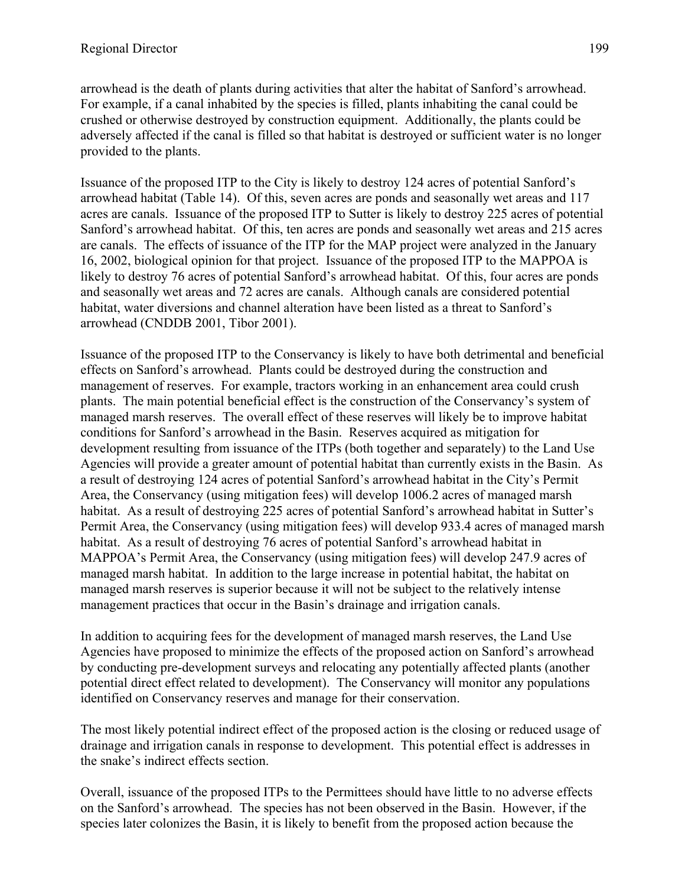arrowhead is the death of plants during activities that alter the habitat of Sanford's arrowhead. For example, if a canal inhabited by the species is filled, plants inhabiting the canal could be crushed or otherwise destroyed by construction equipment. Additionally, the plants could be adversely affected if the canal is filled so that habitat is destroyed or sufficient water is no longer provided to the plants.

Issuance of the proposed ITP to the City is likely to destroy 124 acres of potential Sanford's arrowhead habitat (Table 14). Of this, seven acres are ponds and seasonally wet areas and 117 acres are canals. Issuance of the proposed ITP to Sutter is likely to destroy 225 acres of potential Sanford's arrowhead habitat. Of this, ten acres are ponds and seasonally wet areas and 215 acres are canals. The effects of issuance of the ITP for the MAP project were analyzed in the January 16, 2002, biological opinion for that project. Issuance of the proposed ITP to the MAPPOA is likely to destroy 76 acres of potential Sanford's arrowhead habitat. Of this, four acres are ponds and seasonally wet areas and 72 acres are canals. Although canals are considered potential habitat, water diversions and channel alteration have been listed as a threat to Sanford's arrowhead (CNDDB 2001, Tibor 2001).

Issuance of the proposed ITP to the Conservancy is likely to have both detrimental and beneficial effects on Sanford's arrowhead. Plants could be destroyed during the construction and management of reserves. For example, tractors working in an enhancement area could crush plants. The main potential beneficial effect is the construction of the Conservancy's system of managed marsh reserves. The overall effect of these reserves will likely be to improve habitat conditions for Sanford's arrowhead in the Basin. Reserves acquired as mitigation for development resulting from issuance of the ITPs (both together and separately) to the Land Use Agencies will provide a greater amount of potential habitat than currently exists in the Basin. As a result of destroying 124 acres of potential Sanford's arrowhead habitat in the City's Permit Area, the Conservancy (using mitigation fees) will develop 1006.2 acres of managed marsh habitat. As a result of destroying 225 acres of potential Sanford's arrowhead habitat in Sutter's Permit Area, the Conservancy (using mitigation fees) will develop 933.4 acres of managed marsh habitat. As a result of destroying 76 acres of potential Sanford's arrowhead habitat in MAPPOA's Permit Area, the Conservancy (using mitigation fees) will develop 247.9 acres of managed marsh habitat. In addition to the large increase in potential habitat, the habitat on managed marsh reserves is superior because it will not be subject to the relatively intense management practices that occur in the Basin's drainage and irrigation canals.

In addition to acquiring fees for the development of managed marsh reserves, the Land Use Agencies have proposed to minimize the effects of the proposed action on Sanford's arrowhead by conducting pre-development surveys and relocating any potentially affected plants (another potential direct effect related to development). The Conservancy will monitor any populations identified on Conservancy reserves and manage for their conservation.

The most likely potential indirect effect of the proposed action is the closing or reduced usage of drainage and irrigation canals in response to development. This potential effect is addresses in the snake's indirect effects section.

Overall, issuance of the proposed ITPs to the Permittees should have little to no adverse effects on the Sanford's arrowhead. The species has not been observed in the Basin. However, if the species later colonizes the Basin, it is likely to benefit from the proposed action because the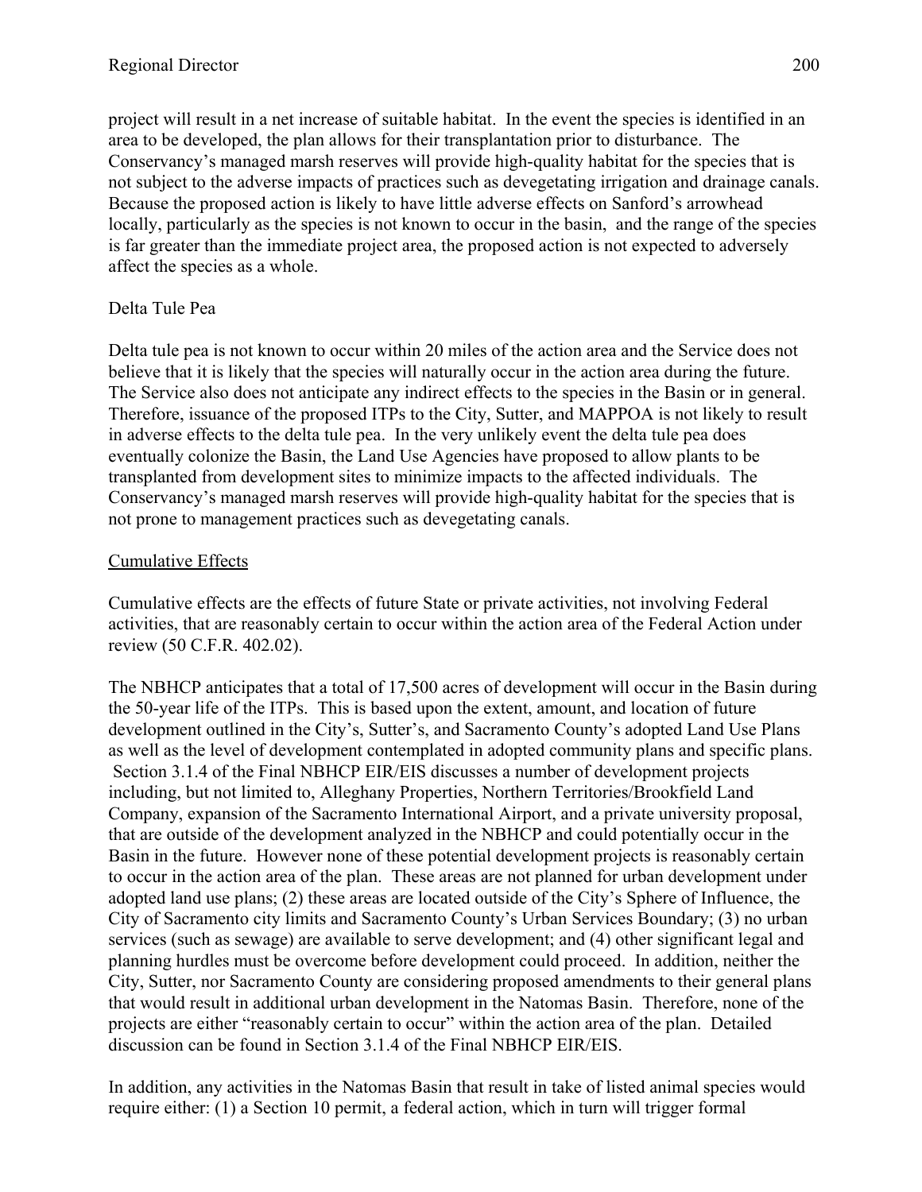project will result in a net increase of suitable habitat. In the event the species is identified in an area to be developed, the plan allows for their transplantation prior to disturbance. The Conservancy's managed marsh reserves will provide high-quality habitat for the species that is not subject to the adverse impacts of practices such as devegetating irrigation and drainage canals. Because the proposed action is likely to have little adverse effects on Sanford's arrowhead locally, particularly as the species is not known to occur in the basin, and the range of the species is far greater than the immediate project area, the proposed action is not expected to adversely affect the species as a whole.

Delta Tule Pea

Delta tule pea is not known to occur within 20 miles of the action area and the Service does not believe that it is likely that the species will naturally occur in the action area during the future. The Service also does not anticipate any indirect effects to the species in the Basin or in general. Therefore, issuance of the proposed ITPs to the City, Sutter, and MAPPOA is not likely to result in adverse effects to the delta tule pea. In the very unlikely event the delta tule pea does eventually colonize the Basin, the Land Use Agencies have proposed to allow plants to be transplanted from development sites to minimize impacts to the affected individuals. The Conservancy's managed marsh reserves will provide high-quality habitat for the species that is not prone to management practices such as devegetating canals.

## Cumulative Effects

Cumulative effects are the effects of future State or private activities, not involving Federal activities, that are reasonably certain to occur within the action area of the Federal Action under review (50 C.F.R. 402.02).

The NBHCP anticipates that a total of 17,500 acres of development will occur in the Basin during the 50-year life of the ITPs. This is based upon the extent, amount, and location of future development outlined in the City's, Sutter's, and Sacramento County's adopted Land Use Plans as well as the level of development contemplated in adopted community plans and specific plans. Section 3.1.4 of the Final NBHCP EIR/EIS discusses a number of development projects including, but not limited to, Alleghany Properties, Northern Territories/Brookfield Land Company, expansion of the Sacramento International Airport, and a private university proposal, that are outside of the development analyzed in the NBHCP and could potentially occur in the Basin in the future. However none of these potential development projects is reasonably certain to occur in the action area of the plan. These areas are not planned for urban development under adopted land use plans; (2) these areas are located outside of the City's Sphere of Influence, the City of Sacramento city limits and Sacramento County's Urban Services Boundary; (3) no urban services (such as sewage) are available to serve development; and (4) other significant legal and planning hurdles must be overcome before development could proceed. In addition, neither the City, Sutter, nor Sacramento County are considering proposed amendments to their general plans that would result in additional urban development in the Natomas Basin. Therefore, none of the projects are either "reasonably certain to occur" within the action area of the plan. Detailed discussion can be found in Section 3.1.4 of the Final NBHCP EIR/EIS.

In addition, any activities in the Natomas Basin that result in take of listed animal species would require either: (1) a Section 10 permit, a federal action, which in turn will trigger formal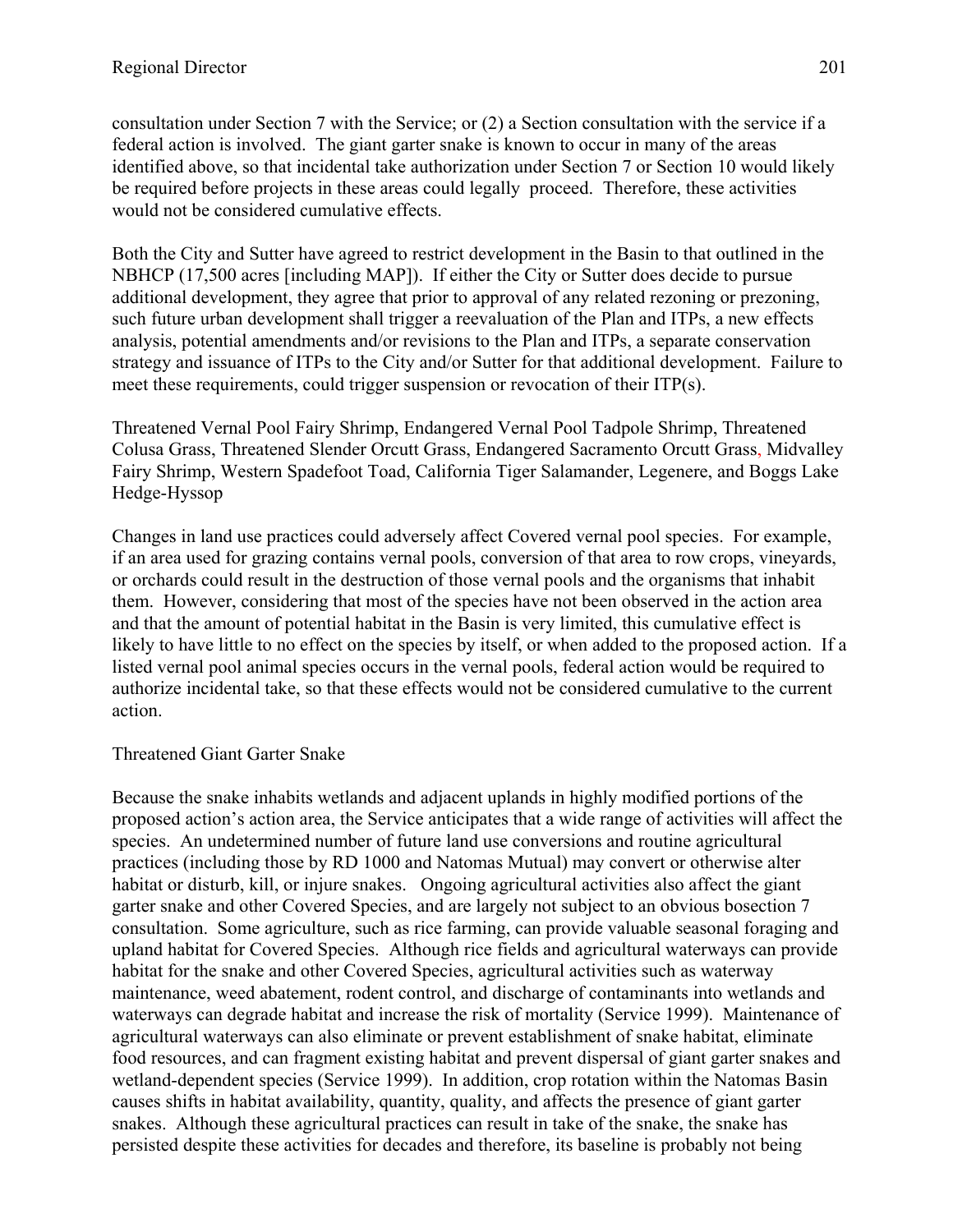consultation under Section 7 with the Service; or (2) a Section consultation with the service if a federal action is involved. The giant garter snake is known to occur in many of the areas identified above, so that incidental take authorization under Section 7 or Section 10 would likely be required before projects in these areas could legally proceed. Therefore, these activities would not be considered cumulative effects.

Both the City and Sutter have agreed to restrict development in the Basin to that outlined in the NBHCP (17,500 acres [including MAP]). If either the City or Sutter does decide to pursue additional development, they agree that prior to approval of any related rezoning or prezoning, such future urban development shall trigger a reevaluation of the Plan and ITPs, a new effects analysis, potential amendments and/or revisions to the Plan and ITPs, a separate conservation strategy and issuance of ITPs to the City and/or Sutter for that additional development. Failure to meet these requirements, could trigger suspension or revocation of their ITP(s).

Threatened Vernal Pool Fairy Shrimp, Endangered Vernal Pool Tadpole Shrimp, Threatened Colusa Grass, Threatened Slender Orcutt Grass, Endangered Sacramento Orcutt Grass, Midvalley Fairy Shrimp, Western Spadefoot Toad, California Tiger Salamander, Legenere, and Boggs Lake Hedge-Hyssop

Changes in land use practices could adversely affect Covered vernal pool species. For example, if an area used for grazing contains vernal pools, conversion of that area to row crops, vineyards, or orchards could result in the destruction of those vernal pools and the organisms that inhabit them. However, considering that most of the species have not been observed in the action area and that the amount of potential habitat in the Basin is very limited, this cumulative effect is likely to have little to no effect on the species by itself, or when added to the proposed action. If a listed vernal pool animal species occurs in the vernal pools, federal action would be required to authorize incidental take, so that these effects would not be considered cumulative to the current action.

Threatened Giant Garter Snake

Because the snake inhabits wetlands and adjacent uplands in highly modified portions of the proposed action's action area, the Service anticipates that a wide range of activities will affect the species. An undetermined number of future land use conversions and routine agricultural practices (including those by RD 1000 and Natomas Mutual) may convert or otherwise alter habitat or disturb, kill, or injure snakes. Ongoing agricultural activities also affect the giant garter snake and other Covered Species, and are largely not subject to an obvious bosection 7 consultation. Some agriculture, such as rice farming, can provide valuable seasonal foraging and upland habitat for Covered Species. Although rice fields and agricultural waterways can provide habitat for the snake and other Covered Species, agricultural activities such as waterway maintenance, weed abatement, rodent control, and discharge of contaminants into wetlands and waterways can degrade habitat and increase the risk of mortality (Service 1999). Maintenance of agricultural waterways can also eliminate or prevent establishment of snake habitat, eliminate food resources, and can fragment existing habitat and prevent dispersal of giant garter snakes and wetland-dependent species (Service 1999). In addition, crop rotation within the Natomas Basin causes shifts in habitat availability, quantity, quality, and affects the presence of giant garter snakes. Although these agricultural practices can result in take of the snake, the snake has persisted despite these activities for decades and therefore, its baseline is probably not being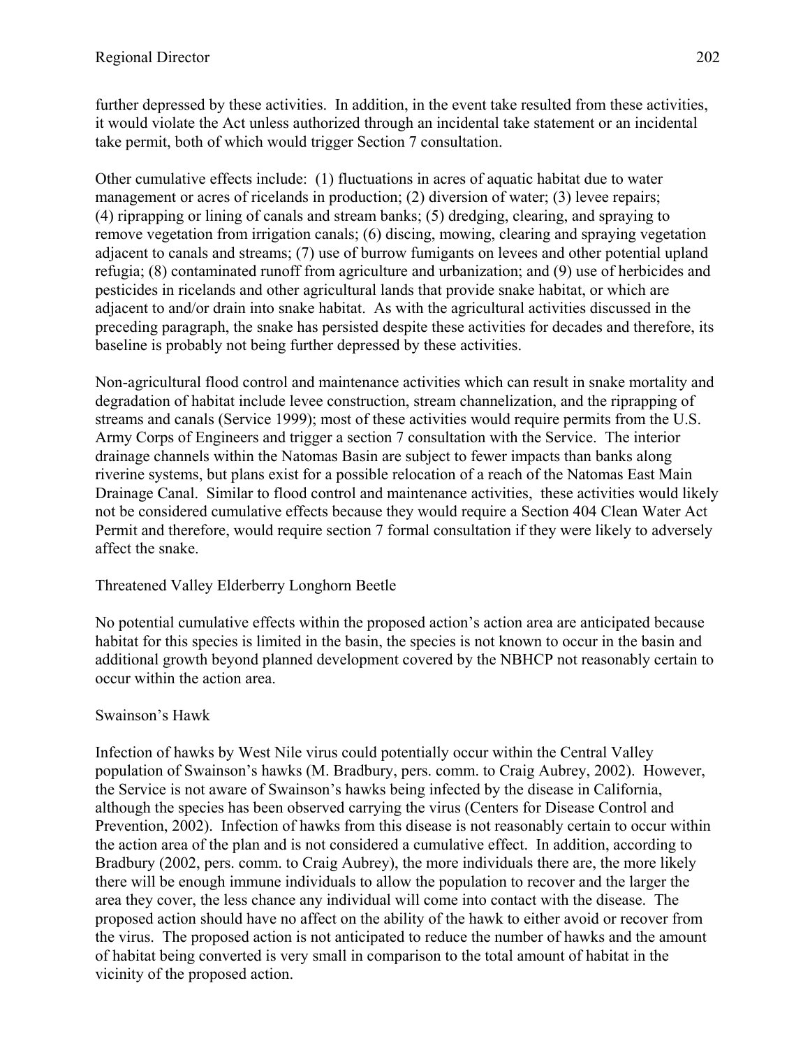further depressed by these activities. In addition, in the event take resulted from these activities, it would violate the Act unless authorized through an incidental take statement or an incidental take permit, both of which would trigger Section 7 consultation.

Other cumulative effects include: (1) fluctuations in acres of aquatic habitat due to water management or acres of ricelands in production; (2) diversion of water; (3) levee repairs; (4) riprapping or lining of canals and stream banks; (5) dredging, clearing, and spraying to remove vegetation from irrigation canals; (6) discing, mowing, clearing and spraying vegetation adjacent to canals and streams; (7) use of burrow fumigants on levees and other potential upland refugia; (8) contaminated runoff from agriculture and urbanization; and (9) use of herbicides and pesticides in ricelands and other agricultural lands that provide snake habitat, or which are adjacent to and/or drain into snake habitat. As with the agricultural activities discussed in the preceding paragraph, the snake has persisted despite these activities for decades and therefore, its baseline is probably not being further depressed by these activities.

Non-agricultural flood control and maintenance activities which can result in snake mortality and degradation of habitat include levee construction, stream channelization, and the riprapping of streams and canals (Service 1999); most of these activities would require permits from the U.S. Army Corps of Engineers and trigger a section 7 consultation with the Service. The interior drainage channels within the Natomas Basin are subject to fewer impacts than banks along riverine systems, but plans exist for a possible relocation of a reach of the Natomas East Main Drainage Canal. Similar to flood control and maintenance activities, these activities would likely not be considered cumulative effects because they would require a Section 404 Clean Water Act Permit and therefore, would require section 7 formal consultation if they were likely to adversely affect the snake.

Threatened Valley Elderberry Longhorn Beetle

No potential cumulative effects within the proposed action's action area are anticipated because habitat for this species is limited in the basin, the species is not known to occur in the basin and additional growth beyond planned development covered by the NBHCP not reasonably certain to occur within the action area.

Swainson's Hawk

Infection of hawks by West Nile virus could potentially occur within the Central Valley population of Swainson's hawks (M. Bradbury, pers. comm. to Craig Aubrey, 2002). However, the Service is not aware of Swainson's hawks being infected by the disease in California, although the species has been observed carrying the virus (Centers for Disease Control and Prevention, 2002). Infection of hawks from this disease is not reasonably certain to occur within the action area of the plan and is not considered a cumulative effect. In addition, according to Bradbury (2002, pers. comm. to Craig Aubrey), the more individuals there are, the more likely there will be enough immune individuals to allow the population to recover and the larger the area they cover, the less chance any individual will come into contact with the disease. The proposed action should have no affect on the ability of the hawk to either avoid or recover from the virus. The proposed action is not anticipated to reduce the number of hawks and the amount of habitat being converted is very small in comparison to the total amount of habitat in the vicinity of the proposed action.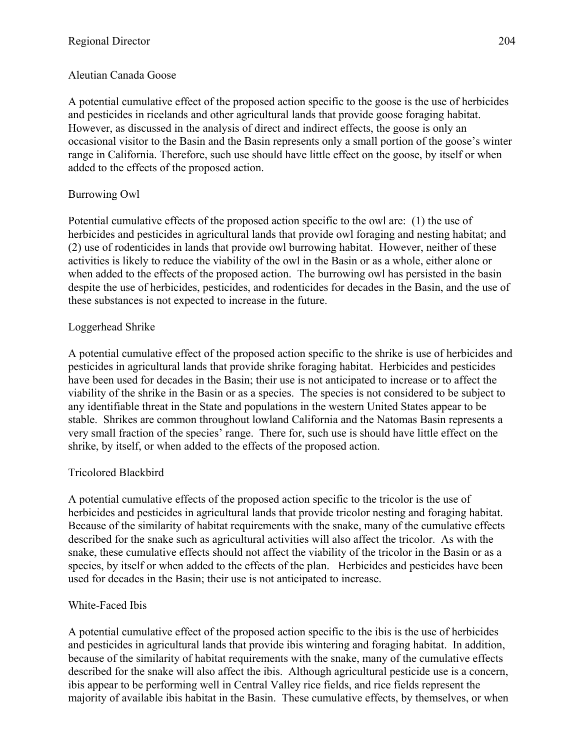Aleutian Canada Goose

A potential cumulative effect of the proposed action specific to the goose is the use of herbicides and pesticides in ricelands and other agricultural lands that provide goose foraging habitat. However, as discussed in the analysis of direct and indirect effects, the goose is only an occasional visitor to the Basin and the Basin represents only a small portion of the goose's winter range in California. Therefore, such use should have little effect on the goose, by itself or when added to the effects of the proposed action.

Burrowing Owl

Potential cumulative effects of the proposed action specific to the owl are: (1) the use of herbicides and pesticides in agricultural lands that provide owl foraging and nesting habitat; and (2) use of rodenticides in lands that provide owl burrowing habitat. However, neither of these activities is likely to reduce the viability of the owl in the Basin or as a whole, either alone or when added to the effects of the proposed action. The burrowing owl has persisted in the basin despite the use of herbicides, pesticides, and rodenticides for decades in the Basin, and the use of these substances is not expected to increase in the future.

Loggerhead Shrike

A potential cumulative effect of the proposed action specific to the shrike is use of herbicides and pesticides in agricultural lands that provide shrike foraging habitat. Herbicides and pesticides have been used for decades in the Basin; their use is not anticipated to increase or to affect the viability of the shrike in the Basin or as a species. The species is not considered to be subject to any identifiable threat in the State and populations in the western United States appear to be stable. Shrikes are common throughout lowland California and the Natomas Basin represents a very small fraction of the species' range. There for, such use is should have little effect on the shrike, by itself, or when added to the effects of the proposed action.

Tricolored Blackbird

A potential cumulative effects of the proposed action specific to the tricolor is the use of herbicides and pesticides in agricultural lands that provide tricolor nesting and foraging habitat. Because of the similarity of habitat requirements with the snake, many of the cumulative effects described for the snake such as agricultural activities will also affect the tricolor. As with the snake, these cumulative effects should not affect the viability of the tricolor in the Basin or as a species, by itself or when added to the effects of the plan. Herbicides and pesticides have been used for decades in the Basin; their use is not anticipated to increase.

White-Faced Ibis

A potential cumulative effect of the proposed action specific to the ibis is the use of herbicides and pesticides in agricultural lands that provide ibis wintering and foraging habitat. In addition, because of the similarity of habitat requirements with the snake, many of the cumulative effects described for the snake will also affect the ibis. Although agricultural pesticide use is a concern, ibis appear to be performing well in Central Valley rice fields, and rice fields represent the majority of available ibis habitat in the Basin. These cumulative effects, by themselves, or when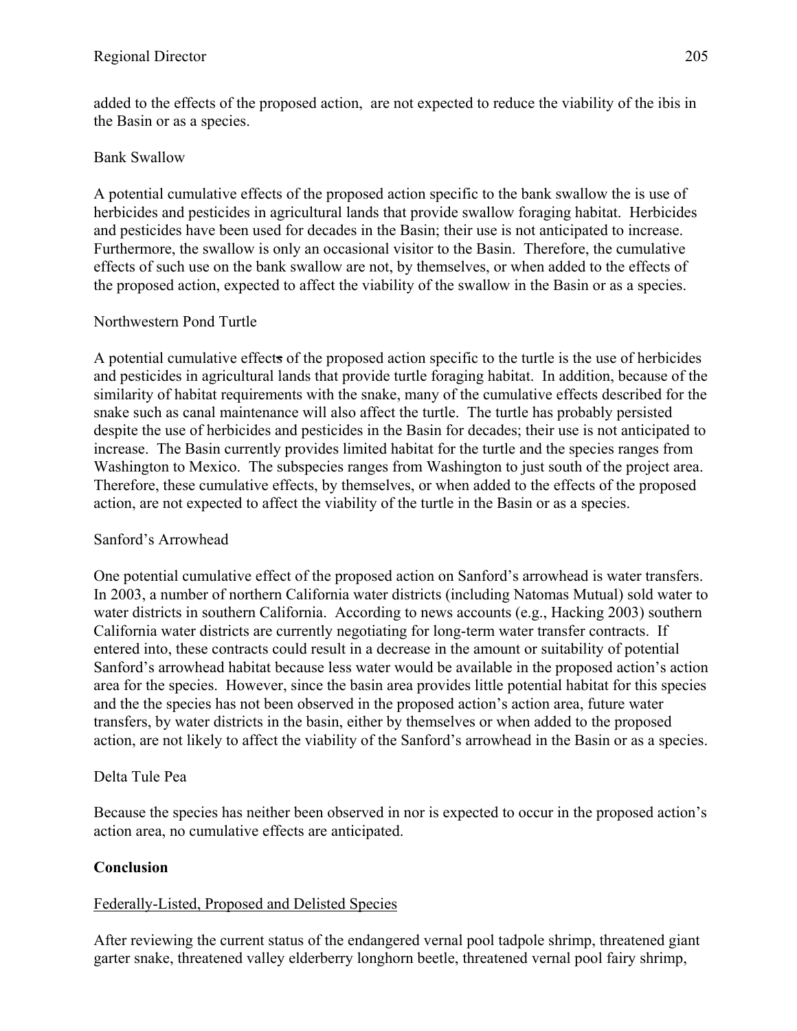added to the effects of the proposed action, are not expected to reduce the viability of the ibis in the Basin or as a species.

Bank Swallow

A potential cumulative effects of the proposed action specific to the bank swallow the is use of herbicides and pesticides in agricultural lands that provide swallow foraging habitat. Herbicides and pesticides have been used for decades in the Basin; their use is not anticipated to increase. Furthermore, the swallow is only an occasional visitor to the Basin. Therefore, the cumulative effects of such use on the bank swallow are not, by themselves, or when added to the effects of the proposed action, expected to affect the viability of the swallow in the Basin or as a species.

Northwestern Pond Turtle

A potential cumulative effects of the proposed action specific to the turtle is the use of herbicides and pesticides in agricultural lands that provide turtle foraging habitat. In addition, because of the similarity of habitat requirements with the snake, many of the cumulative effects described for the snake such as canal maintenance will also affect the turtle. The turtle has probably persisted despite the use of herbicides and pesticides in the Basin for decades; their use is not anticipated to increase. The Basin currently provides limited habitat for the turtle and the species ranges from Washington to Mexico. The subspecies ranges from Washington to just south of the project area. Therefore, these cumulative effects, by themselves, or when added to the effects of the proposed action, are not expected to affect the viability of the turtle in the Basin or as a species.

Sanford's Arrowhead

One potential cumulative effect of the proposed action on Sanford's arrowhead is water transfers. In 2003, a number of northern California water districts (including Natomas Mutual) sold water to water districts in southern California. According to news accounts (e.g., Hacking 2003) southern California water districts are currently negotiating for long-term water transfer contracts. If entered into, these contracts could result in a decrease in the amount or suitability of potential Sanford's arrowhead habitat because less water would be available in the proposed action's action area for the species. However, since the basin area provides little potential habitat for this species and the the species has not been observed in the proposed action's action area, future water transfers, by water districts in the basin, either by themselves or when added to the proposed action, are not likely to affect the viability of the Sanford's arrowhead in the Basin or as a species.

Delta Tule Pea

Because the species has neither been observed in nor is expected to occur in the proposed action's action area, no cumulative effects are anticipated.

**Conclusion**

Federally-Listed, Proposed and Delisted Species

After reviewing the current status of the endangered vernal pool tadpole shrimp, threatened giant garter snake, threatened valley elderberry longhorn beetle, threatened vernal pool fairy shrimp,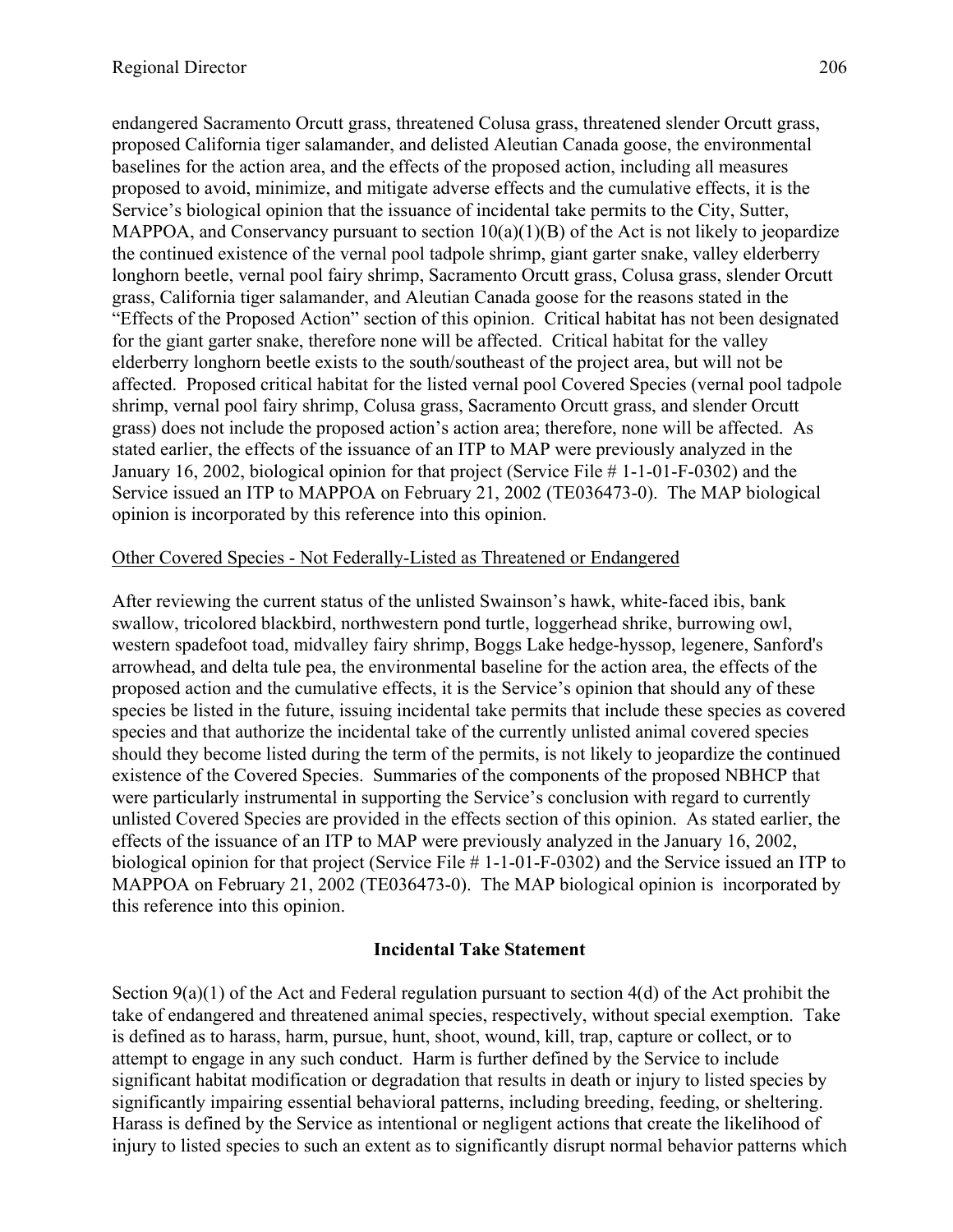endangered Sacramento Orcutt grass, threatened Colusa grass, threatened slender Orcutt grass, proposed California tiger salamander, and delisted Aleutian Canada goose, the environmental baselines for the action area, and the effects of the proposed action, including all measures proposed to avoid, minimize, and mitigate adverse effects and the cumulative effects, it is the Service's biological opinion that the issuance of incidental take permits to the City, Sutter, MAPPOA, and Conservancy pursuant to section 10(a)(1)(B) of the Act is not likely to jeopardize the continued existence of the vernal pool tadpole shrimp, giant garter snake, valley elderberry longhorn beetle, vernal pool fairy shrimp, Sacramento Orcutt grass, Colusa grass, slender Orcutt grass, California tiger salamander, and Aleutian Canada goose for the reasons stated in the "Effects of the Proposed Action" section of this opinion. Critical habitat has not been designated for the giant garter snake, therefore none will be affected. Critical habitat for the valley elderberry longhorn beetle exists to the south/southeast of the project area, but will not be affected. Proposed critical habitat for the listed vernal pool Covered Species (vernal pool tadpole shrimp, vernal pool fairy shrimp, Colusa grass, Sacramento Orcutt grass, and slender Orcutt grass) does not include the proposed action's action area; therefore, none will be affected. As stated earlier, the effects of the issuance of an ITP to MAP were previously analyzed in the January 16, 2002, biological opinion for that project (Service File # 1-1-01-F-0302) and the Service issued an ITP to MAPPOA on February 21, 2002 (TE036473-0). The MAP biological opinion is incorporated by this reference into this opinion.

Other Covered Species - Not Federally-Listed as Threatened or Endangered

After reviewing the current status of the unlisted Swainson's hawk, white-faced ibis, bank swallow, tricolored blackbird, northwestern pond turtle, loggerhead shrike, burrowing owl, western spadefoot toad, midvalley fairy shrimp, Boggs Lake hedge-hyssop, legenere, Sanford's arrowhead, and delta tule pea, the environmental baseline for the action area, the effects of the proposed action and the cumulative effects, it is the Service's opinion that should any of these species be listed in the future, issuing incidental take permits that include these species as covered species and that authorize the incidental take of the currently unlisted animal covered species should they become listed during the term of the permits, is not likely to jeopardize the continued existence of the Covered Species. Summaries of the components of the proposed NBHCP that were particularly instrumental in supporting the Service's conclusion with regard to currently unlisted Covered Species are provided in the effects section of this opinion. As stated earlier, the effects of the issuance of an ITP to MAP were previously analyzed in the January 16, 2002, biological opinion for that project (Service File # 1-1-01-F-0302) and the Service issued an ITP to MAPPOA on February 21, 2002 (TE036473-0). The MAP biological opinion is incorporated by this reference into this opinion.

## Incidental Take Statement

Section 9(a)(1) of the Act and Federal regulation pursuant to section 4(d) of the Act prohibit the take of endangered and threatened animal species, respectively, without special exemption. Take is defined as to harass, harm, pursue, hunt, shoot, wound, kill, trap, capture or collect, or to attempt to engage in any such conduct. Harm is further defined by the Service to include significant habitat modification or degradation that results in death or injury to listed species by significantly impairing essential behavioral patterns, including breeding, feeding, or sheltering. Harass is defined by the Service as intentional or negligent actions that create the likelihood of injury to listed species to such an extent as to significantly disrupt normal behavior patterns which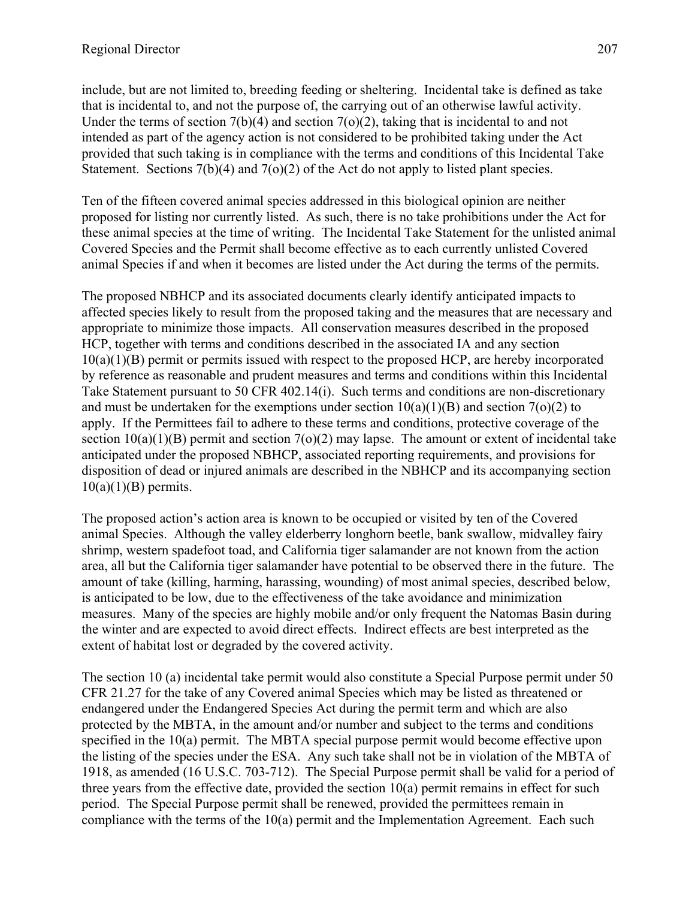include, but are not limited to, breeding feeding or sheltering. Incidental take is defined as take that is incidental to, and not the purpose of, the carrying out of an otherwise lawful activity. Under the terms of section 7(b)(4) and section 7(o)(2), taking that is incidental to and not intended as part of the agency action is not considered to be prohibited taking under the Act provided that such taking is in compliance with the terms and conditions of this Incidental Take Statement. Sections 7(b)(4) and 7(o)(2) of the Act do not apply to listed plant species.

Ten of the fifteen covered animal species addressed in this biological opinion are neither proposed for listing nor currently listed. As such, there is no take prohibitions under the Act for these animal species at the time of writing. The Incidental Take Statement for the unlisted animal Covered Species and the Permit shall become effective as to each currently unlisted Covered animal Species if and when it becomes are listed under the Act during the terms of the permits.

The proposed NBHCP and its associated documents clearly identify anticipated impacts to affected species likely to result from the proposed taking and the measures that are necessary and appropriate to minimize those impacts. All conservation measures described in the proposed HCP, together with terms and conditions described in the associated IA and any section 10(a)(1)(B) permit or permits issued with respect to the proposed HCP, are hereby incorporated by reference as reasonable and prudent measures and terms and conditions within this Incidental Take Statement pursuant to 50 CFR 402.14(i). Such terms and conditions are non-discretionary and must be undertaken for the exemptions under section 10(a)(1)(B) and section 7(o)(2) to apply. If the Permittees fail to adhere to these terms and conditions, protective coverage of the section 10(a)(1)(B) permit and section 7(o)(2) may lapse. The amount or extent of incidental take anticipated under the proposed NBHCP, associated reporting requirements, and provisions for disposition of dead or injured animals are described in the NBHCP and its accompanying section 10(a)(1)(B) permits.

The proposed action's action area is known to be occupied or visited by ten of the Covered animal Species. Although the valley elderberry longhorn beetle, bank swallow, midvalley fairy shrimp, western spadefoot toad, and California tiger salamander are not known from the action area, all but the California tiger salamander have potential to be observed there in the future. The amount of take (killing, harming, harassing, wounding) of most animal species, described below, is anticipated to be low, due to the effectiveness of the take avoidance and minimization measures. Many of the species are highly mobile and/or only frequent the Natomas Basin during the winter and are expected to avoid direct effects. Indirect effects are best interpreted as the extent of habitat lost or degraded by the covered activity.

The section 10 (a) incidental take permit would also constitute a Special Purpose permit under 50 CFR 21.27 for the take of any Covered animal Species which may be listed as threatened or endangered under the Endangered Species Act during the permit term and which are also protected by the MBTA, in the amount and/or number and subject to the terms and conditions specified in the 10(a) permit. The MBTA special purpose permit would become effective upon the listing of the species under the ESA. Any such take shall not be in violation of the MBTA of 1918, as amended (16 U.S.C. 703-712). The Special Purpose permit shall be valid for a period of three years from the effective date, provided the section 10(a) permit remains in effect for such period. The Special Purpose permit shall be renewed, provided the permittees remain in compliance with the terms of the 10(a) permit and the Implementation Agreement. Each such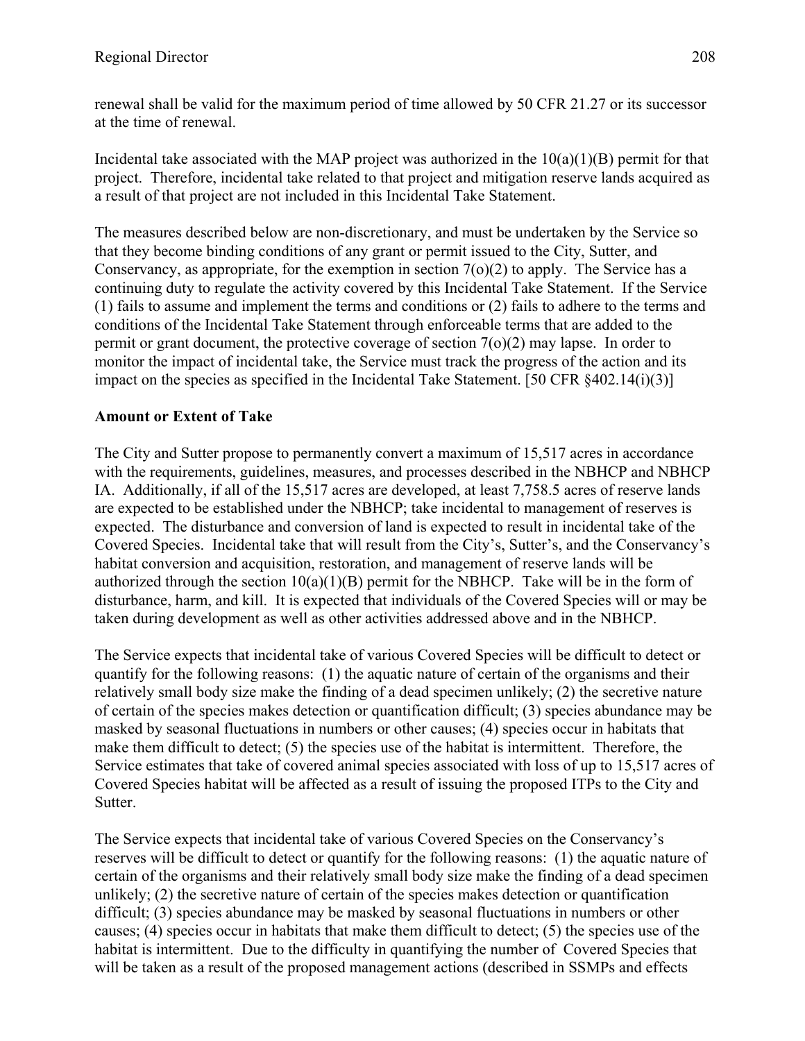renewal shall be valid for the maximum period of time allowed by 50 CFR 21.27 or its successor at the time of renewal.

Incidental take associated with the MAP project was authorized in the 10(a)(1)(B) permit for that project. Therefore, incidental take related to that project and mitigation reserve lands acquired as a result of that project are not included in this Incidental Take Statement.

The measures described below are non-discretionary, and must be undertaken by the Service so that they become binding conditions of any grant or permit issued to the City, Sutter, and Conservancy, as appropriate, for the exemption in section 7(o)(2) to apply. The Service has a continuing duty to regulate the activity covered by this Incidental Take Statement. If the Service (1) fails to assume and implement the terms and conditions or (2) fails to adhere to the terms and conditions of the Incidental Take Statement through enforceable terms that are added to the permit or grant document, the protective coverage of section 7(o)(2) may lapse. In order to monitor the impact of incidental take, the Service must track the progress of the action and its impact on the species as specified in the Incidental Take Statement. [50 CFR §402.14(i)(3)]

**Amount or Extent of Take**

The City and Sutter propose to permanently convert a maximum of 15,517 acres in accordance with the requirements, guidelines, measures, and processes described in the NBHCP and NBHCP IA. Additionally, if all of the 15,517 acres are developed, at least 7,758.5 acres of reserve lands are expected to be established under the NBHCP; take incidental to management of reserves is expected. The disturbance and conversion of land is expected to result in incidental take of the Covered Species. Incidental take that will result from the City's, Sutter's, and the Conservancy's habitat conversion and acquisition, restoration, and management of reserve lands will be authorized through the section 10(a)(1)(B) permit for the NBHCP. Take will be in the form of disturbance, harm, and kill. It is expected that individuals of the Covered Species will or may be taken during development as well as other activities addressed above and in the NBHCP.

The Service expects that incidental take of various Covered Species will be difficult to detect or quantify for the following reasons: (1) the aquatic nature of certain of the organisms and their relatively small body size make the finding of a dead specimen unlikely; (2) the secretive nature of certain of the species makes detection or quantification difficult; (3) species abundance may be masked by seasonal fluctuations in numbers or other causes; (4) species occur in habitats that make them difficult to detect; (5) the species use of the habitat is intermittent. Therefore, the Service estimates that take of covered animal species associated with loss of up to 15,517 acres of Covered Species habitat will be affected as a result of issuing the proposed ITPs to the City and Sutter.

The Service expects that incidental take of various Covered Species on the Conservancy's reserves will be difficult to detect or quantify for the following reasons: (1) the aquatic nature of certain of the organisms and their relatively small body size make the finding of a dead specimen unlikely; (2) the secretive nature of certain of the species makes detection or quantification difficult; (3) species abundance may be masked by seasonal fluctuations in numbers or other causes; (4) species occur in habitats that make them difficult to detect; (5) the species use of the habitat is intermittent. Due to the difficulty in quantifying the number of Covered Species that will be taken as a result of the proposed management actions (described in SSMPs and effects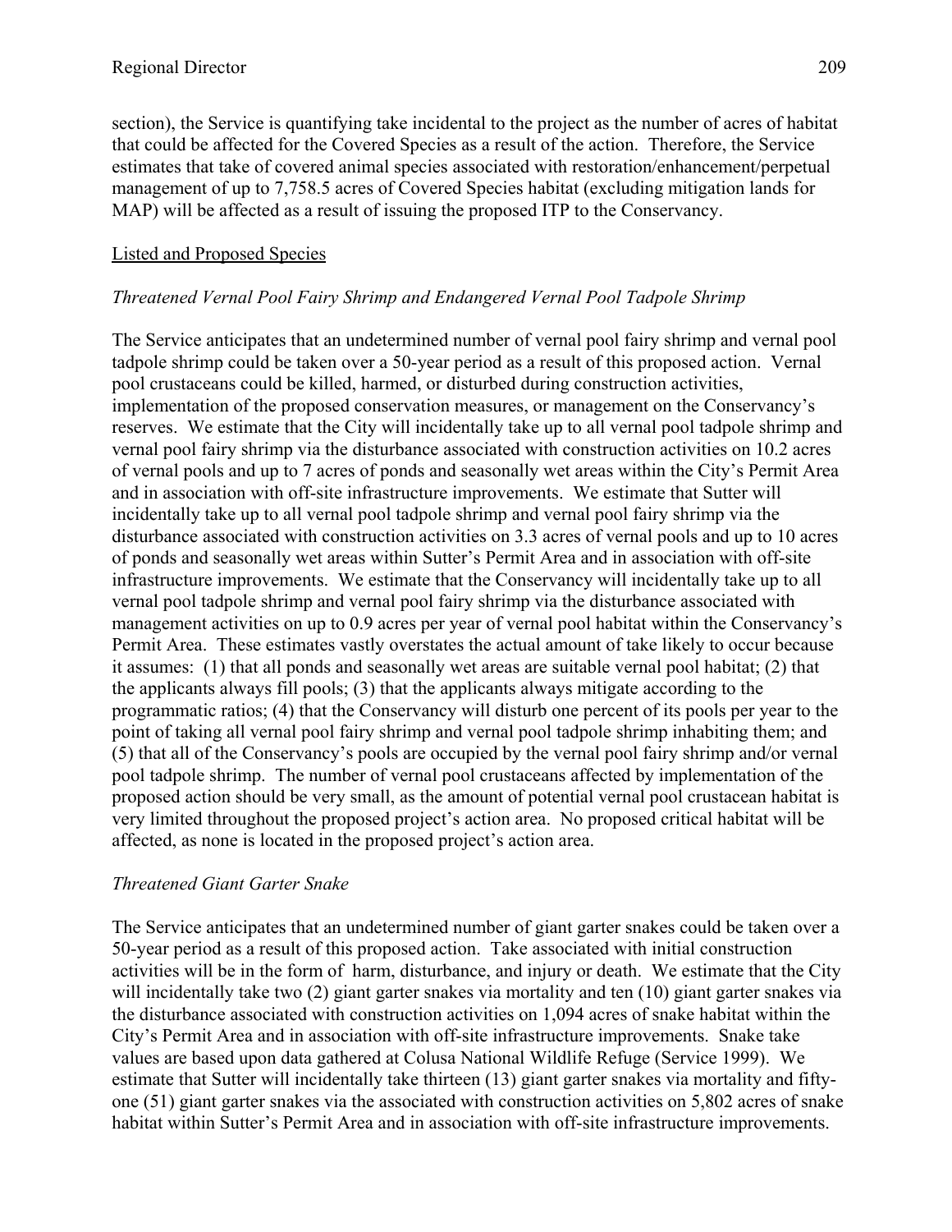section), the Service is quantifying take incidental to the project as the number of acres of habitat that could be affected for the Covered Species as a result of the action. Therefore, the Service estimates that take of covered animal species associated with restoration/enhancement/perpetual management of up to 7,758.5 acres of Covered Species habitat (excluding mitigation lands for MAP) will be affected as a result of issuing the proposed ITP to the Conservancy.

<u>Listed and Proposed Species</u>

*Threatened Vernal Pool Fairy Shrimp and Endangered Vernal Pool Tadpole Shrimp*

The Service anticipates that an undetermined number of vernal pool fairy shrimp and vernal pool tadpole shrimp could be taken over a 50-year period as a result of this proposed action. Vernal pool crustaceans could be killed, harmed, or disturbed during construction activities, implementation of the proposed conservation measures, or management on the Conservancy's reserves. We estimate that the City will incidentally take up to all vernal pool tadpole shrimp and vernal pool fairy shrimp via the disturbance associated with construction activities on 10.2 acres of vernal pools and up to 7 acres of ponds and seasonally wet areas within the City's Permit Area and in association with off-site infrastructure improvements. We estimate that Sutter will incidentally take up to all vernal pool tadpole shrimp and vernal pool fairy shrimp via the disturbance associated with construction activities on 3.3 acres of vernal pools and up to 10 acres of ponds and seasonally wet areas within Sutter's Permit Area and in association with off-site infrastructure improvements. We estimate that the Conservancy will incidentally take up to all vernal pool tadpole shrimp and vernal pool fairy shrimp via the disturbance associated with management activities on up to 0.9 acres per year of vernal pool habitat within the Conservancy's Permit Area. These estimates vastly overstates the actual amount of take likely to occur because it assumes: (1) that all ponds and seasonally wet areas are suitable vernal pool habitat; (2) that the applicants always fill pools; (3) that the applicants always mitigate according to the programmatic ratios; (4) that the Conservancy will disturb one percent of its pools per year to the point of taking all vernal pool fairy shrimp and vernal pool tadpole shrimp inhabiting them; and (5) that all of the Conservancy's pools are occupied by the vernal pool fairy shrimp and/or vernal pool tadpole shrimp. The number of vernal pool crustaceans affected by implementation of the proposed action should be very small, as the amount of potential vernal pool crustacean habitat is very limited throughout the proposed project's action area. No proposed critical habitat will be affected, as none is located in the proposed project's action area.

*Threatened Giant Garter Snake*

The Service anticipates that an undetermined number of giant garter snakes could be taken over a 50-year period as a result of this proposed action. Take associated with initial construction activities will be in the form of harm, disturbance, and injury or death. We estimate that the City will incidentally take two (2) giant garter snakes via mortality and ten (10) giant garter snakes via the disturbance associated with construction activities on 1,094 acres of snake habitat within the City's Permit Area and in association with off-site infrastructure improvements. Snake take values are based upon data gathered at Colusa National Wildlife Refuge (Service 1999). We estimate that Sutter will incidentally take thirteen (13) giant garter snakes via mortality and fifty-one (51) giant garter snakes via the associated with construction activities on 5,802 acres of snake habitat within Sutter's Permit Area and in association with off-site infrastructure improvements.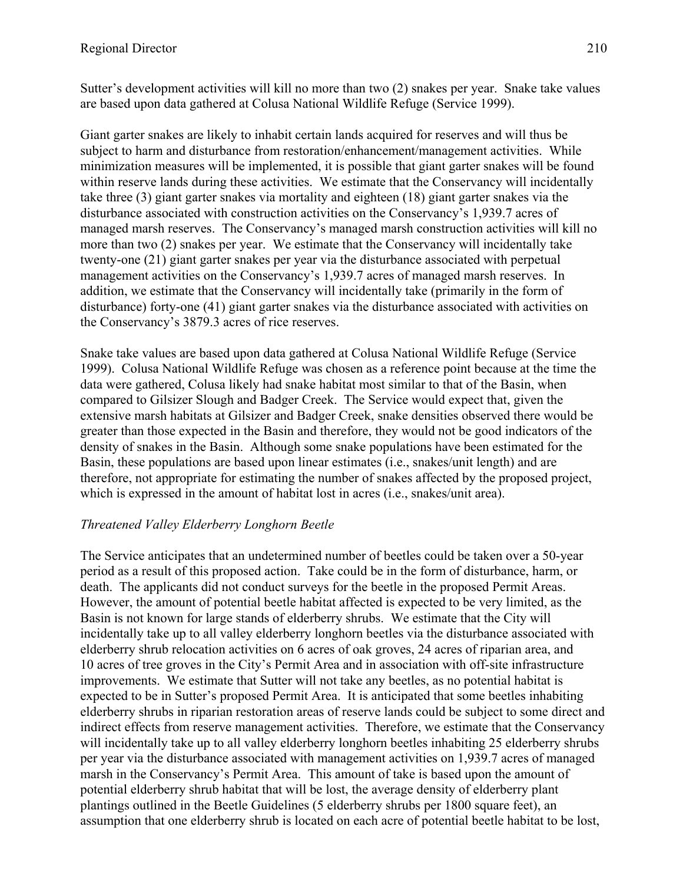Sutter's development activities will kill no more than two (2) snakes per year. Snake take values are based upon data gathered at Colusa National Wildlife Refuge (Service 1999).

Giant garter snakes are likely to inhabit certain lands acquired for reserves and will thus be subject to harm and disturbance from restoration/enhancement/management activities. While minimization measures will be implemented, it is possible that giant garter snakes will be found within reserve lands during these activities. We estimate that the Conservancy will incidentally take three (3) giant garter snakes via mortality and eighteen (18) giant garter snakes via the disturbance associated with construction activities on the Conservancy's 1,939.7 acres of managed marsh reserves. The Conservancy's managed marsh construction activities will kill no more than two (2) snakes per year. We estimate that the Conservancy will incidentally take twenty-one (21) giant garter snakes per year via the disturbance associated with perpetual management activities on the Conservancy's 1,939.7 acres of managed marsh reserves. In addition, we estimate that the Conservancy will incidentally take (primarily in the form of disturbance) forty-one (41) giant garter snakes via the disturbance associated with activities on the Conservancy's 3879.3 acres of rice reserves.

Snake take values are based upon data gathered at Colusa National Wildlife Refuge (Service 1999). Colusa National Wildlife Refuge was chosen as a reference point because at the time the data were gathered, Colusa likely had snake habitat most similar to that of the Basin, when compared to Gilsizer Slough and Badger Creek. The Service would expect that, given the extensive marsh habitats at Gilsizer and Badger Creek, snake densities observed there would be greater than those expected in the Basin and therefore, they would not be good indicators of the density of snakes in the Basin. Although some snake populations have been estimated for the Basin, these populations are based upon linear estimates (i.e., snakes/unit length) and are therefore, not appropriate for estimating the number of snakes affected by the proposed project, which is expressed in the amount of habitat lost in acres (i.e., snakes/unit area).

*Threatened Valley Elderberry Longhorn Beetle*

The Service anticipates that an undetermined number of beetles could be taken over a 50-year period as a result of this proposed action. Take could be in the form of disturbance, harm, or death. The applicants did not conduct surveys for the beetle in the proposed Permit Areas. However, the amount of potential beetle habitat affected is expected to be very limited, as the Basin is not known for large stands of elderberry shrubs. We estimate that the City will incidentally take up to all valley elderberry longhorn beetles via the disturbance associated with elderberry shrub relocation activities on 6 acres of oak groves, 24 acres of riparian area, and 10 acres of tree groves in the City's Permit Area and in association with off-site infrastructure improvements. We estimate that Sutter will not take any beetles, as no potential habitat is expected to be in Sutter's proposed Permit Area. It is anticipated that some beetles inhabiting elderberry shrubs in riparian restoration areas of reserve lands could be subject to some direct and indirect effects from reserve management activities. Therefore, we estimate that the Conservancy will incidentally take up to all valley elderberry longhorn beetles inhabiting 25 elderberry shrubs per year via the disturbance associated with management activities on 1,939.7 acres of managed marsh in the Conservancy's Permit Area. This amount of take is based upon the amount of potential elderberry shrub habitat that will be lost, the average density of elderberry plant plantings outlined in the Beetle Guidelines (5 elderberry shrubs per 1800 square feet), an assumption that one elderberry shrub is located on each acre of potential beetle habitat to be lost,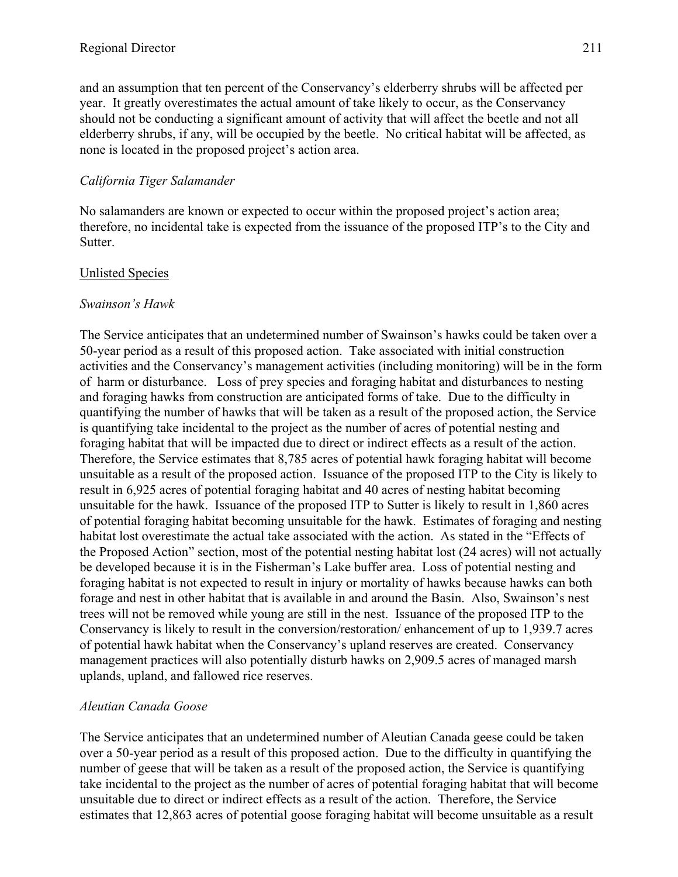and an assumption that ten percent of the Conservancy's elderberry shrubs will be affected per year. It greatly overestimates the actual amount of take likely to occur, as the Conservancy should not be conducting a significant amount of activity that will affect the beetle and not all elderberry shrubs, if any, will be occupied by the beetle. No critical habitat will be affected, as none is located in the proposed project's action area.

*California Tiger Salamander*

No salamanders are known or expected to occur within the proposed project's action area; therefore, no incidental take is expected from the issuance of the proposed ITP's to the City and Sutter.

Unlisted Species

*Swainson's Hawk*

The Service anticipates that an undetermined number of Swainson's hawks could be taken over a 50-year period as a result of this proposed action. Take associated with initial construction activities and the Conservancy's management activities (including monitoring) will be in the form of harm or disturbance. Loss of prey species and foraging habitat and disturbances to nesting and foraging hawks from construction are anticipated forms of take. Due to the difficulty in quantifying the number of hawks that will be taken as a result of the proposed action, the Service is quantifying take incidental to the project as the number of acres of potential nesting and foraging habitat that will be impacted due to direct or indirect effects as a result of the action. Therefore, the Service estimates that 8,785 acres of potential hawk foraging habitat will become unsuitable as a result of the proposed action. Issuance of the proposed ITP to the City is likely to result in 6,925 acres of potential foraging habitat and 40 acres of nesting habitat becoming unsuitable for the hawk. Issuance of the proposed ITP to Sutter is likely to result in 1,860 acres of potential foraging habitat becoming unsuitable for the hawk. Estimates of foraging and nesting habitat lost overestimate the actual take associated with the action. As stated in the "Effects of the Proposed Action" section, most of the potential nesting habitat lost (24 acres) will not actually be developed because it is in the Fisherman's Lake buffer area. Loss of potential nesting and foraging habitat is not expected to result in injury or mortality of hawks because hawks can both forage and nest in other habitat that is available in and around the Basin. Also, Swainson's nest trees will not be removed while young are still in the nest. Issuance of the proposed ITP to the Conservancy is likely to result in the conversion/restoration/ enhancement of up to 1,939.7 acres of potential hawk habitat when the Conservancy's upland reserves are created. Conservancy management practices will also potentially disturb hawks on 2,909.5 acres of managed marsh uplands, upland, and fallowed rice reserves.

*Aleutian Canada Goose*

The Service anticipates that an undetermined number of Aleutian Canada geese could be taken over a 50-year period as a result of this proposed action. Due to the difficulty in quantifying the number of geese that will be taken as a result of the proposed action, the Service is quantifying take incidental to the project as the number of acres of potential foraging habitat that will become unsuitable due to direct or indirect effects as a result of the action. Therefore, the Service estimates that 12,863 acres of potential goose foraging habitat will become unsuitable as a result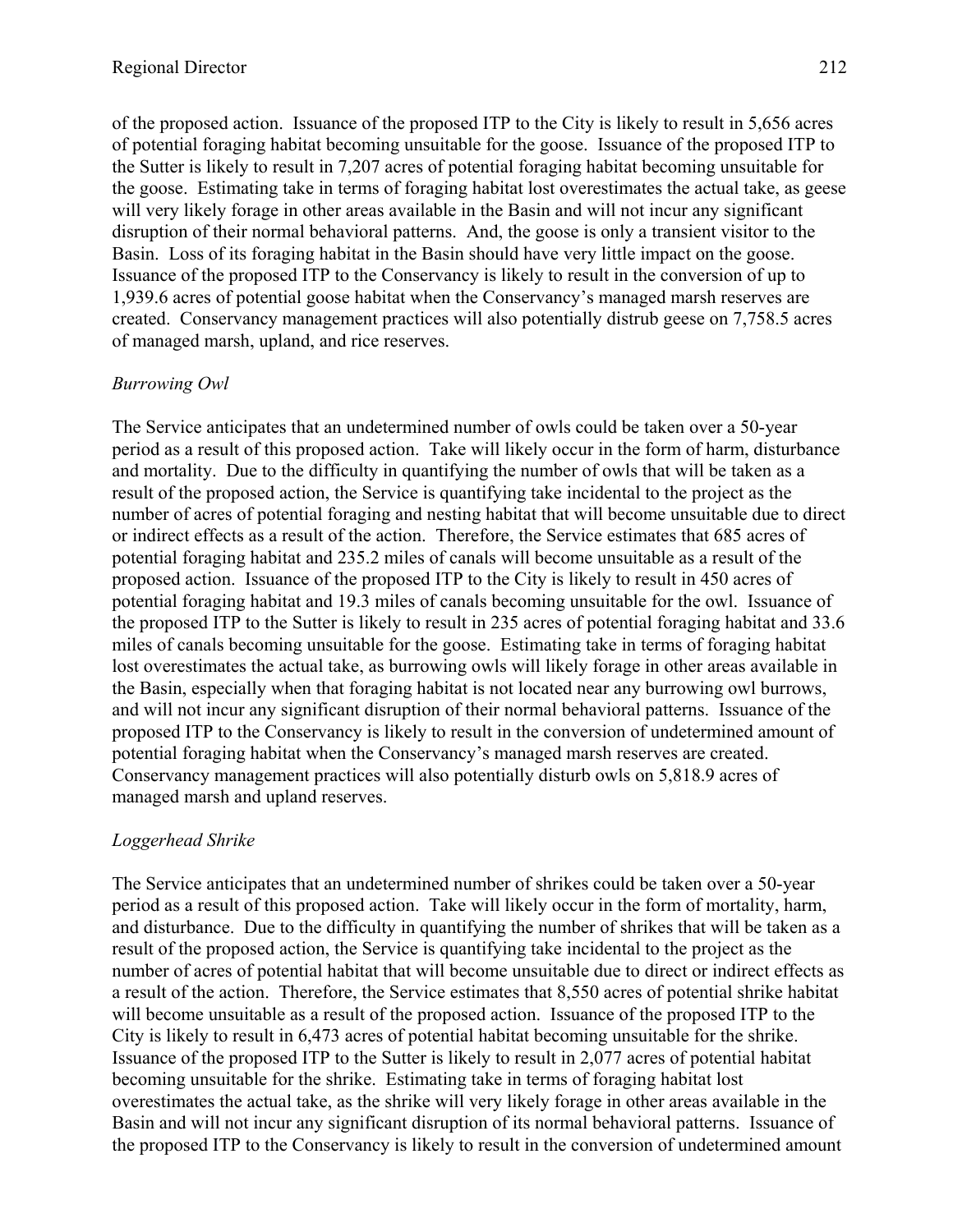of the proposed action. Issuance of the proposed ITP to the City is likely to result in 5,656 acres of potential foraging habitat becoming unsuitable for the goose. Issuance of the proposed ITP to the Sutter is likely to result in 7,207 acres of potential foraging habitat becoming unsuitable for the goose. Estimating take in terms of foraging habitat lost overestimates the actual take, as geese will very likely forage in other areas available in the Basin and will not incur any significant disruption of their normal behavioral patterns. And, the goose is only a transient visitor to the Basin. Loss of its foraging habitat in the Basin should have very little impact on the goose. Issuance of the proposed ITP to the Conservancy is likely to result in the conversion of up to 1,939.6 acres of potential goose habitat when the Conservancy's managed marsh reserves are created. Conservancy management practices will also potentially distrub geese on 7,758.5 acres of managed marsh, upland, and rice reserves.

*Burrowing Owl*

The Service anticipates that an undetermined number of owls could be taken over a 50-year period as a result of this proposed action. Take will likely occur in the form of harm, disturbance and mortality. Due to the difficulty in quantifying the number of owls that will be taken as a result of the proposed action, the Service is quantifying take incidental to the project as the number of acres of potential foraging and nesting habitat that will become unsuitable due to direct or indirect effects as a result of the action. Therefore, the Service estimates that 685 acres of potential foraging habitat and 235.2 miles of canals will become unsuitable as a result of the proposed action. Issuance of the proposed ITP to the City is likely to result in 450 acres of potential foraging habitat and 19.3 miles of canals becoming unsuitable for the owl. Issuance of the proposed ITP to the Sutter is likely to result in 235 acres of potential foraging habitat and 33.6 miles of canals becoming unsuitable for the goose. Estimating take in terms of foraging habitat lost overestimates the actual take, as burrowing owls will likely forage in other areas available in the Basin, especially when that foraging habitat is not located near any burrowing owl burrows, and will not incur any significant disruption of their normal behavioral patterns. Issuance of the proposed ITP to the Conservancy is likely to result in the conversion of undetermined amount of potential foraging habitat when the Conservancy's managed marsh reserves are created. Conservancy management practices will also potentially disturb owls on 5,818.9 acres of managed marsh and upland reserves.

*Loggerhead Shrike*

The Service anticipates that an undetermined number of shrikes could be taken over a 50-year period as a result of this proposed action. Take will likely occur in the form of mortality, harm, and disturbance. Due to the difficulty in quantifying the number of shrikes that will be taken as a result of the proposed action, the Service is quantifying take incidental to the project as the number of acres of potential habitat that will become unsuitable due to direct or indirect effects as a result of the action. Therefore, the Service estimates that 8,550 acres of potential shrike habitat will become unsuitable as a result of the proposed action. Issuance of the proposed ITP to the City is likely to result in 6,473 acres of potential habitat becoming unsuitable for the shrike. Issuance of the proposed ITP to the Sutter is likely to result in 2,077 acres of potential habitat becoming unsuitable for the shrike. Estimating take in terms of foraging habitat lost overestimates the actual take, as the shrike will very likely forage in other areas available in the Basin and will not incur any significant disruption of its normal behavioral patterns. Issuance of the proposed ITP to the Conservancy is likely to result in the conversion of undetermined amount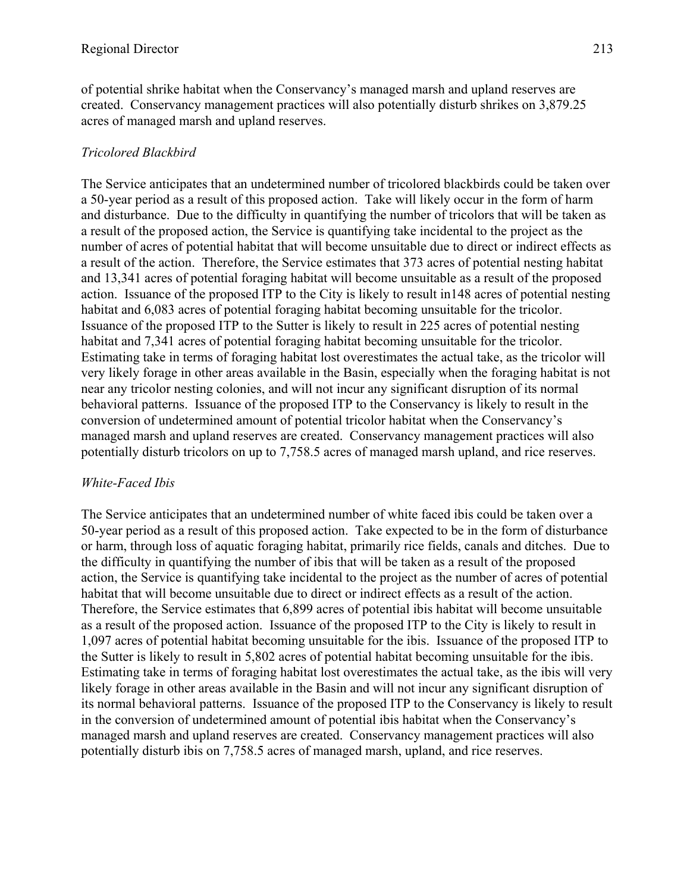of potential shrike habitat when the Conservancy's managed marsh and upland reserves are created. Conservancy management practices will also potentially disturb shrikes on 3,879.25 acres of managed marsh and upland reserves.

*Tricolored Blackbird*

The Service anticipates that an undetermined number of tricolored blackbirds could be taken over a 50-year period as a result of this proposed action. Take will likely occur in the form of harm and disturbance. Due to the difficulty in quantifying the number of tricolors that will be taken as a result of the proposed action, the Service is quantifying take incidental to the project as the number of acres of potential habitat that will become unsuitable due to direct or indirect effects as a result of the action. Therefore, the Service estimates that 373 acres of potential nesting habitat and 13,341 acres of potential foraging habitat will become unsuitable as a result of the proposed action. Issuance of the proposed ITP to the City is likely to result in148 acres of potential nesting habitat and 6,083 acres of potential foraging habitat becoming unsuitable for the tricolor. Issuance of the proposed ITP to the Sutter is likely to result in 225 acres of potential nesting habitat and 7,341 acres of potential foraging habitat becoming unsuitable for the tricolor. Estimating take in terms of foraging habitat lost overestimates the actual take, as the tricolor will very likely forage in other areas available in the Basin, especially when the foraging habitat is not near any tricolor nesting colonies, and will not incur any significant disruption of its normal behavioral patterns. Issuance of the proposed ITP to the Conservancy is likely to result in the conversion of undetermined amount of potential tricolor habitat when the Conservancy's managed marsh and upland reserves are created. Conservancy management practices will also potentially disturb tricolors on up to 7,758.5 acres of managed marsh upland, and rice reserves.

*White-Faced Ibis*

The Service anticipates that an undetermined number of white faced ibis could be taken over a 50-year period as a result of this proposed action. Take expected to be in the form of disturbance or harm, through loss of aquatic foraging habitat, primarily rice fields, canals and ditches. Due to the difficulty in quantifying the number of ibis that will be taken as a result of the proposed action, the Service is quantifying take incidental to the project as the number of acres of potential habitat that will become unsuitable due to direct or indirect effects as a result of the action. Therefore, the Service estimates that 6,899 acres of potential ibis habitat will become unsuitable as a result of the proposed action. Issuance of the proposed ITP to the City is likely to result in 1,097 acres of potential habitat becoming unsuitable for the ibis. Issuance of the proposed ITP to the Sutter is likely to result in 5,802 acres of potential habitat becoming unsuitable for the ibis. Estimating take in terms of foraging habitat lost overestimates the actual take, as the ibis will very likely forage in other areas available in the Basin and will not incur any significant disruption of its normal behavioral patterns. Issuance of the proposed ITP to the Conservancy is likely to result in the conversion of undetermined amount of potential ibis habitat when the Conservancy's managed marsh and upland reserves are created. Conservancy management practices will also potentially disturb ibis on 7,758.5 acres of managed marsh, upland, and rice reserves.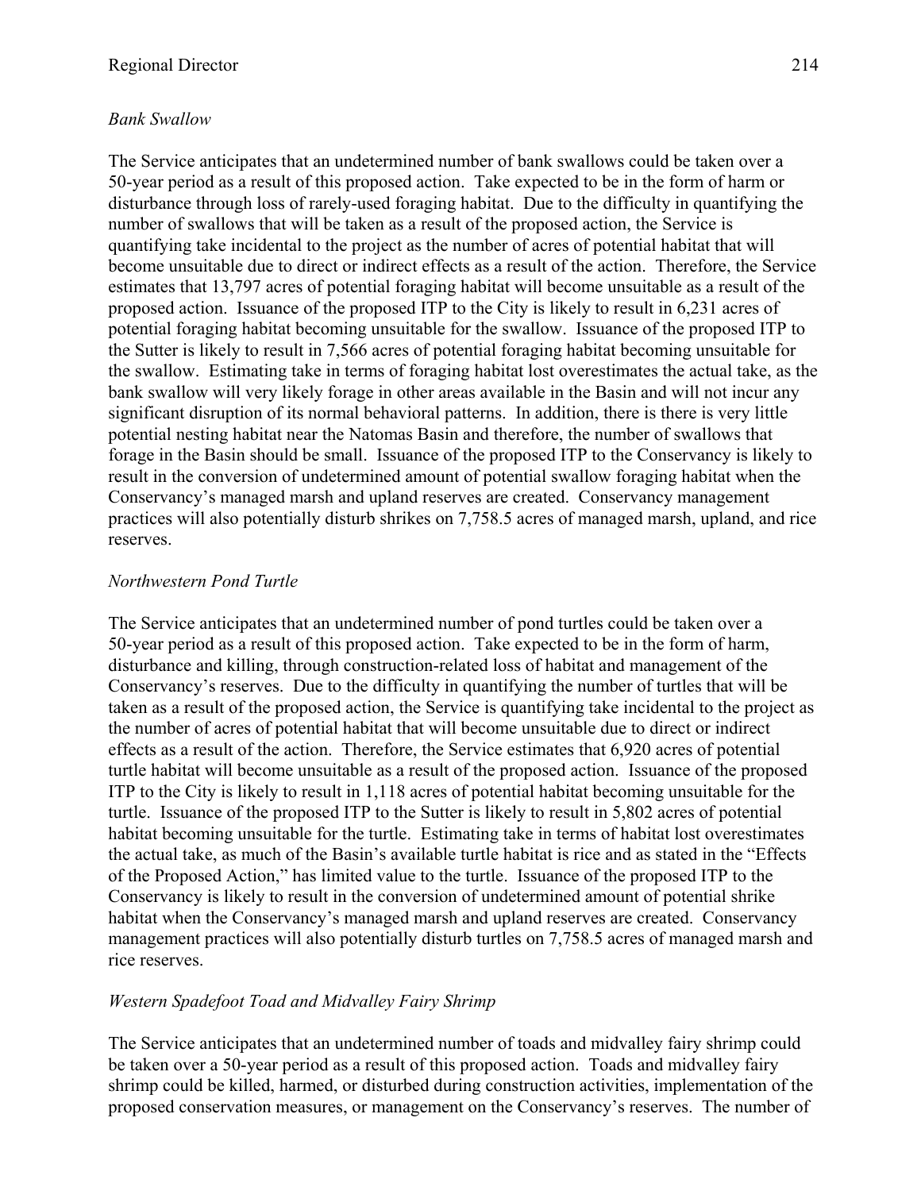*Bank Swallow*

The Service anticipates that an undetermined number of bank swallows could be taken over a 50-year period as a result of this proposed action. Take expected to be in the form of harm or disturbance through loss of rarely-used foraging habitat. Due to the difficulty in quantifying the number of swallows that will be taken as a result of the proposed action, the Service is quantifying take incidental to the project as the number of acres of potential habitat that will become unsuitable due to direct or indirect effects as a result of the action. Therefore, the Service estimates that 13,797 acres of potential foraging habitat will become unsuitable as a result of the proposed action. Issuance of the proposed ITP to the City is likely to result in 6,231 acres of potential foraging habitat becoming unsuitable for the swallow. Issuance of the proposed ITP to the Sutter is likely to result in 7,566 acres of potential foraging habitat becoming unsuitable for the swallow. Estimating take in terms of foraging habitat lost overestimates the actual take, as the bank swallow will very likely forage in other areas available in the Basin and will not incur any significant disruption of its normal behavioral patterns. In addition, there is there is very little potential nesting habitat near the Natomas Basin and therefore, the number of swallows that forage in the Basin should be small. Issuance of the proposed ITP to the Conservancy is likely to result in the conversion of undetermined amount of potential swallow foraging habitat when the Conservancy's managed marsh and upland reserves are created. Conservancy management practices will also potentially disturb shrikes on 7,758.5 acres of managed marsh, upland, and rice reserves.

*Northwestern Pond Turtle*

The Service anticipates that an undetermined number of pond turtles could be taken over a 50-year period as a result of this proposed action. Take expected to be in the form of harm, disturbance and killing, through construction-related loss of habitat and management of the Conservancy's reserves. Due to the difficulty in quantifying the number of turtles that will be taken as a result of the proposed action, the Service is quantifying take incidental to the project as the number of acres of potential habitat that will become unsuitable due to direct or indirect effects as a result of the action. Therefore, the Service estimates that 6,920 acres of potential turtle habitat will become unsuitable as a result of the proposed action. Issuance of the proposed ITP to the City is likely to result in 1,118 acres of potential habitat becoming unsuitable for the turtle. Issuance of the proposed ITP to the Sutter is likely to result in 5,802 acres of potential habitat becoming unsuitable for the turtle. Estimating take in terms of habitat lost overestimates the actual take, as much of the Basin's available turtle habitat is rice and as stated in the "Effects of the Proposed Action," has limited value to the turtle. Issuance of the proposed ITP to the Conservancy is likely to result in the conversion of undetermined amount of potential shrike habitat when the Conservancy's managed marsh and upland reserves are created. Conservancy management practices will also potentially disturb turtles on 7,758.5 acres of managed marsh and rice reserves.

*Western Spadefoot Toad and Midvalley Fairy Shrimp*

The Service anticipates that an undetermined number of toads and midvalley fairy shrimp could be taken over a 50-year period as a result of this proposed action. Toads and midvalley fairy shrimp could be killed, harmed, or disturbed during construction activities, implementation of the proposed conservation measures, or management on the Conservancy's reserves. The number of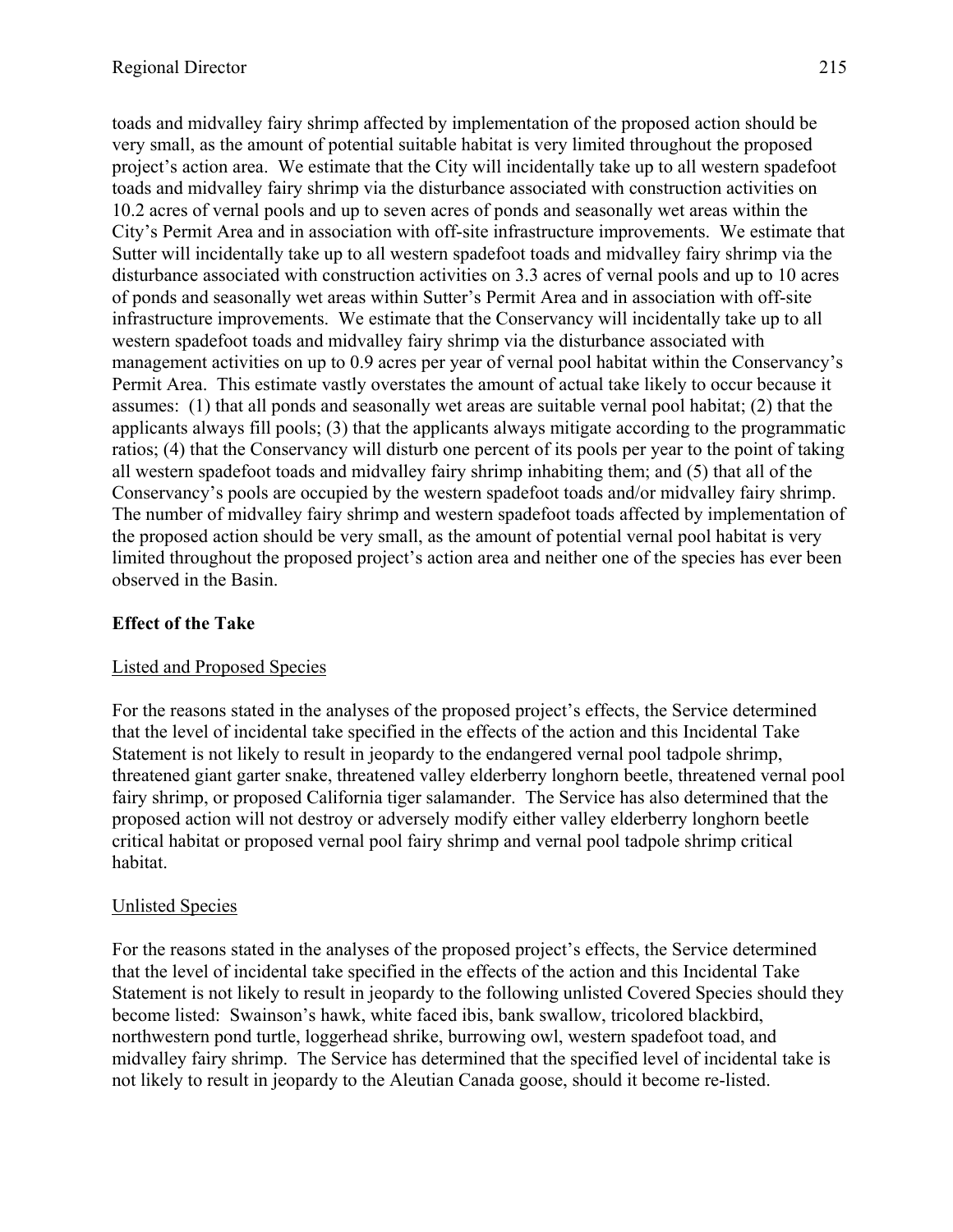toads and midvalley fairy shrimp affected by implementation of the proposed action should be very small, as the amount of potential suitable habitat is very limited throughout the proposed project's action area. We estimate that the City will incidentally take up to all western spadefoot toads and midvalley fairy shrimp via the disturbance associated with construction activities on 10.2 acres of vernal pools and up to seven acres of ponds and seasonally wet areas within the City's Permit Area and in association with off-site infrastructure improvements. We estimate that Sutter will incidentally take up to all western spadefoot toads and midvalley fairy shrimp via the disturbance associated with construction activities on 3.3 acres of vernal pools and up to 10 acres of ponds and seasonally wet areas within Sutter's Permit Area and in association with off-site infrastructure improvements. We estimate that the Conservancy will incidentally take up to all western spadefoot toads and midvalley fairy shrimp via the disturbance associated with management activities on up to 0.9 acres per year of vernal pool habitat within the Conservancy's Permit Area. This estimate vastly overstates the amount of actual take likely to occur because it assumes: (1) that all ponds and seasonally wet areas are suitable vernal pool habitat; (2) that the applicants always fill pools; (3) that the applicants always mitigate according to the programmatic ratios; (4) that the Conservancy will disturb one percent of its pools per year to the point of taking all western spadefoot toads and midvalley fairy shrimp inhabiting them; and (5) that all of the Conservancy's pools are occupied by the western spadefoot toads and/or midvalley fairy shrimp. The number of midvalley fairy shrimp and western spadefoot toads affected by implementation of the proposed action should be very small, as the amount of potential vernal pool habitat is very limited throughout the proposed project's action area and neither one of the species has ever been observed in the Basin.

## Effect of the Take

### Listed and Proposed Species

For the reasons stated in the analyses of the proposed project's effects, the Service determined that the level of incidental take specified in the effects of the action and this Incidental Take Statement is not likely to result in jeopardy to the endangered vernal pool tadpole shrimp, threatened giant garter snake, threatened valley elderberry longhorn beetle, threatened vernal pool fairy shrimp, or proposed California tiger salamander. The Service has also determined that the proposed action will not destroy or adversely modify either valley elderberry longhorn beetle critical habitat or proposed vernal pool fairy shrimp and vernal pool tadpole shrimp critical habitat.

### Unlisted Species

For the reasons stated in the analyses of the proposed project's effects, the Service determined that the level of incidental take specified in the effects of the action and this Incidental Take Statement is not likely to result in jeopardy to the following unlisted Covered Species should they become listed: Swainson's hawk, white faced ibis, bank swallow, tricolored blackbird, northwestern pond turtle, loggerhead shrike, burrowing owl, western spadefoot toad, and midvalley fairy shrimp. The Service has determined that the specified level of incidental take is not likely to result in jeopardy to the Aleutian Canada goose, should it become re-listed.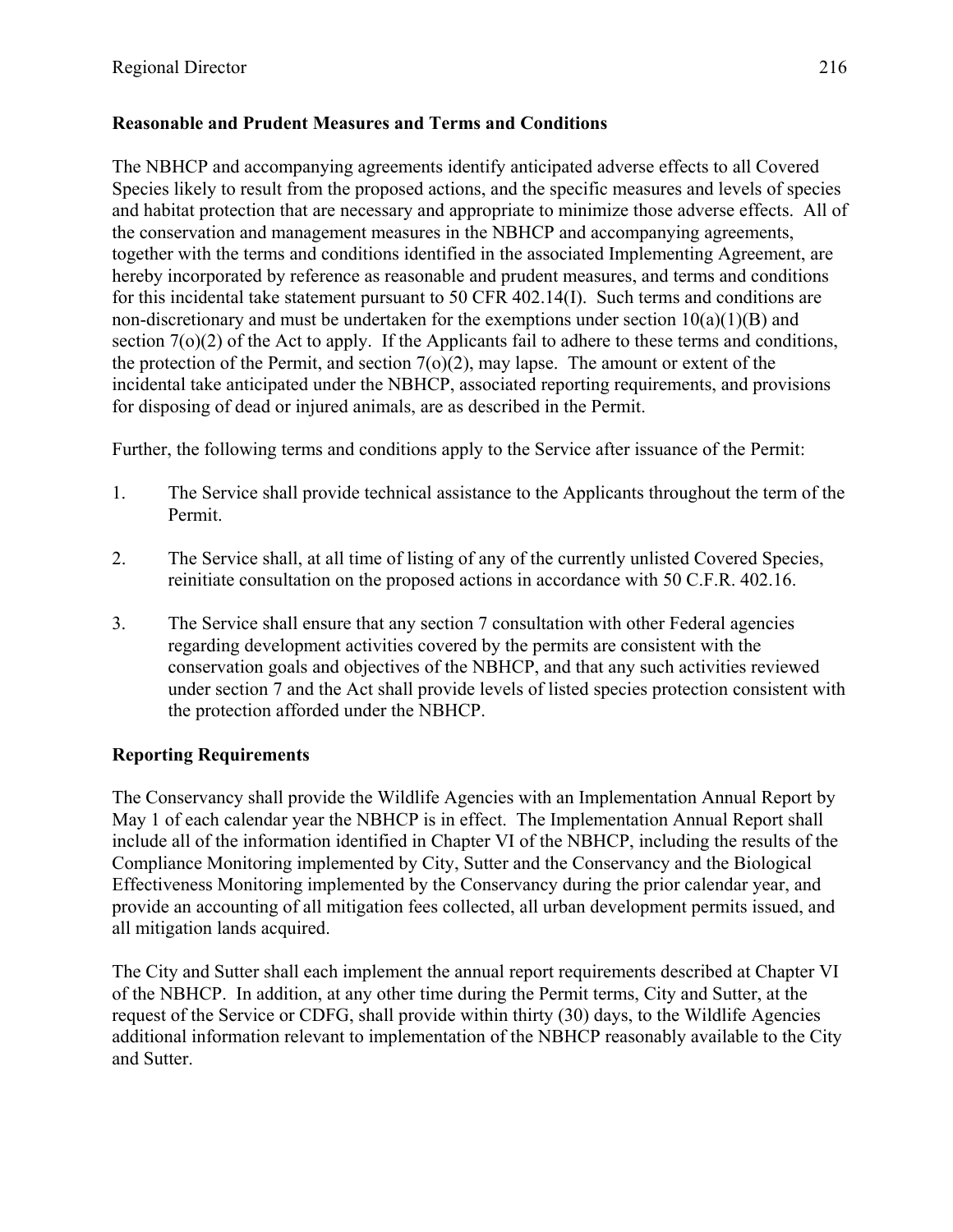**Reasonable and Prudent Measures and Terms and Conditions**

The NBHCP and accompanying agreements identify anticipated adverse effects to all Covered Species likely to result from the proposed actions, and the specific measures and levels of species and habitat protection that are necessary and appropriate to minimize those adverse effects. All of the conservation and management measures in the NBHCP and accompanying agreements, together with the terms and conditions identified in the associated Implementing Agreement, are hereby incorporated by reference as reasonable and prudent measures, and terms and conditions for this incidental take statement pursuant to 50 CFR 402.14(I). Such terms and conditions are non-discretionary and must be undertaken for the exemptions under section 10(a)(1)(B) and section 7(o)(2) of the Act to apply. If the Applicants fail to adhere to these terms and conditions, the protection of the Permit, and section 7(o)(2), may lapse. The amount or extent of the incidental take anticipated under the NBHCP, associated reporting requirements, and provisions for disposing of dead or injured animals, are as described in the Permit.

Further, the following terms and conditions apply to the Service after issuance of the Permit:

1. The Service shall provide technical assistance to the Applicants throughout the term of the Permit.

2. The Service shall, at all time of listing of any of the currently unlisted Covered Species, reinitiate consultation on the proposed actions in accordance with 50 C.F.R. 402.16.

3. The Service shall ensure that any section 7 consultation with other Federal agencies regarding development activities covered by the permits are consistent with the conservation goals and objectives of the NBHCP, and that any such activities reviewed under section 7 and the Act shall provide levels of listed species protection consistent with the protection afforded under the NBHCP.

**Reporting Requirements**

The Conservancy shall provide the Wildlife Agencies with an Implementation Annual Report by May 1 of each calendar year the NBHCP is in effect. The Implementation Annual Report shall include all of the information identified in Chapter VI of the NBHCP, including the results of the Compliance Monitoring implemented by City, Sutter and the Conservancy and the Biological Effectiveness Monitoring implemented by the Conservancy during the prior calendar year, and provide an accounting of all mitigation fees collected, all urban development permits issued, and all mitigation lands acquired.

The City and Sutter shall each implement the annual report requirements described at Chapter VI of the NBHCP. In addition, at any other time during the Permit terms, City and Sutter, at the request of the Service or CDFG, shall provide within thirty (30) days, to the Wildlife Agencies additional information relevant to implementation of the NBHCP reasonably available to the City and Sutter.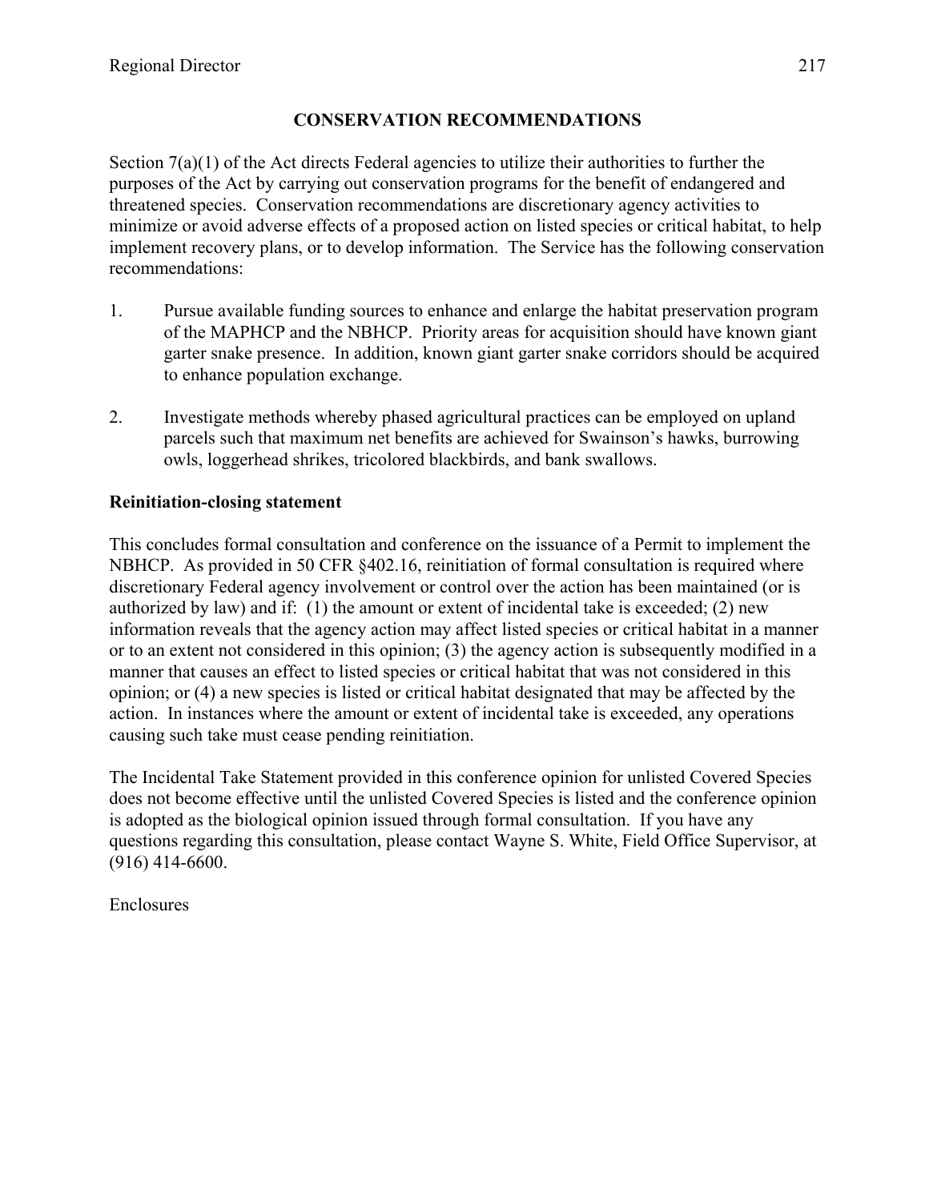## CONSERVATION RECOMMENDATIONS

Section 7(a)(1) of the Act directs Federal agencies to utilize their authorities to further the purposes of the Act by carrying out conservation programs for the benefit of endangered and threatened species. Conservation recommendations are discretionary agency activities to minimize or avoid adverse effects of a proposed action on listed species or critical habitat, to help implement recovery plans, or to develop information. The Service has the following conservation recommendations:

1. Pursue available funding sources to enhance and enlarge the habitat preservation program of the MAPHCP and the NBHCP. Priority areas for acquisition should have known giant garter snake presence. In addition, known giant garter snake corridors should be acquired to enhance population exchange.

2. Investigate methods whereby phased agricultural practices can be employed on upland parcels such that maximum net benefits are achieved for Swainson's hawks, burrowing owls, loggerhead shrikes, tricolored blackbirds, and bank swallows.

### Reinitiation-closing statement

This concludes formal consultation and conference on the issuance of a Permit to implement the NBHCP. As provided in 50 CFR §402.16, reinitiation of formal consultation is required where discretionary Federal agency involvement or control over the action has been maintained (or is authorized by law) and if: (1) the amount or extent of incidental take is exceeded; (2) new information reveals that the agency action may affect listed species or critical habitat in a manner or to an extent not considered in this opinion; (3) the agency action is subsequently modified in a manner that causes an effect to listed species or critical habitat that was not considered in this opinion; or (4) a new species is listed or critical habitat designated that may be affected by the action. In instances where the amount or extent of incidental take is exceeded, any operations causing such take must cease pending reinitiation.

The Incidental Take Statement provided in this conference opinion for unlisted Covered Species does not become effective until the unlisted Covered Species is listed and the conference opinion is adopted as the biological opinion issued through formal consultation. If you have any questions regarding this consultation, please contact Wayne S. White, Field Office Supervisor, at (916) 414-6600.

Enclosures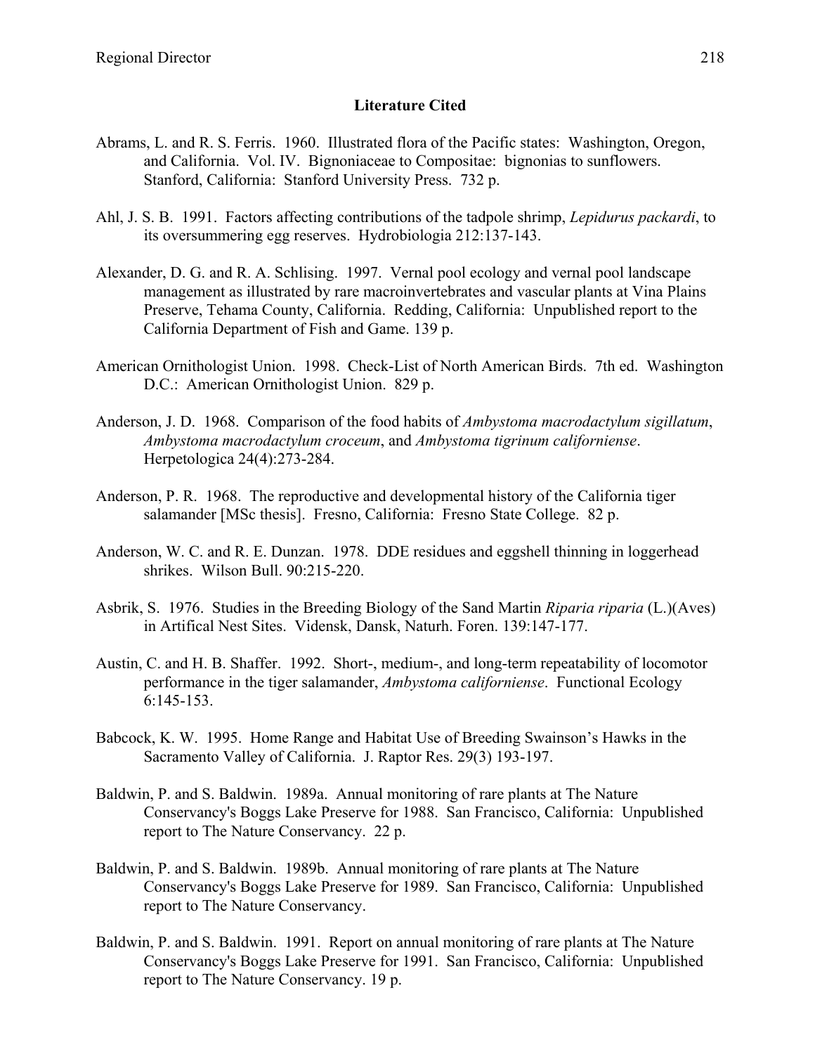## Literature Cited

Abrams, L. and R. S. Ferris. 1960. Illustrated flora of the Pacific states: Washington, Oregon, and California. Vol. IV. Bignoniaceae to Compositae: bignonias to sunflowers. Stanford, California: Stanford University Press. 732 p.

Ahl, J. S. B. 1991. Factors affecting contributions of the tadpole shrimp, *Lepidurus packardi*, to its oversummering egg reserves. Hydrobiologia 212:137-143.

Alexander, D. G. and R. A. Schlising. 1997. Vernal pool ecology and vernal pool landscape management as illustrated by rare macroinvertebrates and vascular plants at Vina Plains Preserve, Tehama County, California. Redding, California: Unpublished report to the California Department of Fish and Game. 139 p.

American Ornithologist Union. 1998. Check-List of North American Birds. 7th ed. Washington D.C.: American Ornithologist Union. 829 p.

Anderson, J. D. 1968. Comparison of the food habits of *Ambystoma macrodactylum sigillatum*, *Ambystoma macrodactylum croceum*, and *Ambystoma tigrinum californiense*. Herpetologica 24(4):273-284.

Anderson, P. R. 1968. The reproductive and developmental history of the California tiger salamander [MSc thesis]. Fresno, California: Fresno State College. 82 p.

Anderson, W. C. and R. E. Dunzan. 1978. DDE residues and eggshell thinning in loggerhead shrikes. Wilson Bull. 90:215-220.

Asbrik, S. 1976. Studies in the Breeding Biology of the Sand Martin *Riparia riparia* (L.)(Aves) in Artifical Nest Sites. Vidensk, Dansk, Naturh. Foren. 139:147-177.

Austin, C. and H. B. Shaffer. 1992. Short-, medium-, and long-term repeatability of locomotor performance in the tiger salamander, *Ambystoma californiense*. Functional Ecology 6:145-153.

Babcock, K. W. 1995. Home Range and Habitat Use of Breeding Swainson's Hawks in the Sacramento Valley of California. J. Raptor Res. 29(3) 193-197.

Baldwin, P. and S. Baldwin. 1989a. Annual monitoring of rare plants at The Nature Conservancy's Boggs Lake Preserve for 1988. San Francisco, California: Unpublished report to The Nature Conservancy. 22 p.

Baldwin, P. and S. Baldwin. 1989b. Annual monitoring of rare plants at The Nature Conservancy's Boggs Lake Preserve for 1989. San Francisco, California: Unpublished report to The Nature Conservancy.

Baldwin, P. and S. Baldwin. 1991. Report on annual monitoring of rare plants at The Nature Conservancy's Boggs Lake Preserve for 1991. San Francisco, California: Unpublished report to The Nature Conservancy. 19 p.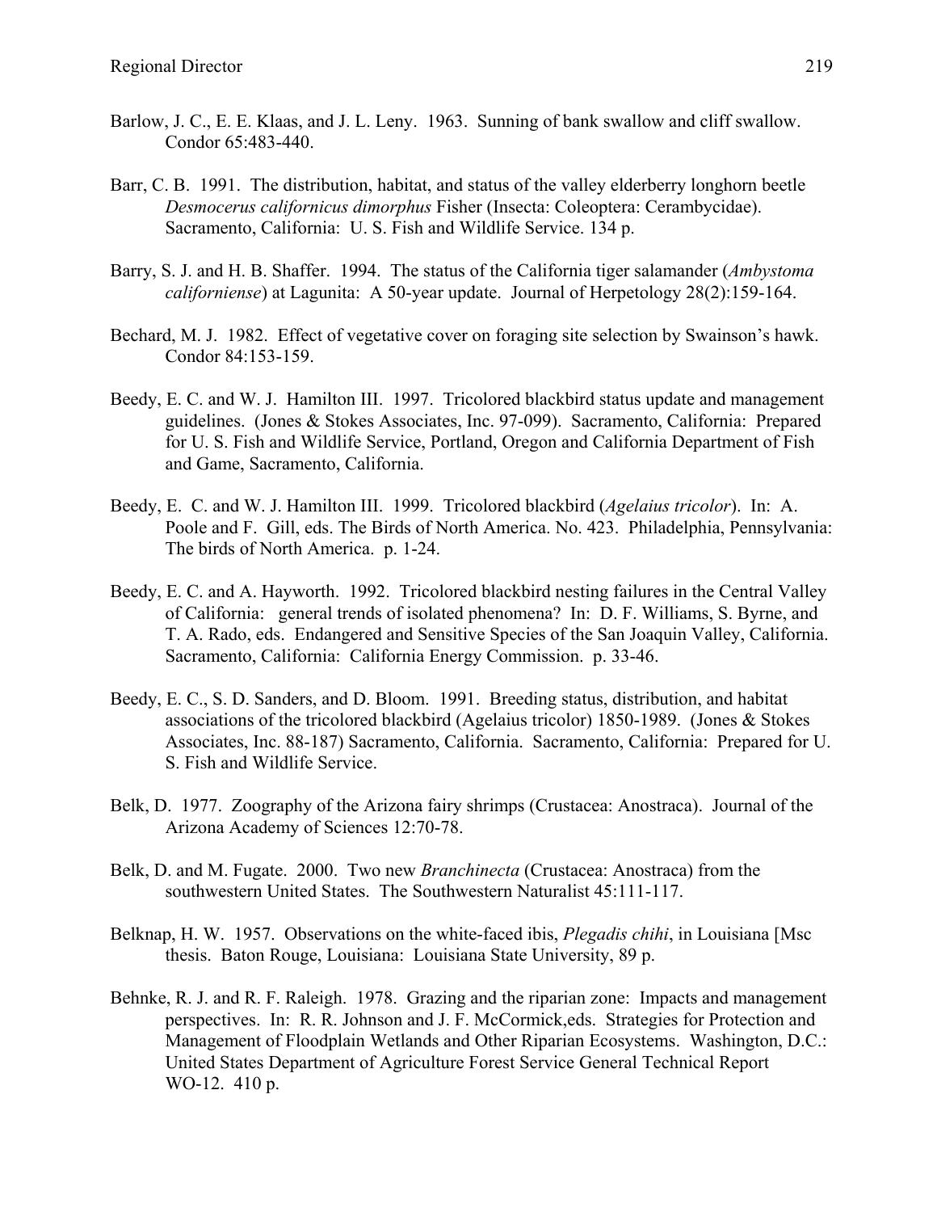Barlow, J. C., E. E. Klaas, and J. L. Leny. 1963. Sunning of bank swallow and cliff swallow. Condor 65:483-440.

Barr, C. B. 1991. The distribution, habitat, and status of the valley elderberry longhorn beetle *Desmocerus californicus dimorphus* Fisher (Insecta: Coleoptera: Cerambycidae). Sacramento, California: U. S. Fish and Wildlife Service. 134 p.

Barry, S. J. and H. B. Shaffer. 1994. The status of the California tiger salamander (*Ambystoma californiense*) at Lagunita: A 50-year update. Journal of Herpetology 28(2):159-164.

Bechard, M. J. 1982. Effect of vegetative cover on foraging site selection by Swainson's hawk. Condor 84:153-159.

Beedy, E. C. and W. J. Hamilton III. 1997. Tricolored blackbird status update and management guidelines. (Jones & Stokes Associates, Inc. 97-099). Sacramento, California: Prepared for U. S. Fish and Wildlife Service, Portland, Oregon and California Department of Fish and Game, Sacramento, California.

Beedy, E. C. and W. J. Hamilton III. 1999. Tricolored blackbird (*Agelaius tricolor*). In: A. Poole and F. Gill, eds. The Birds of North America. No. 423. Philadelphia, Pennsylvania: The birds of North America. p. 1-24.

Beedy, E. C. and A. Hayworth. 1992. Tricolored blackbird nesting failures in the Central Valley of California: general trends of isolated phenomena? In: D. F. Williams, S. Byrne, and T. A. Rado, eds. Endangered and Sensitive Species of the San Joaquin Valley, California. Sacramento, California: California Energy Commission. p. 33-46.

Beedy, E. C., S. D. Sanders, and D. Bloom. 1991. Breeding status, distribution, and habitat associations of the tricolored blackbird (Agelaius tricolor) 1850-1989. (Jones & Stokes Associates, Inc. 88-187) Sacramento, California. Sacramento, California: Prepared for U. S. Fish and Wildlife Service.

Belk, D. 1977. Zoography of the Arizona fairy shrimps (Crustacea: Anostraca). Journal of the Arizona Academy of Sciences 12:70-78.

Belk, D. and M. Fugate. 2000. Two new *Branchinecta* (Crustacea: Anostraca) from the southwestern United States. The Southwestern Naturalist 45:111-117.

Belknap, H. W. 1957. Observations on the white-faced ibis, *Plegadis chihi*, in Louisiana [Msc thesis. Baton Rouge, Louisiana: Louisiana State University, 89 p.

Behnke, R. J. and R. F. Raleigh. 1978. Grazing and the riparian zone: Impacts and management perspectives. In: R. R. Johnson and J. F. McCormick,eds. Strategies for Protection and Management of Floodplain Wetlands and Other Riparian Ecosystems. Washington, D.C.: United States Department of Agriculture Forest Service General Technical Report WO-12. 410 p.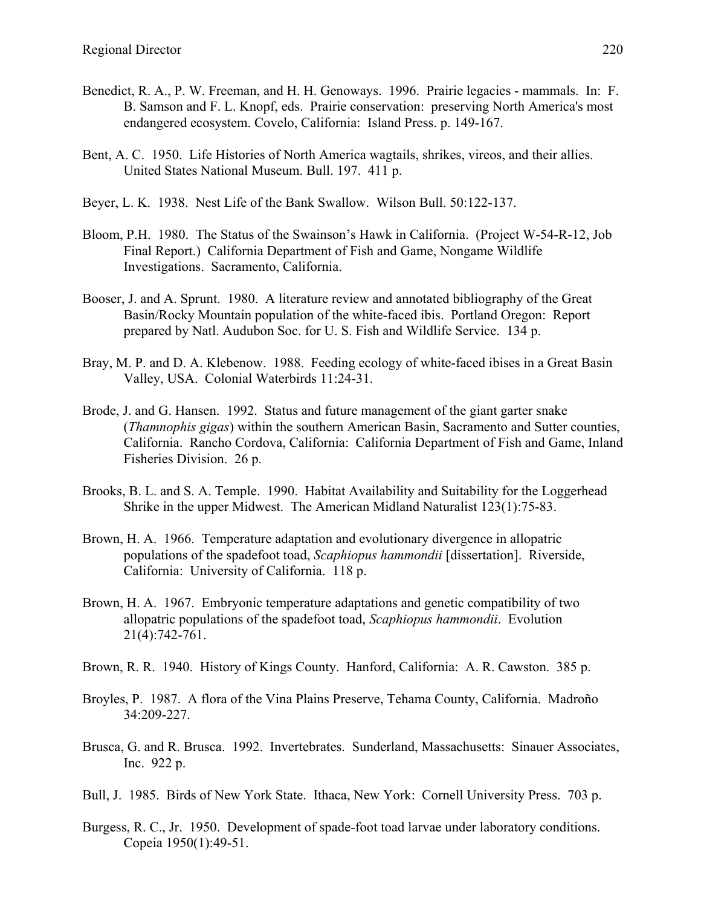Benedict, R. A., P. W. Freeman, and H. H. Genoways. 1996. Prairie legacies - mammals. In: F. B. Samson and F. L. Knopf, eds. Prairie conservation: preserving North America's most endangered ecosystem. Covelo, California: Island Press. p. 149-167.

Bent, A. C. 1950. Life Histories of North America wagtails, shrikes, vireos, and their allies. United States National Museum. Bull. 197. 411 p.

Beyer, L. K. 1938. Nest Life of the Bank Swallow. Wilson Bull. 50:122-137.

Bloom, P.H. 1980. The Status of the Swainson's Hawk in California. (Project W-54-R-12, Job Final Report.) California Department of Fish and Game, Nongame Wildlife Investigations. Sacramento, California.

Booser, J. and A. Sprunt. 1980. A literature review and annotated bibliography of the Great Basin/Rocky Mountain population of the white-faced ibis. Portland Oregon: Report prepared by Natl. Audubon Soc. for U. S. Fish and Wildlife Service. 134 p.

Bray, M. P. and D. A. Klebenow. 1988. Feeding ecology of white-faced ibises in a Great Basin Valley, USA. Colonial Waterbirds 11:24-31.

Brode, J. and G. Hansen. 1992. Status and future management of the giant garter snake (*Thamnophis gigas*) within the southern American Basin, Sacramento and Sutter counties, California. Rancho Cordova, California: California Department of Fish and Game, Inland Fisheries Division. 26 p.

Brooks, B. L. and S. A. Temple. 1990. Habitat Availability and Suitability for the Loggerhead Shrike in the upper Midwest. The American Midland Naturalist 123(1):75-83.

Brown, H. A. 1966. Temperature adaptation and evolutionary divergence in allopatric populations of the spadefoot toad, *Scaphiopus hammondii* [dissertation]. Riverside, California: University of California. 118 p.

Brown, H. A. 1967. Embryonic temperature adaptations and genetic compatibility of two allopatric populations of the spadefoot toad, *Scaphiopus hammondii*. Evolution 21(4):742-761.

Brown, R. R. 1940. History of Kings County. Hanford, California: A. R. Cawston. 385 p.

Broyles, P. 1987. A flora of the Vina Plains Preserve, Tehama County, California. Madroño 34:209-227.

Brusca, G. and R. Brusca. 1992. Invertebrates. Sunderland, Massachusetts: Sinauer Associates, Inc. 922 p.

Bull, J. 1985. Birds of New York State. Ithaca, New York: Cornell University Press. 703 p.

Burgess, R. C., Jr. 1950. Development of spade-foot toad larvae under laboratory conditions. Copeia 1950(1):49-51.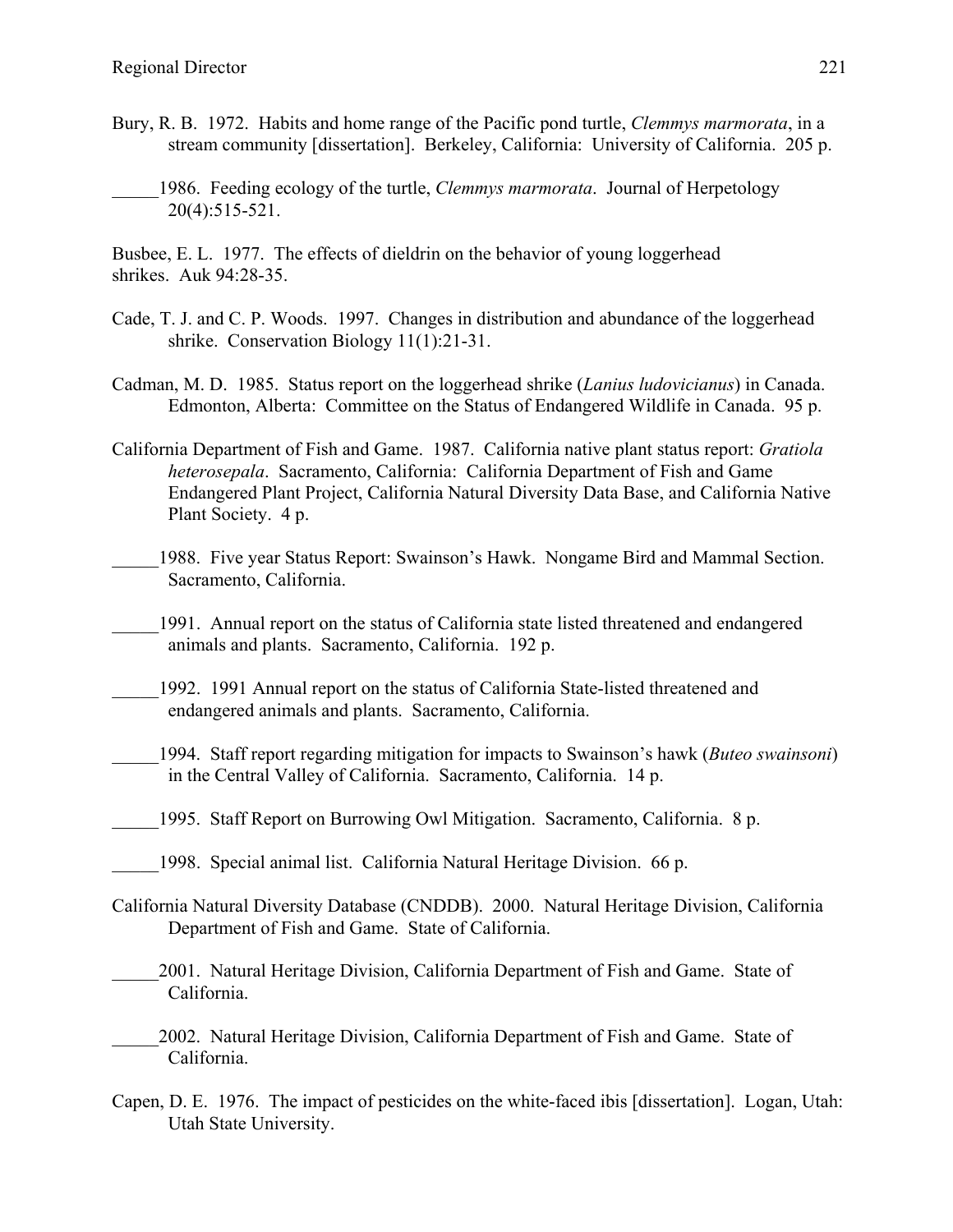Bury, R. B. 1972. Habits and home range of the Pacific pond turtle, *Clemmys marmorata*, in a stream community [dissertation]. Berkeley, California: University of California. 205 p.

_____1986. Feeding ecology of the turtle, *Clemmys marmorata*. Journal of Herpetology 20(4):515-521.

Busbee, E. L. 1977. The effects of dieldrin on the behavior of young loggerhead shrikes. Auk 94:28-35.

Cade, T. J. and C. P. Woods. 1997. Changes in distribution and abundance of the loggerhead shrike. Conservation Biology 11(1):21-31.

Cadman, M. D. 1985. Status report on the loggerhead shrike (*Lanius ludovicianus*) in Canada. Edmonton, Alberta: Committee on the Status of Endangered Wildlife in Canada. 95 p.

California Department of Fish and Game. 1987. California native plant status report: *Gratiola heterosepala*. Sacramento, California: California Department of Fish and Game Endangered Plant Project, California Natural Diversity Data Base, and California Native Plant Society. 4 p.

_____1988. Five year Status Report: Swainson's Hawk. Nongame Bird and Mammal Section. Sacramento, California.

_____1991. Annual report on the status of California state listed threatened and endangered animals and plants. Sacramento, California. 192 p.

_____1992. 1991 Annual report on the status of California State-listed threatened and endangered animals and plants. Sacramento, California.

_____1994. Staff report regarding mitigation for impacts to Swainson's hawk (*Buteo swainsoni*) in the Central Valley of California. Sacramento, California. 14 p.

_____1995. Staff Report on Burrowing Owl Mitigation. Sacramento, California. 8 p.

_____1998. Special animal list. California Natural Heritage Division. 66 p.

California Natural Diversity Database (CNDDB). 2000. Natural Heritage Division, California Department of Fish and Game. State of California.

_____2001. Natural Heritage Division, California Department of Fish and Game. State of California.

_____2002. Natural Heritage Division, California Department of Fish and Game. State of California.

Capen, D. E. 1976. The impact of pesticides on the white-faced ibis [dissertation]. Logan, Utah: Utah State University.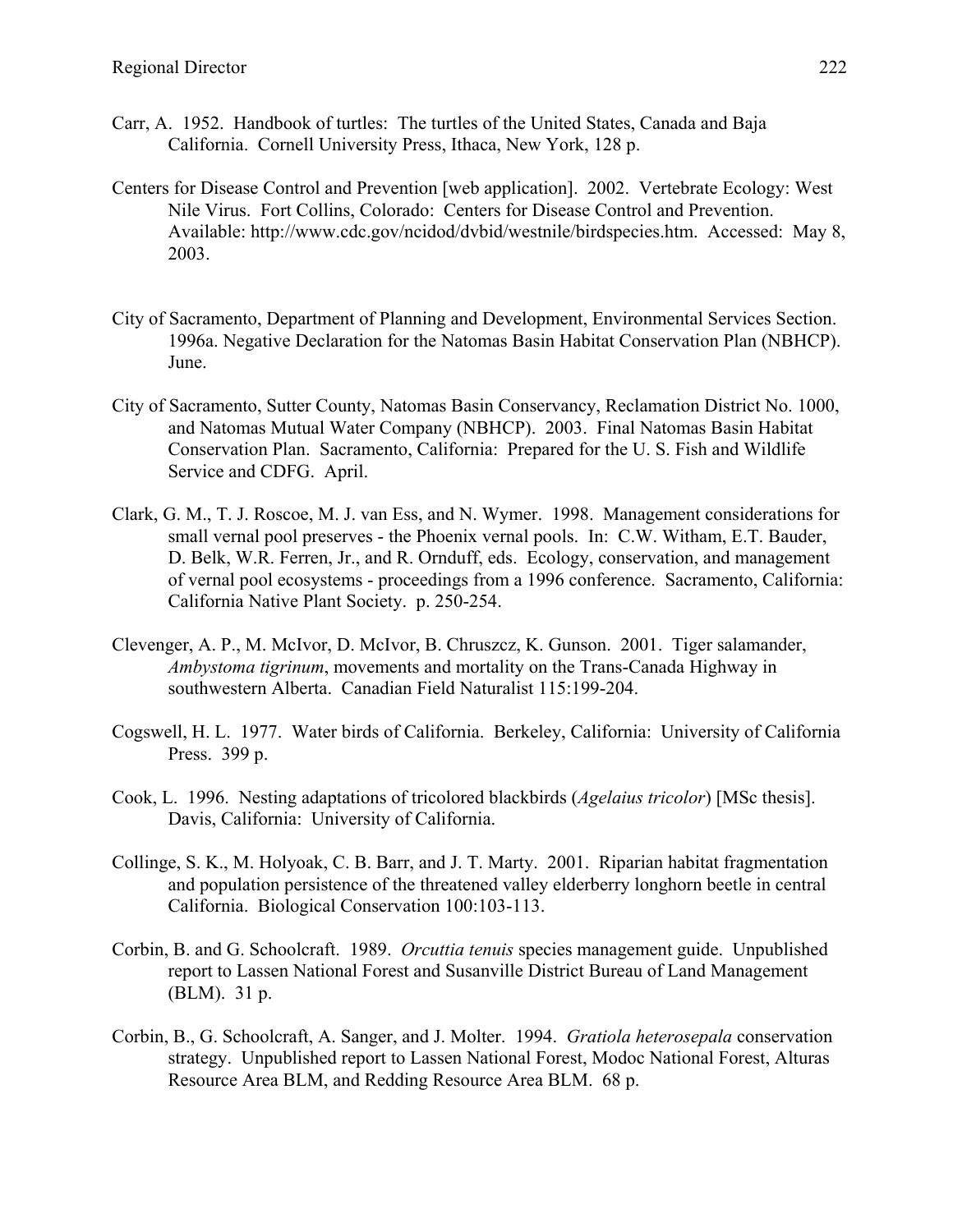Carr, A. 1952. Handbook of turtles: The turtles of the United States, Canada and Baja California. Cornell University Press, Ithaca, New York, 128 p.

Centers for Disease Control and Prevention [web application]. 2002. Vertebrate Ecology: West Nile Virus. Fort Collins, Colorado: Centers for Disease Control and Prevention. Available: http://www.cdc.gov/ncidod/dvbid/westnile/birdspecies.htm. Accessed: May 8, 2003.

City of Sacramento, Department of Planning and Development, Environmental Services Section. 1996a. Negative Declaration for the Natomas Basin Habitat Conservation Plan (NBHCP). June.

City of Sacramento, Sutter County, Natomas Basin Conservancy, Reclamation District No. 1000, and Natomas Mutual Water Company (NBHCP). 2003. Final Natomas Basin Habitat Conservation Plan. Sacramento, California: Prepared for the U. S. Fish and Wildlife Service and CDFG. April.

Clark, G. M., T. J. Roscoe, M. J. van Ess, and N. Wymer. 1998. Management considerations for small vernal pool preserves - the Phoenix vernal pools. In: C.W. Witham, E.T. Bauder, D. Belk, W.R. Ferren, Jr., and R. Ornduff, eds. Ecology, conservation, and management of vernal pool ecosystems - proceedings from a 1996 conference. Sacramento, California: California Native Plant Society. p. 250-254.

Clevenger, A. P., M. McIvor, D. McIvor, B. Chruszcz, K. Gunson. 2001. Tiger salamander, *Ambystoma tigrinum*, movements and mortality on the Trans-Canada Highway in southwestern Alberta. Canadian Field Naturalist 115:199-204.

Cogswell, H. L. 1977. Water birds of California. Berkeley, California: University of California Press. 399 p.

Cook, L. 1996. Nesting adaptations of tricolored blackbirds (*Agelaius tricolor*) [MSc thesis]. Davis, California: University of California.

Collinge, S. K., M. Holyoak, C. B. Barr, and J. T. Marty. 2001. Riparian habitat fragmentation and population persistence of the threatened valley elderberry longhorn beetle in central California. Biological Conservation 100:103-113.

Corbin, B. and G. Schoolcraft. 1989. *Orcuttia tenuis* species management guide. Unpublished report to Lassen National Forest and Susanville District Bureau of Land Management (BLM). 31 p.

Corbin, B., G. Schoolcraft, A. Sanger, and J. Molter. 1994. *Gratiola heterosepala* conservation strategy. Unpublished report to Lassen National Forest, Modoc National Forest, Alturas Resource Area BLM, and Redding Resource Area BLM. 68 p.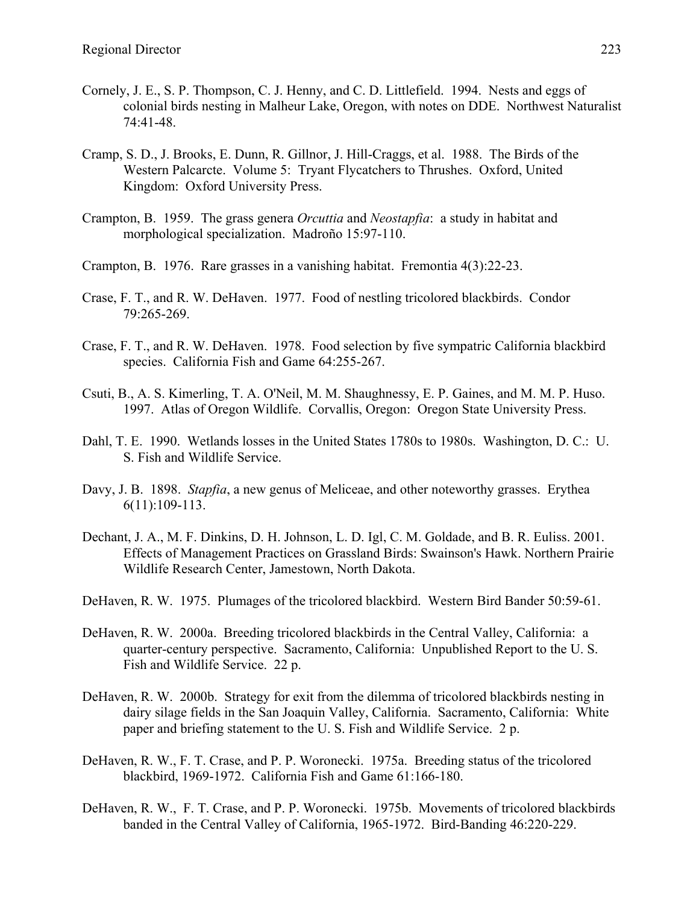Cornely, J. E., S. P. Thompson, C. J. Henny, and C. D. Littlefield. 1994. Nests and eggs of colonial birds nesting in Malheur Lake, Oregon, with notes on DDE. Northwest Naturalist 74:41-48.

Cramp, S. D., J. Brooks, E. Dunn, R. Gillnor, J. Hill-Craggs, et al. 1988. The Birds of the Western Palcarcte. Volume 5: Tryant Flycatchers to Thrushes. Oxford, United Kingdom: Oxford University Press.

Crampton, B. 1959. The grass genera *Orcuttia* and *Neostapfia*: a study in habitat and morphological specialization. Madroño 15:97-110.

Crampton, B. 1976. Rare grasses in a vanishing habitat. Fremontia 4(3):22-23.

Crase, F. T., and R. W. DeHaven. 1977. Food of nestling tricolored blackbirds. Condor 79:265-269.

Crase, F. T., and R. W. DeHaven. 1978. Food selection by five sympatric California blackbird species. California Fish and Game 64:255-267.

Csuti, B., A. S. Kimerling, T. A. O'Neil, M. M. Shaughnessy, E. P. Gaines, and M. M. P. Huso. 1997. Atlas of Oregon Wildlife. Corvallis, Oregon: Oregon State University Press.

Dahl, T. E. 1990. Wetlands losses in the United States 1780s to 1980s. Washington, D. C.: U. S. Fish and Wildlife Service.

Davy, J. B. 1898. *Stapfia*, a new genus of Meliceae, and other noteworthy grasses. Erythea 6(11):109-113.

Dechant, J. A., M. F. Dinkins, D. H. Johnson, L. D. Igl, C. M. Goldade, and B. R. Euliss. 2001. Effects of Management Practices on Grassland Birds: Swainson's Hawk. Northern Prairie Wildlife Research Center, Jamestown, North Dakota.

DeHaven, R. W. 1975. Plumages of the tricolored blackbird. Western Bird Bander 50:59-61.

DeHaven, R. W. 2000a. Breeding tricolored blackbirds in the Central Valley, California: a quarter-century perspective. Sacramento, California: Unpublished Report to the U. S. Fish and Wildlife Service. 22 p.

DeHaven, R. W. 2000b. Strategy for exit from the dilemma of tricolored blackbirds nesting in dairy silage fields in the San Joaquin Valley, California. Sacramento, California: White paper and briefing statement to the U. S. Fish and Wildlife Service. 2 p.

DeHaven, R. W., F. T. Crase, and P. P. Woronecki. 1975a. Breeding status of the tricolored blackbird, 1969-1972. California Fish and Game 61:166-180.

DeHaven, R. W., F. T. Crase, and P. P. Woronecki. 1975b. Movements of tricolored blackbirds banded in the Central Valley of California, 1965-1972. Bird-Banding 46:220-229.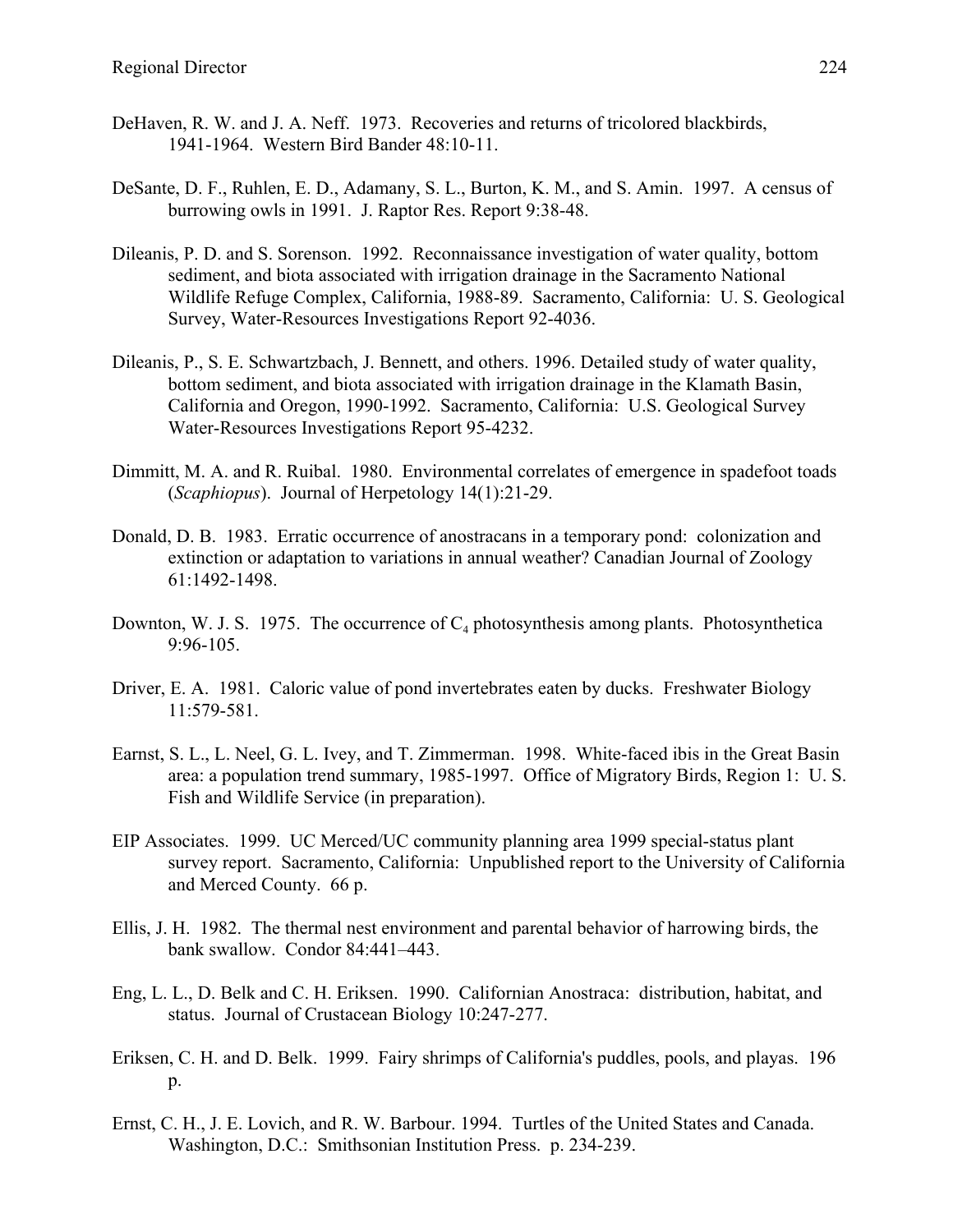DeHaven, R. W. and J. A. Neff. 1973. Recoveries and returns of tricolored blackbirds, 1941-1964. Western Bird Bander 48:10-11.

DeSante, D. F., Ruhlen, E. D., Adamany, S. L., Burton, K. M., and S. Amin. 1997. A census of burrowing owls in 1991. J. Raptor Res. Report 9:38-48.

Dileanis, P. D. and S. Sorenson. 1992. Reconnaissance investigation of water quality, bottom sediment, and biota associated with irrigation drainage in the Sacramento National Wildlife Refuge Complex, California, 1988-89. Sacramento, California: U. S. Geological Survey, Water-Resources Investigations Report 92-4036.

Dileanis, P., S. E. Schwartzbach, J. Bennett, and others. 1996. Detailed study of water quality, bottom sediment, and biota associated with irrigation drainage in the Klamath Basin, California and Oregon, 1990-1992. Sacramento, California: U.S. Geological Survey Water-Resources Investigations Report 95-4232.

Dimmitt, M. A. and R. Ruibal. 1980. Environmental correlates of emergence in spadefoot toads (*Scaphiopus*). Journal of Herpetology 14(1):21-29.

Donald, D. B. 1983. Erratic occurrence of anostracans in a temporary pond: colonization and extinction or adaptation to variations in annual weather? Canadian Journal of Zoology 61:1492-1498.

Downton, W. J. S. 1975. The occurrence of $C_4$ photosynthesis among plants. Photosynthetica 9:96-105.

Driver, E. A. 1981. Caloric value of pond invertebrates eaten by ducks. Freshwater Biology 11:579-581.

Earnst, S. L., L. Neel, G. L. Ivey, and T. Zimmerman. 1998. White-faced ibis in the Great Basin area: a population trend summary, 1985-1997. Office of Migratory Birds, Region 1: U. S. Fish and Wildlife Service (in preparation).

EIP Associates. 1999. UC Merced/UC community planning area 1999 special-status plant survey report. Sacramento, California: Unpublished report to the University of California and Merced County. 66 p.

Ellis, J. H. 1982. The thermal nest environment and parental behavior of harrowing birds, the bank swallow. Condor 84:441–443.

Eng, L. L., D. Belk and C. H. Eriksen. 1990. Californian Anostraca: distribution, habitat, and status. Journal of Crustacean Biology 10:247-277.

Eriksen, C. H. and D. Belk. 1999. Fairy shrimps of California's puddles, pools, and playas. 196 p.

Ernst, C. H., J. E. Lovich, and R. W. Barbour. 1994. Turtles of the United States and Canada. Washington, D.C.: Smithsonian Institution Press. p. 234-239.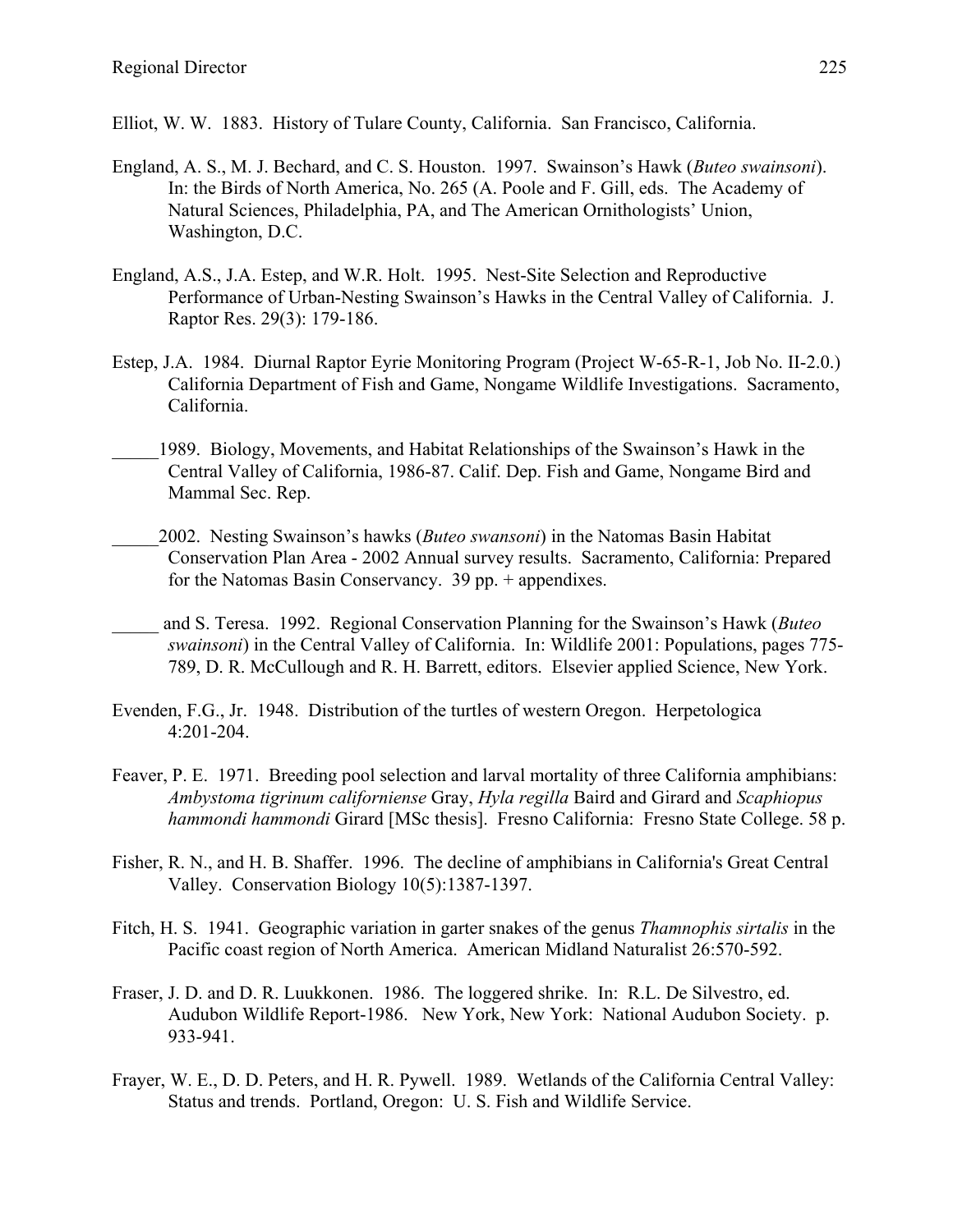Elliot, W. W. 1883. History of Tulare County, California. San Francisco, California.

England, A. S., M. J. Bechard, and C. S. Houston. 1997. Swainson's Hawk (*Buteo swainsoni*). In: the Birds of North America, No. 265 (A. Poole and F. Gill, eds. The Academy of Natural Sciences, Philadelphia, PA, and The American Ornithologists' Union, Washington, D.C.

England, A.S., J.A. Estep, and W.R. Holt. 1995. Nest-Site Selection and Reproductive Performance of Urban-Nesting Swainson's Hawks in the Central Valley of California. J. Raptor Res. 29(3): 179-186.

Estep, J.A. 1984. Diurnal Raptor Eyrie Monitoring Program (Project W-65-R-1, Job No. II-2.0.) California Department of Fish and Game, Nongame Wildlife Investigations. Sacramento, California.

_____1989. Biology, Movements, and Habitat Relationships of the Swainson's Hawk in the Central Valley of California, 1986-87. Calif. Dep. Fish and Game, Nongame Bird and Mammal Sec. Rep.

_____2002. Nesting Swainson's hawks (*Buteo swansoni*) in the Natomas Basin Habitat Conservation Plan Area - 2002 Annual survey results. Sacramento, California: Prepared for the Natomas Basin Conservancy. 39 pp. + appendixes.

_____ and S. Teresa. 1992. Regional Conservation Planning for the Swainson's Hawk (*Buteo swainsoni*) in the Central Valley of California. In: Wildlife 2001: Populations, pages 775-789, D. R. McCullough and R. H. Barrett, editors. Elsevier applied Science, New York.

Evenden, F.G., Jr. 1948. Distribution of the turtles of western Oregon. Herpetologica 4:201-204.

Feaver, P. E. 1971. Breeding pool selection and larval mortality of three California amphibians: *Ambystoma tigrinum californiense* Gray, *Hyla regilla* Baird and Girard and *Scaphiopus hammondi hammondi* Girard [MSc thesis]. Fresno California: Fresno State College. 58 p.

Fisher, R. N., and H. B. Shaffer. 1996. The decline of amphibians in California's Great Central Valley. Conservation Biology 10(5):1387-1397.

Fitch, H. S. 1941. Geographic variation in garter snakes of the genus *Thamnophis sirtalis* in the Pacific coast region of North America. American Midland Naturalist 26:570-592.

Fraser, J. D. and D. R. Luukkonen. 1986. The loggered shrike. In: R.L. De Silvestro, ed. Audubon Wildlife Report-1986. New York, New York: National Audubon Society. p. 933-941.

Frayer, W. E., D. D. Peters, and H. R. Pywell. 1989. Wetlands of the California Central Valley: Status and trends. Portland, Oregon: U. S. Fish and Wildlife Service.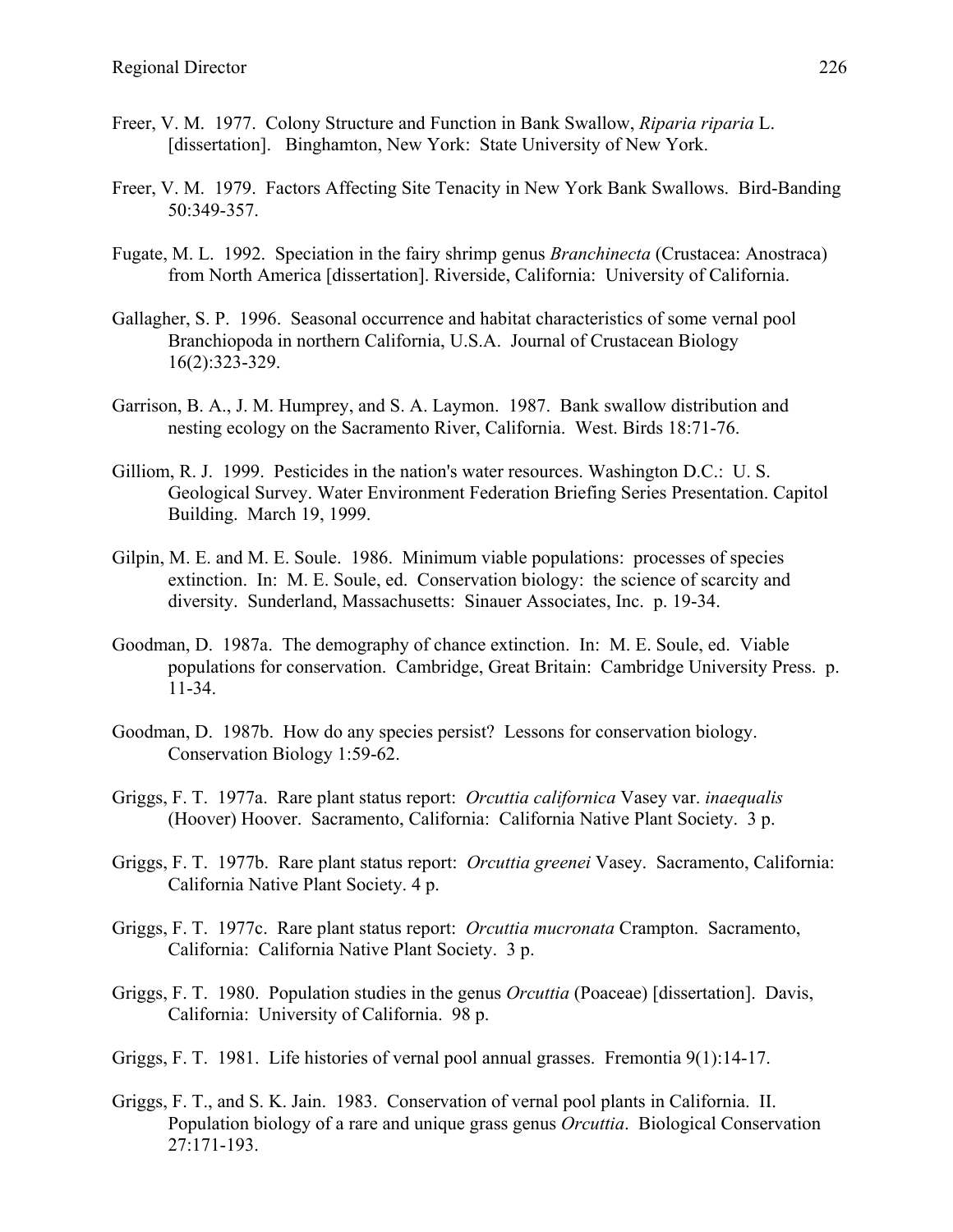Freer, V. M. 1977. Colony Structure and Function in Bank Swallow, *Riparia riparia* L. [dissertation]. Binghamton, New York: State University of New York.

Freer, V. M. 1979. Factors Affecting Site Tenacity in New York Bank Swallows. Bird-Banding 50:349-357.

Fugate, M. L. 1992. Speciation in the fairy shrimp genus *Branchinecta* (Crustacea: Anostraca) from North America [dissertation]. Riverside, California: University of California.

Gallagher, S. P. 1996. Seasonal occurrence and habitat characteristics of some vernal pool Branchiopoda in northern California, U.S.A. Journal of Crustacean Biology 16(2):323-329.

Garrison, B. A., J. M. Humprey, and S. A. Laymon. 1987. Bank swallow distribution and nesting ecology on the Sacramento River, California. West. Birds 18:71-76.

Gilliom, R. J. 1999. Pesticides in the nation's water resources. Washington D.C.: U. S. Geological Survey. Water Environment Federation Briefing Series Presentation. Capitol Building. March 19, 1999.

Gilpin, M. E. and M. E. Soule. 1986. Minimum viable populations: processes of species extinction. In: M. E. Soule, ed. Conservation biology: the science of scarcity and diversity. Sunderland, Massachusetts: Sinauer Associates, Inc. p. 19-34.

Goodman, D. 1987a. The demography of chance extinction. In: M. E. Soule, ed. Viable populations for conservation. Cambridge, Great Britain: Cambridge University Press. p. 11-34.

Goodman, D. 1987b. How do any species persist? Lessons for conservation biology. Conservation Biology 1:59-62.

Griggs, F. T. 1977a. Rare plant status report: *Orcuttia californica* Vasey var. *inaequalis* (Hoover) Hoover. Sacramento, California: California Native Plant Society. 3 p.

Griggs, F. T. 1977b. Rare plant status report: *Orcuttia greenei* Vasey. Sacramento, California: California Native Plant Society. 4 p.

Griggs, F. T. 1977c. Rare plant status report: *Orcuttia mucronata* Crampton. Sacramento, California: California Native Plant Society. 3 p.

Griggs, F. T. 1980. Population studies in the genus *Orcuttia* (Poaceae) [dissertation]. Davis, California: University of California. 98 p.

Griggs, F. T. 1981. Life histories of vernal pool annual grasses. Fremontia 9(1):14-17.

Griggs, F. T., and S. K. Jain. 1983. Conservation of vernal pool plants in California. II. Population biology of a rare and unique grass genus *Orcuttia*. Biological Conservation 27:171-193.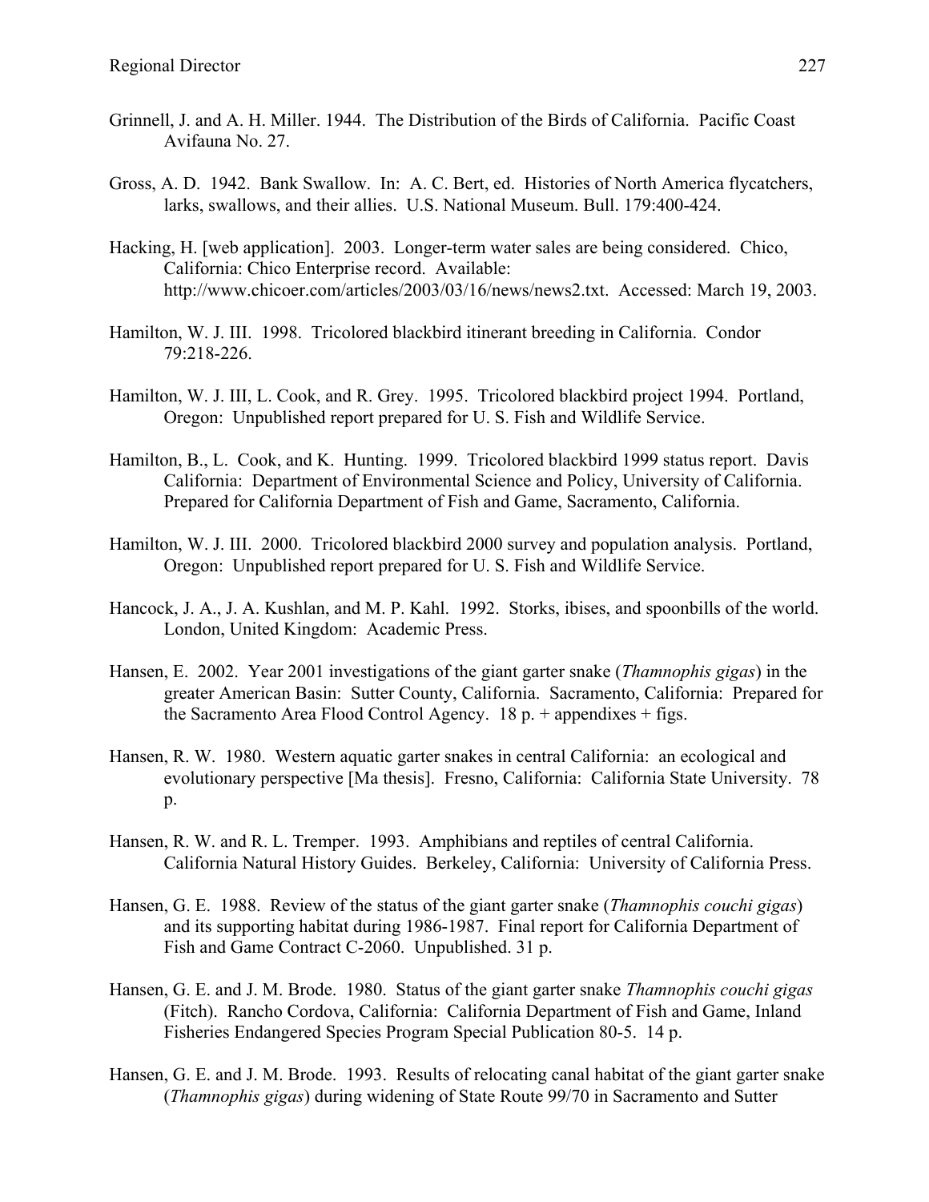Grinnell, J. and A. H. Miller. 1944. The Distribution of the Birds of California. Pacific Coast Avifauna No. 27.

Gross, A. D. 1942. Bank Swallow. In: A. C. Bert, ed. Histories of North America flycatchers, larks, swallows, and their allies. U.S. National Museum. Bull. 179:400-424.

Hacking, H. [web application]. 2003. Longer-term water sales are being considered. Chico, California: Chico Enterprise record. Available: http://www.chicoer.com/articles/2003/03/16/news/news2.txt. Accessed: March 19, 2003.

Hamilton, W. J. III. 1998. Tricolored blackbird itinerant breeding in California. Condor 79:218-226.

Hamilton, W. J. III, L. Cook, and R. Grey. 1995. Tricolored blackbird project 1994. Portland, Oregon: Unpublished report prepared for U. S. Fish and Wildlife Service.

Hamilton, B., L. Cook, and K. Hunting. 1999. Tricolored blackbird 1999 status report. Davis California: Department of Environmental Science and Policy, University of California. Prepared for California Department of Fish and Game, Sacramento, California.

Hamilton, W. J. III. 2000. Tricolored blackbird 2000 survey and population analysis. Portland, Oregon: Unpublished report prepared for U. S. Fish and Wildlife Service.

Hancock, J. A., J. A. Kushlan, and M. P. Kahl. 1992. Storks, ibises, and spoonbills of the world. London, United Kingdom: Academic Press.

Hansen, E. 2002. Year 2001 investigations of the giant garter snake (*Thamnophis gigas*) in the greater American Basin: Sutter County, California. Sacramento, California: Prepared for the Sacramento Area Flood Control Agency. 18 p. + appendixes + figs.

Hansen, R. W. 1980. Western aquatic garter snakes in central California: an ecological and evolutionary perspective [Ma thesis]. Fresno, California: California State University. 78 p.

Hansen, R. W. and R. L. Tremper. 1993. Amphibians and reptiles of central California. California Natural History Guides. Berkeley, California: University of California Press.

Hansen, G. E. 1988. Review of the status of the giant garter snake (*Thamnophis couchi gigas*) and its supporting habitat during 1986-1987. Final report for California Department of Fish and Game Contract C-2060. Unpublished. 31 p.

Hansen, G. E. and J. M. Brode. 1980. Status of the giant garter snake *Thamnophis couchi gigas* (Fitch). Rancho Cordova, California: California Department of Fish and Game, Inland Fisheries Endangered Species Program Special Publication 80-5. 14 p.

Hansen, G. E. and J. M. Brode. 1993. Results of relocating canal habitat of the giant garter snake (*Thamnophis gigas*) during widening of State Route 99/70 in Sacramento and Sutter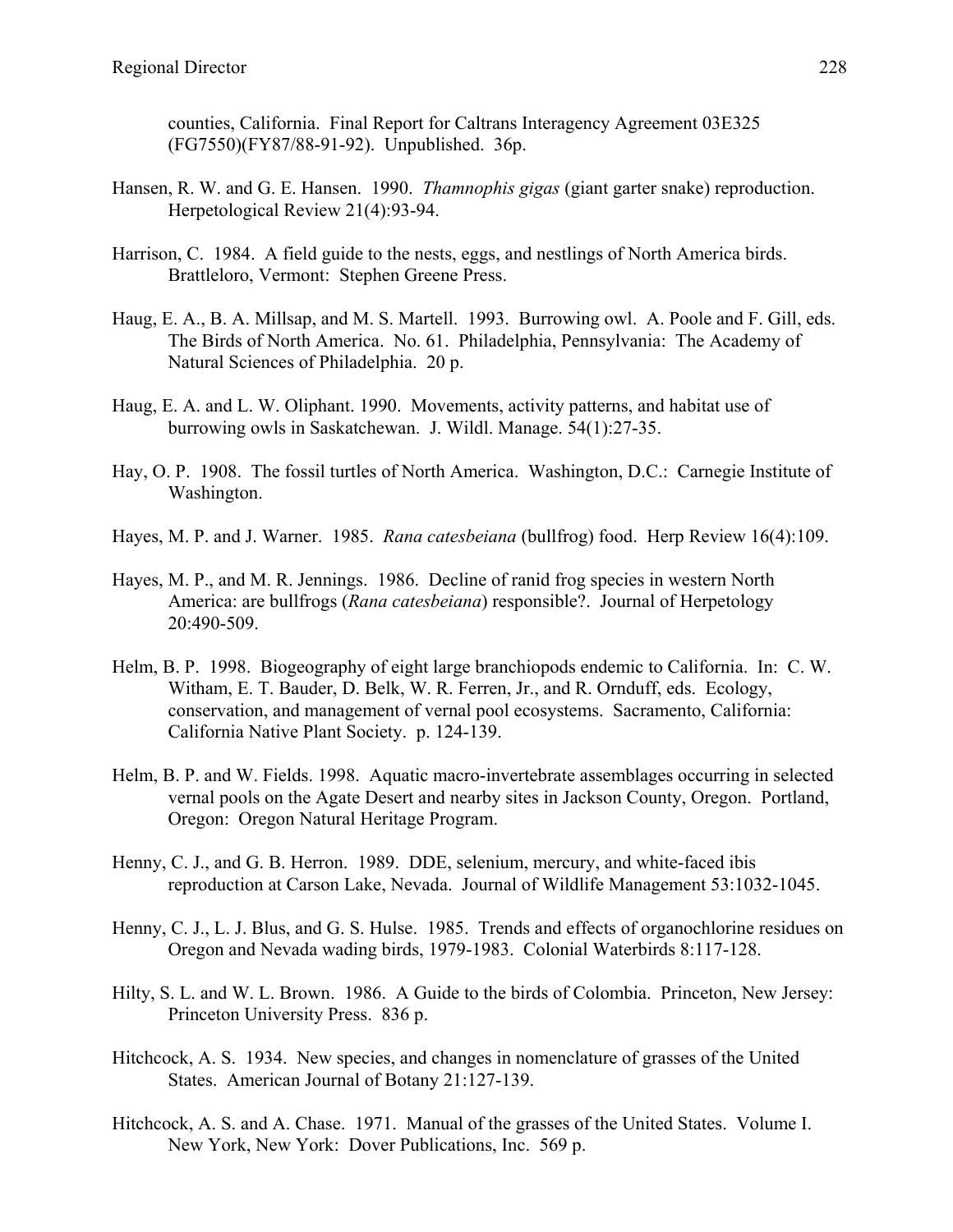counties, California. Final Report for Caltrans Interagency Agreement 03E325 (FG7550)(FY87/88-91-92). Unpublished. 36p.

Hansen, R. W. and G. E. Hansen. 1990. *Thamnophis gigas* (giant garter snake) reproduction. Herpetological Review 21(4):93-94.

Harrison, C. 1984. A field guide to the nests, eggs, and nestlings of North America birds. Brattleloro, Vermont: Stephen Greene Press.

Haug, E. A., B. A. Millsap, and M. S. Martell. 1993. Burrowing owl. A. Poole and F. Gill, eds. The Birds of North America. No. 61. Philadelphia, Pennsylvania: The Academy of Natural Sciences of Philadelphia. 20 p.

Haug, E. A. and L. W. Oliphant. 1990. Movements, activity patterns, and habitat use of burrowing owls in Saskatchewan. J. Wildl. Manage. 54(1):27-35.

Hay, O. P. 1908. The fossil turtles of North America. Washington, D.C.: Carnegie Institute of Washington.

Hayes, M. P. and J. Warner. 1985. *Rana catesbeiana* (bullfrog) food. Herp Review 16(4):109.

Hayes, M. P., and M. R. Jennings. 1986. Decline of ranid frog species in western North America: are bullfrogs (*Rana catesbeiana*) responsible?. Journal of Herpetology 20:490-509.

Helm, B. P. 1998. Biogeography of eight large branchiopods endemic to California. In: C. W. Witham, E. T. Bauder, D. Belk, W. R. Ferren, Jr., and R. Ornduff, eds. Ecology, conservation, and management of vernal pool ecosystems. Sacramento, California: California Native Plant Society. p. 124-139.

Helm, B. P. and W. Fields. 1998. Aquatic macro-invertebrate assemblages occurring in selected vernal pools on the Agate Desert and nearby sites in Jackson County, Oregon. Portland, Oregon: Oregon Natural Heritage Program.

Henny, C. J., and G. B. Herron. 1989. DDE, selenium, mercury, and white-faced ibis reproduction at Carson Lake, Nevada. Journal of Wildlife Management 53:1032-1045.

Henny, C. J., L. J. Blus, and G. S. Hulse. 1985. Trends and effects of organochlorine residues on Oregon and Nevada wading birds, 1979-1983. Colonial Waterbirds 8:117-128.

Hilty, S. L. and W. L. Brown. 1986. A Guide to the birds of Colombia. Princeton, New Jersey: Princeton University Press. 836 p.

Hitchcock, A. S. 1934. New species, and changes in nomenclature of grasses of the United States. American Journal of Botany 21:127-139.

Hitchcock, A. S. and A. Chase. 1971. Manual of the grasses of the United States. Volume I. New York, New York: Dover Publications, Inc. 569 p.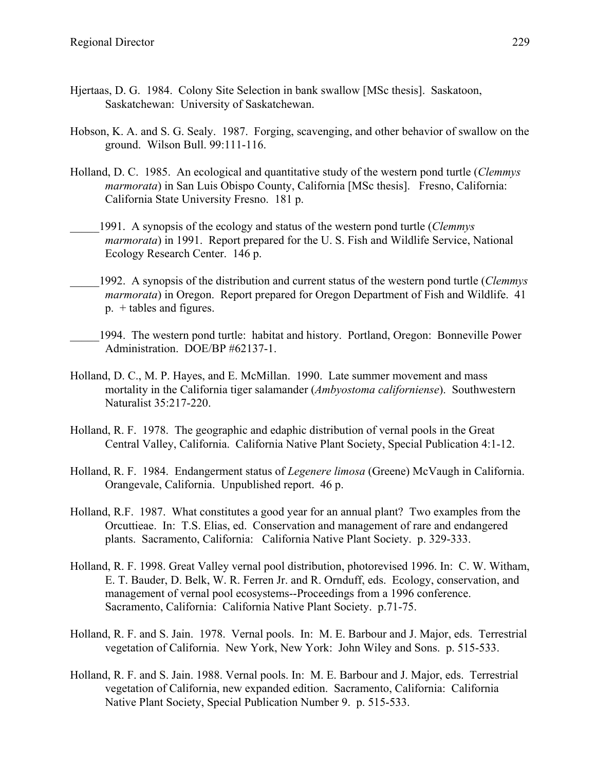Hjertaas, D. G. 1984. Colony Site Selection in bank swallow [MSc thesis]. Saskatoon, Saskatchewan: University of Saskatchewan.

Hobson, K. A. and S. G. Sealy. 1987. Forging, scavenging, and other behavior of swallow on the ground. Wilson Bull. 99:111-116.

Holland, D. C. 1985. An ecological and quantitative study of the western pond turtle (*Clemmys marmorata*) in San Luis Obispo County, California [MSc thesis]. Fresno, California: California State University Fresno. 181 p.

_____1991. A synopsis of the ecology and status of the western pond turtle (*Clemmys marmorata*) in 1991. Report prepared for the U. S. Fish and Wildlife Service, National Ecology Research Center. 146 p.

_____1992. A synopsis of the distribution and current status of the western pond turtle (*Clemmys marmorata*) in Oregon. Report prepared for Oregon Department of Fish and Wildlife. 41 p. + tables and figures.

_____1994. The western pond turtle: habitat and history. Portland, Oregon: Bonneville Power Administration. DOE/BP #62137-1.

Holland, D. C., M. P. Hayes, and E. McMillan. 1990. Late summer movement and mass mortality in the California tiger salamander (*Ambyostoma californiense*). Southwestern Naturalist 35:217-220.

Holland, R. F. 1978. The geographic and edaphic distribution of vernal pools in the Great Central Valley, California. California Native Plant Society, Special Publication 4:1-12.

Holland, R. F. 1984. Endangerment status of *Legenere limosa* (Greene) McVaugh in California. Orangevale, California. Unpublished report. 46 p.

Holland, R.F. 1987. What constitutes a good year for an annual plant? Two examples from the Orcuttieae. In: T.S. Elias, ed. Conservation and management of rare and endangered plants. Sacramento, California: California Native Plant Society. p. 329-333.

Holland, R. F. 1998. Great Valley vernal pool distribution, photorevised 1996. In: C. W. Witham, E. T. Bauder, D. Belk, W. R. Ferren Jr. and R. Ornduff, eds. Ecology, conservation, and management of vernal pool ecosystems--Proceedings from a 1996 conference. Sacramento, California: California Native Plant Society. p.71-75.

Holland, R. F. and S. Jain. 1978. Vernal pools. In: M. E. Barbour and J. Major, eds. Terrestrial vegetation of California. New York, New York: John Wiley and Sons. p. 515-533.

Holland, R. F. and S. Jain. 1988. Vernal pools. In: M. E. Barbour and J. Major, eds. Terrestrial vegetation of California, new expanded edition. Sacramento, California: California Native Plant Society, Special Publication Number 9. p. 515-533.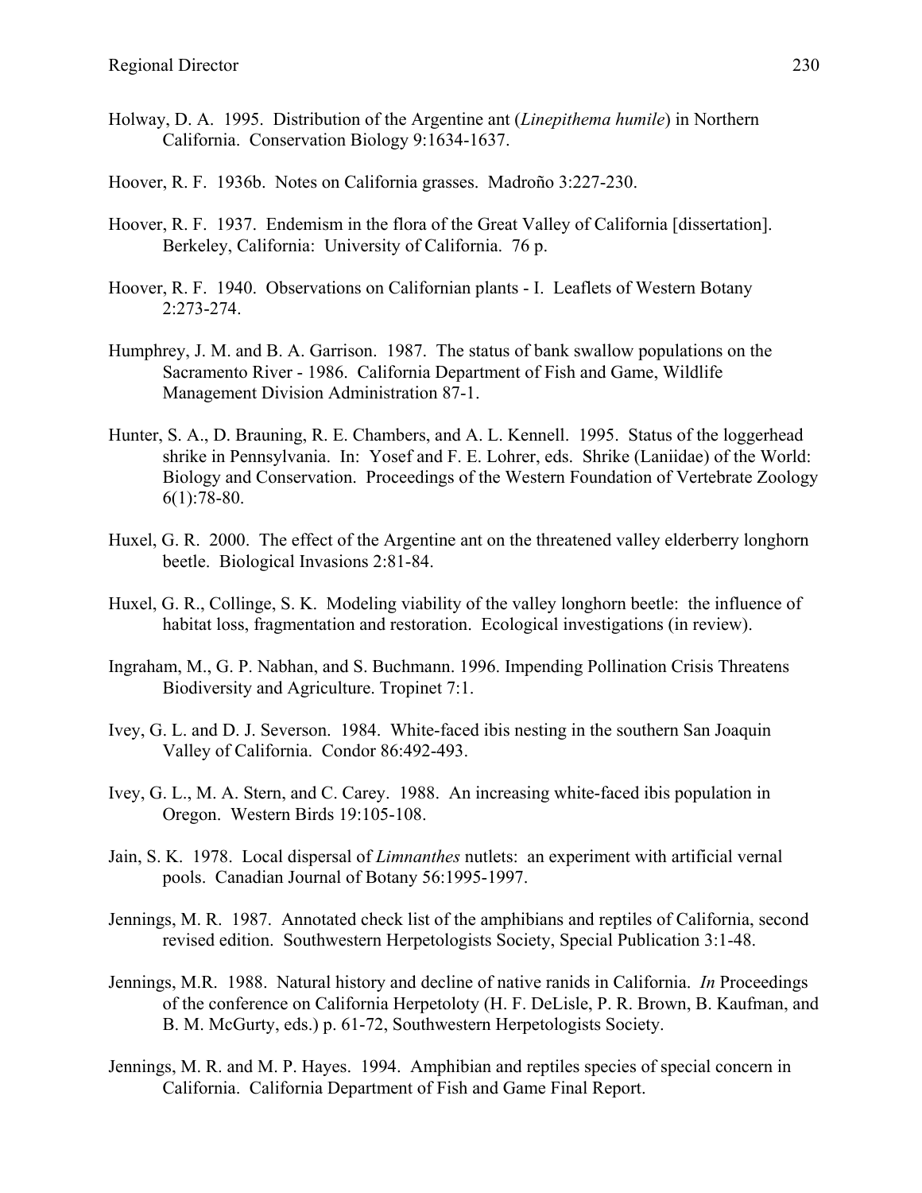Holway, D. A. 1995. Distribution of the Argentine ant (*Linepithema humile*) in Northern California. Conservation Biology 9:1634-1637.

Hoover, R. F. 1936b. Notes on California grasses. Madroño 3:227-230.

Hoover, R. F. 1937. Endemism in the flora of the Great Valley of California [dissertation]. Berkeley, California: University of California. 76 p.

Hoover, R. F. 1940. Observations on Californian plants - I. Leaflets of Western Botany 2:273-274.

Humphrey, J. M. and B. A. Garrison. 1987. The status of bank swallow populations on the Sacramento River - 1986. California Department of Fish and Game, Wildlife Management Division Administration 87-1.

Hunter, S. A., D. Brauning, R. E. Chambers, and A. L. Kennell. 1995. Status of the loggerhead shrike in Pennsylvania. In: Yosef and F. E. Lohrer, eds. Shrike (Laniidae) of the World: Biology and Conservation. Proceedings of the Western Foundation of Vertebrate Zoology 6(1):78-80.

Huxel, G. R. 2000. The effect of the Argentine ant on the threatened valley elderberry longhorn beetle. Biological Invasions 2:81-84.

Huxel, G. R., Collinge, S. K. Modeling viability of the valley longhorn beetle: the influence of habitat loss, fragmentation and restoration. Ecological investigations (in review).

Ingraham, M., G. P. Nabhan, and S. Buchmann. 1996. Impending Pollination Crisis Threatens Biodiversity and Agriculture. Tropinet 7:1.

Ivey, G. L. and D. J. Severson. 1984. White-faced ibis nesting in the southern San Joaquin Valley of California. Condor 86:492-493.

Ivey, G. L., M. A. Stern, and C. Carey. 1988. An increasing white-faced ibis population in Oregon. Western Birds 19:105-108.

Jain, S. K. 1978. Local dispersal of *Limnanthes* nutlets: an experiment with artificial vernal pools. Canadian Journal of Botany 56:1995-1997.

Jennings, M. R. 1987. Annotated check list of the amphibians and reptiles of California, second revised edition. Southwestern Herpetologists Society, Special Publication 3:1-48.

Jennings, M.R. 1988. Natural history and decline of native ranids in California. *In* Proceedings of the conference on California Herpetoloty (H. F. DeLisle, P. R. Brown, B. Kaufman, and B. M. McGurty, eds.) p. 61-72, Southwestern Herpetologists Society.

Jennings, M. R. and M. P. Hayes. 1994. Amphibian and reptiles species of special concern in California. California Department of Fish and Game Final Report.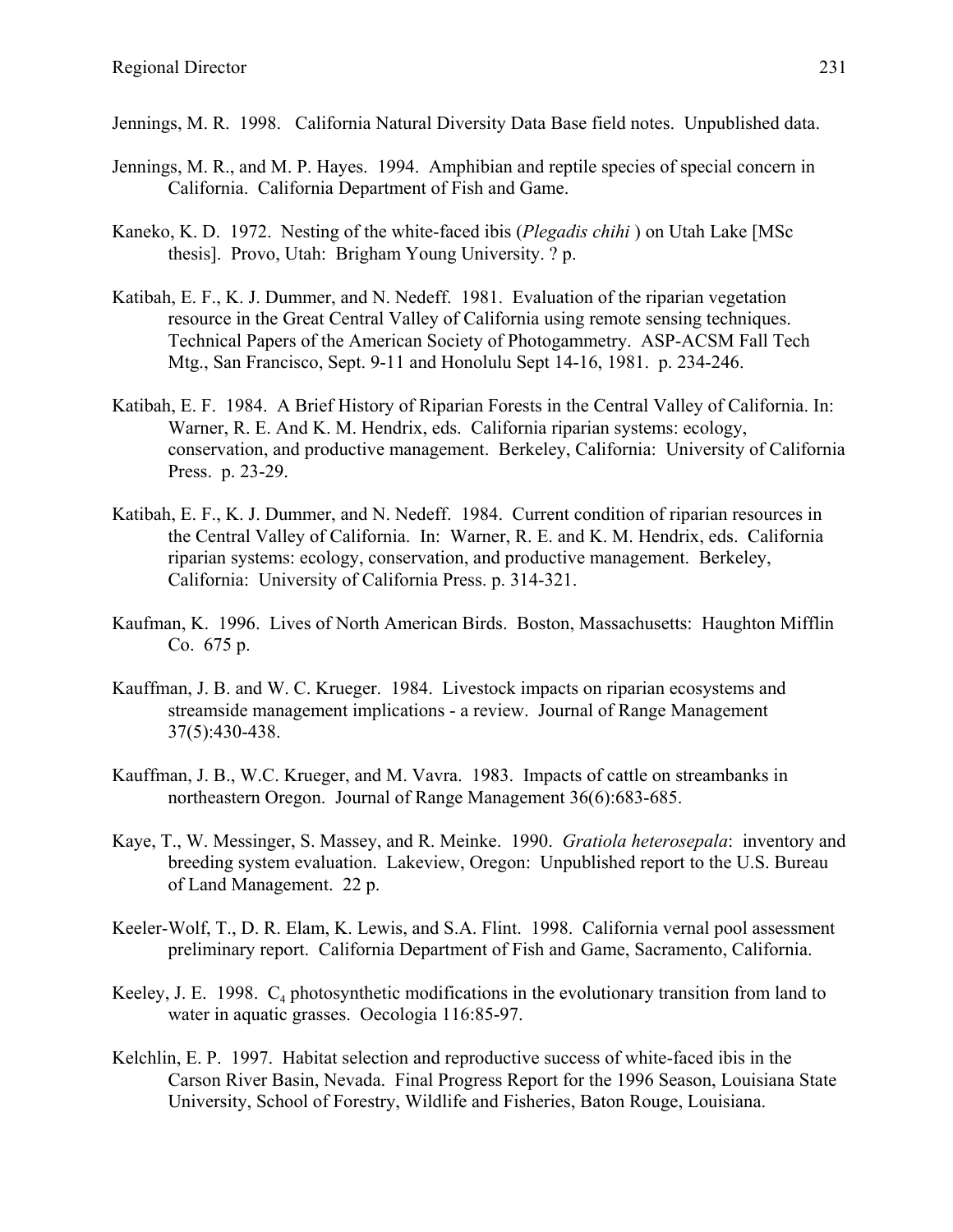Jennings, M. R. 1998. California Natural Diversity Data Base field notes. Unpublished data.

Jennings, M. R., and M. P. Hayes. 1994. Amphibian and reptile species of special concern in California. California Department of Fish and Game.

Kaneko, K. D. 1972. Nesting of the white-faced ibis (*Plegadis chihi* ) on Utah Lake [MSc thesis]. Provo, Utah: Brigham Young University. ? p.

Katibah, E. F., K. J. Dummer, and N. Nedeff. 1981. Evaluation of the riparian vegetation resource in the Great Central Valley of California using remote sensing techniques. Technical Papers of the American Society of Photogammetry. ASP-ACSM Fall Tech Mtg., San Francisco, Sept. 9-11 and Honolulu Sept 14-16, 1981. p. 234-246.

Katibah, E. F. 1984. A Brief History of Riparian Forests in the Central Valley of California. In: Warner, R. E. And K. M. Hendrix, eds. California riparian systems: ecology, conservation, and productive management. Berkeley, California: University of California Press. p. 23-29.

Katibah, E. F., K. J. Dummer, and N. Nedeff. 1984. Current condition of riparian resources in the Central Valley of California. In: Warner, R. E. and K. M. Hendrix, eds. California riparian systems: ecology, conservation, and productive management. Berkeley, California: University of California Press. p. 314-321.

Kaufman, K. 1996. Lives of North American Birds. Boston, Massachusetts: Haughton Mifflin Co. 675 p.

Kauffman, J. B. and W. C. Krueger. 1984. Livestock impacts on riparian ecosystems and streamside management implications - a review. Journal of Range Management 37(5):430-438.

Kauffman, J. B., W.C. Krueger, and M. Vavra. 1983. Impacts of cattle on streambanks in northeastern Oregon. Journal of Range Management 36(6):683-685.

Kaye, T., W. Messinger, S. Massey, and R. Meinke. 1990. *Gratiola heterosepala*: inventory and breeding system evaluation. Lakeview, Oregon: Unpublished report to the U.S. Bureau of Land Management. 22 p.

Keeler-Wolf, T., D. R. Elam, K. Lewis, and S.A. Flint. 1998. California vernal pool assessment preliminary report. California Department of Fish and Game, Sacramento, California.

Keeley, J. E. 1998. $C_4$ photosynthetic modifications in the evolutionary transition from land to water in aquatic grasses. Oecologia 116:85-97.

Kelchlin, E. P. 1997. Habitat selection and reproductive success of white-faced ibis in the Carson River Basin, Nevada. Final Progress Report for the 1996 Season, Louisiana State University, School of Forestry, Wildlife and Fisheries, Baton Rouge, Louisiana.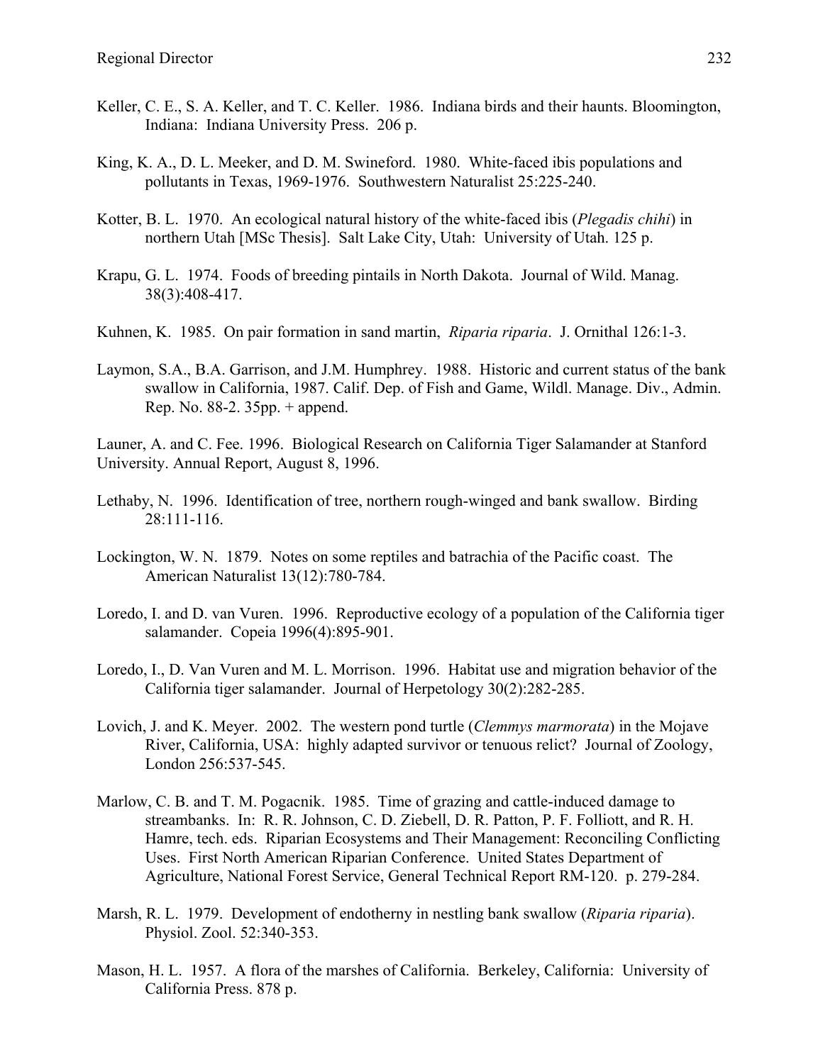Keller, C. E., S. A. Keller, and T. C. Keller. 1986. Indiana birds and their haunts. Bloomington, Indiana: Indiana University Press. 206 p.

King, K. A., D. L. Meeker, and D. M. Swineford. 1980. White-faced ibis populations and pollutants in Texas, 1969-1976. Southwestern Naturalist 25:225-240.

Kotter, B. L. 1970. An ecological natural history of the white-faced ibis (*Plegadis chihi*) in northern Utah [MSc Thesis]. Salt Lake City, Utah: University of Utah. 125 p.

Krapu, G. L. 1974. Foods of breeding pintails in North Dakota. Journal of Wild. Manag. 38(3):408-417.

Kuhnen, K. 1985. On pair formation in sand martin, *Riparia riparia*. J. Ornithal 126:1-3.

Laymon, S.A., B.A. Garrison, and J.M. Humphrey. 1988. Historic and current status of the bank swallow in California, 1987. Calif. Dep. of Fish and Game, Wildl. Manage. Div., Admin. Rep. No. 88-2. 35pp. + append.

Launer, A. and C. Fee. 1996. Biological Research on California Tiger Salamander at Stanford University. Annual Report, August 8, 1996.

Lethaby, N. 1996. Identification of tree, northern rough-winged and bank swallow. Birding 28:111-116.

Lockington, W. N. 1879. Notes on some reptiles and batrachia of the Pacific coast. The American Naturalist 13(12):780-784.

Loredo, I. and D. van Vuren. 1996. Reproductive ecology of a population of the California tiger salamander. Copeia 1996(4):895-901.

Loredo, I., D. Van Vuren and M. L. Morrison. 1996. Habitat use and migration behavior of the California tiger salamander. Journal of Herpetology 30(2):282-285.

Lovich, J. and K. Meyer. 2002. The western pond turtle (*Clemmys marmorata*) in the Mojave River, California, USA: highly adapted survivor or tenuous relict? Journal of Zoology, London 256:537-545.

Marlow, C. B. and T. M. Pogacnik. 1985. Time of grazing and cattle-induced damage to streambanks. In: R. R. Johnson, C. D. Ziebell, D. R. Patton, P. F. Folliott, and R. H. Hamre, tech. eds. Riparian Ecosystems and Their Management: Reconciling Conflicting Uses. First North American Riparian Conference. United States Department of Agriculture, National Forest Service, General Technical Report RM-120. p. 279-284.

Marsh, R. L. 1979. Development of endotherny in nestling bank swallow (*Riparia riparia*). Physiol. Zool. 52:340-353.

Mason, H. L. 1957. A flora of the marshes of California. Berkeley, California: University of California Press. 878 p.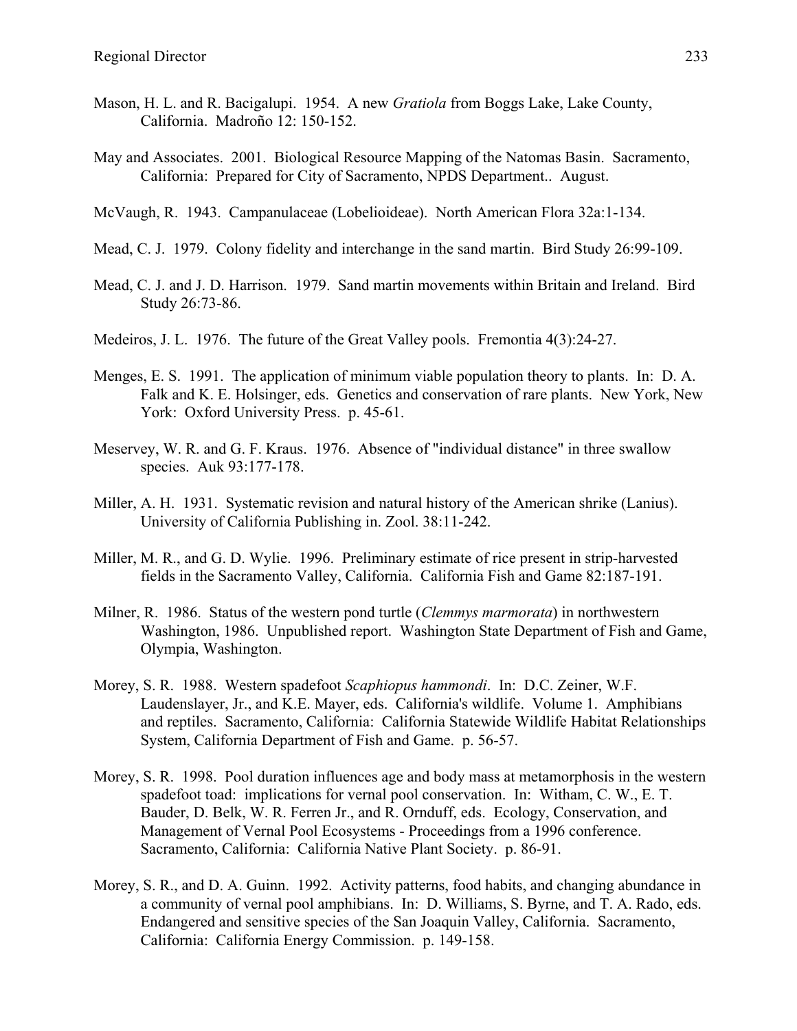Mason, H. L. and R. Bacigalupi. 1954. A new *Gratiola* from Boggs Lake, Lake County, California. Madroño 12: 150-152.

May and Associates. 2001. Biological Resource Mapping of the Natomas Basin. Sacramento, California: Prepared for City of Sacramento, NPDS Department.. August.

McVaugh, R. 1943. Campanulaceae (Lobelioideae). North American Flora 32a:1-134.

Mead, C. J. 1979. Colony fidelity and interchange in the sand martin. Bird Study 26:99-109.

Mead, C. J. and J. D. Harrison. 1979. Sand martin movements within Britain and Ireland. Bird Study 26:73-86.

Medeiros, J. L. 1976. The future of the Great Valley pools. Fremontia 4(3):24-27.

Menges, E. S. 1991. The application of minimum viable population theory to plants. In: D. A. Falk and K. E. Holsinger, eds. Genetics and conservation of rare plants. New York, New York: Oxford University Press. p. 45-61.

Meservey, W. R. and G. F. Kraus. 1976. Absence of "individual distance" in three swallow species. Auk 93:177-178.

Miller, A. H. 1931. Systematic revision and natural history of the American shrike (Lanius). University of California Publishing in. Zool. 38:11-242.

Miller, M. R., and G. D. Wylie. 1996. Preliminary estimate of rice present in strip-harvested fields in the Sacramento Valley, California. California Fish and Game 82:187-191.

Milner, R. 1986. Status of the western pond turtle (*Clemmys marmorata*) in northwestern Washington, 1986. Unpublished report. Washington State Department of Fish and Game, Olympia, Washington.

Morey, S. R. 1988. Western spadefoot *Scaphiopus hammondi*. In: D.C. Zeiner, W.F. Laudenslayer, Jr., and K.E. Mayer, eds. California's wildlife. Volume 1. Amphibians and reptiles. Sacramento, California: California Statewide Wildlife Habitat Relationships System, California Department of Fish and Game. p. 56-57.

Morey, S. R. 1998. Pool duration influences age and body mass at metamorphosis in the western spadefoot toad: implications for vernal pool conservation. In: Witham, C. W., E. T. Bauder, D. Belk, W. R. Ferren Jr., and R. Ornduff, eds. Ecology, Conservation, and Management of Vernal Pool Ecosystems - Proceedings from a 1996 conference. Sacramento, California: California Native Plant Society. p. 86-91.

Morey, S. R., and D. A. Guinn. 1992. Activity patterns, food habits, and changing abundance in a community of vernal pool amphibians. In: D. Williams, S. Byrne, and T. A. Rado, eds. Endangered and sensitive species of the San Joaquin Valley, California. Sacramento, California: California Energy Commission. p. 149-158.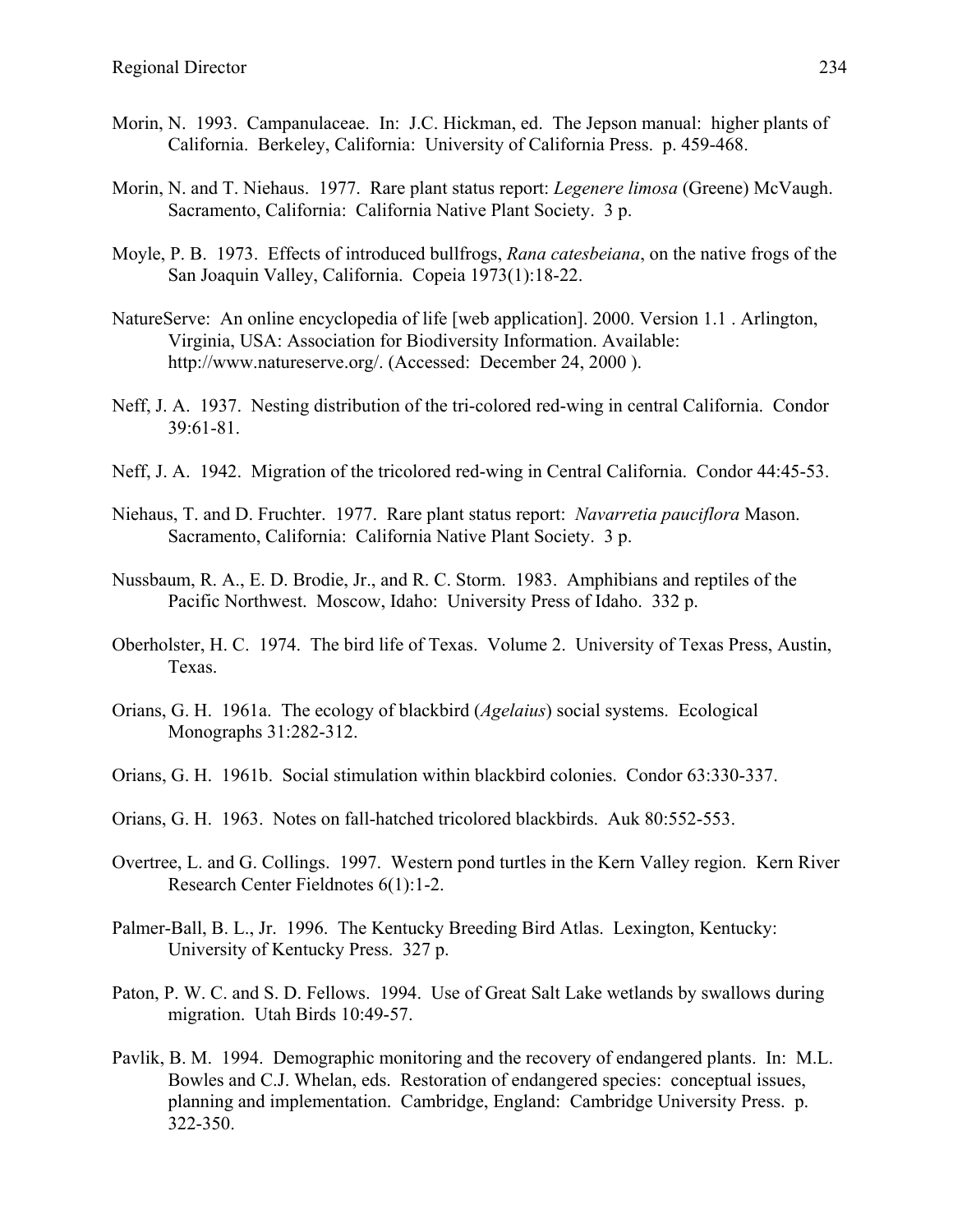Morin, N. 1993. Campanulaceae. In: J.C. Hickman, ed. The Jepson manual: higher plants of California. Berkeley, California: University of California Press. p. 459-468.

Morin, N. and T. Niehaus. 1977. Rare plant status report: *Legenere limosa* (Greene) McVaugh. Sacramento, California: California Native Plant Society. 3 p.

Moyle, P. B. 1973. Effects of introduced bullfrogs, *Rana catesbeiana*, on the native frogs of the San Joaquin Valley, California. Copeia 1973(1):18-22.

NatureServe: An online encyclopedia of life [web application]. 2000. Version 1.1 . Arlington, Virginia, USA: Association for Biodiversity Information. Available: http://www.natureserve.org/. (Accessed: December 24, 2000 ).

Neff, J. A. 1937. Nesting distribution of the tri-colored red-wing in central California. Condor 39:61-81.

Neff, J. A. 1942. Migration of the tricolored red-wing in Central California. Condor 44:45-53.

Niehaus, T. and D. Fruchter. 1977. Rare plant status report: *Navarretia pauciflora* Mason. Sacramento, California: California Native Plant Society. 3 p.

Nussbaum, R. A., E. D. Brodie, Jr., and R. C. Storm. 1983. Amphibians and reptiles of the Pacific Northwest. Moscow, Idaho: University Press of Idaho. 332 p.

Oberholster, H. C. 1974. The bird life of Texas. Volume 2. University of Texas Press, Austin, Texas.

Orians, G. H. 1961a. The ecology of blackbird (*Agelaius*) social systems. Ecological Monographs 31:282-312.

Orians, G. H. 1961b. Social stimulation within blackbird colonies. Condor 63:330-337.

Orians, G. H. 1963. Notes on fall-hatched tricolored blackbirds. Auk 80:552-553.

Overtree, L. and G. Collings. 1997. Western pond turtles in the Kern Valley region. Kern River Research Center Fieldnotes 6(1):1-2.

Palmer-Ball, B. L., Jr. 1996. The Kentucky Breeding Bird Atlas. Lexington, Kentucky: University of Kentucky Press. 327 p.

Paton, P. W. C. and S. D. Fellows. 1994. Use of Great Salt Lake wetlands by swallows during migration. Utah Birds 10:49-57.

Pavlik, B. M. 1994. Demographic monitoring and the recovery of endangered plants. In: M.L. Bowles and C.J. Whelan, eds. Restoration of endangered species: conceptual issues, planning and implementation. Cambridge, England: Cambridge University Press. p. 322-350.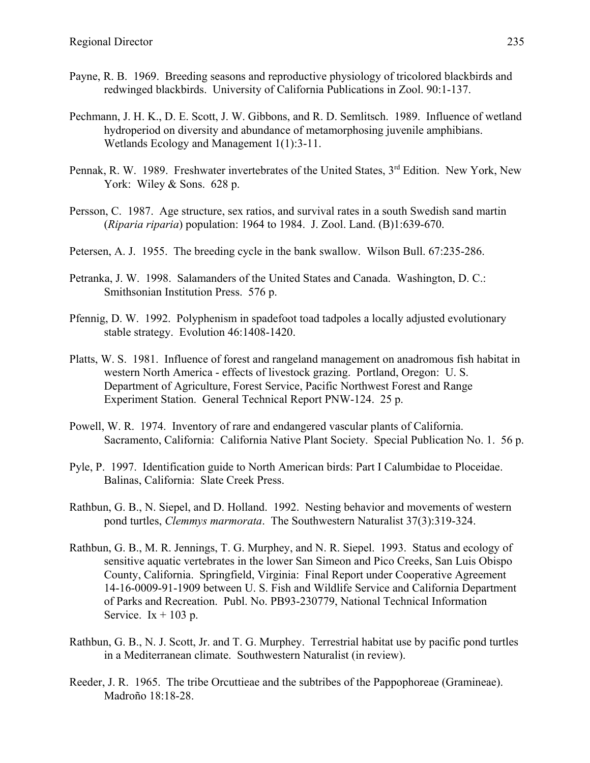Payne, R. B. 1969. Breeding seasons and reproductive physiology of tricolored blackbirds and redwinged blackbirds. University of California Publications in Zool. 90:1-137.

Pechmann, J. H. K., D. E. Scott, J. W. Gibbons, and R. D. Semlitsch. 1989. Influence of wetland hydroperiod on diversity and abundance of metamorphosing juvenile amphibians. Wetlands Ecology and Management 1(1):3-11.

Pennak, R. W. 1989. Freshwater invertebrates of the United States, 3rd Edition. New York, New York: Wiley & Sons. 628 p.

Persson, C. 1987. Age structure, sex ratios, and survival rates in a south Swedish sand martin (*Riparia riparia*) population: 1964 to 1984. J. Zool. Land. (B)1:639-670.

Petersen, A. J. 1955. The breeding cycle in the bank swallow. Wilson Bull. 67:235-286.

Petranka, J. W. 1998. Salamanders of the United States and Canada. Washington, D. C.: Smithsonian Institution Press. 576 p.

Pfennig, D. W. 1992. Polyphenism in spadefoot toad tadpoles a locally adjusted evolutionary stable strategy. Evolution 46:1408-1420.

Platts, W. S. 1981. Influence of forest and rangeland management on anadromous fish habitat in western North America - effects of livestock grazing. Portland, Oregon: U. S. Department of Agriculture, Forest Service, Pacific Northwest Forest and Range Experiment Station. General Technical Report PNW-124. 25 p.

Powell, W. R. 1974. Inventory of rare and endangered vascular plants of California. Sacramento, California: California Native Plant Society. Special Publication No. 1. 56 p.

Pyle, P. 1997. Identification guide to North American birds: Part I Calumbidae to Ploceidae. Balinas, California: Slate Creek Press.

Rathbun, G. B., N. Siepel, and D. Holland. 1992. Nesting behavior and movements of western pond turtles, *Clemmys marmorata*. The Southwestern Naturalist 37(3):319-324.

Rathbun, G. B., M. R. Jennings, T. G. Murphey, and N. R. Siepel. 1993. Status and ecology of sensitive aquatic vertebrates in the lower San Simeon and Pico Creeks, San Luis Obispo County, California. Springfield, Virginia: Final Report under Cooperative Agreement 14-16-0009-91-1909 between U. S. Fish and Wildlife Service and California Department of Parks and Recreation. Publ. No. PB93-230779, National Technical Information Service. Ix + 103 p.

Rathbun, G. B., N. J. Scott, Jr. and T. G. Murphey. Terrestrial habitat use by pacific pond turtles in a Mediterranean climate. Southwestern Naturalist (in review).

Reeder, J. R. 1965. The tribe Orcuttieae and the subtribes of the Pappophoreae (Gramineae). Madroño 18:18-28.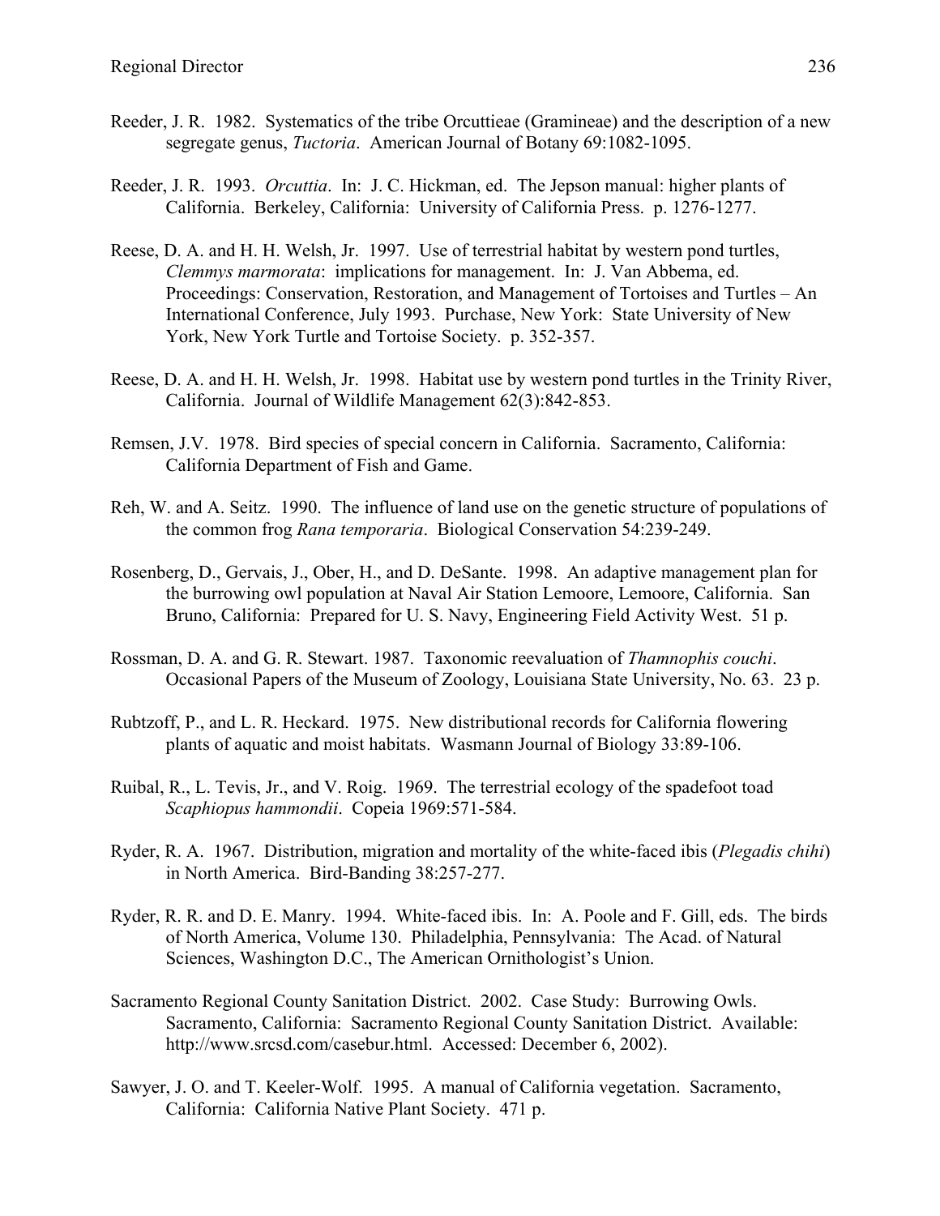Reeder, J. R. 1982. Systematics of the tribe Orcuttieae (Gramineae) and the description of a new segregate genus, *Tuctoria*. American Journal of Botany 69:1082-1095.

Reeder, J. R. 1993. *Orcuttia*. In: J. C. Hickman, ed. The Jepson manual: higher plants of California. Berkeley, California: University of California Press. p. 1276-1277.

Reese, D. A. and H. H. Welsh, Jr. 1997. Use of terrestrial habitat by western pond turtles, *Clemmys marmorata*: implications for management. In: J. Van Abbema, ed. Proceedings: Conservation, Restoration, and Management of Tortoises and Turtles – An International Conference, July 1993. Purchase, New York: State University of New York, New York Turtle and Tortoise Society. p. 352-357.

Reese, D. A. and H. H. Welsh, Jr. 1998. Habitat use by western pond turtles in the Trinity River, California. Journal of Wildlife Management 62(3):842-853.

Remsen, J.V. 1978. Bird species of special concern in California. Sacramento, California: California Department of Fish and Game.

Reh, W. and A. Seitz. 1990. The influence of land use on the genetic structure of populations of the common frog *Rana temporaria*. Biological Conservation 54:239-249.

Rosenberg, D., Gervais, J., Ober, H., and D. DeSante. 1998. An adaptive management plan for the burrowing owl population at Naval Air Station Lemoore, Lemoore, California. San Bruno, California: Prepared for U. S. Navy, Engineering Field Activity West. 51 p.

Rossman, D. A. and G. R. Stewart. 1987. Taxonomic reevaluation of *Thamnophis couchi*. Occasional Papers of the Museum of Zoology, Louisiana State University, No. 63. 23 p.

Rubtzoff, P., and L. R. Heckard. 1975. New distributional records for California flowering plants of aquatic and moist habitats. Wasmann Journal of Biology 33:89-106.

Ruibal, R., L. Tevis, Jr., and V. Roig. 1969. The terrestrial ecology of the spadefoot toad *Scaphiopus hammondii*. Copeia 1969:571-584.

Ryder, R. A. 1967. Distribution, migration and mortality of the white-faced ibis (*Plegadis chihi*) in North America. Bird-Banding 38:257-277.

Ryder, R. R. and D. E. Manry. 1994. White-faced ibis. In: A. Poole and F. Gill, eds. The birds of North America, Volume 130. Philadelphia, Pennsylvania: The Acad. of Natural Sciences, Washington D.C., The American Ornithologist's Union.

Sacramento Regional County Sanitation District. 2002. Case Study: Burrowing Owls. Sacramento, California: Sacramento Regional County Sanitation District. Available: http://www.srcsd.com/casebur.html. Accessed: December 6, 2002).

Sawyer, J. O. and T. Keeler-Wolf. 1995. A manual of California vegetation. Sacramento, California: California Native Plant Society. 471 p.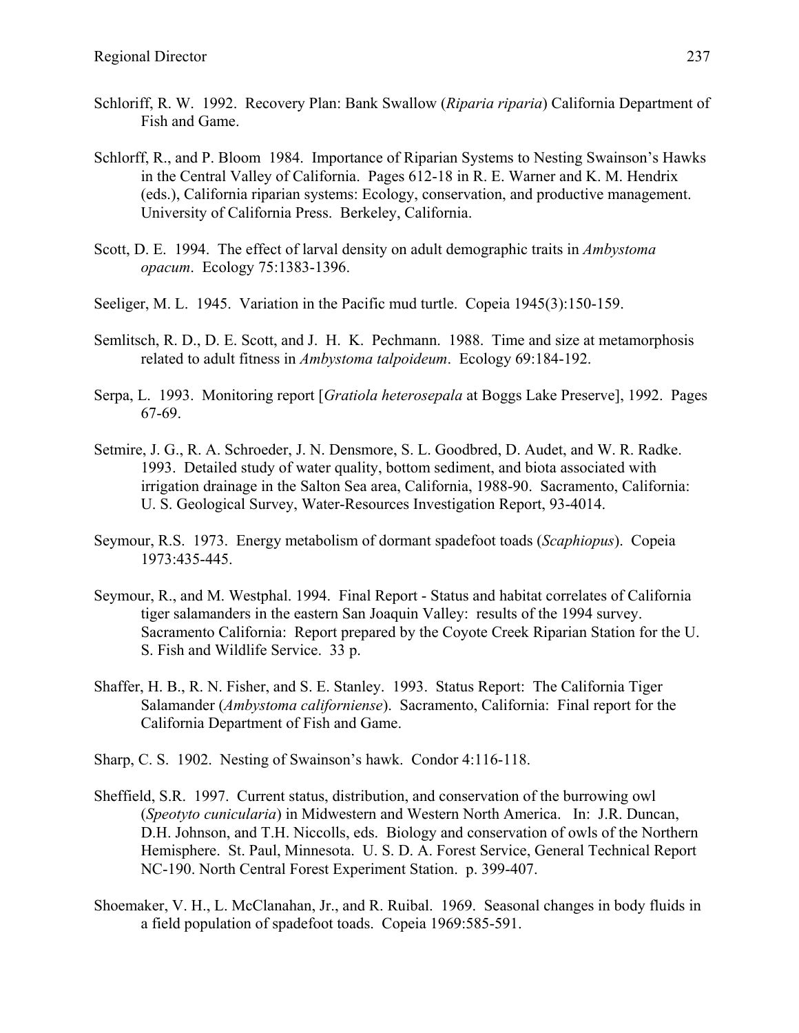Schloriff, R. W. 1992. Recovery Plan: Bank Swallow (*Riparia riparia*) California Department of Fish and Game.

Schlorff, R., and P. Bloom 1984. Importance of Riparian Systems to Nesting Swainson's Hawks in the Central Valley of California. Pages 612-18 in R. E. Warner and K. M. Hendrix (eds.), California riparian systems: Ecology, conservation, and productive management. University of California Press. Berkeley, California.

Scott, D. E. 1994. The effect of larval density on adult demographic traits in *Ambystoma opacum*. Ecology 75:1383-1396.

Seeliger, M. L. 1945. Variation in the Pacific mud turtle. Copeia 1945(3):150-159.

Semlitsch, R. D., D. E. Scott, and J. H. K. Pechmann. 1988. Time and size at metamorphosis related to adult fitness in *Ambystoma talpoideum*. Ecology 69:184-192.

Serpa, L. 1993. Monitoring report [*Gratiola heterosepala* at Boggs Lake Preserve], 1992. Pages 67-69.

Setmire, J. G., R. A. Schroeder, J. N. Densmore, S. L. Goodbred, D. Audet, and W. R. Radke. 1993. Detailed study of water quality, bottom sediment, and biota associated with irrigation drainage in the Salton Sea area, California, 1988-90. Sacramento, California: U. S. Geological Survey, Water-Resources Investigation Report, 93-4014.

Seymour, R.S. 1973. Energy metabolism of dormant spadefoot toads (*Scaphiopus*). Copeia 1973:435-445.

Seymour, R., and M. Westphal. 1994. Final Report - Status and habitat correlates of California tiger salamanders in the eastern San Joaquin Valley: results of the 1994 survey. Sacramento California: Report prepared by the Coyote Creek Riparian Station for the U. S. Fish and Wildlife Service. 33 p.

Shaffer, H. B., R. N. Fisher, and S. E. Stanley. 1993. Status Report: The California Tiger Salamander (*Ambystoma californiense*). Sacramento, California: Final report for the California Department of Fish and Game.

Sharp, C. S. 1902. Nesting of Swainson's hawk. Condor 4:116-118.

Sheffield, S.R. 1997. Current status, distribution, and conservation of the burrowing owl (*Speotyto cunicularia*) in Midwestern and Western North America. In: J.R. Duncan, D.H. Johnson, and T.H. Niccolls, eds. Biology and conservation of owls of the Northern Hemisphere. St. Paul, Minnesota. U. S. D. A. Forest Service, General Technical Report NC-190. North Central Forest Experiment Station. p. 399-407.

Shoemaker, V. H., L. McClanahan, Jr., and R. Ruibal. 1969. Seasonal changes in body fluids in a field population of spadefoot toads. Copeia 1969:585-591.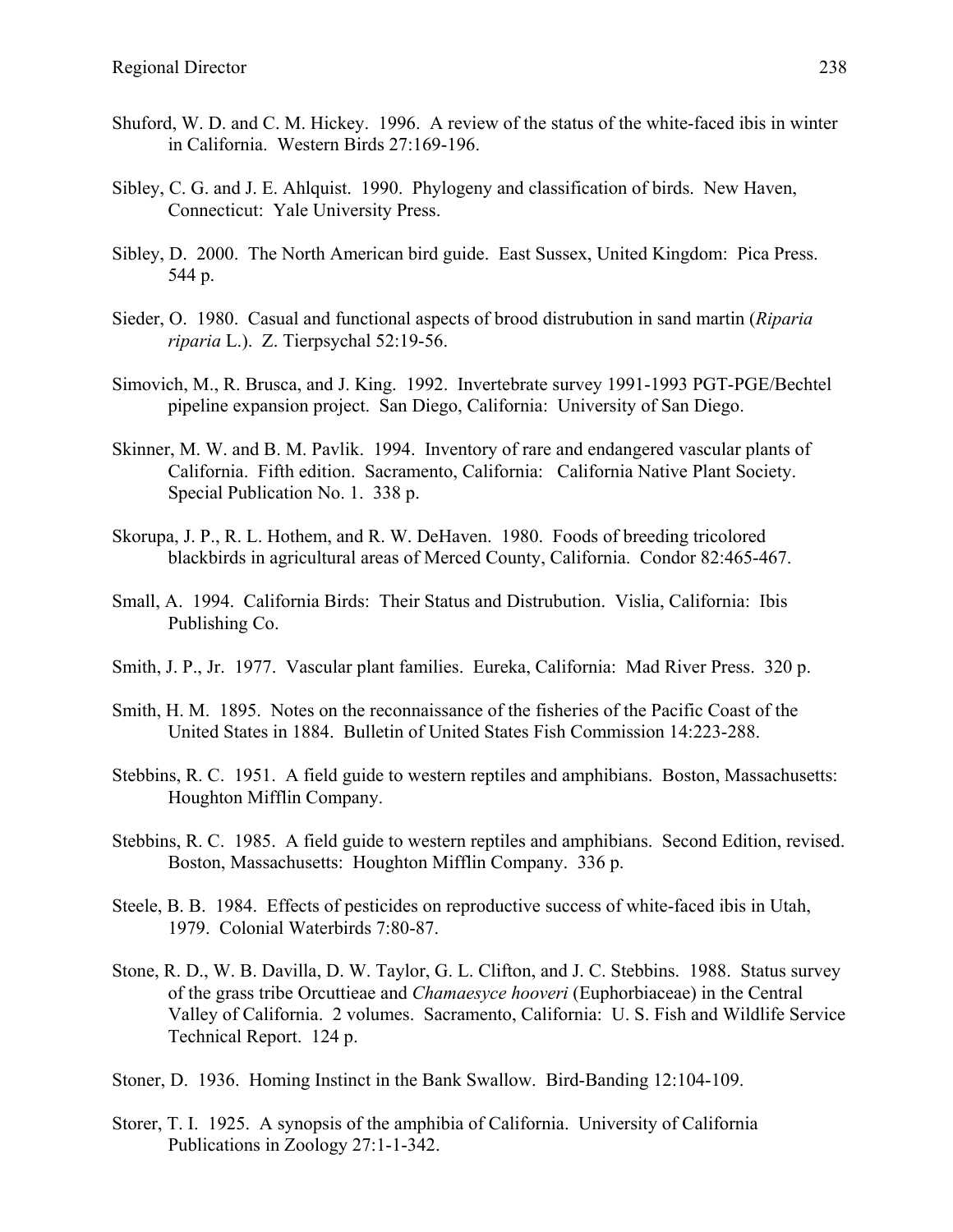Shuford, W. D. and C. M. Hickey. 1996. A review of the status of the white-faced ibis in winter in California. Western Birds 27:169-196.

Sibley, C. G. and J. E. Ahlquist. 1990. Phylogeny and classification of birds. New Haven, Connecticut: Yale University Press.

Sibley, D. 2000. The North American bird guide. East Sussex, United Kingdom: Pica Press. 544 p.

Sieder, O. 1980. Casual and functional aspects of brood distrubution in sand martin (*Riparia riparia* L.). Z. Tierpsychal 52:19-56.

Simovich, M., R. Brusca, and J. King. 1992. Invertebrate survey 1991-1993 PGT-PGE/Bechtel pipeline expansion project. San Diego, California: University of San Diego.

Skinner, M. W. and B. M. Pavlik. 1994. Inventory of rare and endangered vascular plants of California. Fifth edition. Sacramento, California: California Native Plant Society. Special Publication No. 1. 338 p.

Skorupa, J. P., R. L. Hothem, and R. W. DeHaven. 1980. Foods of breeding tricolored blackbirds in agricultural areas of Merced County, California. Condor 82:465-467.

Small, A. 1994. California Birds: Their Status and Distrubution. Vislia, California: Ibis Publishing Co.

Smith, J. P., Jr. 1977. Vascular plant families. Eureka, California: Mad River Press. 320 p.

Smith, H. M. 1895. Notes on the reconnaissance of the fisheries of the Pacific Coast of the United States in 1884. Bulletin of United States Fish Commission 14:223-288.

Stebbins, R. C. 1951. A field guide to western reptiles and amphibians. Boston, Massachusetts: Houghton Mifflin Company.

Stebbins, R. C. 1985. A field guide to western reptiles and amphibians. Second Edition, revised. Boston, Massachusetts: Houghton Mifflin Company. 336 p.

Steele, B. B. 1984. Effects of pesticides on reproductive success of white-faced ibis in Utah, 1979. Colonial Waterbirds 7:80-87.

Stone, R. D., W. B. Davilla, D. W. Taylor, G. L. Clifton, and J. C. Stebbins. 1988. Status survey of the grass tribe Orcuttieae and *Chamaesyce hooveri* (Euphorbiaceae) in the Central Valley of California. 2 volumes. Sacramento, California: U. S. Fish and Wildlife Service Technical Report. 124 p.

Stoner, D. 1936. Homing Instinct in the Bank Swallow. Bird-Banding 12:104-109.

Storer, T. I. 1925. A synopsis of the amphibia of California. University of California Publications in Zoology 27:1-1-342.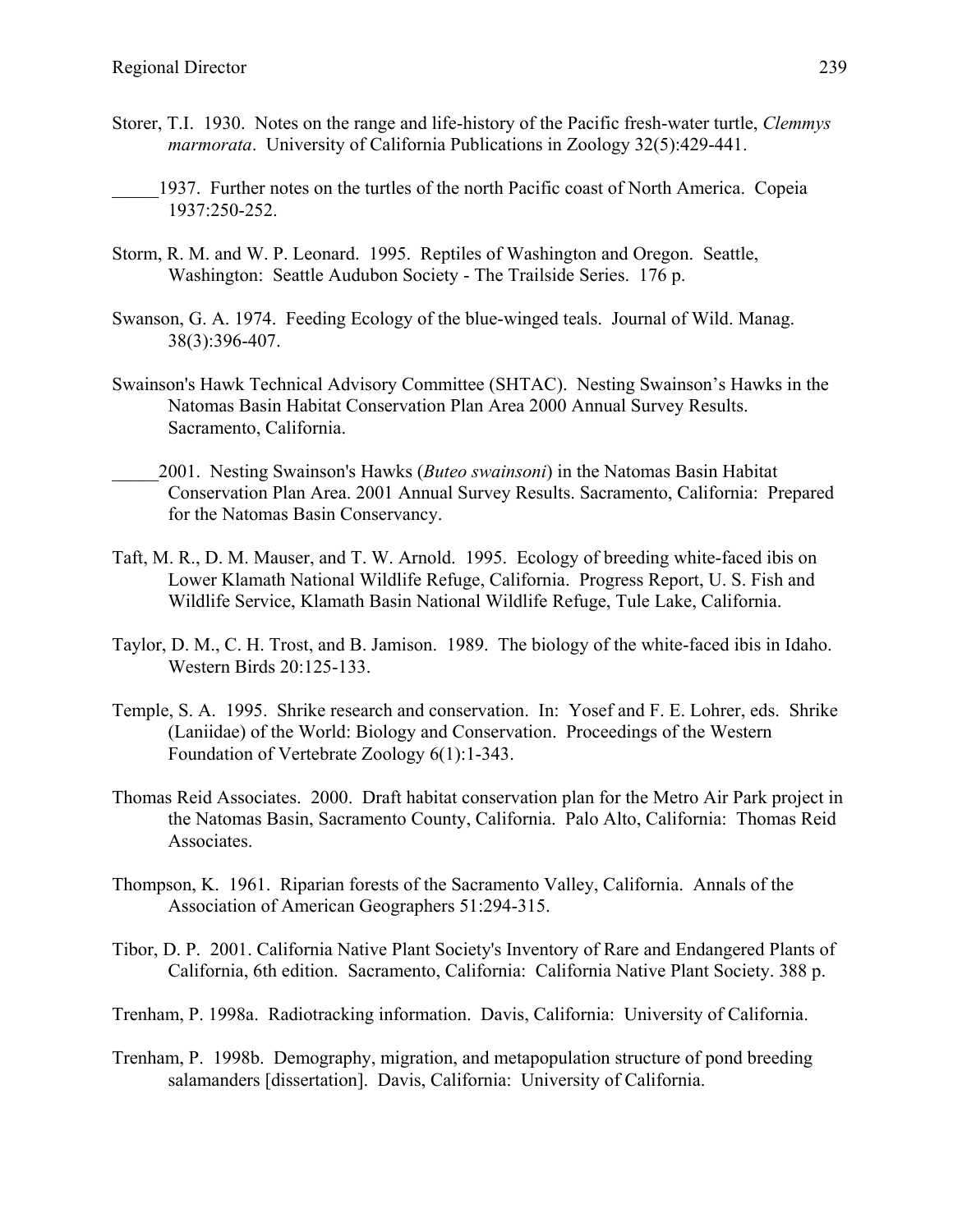Storer, T.I. 1930. Notes on the range and life-history of the Pacific fresh-water turtle, *Clemmys marmorata*. University of California Publications in Zoology 32(5):429-441.

_____1937. Further notes on the turtles of the north Pacific coast of North America. Copeia 1937:250-252.

Storm, R. M. and W. P. Leonard. 1995. Reptiles of Washington and Oregon. Seattle, Washington: Seattle Audubon Society - The Trailside Series. 176 p.

Swanson, G. A. 1974. Feeding Ecology of the blue-winged teals. Journal of Wild. Manag. 38(3):396-407.

Swainson's Hawk Technical Advisory Committee (SHTAC). Nesting Swainson's Hawks in the Natomas Basin Habitat Conservation Plan Area 2000 Annual Survey Results. Sacramento, California.

_____2001. Nesting Swainson's Hawks (*Buteo swainsoni*) in the Natomas Basin Habitat Conservation Plan Area. 2001 Annual Survey Results. Sacramento, California: Prepared for the Natomas Basin Conservancy.

Taft, M. R., D. M. Mauser, and T. W. Arnold. 1995. Ecology of breeding white-faced ibis on Lower Klamath National Wildlife Refuge, California. Progress Report, U. S. Fish and Wildlife Service, Klamath Basin National Wildlife Refuge, Tule Lake, California.

Taylor, D. M., C. H. Trost, and B. Jamison. 1989. The biology of the white-faced ibis in Idaho. Western Birds 20:125-133.

Temple, S. A. 1995. Shrike research and conservation. In: Yosef and F. E. Lohrer, eds. Shrike (Laniidae) of the World: Biology and Conservation. Proceedings of the Western Foundation of Vertebrate Zoology 6(1):1-343.

Thomas Reid Associates. 2000. Draft habitat conservation plan for the Metro Air Park project in the Natomas Basin, Sacramento County, California. Palo Alto, California: Thomas Reid Associates.

Thompson, K. 1961. Riparian forests of the Sacramento Valley, California. Annals of the Association of American Geographers 51:294-315.

Tibor, D. P. 2001. California Native Plant Society's Inventory of Rare and Endangered Plants of California, 6th edition. Sacramento, California: California Native Plant Society. 388 p.

Trenham, P. 1998a. Radiotracking information. Davis, California: University of California.

Trenham, P. 1998b. Demography, migration, and metapopulation structure of pond breeding salamanders [dissertation]. Davis, California: University of California.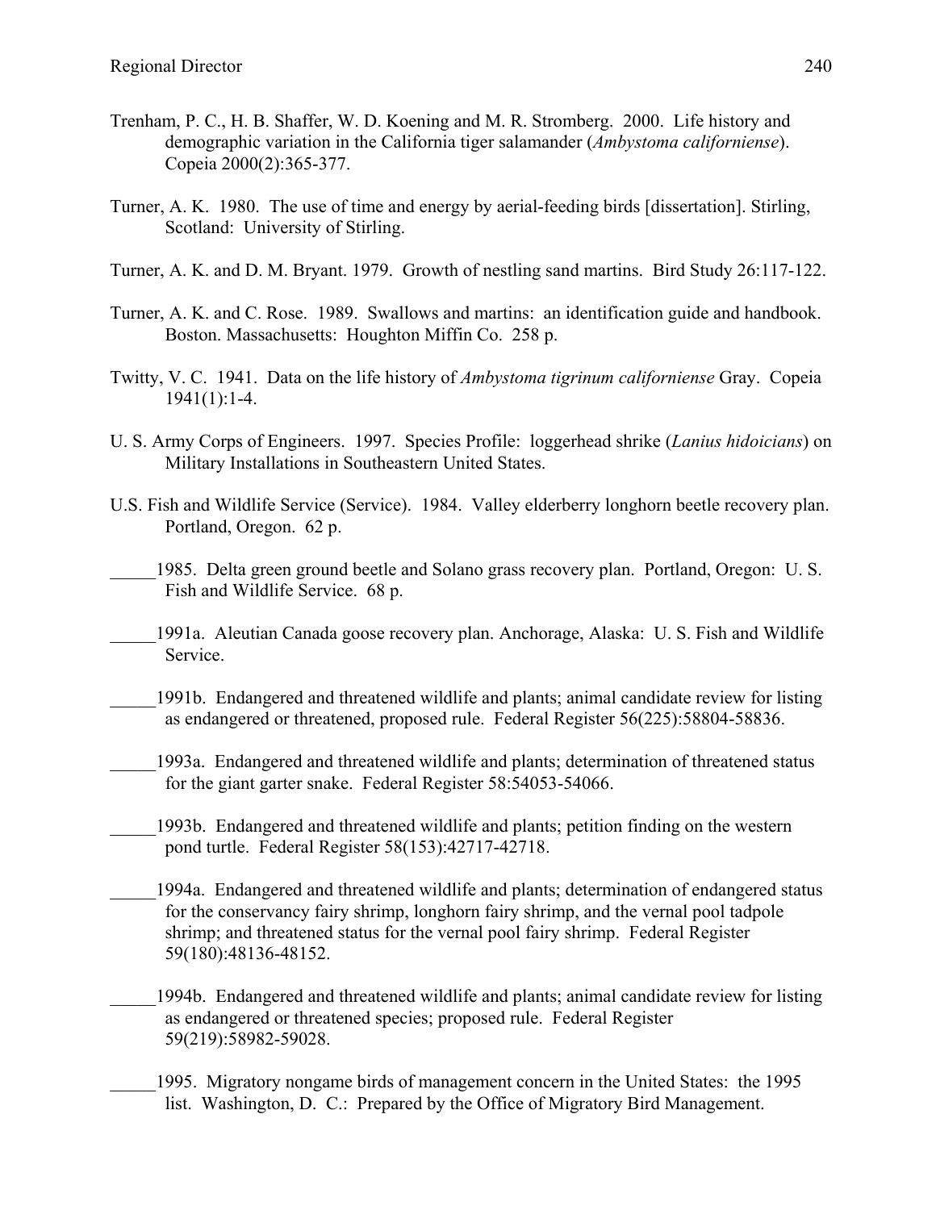Trenham, P. C., H. B. Shaffer, W. D. Koening and M. R. Stromberg. 2000. Life history and demographic variation in the California tiger salamander (*Ambystoma californiense*). Copeia 2000(2):365-377.

Turner, A. K. 1980. The use of time and energy by aerial-feeding birds [dissertation]. Stirling, Scotland: University of Stirling.

Turner, A. K. and D. M. Bryant. 1979. Growth of nestling sand martins. Bird Study 26:117-122.

Turner, A. K. and C. Rose. 1989. Swallows and martins: an identification guide and handbook. Boston. Massachusetts: Houghton Miffin Co. 258 p.

Twitty, V. C. 1941. Data on the life history of *Ambystoma tigrinum californiense* Gray. Copeia 1941(1):1-4.

U. S. Army Corps of Engineers. 1997. Species Profile: loggerhead shrike (*Lanius hidoicians*) on Military Installations in Southeastern United States.

U.S. Fish and Wildlife Service (Service). 1984. Valley elderberry longhorn beetle recovery plan. Portland, Oregon. 62 p.

_____1985. Delta green ground beetle and Solano grass recovery plan. Portland, Oregon: U. S. Fish and Wildlife Service. 68 p.

_____1991a. Aleutian Canada goose recovery plan. Anchorage, Alaska: U. S. Fish and Wildlife Service.

_____1991b. Endangered and threatened wildlife and plants; animal candidate review for listing as endangered or threatened, proposed rule. Federal Register 56(225):58804-58836.

_____1993a. Endangered and threatened wildlife and plants; determination of threatened status for the giant garter snake. Federal Register 58:54053-54066.

_____1993b. Endangered and threatened wildlife and plants; petition finding on the western pond turtle. Federal Register 58(153):42717-42718.

_____1994a. Endangered and threatened wildlife and plants; determination of endangered status for the conservancy fairy shrimp, longhorn fairy shrimp, and the vernal pool tadpole shrimp; and threatened status for the vernal pool fairy shrimp. Federal Register 59(180):48136-48152.

_____1994b. Endangered and threatened wildlife and plants; animal candidate review for listing as endangered or threatened species; proposed rule. Federal Register 59(219):58982-59028.

_____1995. Migratory nongame birds of management concern in the United States: the 1995 list. Washington, D. C.: Prepared by the Office of Migratory Bird Management.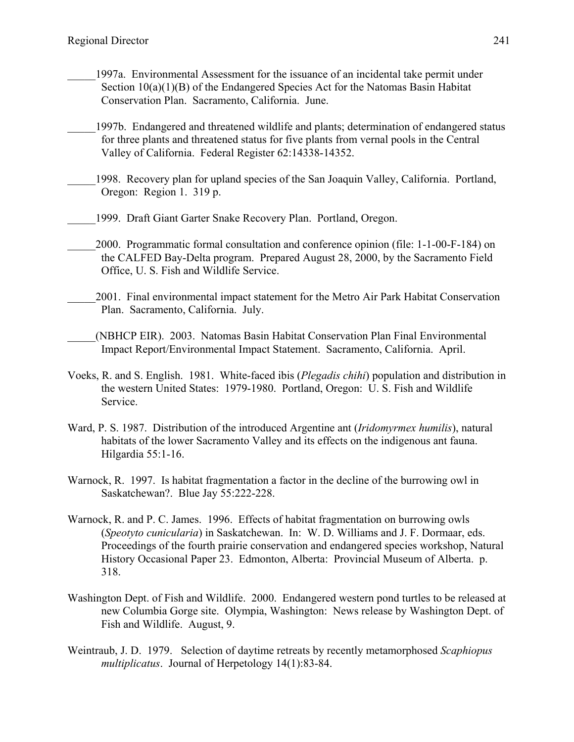_____1997a. Environmental Assessment for the issuance of an incidental take permit under Section 10(a)(1)(B) of the Endangered Species Act for the Natomas Basin Habitat Conservation Plan. Sacramento, California. June.

_____1997b. Endangered and threatened wildlife and plants; determination of endangered status for three plants and threatened status for five plants from vernal pools in the Central Valley of California. Federal Register 62:14338-14352.

_____1998. Recovery plan for upland species of the San Joaquin Valley, California. Portland, Oregon: Region 1. 319 p.

_____1999. Draft Giant Garter Snake Recovery Plan. Portland, Oregon.

_____2000. Programmatic formal consultation and conference opinion (file: 1-1-00-F-184) on the CALFED Bay-Delta program. Prepared August 28, 2000, by the Sacramento Field Office, U. S. Fish and Wildlife Service.

_____2001. Final environmental impact statement for the Metro Air Park Habitat Conservation Plan. Sacramento, California. July.

_____(NBHCP EIR). 2003. Natomas Basin Habitat Conservation Plan Final Environmental Impact Report/Environmental Impact Statement. Sacramento, California. April.

Voeks, R. and S. English. 1981. White-faced ibis (*Plegadis chihi*) population and distribution in the western United States: 1979-1980. Portland, Oregon: U. S. Fish and Wildlife Service.

Ward, P. S. 1987. Distribution of the introduced Argentine ant (*Iridomyrmex humilis*), natural habitats of the lower Sacramento Valley and its effects on the indigenous ant fauna. Hilgardia 55:1-16.

Warnock, R. 1997. Is habitat fragmentation a factor in the decline of the burrowing owl in Saskatchewan?. Blue Jay 55:222-228.

Warnock, R. and P. C. James. 1996. Effects of habitat fragmentation on burrowing owls (*Speotyto cunicularia*) in Saskatchewan. In: W. D. Williams and J. F. Dormaar, eds. Proceedings of the fourth prairie conservation and endangered species workshop, Natural History Occasional Paper 23. Edmonton, Alberta: Provincial Museum of Alberta. p. 318.

Washington Dept. of Fish and Wildlife. 2000. Endangered western pond turtles to be released at new Columbia Gorge site. Olympia, Washington: News release by Washington Dept. of Fish and Wildlife. August, 9.

Weintraub, J. D. 1979. Selection of daytime retreats by recently metamorphosed *Scaphiopus multiplicatus*. Journal of Herpetology 14(1):83-84.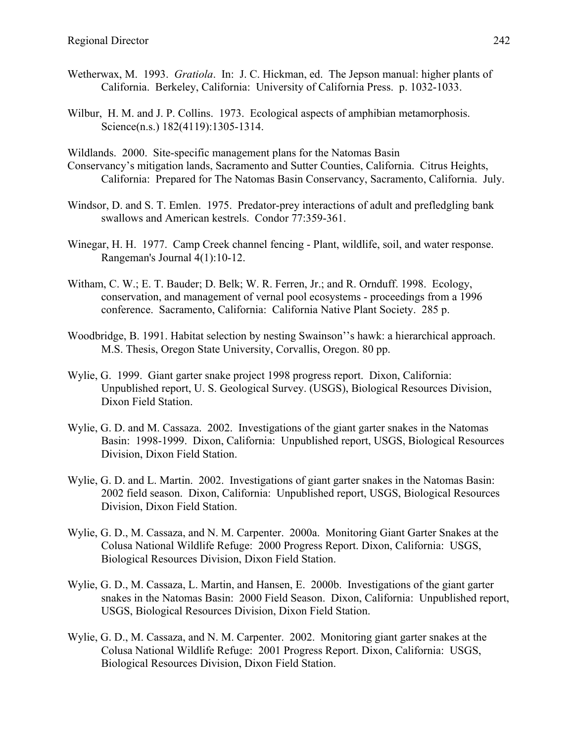Wetherwax, M. 1993. *Gratiola*. In: J. C. Hickman, ed. The Jepson manual: higher plants of California. Berkeley, California: University of California Press. p. 1032-1033.

Wilbur, H. M. and J. P. Collins. 1973. Ecological aspects of amphibian metamorphosis. Science(n.s.) 182(4119):1305-1314.

Wildlands. 2000. Site-specific management plans for the Natomas Basin Conservancy's mitigation lands, Sacramento and Sutter Counties, California. Citrus Heights, California: Prepared for The Natomas Basin Conservancy, Sacramento, California. July.

Windsor, D. and S. T. Emlen. 1975. Predator-prey interactions of adult and prefledgling bank swallows and American kestrels. Condor 77:359-361.

Winegar, H. H. 1977. Camp Creek channel fencing - Plant, wildlife, soil, and water response. Rangeman's Journal 4(1):10-12.

Witham, C. W.; E. T. Bauder; D. Belk; W. R. Ferren, Jr.; and R. Ornduff. 1998. Ecology, conservation, and management of vernal pool ecosystems - proceedings from a 1996 conference. Sacramento, California: California Native Plant Society. 285 p.

Woodbridge, B. 1991. Habitat selection by nesting Swainson''s hawk: a hierarchical approach. M.S. Thesis, Oregon State University, Corvallis, Oregon. 80 pp.

Wylie, G. 1999. Giant garter snake project 1998 progress report. Dixon, California: Unpublished report, U. S. Geological Survey. (USGS), Biological Resources Division, Dixon Field Station.

Wylie, G. D. and M. Cassaza. 2002. Investigations of the giant garter snakes in the Natomas Basin: 1998-1999. Dixon, California: Unpublished report, USGS, Biological Resources Division, Dixon Field Station.

Wylie, G. D. and L. Martin. 2002. Investigations of giant garter snakes in the Natomas Basin: 2002 field season. Dixon, California: Unpublished report, USGS, Biological Resources Division, Dixon Field Station.

Wylie, G. D., M. Cassaza, and N. M. Carpenter. 2000a. Monitoring Giant Garter Snakes at the Colusa National Wildlife Refuge: 2000 Progress Report. Dixon, California: USGS, Biological Resources Division, Dixon Field Station.

Wylie, G. D., M. Cassaza, L. Martin, and Hansen, E. 2000b. Investigations of the giant garter snakes in the Natomas Basin: 2000 Field Season. Dixon, California: Unpublished report, USGS, Biological Resources Division, Dixon Field Station.

Wylie, G. D., M. Cassaza, and N. M. Carpenter. 2002. Monitoring giant garter snakes at the Colusa National Wildlife Refuge: 2001 Progress Report. Dixon, California: USGS, Biological Resources Division, Dixon Field Station.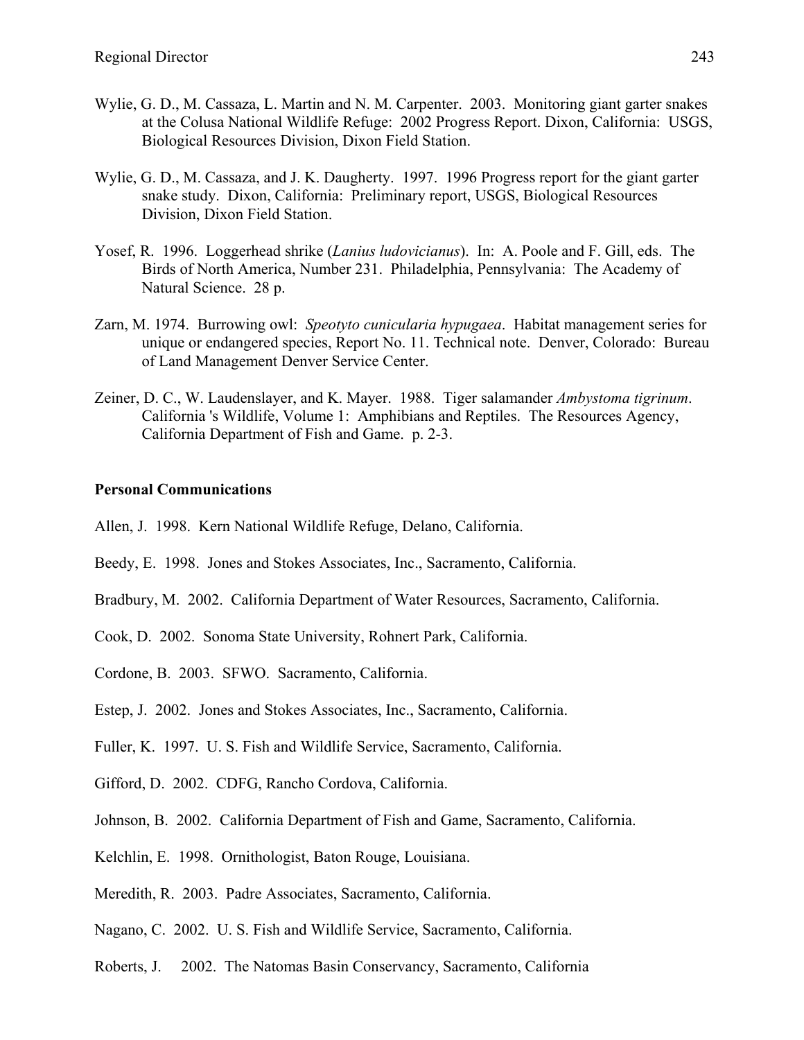Wylie, G. D., M. Cassaza, L. Martin and N. M. Carpenter. 2003. Monitoring giant garter snakes at the Colusa National Wildlife Refuge: 2002 Progress Report. Dixon, California: USGS, Biological Resources Division, Dixon Field Station.

Wylie, G. D., M. Cassaza, and J. K. Daugherty. 1997. 1996 Progress report for the giant garter snake study. Dixon, California: Preliminary report, USGS, Biological Resources Division, Dixon Field Station.

Yosef, R. 1996. Loggerhead shrike (*Lanius ludovicianus*). In: A. Poole and F. Gill, eds. The Birds of North America, Number 231. Philadelphia, Pennsylvania: The Academy of Natural Science. 28 p.

Zarn, M. 1974. Burrowing owl: *Speotyto cunicularia hypugaea*. Habitat management series for unique or endangered species, Report No. 11. Technical note. Denver, Colorado: Bureau of Land Management Denver Service Center.

Zeiner, D. C., W. Laudenslayer, and K. Mayer. 1988. Tiger salamander *Ambystoma tigrinum*. California 's Wildlife, Volume 1: Amphibians and Reptiles. The Resources Agency, California Department of Fish and Game. p. 2-3.

**Personal Communications**

Allen, J. 1998. Kern National Wildlife Refuge, Delano, California.

Beedy, E. 1998. Jones and Stokes Associates, Inc., Sacramento, California.

Bradbury, M. 2002. California Department of Water Resources, Sacramento, California.

Cook, D. 2002. Sonoma State University, Rohnert Park, California.

Cordone, B. 2003. SFWO. Sacramento, California.

Estep, J. 2002. Jones and Stokes Associates, Inc., Sacramento, California.

Fuller, K. 1997. U. S. Fish and Wildlife Service, Sacramento, California.

Gifford, D. 2002. CDFG, Rancho Cordova, California.

Johnson, B. 2002. California Department of Fish and Game, Sacramento, California.

Kelchlin, E. 1998. Ornithologist, Baton Rouge, Louisiana.

Meredith, R. 2003. Padre Associates, Sacramento, California.

Nagano, C. 2002. U. S. Fish and Wildlife Service, Sacramento, California.

Roberts, J. 2002. The Natomas Basin Conservancy, Sacramento, California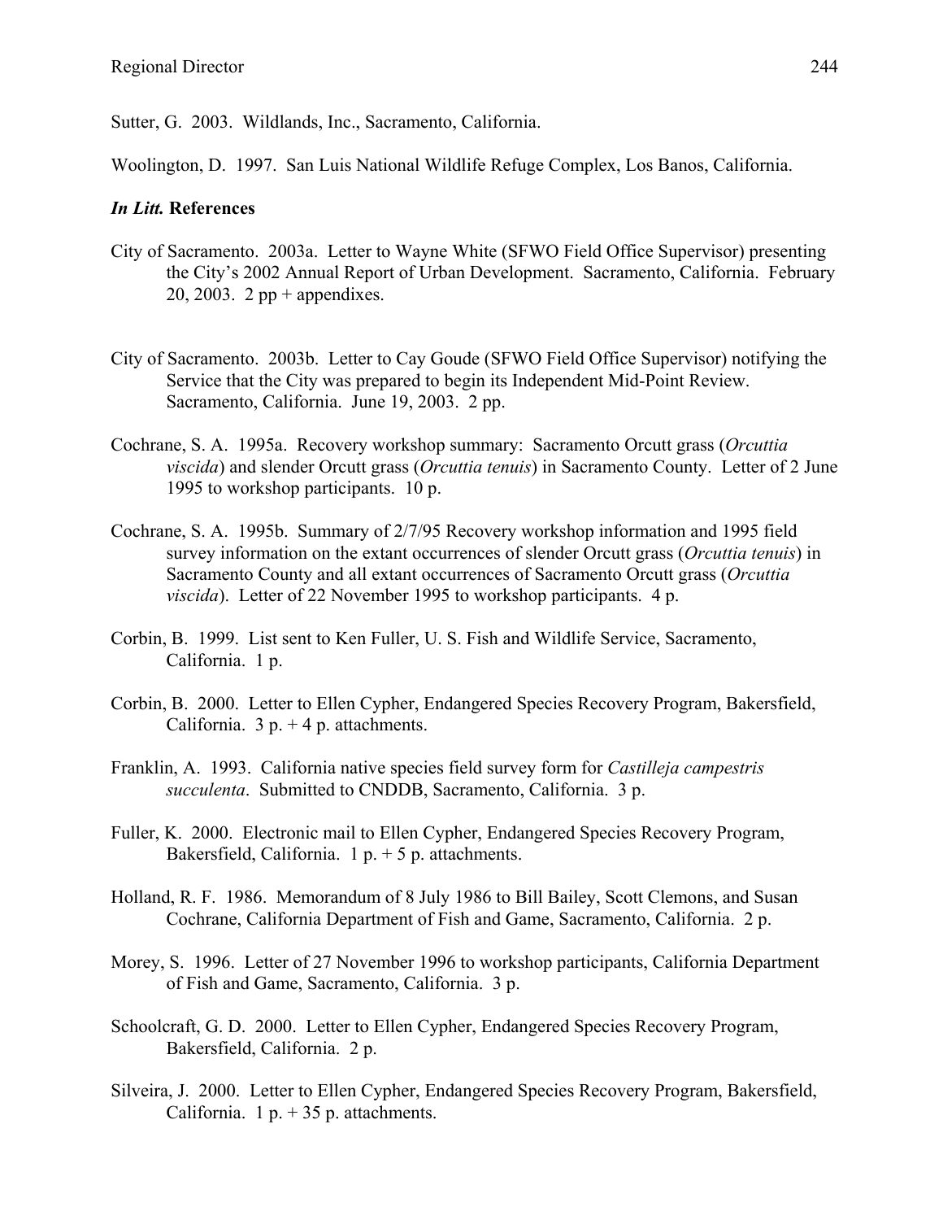Sutter, G. 2003. Wildlands, Inc., Sacramento, California.

Woolington, D. 1997. San Luis National Wildlife Refuge Complex, Los Banos, California.

### *In Litt.* References

City of Sacramento. 2003a. Letter to Wayne White (SFWO Field Office Supervisor) presenting the City's 2002 Annual Report of Urban Development. Sacramento, California. February 20, 2003. 2 pp + appendixes.

City of Sacramento. 2003b. Letter to Cay Goude (SFWO Field Office Supervisor) notifying the Service that the City was prepared to begin its Independent Mid-Point Review. Sacramento, California. June 19, 2003. 2 pp.

Cochrane, S. A. 1995a. Recovery workshop summary: Sacramento Orcutt grass (*Orcuttia viscida*) and slender Orcutt grass (*Orcuttia tenuis*) in Sacramento County. Letter of 2 June 1995 to workshop participants. 10 p.

Cochrane, S. A. 1995b. Summary of 2/7/95 Recovery workshop information and 1995 field survey information on the extant occurrences of slender Orcutt grass (*Orcuttia tenuis*) in Sacramento County and all extant occurrences of Sacramento Orcutt grass (*Orcuttia viscida*). Letter of 22 November 1995 to workshop participants. 4 p.

Corbin, B. 1999. List sent to Ken Fuller, U. S. Fish and Wildlife Service, Sacramento, California. 1 p.

Corbin, B. 2000. Letter to Ellen Cypher, Endangered Species Recovery Program, Bakersfield, California. 3 p. + 4 p. attachments.

Franklin, A. 1993. California native species field survey form for *Castilleja campestris succulenta*. Submitted to CNDDB, Sacramento, California. 3 p.

Fuller, K. 2000. Electronic mail to Ellen Cypher, Endangered Species Recovery Program, Bakersfield, California. 1 p. + 5 p. attachments.

Holland, R. F. 1986. Memorandum of 8 July 1986 to Bill Bailey, Scott Clemons, and Susan Cochrane, California Department of Fish and Game, Sacramento, California. 2 p.

Morey, S. 1996. Letter of 27 November 1996 to workshop participants, California Department of Fish and Game, Sacramento, California. 3 p.

Schoolcraft, G. D. 2000. Letter to Ellen Cypher, Endangered Species Recovery Program, Bakersfield, California. 2 p.

Silveira, J. 2000. Letter to Ellen Cypher, Endangered Species Recovery Program, Bakersfield, California. 1 p. + 35 p. attachments.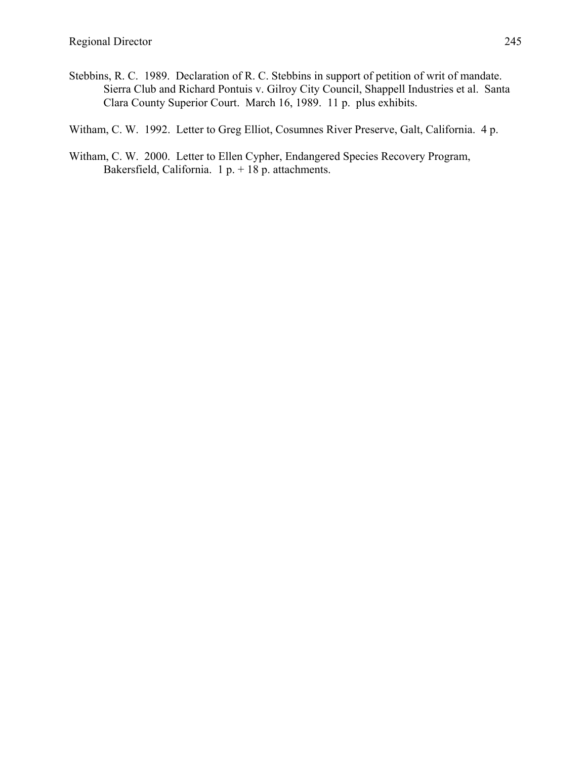Stebbins, R. C. 1989. Declaration of R. C. Stebbins in support of petition of writ of mandate. Sierra Club and Richard Pontuis v. Gilroy City Council, Shappell Industries et al. Santa Clara County Superior Court. March 16, 1989. 11 p. plus exhibits.

Witham, C. W. 1992. Letter to Greg Elliot, Cosumnes River Preserve, Galt, California. 4 p.

Witham, C. W. 2000. Letter to Ellen Cypher, Endangered Species Recovery Program, Bakersfield, California. 1 p. + 18 p. attachments.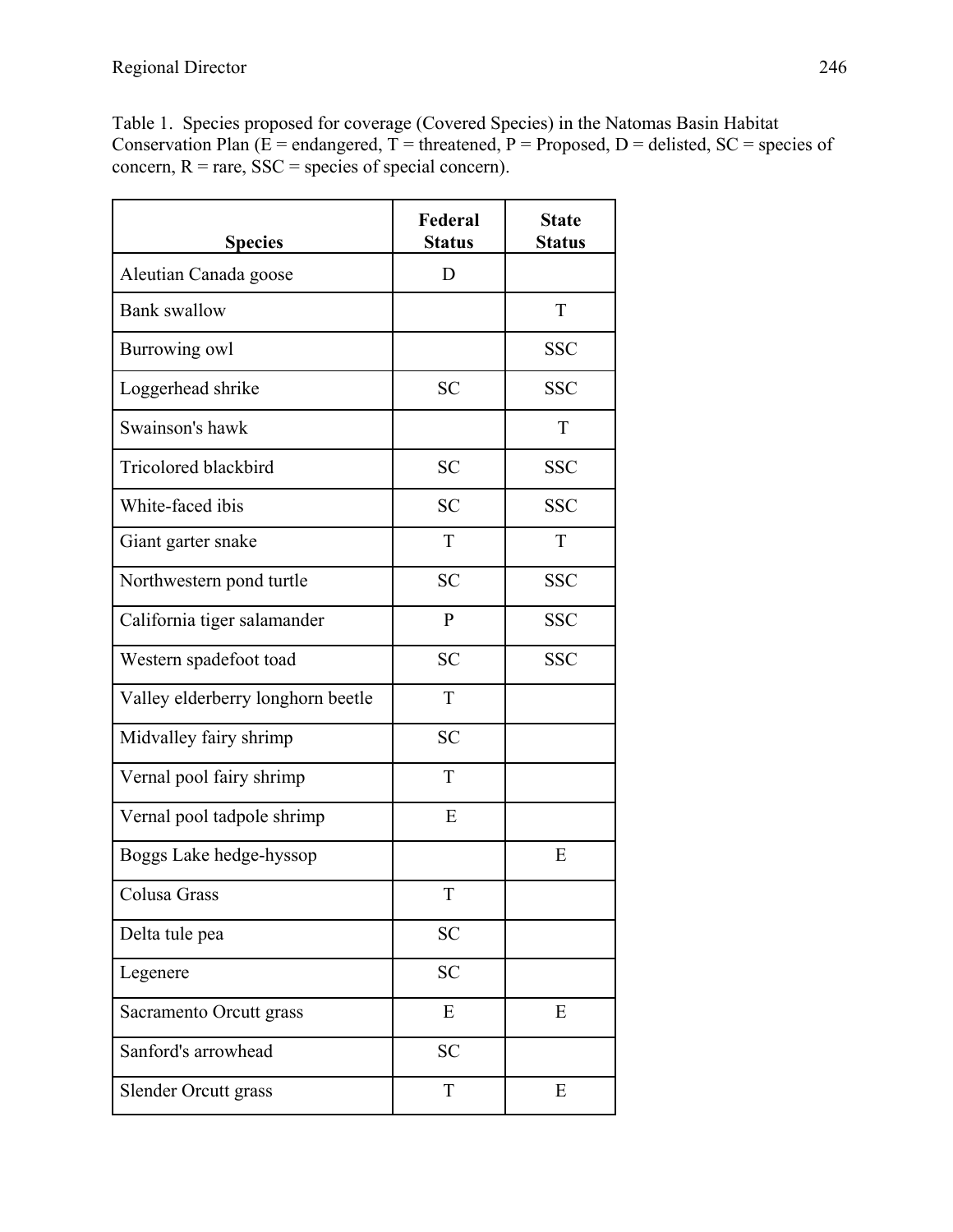Table 1. Species proposed for coverage (Covered Species) in the Natomas Basin Habitat Conservation Plan (E = endangered, T = threatened, P = Proposed, D = delisted, SC = species of concern, R = rare, SSC = species of special concern).

| Species | Federal Status | State Status |
|---|---|---|
| Aleutian Canada goose | D | |
| Bank swallow | | T |
| Burrowing owl | | SSC |
| Loggerhead shrike | SC | SSC |
| Swainson's hawk | | T |
| Tricolored blackbird | SC | SSC |
| White-faced ibis | SC | SSC |
| Giant garter snake | T | T |
| Northwestern pond turtle | SC | SSC |
| California tiger salamander | P | SSC |
| Western spadefoot toad | SC | SSC |
| Valley elderberry longhorn beetle | T | |
| Midvalley fairy shrimp | SC | |
| Vernal pool fairy shrimp | T | |
| Vernal pool tadpole shrimp | E | |
| Boggs Lake hedge-hyssop | | E |
| Colusa Grass | T | |
| Delta tule pea | SC | |
| Legenere | SC | |
| Sacramento Orcutt grass | E | E |
| Sanford's arrowhead | SC | |
| Slender Orcutt grass | T | E |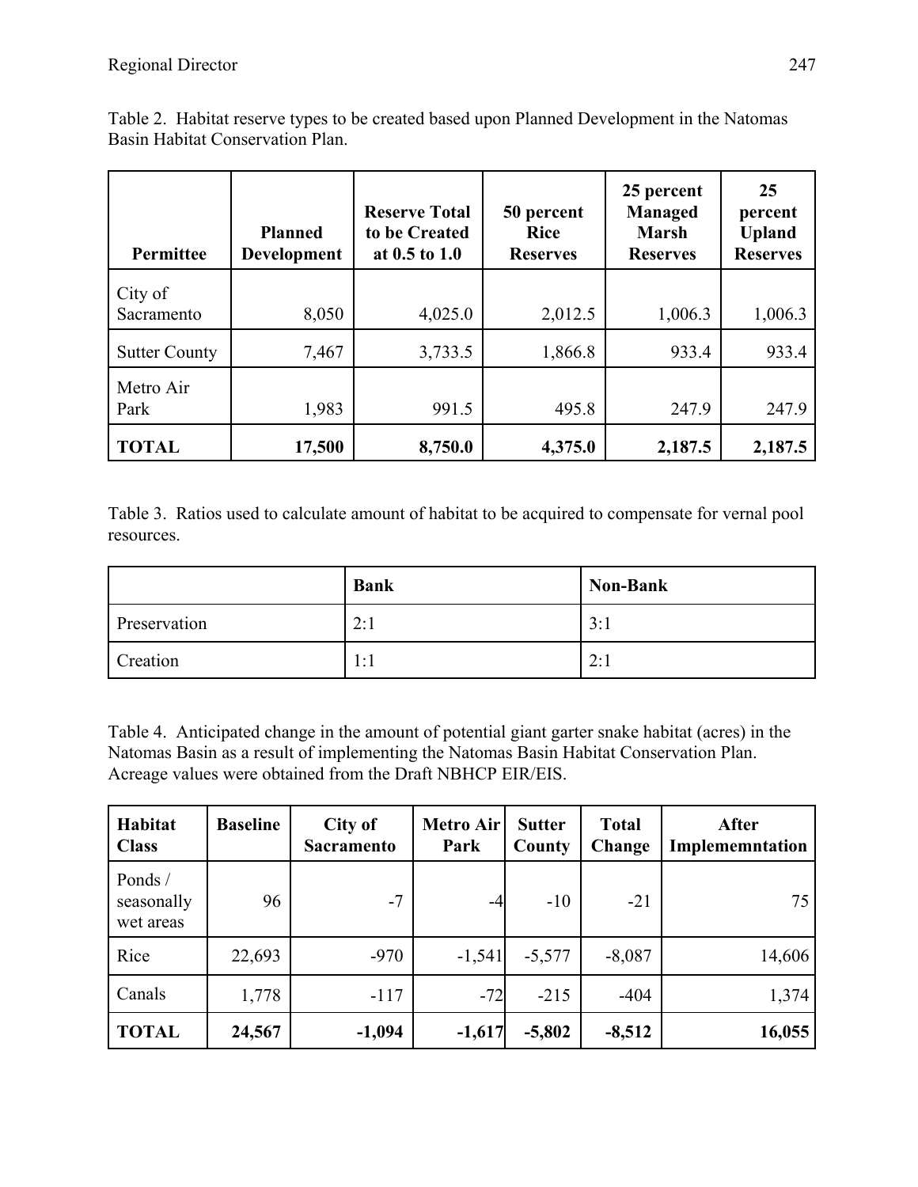Table 2. Habitat reserve types to be created based upon Planned Development in the Natomas Basin Habitat Conservation Plan.

| Permittee | Planned Development | Reserve Total to be Created at 0.5 to 1.0 | 50 percent Rice Reserves | 25 percent Managed Marsh Reserves | 25 percent Upland Reserves |
|---|---|---|---|---|---|
| City of Sacramento | 8,050 | 4,025.0 | 2,012.5 | 1,006.3 | 1,006.3 |
| Sutter County | 7,467 | 3,733.5 | 1,866.8 | 933.4 | 933.4 |
| Metro Air Park | 1,983 | 991.5 | 495.8 | 247.9 | 247.9 |
| **TOTAL** | **17,500** | **8,750.0** | **4,375.0** | **2,187.5** | **2,187.5** |

Table 3. Ratios used to calculate amount of habitat to be acquired to compensate for vernal pool resources.

| | Bank | Non-Bank |
|---|---|---|
| Preservation | 2:1 | 3:1 |
| Creation | 1:1 | 2:1 |

Table 4. Anticipated change in the amount of potential giant garter snake habitat (acres) in the Natomas Basin as a result of implementing the Natomas Basin Habitat Conservation Plan. Acreage values were obtained from the Draft NBHCP EIR/EIS.

| Habitat Class | Baseline | City of Sacramento | Metro Air Park | Sutter County | Total Change | After Implememntation |
|---|---|---|---|---|---|---|
| Ponds / seasonally wet areas | 96 | -7 | -4 | -10 | -21 | 75 |
| Rice | 22,693 | -970 | -1,541 | -5,577 | -8,087 | 14,606 |
| Canals | 1,778 | -117 | -72 | -215 | -404 | 1,374 |
| **TOTAL** | **24,567** | **-1,094** | **-1,617** | **-5,802** | **-8,512** | **16,055** |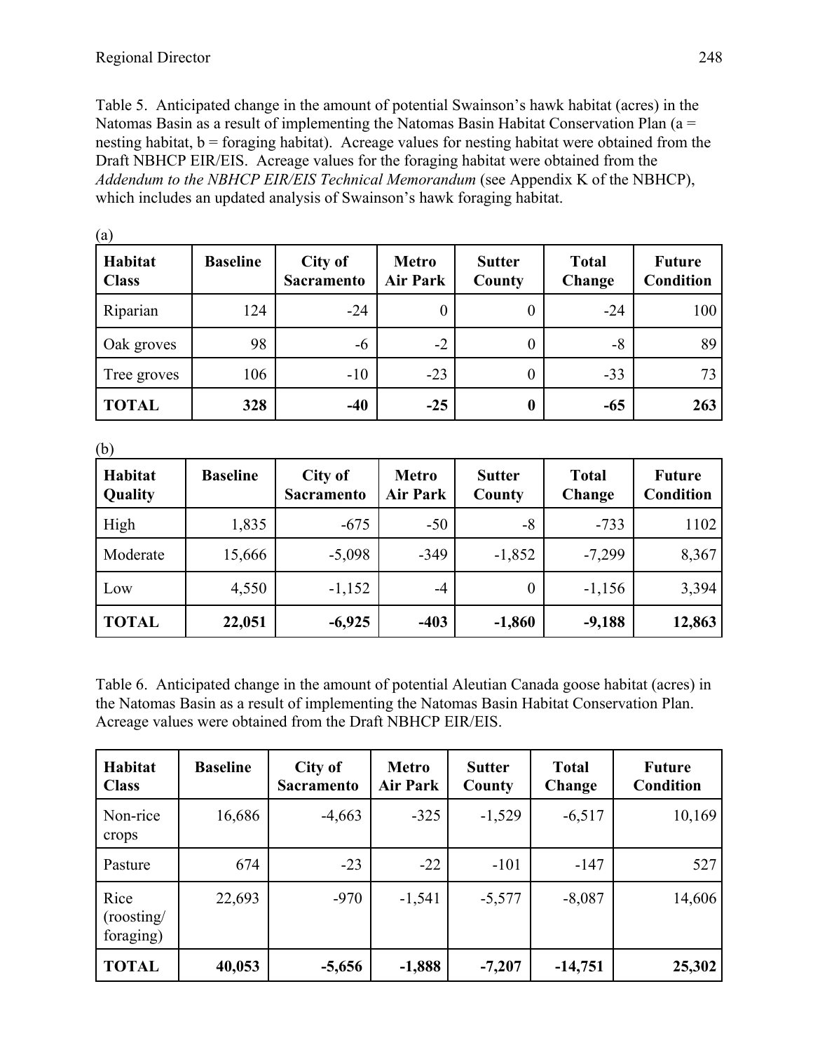Table 5. Anticipated change in the amount of potential Swainson's hawk habitat (acres) in the Natomas Basin as a result of implementing the Natomas Basin Habitat Conservation Plan (a = nesting habitat, b = foraging habitat). Acreage values for nesting habitat were obtained from the Draft NBHCP EIR/EIS. Acreage values for the foraging habitat were obtained from the *Addendum to the NBHCP EIR/EIS Technical Memorandum* (see Appendix K of the NBHCP), which includes an updated analysis of Swainson's hawk foraging habitat.

(a)

| Habitat Class | Baseline | City of Sacramento | Metro Air Park | Sutter County | Total Change | Future Condition |
|---|---|---|---|---|---|---|
| Riparian | 124 | -24 | 0 | 0 | -24 | 100 |
| Oak groves | 98 | -6 | -2 | 0 | -8 | 89 |
| Tree groves | 106 | -10 | -23 | 0 | -33 | 73 |
| **TOTAL** | **328** | **-40** | **-25** | **0** | **-65** | **263** |

(b)

| Habitat Quality | Baseline | City of Sacramento | Metro Air Park | Sutter County | Total Change | Future Condition |
|---|---|---|---|---|---|---|
| High | 1,835 | -675 | -50 | -8 | -733 | 1102 |
| Moderate | 15,666 | -5,098 | -349 | -1,852 | -7,299 | 8,367 |
| Low | 4,550 | -1,152 | -4 | 0 | -1,156 | 3,394 |
| **TOTAL** | **22,051** | **-6,925** | **-403** | **-1,860** | **-9,188** | **12,863** |

Table 6. Anticipated change in the amount of potential Aleutian Canada goose habitat (acres) in the Natomas Basin as a result of implementing the Natomas Basin Habitat Conservation Plan. Acreage values were obtained from the Draft NBHCP EIR/EIS.

| Habitat Class | Baseline | City of Sacramento | Metro Air Park | Sutter County | Total Change | Future Condition |
|---|---|---|---|---|---|---|
| Non-rice crops | 16,686 | -4,663 | -325 | -1,529 | -6,517 | 10,169 |
| Pasture | 674 | -23 | -22 | -101 | -147 | 527 |
| Rice (roosting/ foraging) | 22,693 | -970 | -1,541 | -5,577 | -8,087 | 14,606 |
| **TOTAL** | **40,053** | **-5,656** | **-1,888** | **-7,207** | **-14,751** | **25,302** |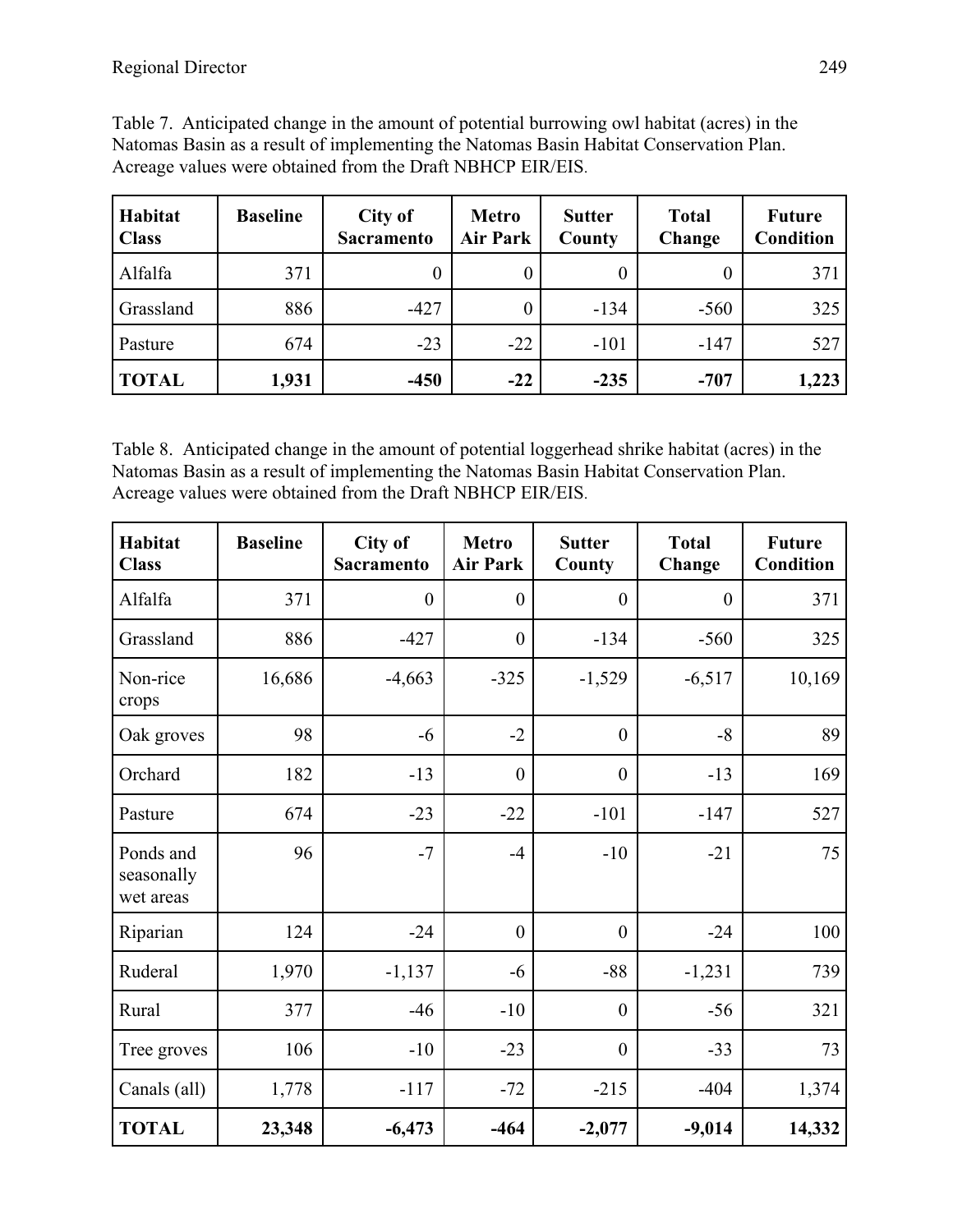Table 7. Anticipated change in the amount of potential burrowing owl habitat (acres) in the Natomas Basin as a result of implementing the Natomas Basin Habitat Conservation Plan. Acreage values were obtained from the Draft NBHCP EIR/EIS.

| Habitat Class | Baseline | City of Sacramento | Metro Air Park | Sutter County | Total Change | Future Condition |
|---|---|---|---|---|---|---|
| Alfalfa | 371 | 0 | 0 | 0 | 0 | 371 |
| Grassland | 886 | -427 | 0 | -134 | -560 | 325 |
| Pasture | 674 | -23 | -22 | -101 | -147 | 527 |
| **TOTAL** | **1,931** | **-450** | **-22** | **-235** | **-707** | **1,223** |

Table 8. Anticipated change in the amount of potential loggerhead shrike habitat (acres) in the Natomas Basin as a result of implementing the Natomas Basin Habitat Conservation Plan. Acreage values were obtained from the Draft NBHCP EIR/EIS.

| Habitat Class | Baseline | City of Sacramento | Metro Air Park | Sutter County | Total Change | Future Condition |
|---|---|---|---|---|---|---|
| Alfalfa | 371 | 0 | 0 | 0 | 0 | 371 |
| Grassland | 886 | -427 | 0 | -134 | -560 | 325 |
| Non-rice crops | 16,686 | -4,663 | -325 | -1,529 | -6,517 | 10,169 |
| Oak groves | 98 | -6 | -2 | 0 | -8 | 89 |
| Orchard | 182 | -13 | 0 | 0 | -13 | 169 |
| Pasture | 674 | -23 | -22 | -101 | -147 | 527 |
| Ponds and seasonally wet areas | 96 | -7 | -4 | -10 | -21 | 75 |
| Riparian | 124 | -24 | 0 | 0 | -24 | 100 |
| Ruderal | 1,970 | -1,137 | -6 | -88 | -1,231 | 739 |
| Rural | 377 | -46 | -10 | 0 | -56 | 321 |
| Tree groves | 106 | -10 | -23 | 0 | -33 | 73 |
| Canals (all) | 1,778 | -117 | -72 | -215 | -404 | 1,374 |
| **TOTAL** | **23,348** | **-6,473** | **-464** | **-2,077** | **-9,014** | **14,332** |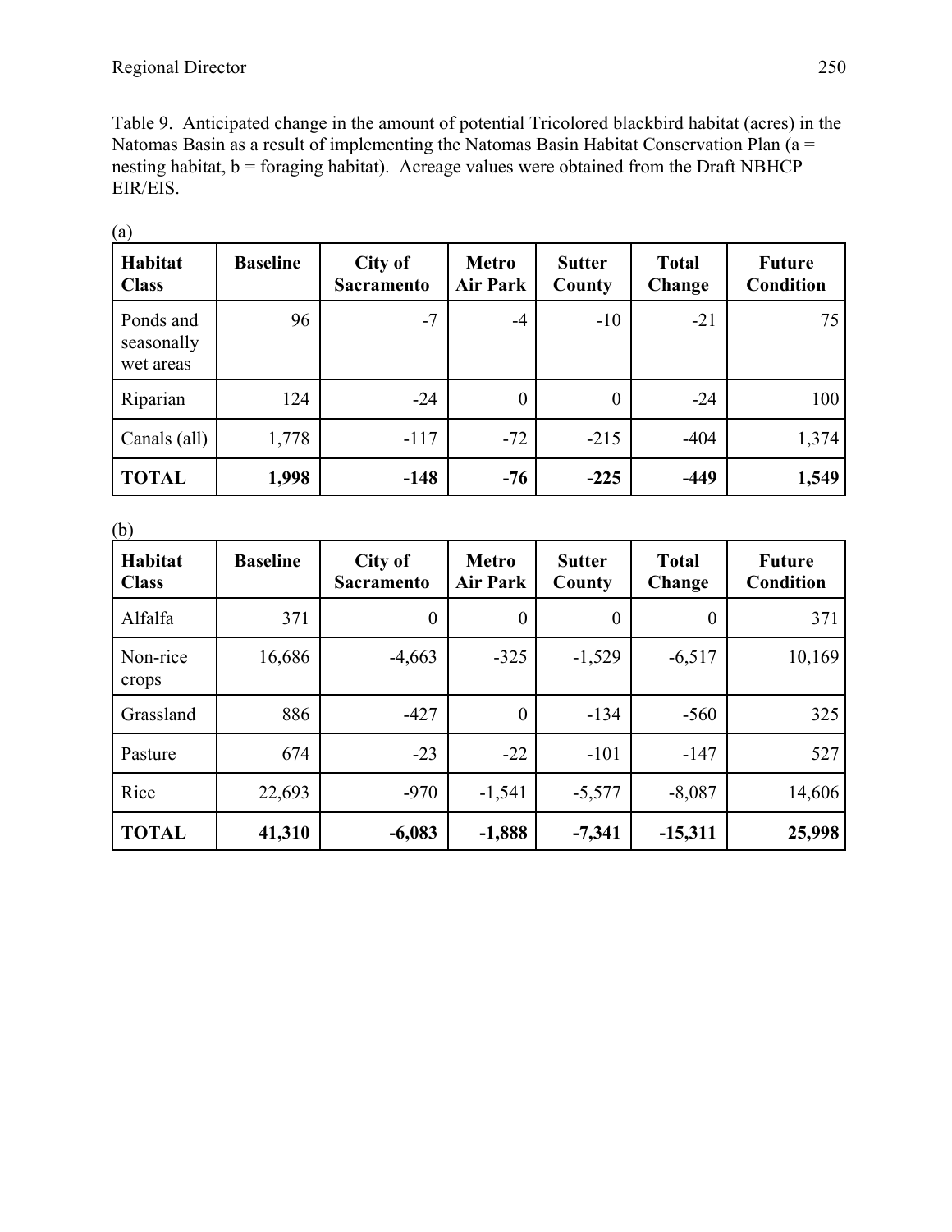Table 9. Anticipated change in the amount of potential Tricolored blackbird habitat (acres) in the Natomas Basin as a result of implementing the Natomas Basin Habitat Conservation Plan (a = nesting habitat, b = foraging habitat). Acreage values were obtained from the Draft NBHCP EIR/EIS.

(a)

| Habitat Class | Baseline | City of Sacramento | Metro Air Park | Sutter County | Total Change | Future Condition |
|---|---|---|---|---|---|---|
| Ponds and seasonally wet areas | 96 | -7 | -4 | -10 | -21 | 75 |
| Riparian | 124 | -24 | 0 | 0 | -24 | 100 |
| Canals (all) | 1,778 | -117 | -72 | -215 | -404 | 1,374 |
| **TOTAL** | **1,998** | **-148** | **-76** | **-225** | **-449** | **1,549** |

(b)

| Habitat Class | Baseline | City of Sacramento | Metro Air Park | Sutter County | Total Change | Future Condition |
|---|---|---|---|---|---|---|
| Alfalfa | 371 | 0 | 0 | 0 | 0 | 371 |
| Non-rice crops | 16,686 | -4,663 | -325 | -1,529 | -6,517 | 10,169 |
| Grassland | 886 | -427 | 0 | -134 | -560 | 325 |
| Pasture | 674 | -23 | -22 | -101 | -147 | 527 |
| Rice | 22,693 | -970 | -1,541 | -5,577 | -8,087 | 14,606 |
| **TOTAL** | **41,310** | **-6,083** | **-1,888** | **-7,341** | **-15,311** | **25,998** |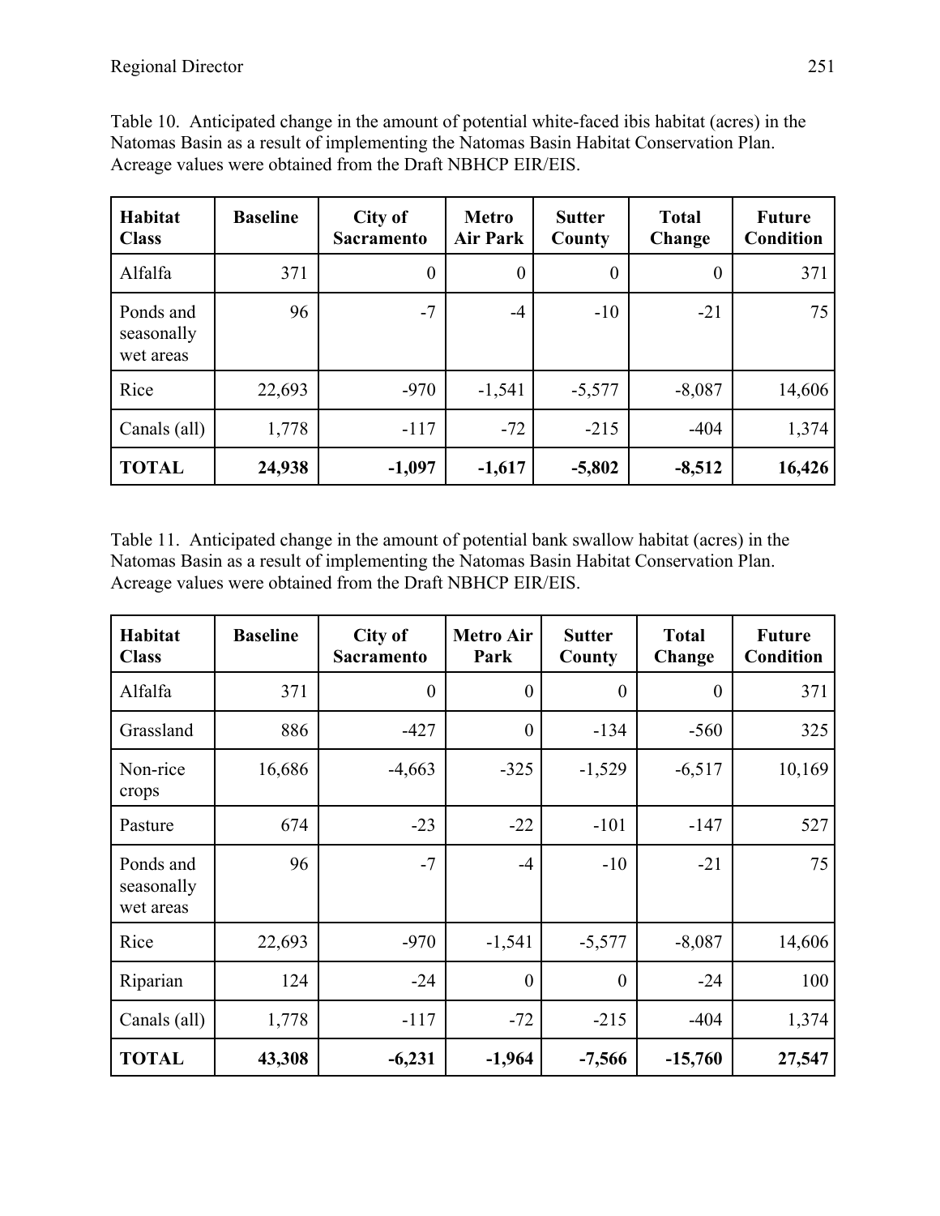Table 10. Anticipated change in the amount of potential white-faced ibis habitat (acres) in the Natomas Basin as a result of implementing the Natomas Basin Habitat Conservation Plan. Acreage values were obtained from the Draft NBHCP EIR/EIS.

| Habitat Class | Baseline | City of Sacramento | Metro Air Park | Sutter County | Total Change | Future Condition |
|---|---|---|---|---|---|---|
| Alfalfa | 371 | 0 | 0 | 0 | 0 | 371 |
| Ponds and seasonally wet areas | 96 | -7 | -4 | -10 | -21 | 75 |
| Rice | 22,693 | -970 | -1,541 | -5,577 | -8,087 | 14,606 |
| Canals (all) | 1,778 | -117 | -72 | -215 | -404 | 1,374 |
| **TOTAL** | **24,938** | **-1,097** | **-1,617** | **-5,802** | **-8,512** | **16,426** |

Table 11. Anticipated change in the amount of potential bank swallow habitat (acres) in the Natomas Basin as a result of implementing the Natomas Basin Habitat Conservation Plan. Acreage values were obtained from the Draft NBHCP EIR/EIS.

| Habitat Class | Baseline | City of Sacramento | Metro Air Park | Sutter County | Total Change | Future Condition |
|---|---|---|---|---|---|---|
| Alfalfa | 371 | 0 | 0 | 0 | 0 | 371 |
| Grassland | 886 | -427 | 0 | -134 | -560 | 325 |
| Non-rice crops | 16,686 | -4,663 | -325 | -1,529 | -6,517 | 10,169 |
| Pasture | 674 | -23 | -22 | -101 | -147 | 527 |
| Ponds and seasonally wet areas | 96 | -7 | -4 | -10 | -21 | 75 |
| Rice | 22,693 | -970 | -1,541 | -5,577 | -8,087 | 14,606 |
| Riparian | 124 | -24 | 0 | 0 | -24 | 100 |
| Canals (all) | 1,778 | -117 | -72 | -215 | -404 | 1,374 |
| **TOTAL** | **43,308** | **-6,231** | **-1,964** | **-7,566** | **-15,760** | **27,547** |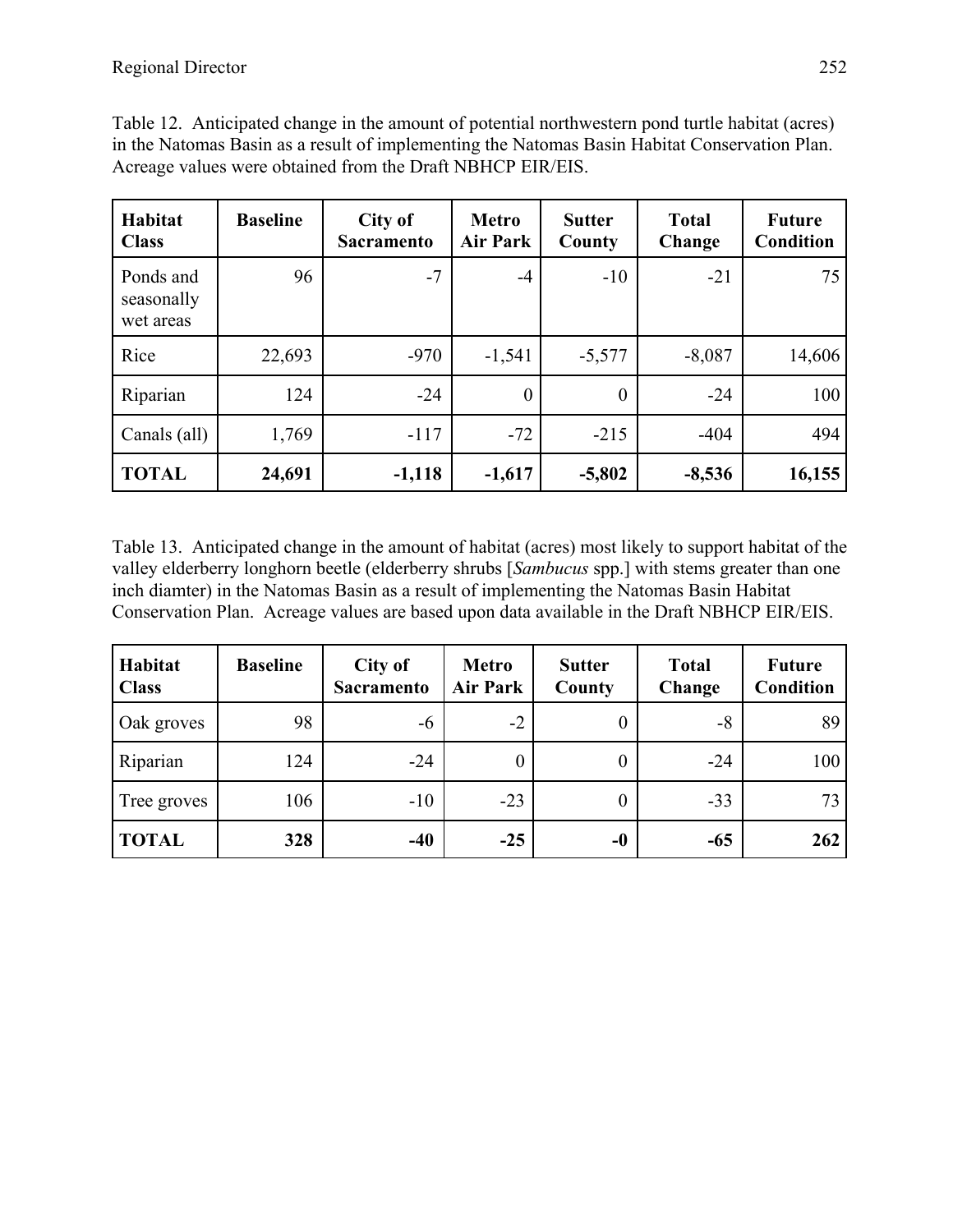Table 12. Anticipated change in the amount of potential northwestern pond turtle habitat (acres) in the Natomas Basin as a result of implementing the Natomas Basin Habitat Conservation Plan. Acreage values were obtained from the Draft NBHCP EIR/EIS.

| Habitat Class | Baseline | City of Sacramento | Metro Air Park | Sutter County | Total Change | Future Condition |
|---|---|---|---|---|---|---|
| Ponds and seasonally wet areas | 96 | -7 | -4 | -10 | -21 | 75 |
| Rice | 22,693 | -970 | -1,541 | -5,577 | -8,087 | 14,606 |
| Riparian | 124 | -24 | 0 | 0 | -24 | 100 |
| Canals (all) | 1,769 | -117 | -72 | -215 | -404 | 494 |
| **TOTAL** | **24,691** | **-1,118** | **-1,617** | **-5,802** | **-8,536** | **16,155** |

Table 13. Anticipated change in the amount of habitat (acres) most likely to support habitat of the valley elderberry longhorn beetle (elderberry shrubs [*Sambucus* spp.] with stems greater than one inch diamter) in the Natomas Basin as a result of implementing the Natomas Basin Habitat Conservation Plan. Acreage values are based upon data available in the Draft NBHCP EIR/EIS.

| Habitat Class | Baseline | City of Sacramento | Metro Air Park | Sutter County | Total Change | Future Condition |
|---|---|---|---|---|---|---|
| Oak groves | 98 | -6 | -2 | 0 | -8 | 89 |
| Riparian | 124 | -24 | 0 | 0 | -24 | 100 |
| Tree groves | 106 | -10 | -23 | 0 | -33 | 73 |
| **TOTAL** | **328** | **-40** | **-25** | **-0** | **-65** | **262** |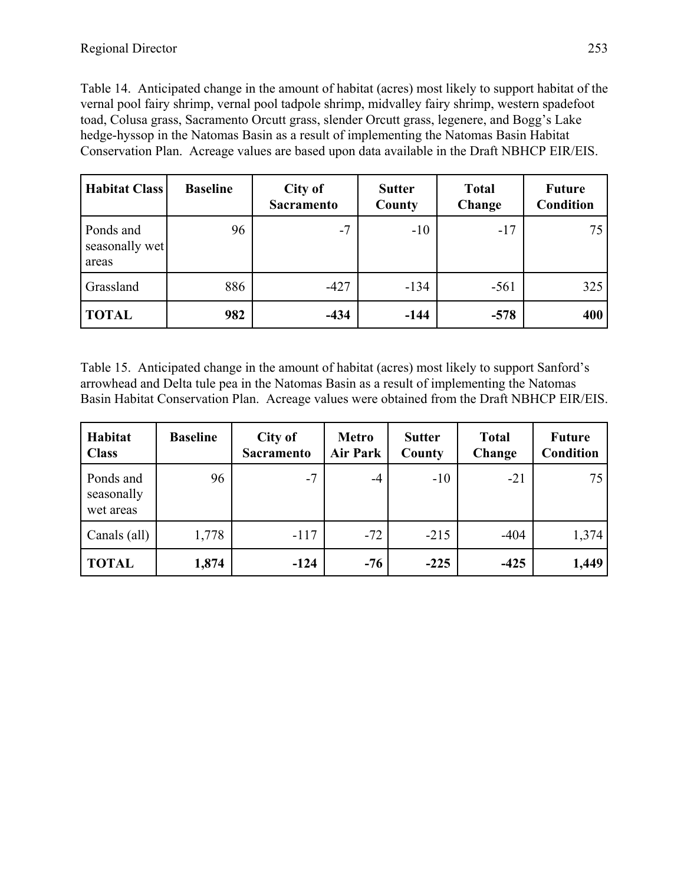Table 14. Anticipated change in the amount of habitat (acres) most likely to support habitat of the vernal pool fairy shrimp, vernal pool tadpole shrimp, midvalley fairy shrimp, western spadefoot toad, Colusa grass, Sacramento Orcutt grass, slender Orcutt grass, legenere, and Bogg's Lake hedge-hyssop in the Natomas Basin as a result of implementing the Natomas Basin Habitat Conservation Plan. Acreage values are based upon data available in the Draft NBHCP EIR/EIS.

| Habitat Class | Baseline | City of Sacramento | Sutter County | Total Change | Future Condition |
|---|---|---|---|---|---|
| Ponds and seasonally wet areas | 96 | -7 | -10 | -17 | 75 |
| Grassland | 886 | -427 | -134 | -561 | 325 |
| **TOTAL** | **982** | **-434** | **-144** | **-578** | **400** |

Table 15. Anticipated change in the amount of habitat (acres) most likely to support Sanford's arrowhead and Delta tule pea in the Natomas Basin as a result of implementing the Natomas Basin Habitat Conservation Plan. Acreage values were obtained from the Draft NBHCP EIR/EIS.

| Habitat Class | Baseline | City of Sacramento | Metro Air Park | Sutter County | Total Change | Future Condition |
|---|---|---|---|---|---|---|
| Ponds and seasonally wet areas | 96 | -7 | -4 | -10 | -21 | 75 |
| Canals (all) | 1,778 | -117 | -72 | -215 | -404 | 1,374 |
| **TOTAL** | **1,874** | **-124** | **-76** | **-225** | **-425** | **1,449** |